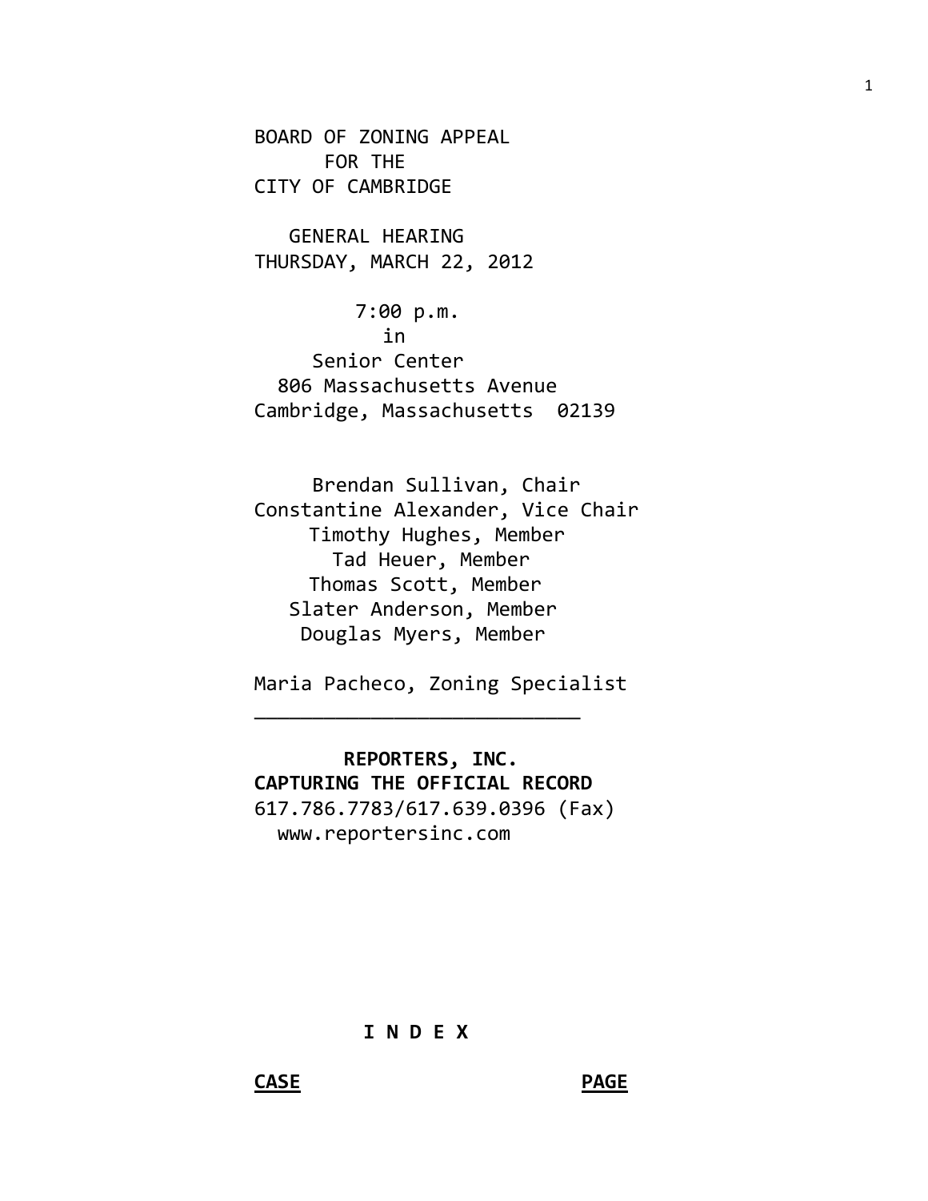BOARD OF ZONING APPEAL
FOR THE
CITY OF CAMBRIDGE

GENERAL HEARING
THURSDAY, MARCH 22, 2012

7:00 p.m.
in
Senior Center
806 Massachusetts Avenue
Cambridge, Massachusetts 02139

Brendan Sullivan, Chair
Constantine Alexander, Vice Chair
Timothy Hughes, Member
Tad Heuer, Member
Thomas Scott, Member
Slater Anderson, Member
Douglas Myers, Member

Maria Pacheco, Zoning Specialist

______________________________

**REPORTERS, INC.**
**CAPTURING THE OFFICIAL RECORD**
617.786.7783/617.639.0396 (Fax)
www.reportersinc.com

**I N D E X**

| **CASE** | **PAGE** |
|---|---|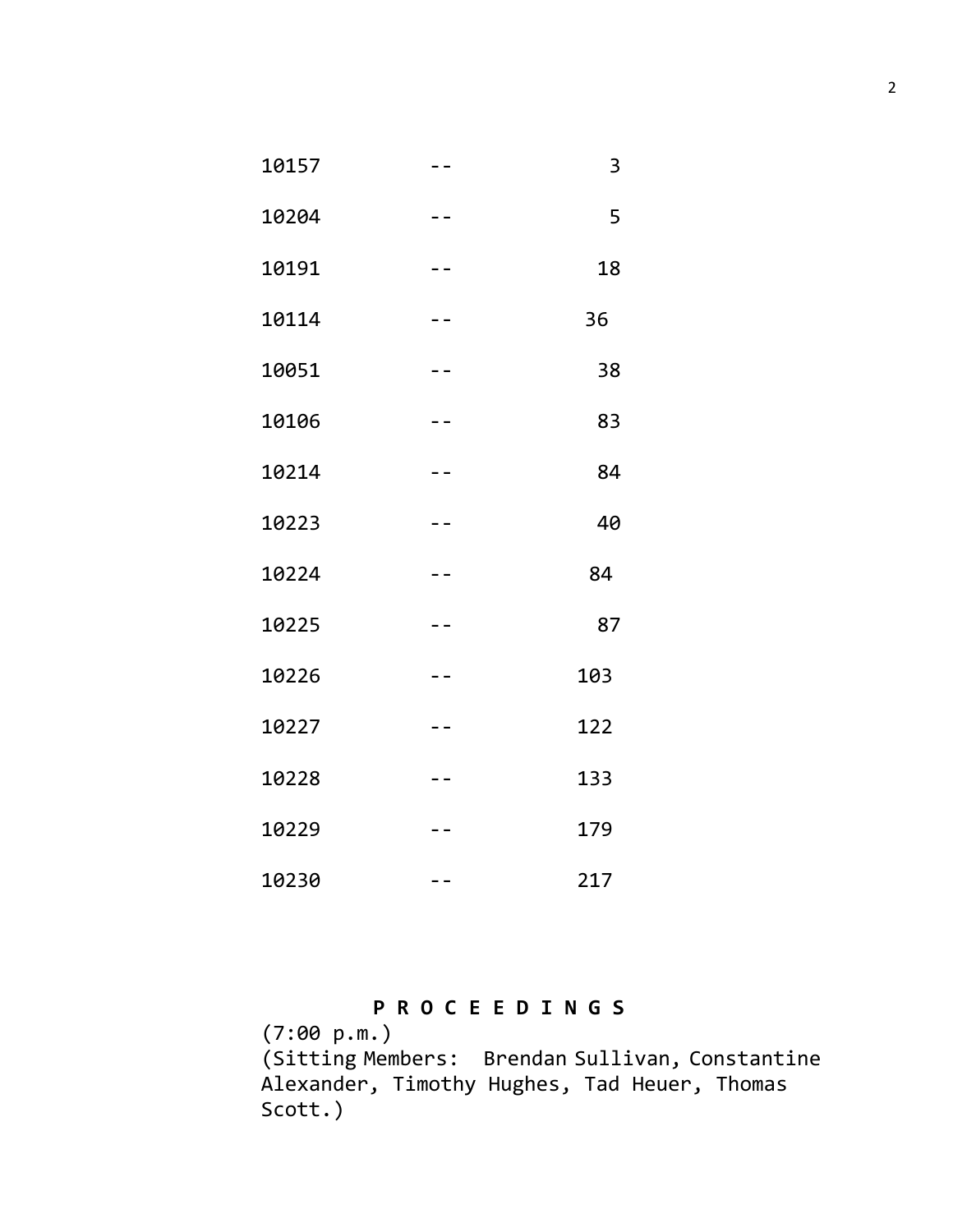| | | |
|---|---|---|
| 10157 | -- | 3 |
| 10204 | -- | 5 |
| 10191 | -- | 18 |
| 10114 | -- | 36 |
| 10051 | -- | 38 |
| 10106 | -- | 83 |
| 10214 | -- | 84 |
| 10223 | -- | 40 |
| 10224 | -- | 84 |
| 10225 | -- | 87 |
| 10226 | -- | 103 |
| 10227 | -- | 122 |
| 10228 | -- | 133 |
| 10229 | -- | 179 |
| 10230 | -- | 217 |

**P R O C E E D I N G S**

(7:00 p.m.)

(Sitting Members: Brendan Sullivan, Constantine Alexander, Timothy Hughes, Tad Heuer, Thomas Scott.)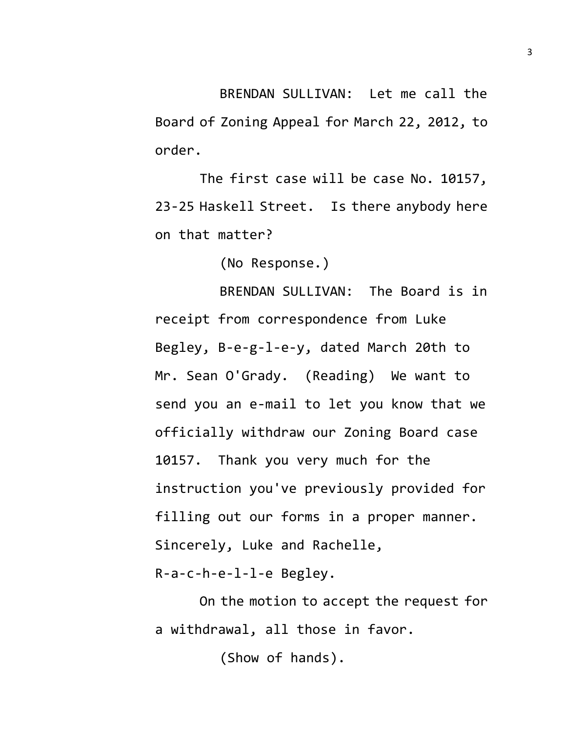BRENDAN SULLIVAN: Let me call the Board of Zoning Appeal for March 22, 2012, to order.

The first case will be case No. 10157, 23-25 Haskell Street. Is there anybody here on that matter?

(No Response.)

BRENDAN SULLIVAN: The Board is in receipt from correspondence from Luke Begley, B-e-g-l-e-y, dated March 20th to Mr. Sean O'Grady. (Reading) We want to send you an e-mail to let you know that we officially withdraw our Zoning Board case 10157. Thank you very much for the instruction you've previously provided for filling out our forms in a proper manner. Sincerely, Luke and Rachelle, R-a-c-h-e-l-l-e Begley.

On the motion to accept the request for a withdrawal, all those in favor.

(Show of hands).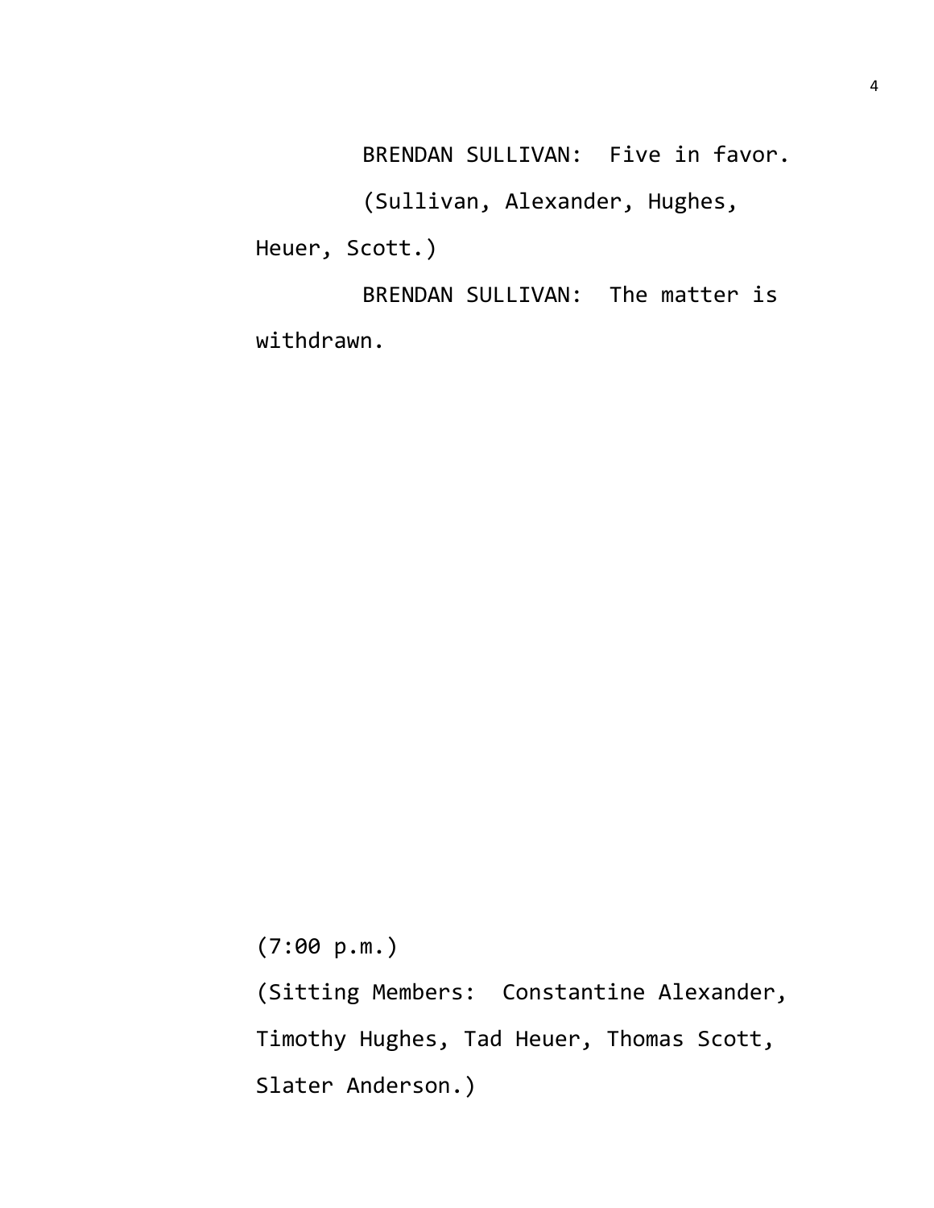BRENDAN SULLIVAN: Five in favor.

(Sullivan, Alexander, Hughes, Heuer, Scott.)

BRENDAN SULLIVAN: The matter is withdrawn.

(7:00 p.m.)

(Sitting Members: Constantine Alexander, Timothy Hughes, Tad Heuer, Thomas Scott, Slater Anderson.)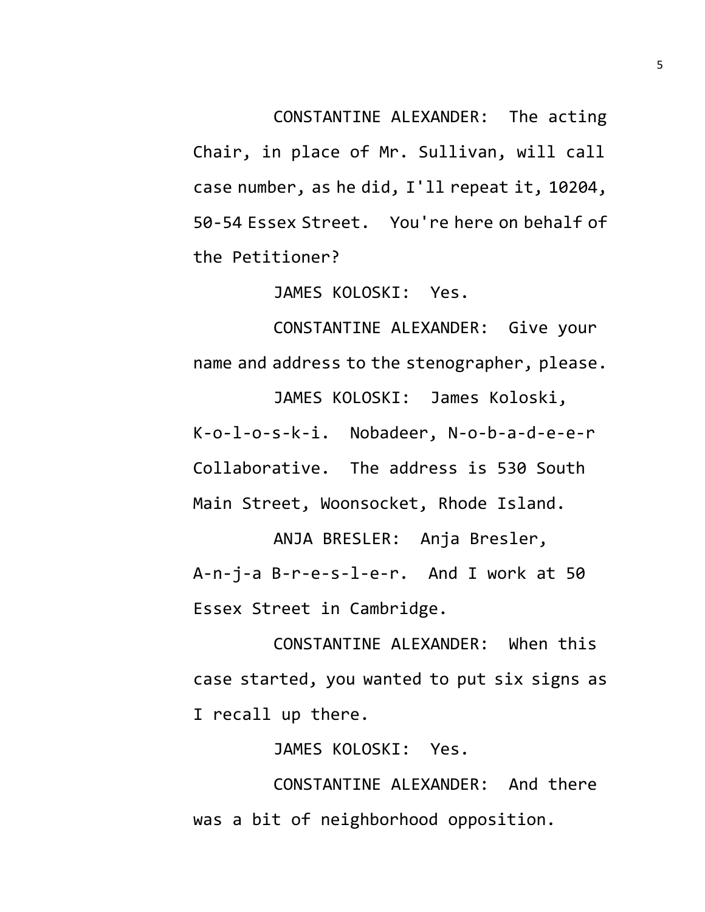CONSTANTINE ALEXANDER: The acting Chair, in place of Mr. Sullivan, will call case number, as he did, I'll repeat it, 10204, 50-54 Essex Street. You're here on behalf of the Petitioner?

JAMES KOLOSKI: Yes.

CONSTANTINE ALEXANDER: Give your name and address to the stenographer, please.

JAMES KOLOSKI: James Koloski, K-o-l-o-s-k-i. Nobadeer, N-o-b-a-d-e-e-r Collaborative. The address is 530 South Main Street, Woonsocket, Rhode Island.

ANJA BRESLER: Anja Bresler, A-n-j-a B-r-e-s-l-e-r. And I work at 50 Essex Street in Cambridge.

CONSTANTINE ALEXANDER: When this case started, you wanted to put six signs as I recall up there.

JAMES KOLOSKI: Yes.

CONSTANTINE ALEXANDER: And there was a bit of neighborhood opposition.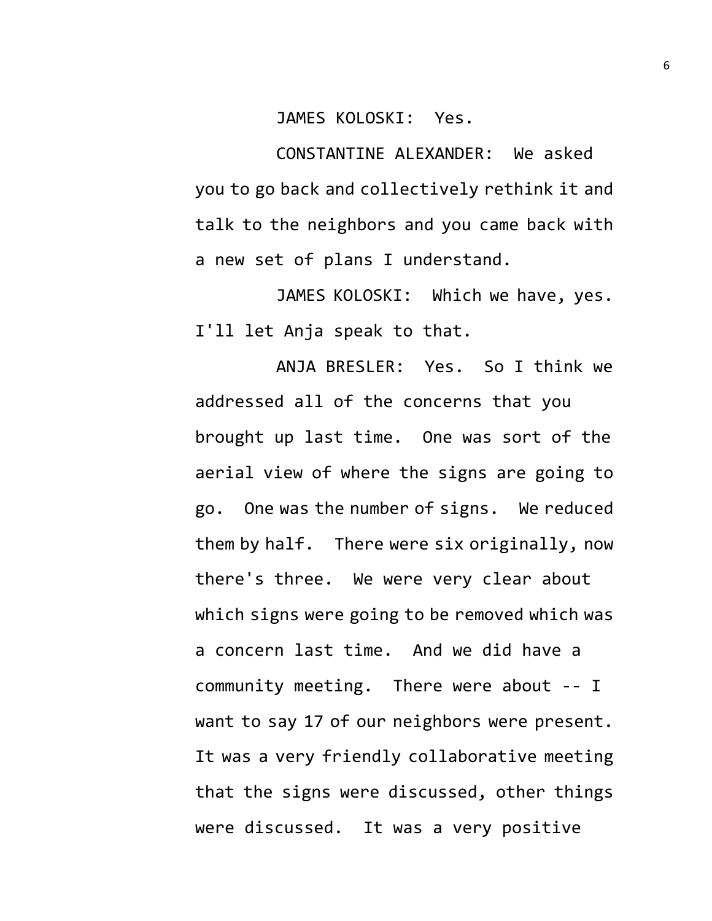JAMES KOLOSKI: Yes.

CONSTANTINE ALEXANDER: We asked you to go back and collectively rethink it and talk to the neighbors and you came back with a new set of plans I understand.

JAMES KOLOSKI: Which we have, yes. I'll let Anja speak to that.

ANJA BRESLER: Yes. So I think we addressed all of the concerns that you brought up last time. One was sort of the aerial view of where the signs are going to go. One was the number of signs. We reduced them by half. There were six originally, now there's three. We were very clear about which signs were going to be removed which was a concern last time. And we did have a community meeting. There were about -- I want to say 17 of our neighbors were present. It was a very friendly collaborative meeting that the signs were discussed, other things were discussed. It was a very positive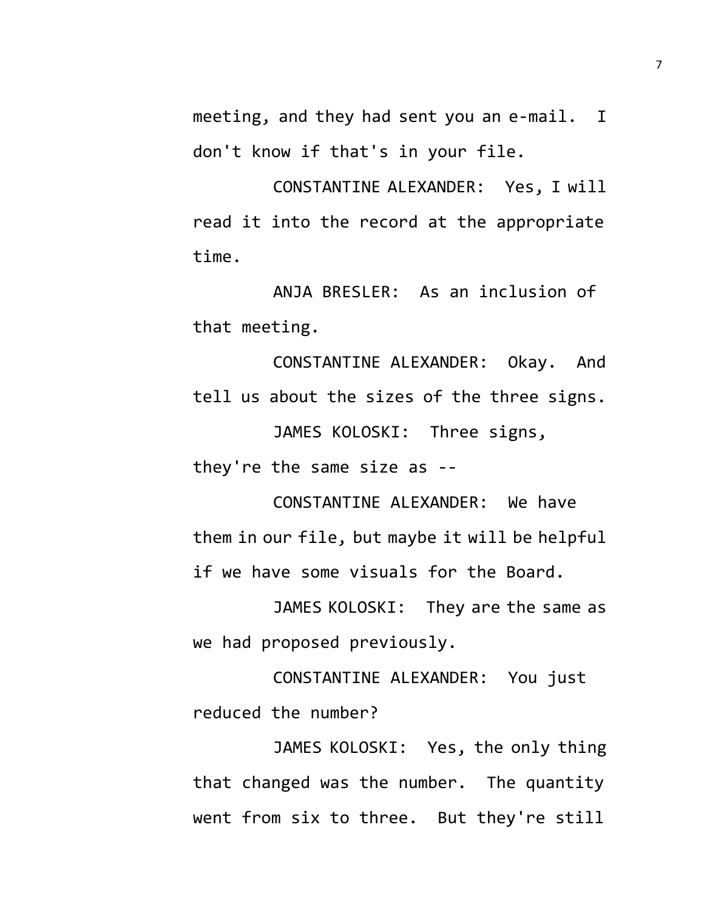meeting, and they had sent you an e-mail. I don't know if that's in your file.

CONSTANTINE ALEXANDER: Yes, I will read it into the record at the appropriate time.

ANJA BRESLER: As an inclusion of that meeting.

CONSTANTINE ALEXANDER: Okay. And tell us about the sizes of the three signs.

JAMES KOLOSKI: Three signs, they're the same size as --

CONSTANTINE ALEXANDER: We have them in our file, but maybe it will be helpful if we have some visuals for the Board.

JAMES KOLOSKI: They are the same as we had proposed previously.

CONSTANTINE ALEXANDER: You just reduced the number?

JAMES KOLOSKI: Yes, the only thing that changed was the number. The quantity went from six to three. But they're still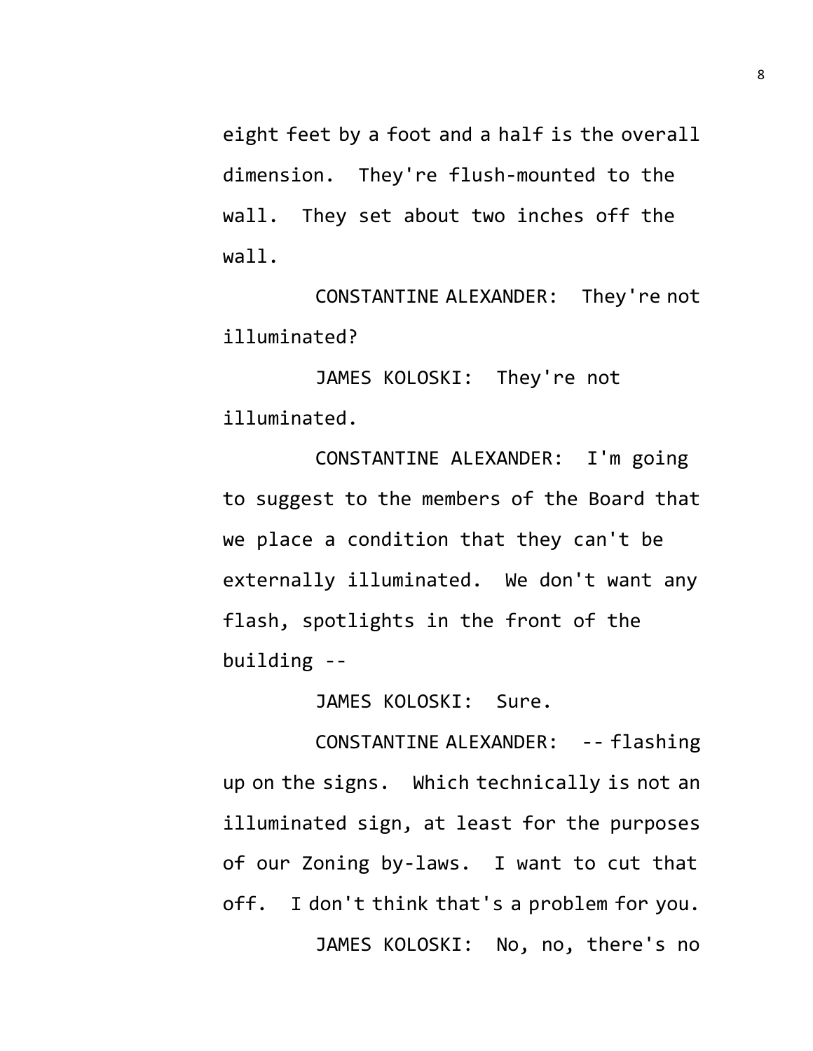eight feet by a foot and a half is the overall dimension. They're flush-mounted to the wall. They set about two inches off the wall.

CONSTANTINE ALEXANDER: They're not illuminated?

JAMES KOLOSKI: They're not illuminated.

CONSTANTINE ALEXANDER: I'm going to suggest to the members of the Board that we place a condition that they can't be externally illuminated. We don't want any flash, spotlights in the front of the building --

JAMES KOLOSKI: Sure.

CONSTANTINE ALEXANDER: -- flashing up on the signs. Which technically is not an illuminated sign, at least for the purposes of our Zoning by-laws. I want to cut that off. I don't think that's a problem for you.

JAMES KOLOSKI: No, no, there's no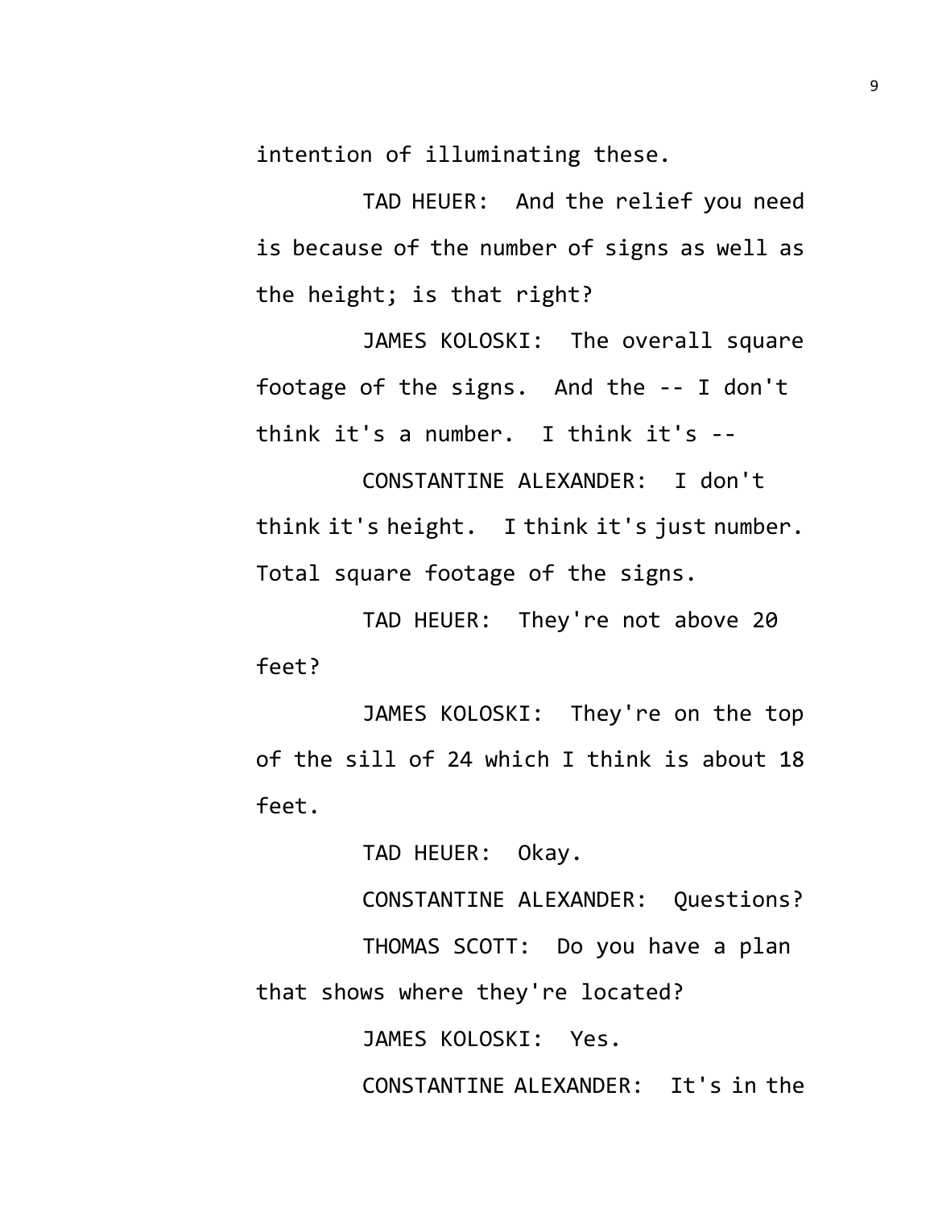intention of illuminating these.

TAD HEUER: And the relief you need is because of the number of signs as well as the height; is that right?

JAMES KOLOSKI: The overall square footage of the signs. And the -- I don't think it's a number. I think it's --

CONSTANTINE ALEXANDER: I don't think it's height. I think it's just number. Total square footage of the signs.

TAD HEUER: They're not above 20 feet?

JAMES KOLOSKI: They're on the top of the sill of 24 which I think is about 18 feet.

TAD HEUER: Okay.

CONSTANTINE ALEXANDER: Questions?

THOMAS SCOTT: Do you have a plan that shows where they're located?

JAMES KOLOSKI: Yes.

CONSTANTINE ALEXANDER: It's in the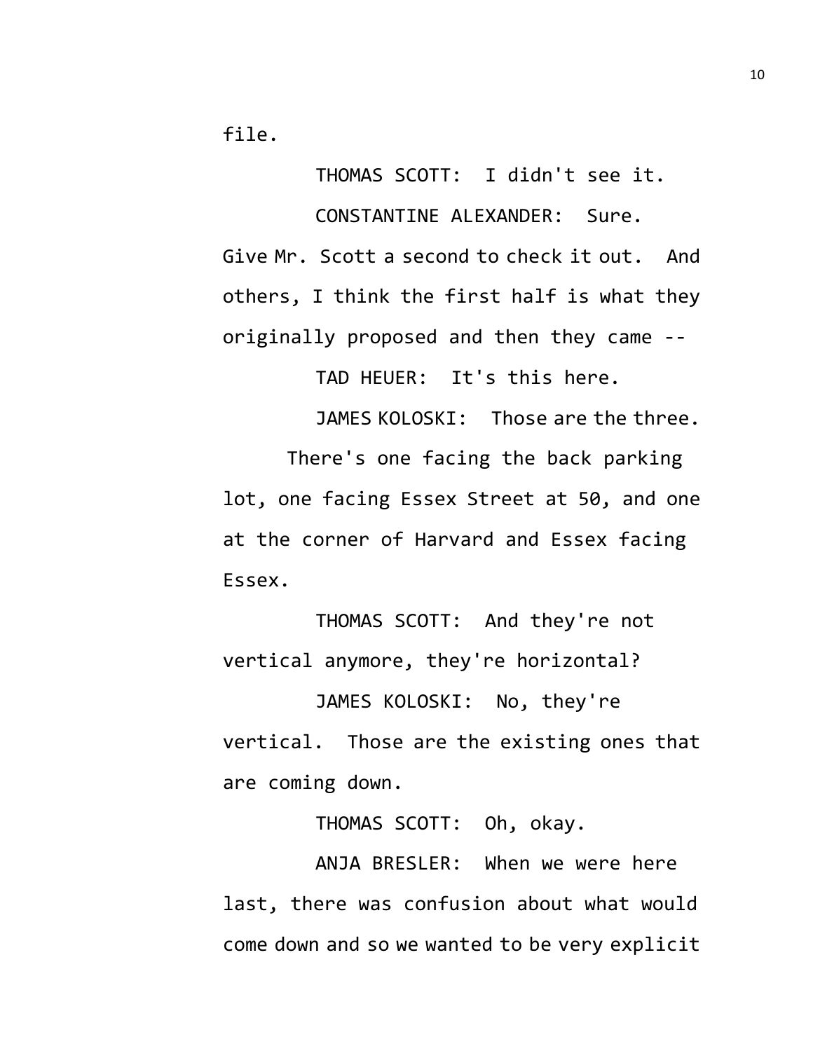file.

THOMAS SCOTT: I didn't see it.

CONSTANTINE ALEXANDER: Sure. Give Mr. Scott a second to check it out. And others, I think the first half is what they originally proposed and then they came --

TAD HEUER: It's this here.

JAMES KOLOSKI: Those are the three. There's one facing the back parking lot, one facing Essex Street at 50, and one at the corner of Harvard and Essex facing Essex.

THOMAS SCOTT: And they're not vertical anymore, they're horizontal?

JAMES KOLOSKI: No, they're vertical. Those are the existing ones that are coming down.

THOMAS SCOTT: Oh, okay.

ANJA BRESLER: When we were here last, there was confusion about what would come down and so we wanted to be very explicit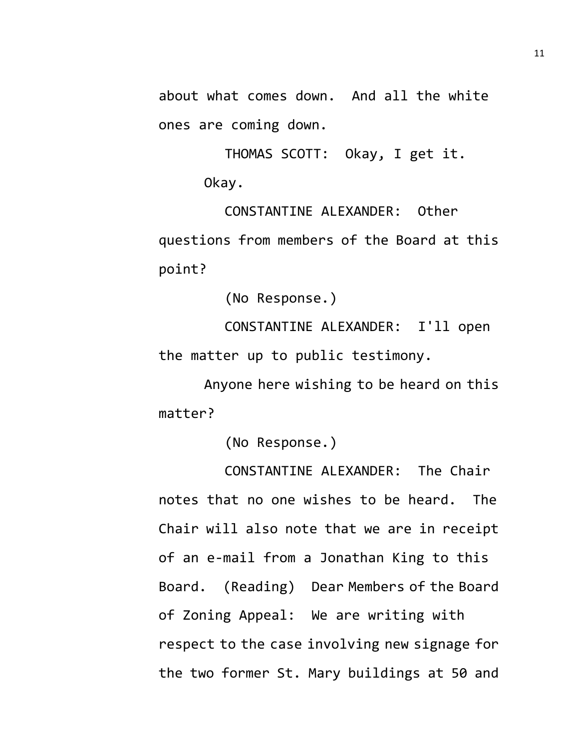about what comes down. And all the white ones are coming down.

THOMAS SCOTT: Okay, I get it. Okay.

CONSTANTINE ALEXANDER: Other questions from members of the Board at this point?

(No Response.)

CONSTANTINE ALEXANDER: I'll open the matter up to public testimony.

Anyone here wishing to be heard on this matter?

(No Response.)

CONSTANTINE ALEXANDER: The Chair notes that no one wishes to be heard. The Chair will also note that we are in receipt of an e-mail from a Jonathan King to this Board. (Reading) Dear Members of the Board of Zoning Appeal: We are writing with respect to the case involving new signage for the two former St. Mary buildings at 50 and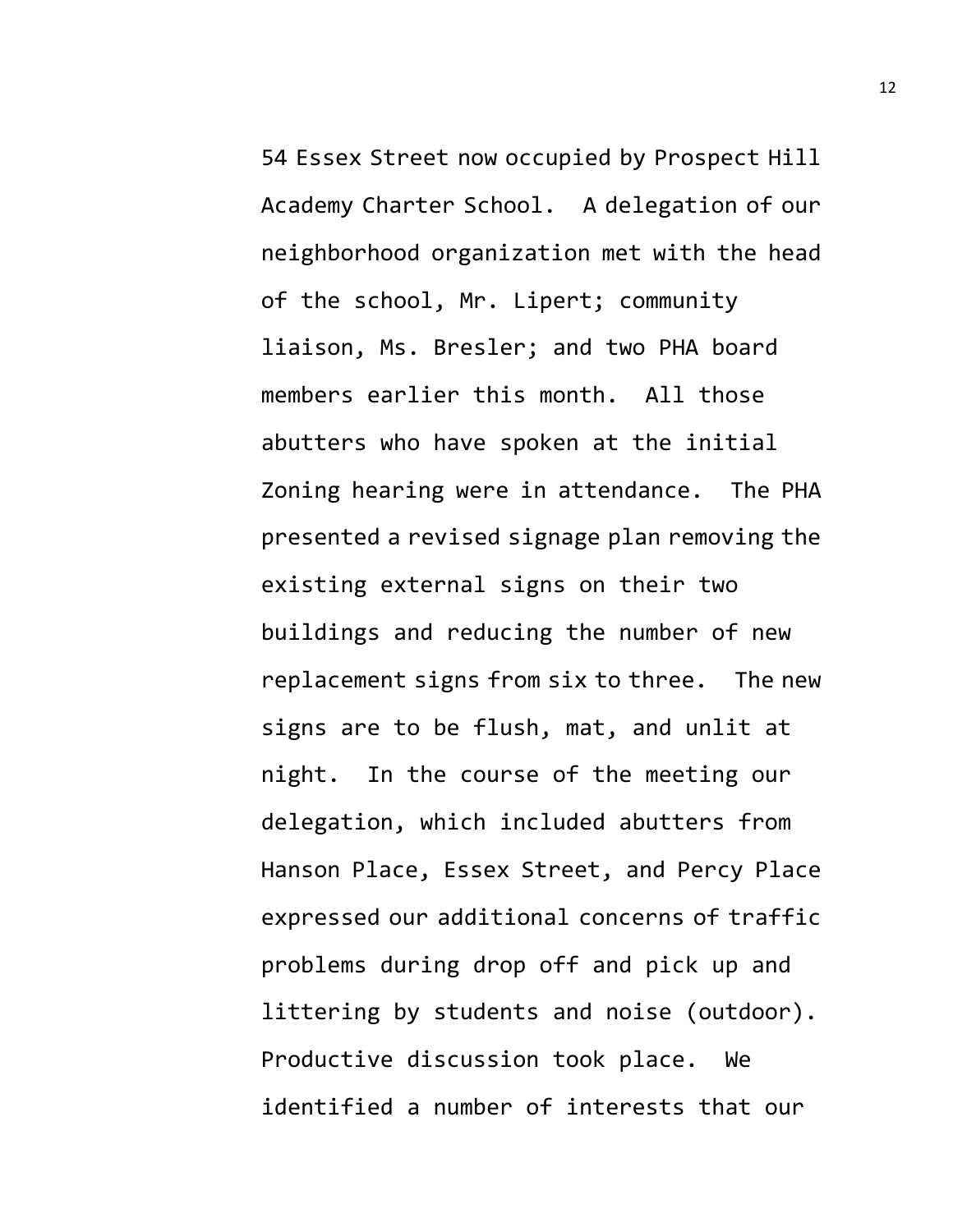54 Essex Street now occupied by Prospect Hill Academy Charter School. A delegation of our neighborhood organization met with the head of the school, Mr. Lipert; community liaison, Ms. Bresler; and two PHA board members earlier this month. All those abutters who have spoken at the initial Zoning hearing were in attendance. The PHA presented a revised signage plan removing the existing external signs on their two buildings and reducing the number of new replacement signs from six to three. The new signs are to be flush, mat, and unlit at night. In the course of the meeting our delegation, which included abutters from Hanson Place, Essex Street, and Percy Place expressed our additional concerns of traffic problems during drop off and pick up and littering by students and noise (outdoor). Productive discussion took place. We identified a number of interests that our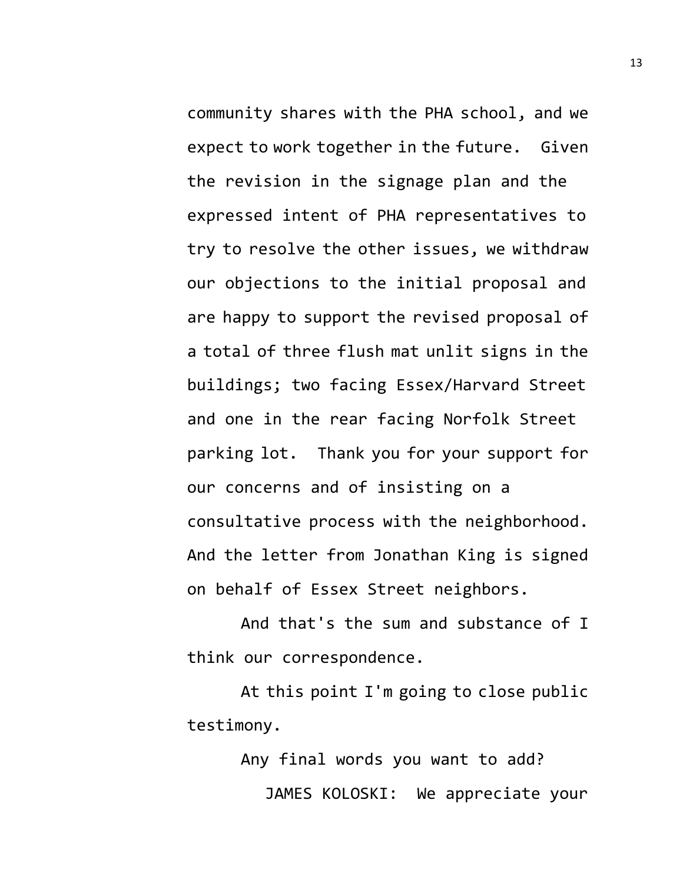community shares with the PHA school, and we expect to work together in the future. Given the revision in the signage plan and the expressed intent of PHA representatives to try to resolve the other issues, we withdraw our objections to the initial proposal and are happy to support the revised proposal of a total of three flush mat unlit signs in the buildings; two facing Essex/Harvard Street and one in the rear facing Norfolk Street parking lot. Thank you for your support for our concerns and of insisting on a consultative process with the neighborhood. And the letter from Jonathan King is signed on behalf of Essex Street neighbors.

And that's the sum and substance of I think our correspondence.

At this point I'm going to close public testimony.

Any final words you want to add?

JAMES KOLOSKI: We appreciate your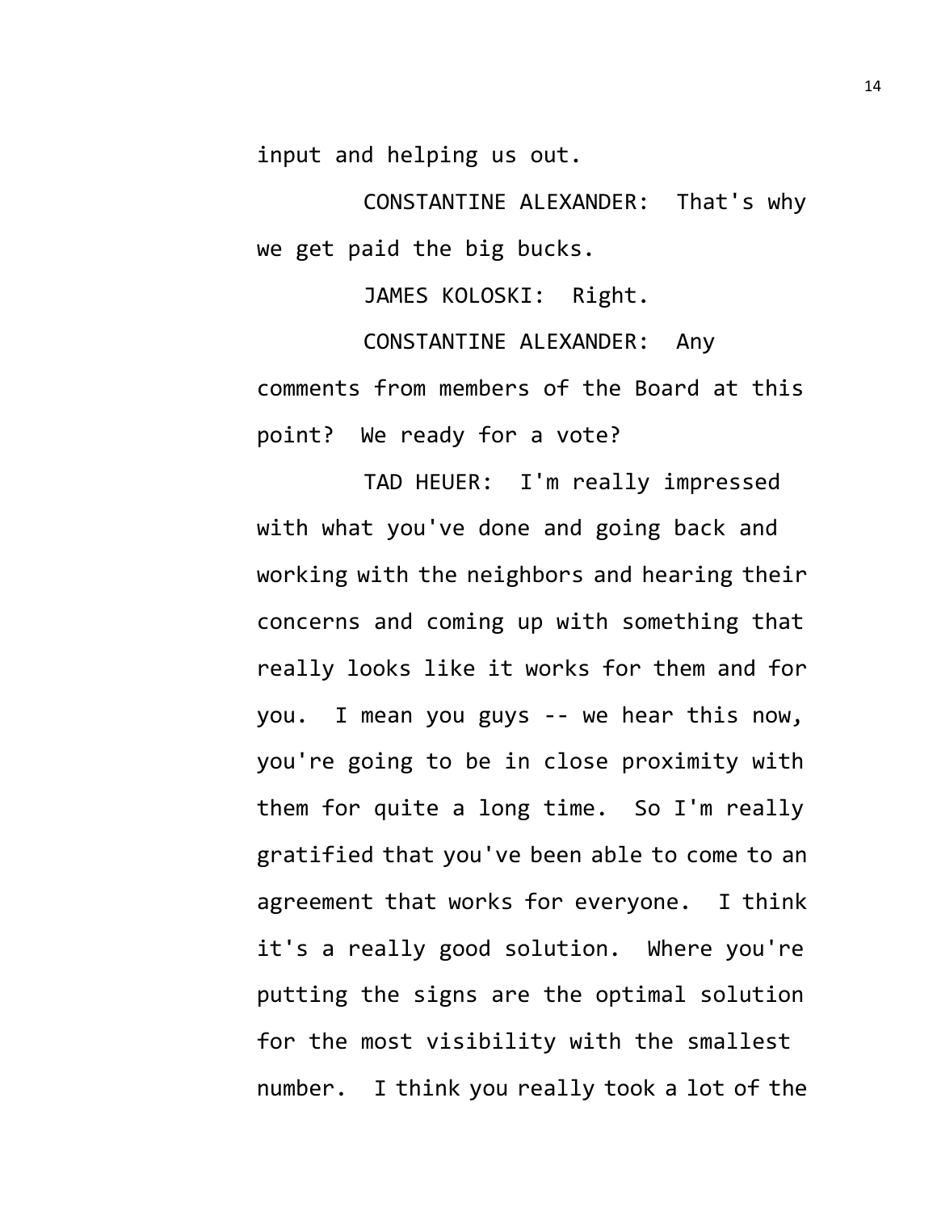input and helping us out.

CONSTANTINE ALEXANDER: That's why we get paid the big bucks.

JAMES KOLOSKI: Right.

CONSTANTINE ALEXANDER: Any comments from members of the Board at this point? We ready for a vote?

TAD HEUER: I'm really impressed with what you've done and going back and working with the neighbors and hearing their concerns and coming up with something that really looks like it works for them and for you. I mean you guys -- we hear this now, you're going to be in close proximity with them for quite a long time. So I'm really gratified that you've been able to come to an agreement that works for everyone. I think it's a really good solution. Where you're putting the signs are the optimal solution for the most visibility with the smallest number. I think you really took a lot of the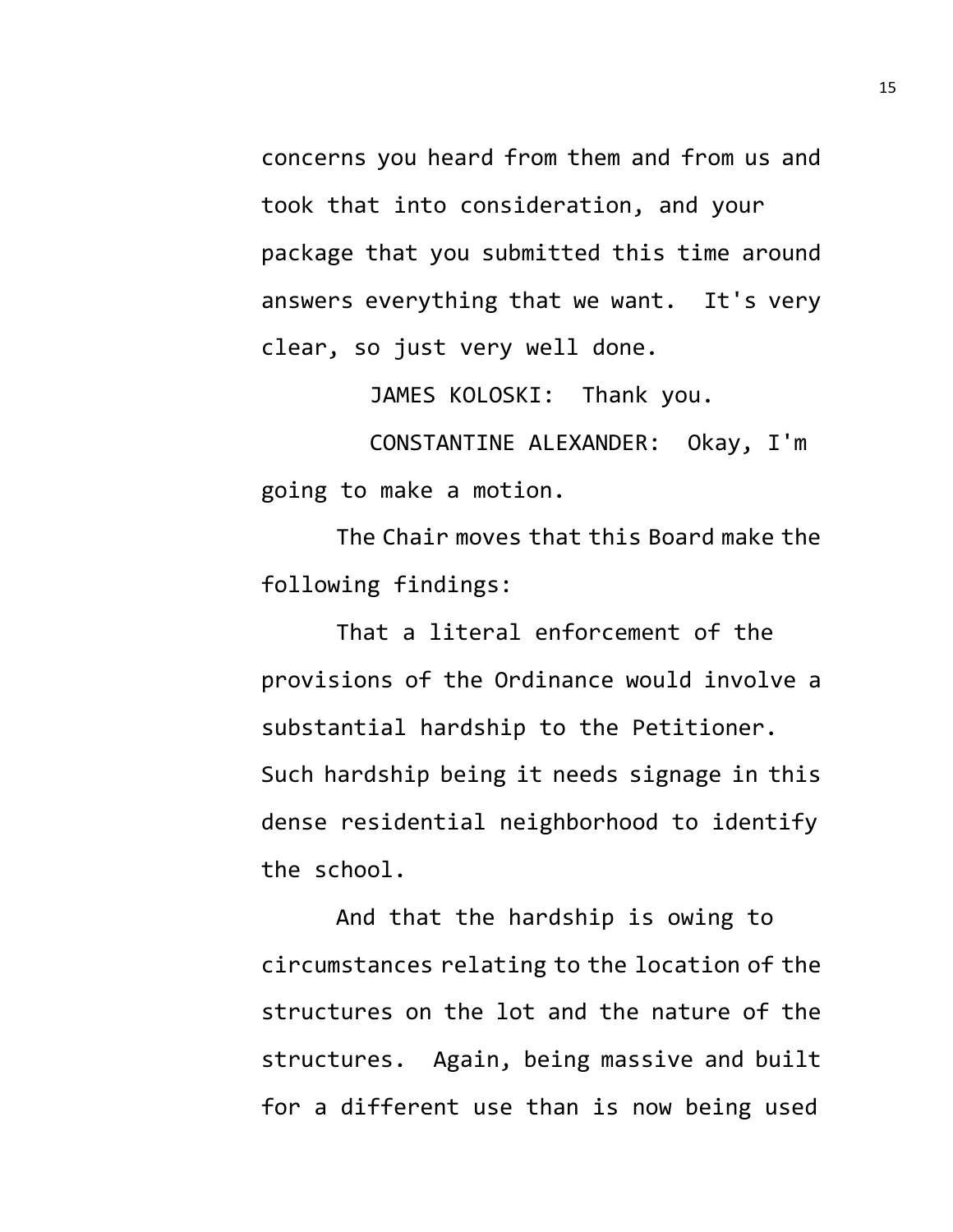concerns you heard from them and from us and took that into consideration, and your package that you submitted this time around answers everything that we want. It's very clear, so just very well done.

JAMES KOLOSKI: Thank you.

CONSTANTINE ALEXANDER: Okay, I'm going to make a motion.

The Chair moves that this Board make the following findings:

That a literal enforcement of the provisions of the Ordinance would involve a substantial hardship to the Petitioner. Such hardship being it needs signage in this dense residential neighborhood to identify the school.

And that the hardship is owing to circumstances relating to the location of the structures on the lot and the nature of the structures. Again, being massive and built for a different use than is now being used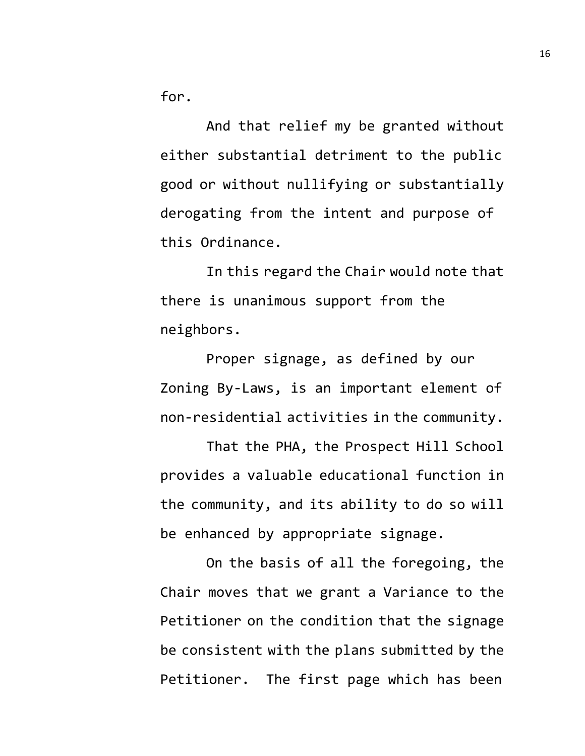for.

And that relief my be granted without either substantial detriment to the public good or without nullifying or substantially derogating from the intent and purpose of this Ordinance.

In this regard the Chair would note that there is unanimous support from the neighbors.

Proper signage, as defined by our Zoning By-Laws, is an important element of non-residential activities in the community.

That the PHA, the Prospect Hill School provides a valuable educational function in the community, and its ability to do so will be enhanced by appropriate signage.

On the basis of all the foregoing, the Chair moves that we grant a Variance to the Petitioner on the condition that the signage be consistent with the plans submitted by the Petitioner. The first page which has been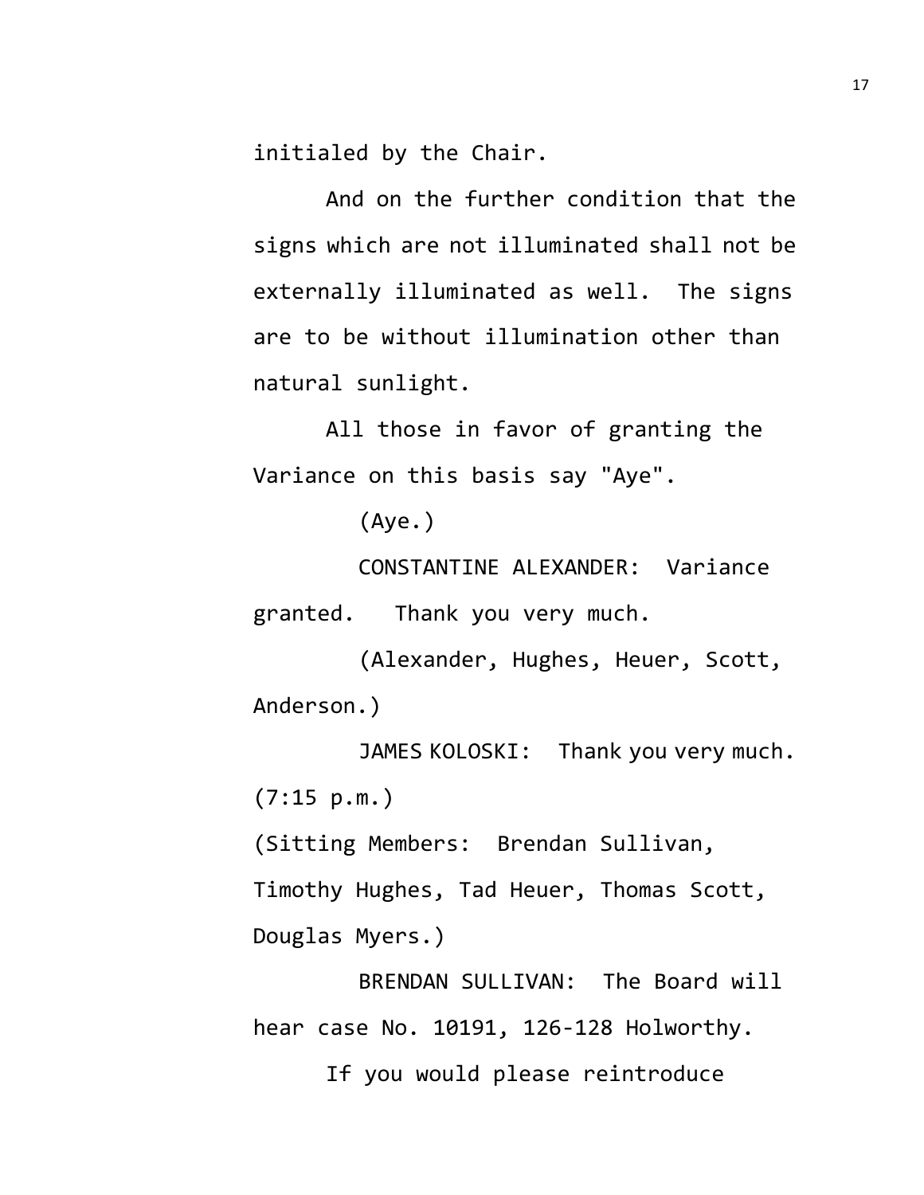initialed by the Chair.

And on the further condition that the signs which are not illuminated shall not be externally illuminated as well. The signs are to be without illumination other than natural sunlight.

All those in favor of granting the Variance on this basis say "Aye".

(Aye.)

CONSTANTINE ALEXANDER: Variance granted. Thank you very much.

(Alexander, Hughes, Heuer, Scott, Anderson.)

JAMES KOLOSKI: Thank you very much.

(7:15 p.m.)

(Sitting Members: Brendan Sullivan, Timothy Hughes, Tad Heuer, Thomas Scott, Douglas Myers.)

BRENDAN SULLIVAN: The Board will hear case No. 10191, 126-128 Holworthy.

If you would please reintroduce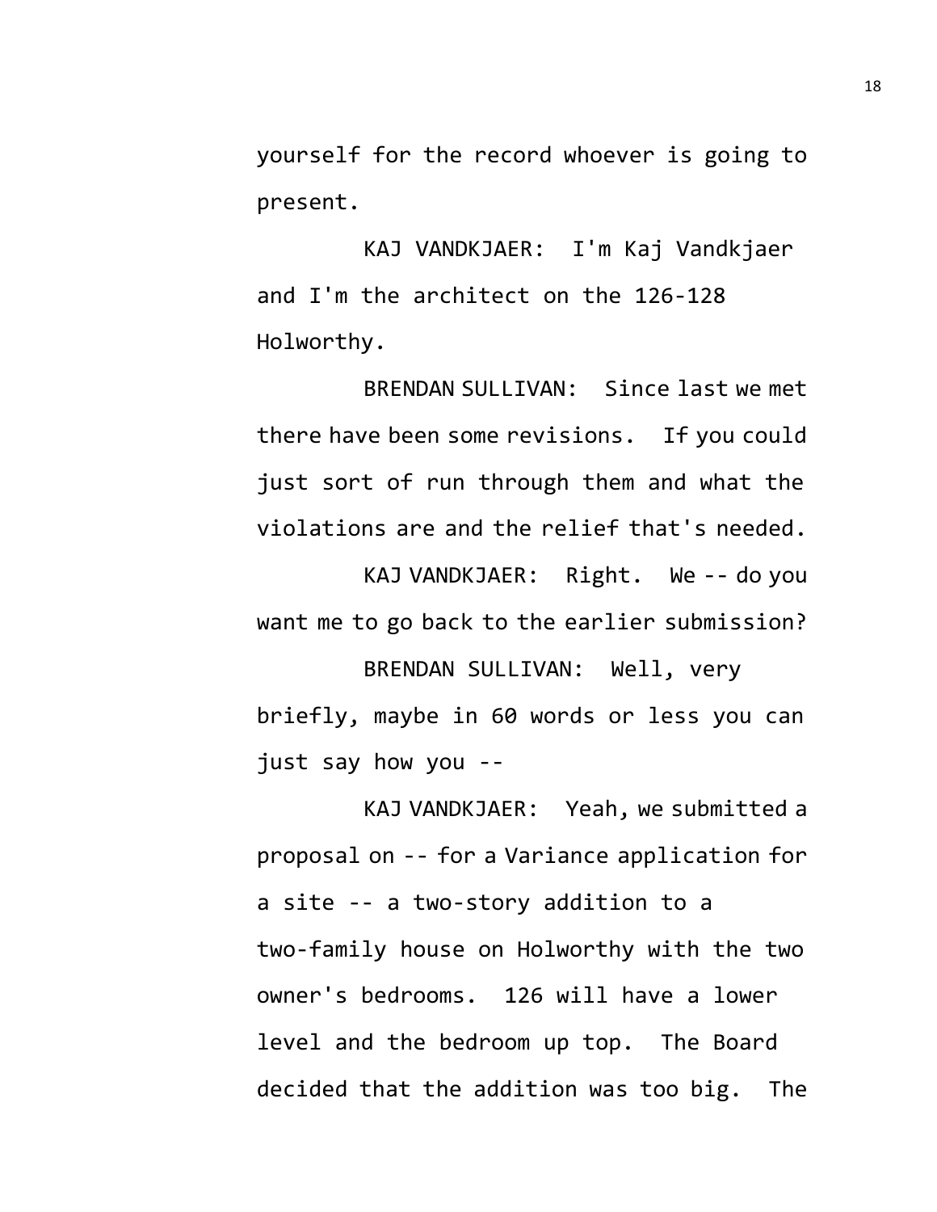yourself for the record whoever is going to present.

KAJ VANDKJAER: I'm Kaj Vandkjaer and I'm the architect on the 126-128 Holworthy.

BRENDAN SULLIVAN: Since last we met there have been some revisions. If you could just sort of run through them and what the violations are and the relief that's needed.

KAJ VANDKJAER: Right. We -- do you want me to go back to the earlier submission?

BRENDAN SULLIVAN: Well, very briefly, maybe in 60 words or less you can just say how you --

KAJ VANDKJAER: Yeah, we submitted a proposal on -- for a Variance application for a site -- a two-story addition to a two-family house on Holworthy with the two owner's bedrooms. 126 will have a lower level and the bedroom up top. The Board decided that the addition was too big. The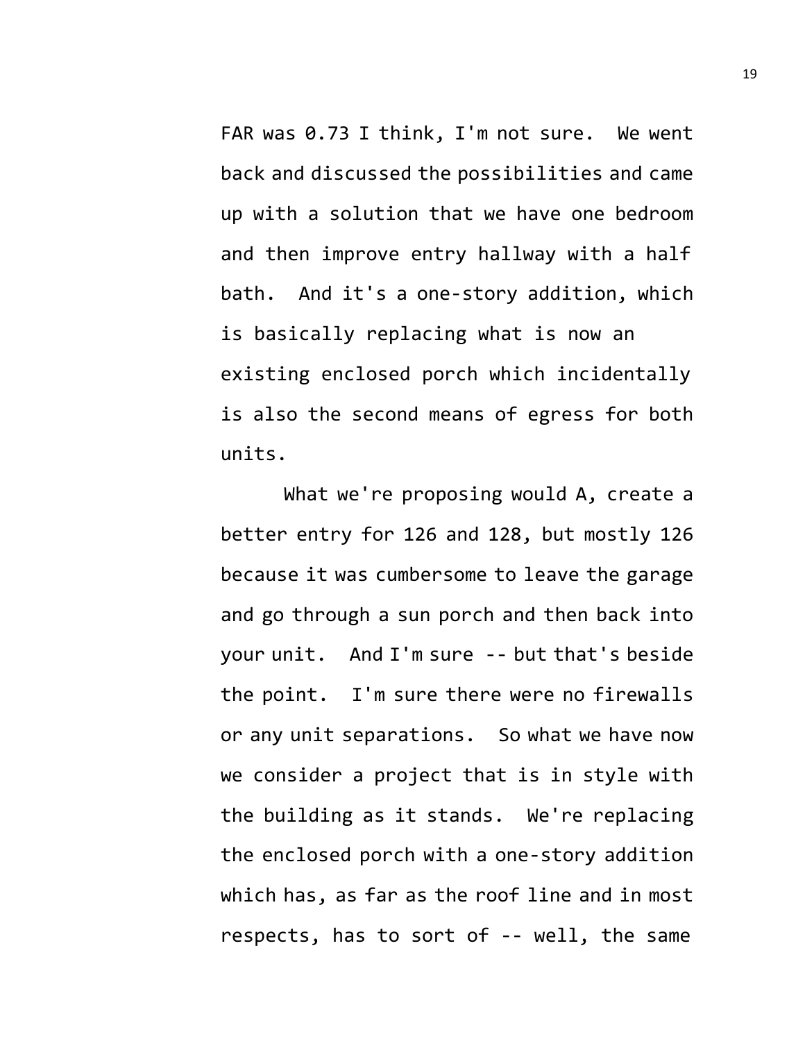FAR was 0.73 I think, I'm not sure. We went back and discussed the possibilities and came up with a solution that we have one bedroom and then improve entry hallway with a half bath. And it's a one-story addition, which is basically replacing what is now an existing enclosed porch which incidentally is also the second means of egress for both units.

What we're proposing would A, create a better entry for 126 and 128, but mostly 126 because it was cumbersome to leave the garage and go through a sun porch and then back into your unit. And I'm sure -- but that's beside the point. I'm sure there were no firewalls or any unit separations. So what we have now we consider a project that is in style with the building as it stands. We're replacing the enclosed porch with a one-story addition which has, as far as the roof line and in most respects, has to sort of -- well, the same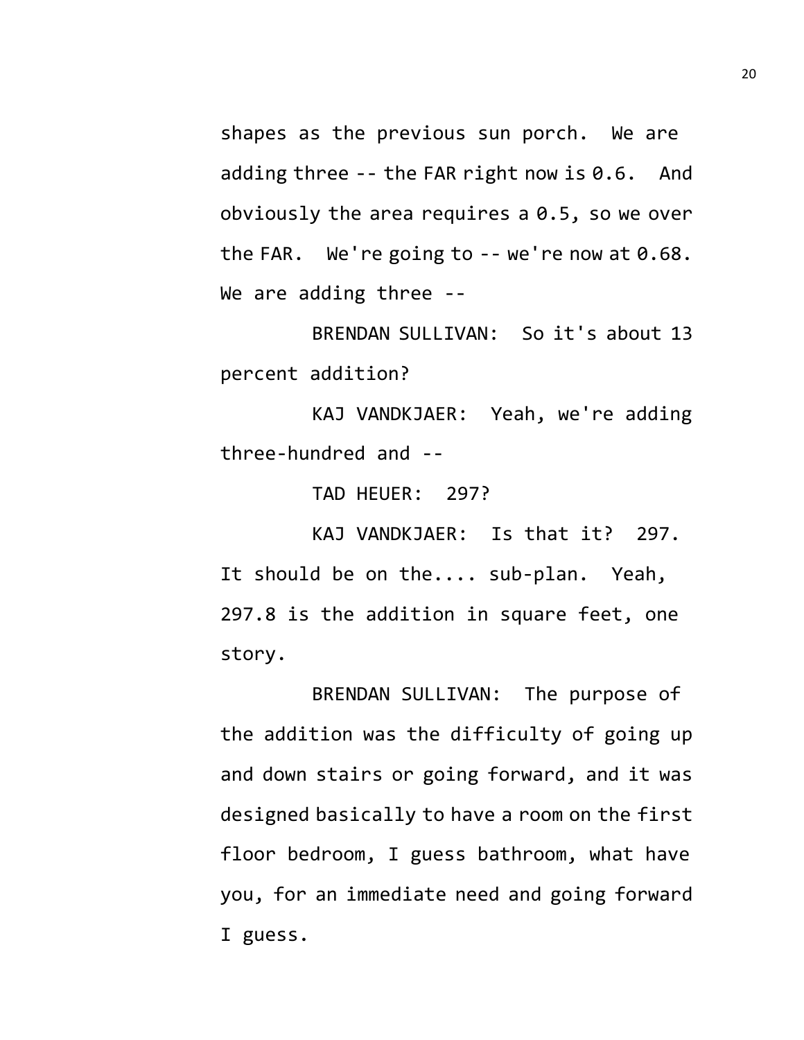shapes as the previous sun porch. We are adding three -- the FAR right now is 0.6. And obviously the area requires a 0.5, so we over the FAR. We're going to -- we're now at 0.68. We are adding three --

BRENDAN SULLIVAN: So it's about 13 percent addition?

KAJ VANDKJAER: Yeah, we're adding three-hundred and --

TAD HEUER: 297?

KAJ VANDKJAER: Is that it? 297. It should be on the.... sub-plan. Yeah, 297.8 is the addition in square feet, one story.

BRENDAN SULLIVAN: The purpose of the addition was the difficulty of going up and down stairs or going forward, and it was designed basically to have a room on the first floor bedroom, I guess bathroom, what have you, for an immediate need and going forward I guess.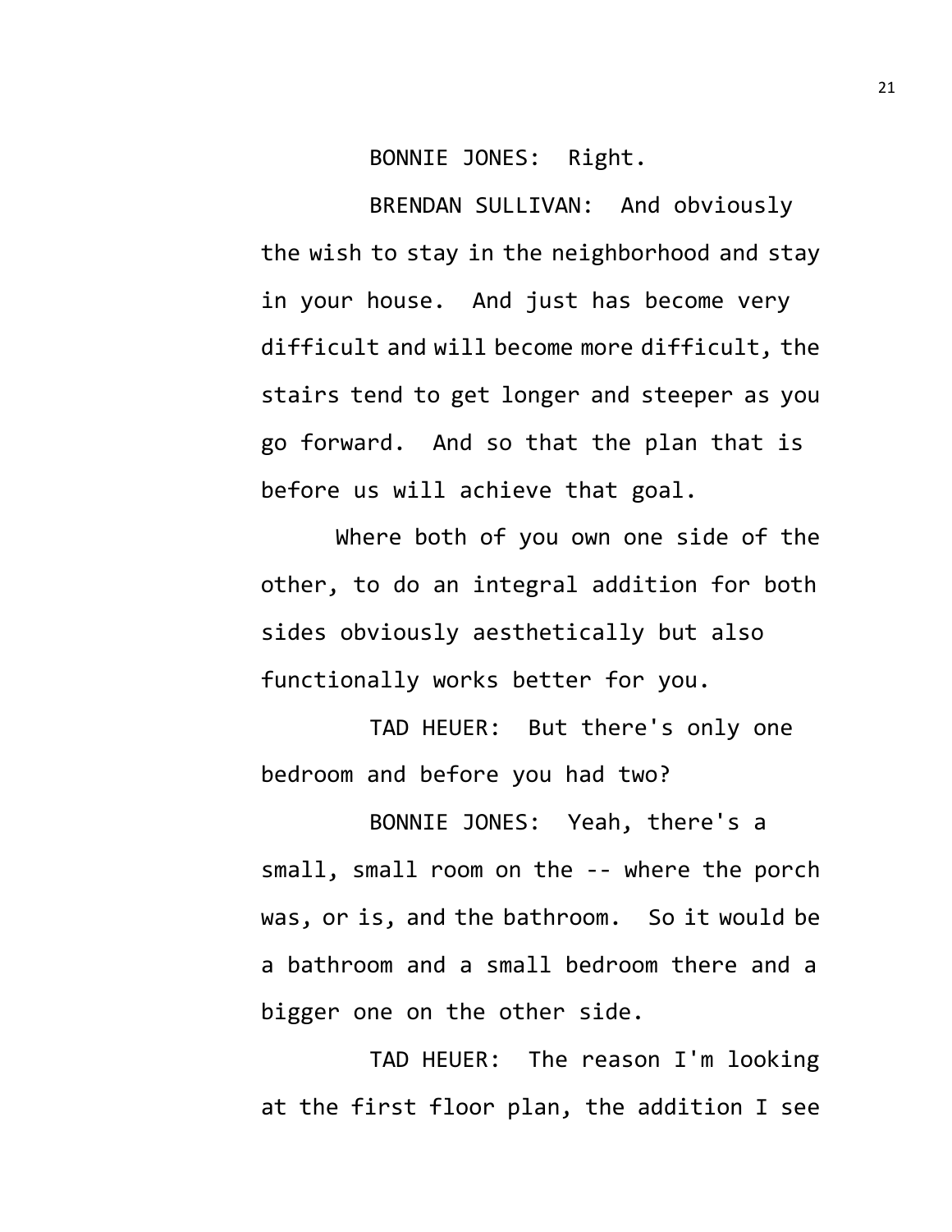BONNIE JONES: Right.

BRENDAN SULLIVAN: And obviously the wish to stay in the neighborhood and stay in your house. And just has become very difficult and will become more difficult, the stairs tend to get longer and steeper as you go forward. And so that the plan that is before us will achieve that goal.

Where both of you own one side of the other, to do an integral addition for both sides obviously aesthetically but also functionally works better for you.

TAD HEUER: But there's only one bedroom and before you had two?

BONNIE JONES: Yeah, there's a small, small room on the -- where the porch was, or is, and the bathroom. So it would be a bathroom and a small bedroom there and a bigger one on the other side.

TAD HEUER: The reason I'm looking at the first floor plan, the addition I see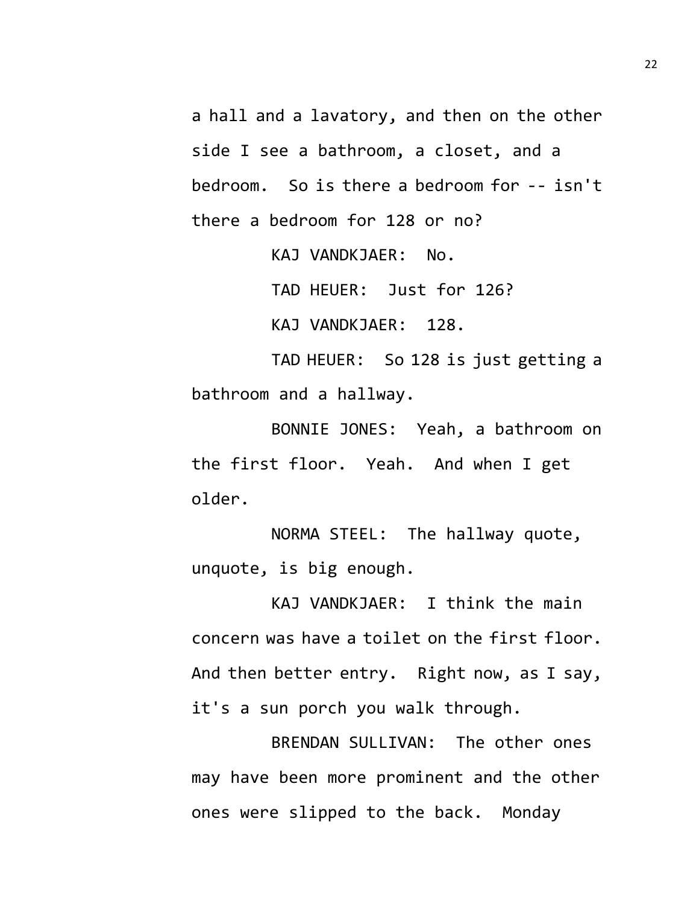a hall and a lavatory, and then on the other side I see a bathroom, a closet, and a bedroom. So is there a bedroom for -- isn't there a bedroom for 128 or no?

KAJ VANDKJAER: No.

TAD HEUER: Just for 126?

KAJ VANDKJAER: 128.

TAD HEUER: So 128 is just getting a bathroom and a hallway.

BONNIE JONES: Yeah, a bathroom on the first floor. Yeah. And when I get older.

NORMA STEEL: The hallway quote, unquote, is big enough.

KAJ VANDKJAER: I think the main concern was have a toilet on the first floor. And then better entry. Right now, as I say, it's a sun porch you walk through.

BRENDAN SULLIVAN: The other ones may have been more prominent and the other ones were slipped to the back. Monday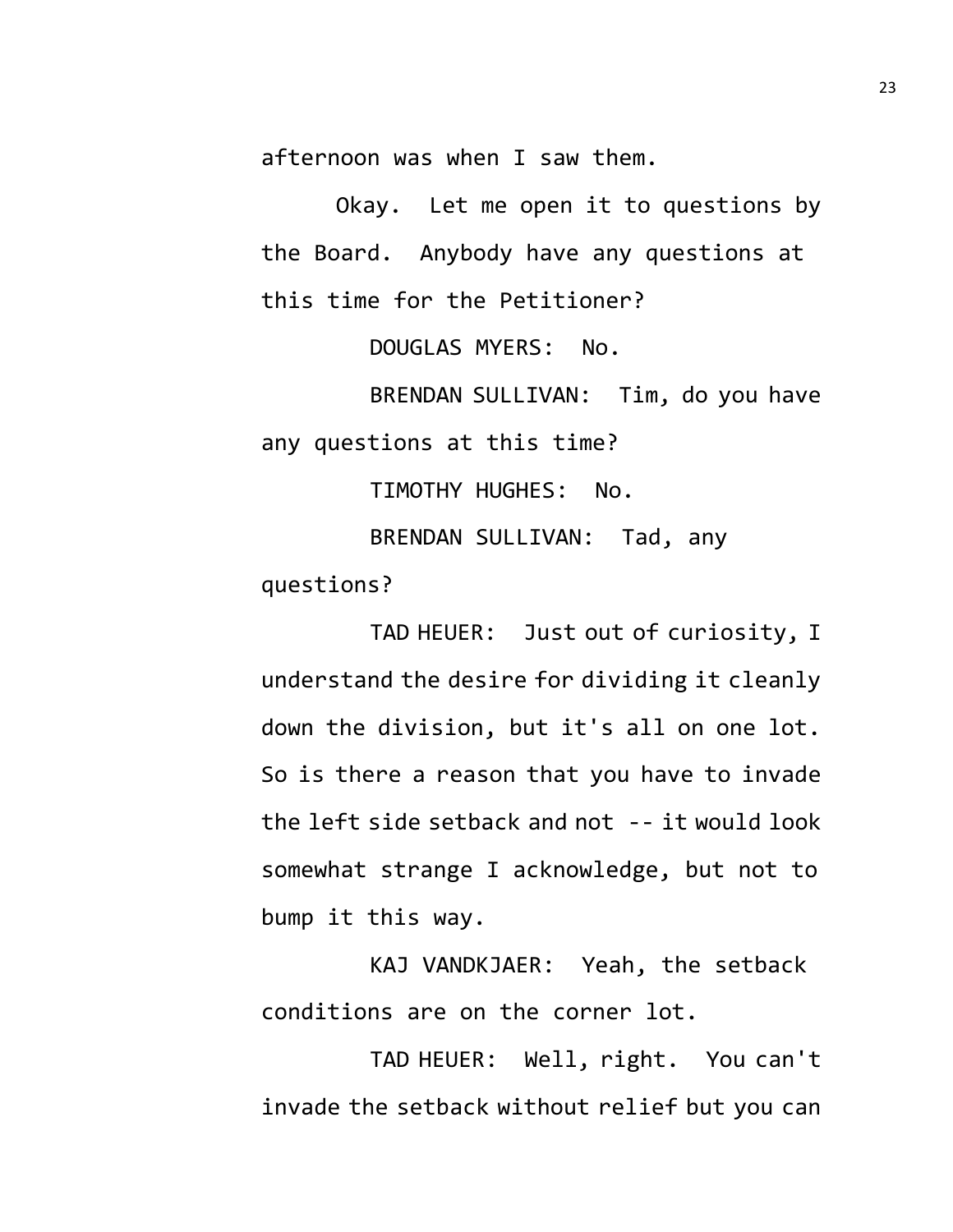afternoon was when I saw them.

Okay. Let me open it to questions by the Board. Anybody have any questions at this time for the Petitioner?

DOUGLAS MYERS: No.

BRENDAN SULLIVAN: Tim, do you have any questions at this time?

TIMOTHY HUGHES: No.

BRENDAN SULLIVAN: Tad, any questions?

TAD HEUER: Just out of curiosity, I understand the desire for dividing it cleanly down the division, but it's all on one lot. So is there a reason that you have to invade the left side setback and not -- it would look somewhat strange I acknowledge, but not to bump it this way.

KAJ VANDKJAER: Yeah, the setback conditions are on the corner lot.

TAD HEUER: Well, right. You can't invade the setback without relief but you can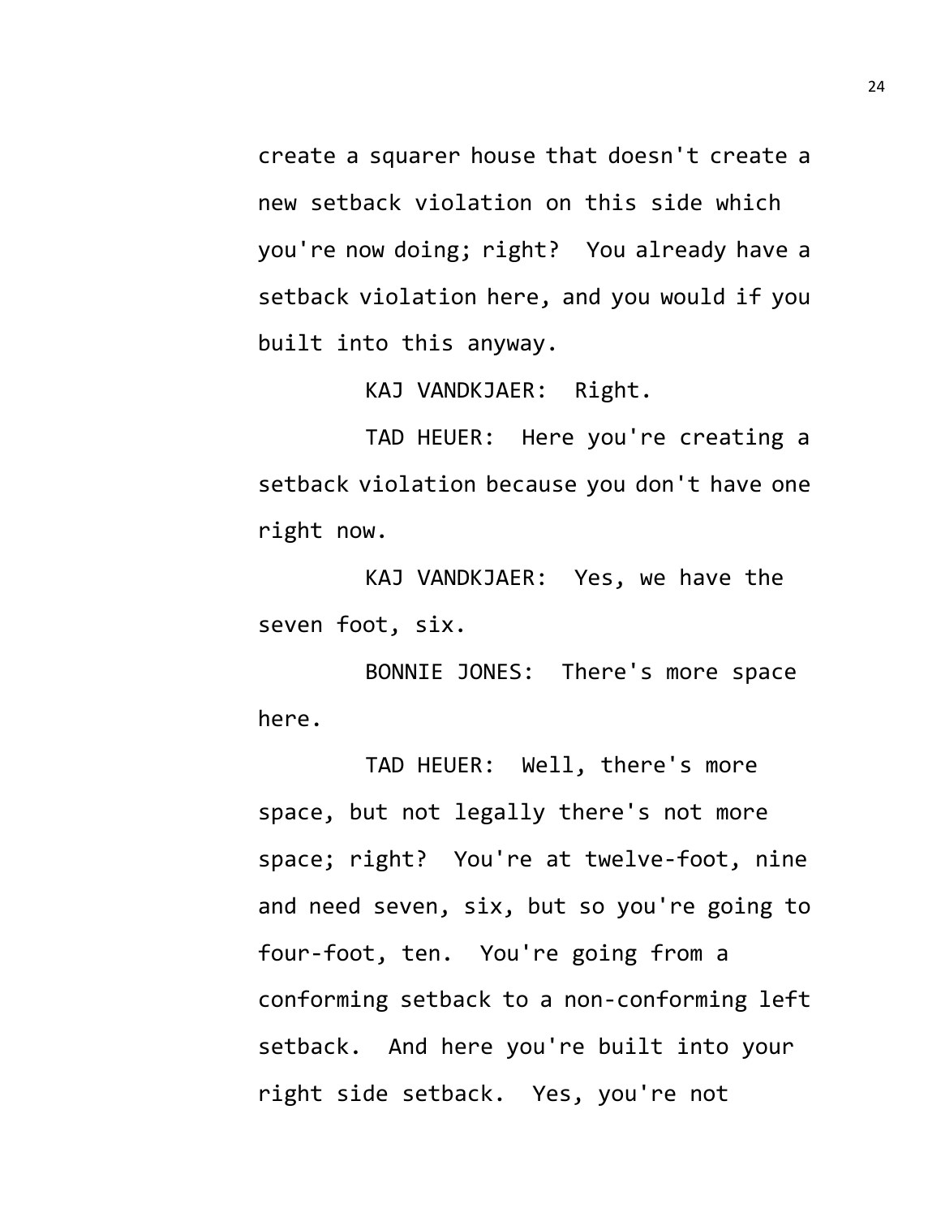create a squarer house that doesn't create a new setback violation on this side which you're now doing; right? You already have a setback violation here, and you would if you built into this anyway.

KAJ VANDKJAER: Right.

TAD HEUER: Here you're creating a setback violation because you don't have one right now.

KAJ VANDKJAER: Yes, we have the seven foot, six.

BONNIE JONES: There's more space here.

TAD HEUER: Well, there's more space, but not legally there's not more space; right? You're at twelve-foot, nine and need seven, six, but so you're going to four-foot, ten. You're going from a conforming setback to a non-conforming left setback. And here you're built into your right side setback. Yes, you're not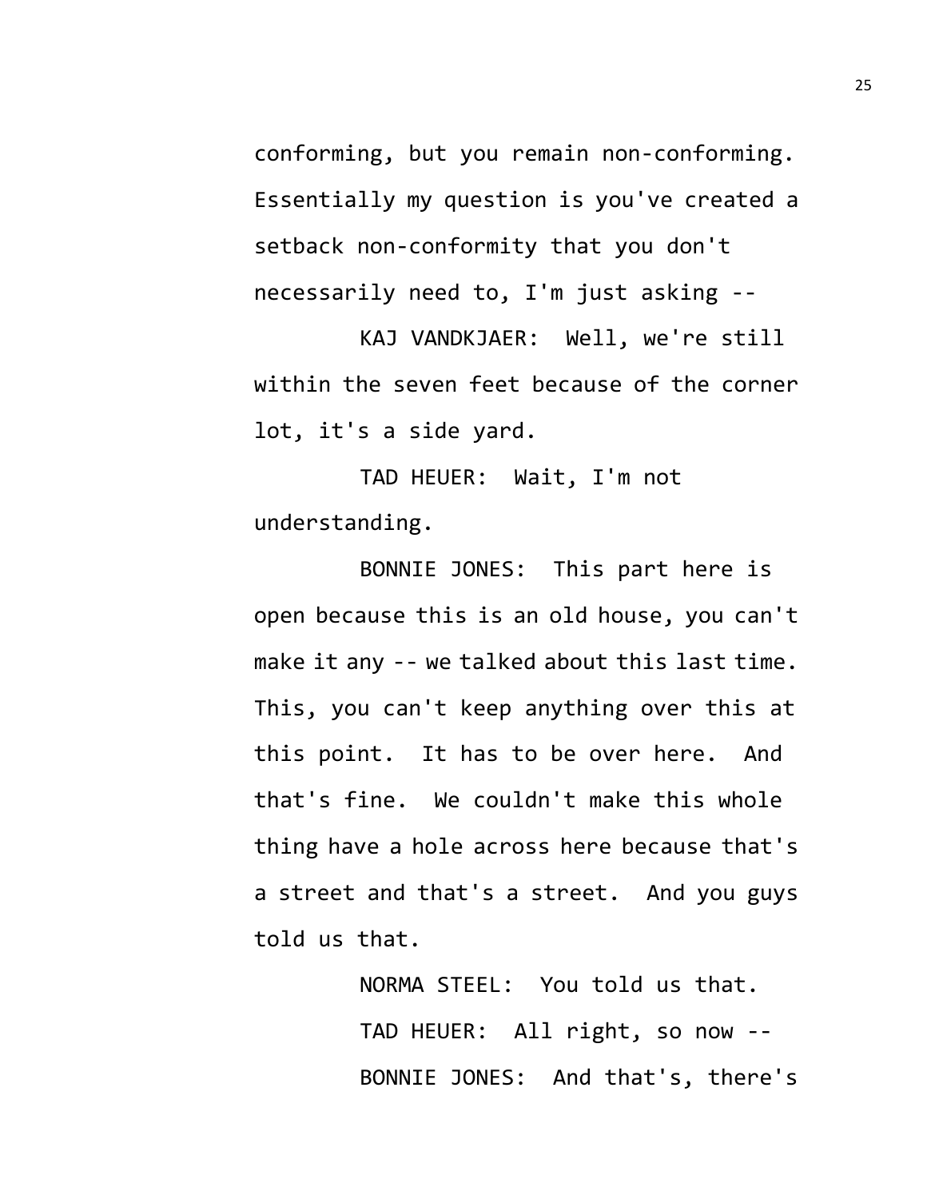conforming, but you remain non-conforming. Essentially my question is you've created a setback non-conformity that you don't necessarily need to, I'm just asking --

KAJ VANDKJAER: Well, we're still within the seven feet because of the corner lot, it's a side yard.

TAD HEUER: Wait, I'm not understanding.

BONNIE JONES: This part here is open because this is an old house, you can't make it any -- we talked about this last time. This, you can't keep anything over this at this point. It has to be over here. And that's fine. We couldn't make this whole thing have a hole across here because that's a street and that's a street. And you guys told us that.

NORMA STEEL: You told us that.

TAD HEUER: All right, so now --

BONNIE JONES: And that's, there's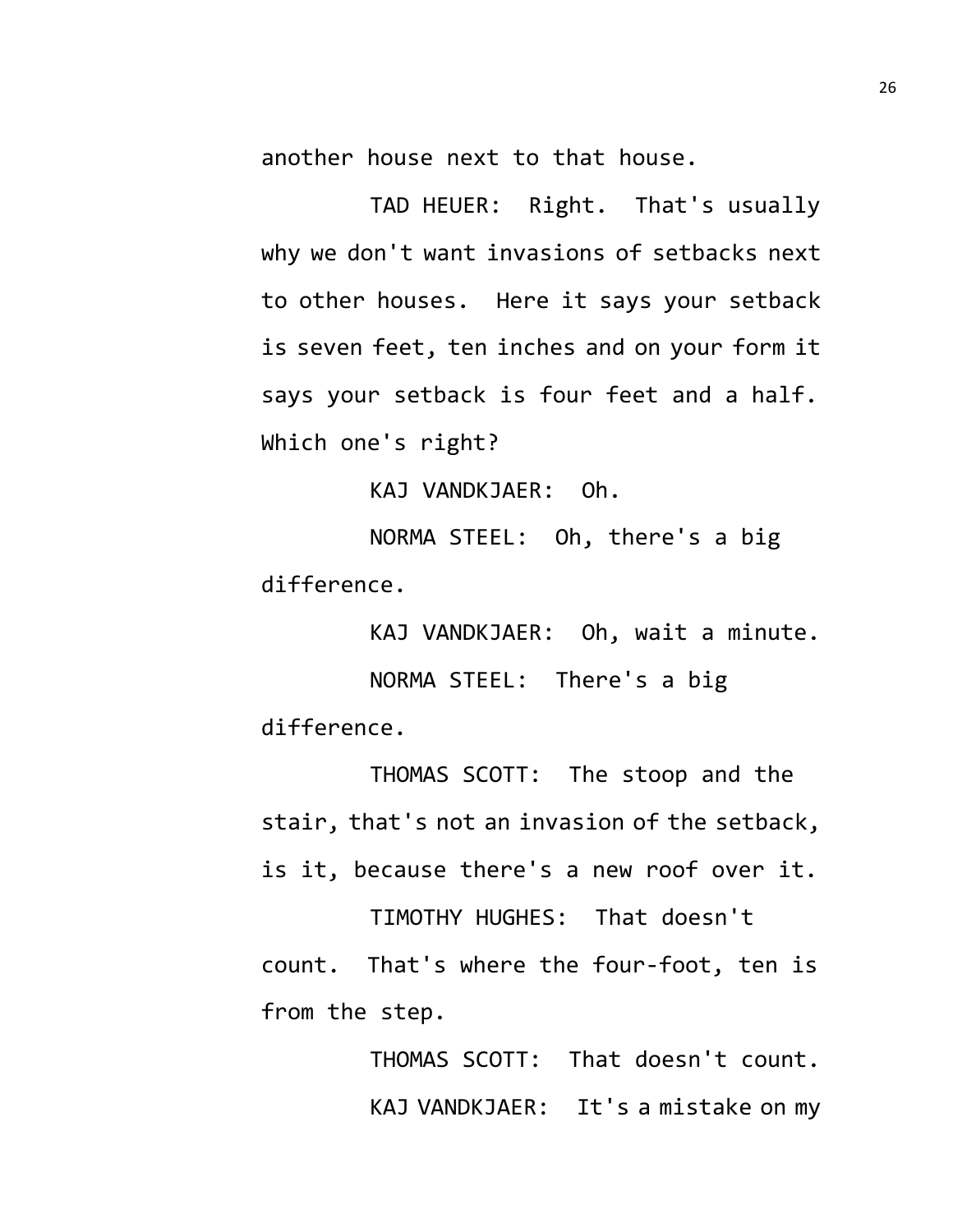another house next to that house.

TAD HEUER: Right. That's usually why we don't want invasions of setbacks next to other houses. Here it says your setback is seven feet, ten inches and on your form it says your setback is four feet and a half. Which one's right?

KAJ VANDKJAER: Oh.

NORMA STEEL: Oh, there's a big difference.

KAJ VANDKJAER: Oh, wait a minute.

NORMA STEEL: There's a big difference.

THOMAS SCOTT: The stoop and the stair, that's not an invasion of the setback, is it, because there's a new roof over it.

TIMOTHY HUGHES: That doesn't count. That's where the four-foot, ten is from the step.

THOMAS SCOTT: That doesn't count.

KAJ VANDKJAER: It's a mistake on my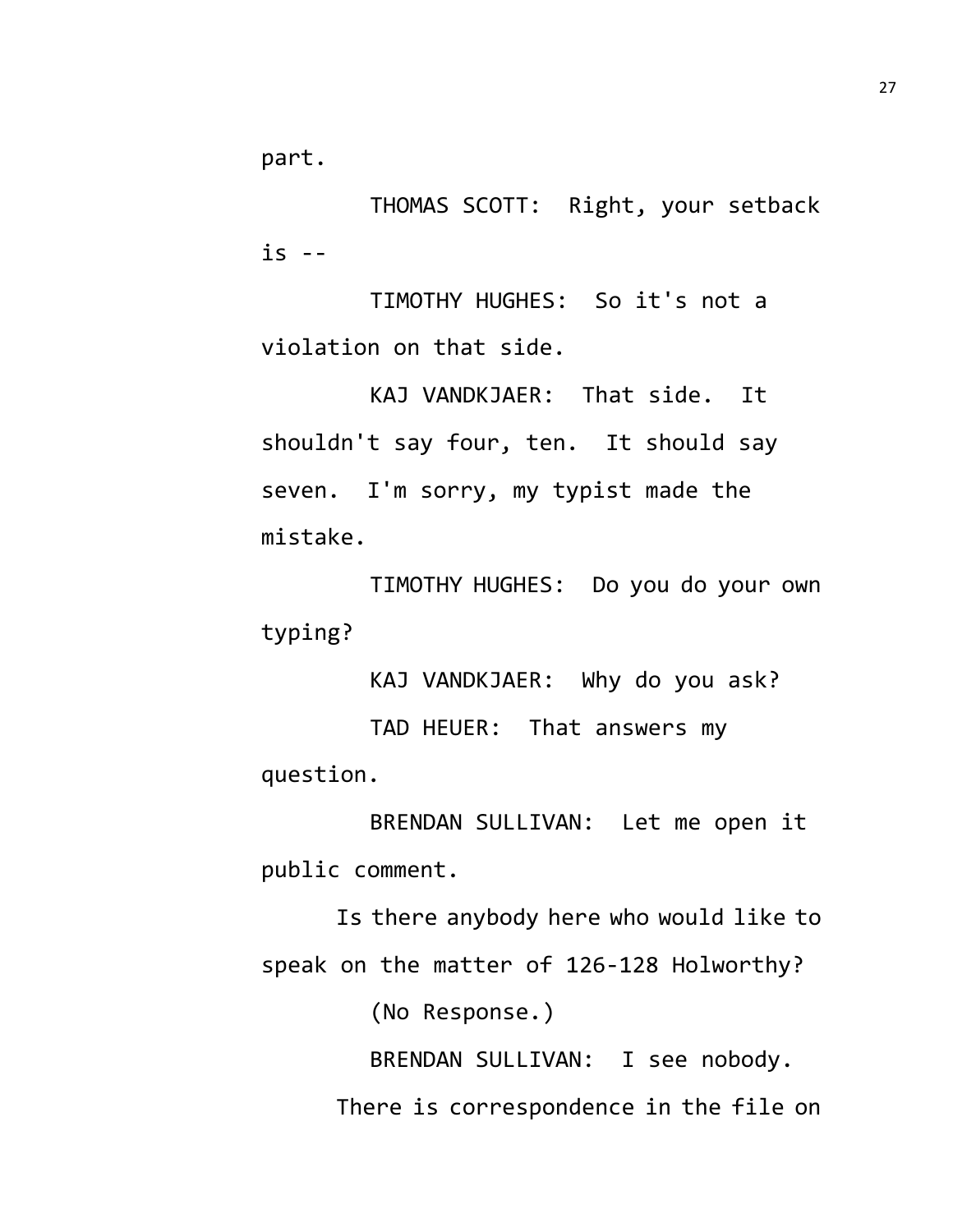part.

THOMAS SCOTT: Right, your setback is --

TIMOTHY HUGHES: So it's not a violation on that side.

KAJ VANDKJAER: That side. It shouldn't say four, ten. It should say seven. I'm sorry, my typist made the mistake.

TIMOTHY HUGHES: Do you do your own typing?

KAJ VANDKJAER: Why do you ask?

TAD HEUER: That answers my question.

BRENDAN SULLIVAN: Let me open it public comment.

Is there anybody here who would like to speak on the matter of 126-128 Holworthy?

(No Response.)

BRENDAN SULLIVAN: I see nobody.

There is correspondence in the file on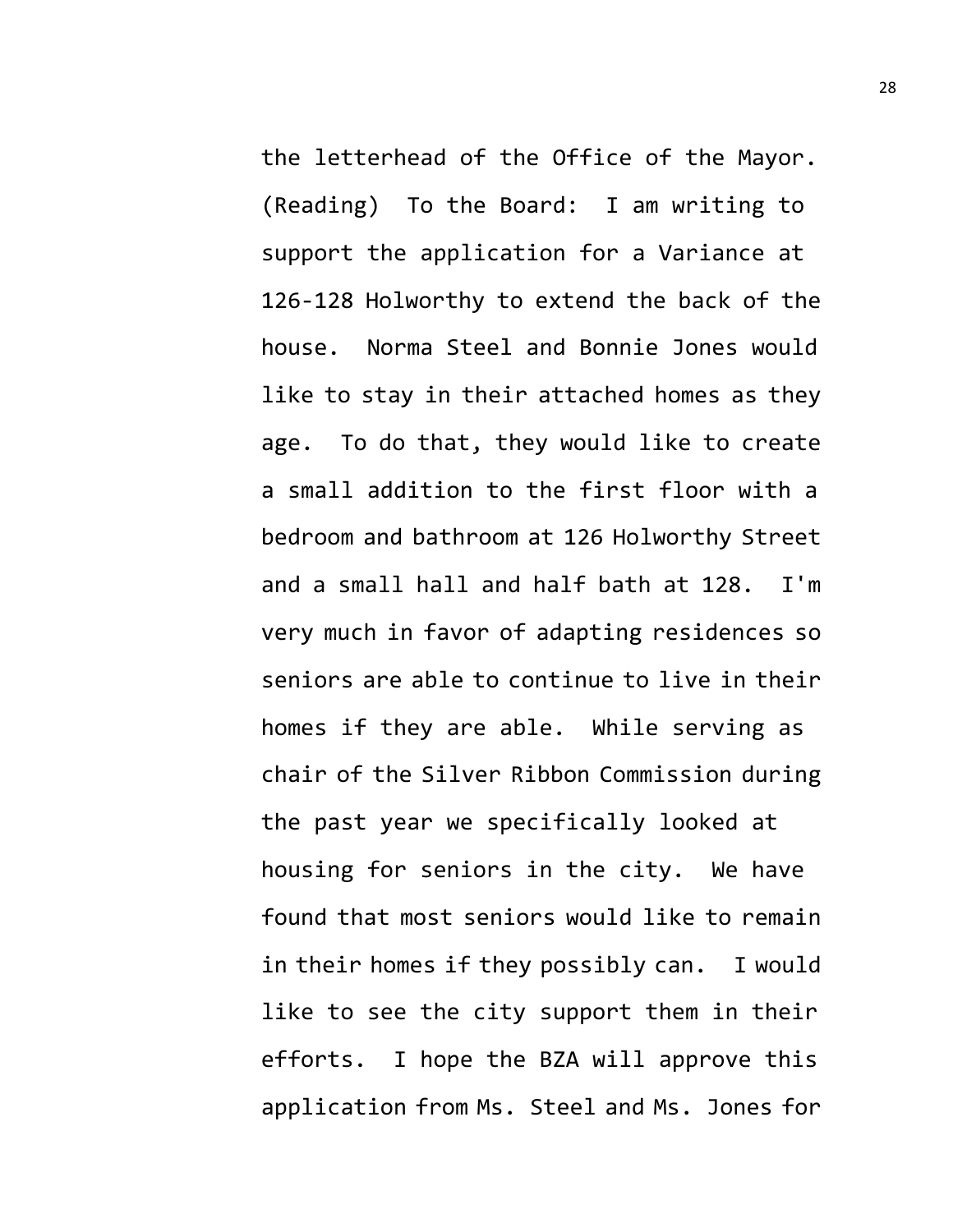the letterhead of the Office of the Mayor. (Reading) To the Board: I am writing to support the application for a Variance at 126-128 Holworthy to extend the back of the house. Norma Steel and Bonnie Jones would like to stay in their attached homes as they age. To do that, they would like to create a small addition to the first floor with a bedroom and bathroom at 126 Holworthy Street and a small hall and half bath at 128. I'm very much in favor of adapting residences so seniors are able to continue to live in their homes if they are able. While serving as chair of the Silver Ribbon Commission during the past year we specifically looked at housing for seniors in the city. We have found that most seniors would like to remain in their homes if they possibly can. I would like to see the city support them in their efforts. I hope the BZA will approve this application from Ms. Steel and Ms. Jones for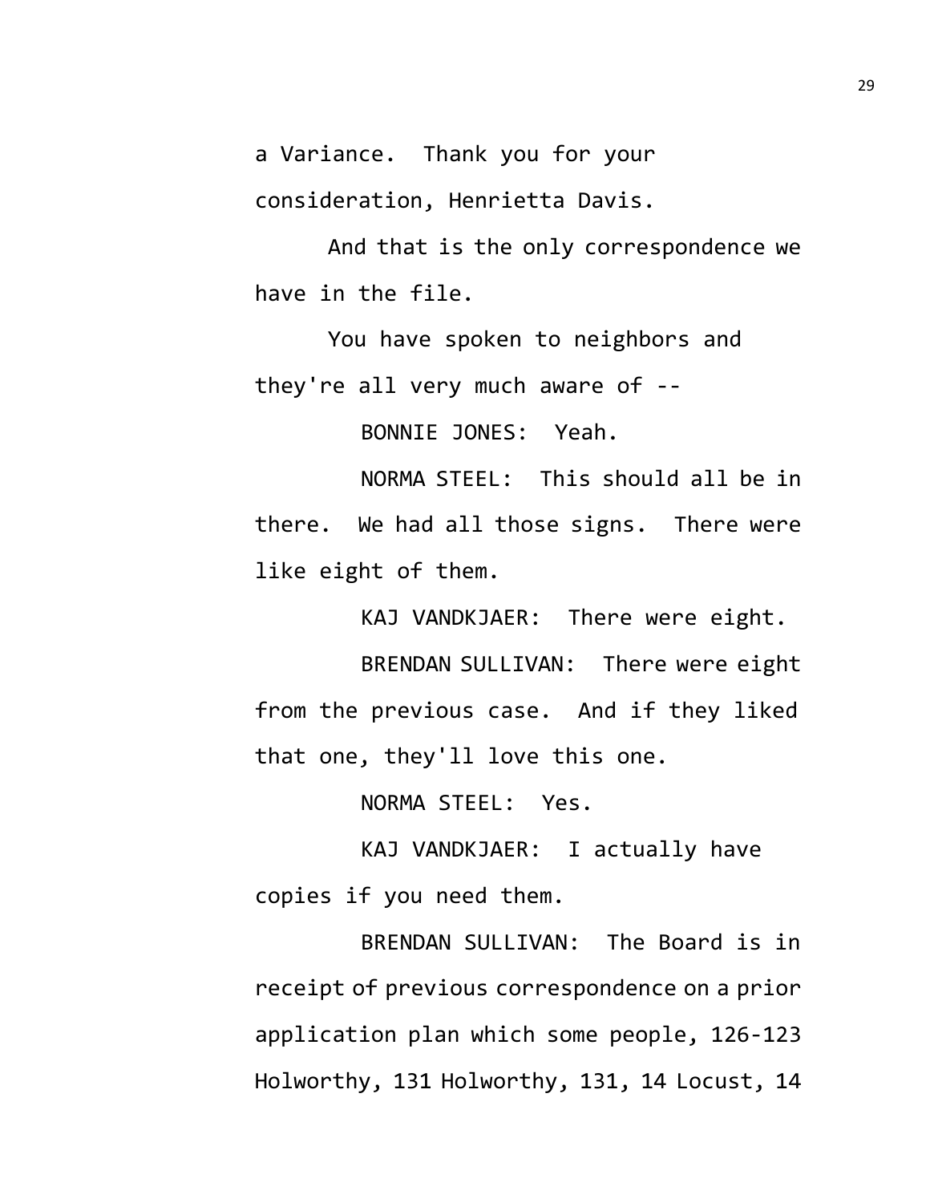a Variance. Thank you for your consideration, Henrietta Davis.

And that is the only correspondence we have in the file.

You have spoken to neighbors and they're all very much aware of --

BONNIE JONES: Yeah.

NORMA STEEL: This should all be in there. We had all those signs. There were like eight of them.

KAJ VANDKJAER: There were eight.

BRENDAN SULLIVAN: There were eight from the previous case. And if they liked that one, they'll love this one.

NORMA STEEL: Yes.

KAJ VANDKJAER: I actually have copies if you need them.

BRENDAN SULLIVAN: The Board is in receipt of previous correspondence on a prior application plan which some people, 126-123 Holworthy, 131 Holworthy, 131, 14 Locust, 14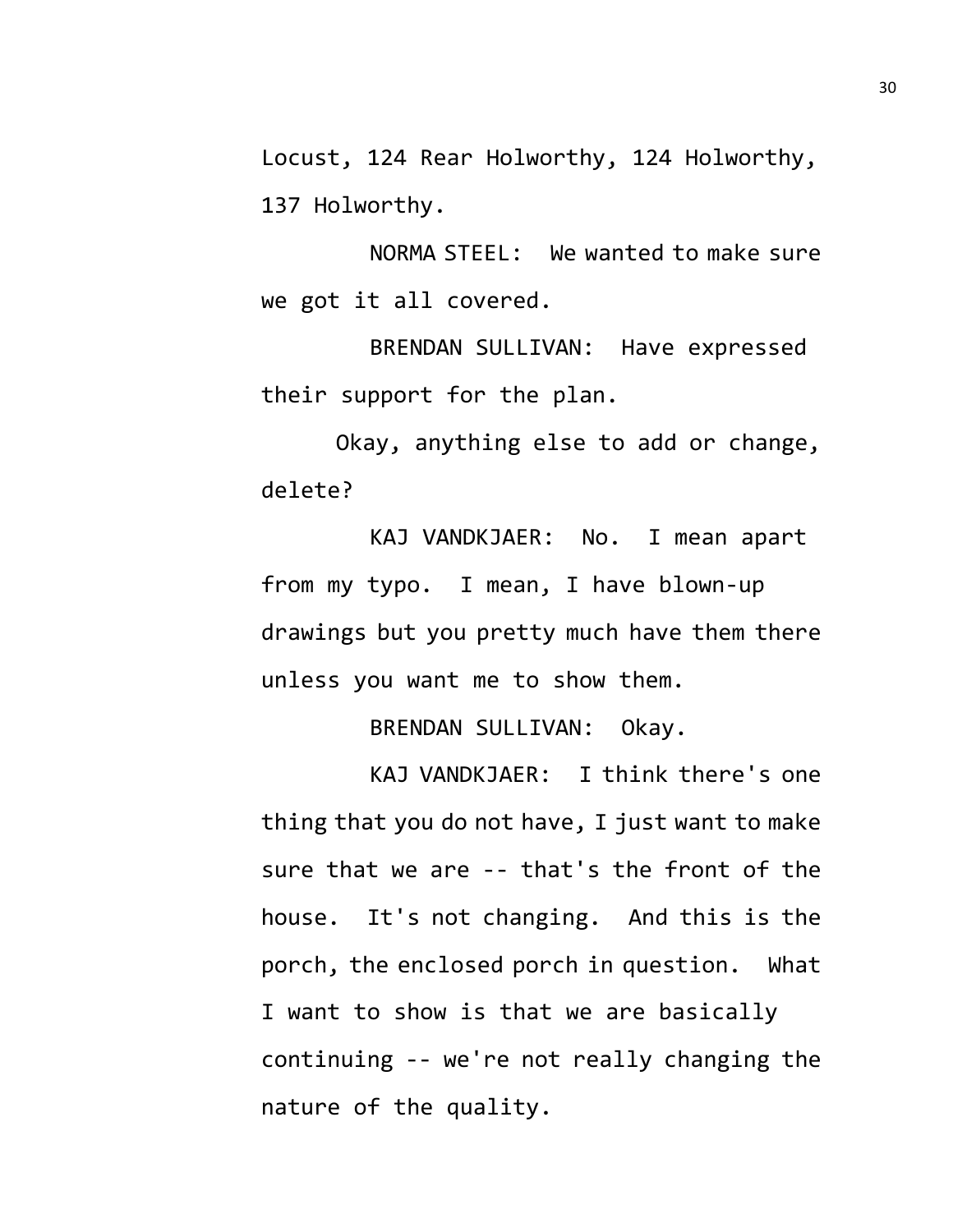Locust, 124 Rear Holworthy, 124 Holworthy, 137 Holworthy.

NORMA STEEL: We wanted to make sure we got it all covered.

BRENDAN SULLIVAN: Have expressed their support for the plan.

Okay, anything else to add or change, delete?

KAJ VANDKJAER: No. I mean apart from my typo. I mean, I have blown-up drawings but you pretty much have them there unless you want me to show them.

BRENDAN SULLIVAN: Okay.

KAJ VANDKJAER: I think there's one thing that you do not have, I just want to make sure that we are -- that's the front of the house. It's not changing. And this is the porch, the enclosed porch in question. What I want to show is that we are basically continuing -- we're not really changing the nature of the quality.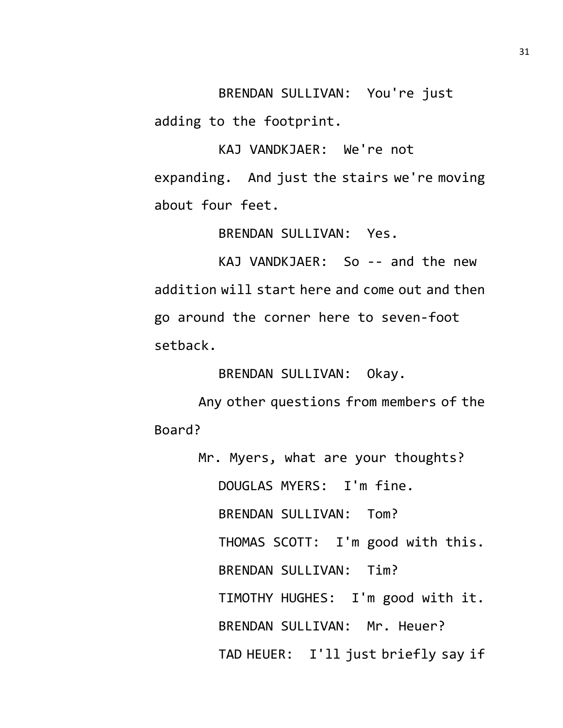BRENDAN SULLIVAN: You're just adding to the footprint.

KAJ VANDKJAER: We're not expanding. And just the stairs we're moving about four feet.

BRENDAN SULLIVAN: Yes.

KAJ VANDKJAER: So -- and the new addition will start here and come out and then go around the corner here to seven-foot setback.

BRENDAN SULLIVAN: Okay.

Any other questions from members of the Board?

Mr. Myers, what are your thoughts?

DOUGLAS MYERS: I'm fine.

BRENDAN SULLIVAN: Tom?

THOMAS SCOTT: I'm good with this.

BRENDAN SULLIVAN: Tim?

TIMOTHY HUGHES: I'm good with it.

BRENDAN SULLIVAN: Mr. Heuer?

TAD HEUER: I'll just briefly say if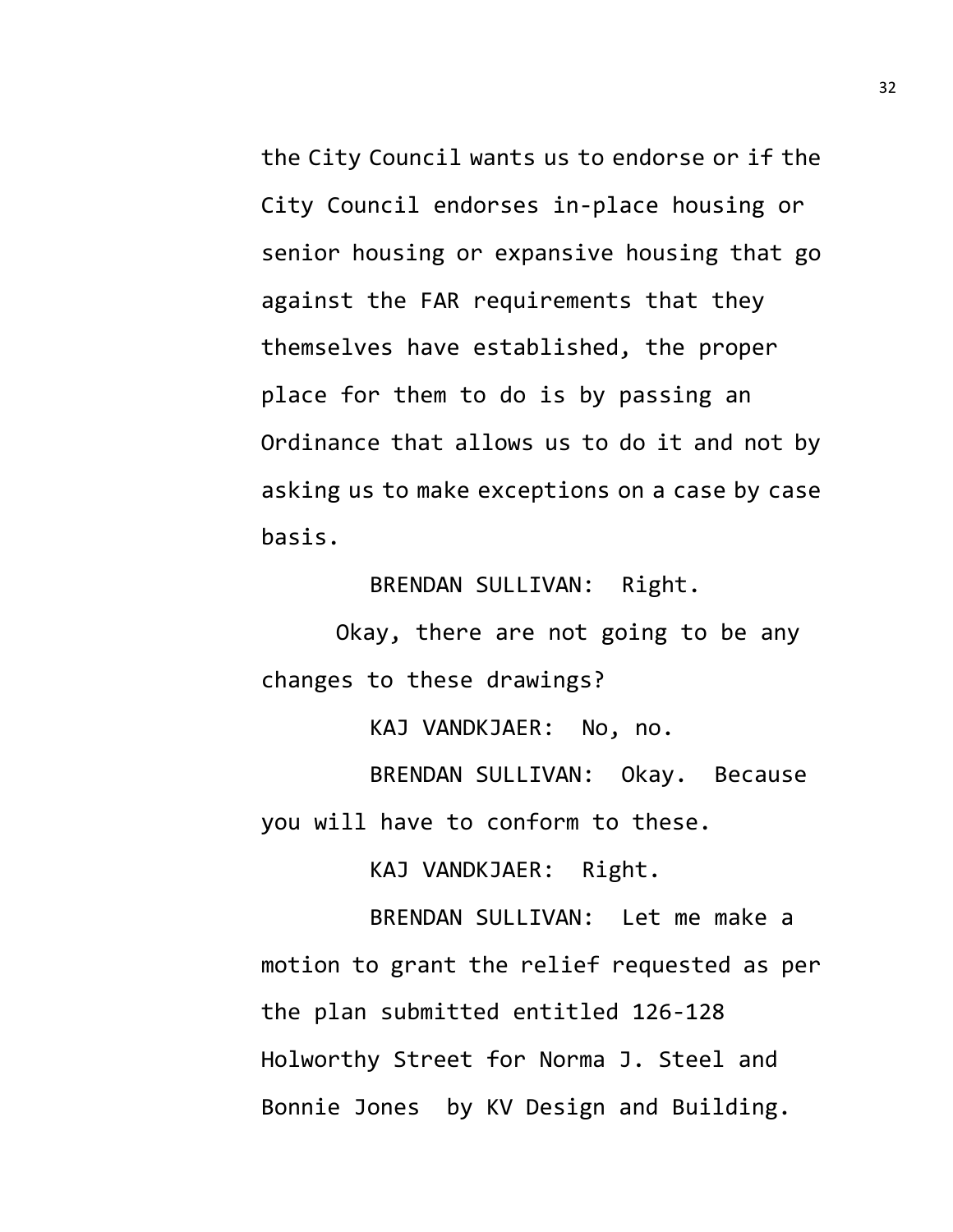the City Council wants us to endorse or if the City Council endorses in-place housing or senior housing or expansive housing that go against the FAR requirements that they themselves have established, the proper place for them to do is by passing an Ordinance that allows us to do it and not by asking us to make exceptions on a case by case basis.

BRENDAN SULLIVAN: Right.

Okay, there are not going to be any changes to these drawings?

KAJ VANDKJAER: No, no.

BRENDAN SULLIVAN: Okay. Because you will have to conform to these.

KAJ VANDKJAER: Right.

BRENDAN SULLIVAN: Let me make a motion to grant the relief requested as per the plan submitted entitled 126-128 Holworthy Street for Norma J. Steel and Bonnie Jones by KV Design and Building.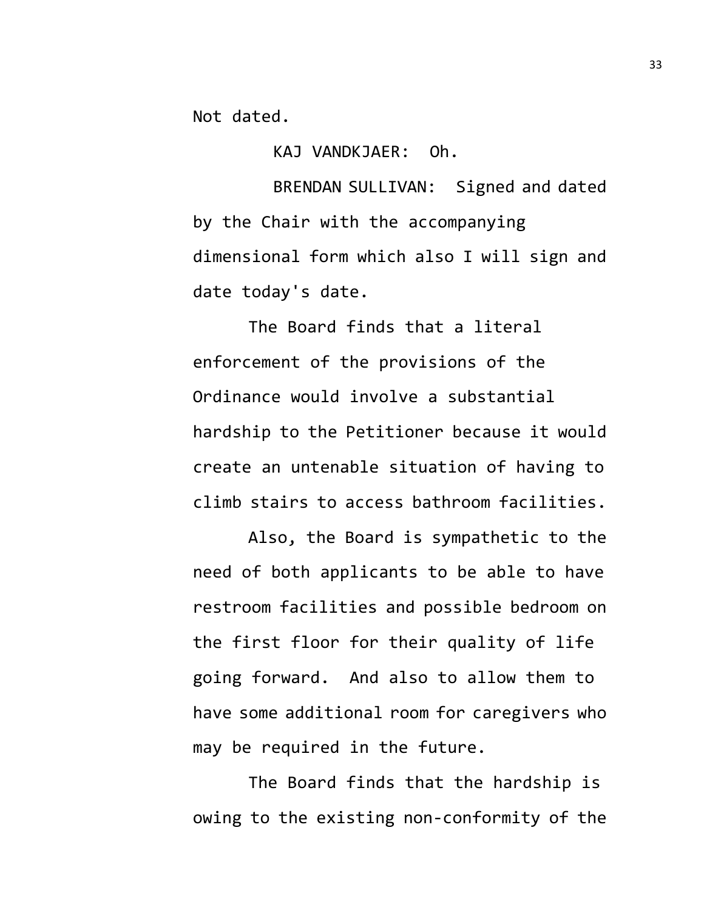Not dated.

KAJ VANDKJAER: Oh.

BRENDAN SULLIVAN: Signed and dated by the Chair with the accompanying dimensional form which also I will sign and date today's date.

The Board finds that a literal enforcement of the provisions of the Ordinance would involve a substantial hardship to the Petitioner because it would create an untenable situation of having to climb stairs to access bathroom facilities.

Also, the Board is sympathetic to the need of both applicants to be able to have restroom facilities and possible bedroom on the first floor for their quality of life going forward. And also to allow them to have some additional room for caregivers who may be required in the future.

The Board finds that the hardship is owing to the existing non-conformity of the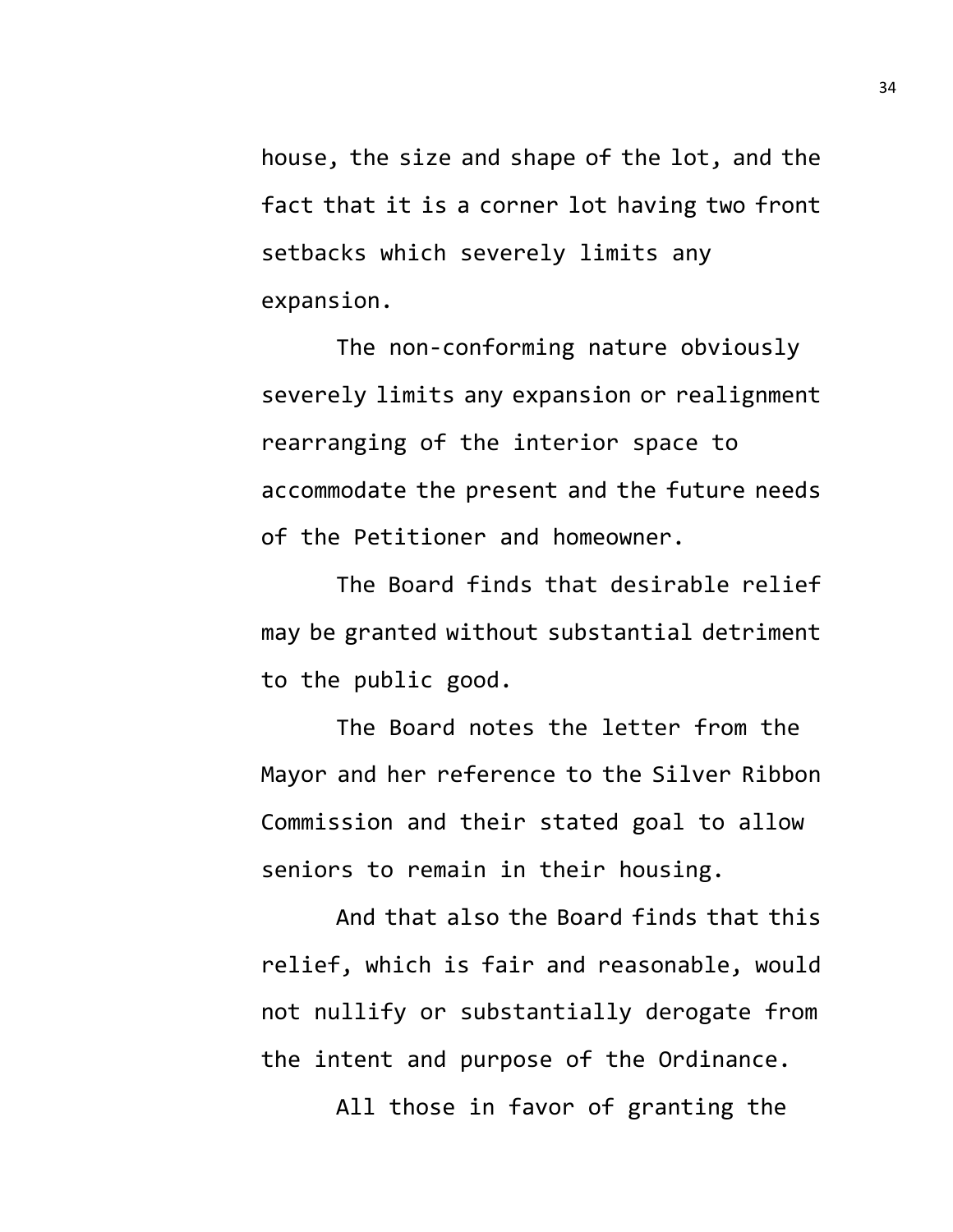house, the size and shape of the lot, and the fact that it is a corner lot having two front setbacks which severely limits any expansion.

The non-conforming nature obviously severely limits any expansion or realignment rearranging of the interior space to accommodate the present and the future needs of the Petitioner and homeowner.

The Board finds that desirable relief may be granted without substantial detriment to the public good.

The Board notes the letter from the Mayor and her reference to the Silver Ribbon Commission and their stated goal to allow seniors to remain in their housing.

And that also the Board finds that this relief, which is fair and reasonable, would not nullify or substantially derogate from the intent and purpose of the Ordinance.

All those in favor of granting the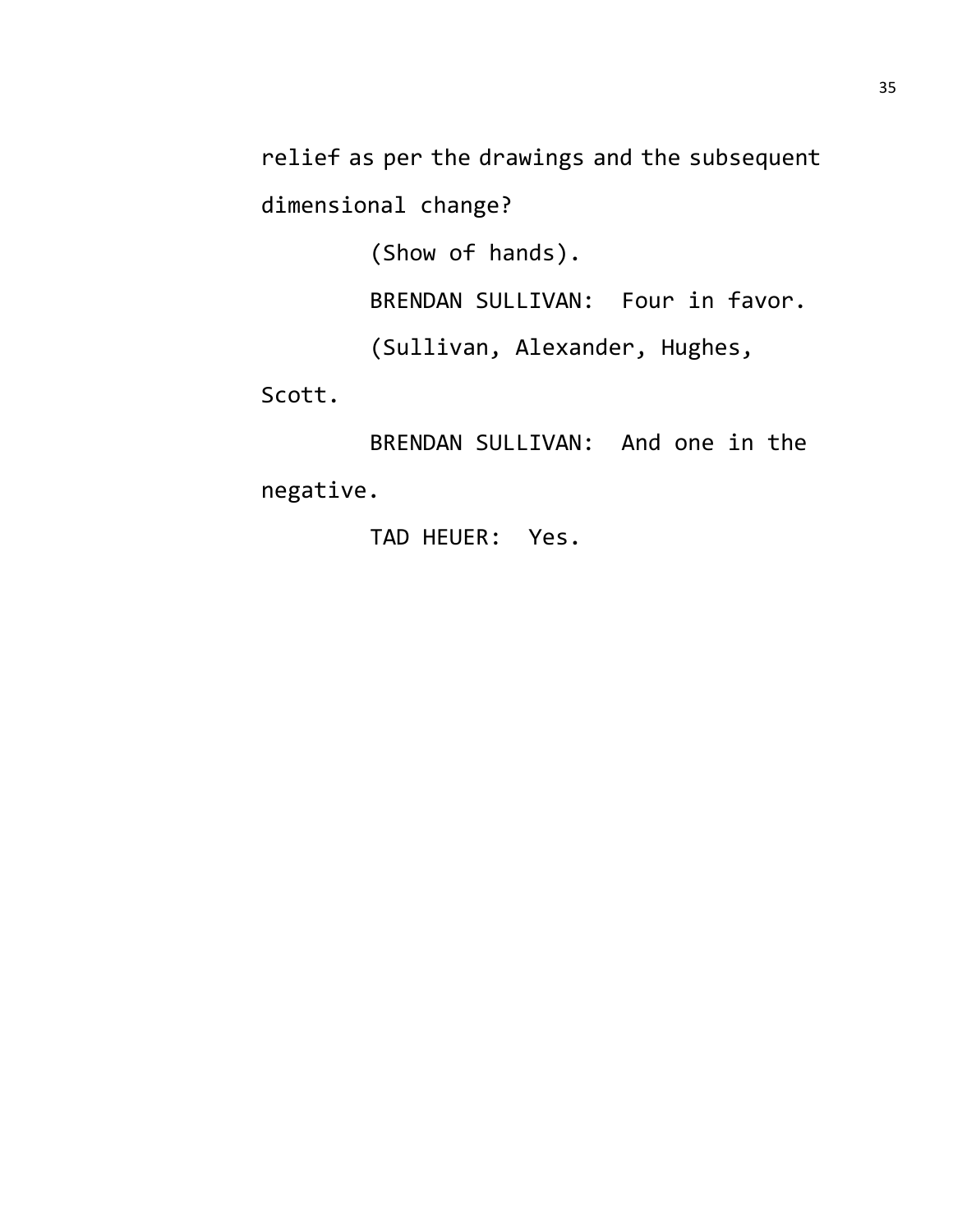relief as per the drawings and the subsequent dimensional change?

(Show of hands).

BRENDAN SULLIVAN: Four in favor.

(Sullivan, Alexander, Hughes, Scott.

BRENDAN SULLIVAN: And one in the negative.

TAD HEUER: Yes.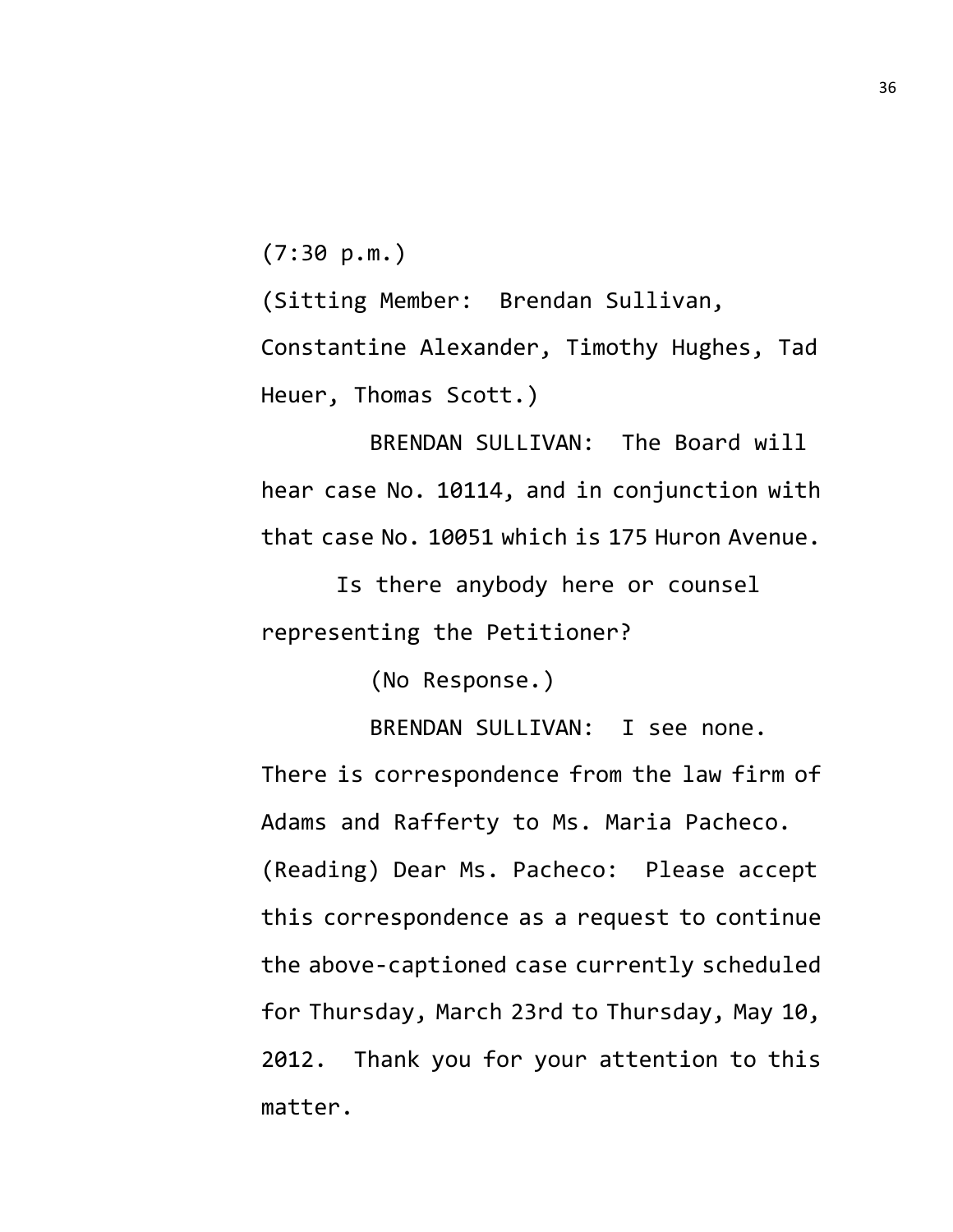(7:30 p.m.)

(Sitting Member: Brendan Sullivan, Constantine Alexander, Timothy Hughes, Tad Heuer, Thomas Scott.)

BRENDAN SULLIVAN: The Board will hear case No. 10114, and in conjunction with that case No. 10051 which is 175 Huron Avenue.

Is there anybody here or counsel representing the Petitioner?

(No Response.)

BRENDAN SULLIVAN: I see none. There is correspondence from the law firm of Adams and Rafferty to Ms. Maria Pacheco. (Reading) Dear Ms. Pacheco: Please accept this correspondence as a request to continue the above-captioned case currently scheduled for Thursday, March 23rd to Thursday, May 10, 2012. Thank you for your attention to this matter.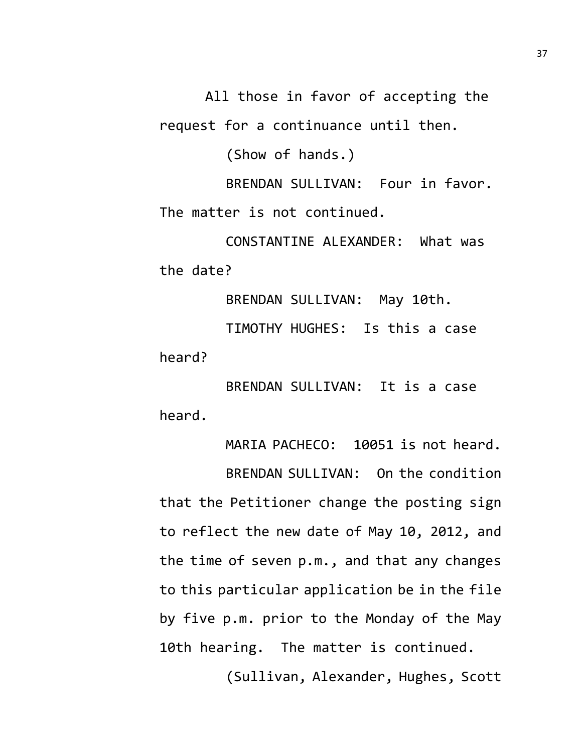All those in favor of accepting the request for a continuance until then.

(Show of hands.)

BRENDAN SULLIVAN: Four in favor. The matter is not continued.

CONSTANTINE ALEXANDER: What was the date?

BRENDAN SULLIVAN: May 10th.

TIMOTHY HUGHES: Is this a case heard?

BRENDAN SULLIVAN: It is a case heard.

MARIA PACHECO: 10051 is not heard.

BRENDAN SULLIVAN: On the condition that the Petitioner change the posting sign to reflect the new date of May 10, 2012, and the time of seven p.m., and that any changes to this particular application be in the file by five p.m. prior to the Monday of the May 10th hearing. The matter is continued.

(Sullivan, Alexander, Hughes, Scott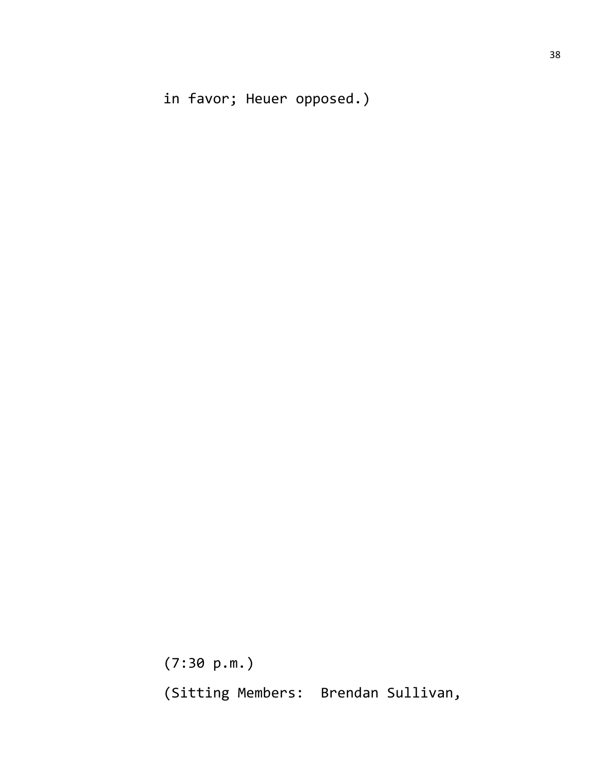in favor; Heuer opposed.)

(7:30 p.m.)

(Sitting Members: Brendan Sullivan,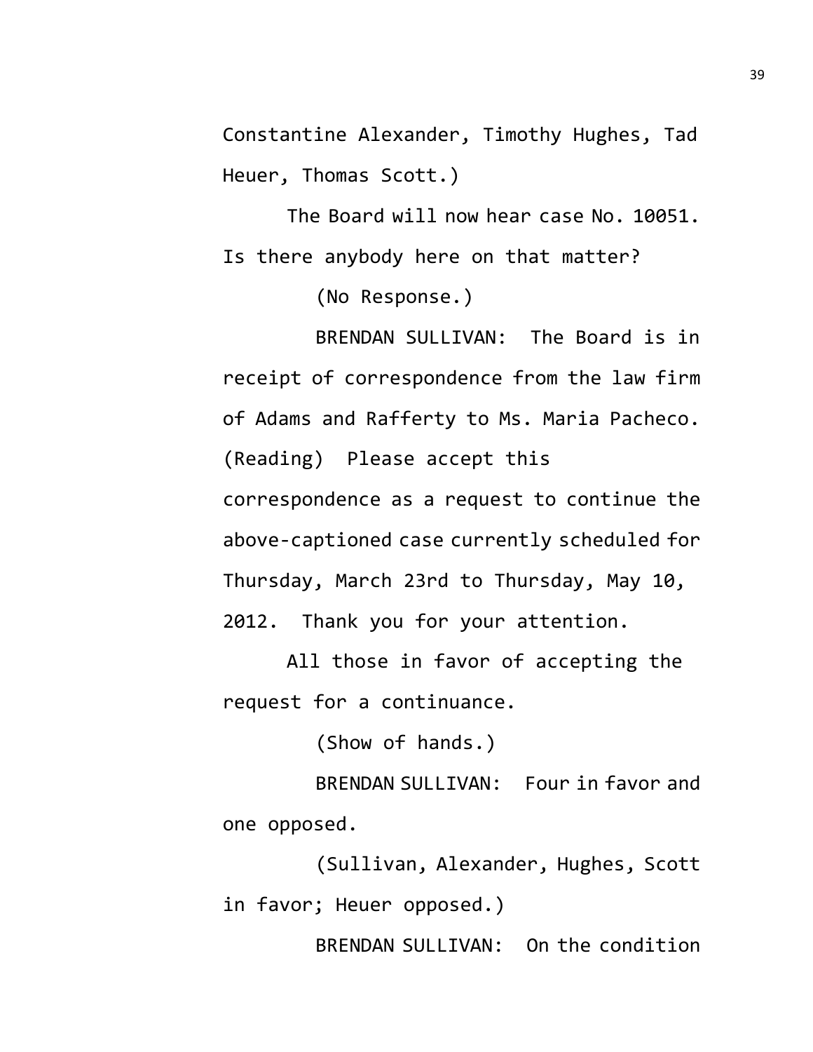Constantine Alexander, Timothy Hughes, Tad Heuer, Thomas Scott.)

The Board will now hear case No. 10051. Is there anybody here on that matter?

(No Response.)

BRENDAN SULLIVAN: The Board is in receipt of correspondence from the law firm of Adams and Rafferty to Ms. Maria Pacheco. (Reading) Please accept this correspondence as a request to continue the above-captioned case currently scheduled for Thursday, March 23rd to Thursday, May 10, 2012. Thank you for your attention.

All those in favor of accepting the request for a continuance.

(Show of hands.)

BRENDAN SULLIVAN: Four in favor and one opposed.

(Sullivan, Alexander, Hughes, Scott in favor; Heuer opposed.)

BRENDAN SULLIVAN: On the condition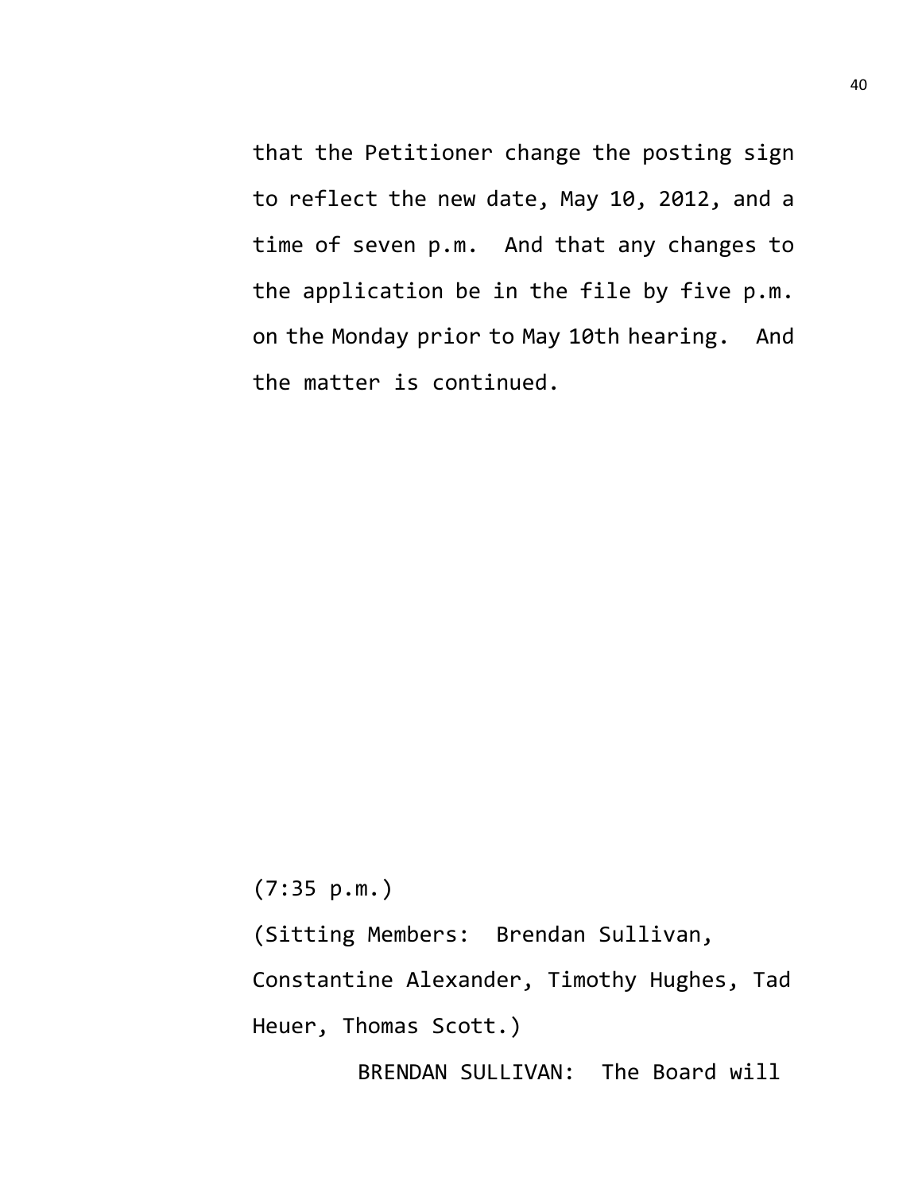that the Petitioner change the posting sign to reflect the new date, May 10, 2012, and a time of seven p.m. And that any changes to the application be in the file by five p.m. on the Monday prior to May 10th hearing. And the matter is continued.

(7:35 p.m.)

(Sitting Members: Brendan Sullivan, Constantine Alexander, Timothy Hughes, Tad Heuer, Thomas Scott.)

BRENDAN SULLIVAN: The Board will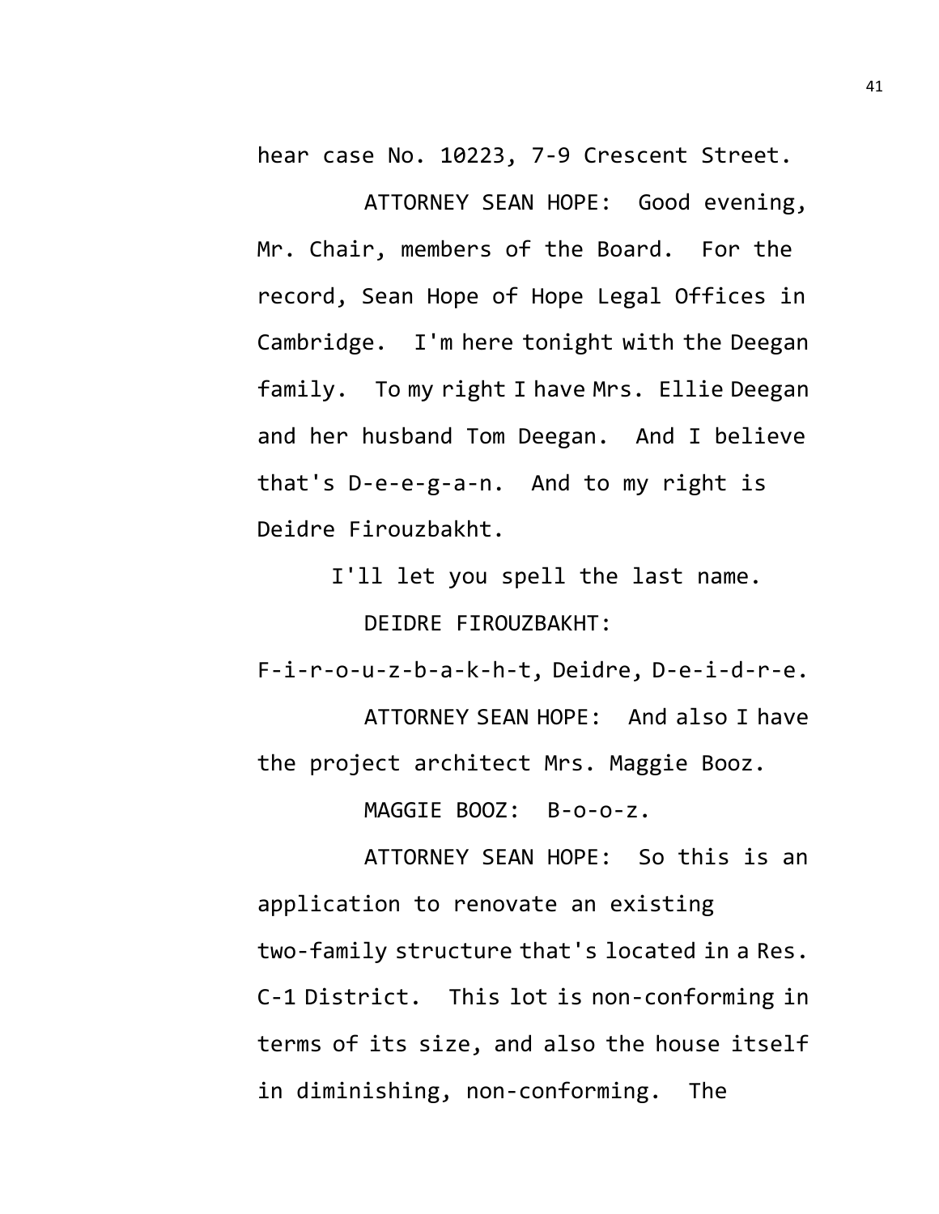hear case No. 10223, 7-9 Crescent Street.

ATTORNEY SEAN HOPE: Good evening, Mr. Chair, members of the Board. For the record, Sean Hope of Hope Legal Offices in Cambridge. I'm here tonight with the Deegan family. To my right I have Mrs. Ellie Deegan and her husband Tom Deegan. And I believe that's D-e-e-g-a-n. And to my right is Deidre Firouzbakht.

I'll let you spell the last name.

DEIDRE FIROUZBAKHT: F-i-r-o-u-z-b-a-k-h-t, Deidre, D-e-i-d-r-e.

ATTORNEY SEAN HOPE: And also I have the project architect Mrs. Maggie Booz.

MAGGIE BOOZ: B-o-o-z.

ATTORNEY SEAN HOPE: So this is an application to renovate an existing two-family structure that's located in a Res. C-1 District. This lot is non-conforming in terms of its size, and also the house itself in diminishing, non-conforming. The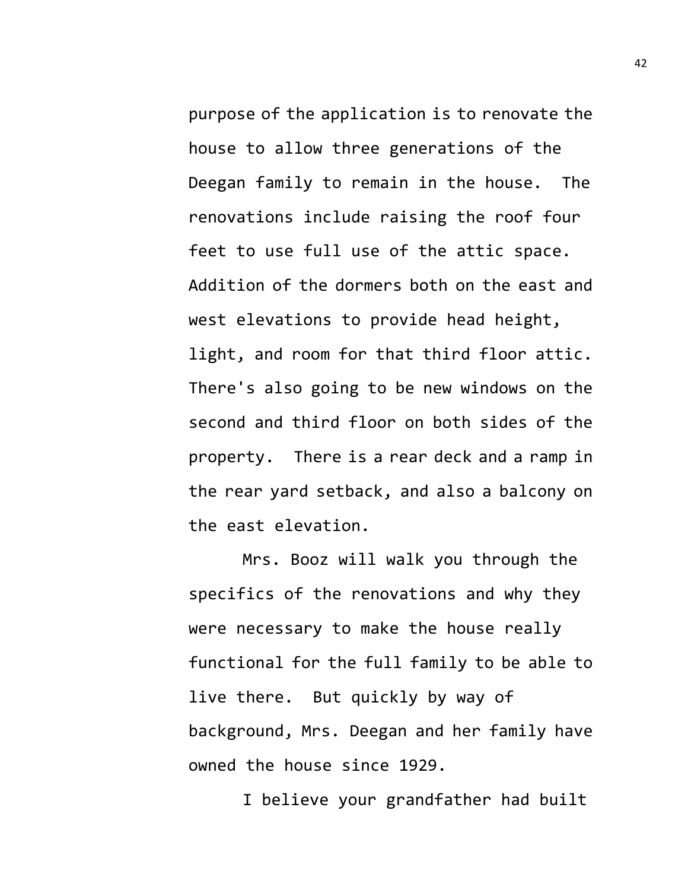purpose of the application is to renovate the house to allow three generations of the Deegan family to remain in the house. The renovations include raising the roof four feet to use full use of the attic space. Addition of the dormers both on the east and west elevations to provide head height, light, and room for that third floor attic. There's also going to be new windows on the second and third floor on both sides of the property. There is a rear deck and a ramp in the rear yard setback, and also a balcony on the east elevation.

Mrs. Booz will walk you through the specifics of the renovations and why they were necessary to make the house really functional for the full family to be able to live there. But quickly by way of background, Mrs. Deegan and her family have owned the house since 1929.

I believe your grandfather had built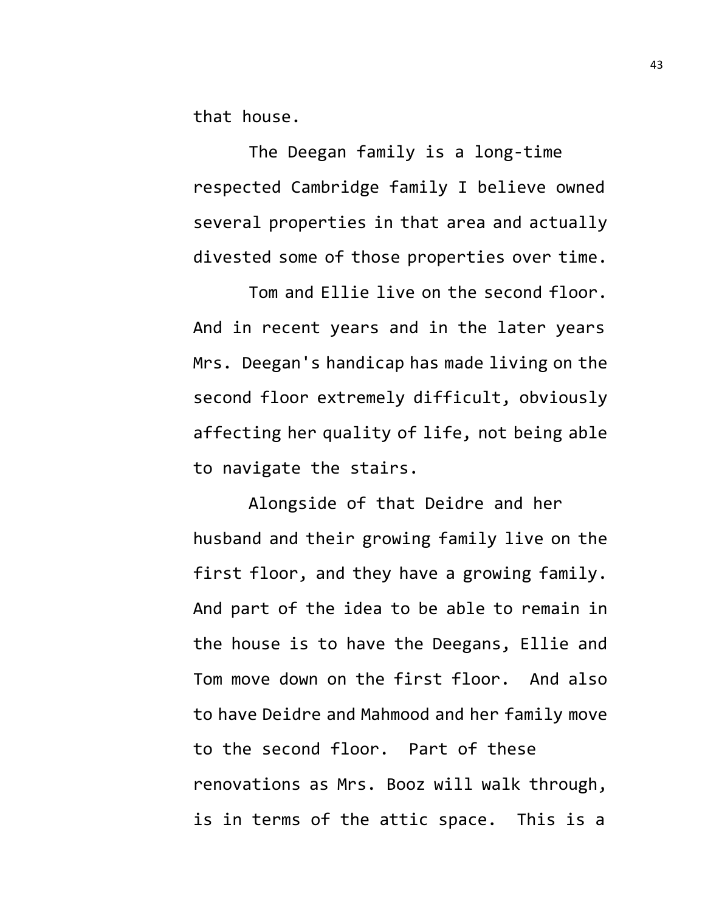that house.

The Deegan family is a long-time respected Cambridge family I believe owned several properties in that area and actually divested some of those properties over time.

Tom and Ellie live on the second floor. And in recent years and in the later years Mrs. Deegan's handicap has made living on the second floor extremely difficult, obviously affecting her quality of life, not being able to navigate the stairs.

Alongside of that Deidre and her husband and their growing family live on the first floor, and they have a growing family. And part of the idea to be able to remain in the house is to have the Deegans, Ellie and Tom move down on the first floor. And also to have Deidre and Mahmood and her family move to the second floor. Part of these renovations as Mrs. Booz will walk through, is in terms of the attic space. This is a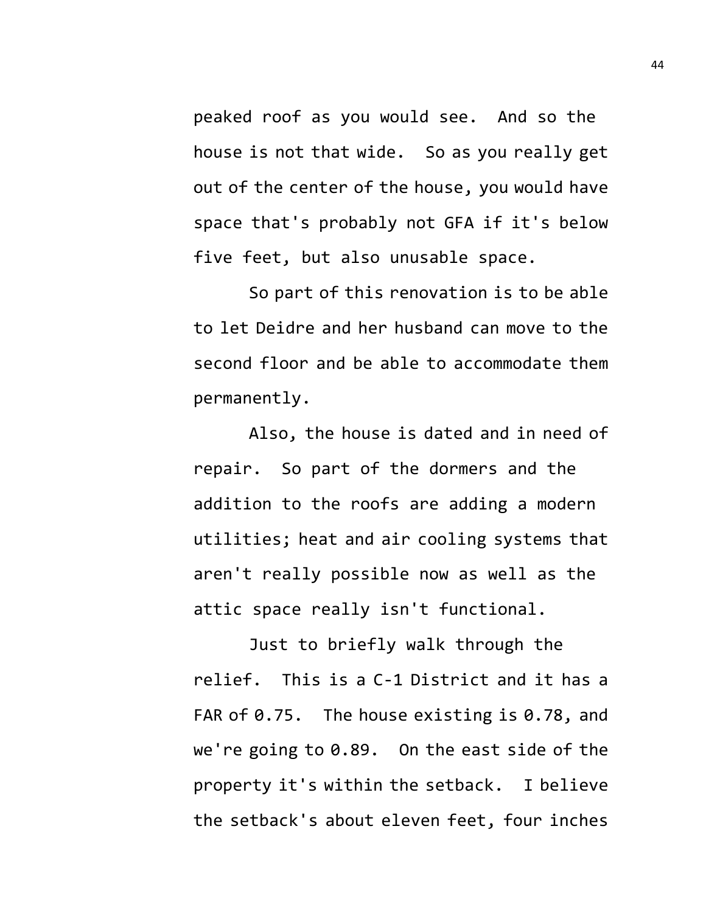peaked roof as you would see. And so the house is not that wide. So as you really get out of the center of the house, you would have space that's probably not GFA if it's below five feet, but also unusable space.

So part of this renovation is to be able to let Deidre and her husband can move to the second floor and be able to accommodate them permanently.

Also, the house is dated and in need of repair. So part of the dormers and the addition to the roofs are adding a modern utilities; heat and air cooling systems that aren't really possible now as well as the attic space really isn't functional.

Just to briefly walk through the relief. This is a C-1 District and it has a FAR of 0.75. The house existing is 0.78, and we're going to 0.89. On the east side of the property it's within the setback. I believe the setback's about eleven feet, four inches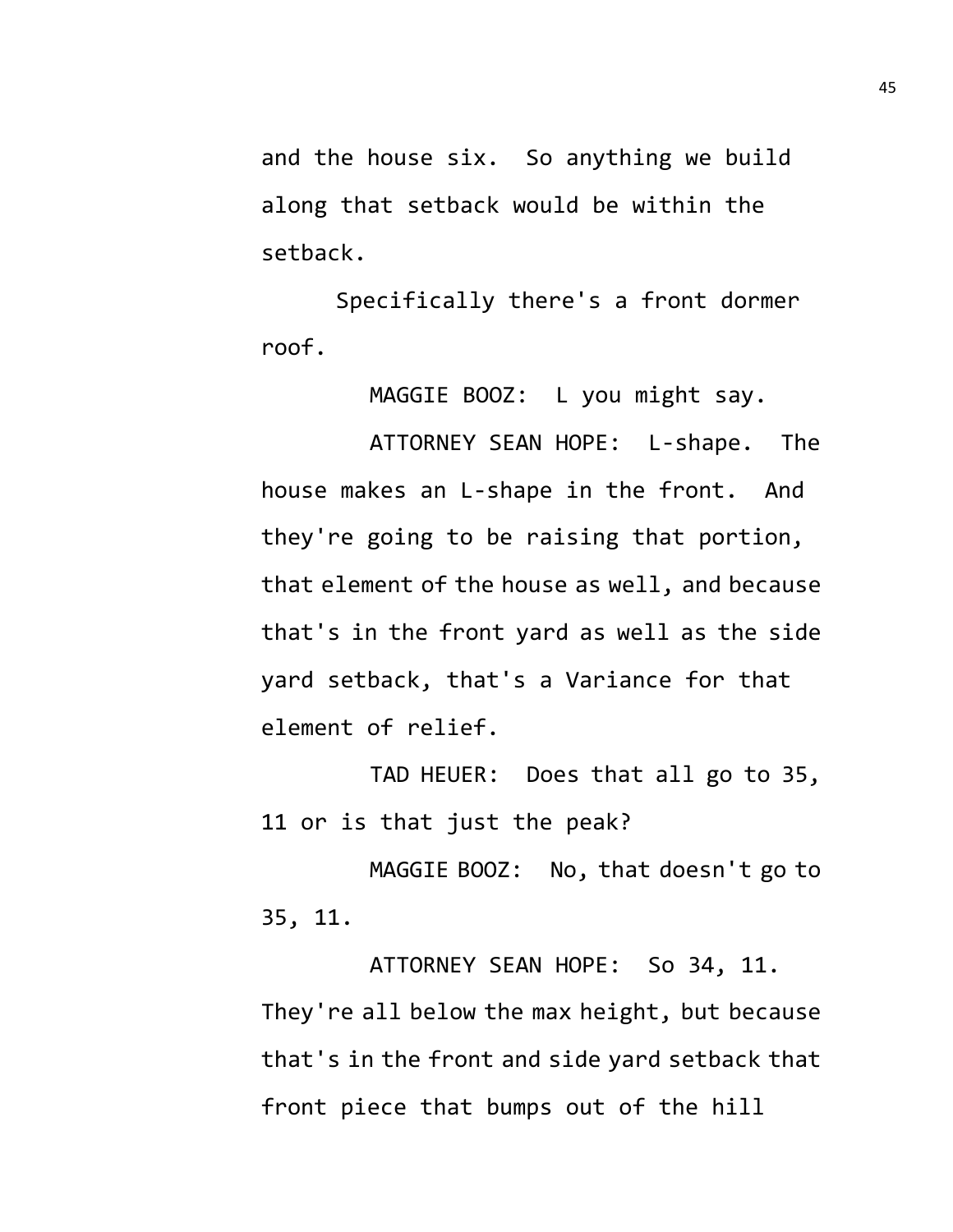and the house six. So anything we build along that setback would be within the setback.

Specifically there's a front dormer roof.

MAGGIE BOOZ: L you might say.

ATTORNEY SEAN HOPE: L-shape. The house makes an L-shape in the front. And they're going to be raising that portion, that element of the house as well, and because that's in the front yard as well as the side yard setback, that's a Variance for that element of relief.

TAD HEUER: Does that all go to 35, 11 or is that just the peak?

MAGGIE BOOZ: No, that doesn't go to 35, 11.

ATTORNEY SEAN HOPE: So 34, 11. They're all below the max height, but because that's in the front and side yard setback that front piece that bumps out of the hill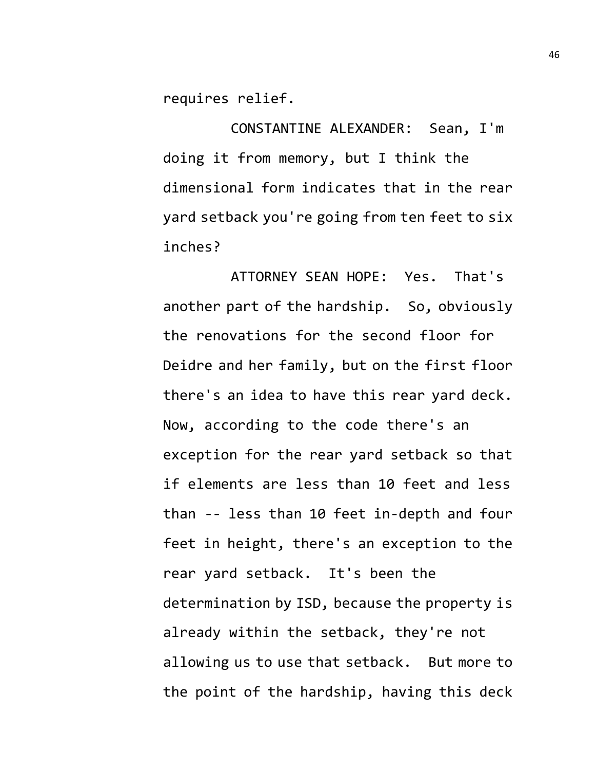requires relief.

CONSTANTINE ALEXANDER: Sean, I'm doing it from memory, but I think the dimensional form indicates that in the rear yard setback you're going from ten feet to six inches?

ATTORNEY SEAN HOPE: Yes. That's another part of the hardship. So, obviously the renovations for the second floor for Deidre and her family, but on the first floor there's an idea to have this rear yard deck. Now, according to the code there's an exception for the rear yard setback so that if elements are less than 10 feet and less than -- less than 10 feet in-depth and four feet in height, there's an exception to the rear yard setback. It's been the determination by ISD, because the property is already within the setback, they're not allowing us to use that setback. But more to the point of the hardship, having this deck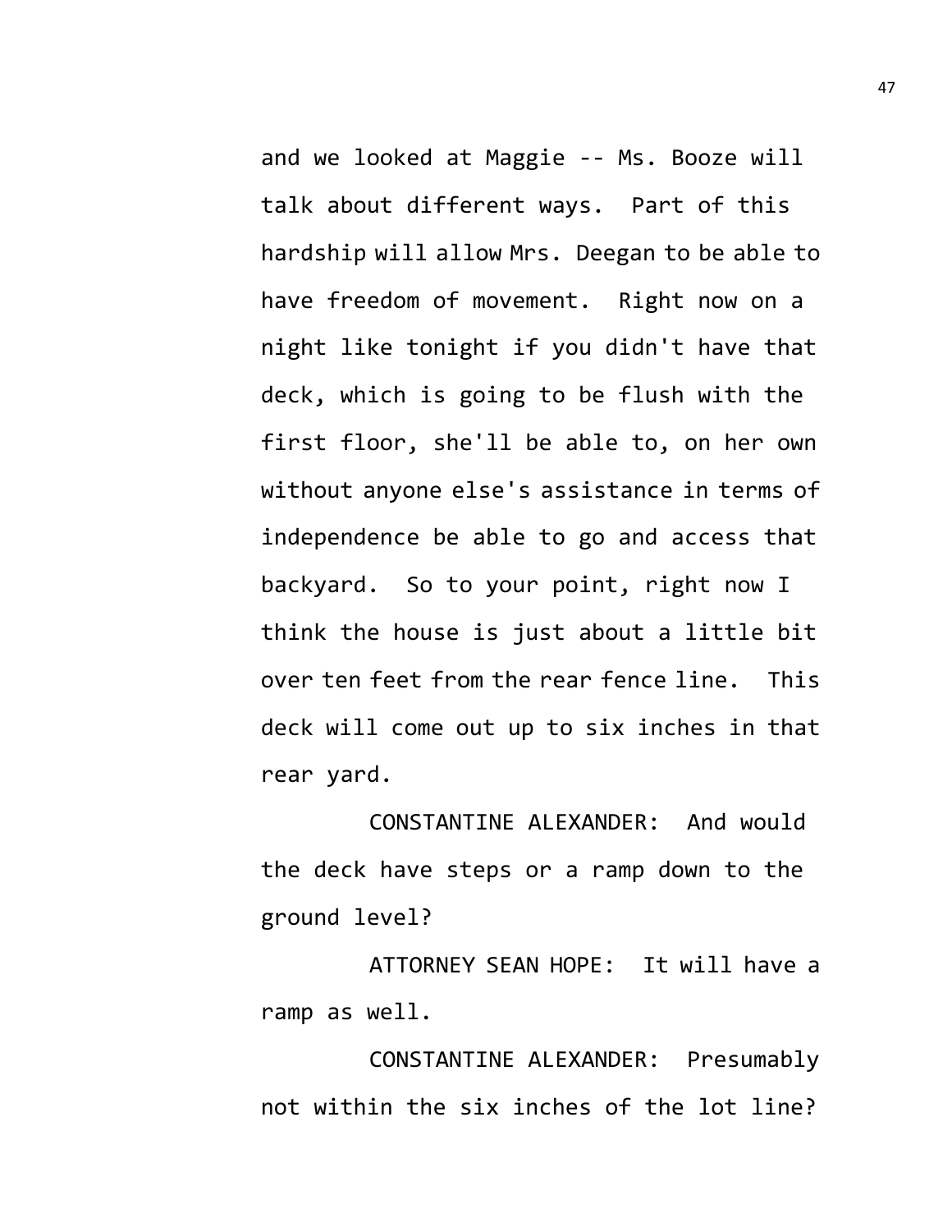and we looked at Maggie -- Ms. Booze will talk about different ways. Part of this hardship will allow Mrs. Deegan to be able to have freedom of movement. Right now on a night like tonight if you didn't have that deck, which is going to be flush with the first floor, she'll be able to, on her own without anyone else's assistance in terms of independence be able to go and access that backyard. So to your point, right now I think the house is just about a little bit over ten feet from the rear fence line. This deck will come out up to six inches in that rear yard.

CONSTANTINE ALEXANDER: And would the deck have steps or a ramp down to the ground level?

ATTORNEY SEAN HOPE: It will have a ramp as well.

CONSTANTINE ALEXANDER: Presumably not within the six inches of the lot line?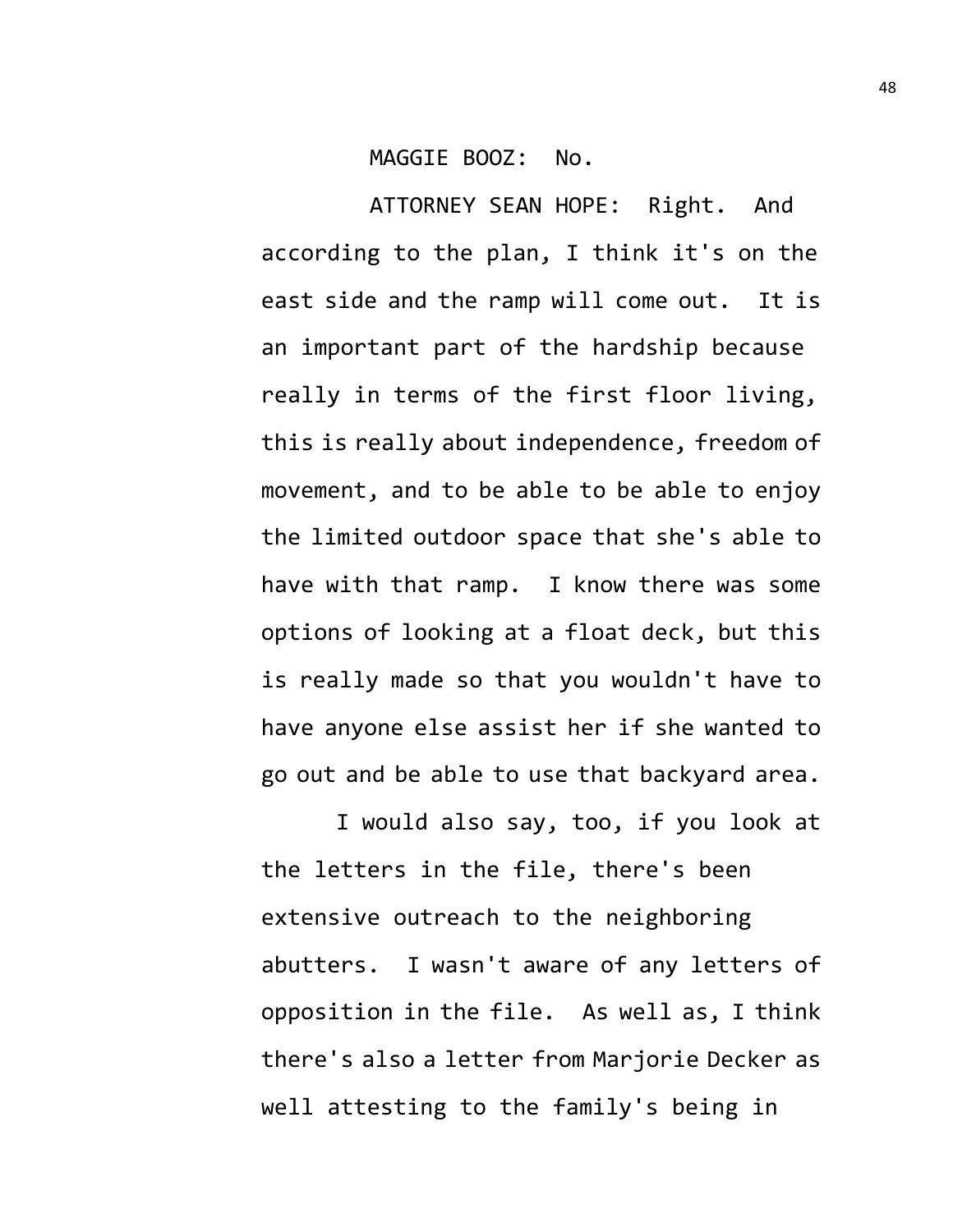MAGGIE BOOZ: No.

ATTORNEY SEAN HOPE: Right. And according to the plan, I think it's on the east side and the ramp will come out. It is an important part of the hardship because really in terms of the first floor living, this is really about independence, freedom of movement, and to be able to be able to enjoy the limited outdoor space that she's able to have with that ramp. I know there was some options of looking at a float deck, but this is really made so that you wouldn't have to have anyone else assist her if she wanted to go out and be able to use that backyard area.

I would also say, too, if you look at the letters in the file, there's been extensive outreach to the neighboring abutters. I wasn't aware of any letters of opposition in the file. As well as, I think there's also a letter from Marjorie Decker as well attesting to the family's being in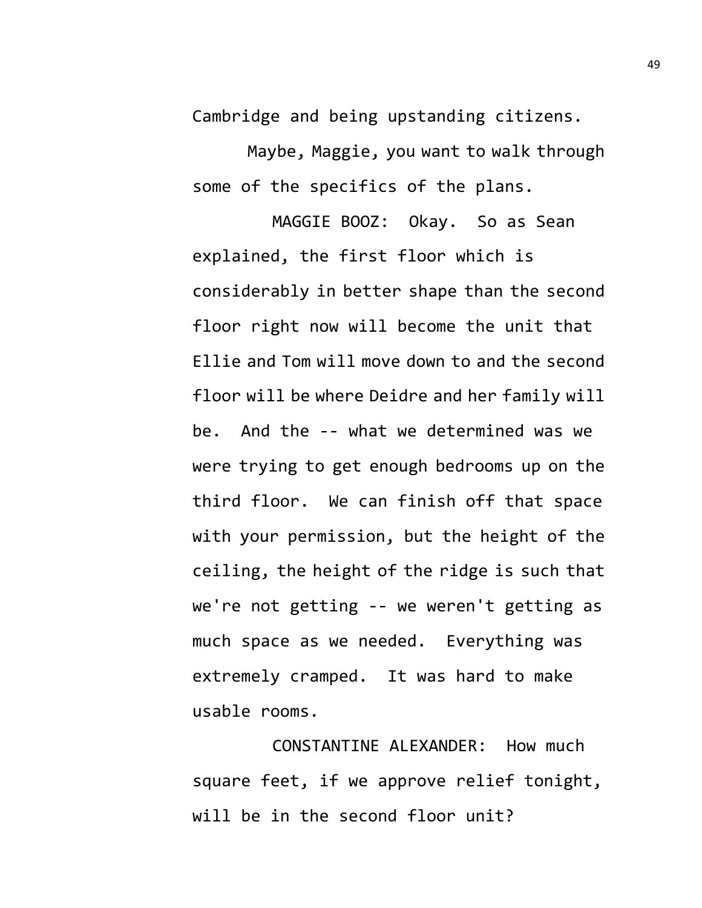Cambridge and being upstanding citizens.

Maybe, Maggie, you want to walk through some of the specifics of the plans.

MAGGIE BOOZ: Okay. So as Sean explained, the first floor which is considerably in better shape than the second floor right now will become the unit that Ellie and Tom will move down to and the second floor will be where Deidre and her family will be. And the -- what we determined was we were trying to get enough bedrooms up on the third floor. We can finish off that space with your permission, but the height of the ceiling, the height of the ridge is such that we're not getting -- we weren't getting as much space as we needed. Everything was extremely cramped. It was hard to make usable rooms.

CONSTANTINE ALEXANDER: How much square feet, if we approve relief tonight, will be in the second floor unit?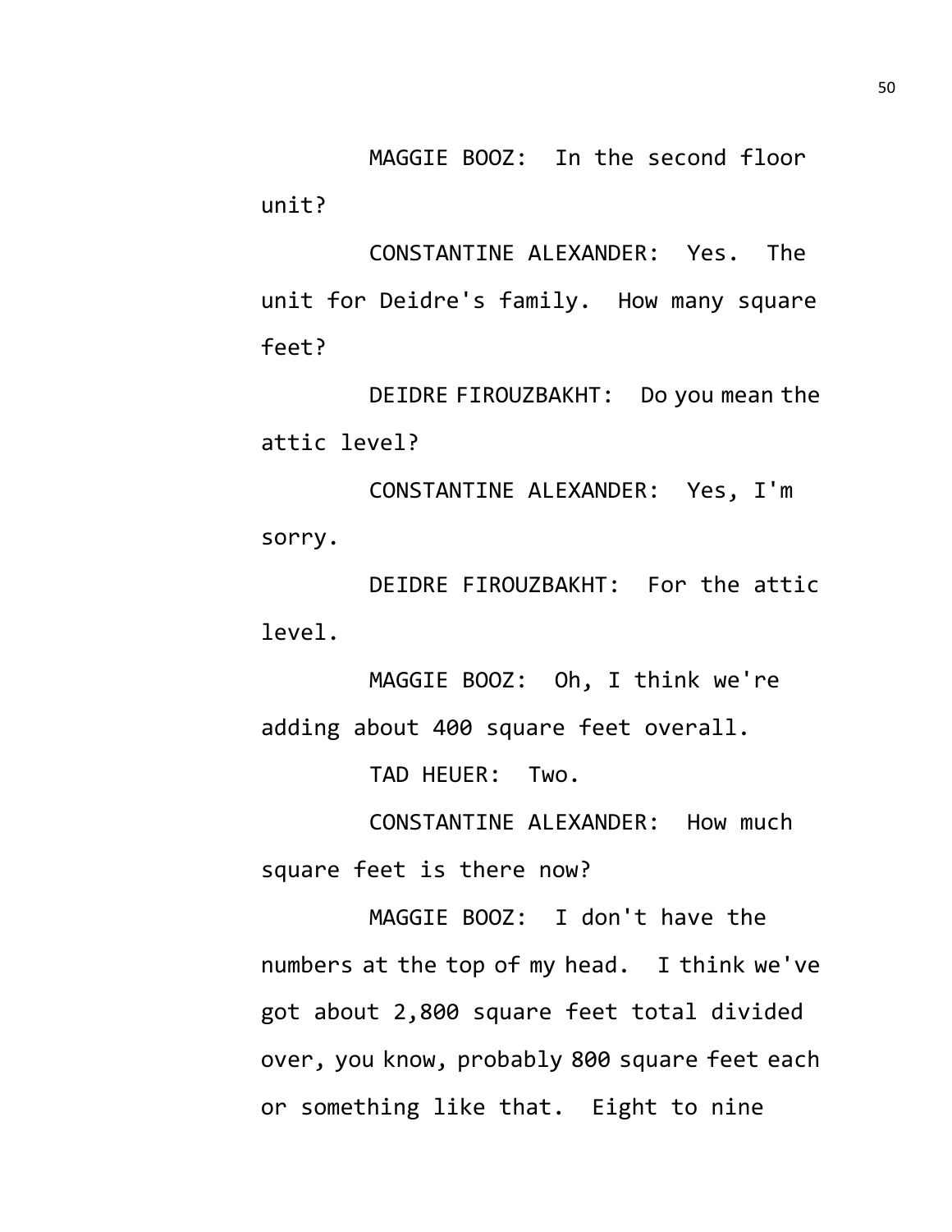MAGGIE BOOZ: In the second floor unit?

CONSTANTINE ALEXANDER: Yes. The unit for Deidre's family. How many square feet?

DEIDRE FIROUZBAKHT: Do you mean the attic level?

CONSTANTINE ALEXANDER: Yes, I'm sorry.

DEIDRE FIROUZBAKHT: For the attic level.

MAGGIE BOOZ: Oh, I think we're adding about 400 square feet overall.

TAD HEUER: Two.

CONSTANTINE ALEXANDER: How much square feet is there now?

MAGGIE BOOZ: I don't have the numbers at the top of my head. I think we've got about 2,800 square feet total divided over, you know, probably 800 square feet each or something like that. Eight to nine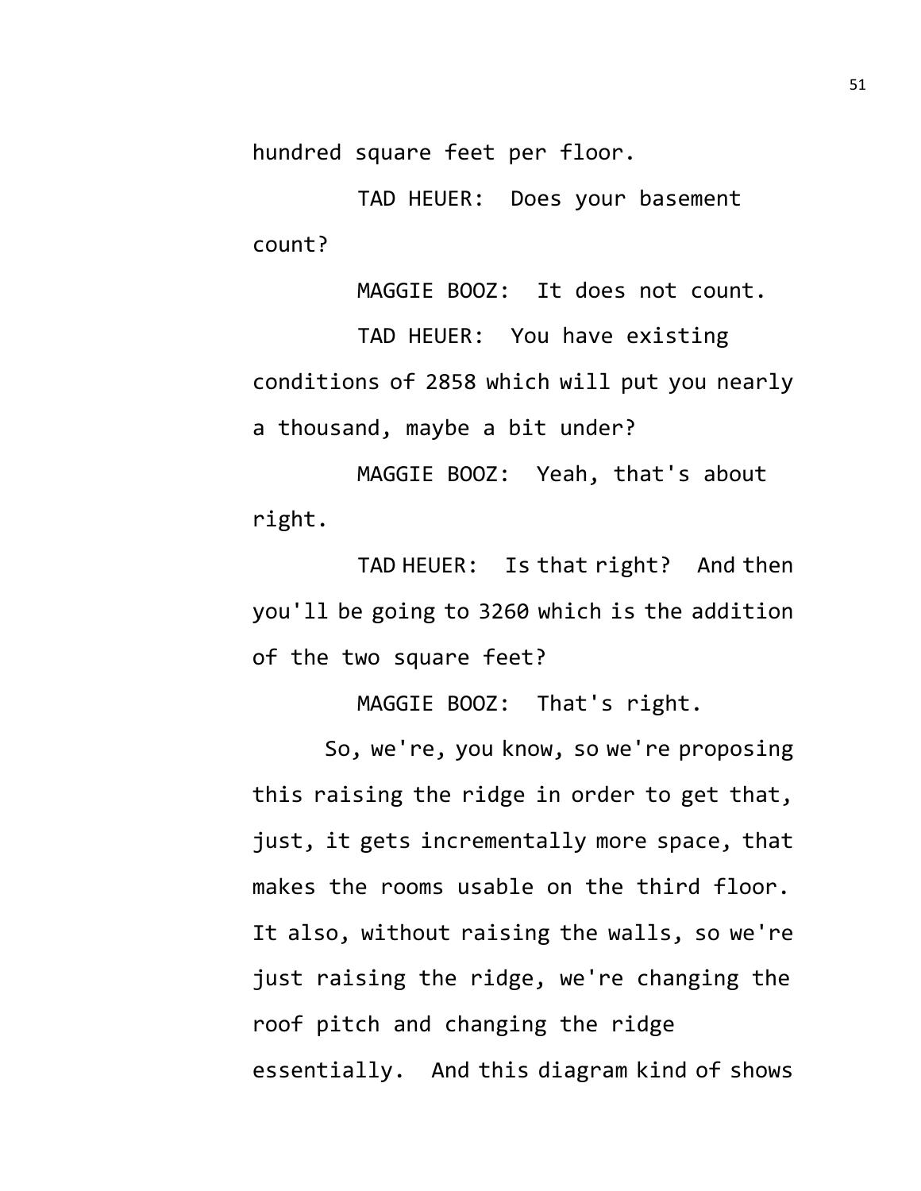hundred square feet per floor.

TAD HEUER: Does your basement count?

MAGGIE BOOZ: It does not count.

TAD HEUER: You have existing conditions of 2858 which will put you nearly a thousand, maybe a bit under?

MAGGIE BOOZ: Yeah, that's about right.

TAD HEUER: Is that right? And then you'll be going to 3260 which is the addition of the two square feet?

MAGGIE BOOZ: That's right.

So, we're, you know, so we're proposing this raising the ridge in order to get that, just, it gets incrementally more space, that makes the rooms usable on the third floor. It also, without raising the walls, so we're just raising the ridge, we're changing the roof pitch and changing the ridge essentially. And this diagram kind of shows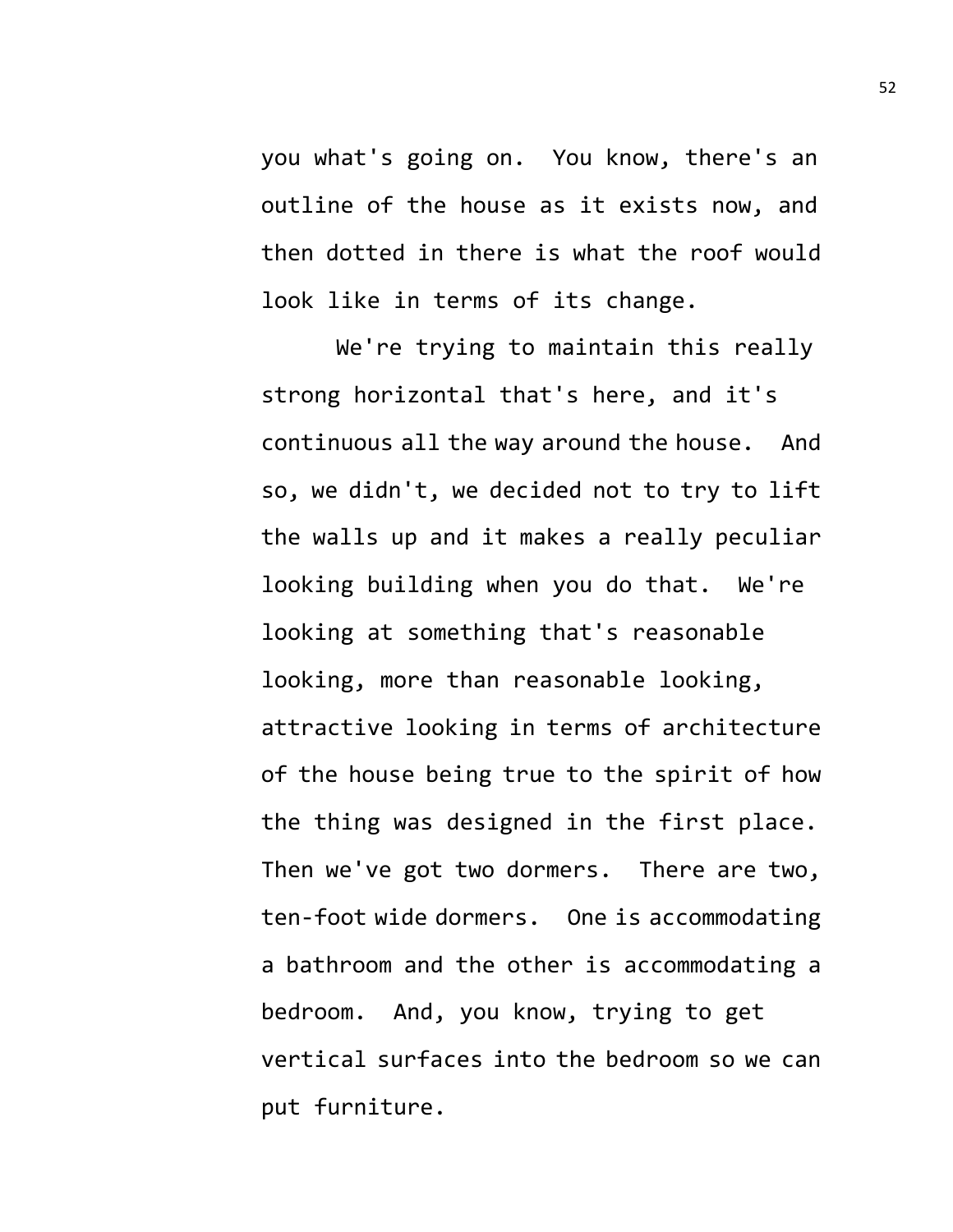you what's going on. You know, there's an outline of the house as it exists now, and then dotted in there is what the roof would look like in terms of its change.

We're trying to maintain this really strong horizontal that's here, and it's continuous all the way around the house. And so, we didn't, we decided not to try to lift the walls up and it makes a really peculiar looking building when you do that. We're looking at something that's reasonable looking, more than reasonable looking, attractive looking in terms of architecture of the house being true to the spirit of how the thing was designed in the first place. Then we've got two dormers. There are two, ten-foot wide dormers. One is accommodating a bathroom and the other is accommodating a bedroom. And, you know, trying to get vertical surfaces into the bedroom so we can put furniture.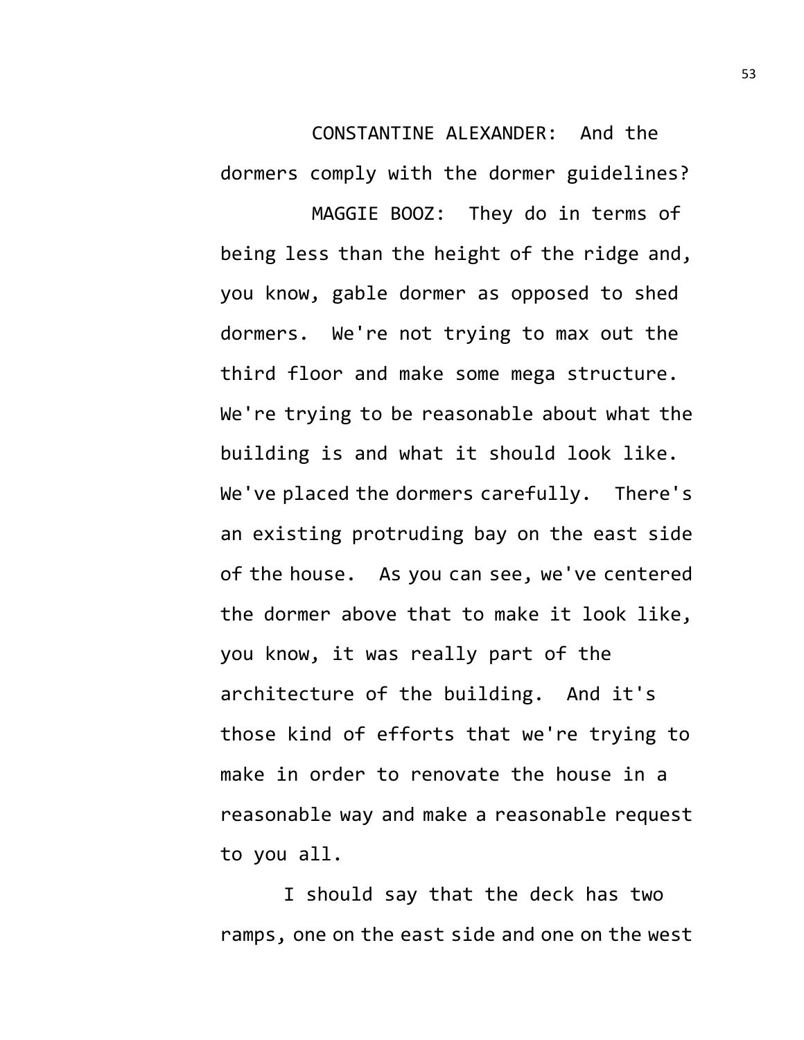CONSTANTINE ALEXANDER: And the dormers comply with the dormer guidelines?

MAGGIE BOOZ: They do in terms of being less than the height of the ridge and, you know, gable dormer as opposed to shed dormers. We're not trying to max out the third floor and make some mega structure. We're trying to be reasonable about what the building is and what it should look like. We've placed the dormers carefully. There's an existing protruding bay on the east side of the house. As you can see, we've centered the dormer above that to make it look like, you know, it was really part of the architecture of the building. And it's those kind of efforts that we're trying to make in order to renovate the house in a reasonable way and make a reasonable request to you all.

I should say that the deck has two ramps, one on the east side and one on the west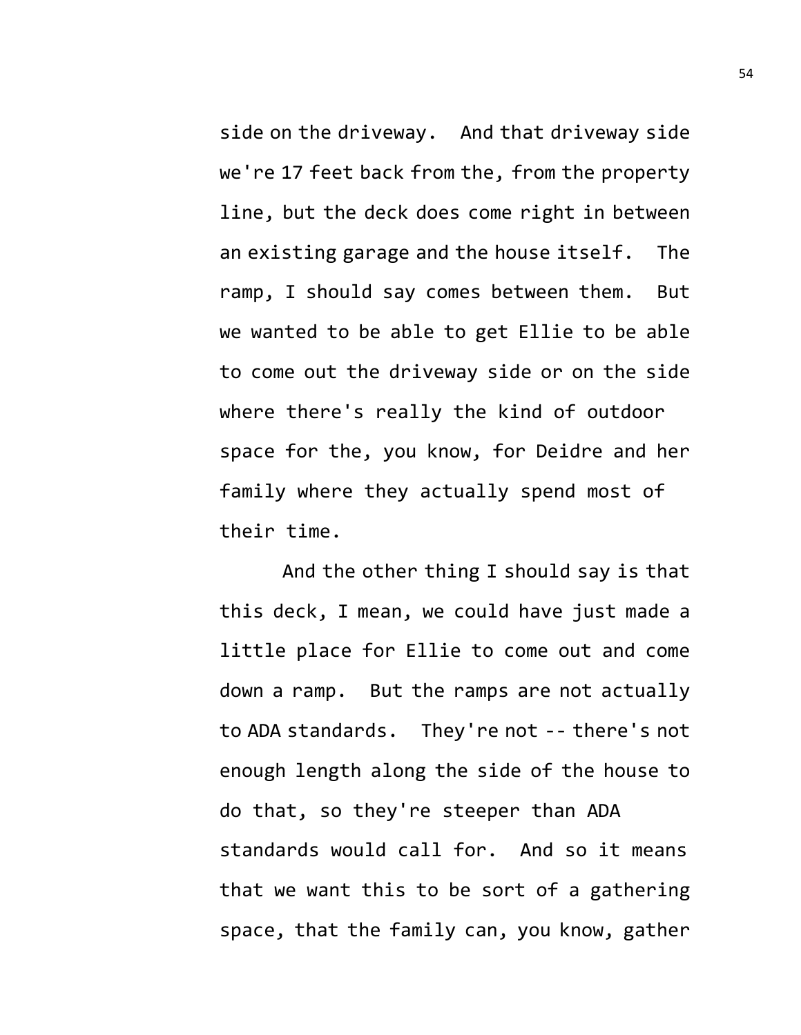side on the driveway. And that driveway side we're 17 feet back from the, from the property line, but the deck does come right in between an existing garage and the house itself. The ramp, I should say comes between them. But we wanted to be able to get Ellie to be able to come out the driveway side or on the side where there's really the kind of outdoor space for the, you know, for Deidre and her family where they actually spend most of their time.

And the other thing I should say is that this deck, I mean, we could have just made a little place for Ellie to come out and come down a ramp. But the ramps are not actually to ADA standards. They're not -- there's not enough length along the side of the house to do that, so they're steeper than ADA standards would call for. And so it means that we want this to be sort of a gathering space, that the family can, you know, gather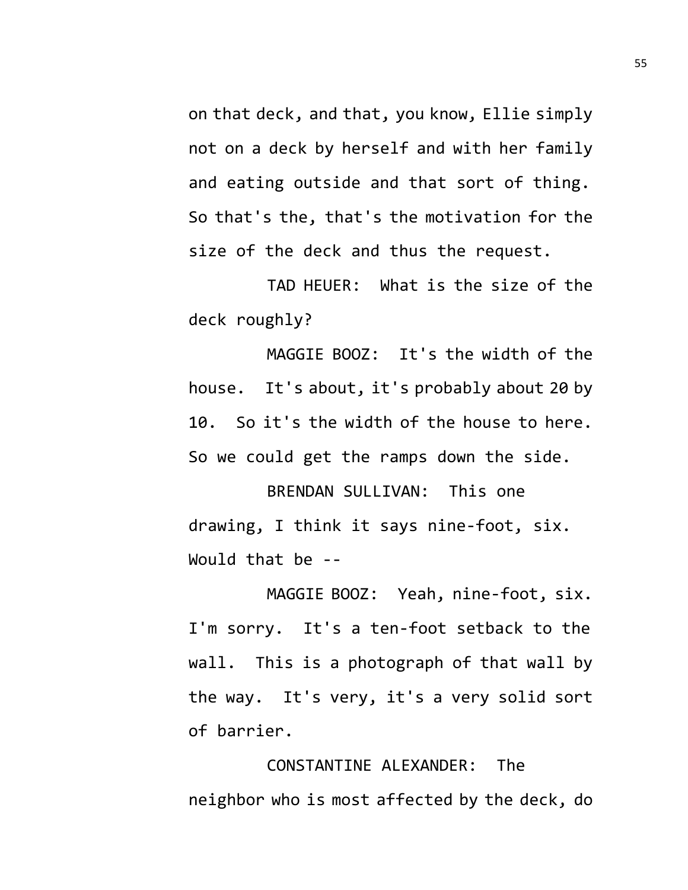on that deck, and that, you know, Ellie simply not on a deck by herself and with her family and eating outside and that sort of thing. So that's the, that's the motivation for the size of the deck and thus the request.

TAD HEUER: What is the size of the deck roughly?

MAGGIE BOOZ: It's the width of the house. It's about, it's probably about 20 by 10. So it's the width of the house to here. So we could get the ramps down the side.

BRENDAN SULLIVAN: This one drawing, I think it says nine-foot, six. Would that be --

MAGGIE BOOZ: Yeah, nine-foot, six. I'm sorry. It's a ten-foot setback to the wall. This is a photograph of that wall by the way. It's very, it's a very solid sort of barrier.

CONSTANTINE ALEXANDER: The neighbor who is most affected by the deck, do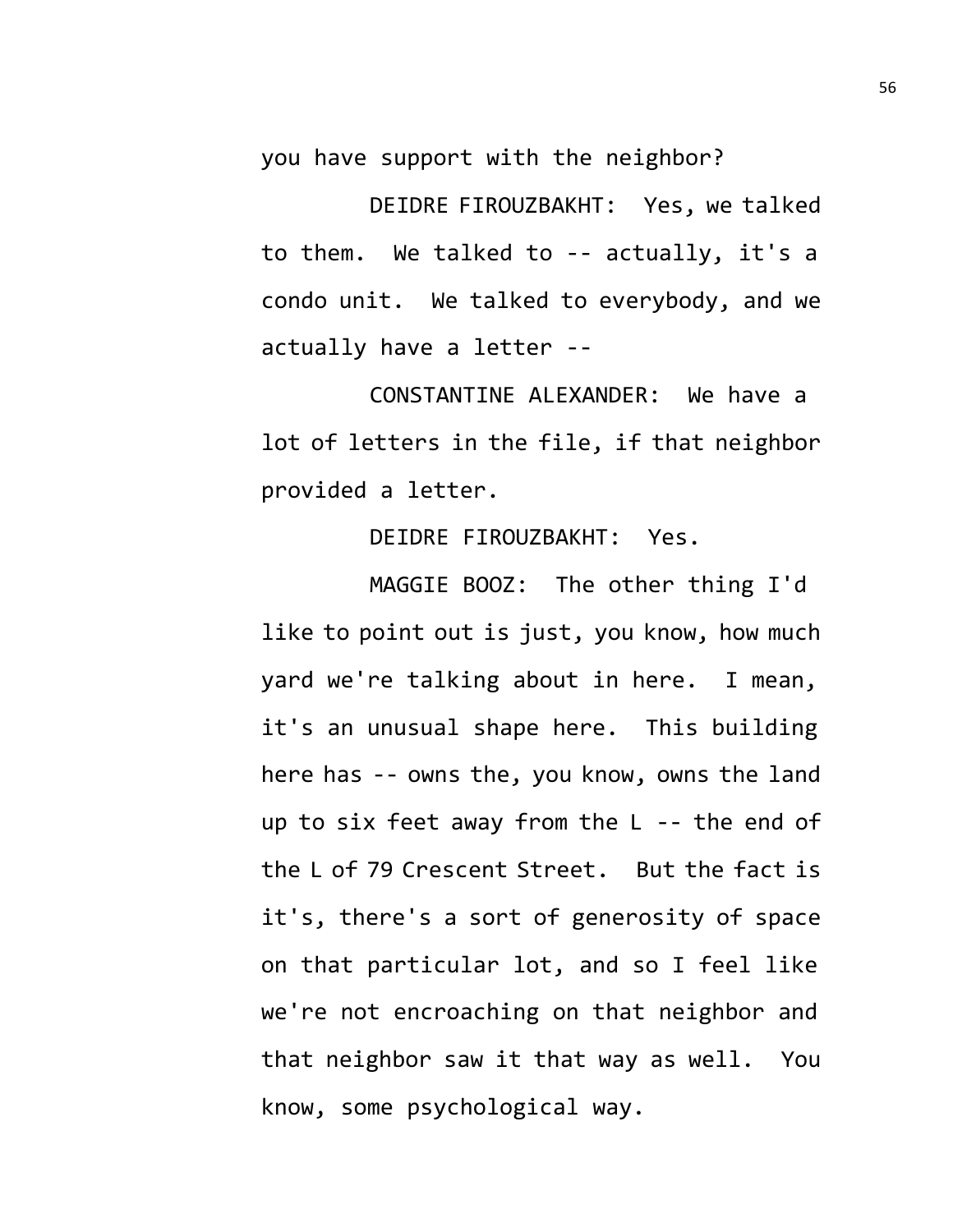you have support with the neighbor?

DEIDRE FIROUZBAKHT: Yes, we talked to them. We talked to -- actually, it's a condo unit. We talked to everybody, and we actually have a letter --

CONSTANTINE ALEXANDER: We have a lot of letters in the file, if that neighbor provided a letter.

DEIDRE FIROUZBAKHT: Yes.

MAGGIE BOOZ: The other thing I'd like to point out is just, you know, how much yard we're talking about in here. I mean, it's an unusual shape here. This building here has -- owns the, you know, owns the land up to six feet away from the L -- the end of the L of 79 Crescent Street. But the fact is it's, there's a sort of generosity of space on that particular lot, and so I feel like we're not encroaching on that neighbor and that neighbor saw it that way as well. You know, some psychological way.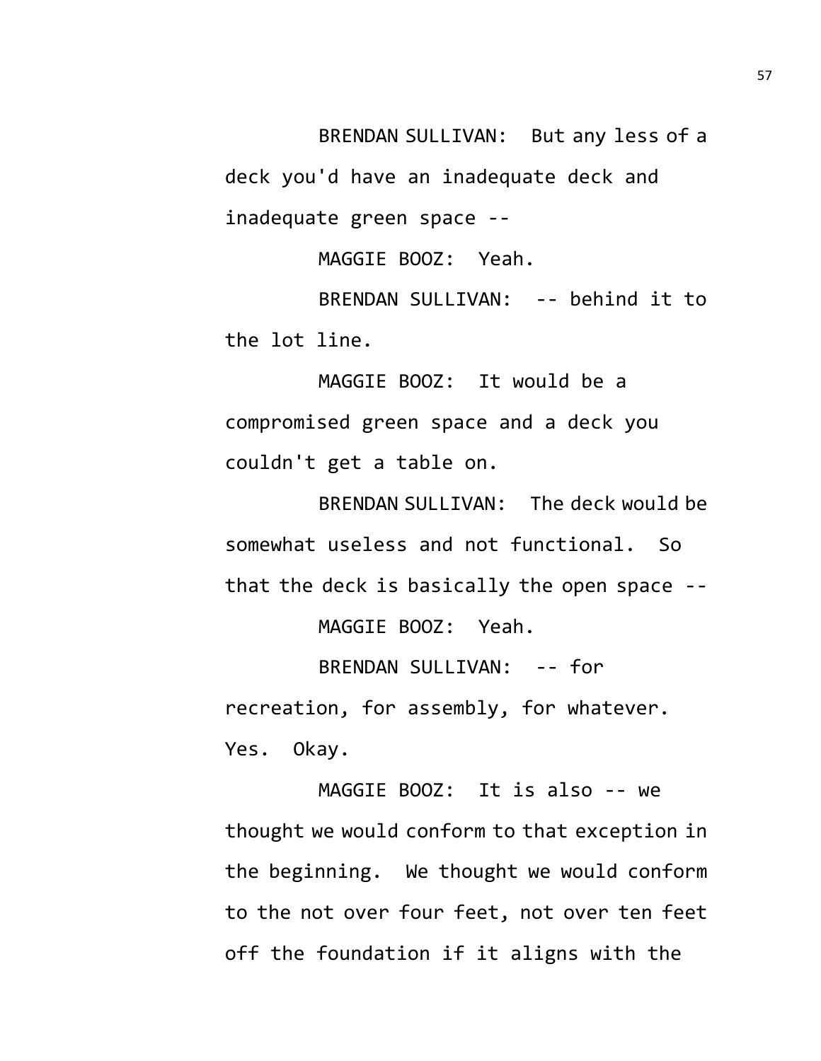BRENDAN SULLIVAN: But any less of a deck you'd have an inadequate deck and inadequate green space --

MAGGIE BOOZ: Yeah.

BRENDAN SULLIVAN: -- behind it to the lot line.

MAGGIE BOOZ: It would be a compromised green space and a deck you couldn't get a table on.

BRENDAN SULLIVAN: The deck would be somewhat useless and not functional. So that the deck is basically the open space --

MAGGIE BOOZ: Yeah.

BRENDAN SULLIVAN: -- for recreation, for assembly, for whatever. Yes. Okay.

MAGGIE BOOZ: It is also -- we thought we would conform to that exception in the beginning. We thought we would conform to the not over four feet, not over ten feet off the foundation if it aligns with the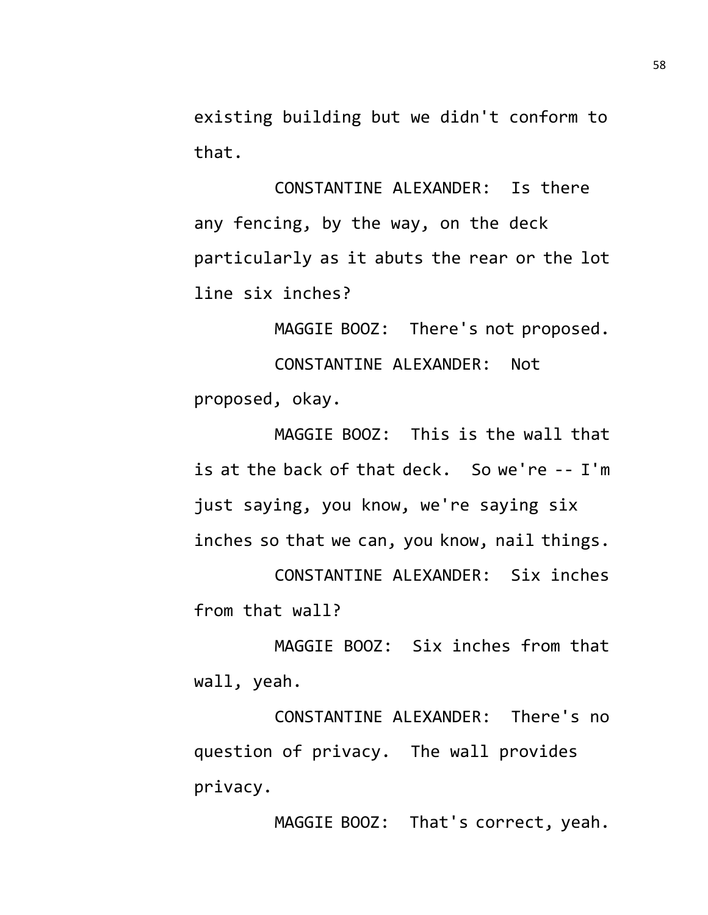existing building but we didn't conform to that.

CONSTANTINE ALEXANDER: Is there any fencing, by the way, on the deck particularly as it abuts the rear or the lot line six inches?

MAGGIE BOOZ: There's not proposed.

CONSTANTINE ALEXANDER: Not proposed, okay.

MAGGIE BOOZ: This is the wall that is at the back of that deck. So we're -- I'm just saying, you know, we're saying six inches so that we can, you know, nail things.

CONSTANTINE ALEXANDER: Six inches from that wall?

MAGGIE BOOZ: Six inches from that wall, yeah.

CONSTANTINE ALEXANDER: There's no question of privacy. The wall provides privacy.

MAGGIE BOOZ: That's correct, yeah.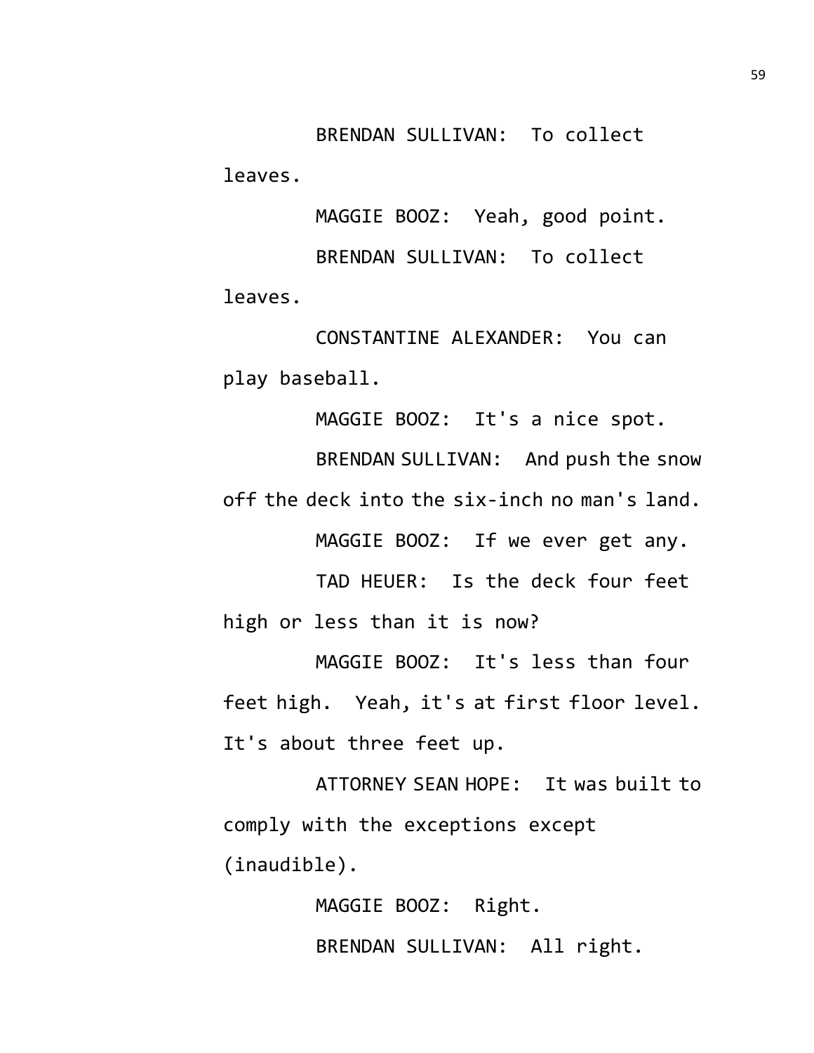BRENDAN SULLIVAN: To collect leaves.

MAGGIE BOOZ: Yeah, good point.

BRENDAN SULLIVAN: To collect leaves.

CONSTANTINE ALEXANDER: You can play baseball.

MAGGIE BOOZ: It's a nice spot.

BRENDAN SULLIVAN: And push the snow off the deck into the six-inch no man's land.

MAGGIE BOOZ: If we ever get any.

TAD HEUER: Is the deck four feet high or less than it is now?

MAGGIE BOOZ: It's less than four feet high. Yeah, it's at first floor level. It's about three feet up.

ATTORNEY SEAN HOPE: It was built to comply with the exceptions except (inaudible).

MAGGIE BOOZ: Right.

BRENDAN SULLIVAN: All right.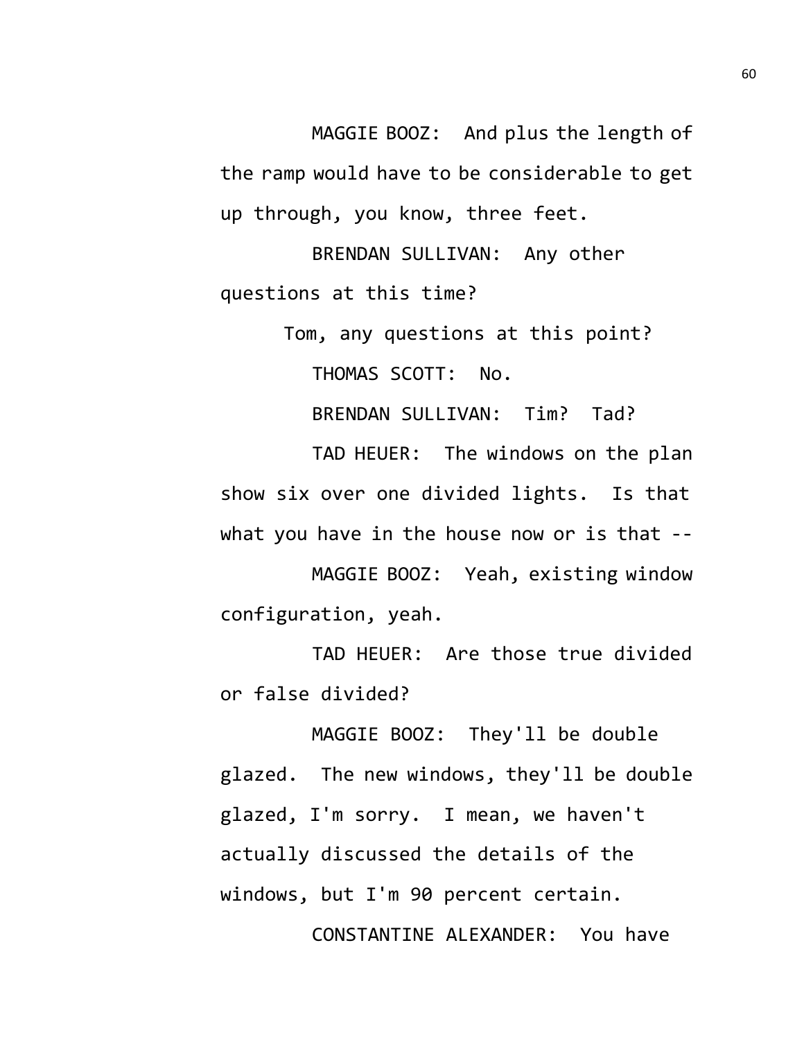MAGGIE BOOZ: And plus the length of the ramp would have to be considerable to get up through, you know, three feet.

BRENDAN SULLIVAN: Any other questions at this time?

Tom, any questions at this point?

THOMAS SCOTT: No.

BRENDAN SULLIVAN: Tim? Tad?

TAD HEUER: The windows on the plan show six over one divided lights. Is that what you have in the house now or is that --

MAGGIE BOOZ: Yeah, existing window configuration, yeah.

TAD HEUER: Are those true divided or false divided?

MAGGIE BOOZ: They'll be double glazed. The new windows, they'll be double glazed, I'm sorry. I mean, we haven't actually discussed the details of the windows, but I'm 90 percent certain.

CONSTANTINE ALEXANDER: You have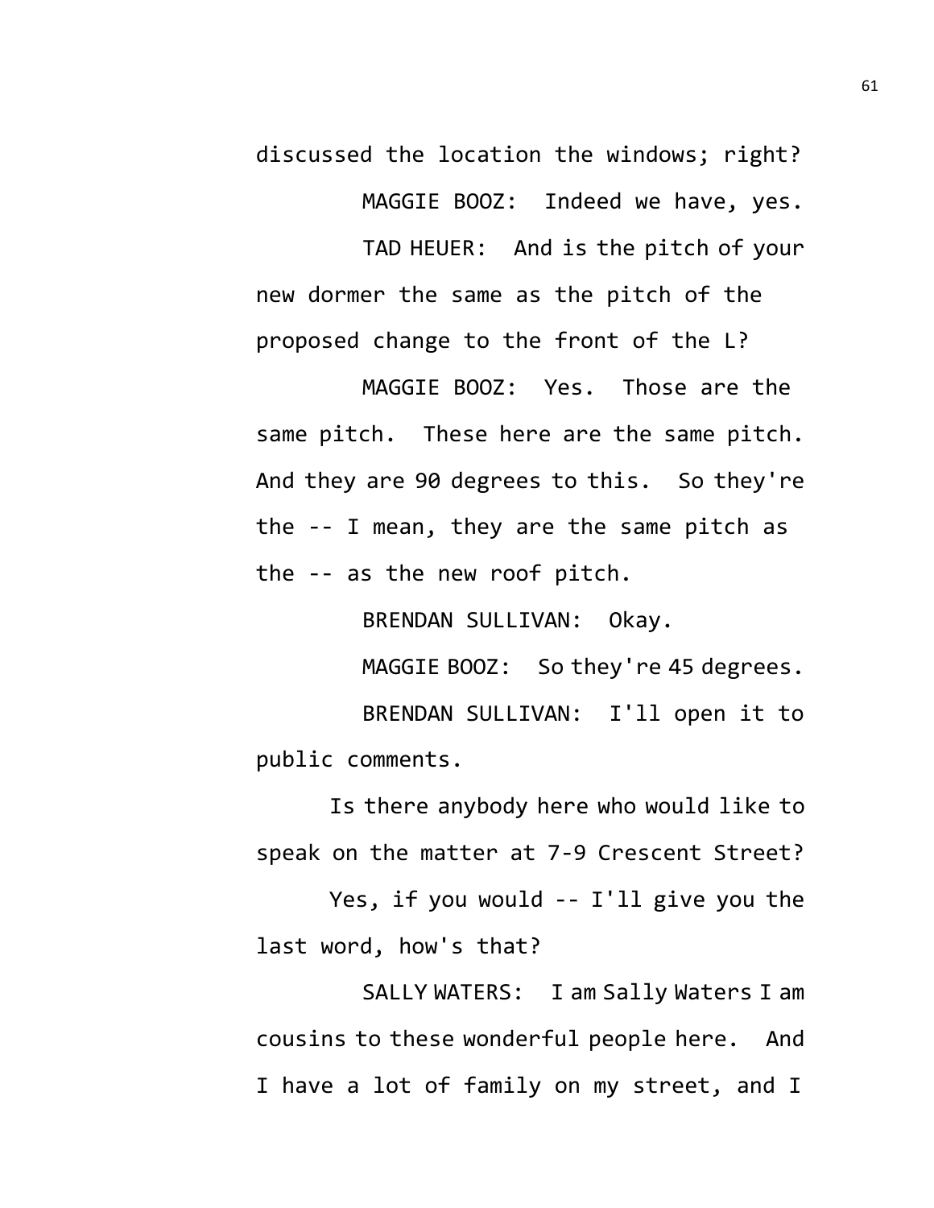discussed the location the windows; right?

MAGGIE BOOZ: Indeed we have, yes.

TAD HEUER: And is the pitch of your new dormer the same as the pitch of the proposed change to the front of the L?

MAGGIE BOOZ: Yes. Those are the same pitch. These here are the same pitch. And they are 90 degrees to this. So they're the -- I mean, they are the same pitch as the -- as the new roof pitch.

BRENDAN SULLIVAN: Okay.

MAGGIE BOOZ: So they're 45 degrees.

BRENDAN SULLIVAN: I'll open it to public comments.

Is there anybody here who would like to speak on the matter at 7-9 Crescent Street?

Yes, if you would -- I'll give you the last word, how's that?

SALLY WATERS: I am Sally Waters I am cousins to these wonderful people here. And I have a lot of family on my street, and I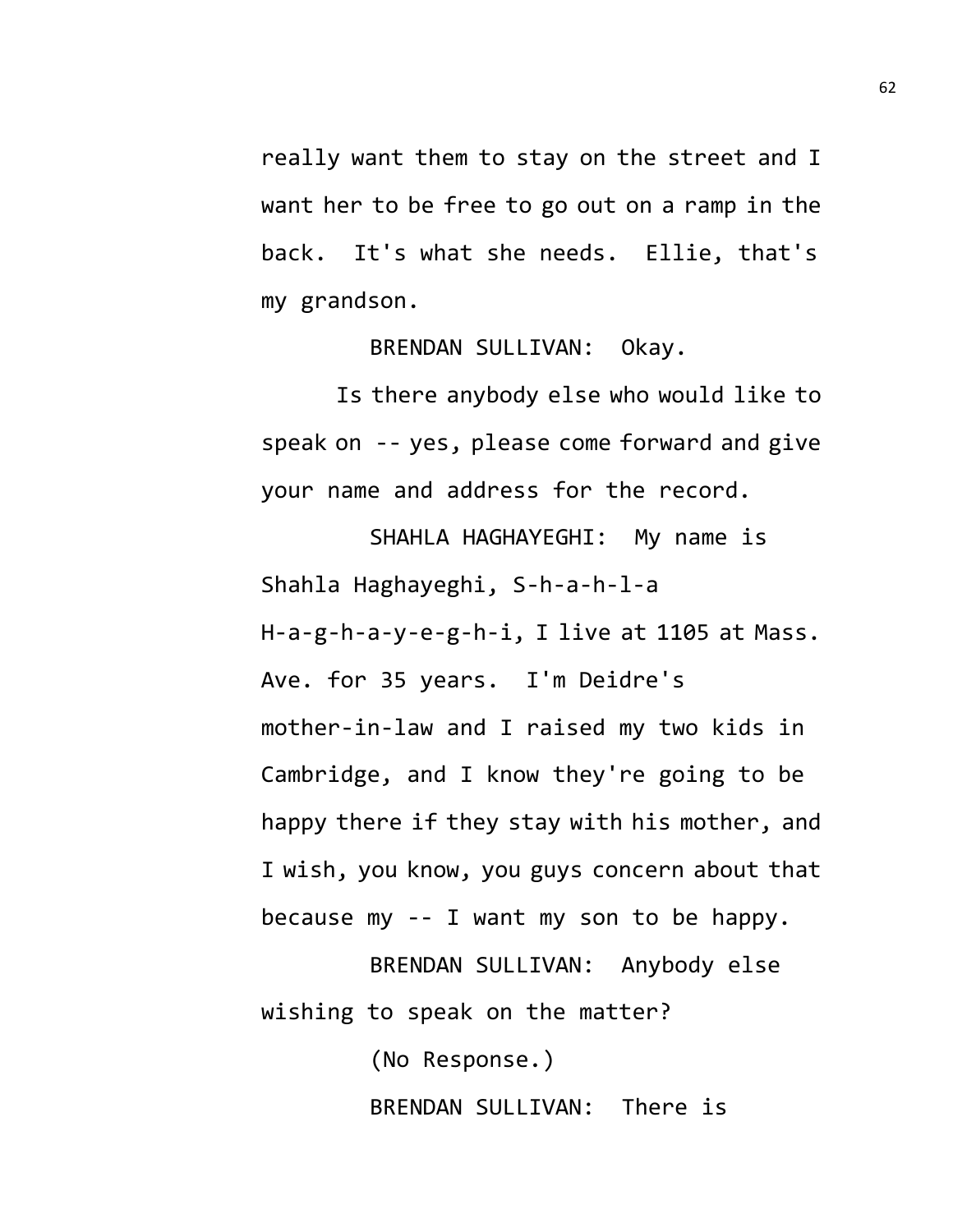really want them to stay on the street and I want her to be free to go out on a ramp in the back. It's what she needs. Ellie, that's my grandson.

BRENDAN SULLIVAN: Okay.

Is there anybody else who would like to speak on -- yes, please come forward and give your name and address for the record.

SHAHLA HAGHAYEGHI: My name is Shahla Haghayeghi, S-h-a-h-l-a H-a-g-h-a-y-e-g-h-i, I live at 1105 at Mass. Ave. for 35 years. I'm Deidre's mother-in-law and I raised my two kids in Cambridge, and I know they're going to be happy there if they stay with his mother, and I wish, you know, you guys concern about that because my -- I want my son to be happy.

BRENDAN SULLIVAN: Anybody else wishing to speak on the matter?

(No Response.)

BRENDAN SULLIVAN: There is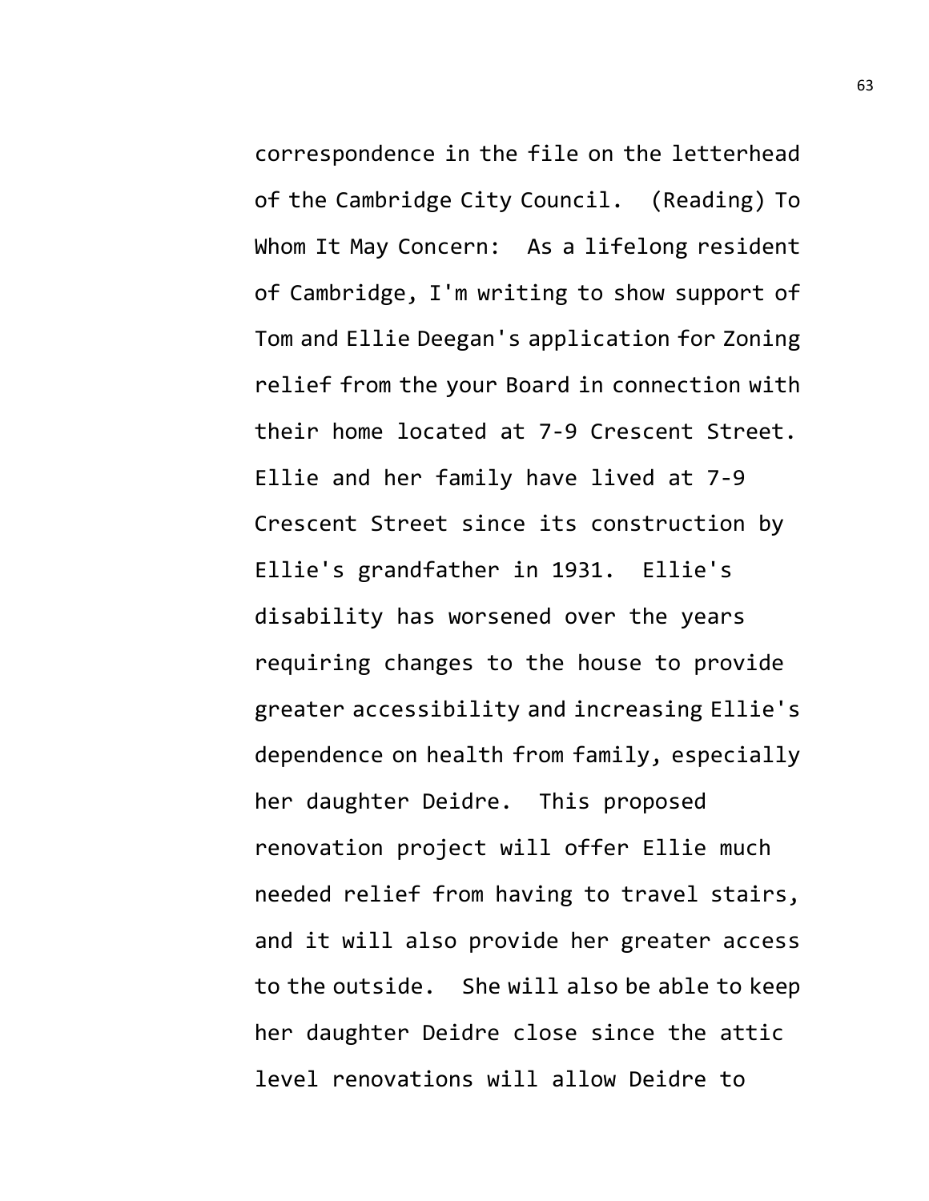correspondence in the file on the letterhead of the Cambridge City Council. (Reading) To Whom It May Concern: As a lifelong resident of Cambridge, I'm writing to show support of Tom and Ellie Deegan's application for Zoning relief from the your Board in connection with their home located at 7-9 Crescent Street. Ellie and her family have lived at 7-9 Crescent Street since its construction by Ellie's grandfather in 1931. Ellie's disability has worsened over the years requiring changes to the house to provide greater accessibility and increasing Ellie's dependence on health from family, especially her daughter Deidre. This proposed renovation project will offer Ellie much needed relief from having to travel stairs, and it will also provide her greater access to the outside. She will also be able to keep her daughter Deidre close since the attic level renovations will allow Deidre to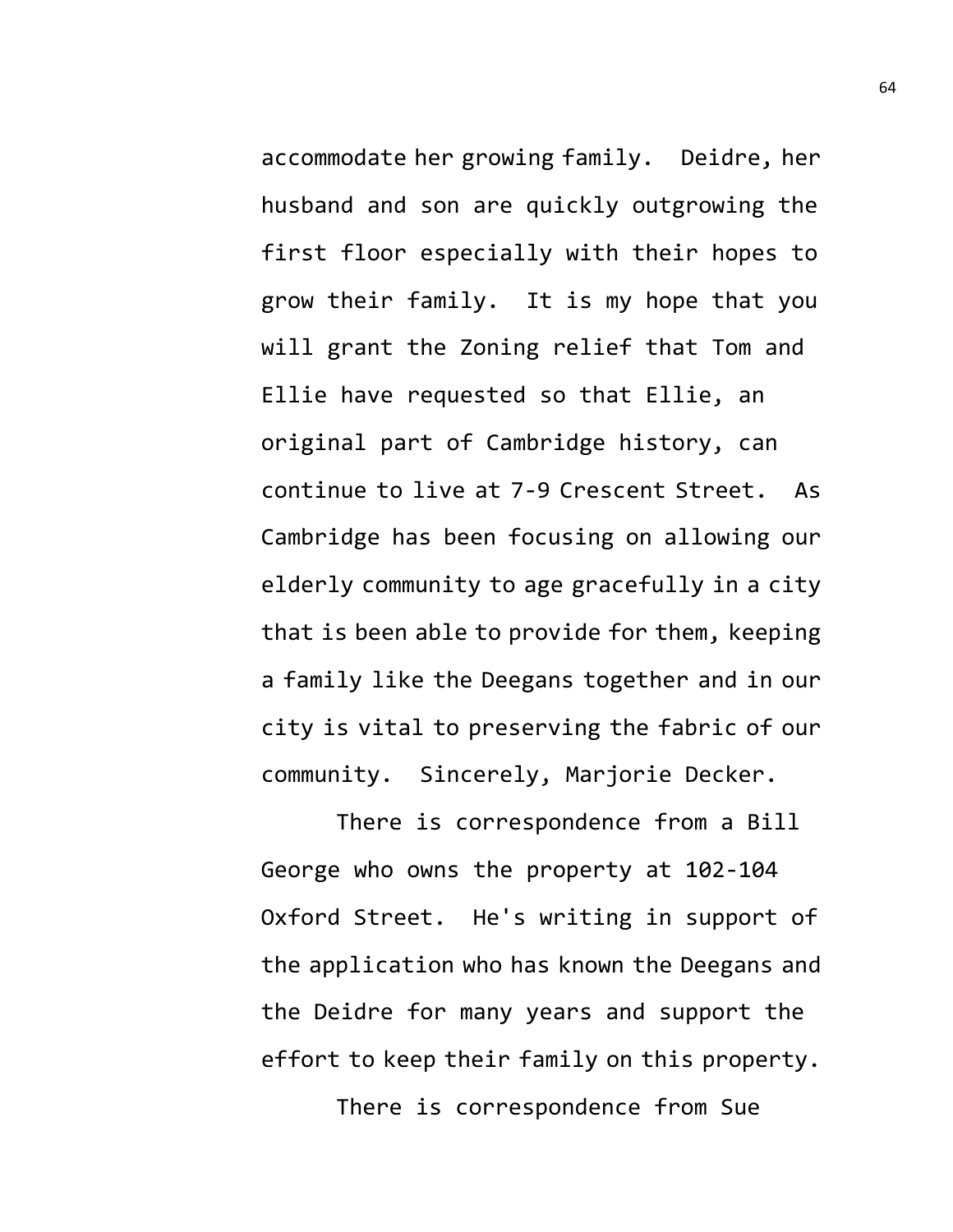accommodate her growing family. Deidre, her husband and son are quickly outgrowing the first floor especially with their hopes to grow their family. It is my hope that you will grant the Zoning relief that Tom and Ellie have requested so that Ellie, an original part of Cambridge history, can continue to live at 7-9 Crescent Street. As Cambridge has been focusing on allowing our elderly community to age gracefully in a city that is been able to provide for them, keeping a family like the Deegans together and in our city is vital to preserving the fabric of our community. Sincerely, Marjorie Decker.

There is correspondence from a Bill George who owns the property at 102-104 Oxford Street. He's writing in support of the application who has known the Deegans and the Deidre for many years and support the effort to keep their family on this property.

There is correspondence from Sue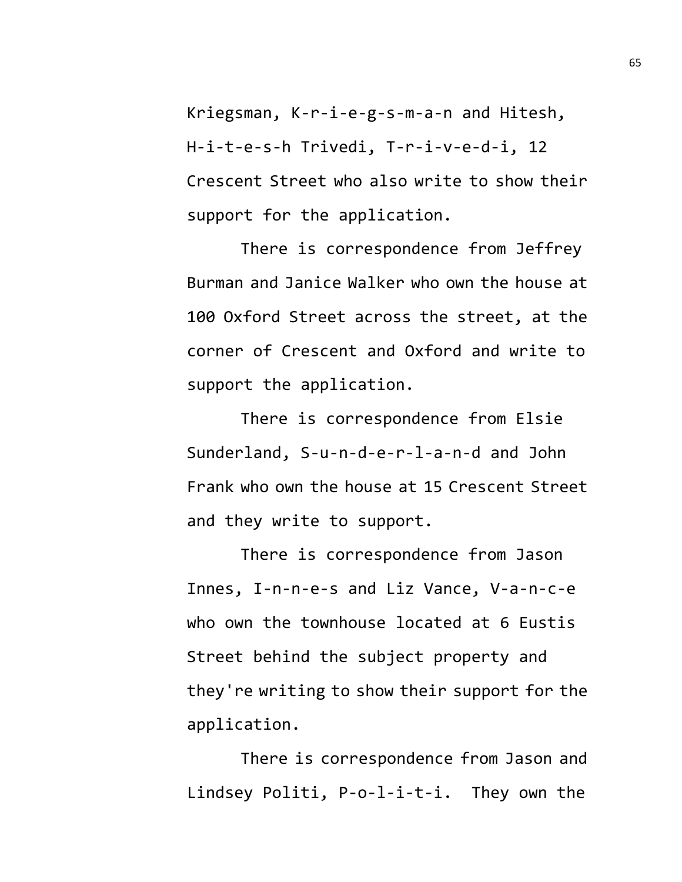Kriegsman, K-r-i-e-g-s-m-a-n and Hitesh, H-i-t-e-s-h Trivedi, T-r-i-v-e-d-i, 12 Crescent Street who also write to show their support for the application.

There is correspondence from Jeffrey Burman and Janice Walker who own the house at 100 Oxford Street across the street, at the corner of Crescent and Oxford and write to support the application.

There is correspondence from Elsie Sunderland, S-u-n-d-e-r-l-a-n-d and John Frank who own the house at 15 Crescent Street and they write to support.

There is correspondence from Jason Innes, I-n-n-e-s and Liz Vance, V-a-n-c-e who own the townhouse located at 6 Eustis Street behind the subject property and they're writing to show their support for the application.

There is correspondence from Jason and Lindsey Politi, P-o-l-i-t-i. They own the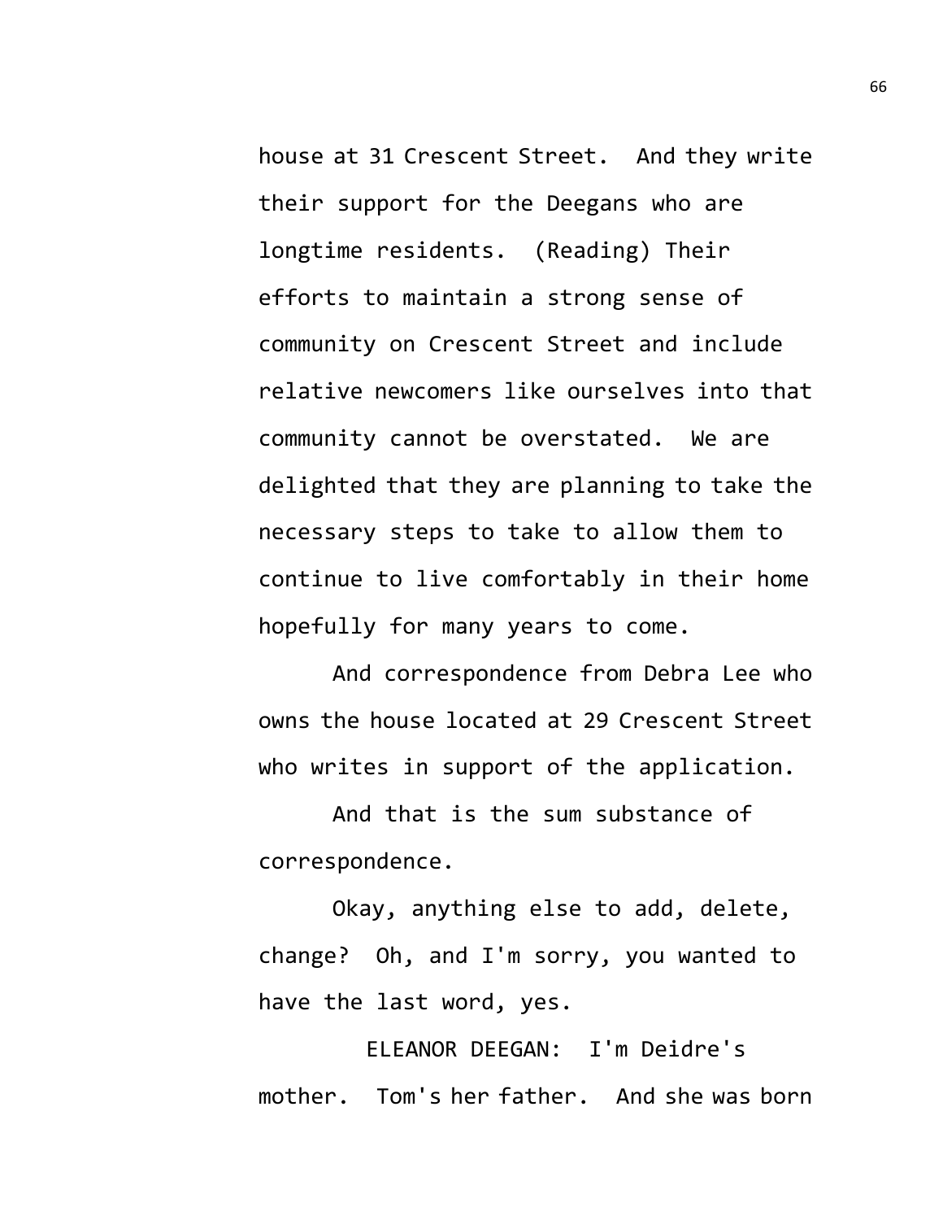house at 31 Crescent Street. And they write their support for the Deegans who are longtime residents. (Reading) Their efforts to maintain a strong sense of community on Crescent Street and include relative newcomers like ourselves into that community cannot be overstated. We are delighted that they are planning to take the necessary steps to take to allow them to continue to live comfortably in their home hopefully for many years to come.

And correspondence from Debra Lee who owns the house located at 29 Crescent Street who writes in support of the application.

And that is the sum substance of correspondence.

Okay, anything else to add, delete, change? Oh, and I'm sorry, you wanted to have the last word, yes.

ELEANOR DEEGAN: I'm Deidre's mother. Tom's her father. And she was born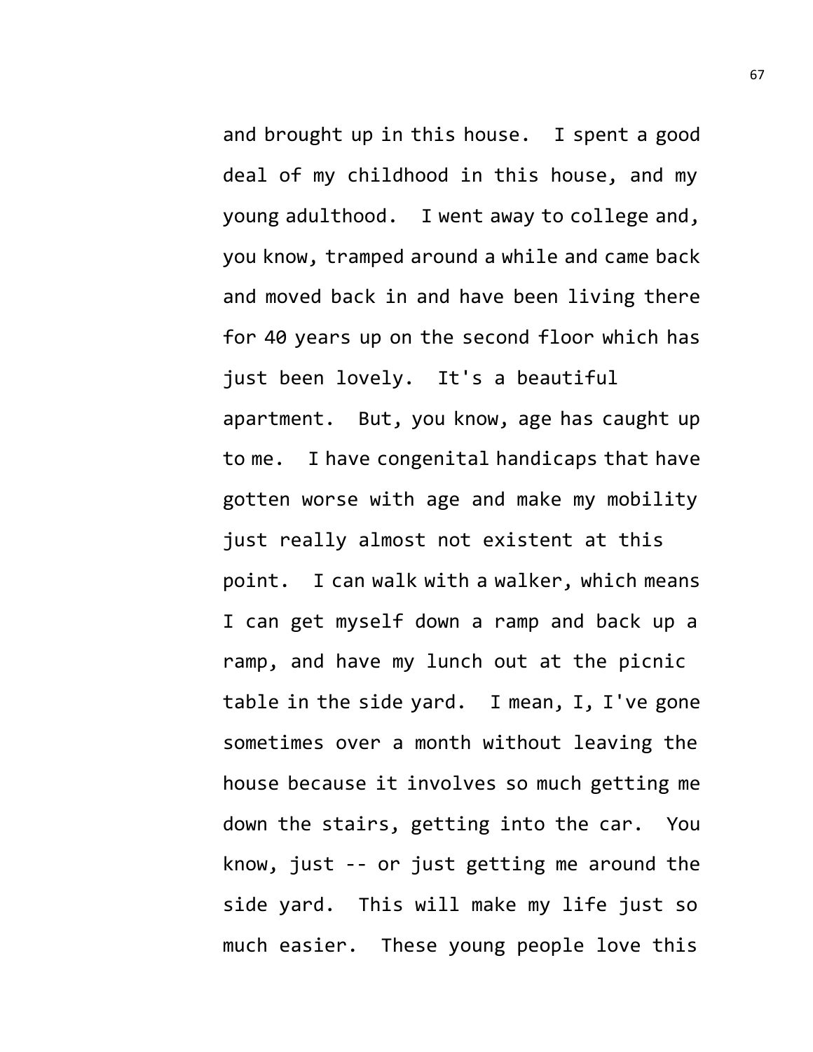and brought up in this house. I spent a good deal of my childhood in this house, and my young adulthood. I went away to college and, you know, tramped around a while and came back and moved back in and have been living there for 40 years up on the second floor which has just been lovely. It's a beautiful apartment. But, you know, age has caught up to me. I have congenital handicaps that have gotten worse with age and make my mobility just really almost not existent at this point. I can walk with a walker, which means I can get myself down a ramp and back up a ramp, and have my lunch out at the picnic table in the side yard. I mean, I, I've gone sometimes over a month without leaving the house because it involves so much getting me down the stairs, getting into the car. You know, just -- or just getting me around the side yard. This will make my life just so much easier. These young people love this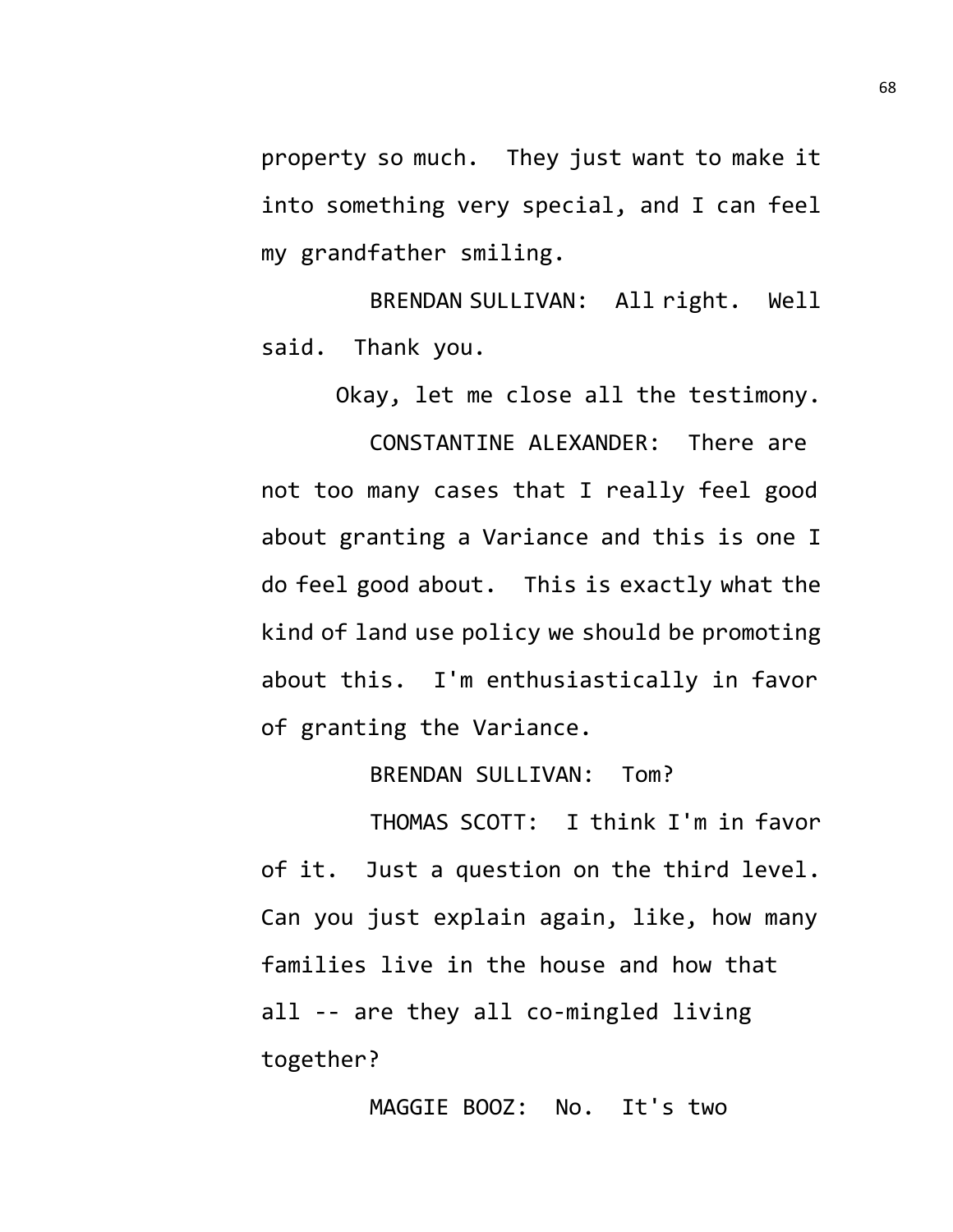property so much. They just want to make it into something very special, and I can feel my grandfather smiling.

BRENDAN SULLIVAN: All right. Well said. Thank you.

Okay, let me close all the testimony.

CONSTANTINE ALEXANDER: There are not too many cases that I really feel good about granting a Variance and this is one I do feel good about. This is exactly what the kind of land use policy we should be promoting about this. I'm enthusiastically in favor of granting the Variance.

BRENDAN SULLIVAN: Tom?

THOMAS SCOTT: I think I'm in favor of it. Just a question on the third level. Can you just explain again, like, how many families live in the house and how that all -- are they all co-mingled living together?

MAGGIE BOOZ: No. It's two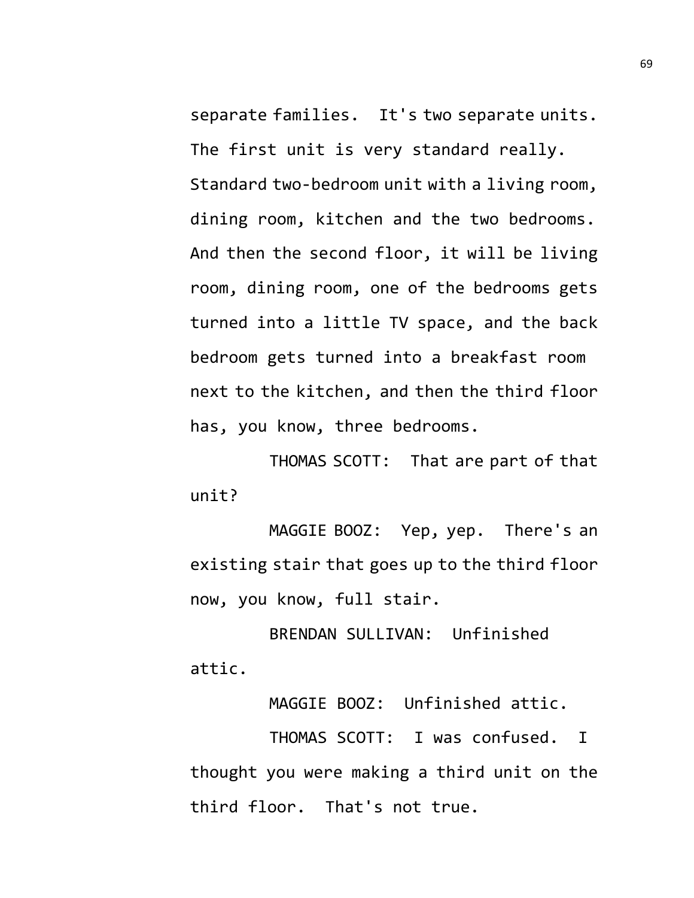separate families. It's two separate units. The first unit is very standard really. Standard two-bedroom unit with a living room, dining room, kitchen and the two bedrooms. And then the second floor, it will be living room, dining room, one of the bedrooms gets turned into a little TV space, and the back bedroom gets turned into a breakfast room next to the kitchen, and then the third floor has, you know, three bedrooms.

THOMAS SCOTT: That are part of that unit?

MAGGIE BOOZ: Yep, yep. There's an existing stair that goes up to the third floor now, you know, full stair.

BRENDAN SULLIVAN: Unfinished attic.

MAGGIE BOOZ: Unfinished attic.

THOMAS SCOTT: I was confused. I thought you were making a third unit on the third floor. That's not true.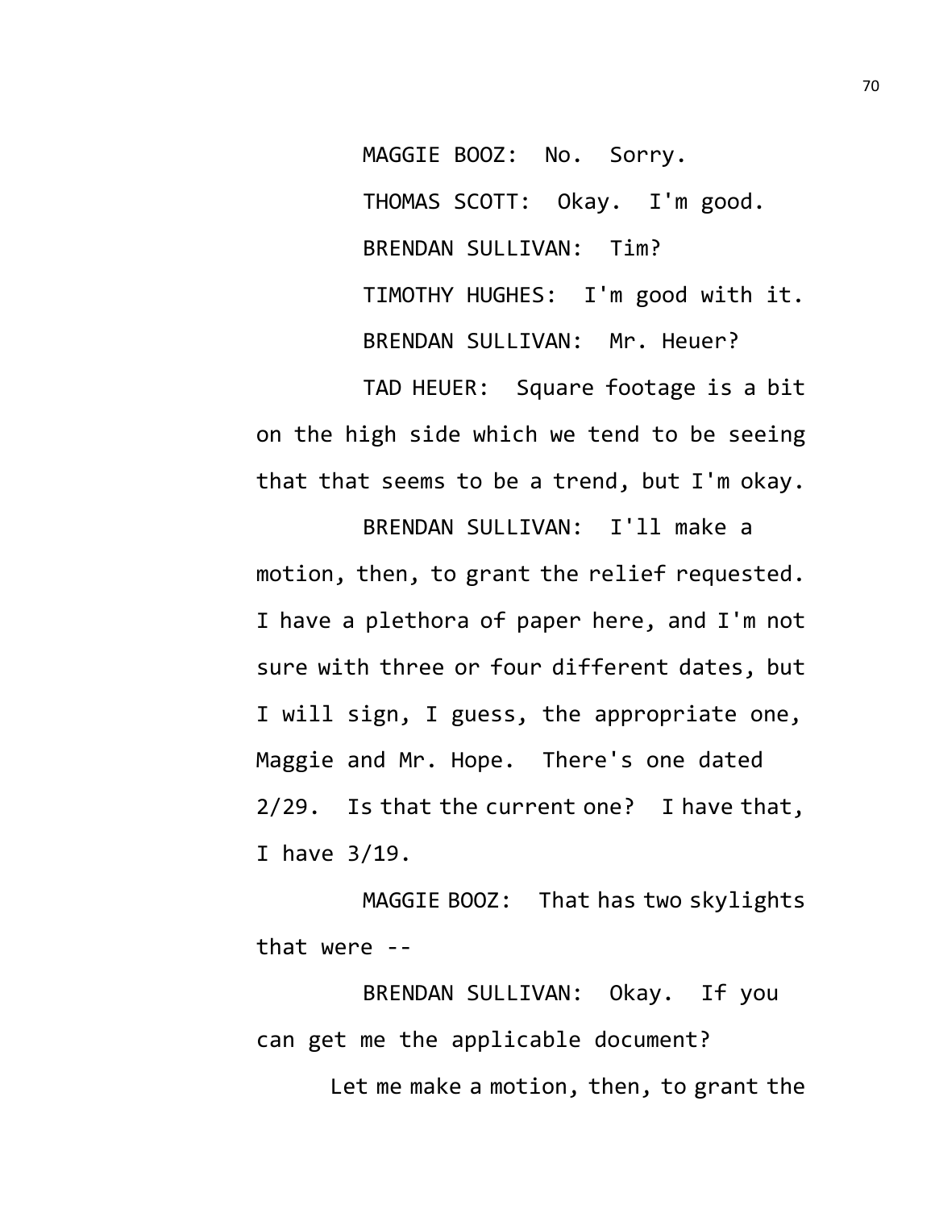MAGGIE BOOZ: No. Sorry.

THOMAS SCOTT: Okay. I'm good.

BRENDAN SULLIVAN: Tim?

TIMOTHY HUGHES: I'm good with it.

BRENDAN SULLIVAN: Mr. Heuer?

TAD HEUER: Square footage is a bit on the high side which we tend to be seeing that that seems to be a trend, but I'm okay.

BRENDAN SULLIVAN: I'll make a motion, then, to grant the relief requested. I have a plethora of paper here, and I'm not sure with three or four different dates, but I will sign, I guess, the appropriate one, Maggie and Mr. Hope. There's one dated 2/29. Is that the current one? I have that, I have 3/19.

MAGGIE BOOZ: That has two skylights that were --

BRENDAN SULLIVAN: Okay. If you can get me the applicable document?

Let me make a motion, then, to grant the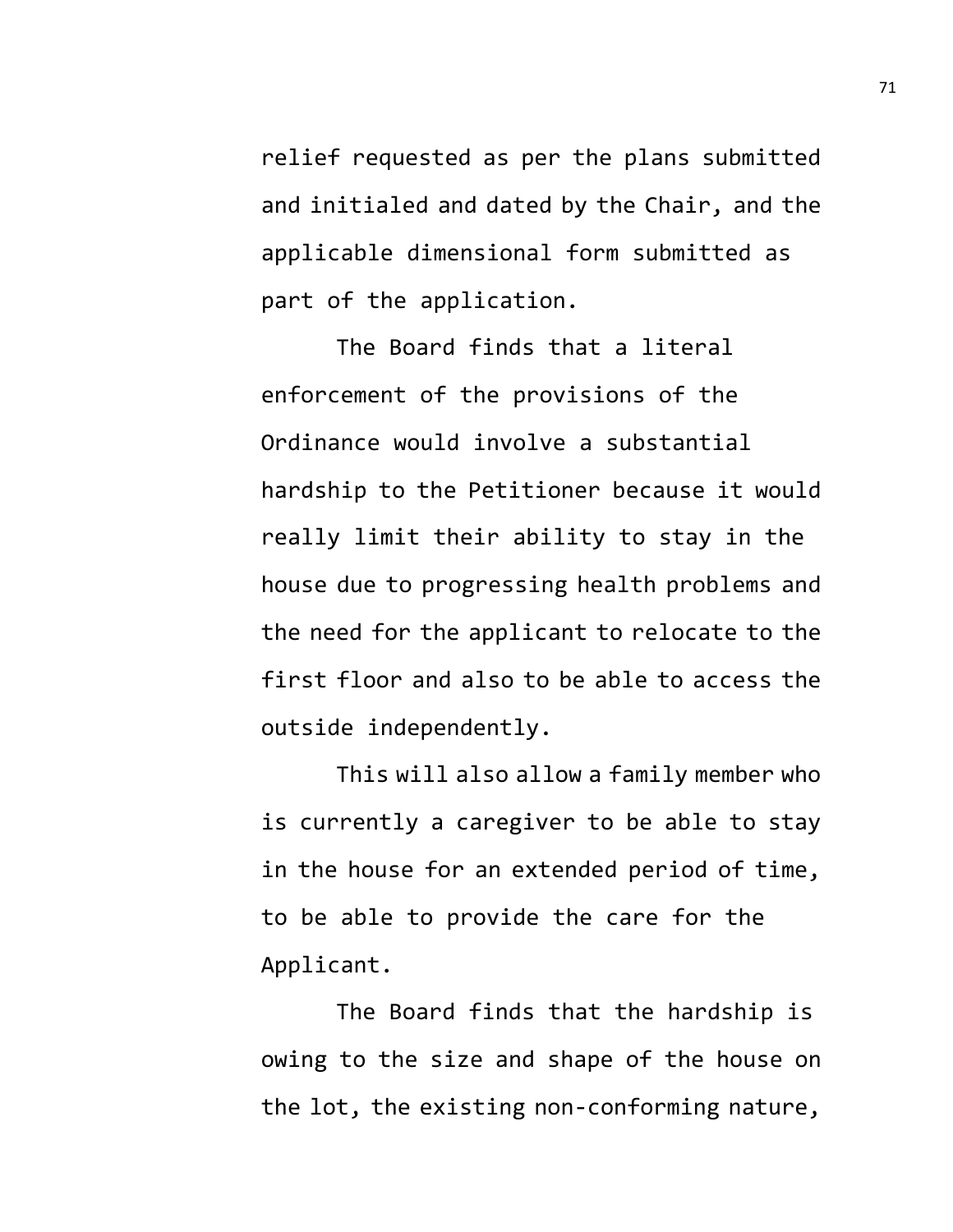relief requested as per the plans submitted and initialed and dated by the Chair, and the applicable dimensional form submitted as part of the application.

The Board finds that a literal enforcement of the provisions of the Ordinance would involve a substantial hardship to the Petitioner because it would really limit their ability to stay in the house due to progressing health problems and the need for the applicant to relocate to the first floor and also to be able to access the outside independently.

This will also allow a family member who is currently a caregiver to be able to stay in the house for an extended period of time, to be able to provide the care for the Applicant.

The Board finds that the hardship is owing to the size and shape of the house on the lot, the existing non-conforming nature,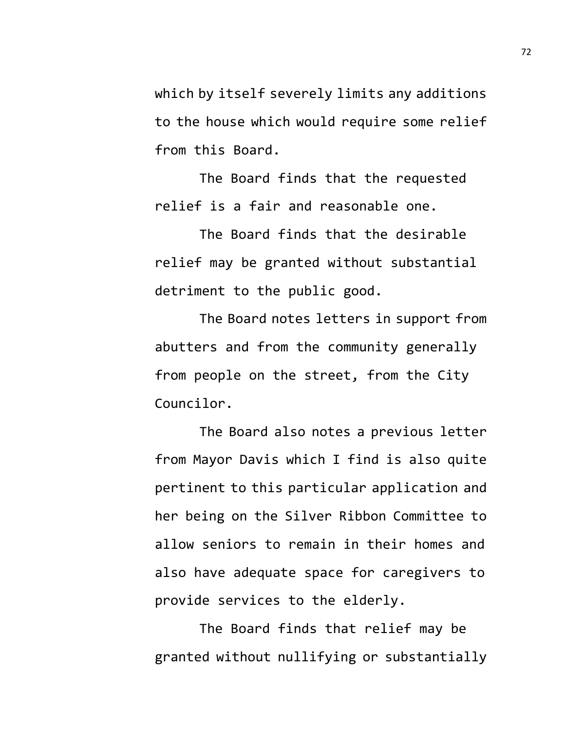which by itself severely limits any additions to the house which would require some relief from this Board.

The Board finds that the requested relief is a fair and reasonable one.

The Board finds that the desirable relief may be granted without substantial detriment to the public good.

The Board notes letters in support from abutters and from the community generally from people on the street, from the City Councilor.

The Board also notes a previous letter from Mayor Davis which I find is also quite pertinent to this particular application and her being on the Silver Ribbon Committee to allow seniors to remain in their homes and also have adequate space for caregivers to provide services to the elderly.

The Board finds that relief may be granted without nullifying or substantially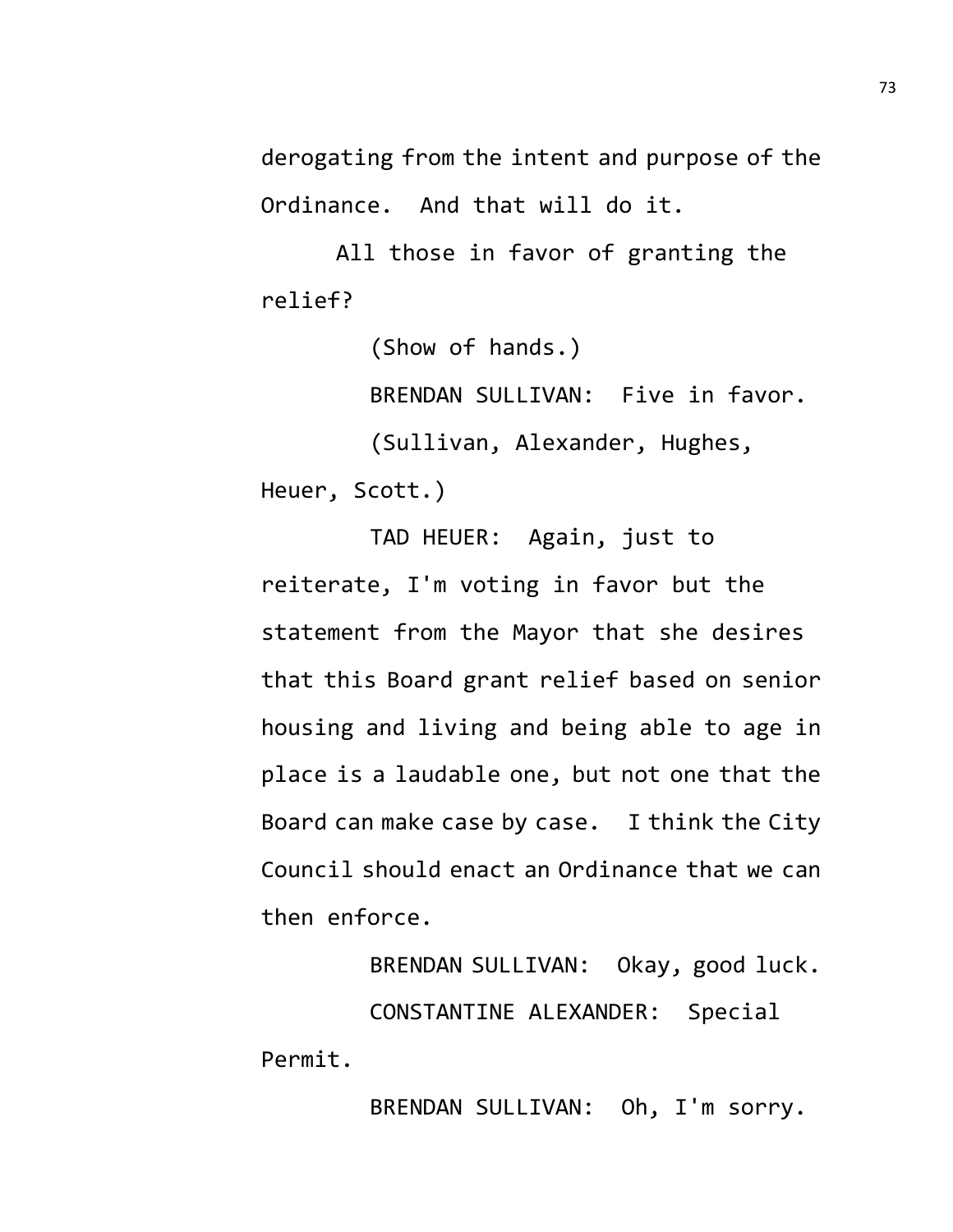derogating from the intent and purpose of the Ordinance. And that will do it.

All those in favor of granting the relief?

(Show of hands.)

BRENDAN SULLIVAN: Five in favor.

(Sullivan, Alexander, Hughes, Heuer, Scott.)

TAD HEUER: Again, just to reiterate, I'm voting in favor but the statement from the Mayor that she desires that this Board grant relief based on senior housing and living and being able to age in place is a laudable one, but not one that the Board can make case by case. I think the City Council should enact an Ordinance that we can then enforce.

BRENDAN SULLIVAN: Okay, good luck.

CONSTANTINE ALEXANDER: Special Permit.

BRENDAN SULLIVAN: Oh, I'm sorry.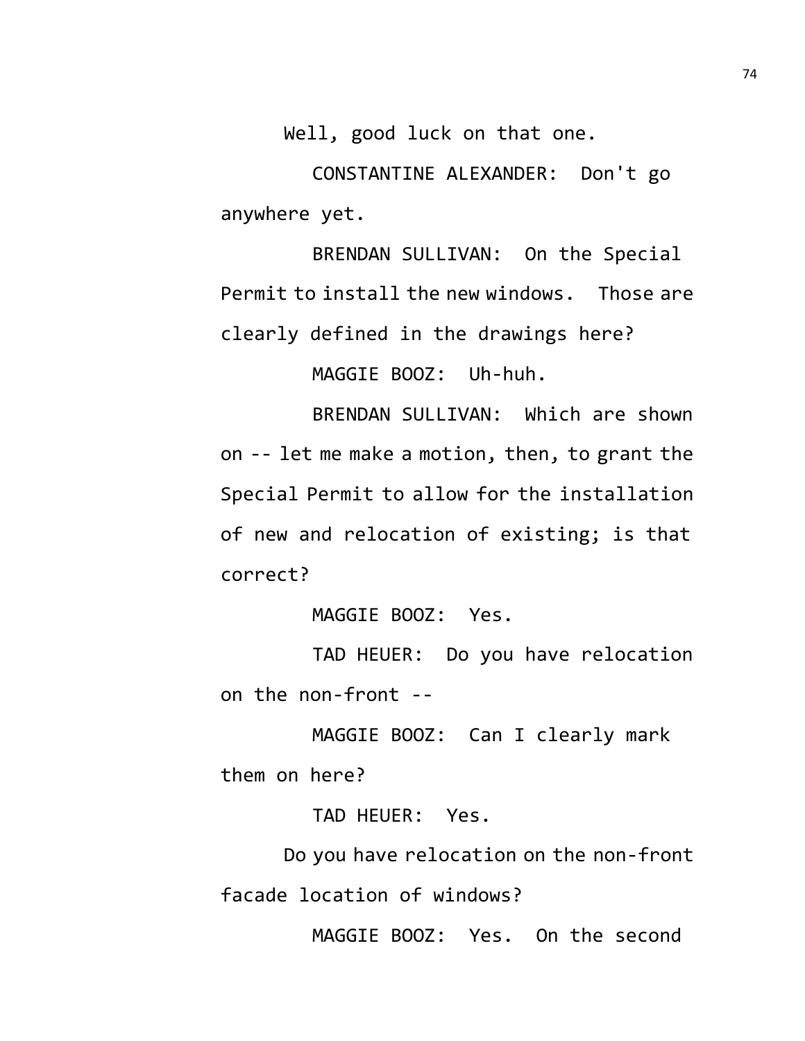Well, good luck on that one.

CONSTANTINE ALEXANDER: Don't go anywhere yet.

BRENDAN SULLIVAN: On the Special Permit to install the new windows. Those are clearly defined in the drawings here?

MAGGIE BOOZ: Uh-huh.

BRENDAN SULLIVAN: Which are shown on -- let me make a motion, then, to grant the Special Permit to allow for the installation of new and relocation of existing; is that correct?

MAGGIE BOOZ: Yes.

TAD HEUER: Do you have relocation on the non-front --

MAGGIE BOOZ: Can I clearly mark them on here?

TAD HEUER: Yes.

Do you have relocation on the non-front facade location of windows?

MAGGIE BOOZ: Yes. On the second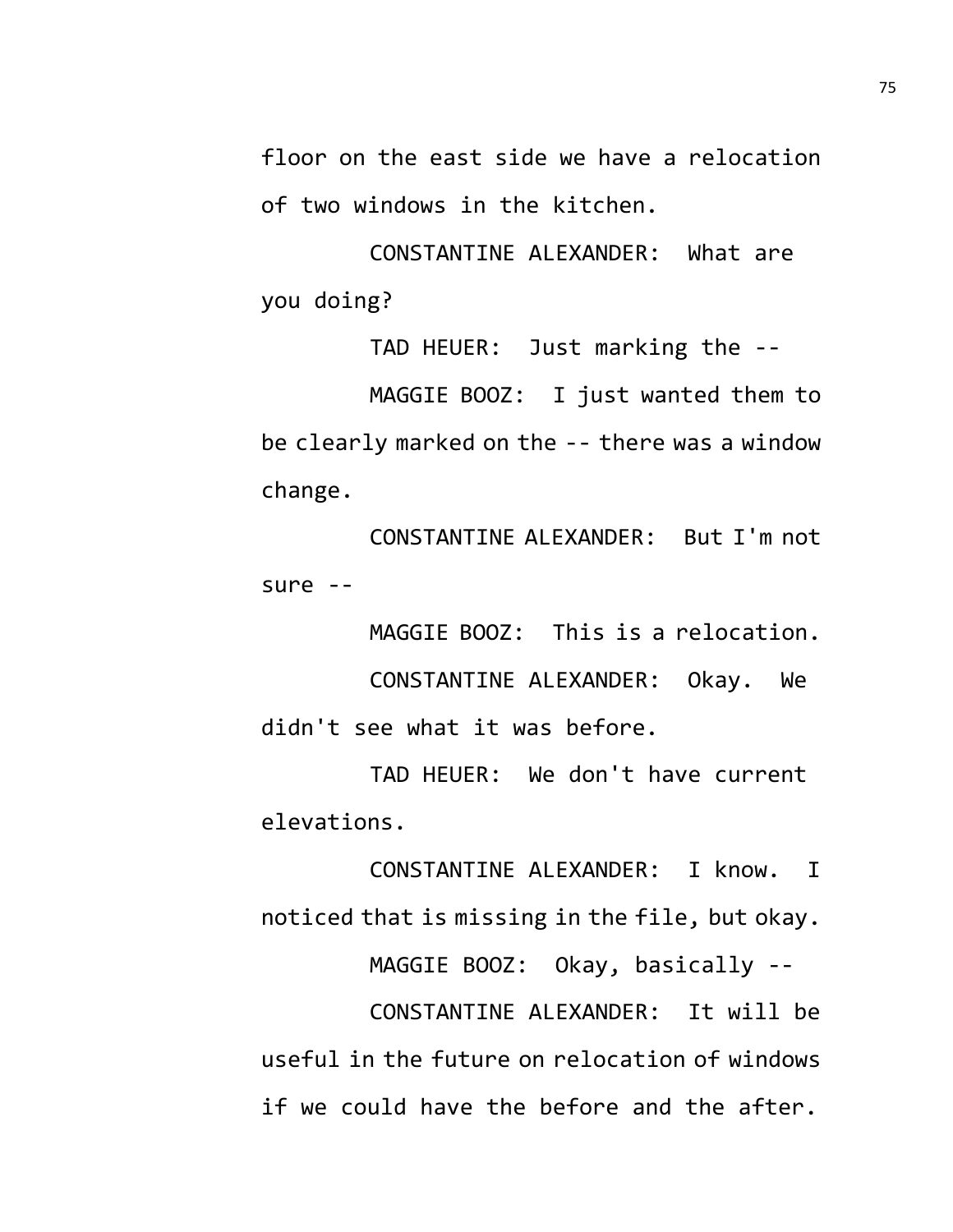floor on the east side we have a relocation of two windows in the kitchen.

CONSTANTINE ALEXANDER: What are you doing?

TAD HEUER: Just marking the --

MAGGIE BOOZ: I just wanted them to be clearly marked on the -- there was a window change.

CONSTANTINE ALEXANDER: But I'm not sure --

MAGGIE BOOZ: This is a relocation.

CONSTANTINE ALEXANDER: Okay. We didn't see what it was before.

TAD HEUER: We don't have current elevations.

CONSTANTINE ALEXANDER: I know. I noticed that is missing in the file, but okay.

MAGGIE BOOZ: Okay, basically --

CONSTANTINE ALEXANDER: It will be useful in the future on relocation of windows if we could have the before and the after.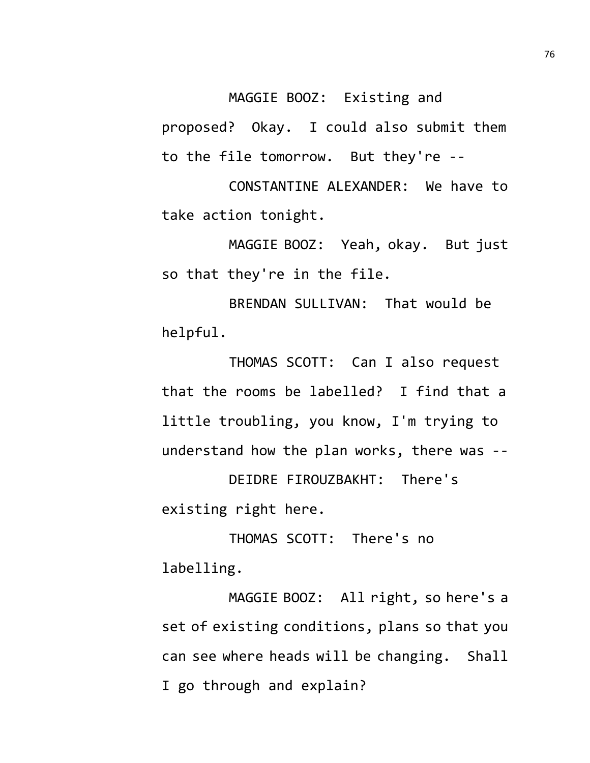MAGGIE BOOZ: Existing and proposed? Okay. I could also submit them to the file tomorrow. But they're --

CONSTANTINE ALEXANDER: We have to take action tonight.

MAGGIE BOOZ: Yeah, okay. But just so that they're in the file.

BRENDAN SULLIVAN: That would be helpful.

THOMAS SCOTT: Can I also request that the rooms be labelled? I find that a little troubling, you know, I'm trying to understand how the plan works, there was --

DEIDRE FIROUZBAKHT: There's existing right here.

THOMAS SCOTT: There's no labelling.

MAGGIE BOOZ: All right, so here's a set of existing conditions, plans so that you can see where heads will be changing. Shall I go through and explain?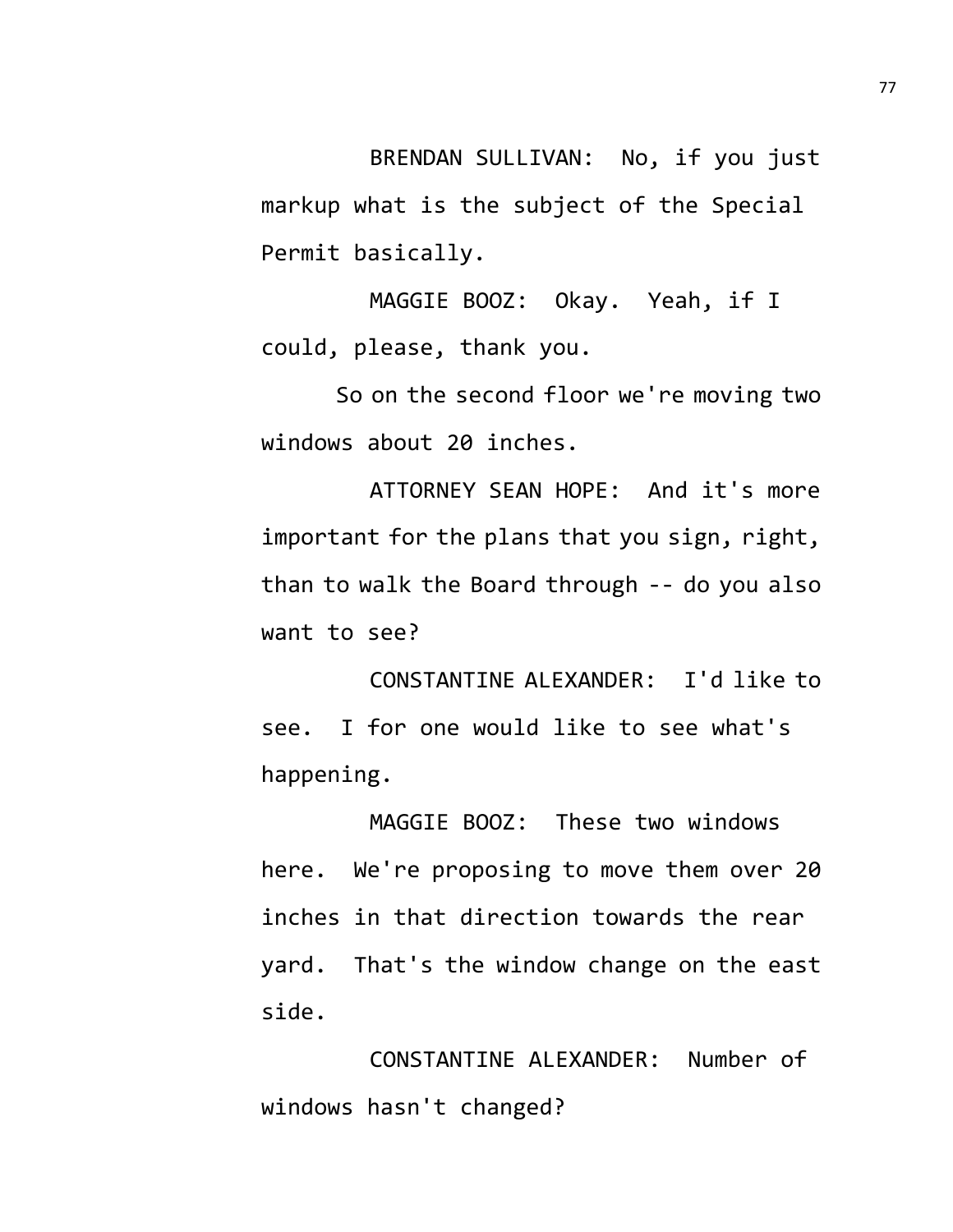BRENDAN SULLIVAN: No, if you just markup what is the subject of the Special Permit basically.

MAGGIE BOOZ: Okay. Yeah, if I could, please, thank you.

So on the second floor we're moving two windows about 20 inches.

ATTORNEY SEAN HOPE: And it's more important for the plans that you sign, right, than to walk the Board through -- do you also want to see?

CONSTANTINE ALEXANDER: I'd like to see. I for one would like to see what's happening.

MAGGIE BOOZ: These two windows here. We're proposing to move them over 20 inches in that direction towards the rear yard. That's the window change on the east side.

CONSTANTINE ALEXANDER: Number of windows hasn't changed?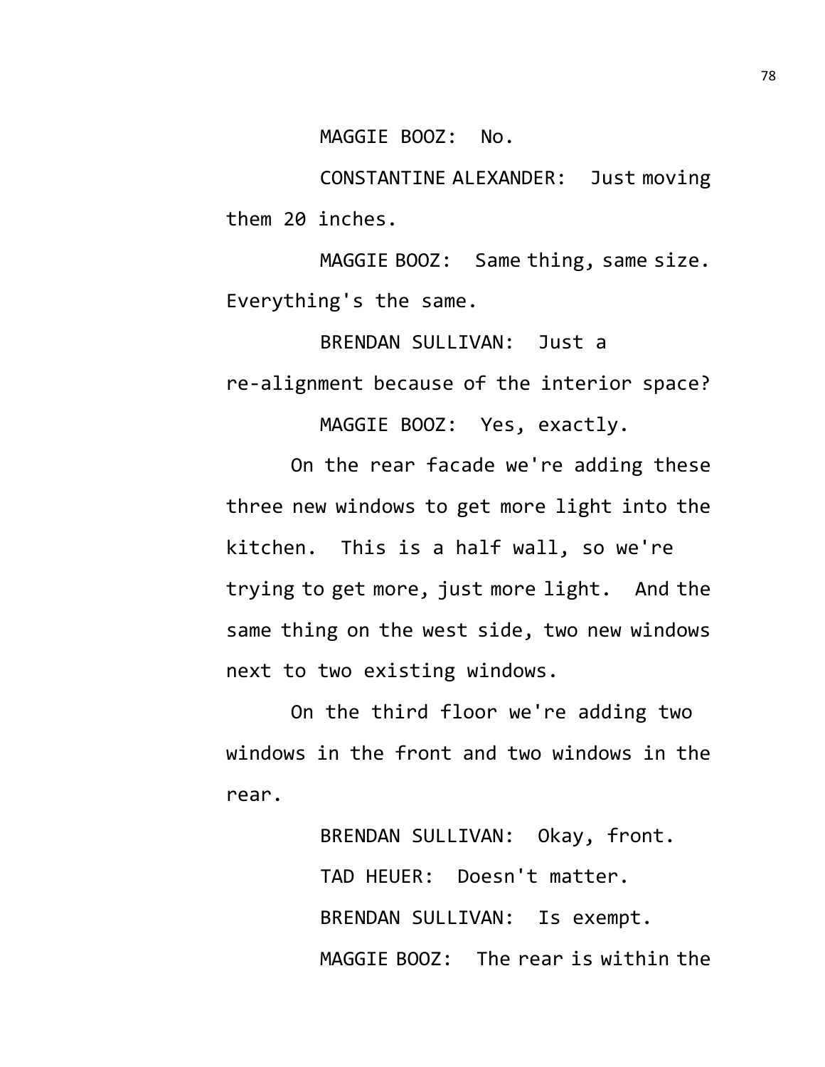MAGGIE BOOZ: No.

CONSTANTINE ALEXANDER: Just moving them 20 inches.

MAGGIE BOOZ: Same thing, same size. Everything's the same.

BRENDAN SULLIVAN: Just a re-alignment because of the interior space?

MAGGIE BOOZ: Yes, exactly.

On the rear facade we're adding these three new windows to get more light into the kitchen. This is a half wall, so we're trying to get more, just more light. And the same thing on the west side, two new windows next to two existing windows.

On the third floor we're adding two windows in the front and two windows in the rear.

BRENDAN SULLIVAN: Okay, front.

TAD HEUER: Doesn't matter.

BRENDAN SULLIVAN: Is exempt.

MAGGIE BOOZ: The rear is within the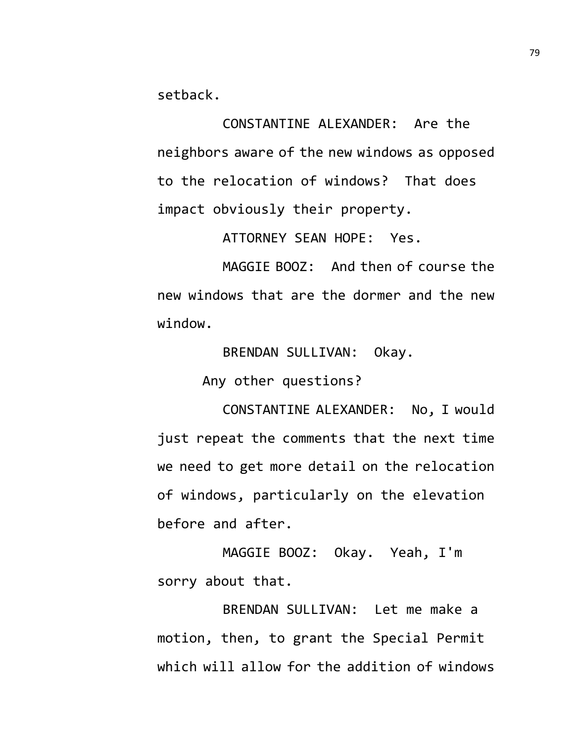setback.

CONSTANTINE ALEXANDER: Are the neighbors aware of the new windows as opposed to the relocation of windows? That does impact obviously their property.

ATTORNEY SEAN HOPE: Yes.

MAGGIE BOOZ: And then of course the new windows that are the dormer and the new window.

BRENDAN SULLIVAN: Okay.

Any other questions?

CONSTANTINE ALEXANDER: No, I would just repeat the comments that the next time we need to get more detail on the relocation of windows, particularly on the elevation before and after.

MAGGIE BOOZ: Okay. Yeah, I'm sorry about that.

BRENDAN SULLIVAN: Let me make a motion, then, to grant the Special Permit which will allow for the addition of windows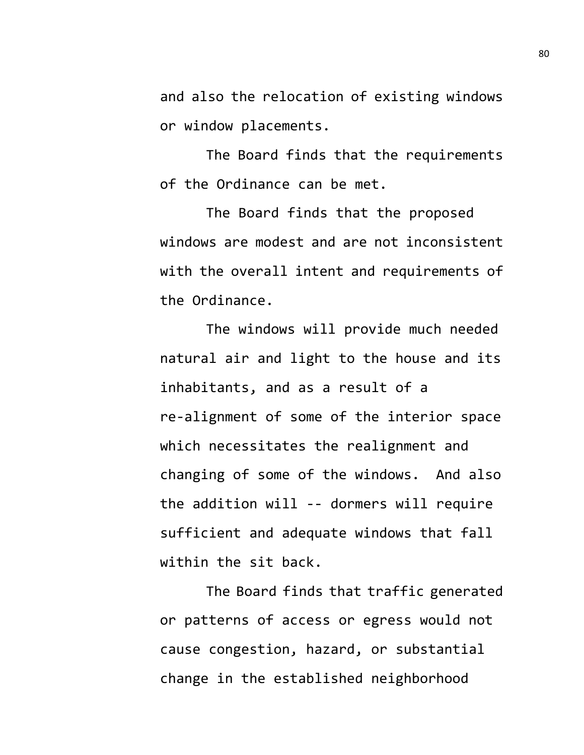and also the relocation of existing windows or window placements.

The Board finds that the requirements of the Ordinance can be met.

The Board finds that the proposed windows are modest and are not inconsistent with the overall intent and requirements of the Ordinance.

The windows will provide much needed natural air and light to the house and its inhabitants, and as a result of a re-alignment of some of the interior space which necessitates the realignment and changing of some of the windows. And also the addition will -- dormers will require sufficient and adequate windows that fall within the sit back.

The Board finds that traffic generated or patterns of access or egress would not cause congestion, hazard, or substantial change in the established neighborhood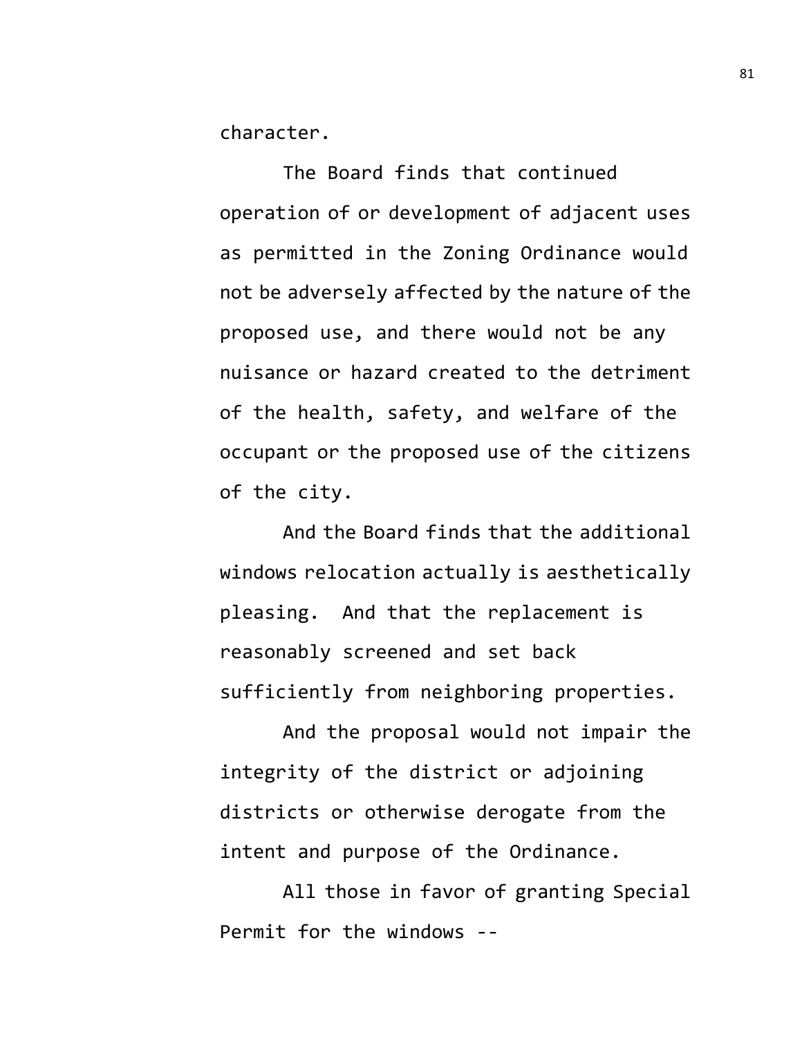character.

The Board finds that continued operation of or development of adjacent uses as permitted in the Zoning Ordinance would not be adversely affected by the nature of the proposed use, and there would not be any nuisance or hazard created to the detriment of the health, safety, and welfare of the occupant or the proposed use of the citizens of the city.

And the Board finds that the additional windows relocation actually is aesthetically pleasing. And that the replacement is reasonably screened and set back sufficiently from neighboring properties.

And the proposal would not impair the integrity of the district or adjoining districts or otherwise derogate from the intent and purpose of the Ordinance.

All those in favor of granting Special Permit for the windows --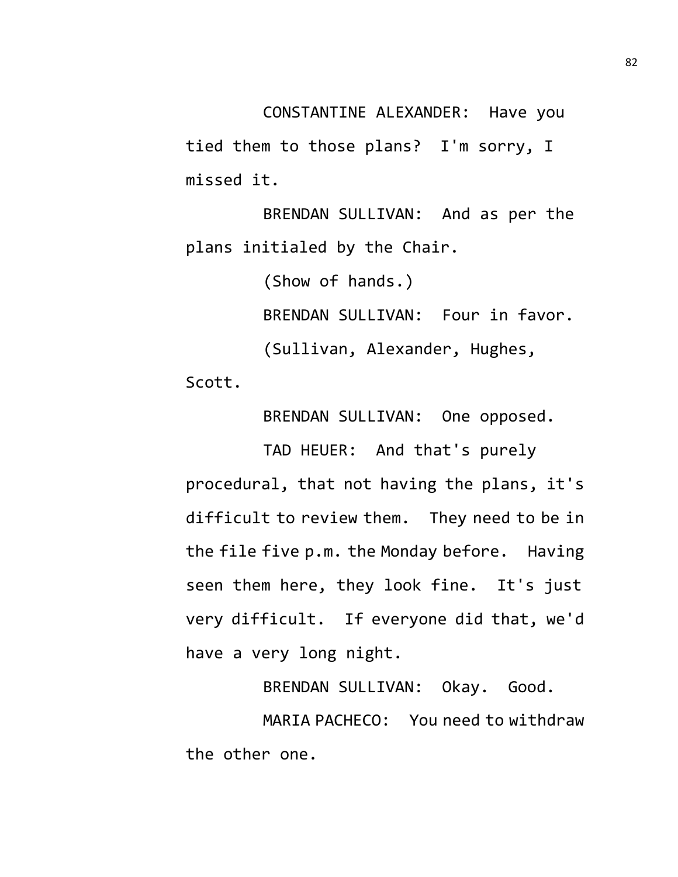CONSTANTINE ALEXANDER: Have you tied them to those plans? I'm sorry, I missed it.

BRENDAN SULLIVAN: And as per the plans initialed by the Chair.

(Show of hands.)

BRENDAN SULLIVAN: Four in favor.

(Sullivan, Alexander, Hughes, Scott.

BRENDAN SULLIVAN: One opposed.

TAD HEUER: And that's purely procedural, that not having the plans, it's difficult to review them. They need to be in the file five p.m. the Monday before. Having seen them here, they look fine. It's just very difficult. If everyone did that, we'd have a very long night.

BRENDAN SULLIVAN: Okay. Good.

MARIA PACHECO: You need to withdraw the other one.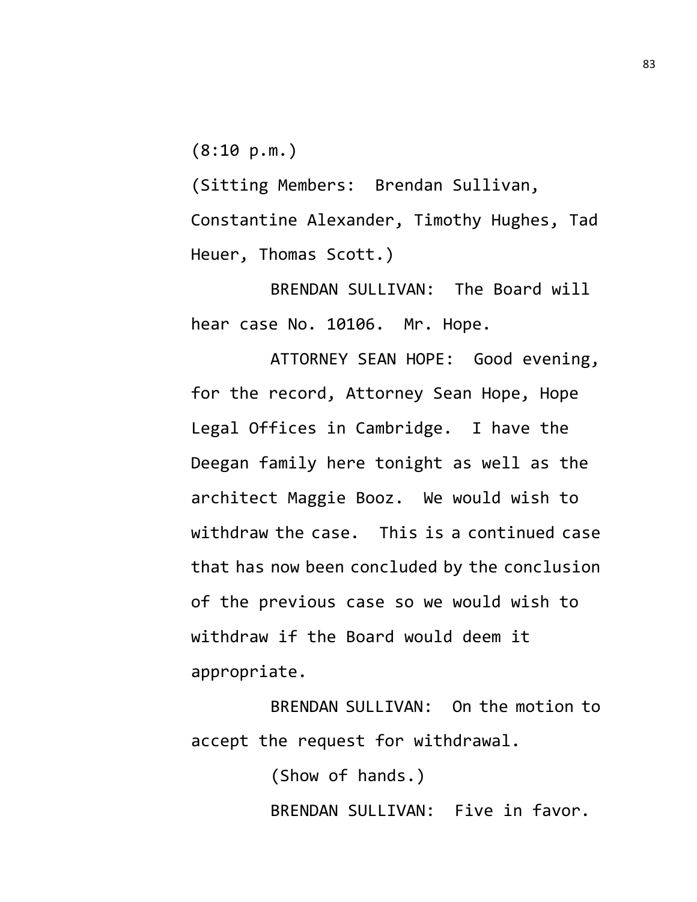(8:10 p.m.)

(Sitting Members: Brendan Sullivan, Constantine Alexander, Timothy Hughes, Tad Heuer, Thomas Scott.)

BRENDAN SULLIVAN: The Board will hear case No. 10106. Mr. Hope.

ATTORNEY SEAN HOPE: Good evening, for the record, Attorney Sean Hope, Hope Legal Offices in Cambridge. I have the Deegan family here tonight as well as the architect Maggie Booz. We would wish to withdraw the case. This is a continued case that has now been concluded by the conclusion of the previous case so we would wish to withdraw if the Board would deem it appropriate.

BRENDAN SULLIVAN: On the motion to accept the request for withdrawal.

(Show of hands.)

BRENDAN SULLIVAN: Five in favor.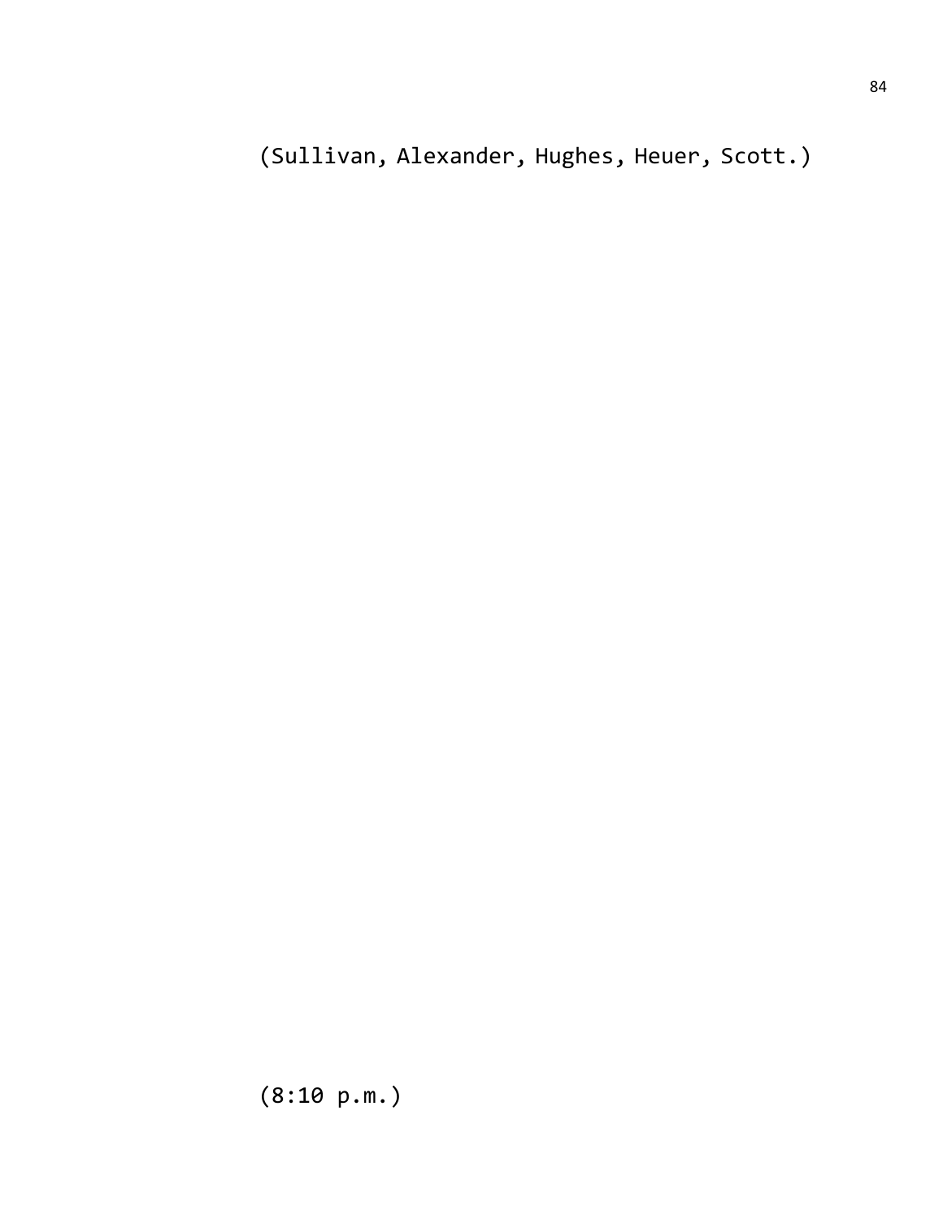(Sullivan, Alexander, Hughes, Heuer, Scott.)

(8:10 p.m.)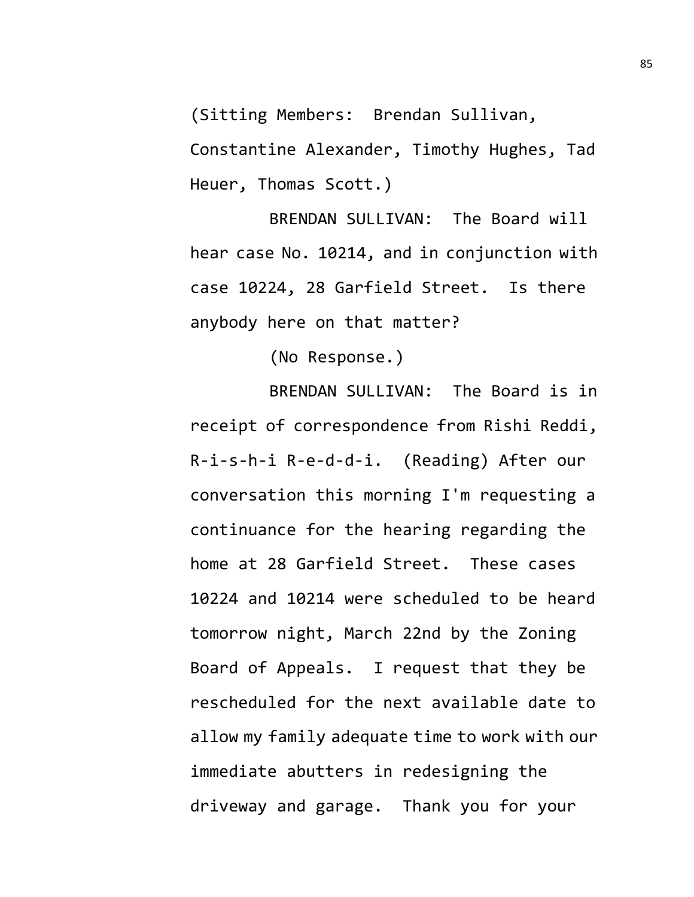(Sitting Members: Brendan Sullivan, Constantine Alexander, Timothy Hughes, Tad Heuer, Thomas Scott.)

BRENDAN SULLIVAN: The Board will hear case No. 10214, and in conjunction with case 10224, 28 Garfield Street. Is there anybody here on that matter?

(No Response.)

BRENDAN SULLIVAN: The Board is in receipt of correspondence from Rishi Reddi, R-i-s-h-i R-e-d-d-i. (Reading) After our conversation this morning I'm requesting a continuance for the hearing regarding the home at 28 Garfield Street. These cases 10224 and 10214 were scheduled to be heard tomorrow night, March 22nd by the Zoning Board of Appeals. I request that they be rescheduled for the next available date to allow my family adequate time to work with our immediate abutters in redesigning the driveway and garage. Thank you for your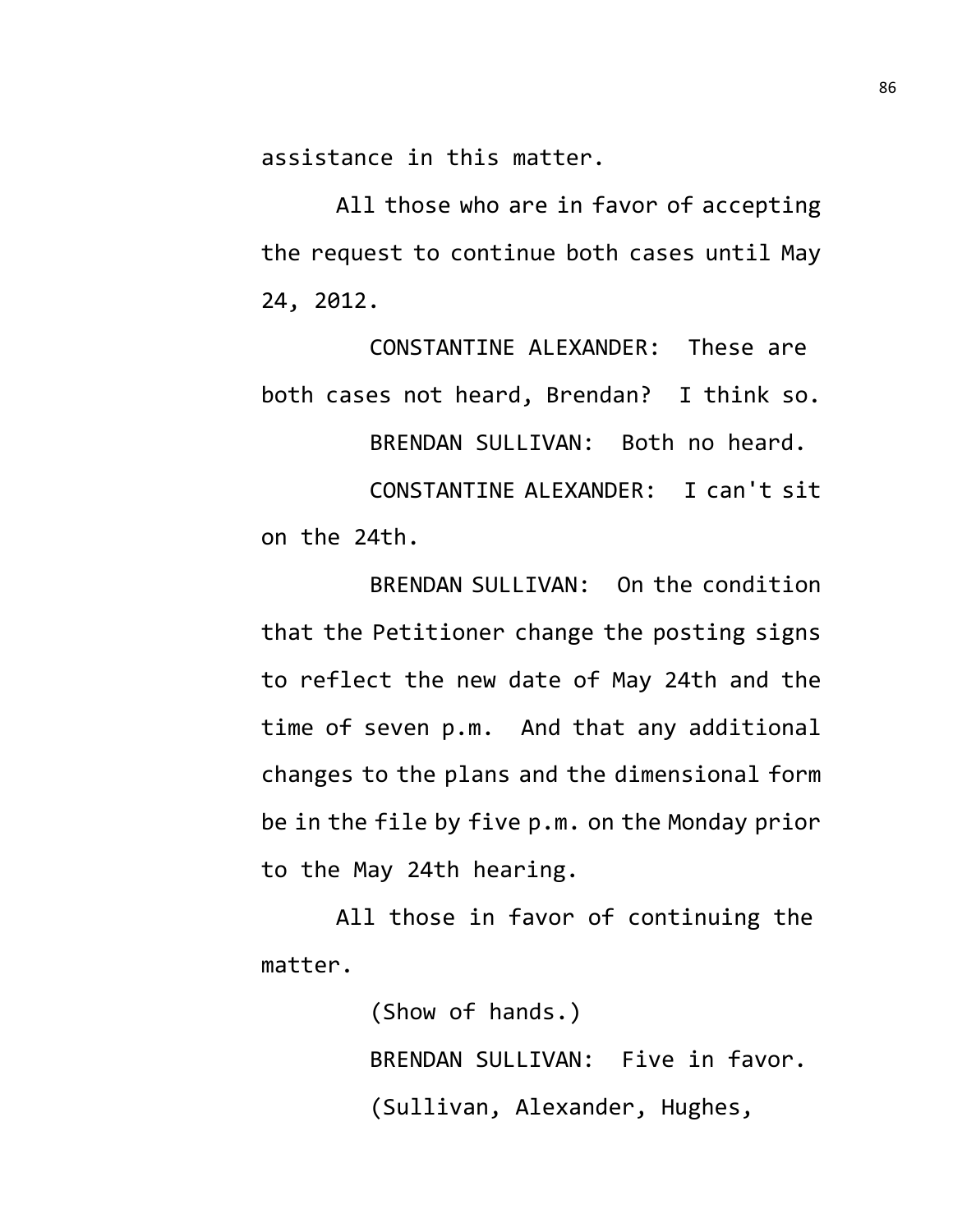assistance in this matter.

All those who are in favor of accepting the request to continue both cases until May 24, 2012.

CONSTANTINE ALEXANDER: These are both cases not heard, Brendan? I think so.

BRENDAN SULLIVAN: Both no heard.

CONSTANTINE ALEXANDER: I can't sit on the 24th.

BRENDAN SULLIVAN: On the condition that the Petitioner change the posting signs to reflect the new date of May 24th and the time of seven p.m. And that any additional changes to the plans and the dimensional form be in the file by five p.m. on the Monday prior to the May 24th hearing.

All those in favor of continuing the matter.

(Show of hands.)

BRENDAN SULLIVAN: Five in favor.

(Sullivan, Alexander, Hughes,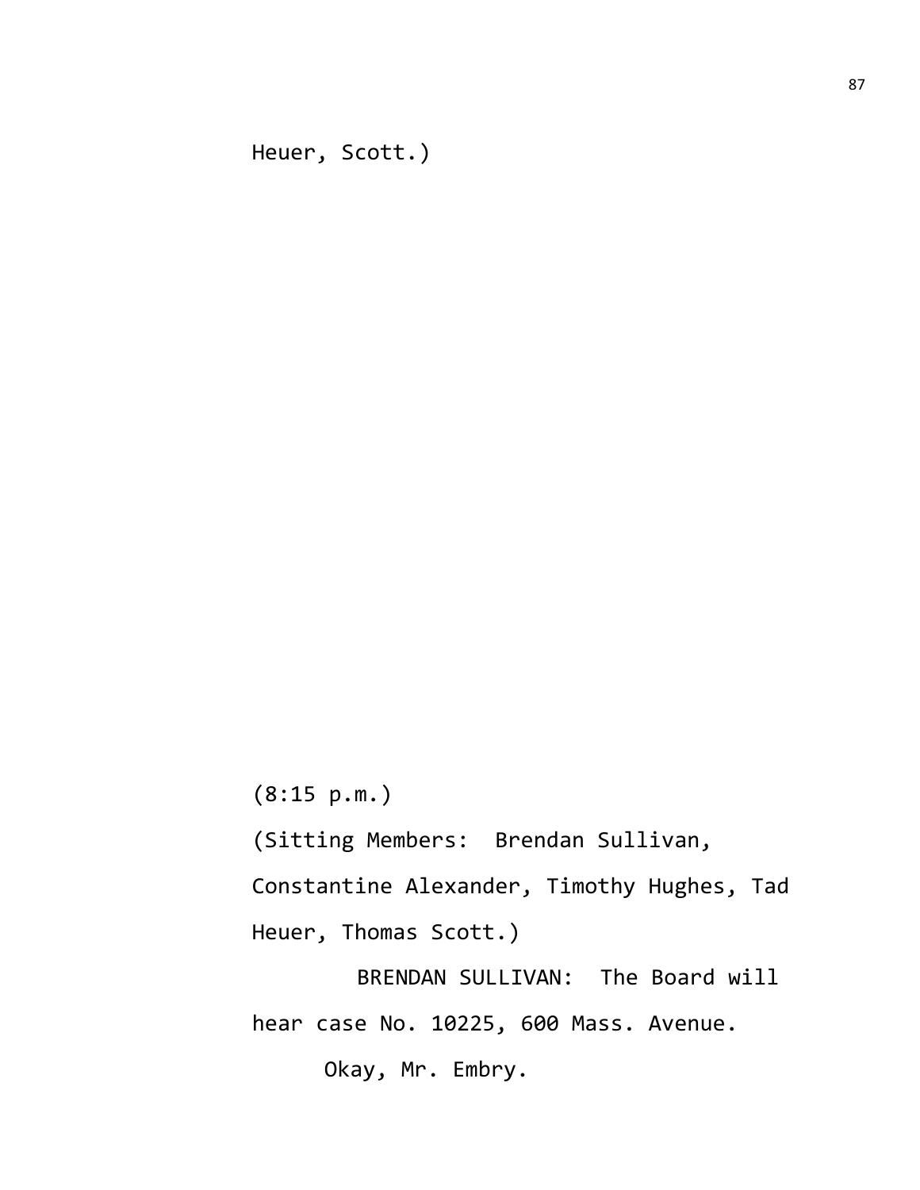Heuer, Scott.)

(8:15 p.m.)

(Sitting Members: Brendan Sullivan, Constantine Alexander, Timothy Hughes, Tad Heuer, Thomas Scott.)

BRENDAN SULLIVAN: The Board will hear case No. 10225, 600 Mass. Avenue.

Okay, Mr. Embry.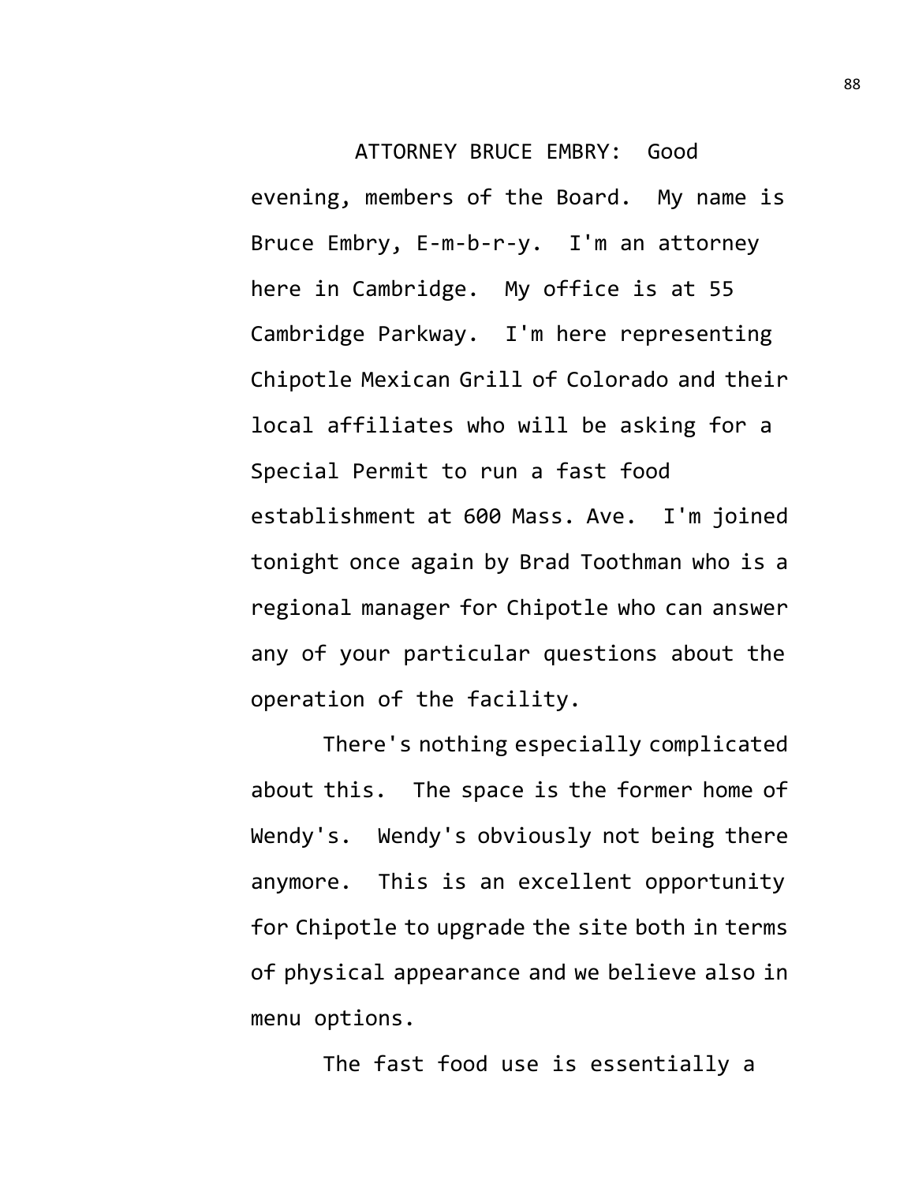ATTORNEY BRUCE EMBRY: Good evening, members of the Board. My name is Bruce Embry, E-m-b-r-y. I'm an attorney here in Cambridge. My office is at 55 Cambridge Parkway. I'm here representing Chipotle Mexican Grill of Colorado and their local affiliates who will be asking for a Special Permit to run a fast food establishment at 600 Mass. Ave. I'm joined tonight once again by Brad Toothman who is a regional manager for Chipotle who can answer any of your particular questions about the operation of the facility.

There's nothing especially complicated about this. The space is the former home of Wendy's. Wendy's obviously not being there anymore. This is an excellent opportunity for Chipotle to upgrade the site both in terms of physical appearance and we believe also in menu options.

The fast food use is essentially a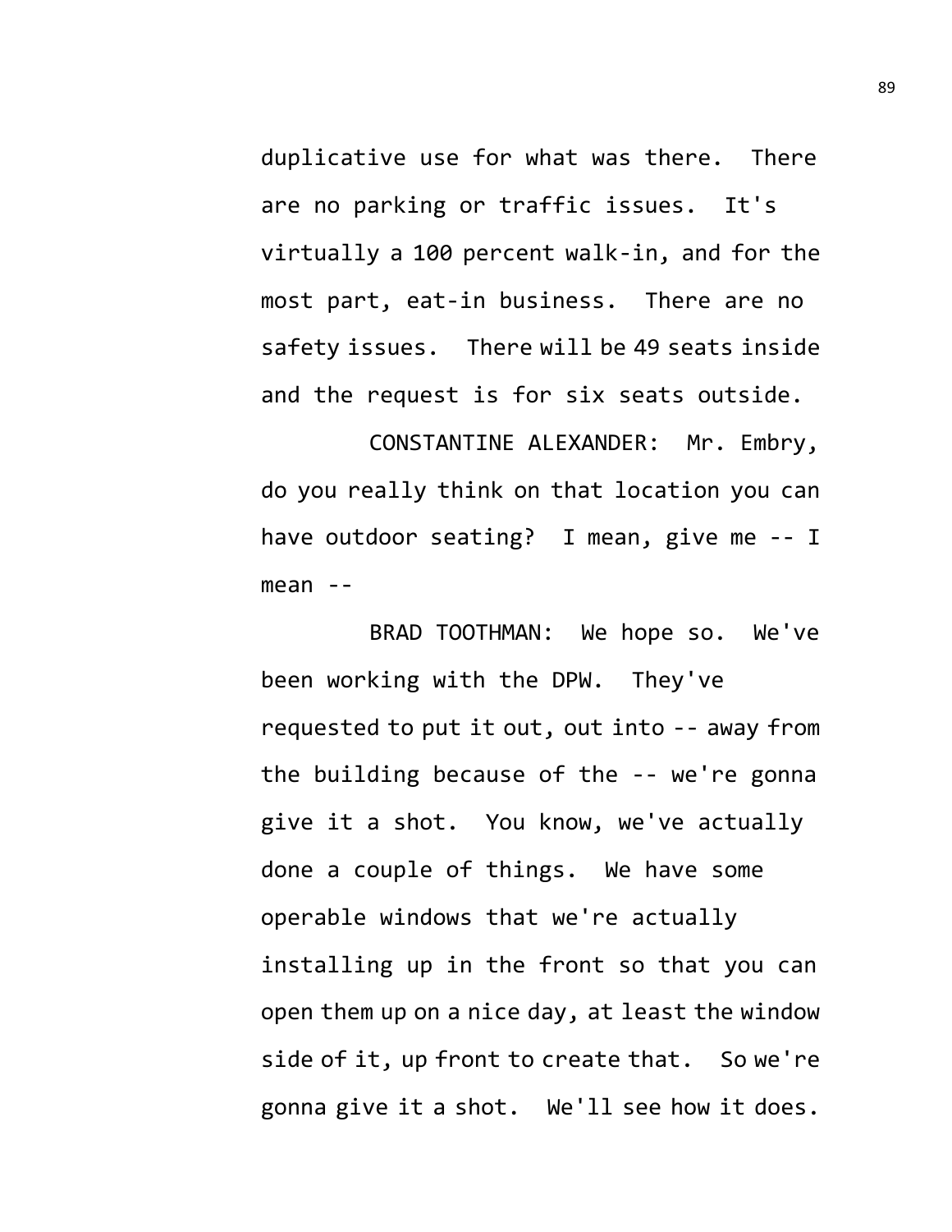duplicative use for what was there. There are no parking or traffic issues. It's virtually a 100 percent walk-in, and for the most part, eat-in business. There are no safety issues. There will be 49 seats inside and the request is for six seats outside.

CONSTANTINE ALEXANDER: Mr. Embry, do you really think on that location you can have outdoor seating? I mean, give me -- I mean --

BRAD TOOTHMAN: We hope so. We've been working with the DPW. They've requested to put it out, out into -- away from the building because of the -- we're gonna give it a shot. You know, we've actually done a couple of things. We have some operable windows that we're actually installing up in the front so that you can open them up on a nice day, at least the window side of it, up front to create that. So we're gonna give it a shot. We'll see how it does.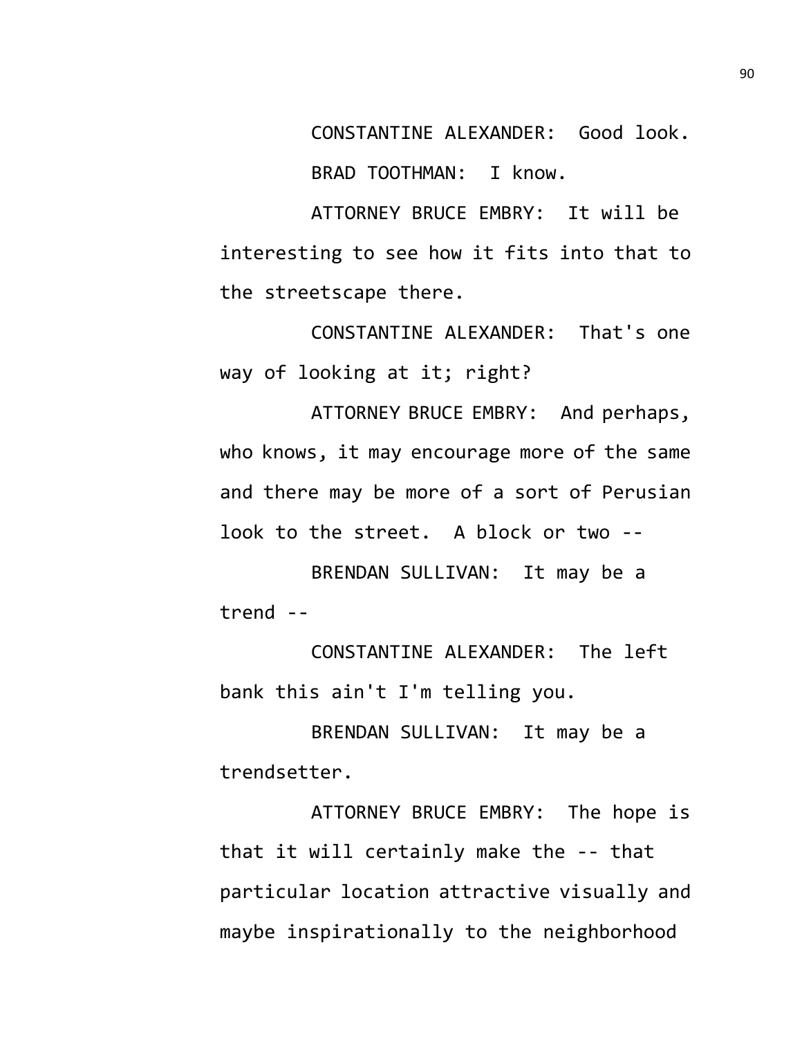CONSTANTINE ALEXANDER: Good look.

BRAD TOOTHMAN: I know.

ATTORNEY BRUCE EMBRY: It will be interesting to see how it fits into that to the streetscape there.

CONSTANTINE ALEXANDER: That's one way of looking at it; right?

ATTORNEY BRUCE EMBRY: And perhaps, who knows, it may encourage more of the same and there may be more of a sort of Perusian look to the street. A block or two --

BRENDAN SULLIVAN: It may be a trend --

CONSTANTINE ALEXANDER: The left bank this ain't I'm telling you.

BRENDAN SULLIVAN: It may be a trendsetter.

ATTORNEY BRUCE EMBRY: The hope is that it will certainly make the -- that particular location attractive visually and maybe inspirationally to the neighborhood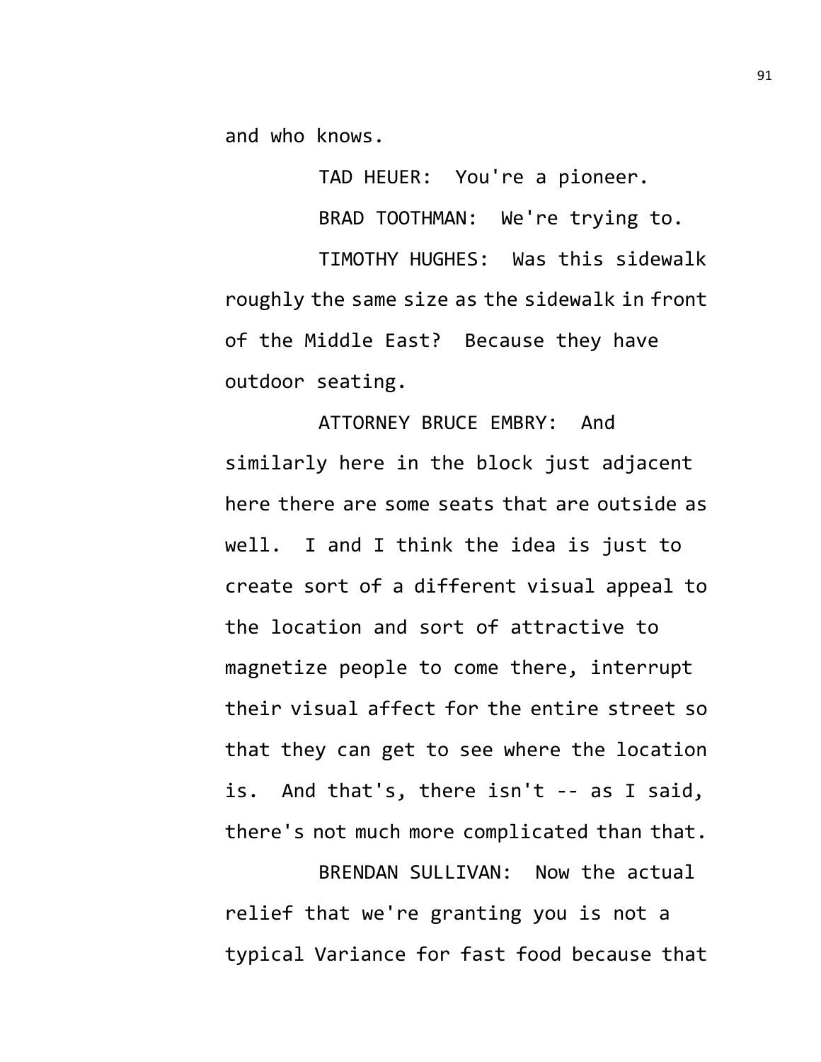and who knows.

TAD HEUER: You're a pioneer.

BRAD TOOTHMAN: We're trying to.

TIMOTHY HUGHES: Was this sidewalk roughly the same size as the sidewalk in front of the Middle East? Because they have outdoor seating.

ATTORNEY BRUCE EMBRY: And similarly here in the block just adjacent here there are some seats that are outside as well. I and I think the idea is just to create sort of a different visual appeal to the location and sort of attractive to magnetize people to come there, interrupt their visual affect for the entire street so that they can get to see where the location is. And that's, there isn't -- as I said, there's not much more complicated than that.

BRENDAN SULLIVAN: Now the actual relief that we're granting you is not a typical Variance for fast food because that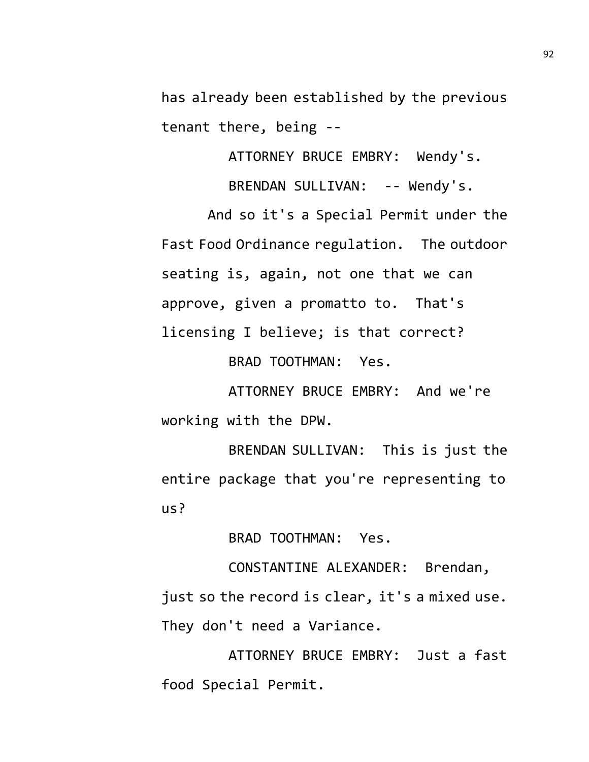has already been established by the previous tenant there, being --

ATTORNEY BRUCE EMBRY: Wendy's.

BRENDAN SULLIVAN: -- Wendy's.

And so it's a Special Permit under the Fast Food Ordinance regulation. The outdoor seating is, again, not one that we can approve, given a promatto to. That's licensing I believe; is that correct?

BRAD TOOTHMAN: Yes.

ATTORNEY BRUCE EMBRY: And we're working with the DPW.

BRENDAN SULLIVAN: This is just the entire package that you're representing to us?

BRAD TOOTHMAN: Yes.

CONSTANTINE ALEXANDER: Brendan, just so the record is clear, it's a mixed use. They don't need a Variance.

ATTORNEY BRUCE EMBRY: Just a fast food Special Permit.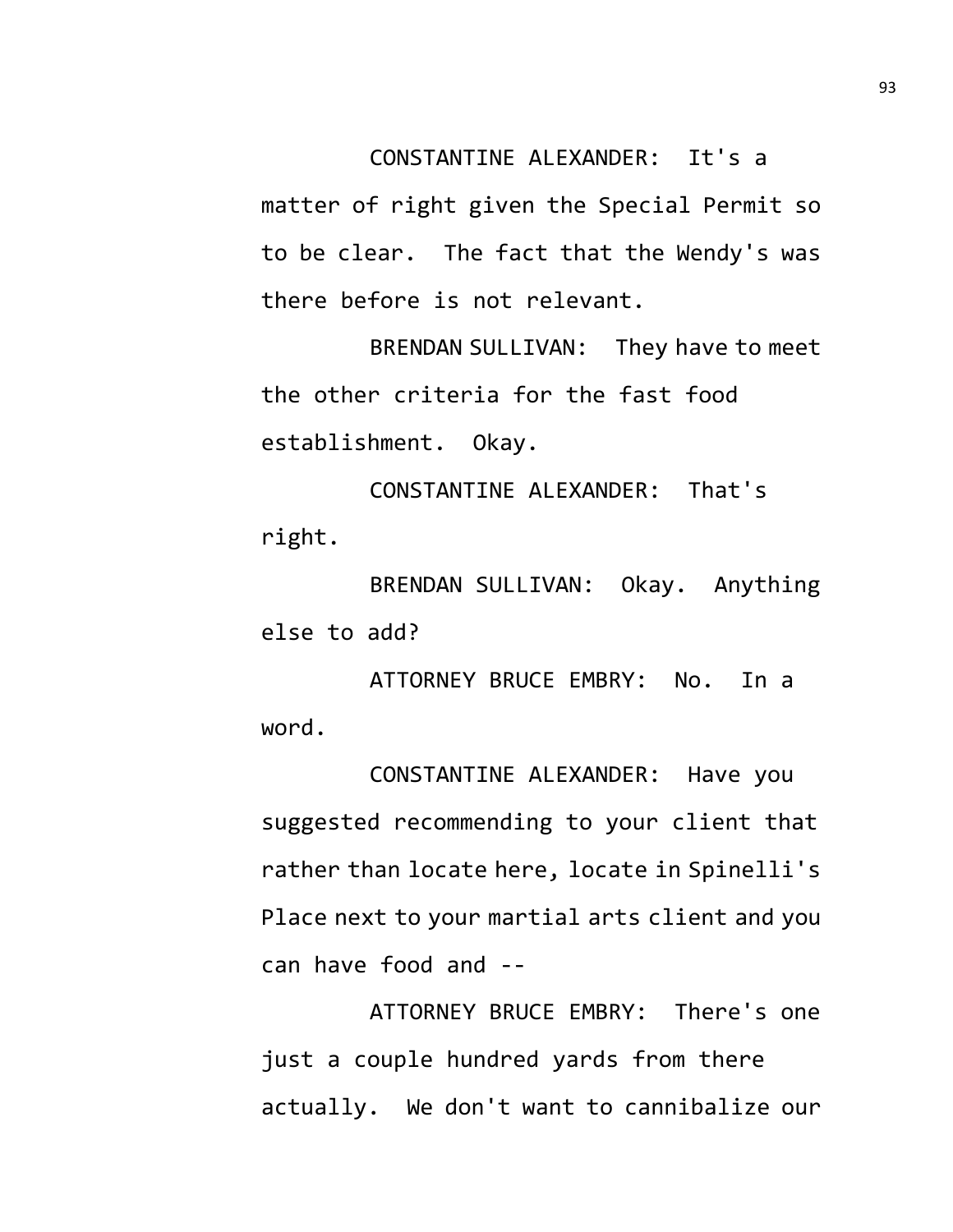CONSTANTINE ALEXANDER: It's a matter of right given the Special Permit so to be clear. The fact that the Wendy's was there before is not relevant.

BRENDAN SULLIVAN: They have to meet the other criteria for the fast food establishment. Okay.

CONSTANTINE ALEXANDER: That's right.

BRENDAN SULLIVAN: Okay. Anything else to add?

ATTORNEY BRUCE EMBRY: No. In a word.

CONSTANTINE ALEXANDER: Have you suggested recommending to your client that rather than locate here, locate in Spinelli's Place next to your martial arts client and you can have food and --

ATTORNEY BRUCE EMBRY: There's one just a couple hundred yards from there actually. We don't want to cannibalize our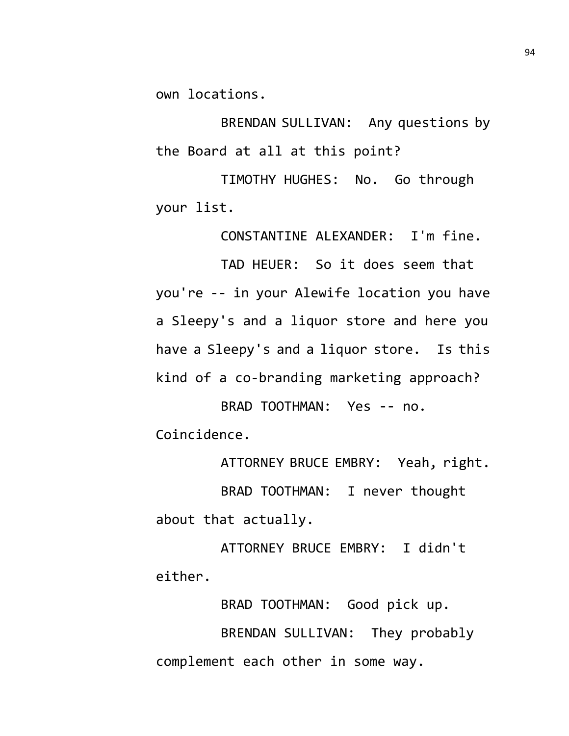own locations.

BRENDAN SULLIVAN: Any questions by the Board at all at this point?

TIMOTHY HUGHES: No. Go through your list.

CONSTANTINE ALEXANDER: I'm fine.

TAD HEUER: So it does seem that you're -- in your Alewife location you have a Sleepy's and a liquor store and here you have a Sleepy's and a liquor store. Is this kind of a co-branding marketing approach?

BRAD TOOTHMAN: Yes -- no. Coincidence.

ATTORNEY BRUCE EMBRY: Yeah, right.

BRAD TOOTHMAN: I never thought about that actually.

ATTORNEY BRUCE EMBRY: I didn't either.

BRAD TOOTHMAN: Good pick up.

BRENDAN SULLIVAN: They probably complement each other in some way.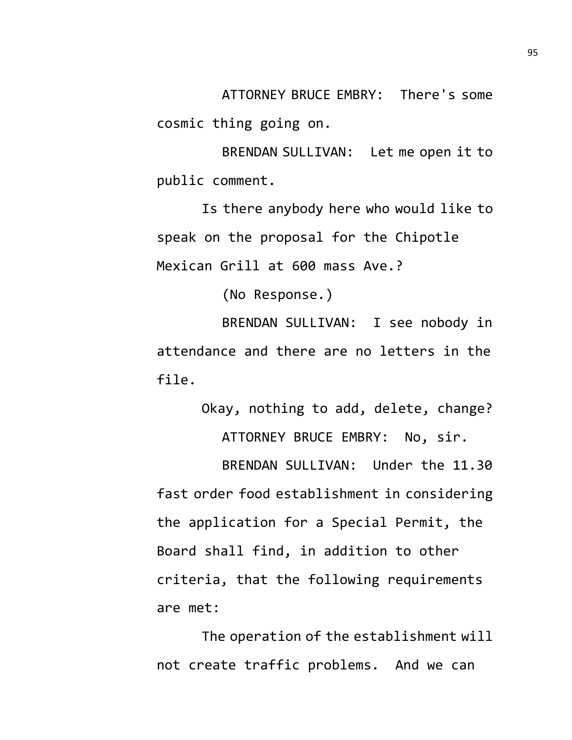ATTORNEY BRUCE EMBRY: There's some cosmic thing going on.

BRENDAN SULLIVAN: Let me open it to public comment.

Is there anybody here who would like to speak on the proposal for the Chipotle Mexican Grill at 600 mass Ave.?

(No Response.)

BRENDAN SULLIVAN: I see nobody in attendance and there are no letters in the file.

Okay, nothing to add, delete, change?

ATTORNEY BRUCE EMBRY: No, sir.

BRENDAN SULLIVAN: Under the 11.30 fast order food establishment in considering the application for a Special Permit, the Board shall find, in addition to other criteria, that the following requirements are met:

The operation of the establishment will not create traffic problems. And we can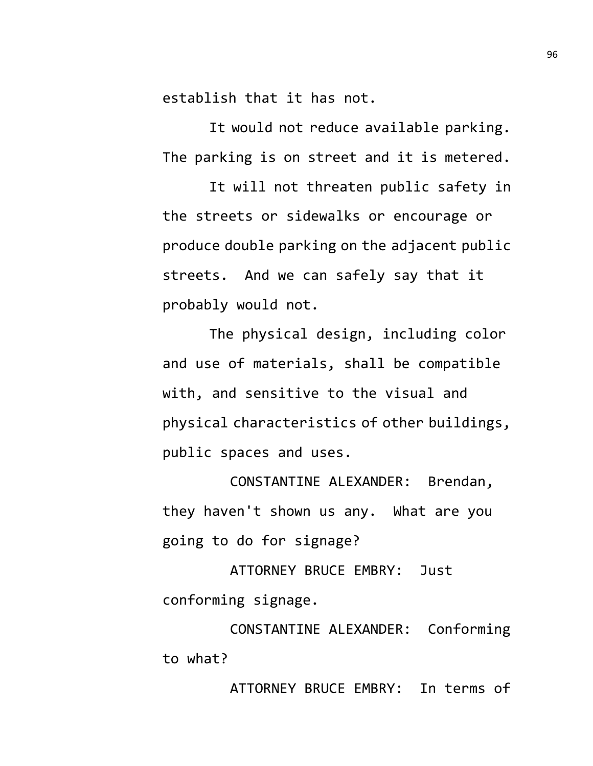establish that it has not.

It would not reduce available parking. The parking is on street and it is metered.

It will not threaten public safety in the streets or sidewalks or encourage or produce double parking on the adjacent public streets. And we can safely say that it probably would not.

The physical design, including color and use of materials, shall be compatible with, and sensitive to the visual and physical characteristics of other buildings, public spaces and uses.

CONSTANTINE ALEXANDER: Brendan, they haven't shown us any. What are you going to do for signage?

ATTORNEY BRUCE EMBRY: Just conforming signage.

CONSTANTINE ALEXANDER: Conforming to what?

ATTORNEY BRUCE EMBRY: In terms of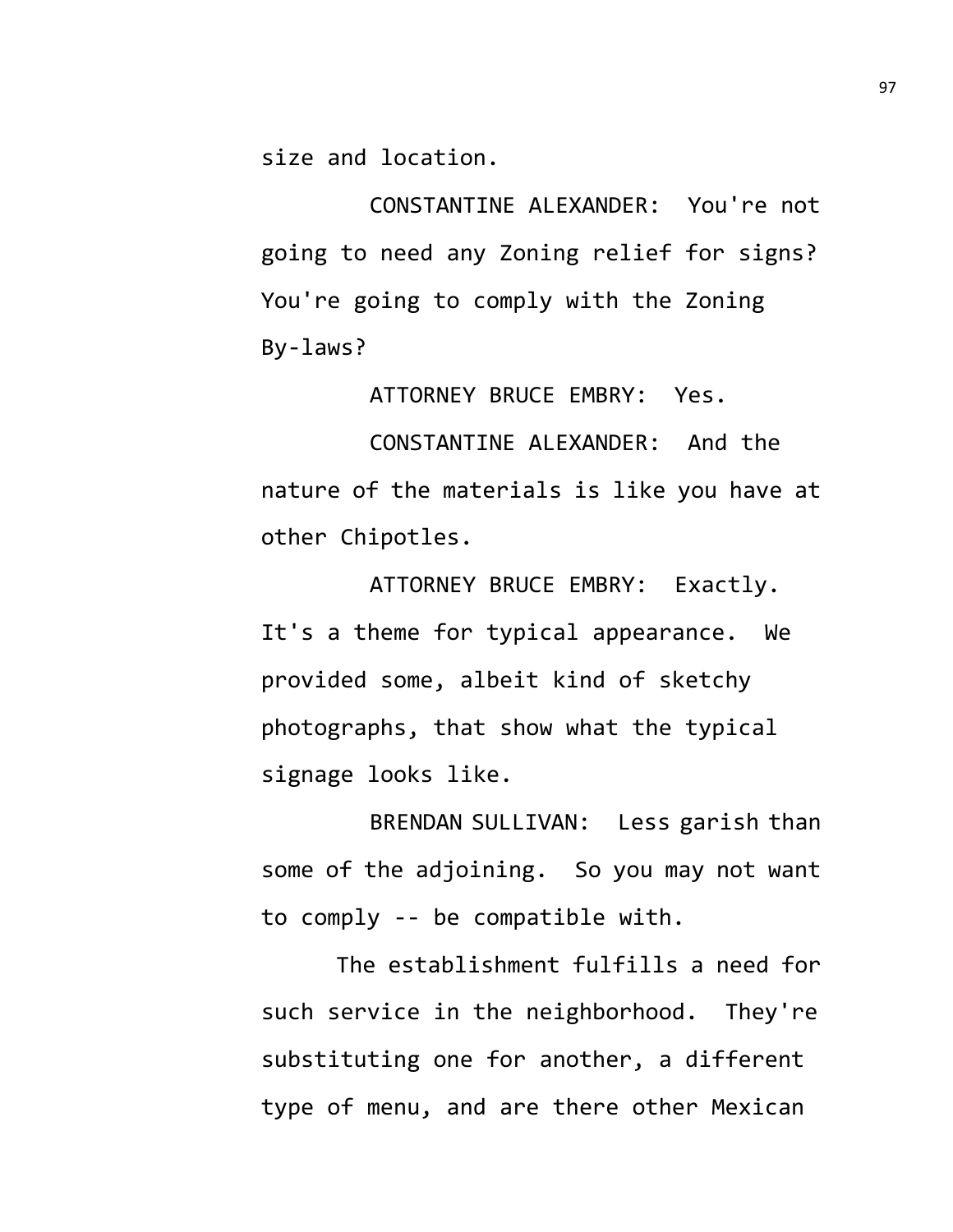size and location.

CONSTANTINE ALEXANDER: You're not going to need any Zoning relief for signs? You're going to comply with the Zoning By-laws?

ATTORNEY BRUCE EMBRY: Yes.

CONSTANTINE ALEXANDER: And the nature of the materials is like you have at other Chipotles.

ATTORNEY BRUCE EMBRY: Exactly. It's a theme for typical appearance. We provided some, albeit kind of sketchy photographs, that show what the typical signage looks like.

BRENDAN SULLIVAN: Less garish than some of the adjoining. So you may not want to comply -- be compatible with.

The establishment fulfills a need for such service in the neighborhood. They're substituting one for another, a different type of menu, and are there other Mexican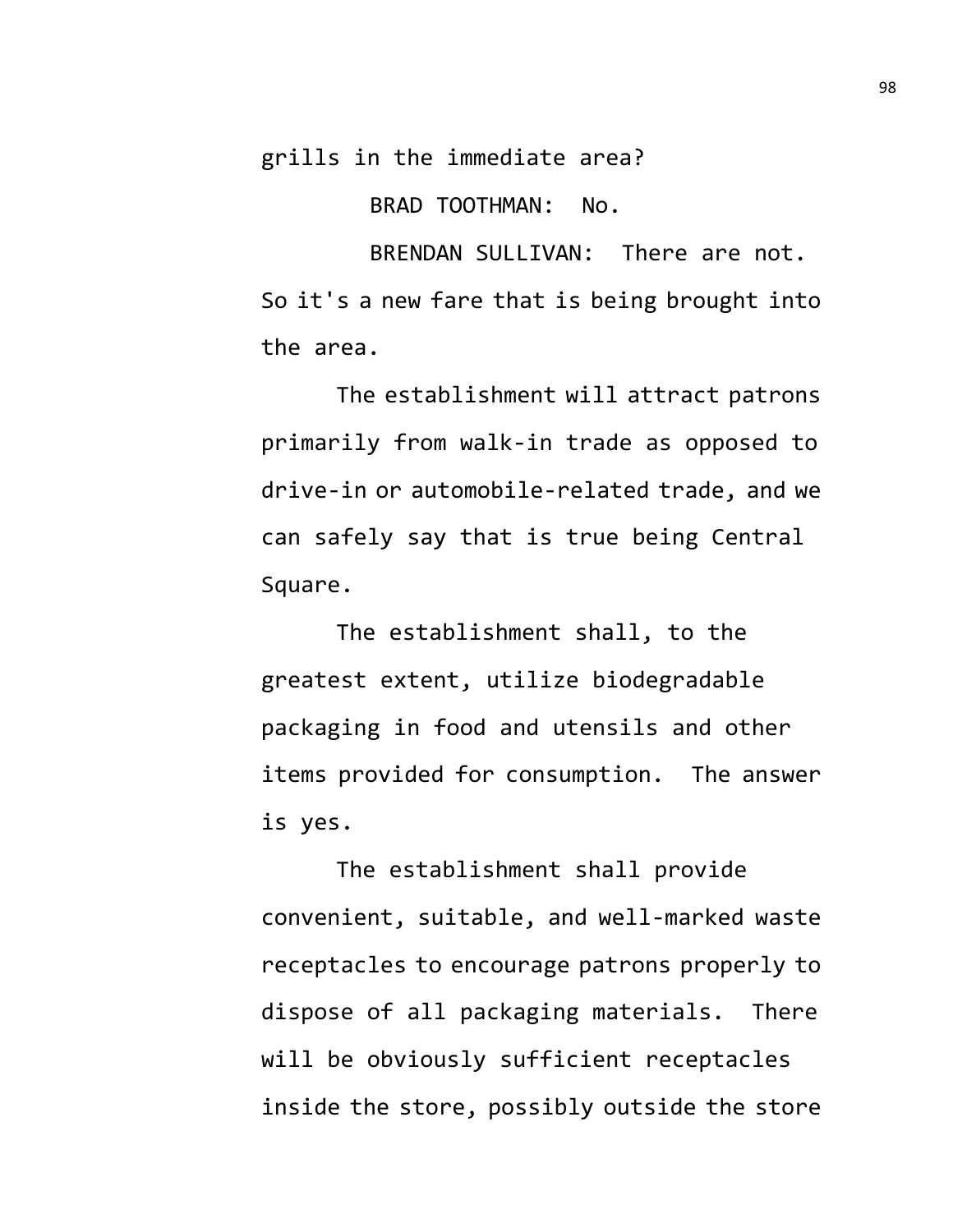grills in the immediate area?

BRAD TOOTHMAN: No.

BRENDAN SULLIVAN: There are not. So it's a new fare that is being brought into the area.

The establishment will attract patrons primarily from walk-in trade as opposed to drive-in or automobile-related trade, and we can safely say that is true being Central Square.

The establishment shall, to the greatest extent, utilize biodegradable packaging in food and utensils and other items provided for consumption. The answer is yes.

The establishment shall provide convenient, suitable, and well-marked waste receptacles to encourage patrons properly to dispose of all packaging materials. There will be obviously sufficient receptacles inside the store, possibly outside the store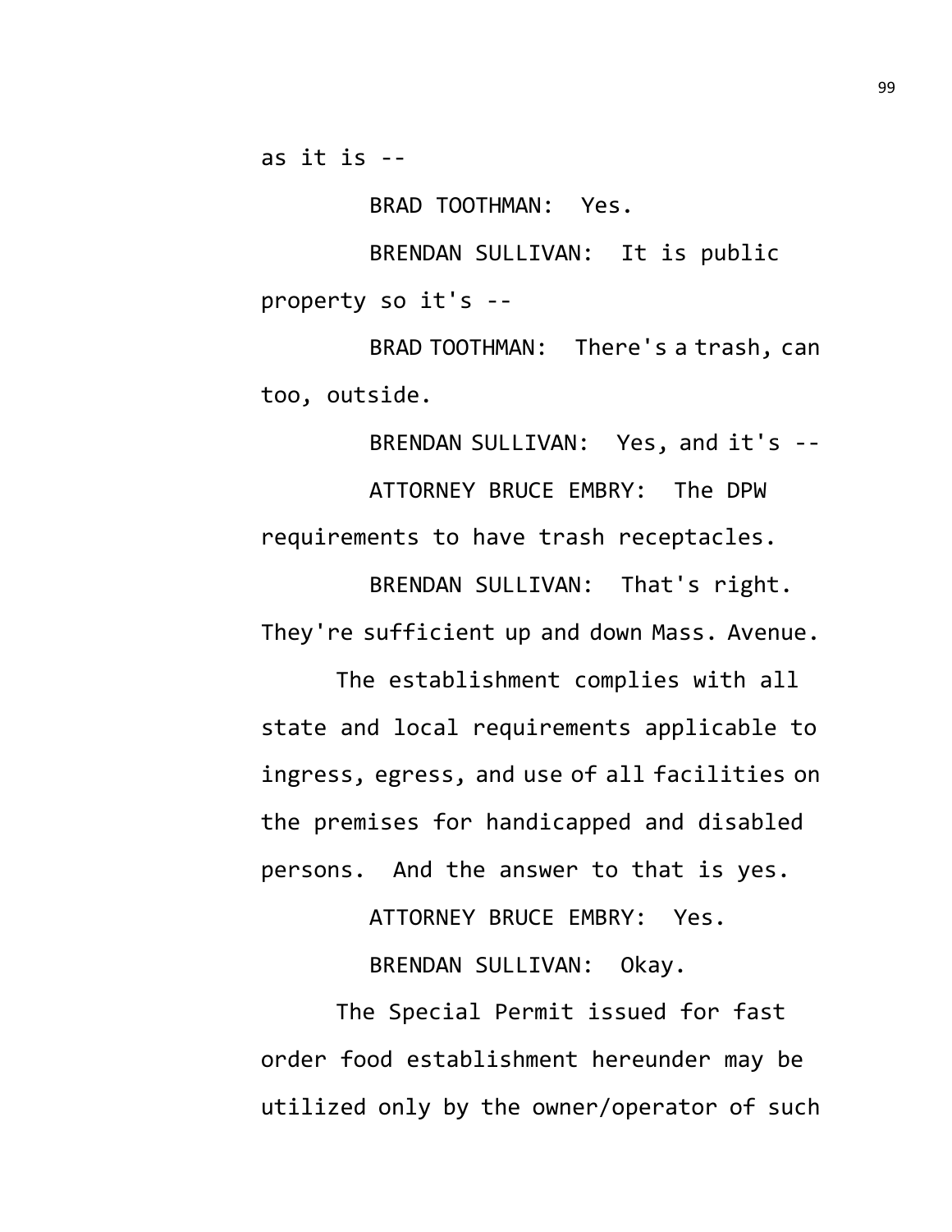as it is --

BRAD TOOTHMAN: Yes.

BRENDAN SULLIVAN: It is public property so it's --

BRAD TOOTHMAN: There's a trash, can too, outside.

BRENDAN SULLIVAN: Yes, and it's --

ATTORNEY BRUCE EMBRY: The DPW requirements to have trash receptacles.

BRENDAN SULLIVAN: That's right. They're sufficient up and down Mass. Avenue.

The establishment complies with all state and local requirements applicable to ingress, egress, and use of all facilities on the premises for handicapped and disabled persons. And the answer to that is yes.

ATTORNEY BRUCE EMBRY: Yes.

BRENDAN SULLIVAN: Okay.

The Special Permit issued for fast order food establishment hereunder may be utilized only by the owner/operator of such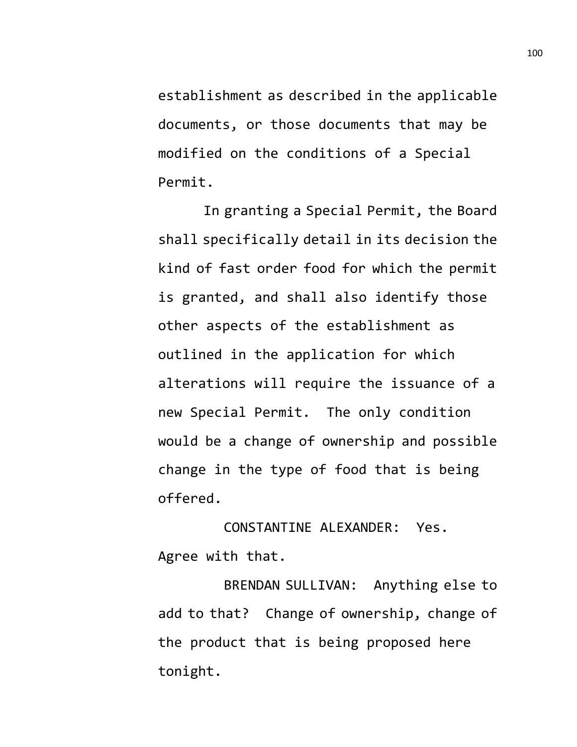establishment as described in the applicable documents, or those documents that may be modified on the conditions of a Special Permit.

In granting a Special Permit, the Board shall specifically detail in its decision the kind of fast order food for which the permit is granted, and shall also identify those other aspects of the establishment as outlined in the application for which alterations will require the issuance of a new Special Permit. The only condition would be a change of ownership and possible change in the type of food that is being offered.

CONSTANTINE ALEXANDER: Yes. Agree with that.

BRENDAN SULLIVAN: Anything else to add to that? Change of ownership, change of the product that is being proposed here tonight.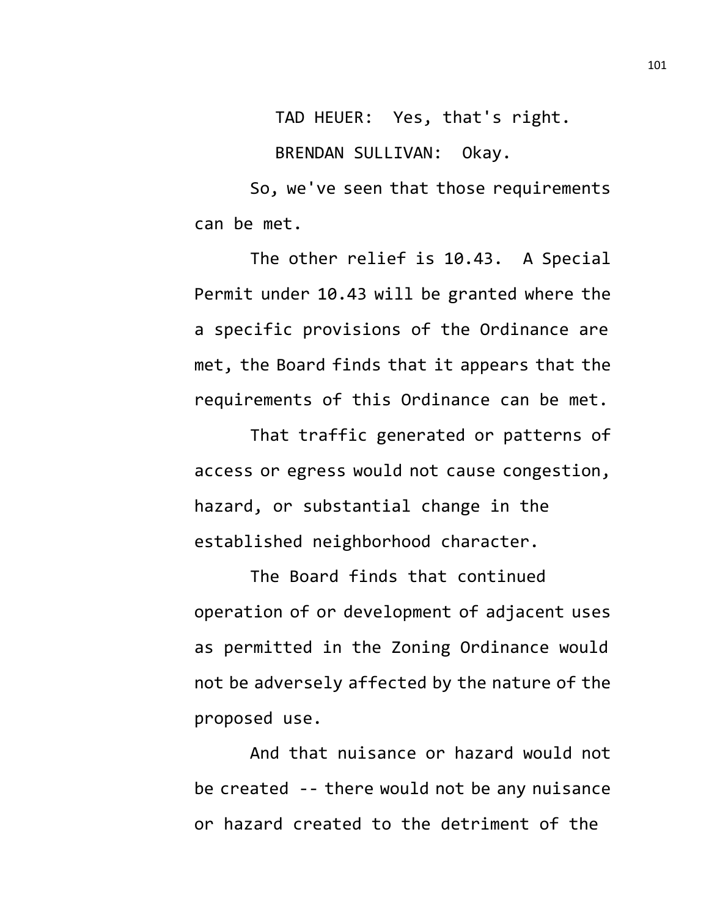TAD HEUER: Yes, that's right.

BRENDAN SULLIVAN: Okay.

So, we've seen that those requirements can be met.

The other relief is 10.43. A Special Permit under 10.43 will be granted where the a specific provisions of the Ordinance are met, the Board finds that it appears that the requirements of this Ordinance can be met.

That traffic generated or patterns of access or egress would not cause congestion, hazard, or substantial change in the established neighborhood character.

The Board finds that continued operation of or development of adjacent uses as permitted in the Zoning Ordinance would not be adversely affected by the nature of the proposed use.

And that nuisance or hazard would not be created -- there would not be any nuisance or hazard created to the detriment of the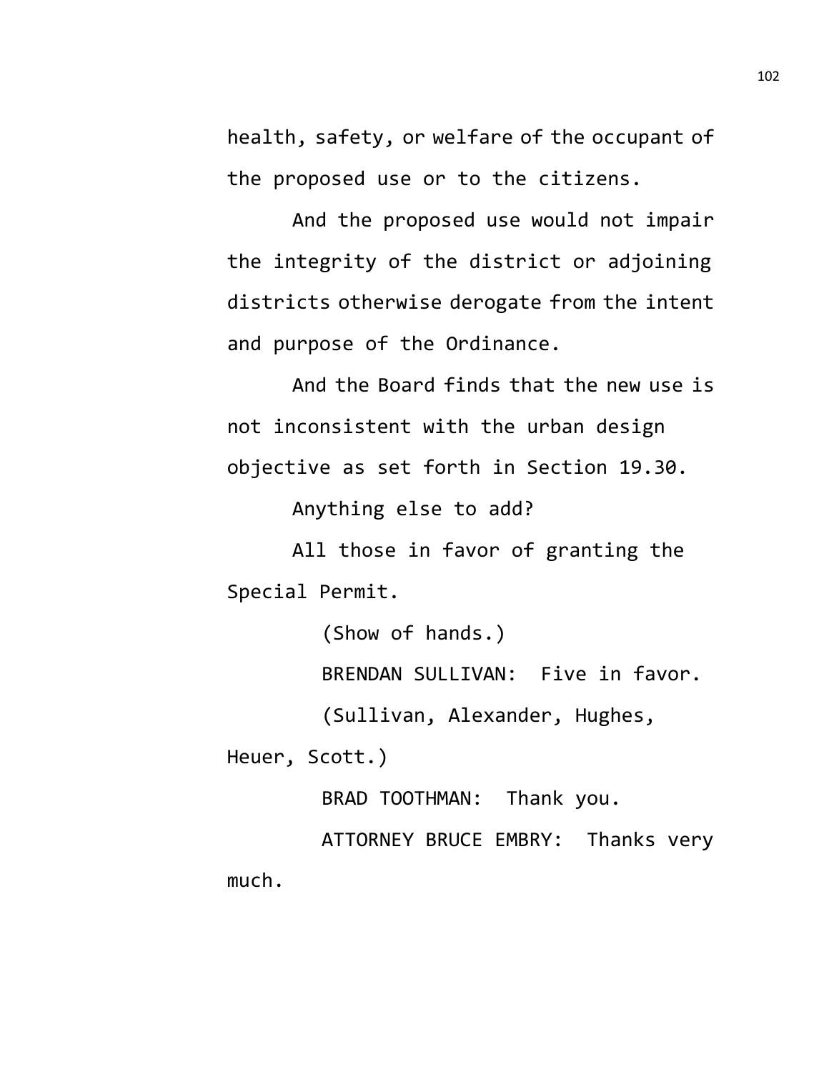health, safety, or welfare of the occupant of the proposed use or to the citizens.

And the proposed use would not impair the integrity of the district or adjoining districts otherwise derogate from the intent and purpose of the Ordinance.

And the Board finds that the new use is not inconsistent with the urban design objective as set forth in Section 19.30.

Anything else to add?

All those in favor of granting the Special Permit.

(Show of hands.)

BRENDAN SULLIVAN: Five in favor.

(Sullivan, Alexander, Hughes, Heuer, Scott.)

BRAD TOOTHMAN: Thank you.

ATTORNEY BRUCE EMBRY: Thanks very much.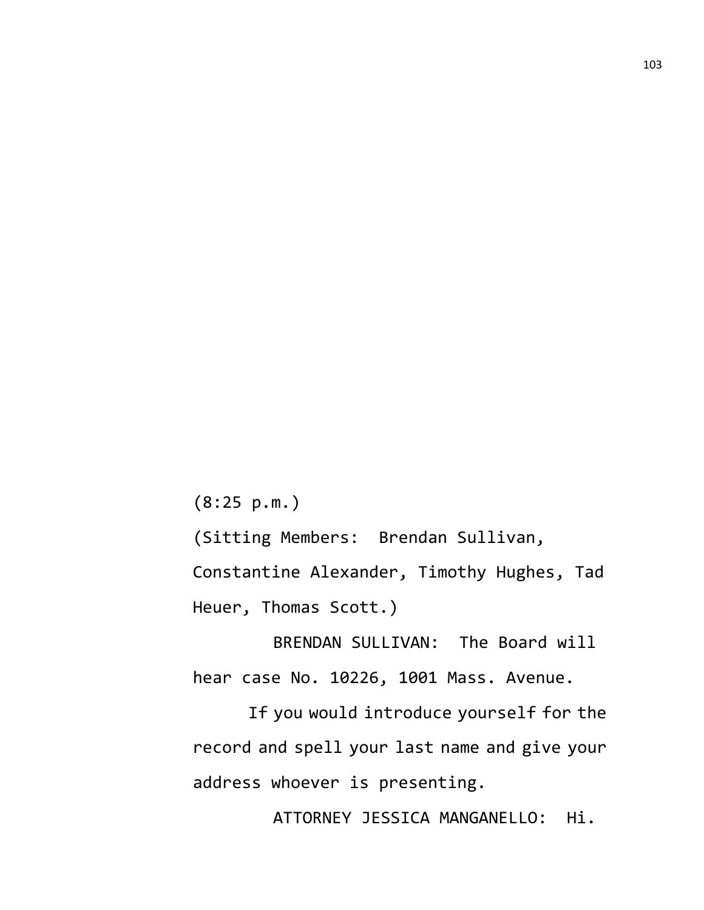(8:25 p.m.)

(Sitting Members: Brendan Sullivan, Constantine Alexander, Timothy Hughes, Tad Heuer, Thomas Scott.)

BRENDAN SULLIVAN: The Board will hear case No. 10226, 1001 Mass. Avenue.

If you would introduce yourself for the record and spell your last name and give your address whoever is presenting.

ATTORNEY JESSICA MANGANELLO: Hi.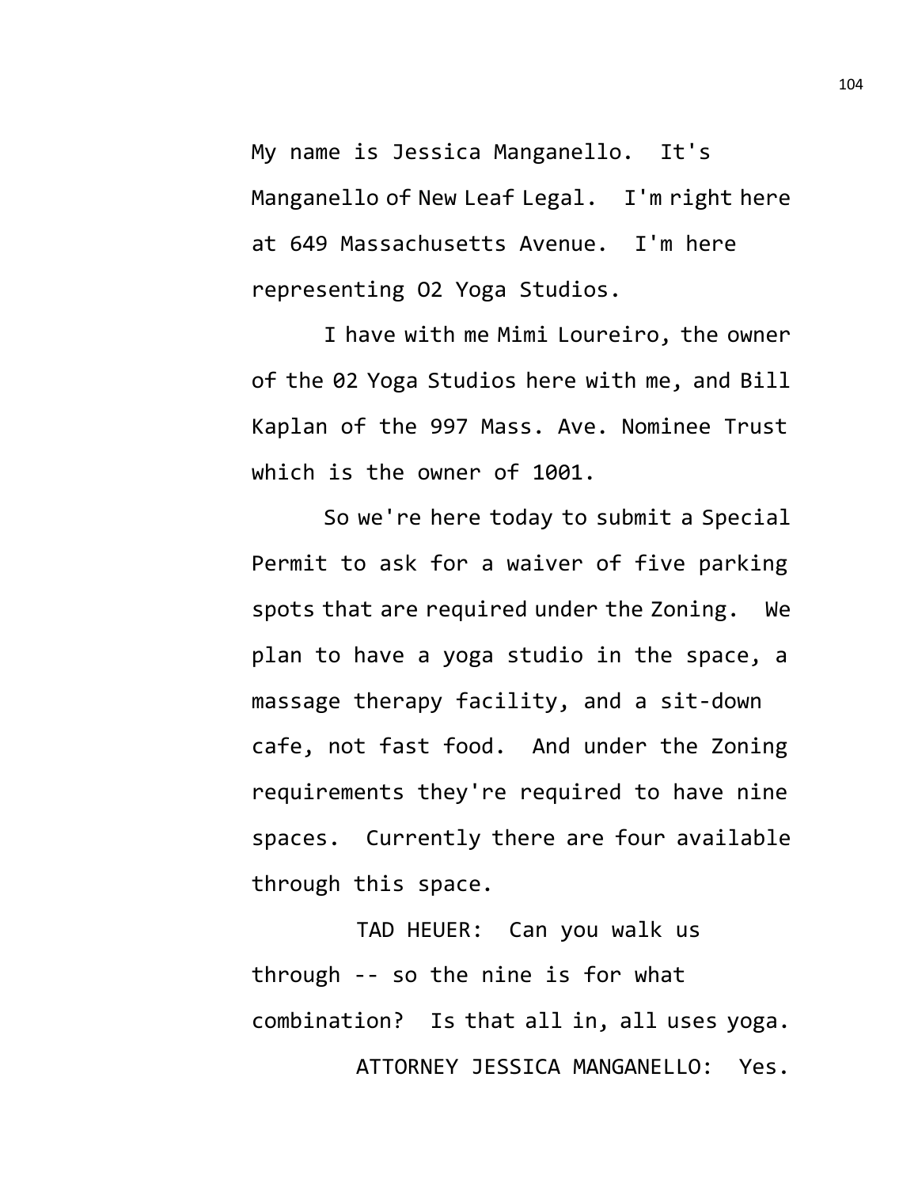My name is Jessica Manganello. It's Manganello of New Leaf Legal. I'm right here at 649 Massachusetts Avenue. I'm here representing O2 Yoga Studios.

I have with me Mimi Loureiro, the owner of the 02 Yoga Studios here with me, and Bill Kaplan of the 997 Mass. Ave. Nominee Trust which is the owner of 1001.

So we're here today to submit a Special Permit to ask for a waiver of five parking spots that are required under the Zoning. We plan to have a yoga studio in the space, a massage therapy facility, and a sit-down cafe, not fast food. And under the Zoning requirements they're required to have nine spaces. Currently there are four available through this space.

TAD HEUER: Can you walk us through -- so the nine is for what combination? Is that all in, all uses yoga.

ATTORNEY JESSICA MANGANELLO: Yes.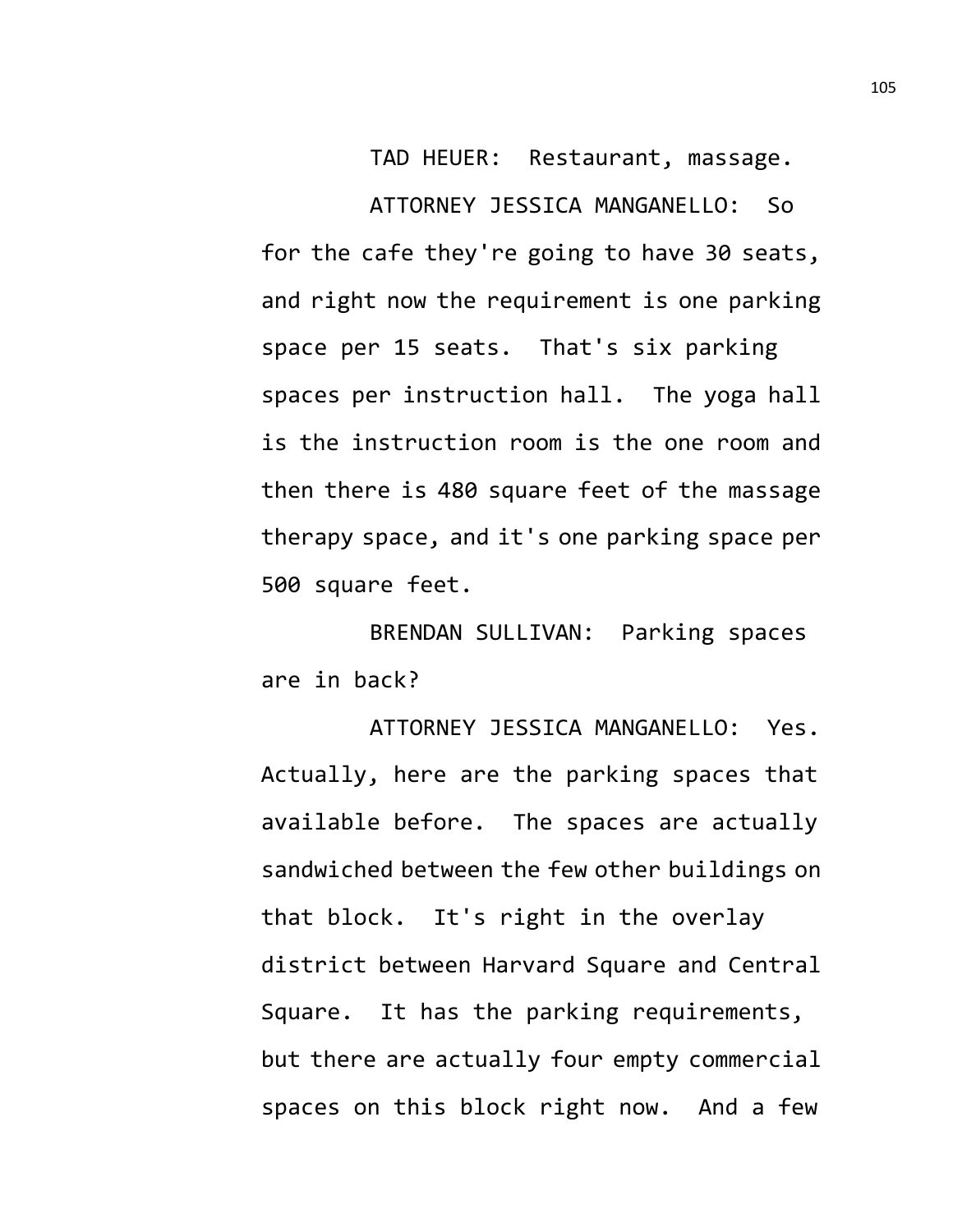TAD HEUER: Restaurant, massage.

ATTORNEY JESSICA MANGANELLO: So for the cafe they're going to have 30 seats, and right now the requirement is one parking space per 15 seats. That's six parking spaces per instruction hall. The yoga hall is the instruction room is the one room and then there is 480 square feet of the massage therapy space, and it's one parking space per 500 square feet.

BRENDAN SULLIVAN: Parking spaces are in back?

ATTORNEY JESSICA MANGANELLO: Yes. Actually, here are the parking spaces that available before. The spaces are actually sandwiched between the few other buildings on that block. It's right in the overlay district between Harvard Square and Central Square. It has the parking requirements, but there are actually four empty commercial spaces on this block right now. And a few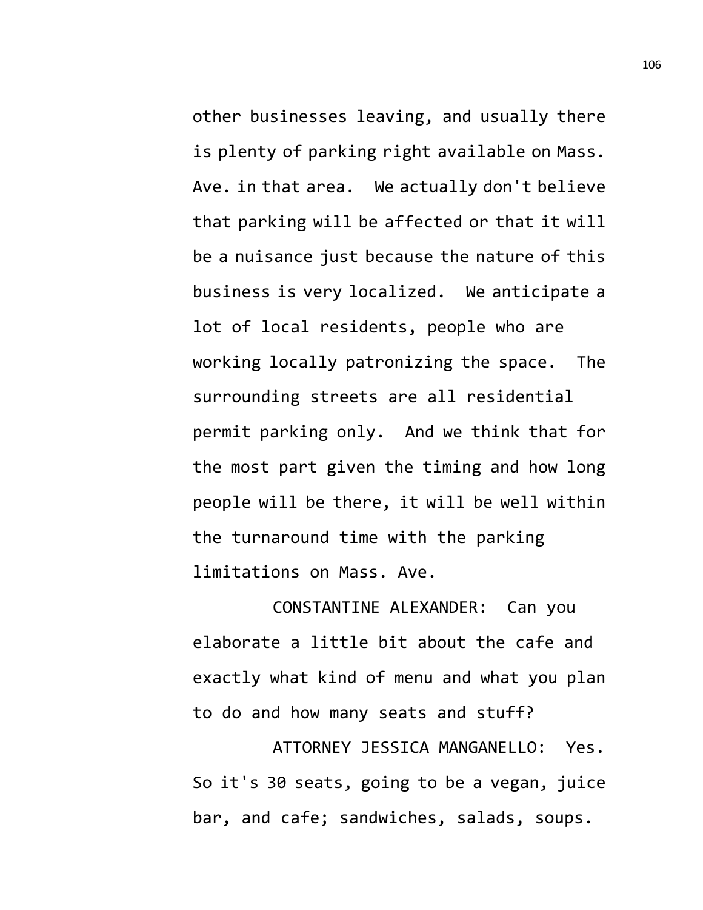other businesses leaving, and usually there is plenty of parking right available on Mass. Ave. in that area. We actually don't believe that parking will be affected or that it will be a nuisance just because the nature of this business is very localized. We anticipate a lot of local residents, people who are working locally patronizing the space. The surrounding streets are all residential permit parking only. And we think that for the most part given the timing and how long people will be there, it will be well within the turnaround time with the parking limitations on Mass. Ave.

CONSTANTINE ALEXANDER: Can you elaborate a little bit about the cafe and exactly what kind of menu and what you plan to do and how many seats and stuff?

ATTORNEY JESSICA MANGANELLO: Yes. So it's 30 seats, going to be a vegan, juice bar, and cafe; sandwiches, salads, soups.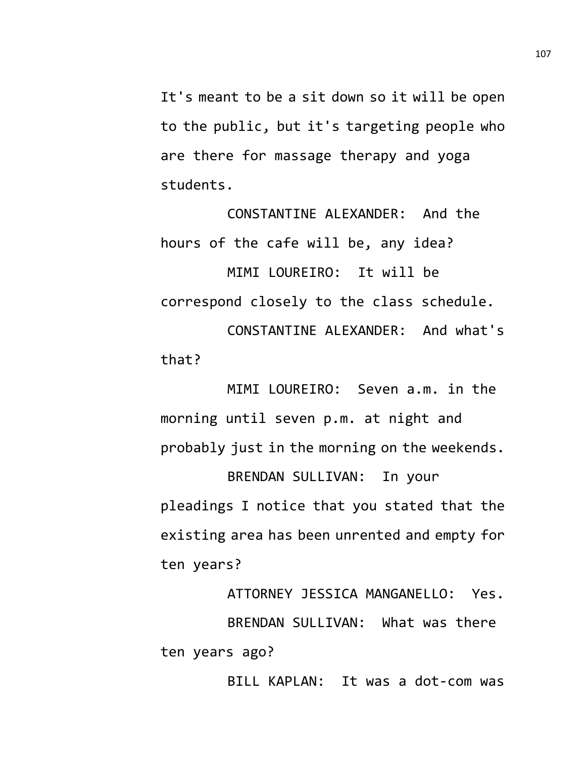It's meant to be a sit down so it will be open to the public, but it's targeting people who are there for massage therapy and yoga students.

CONSTANTINE ALEXANDER: And the hours of the cafe will be, any idea?

MIMI LOUREIRO: It will be correspond closely to the class schedule.

CONSTANTINE ALEXANDER: And what's that?

MIMI LOUREIRO: Seven a.m. in the morning until seven p.m. at night and probably just in the morning on the weekends.

BRENDAN SULLIVAN: In your pleadings I notice that you stated that the existing area has been unrented and empty for ten years?

ATTORNEY JESSICA MANGANELLO: Yes.

BRENDAN SULLIVAN: What was there ten years ago?

BILL KAPLAN: It was a dot-com was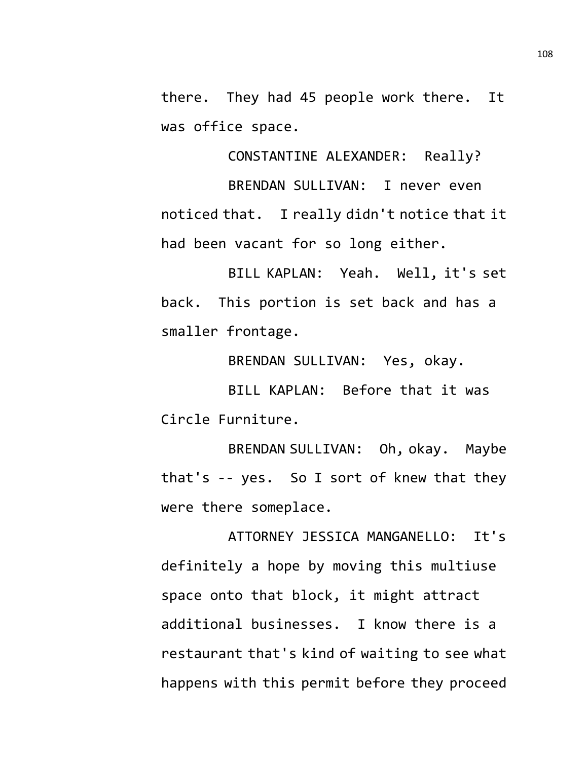there. They had 45 people work there. It was office space.

CONSTANTINE ALEXANDER: Really?

BRENDAN SULLIVAN: I never even noticed that. I really didn't notice that it had been vacant for so long either.

BILL KAPLAN: Yeah. Well, it's set back. This portion is set back and has a smaller frontage.

BRENDAN SULLIVAN: Yes, okay.

BILL KAPLAN: Before that it was Circle Furniture.

BRENDAN SULLIVAN: Oh, okay. Maybe that's -- yes. So I sort of knew that they were there someplace.

ATTORNEY JESSICA MANGANELLO: It's definitely a hope by moving this multiuse space onto that block, it might attract additional businesses. I know there is a restaurant that's kind of waiting to see what happens with this permit before they proceed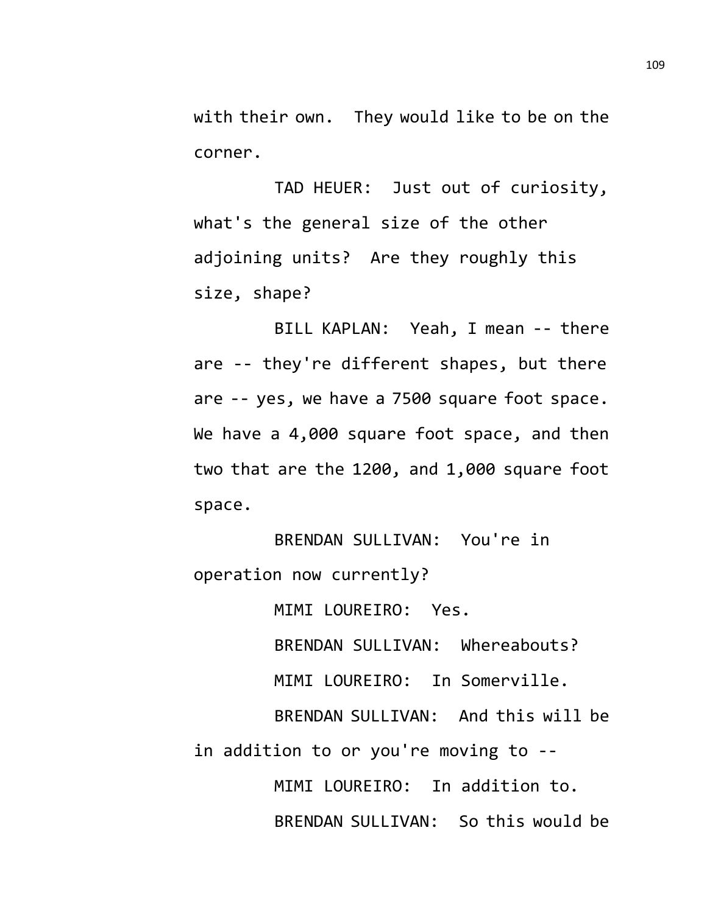with their own. They would like to be on the corner.

TAD HEUER: Just out of curiosity, what's the general size of the other adjoining units? Are they roughly this size, shape?

BILL KAPLAN: Yeah, I mean -- there are -- they're different shapes, but there are -- yes, we have a 7500 square foot space. We have a 4,000 square foot space, and then two that are the 1200, and 1,000 square foot space.

BRENDAN SULLIVAN: You're in operation now currently?

MIMI LOUREIRO: Yes.

BRENDAN SULLIVAN: Whereabouts?

MIMI LOUREIRO: In Somerville.

BRENDAN SULLIVAN: And this will be in addition to or you're moving to --

MIMI LOUREIRO: In addition to.

BRENDAN SULLIVAN: So this would be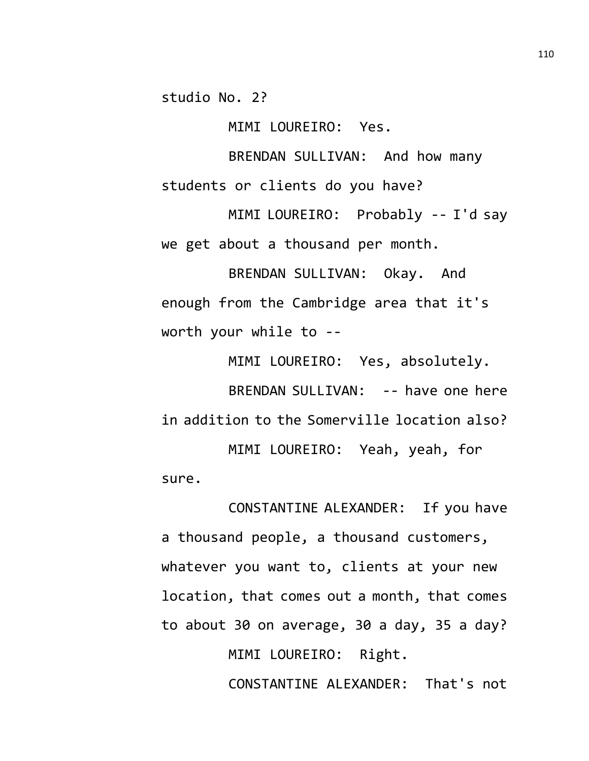studio No. 2?

MIMI LOUREIRO: Yes.

BRENDAN SULLIVAN: And how many students or clients do you have?

MIMI LOUREIRO: Probably -- I'd say we get about a thousand per month.

BRENDAN SULLIVAN: Okay. And enough from the Cambridge area that it's worth your while to --

MIMI LOUREIRO: Yes, absolutely.

BRENDAN SULLIVAN: -- have one here in addition to the Somerville location also?

MIMI LOUREIRO: Yeah, yeah, for sure.

CONSTANTINE ALEXANDER: If you have a thousand people, a thousand customers, whatever you want to, clients at your new location, that comes out a month, that comes to about 30 on average, 30 a day, 35 a day?

MIMI LOUREIRO: Right.

CONSTANTINE ALEXANDER: That's not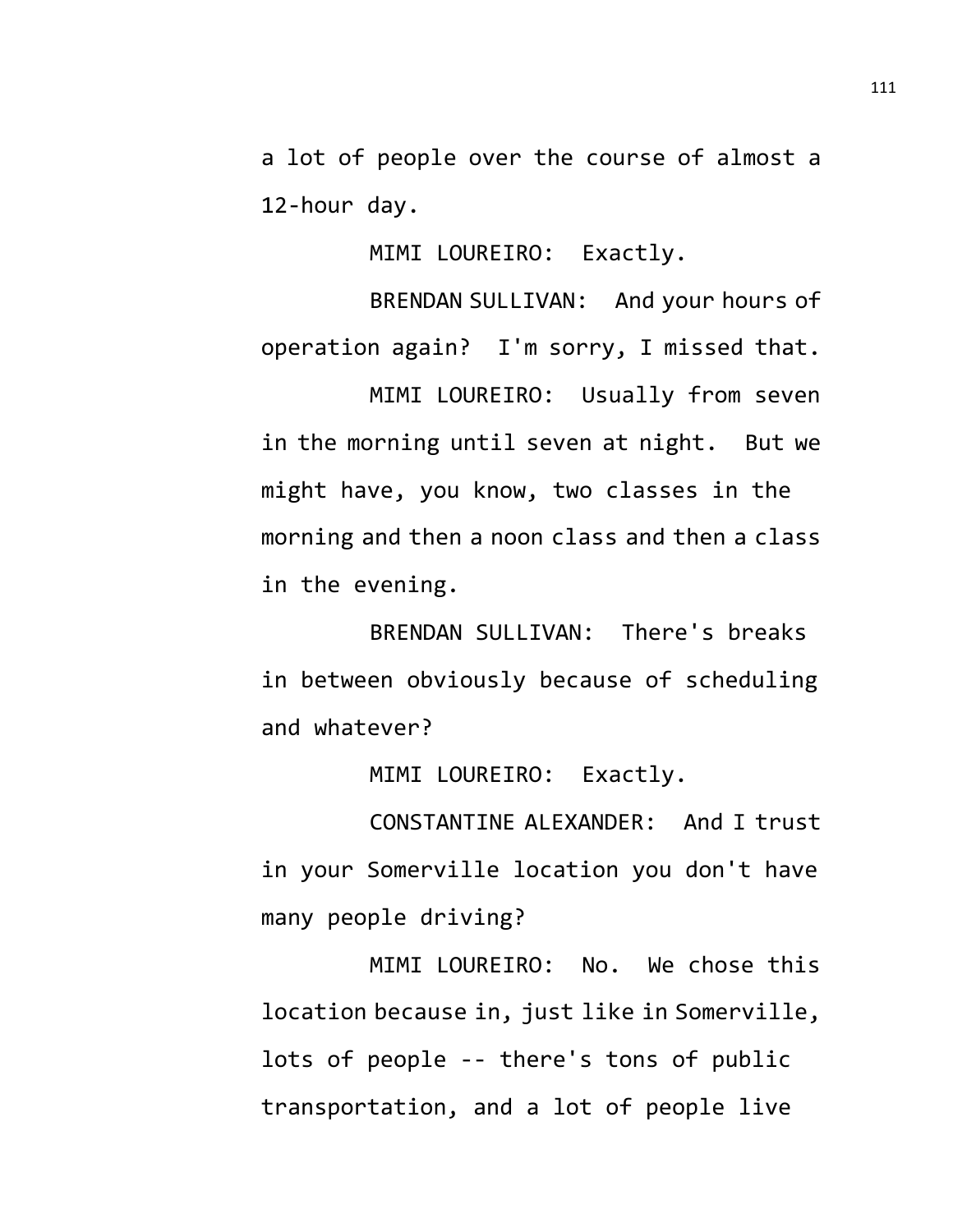a lot of people over the course of almost a 12-hour day.

MIMI LOUREIRO: Exactly.

BRENDAN SULLIVAN: And your hours of operation again? I'm sorry, I missed that.

MIMI LOUREIRO: Usually from seven in the morning until seven at night. But we might have, you know, two classes in the morning and then a noon class and then a class in the evening.

BRENDAN SULLIVAN: There's breaks in between obviously because of scheduling and whatever?

MIMI LOUREIRO: Exactly.

CONSTANTINE ALEXANDER: And I trust in your Somerville location you don't have many people driving?

MIMI LOUREIRO: No. We chose this location because in, just like in Somerville, lots of people -- there's tons of public transportation, and a lot of people live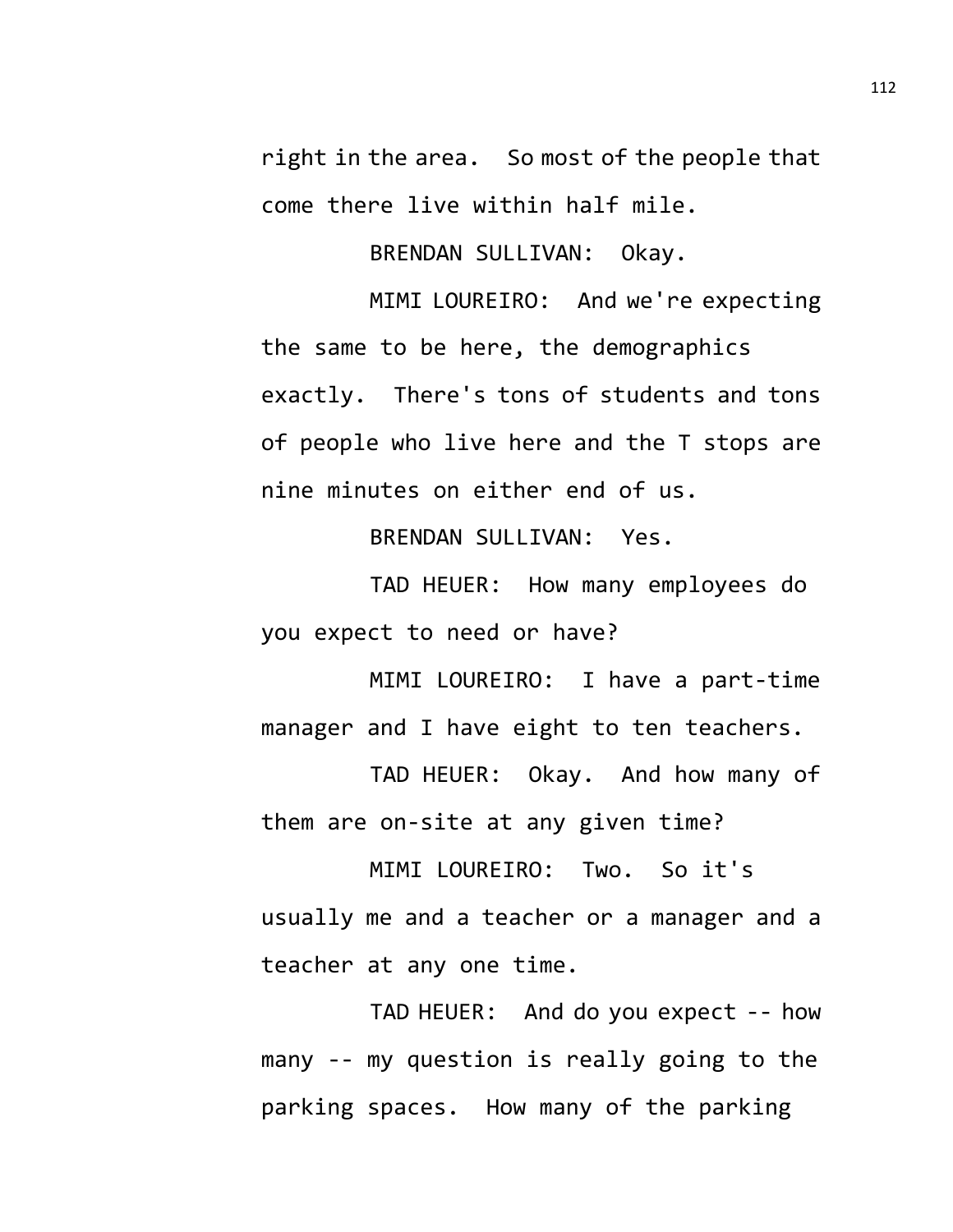right in the area. So most of the people that come there live within half mile.

BRENDAN SULLIVAN: Okay.

MIMI LOUREIRO: And we're expecting the same to be here, the demographics exactly. There's tons of students and tons of people who live here and the T stops are nine minutes on either end of us.

BRENDAN SULLIVAN: Yes.

TAD HEUER: How many employees do you expect to need or have?

MIMI LOUREIRO: I have a part-time manager and I have eight to ten teachers.

TAD HEUER: Okay. And how many of them are on-site at any given time?

MIMI LOUREIRO: Two. So it's usually me and a teacher or a manager and a teacher at any one time.

TAD HEUER: And do you expect -- how many -- my question is really going to the parking spaces. How many of the parking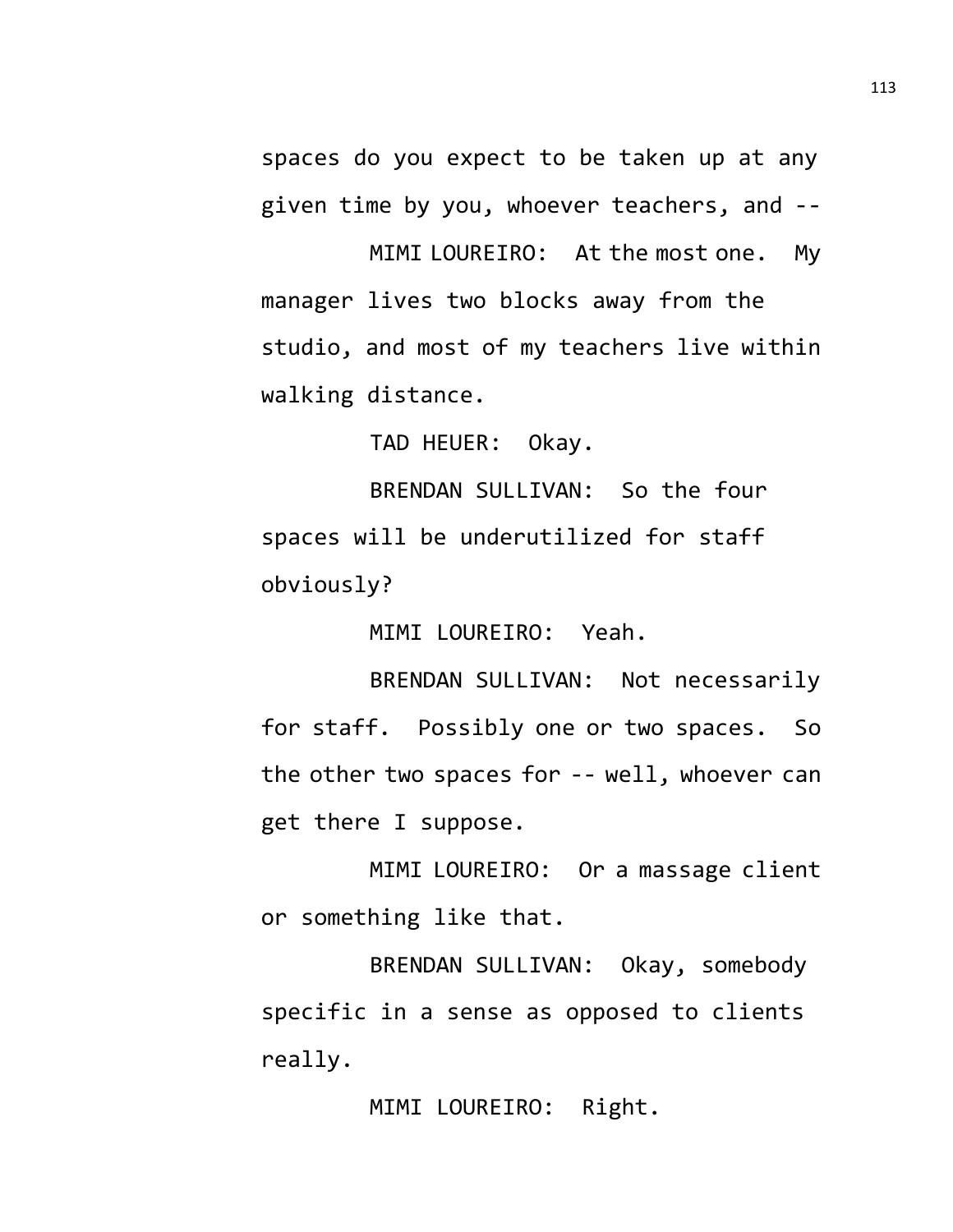spaces do you expect to be taken up at any given time by you, whoever teachers, and --

MIMI LOUREIRO: At the most one. My manager lives two blocks away from the studio, and most of my teachers live within walking distance.

TAD HEUER: Okay.

BRENDAN SULLIVAN: So the four spaces will be underutilized for staff obviously?

MIMI LOUREIRO: Yeah.

BRENDAN SULLIVAN: Not necessarily for staff. Possibly one or two spaces. So the other two spaces for -- well, whoever can get there I suppose.

MIMI LOUREIRO: Or a massage client or something like that.

BRENDAN SULLIVAN: Okay, somebody specific in a sense as opposed to clients really.

MIMI LOUREIRO: Right.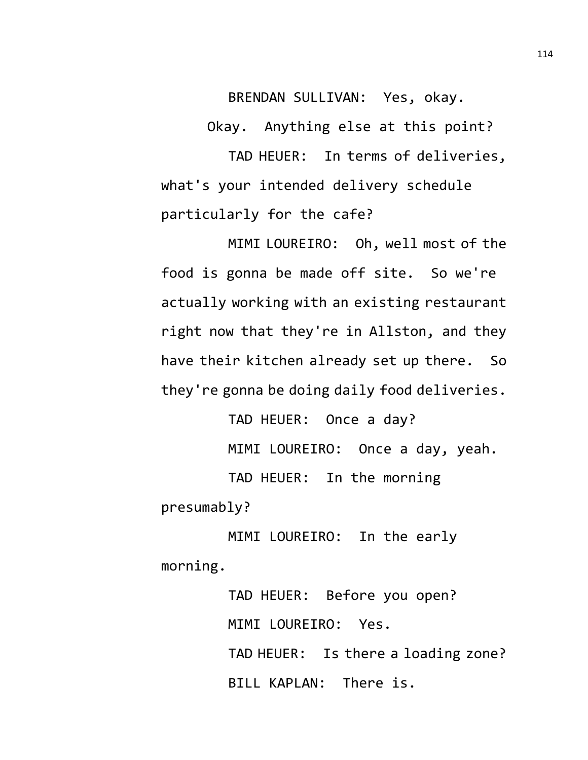BRENDAN SULLIVAN: Yes, okay.

Okay. Anything else at this point?

TAD HEUER: In terms of deliveries, what's your intended delivery schedule particularly for the cafe?

MIMI LOUREIRO: Oh, well most of the food is gonna be made off site. So we're actually working with an existing restaurant right now that they're in Allston, and they have their kitchen already set up there. So they're gonna be doing daily food deliveries.

TAD HEUER: Once a day?

MIMI LOUREIRO: Once a day, yeah.

TAD HEUER: In the morning presumably?

MIMI LOUREIRO: In the early morning.

TAD HEUER: Before you open?

MIMI LOUREIRO: Yes.

TAD HEUER: Is there a loading zone?

BILL KAPLAN: There is.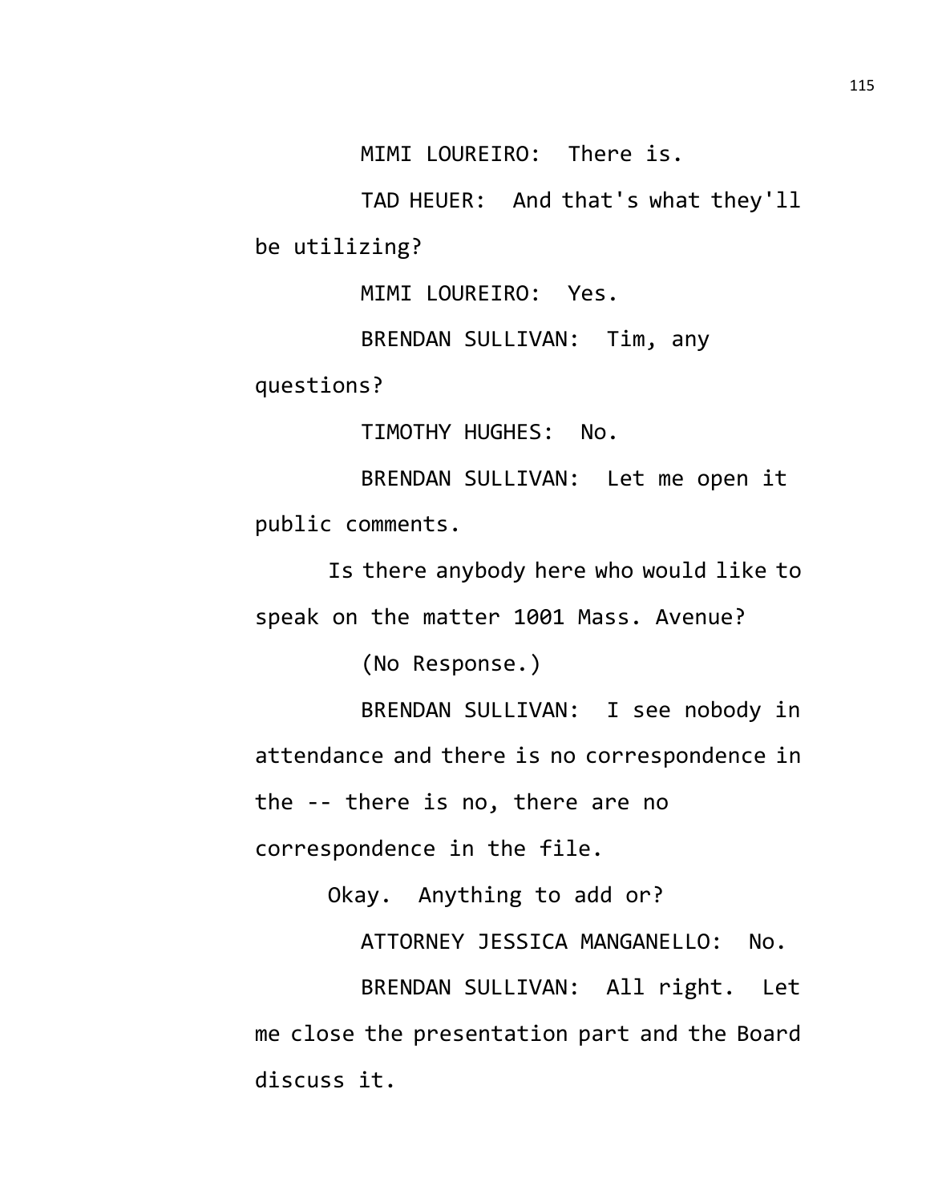MIMI LOUREIRO: There is.

TAD HEUER: And that's what they'll be utilizing?

MIMI LOUREIRO: Yes.

BRENDAN SULLIVAN: Tim, any questions?

TIMOTHY HUGHES: No.

BRENDAN SULLIVAN: Let me open it public comments.

Is there anybody here who would like to speak on the matter 1001 Mass. Avenue?

(No Response.)

BRENDAN SULLIVAN: I see nobody in attendance and there is no correspondence in the -- there is no, there are no correspondence in the file.

Okay. Anything to add or?

ATTORNEY JESSICA MANGANELLO: No.

BRENDAN SULLIVAN: All right. Let me close the presentation part and the Board discuss it.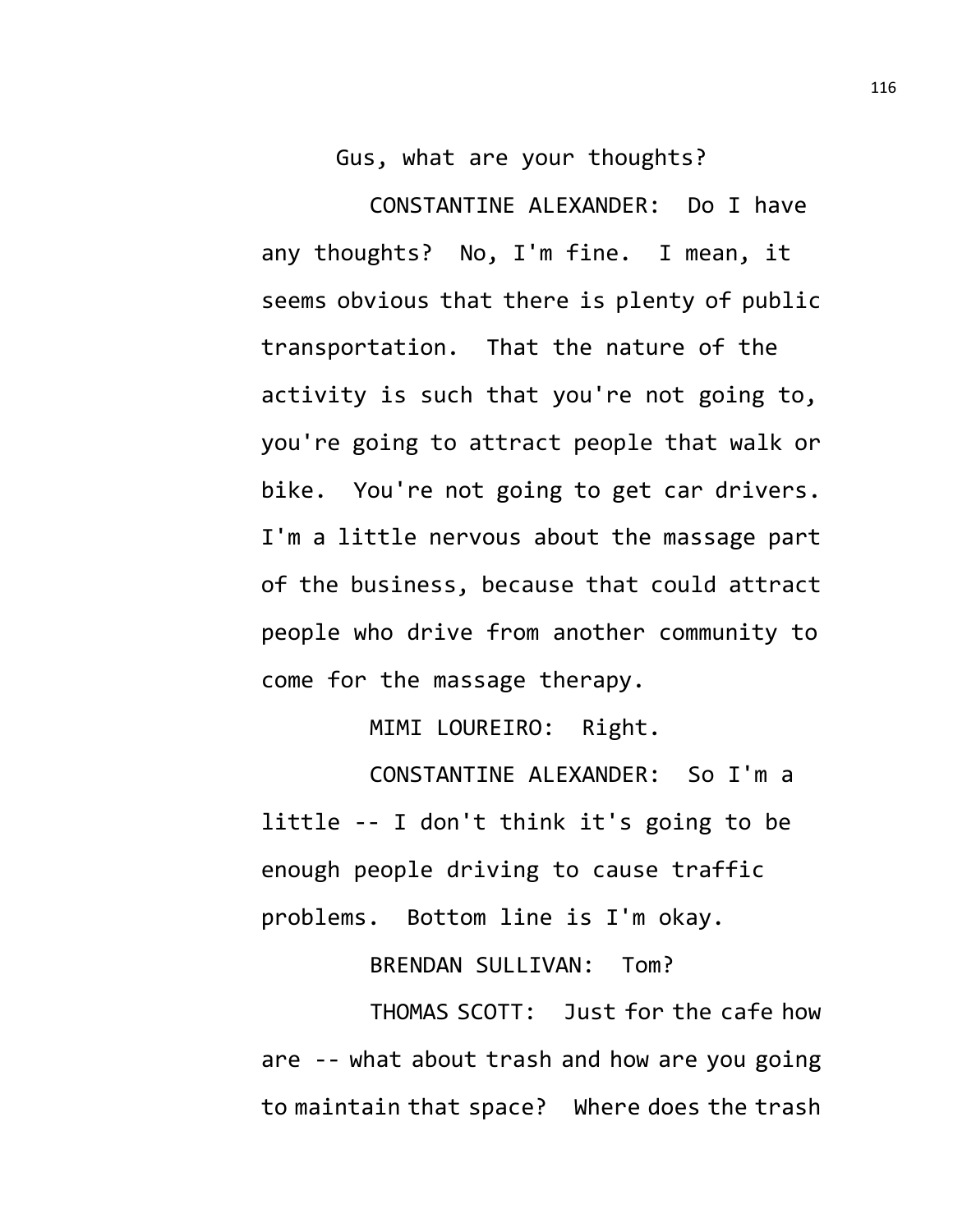Gus, what are your thoughts?

CONSTANTINE ALEXANDER: Do I have any thoughts? No, I'm fine. I mean, it seems obvious that there is plenty of public transportation. That the nature of the activity is such that you're not going to, you're going to attract people that walk or bike. You're not going to get car drivers. I'm a little nervous about the massage part of the business, because that could attract people who drive from another community to come for the massage therapy.

MIMI LOUREIRO: Right.

CONSTANTINE ALEXANDER: So I'm a little -- I don't think it's going to be enough people driving to cause traffic problems. Bottom line is I'm okay.

BRENDAN SULLIVAN: Tom?

THOMAS SCOTT: Just for the cafe how are -- what about trash and how are you going to maintain that space? Where does the trash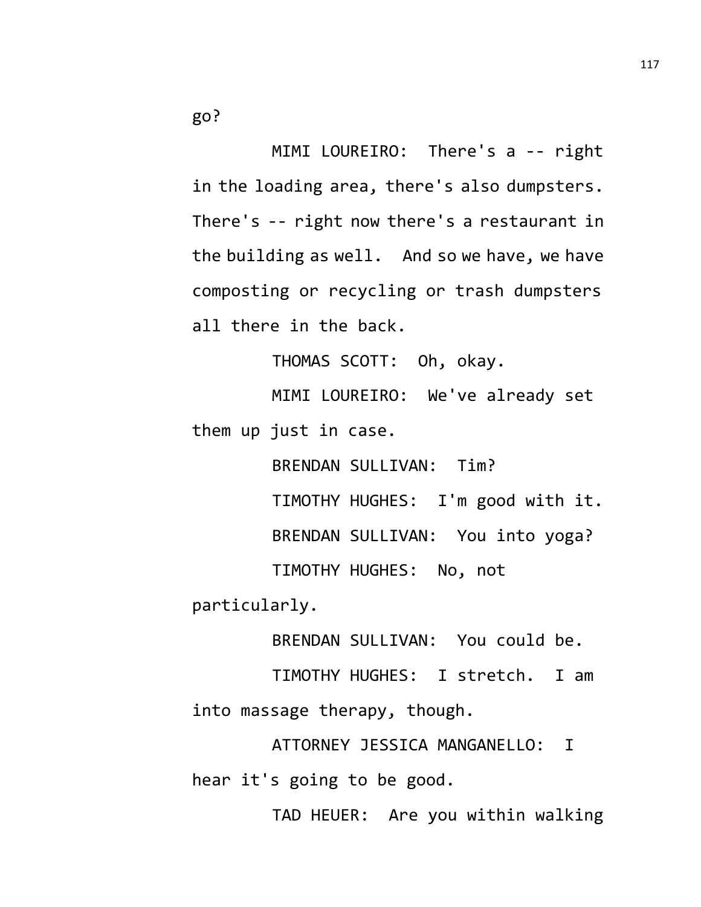go?

MIMI LOUREIRO: There's a -- right in the loading area, there's also dumpsters. There's -- right now there's a restaurant in the building as well. And so we have, we have composting or recycling or trash dumpsters all there in the back.

THOMAS SCOTT: Oh, okay.

MIMI LOUREIRO: We've already set them up just in case.

BRENDAN SULLIVAN: Tim?

TIMOTHY HUGHES: I'm good with it.

BRENDAN SULLIVAN: You into yoga?

TIMOTHY HUGHES: No, not particularly.

BRENDAN SULLIVAN: You could be.

TIMOTHY HUGHES: I stretch. I am into massage therapy, though.

ATTORNEY JESSICA MANGANELLO: I hear it's going to be good.

TAD HEUER: Are you within walking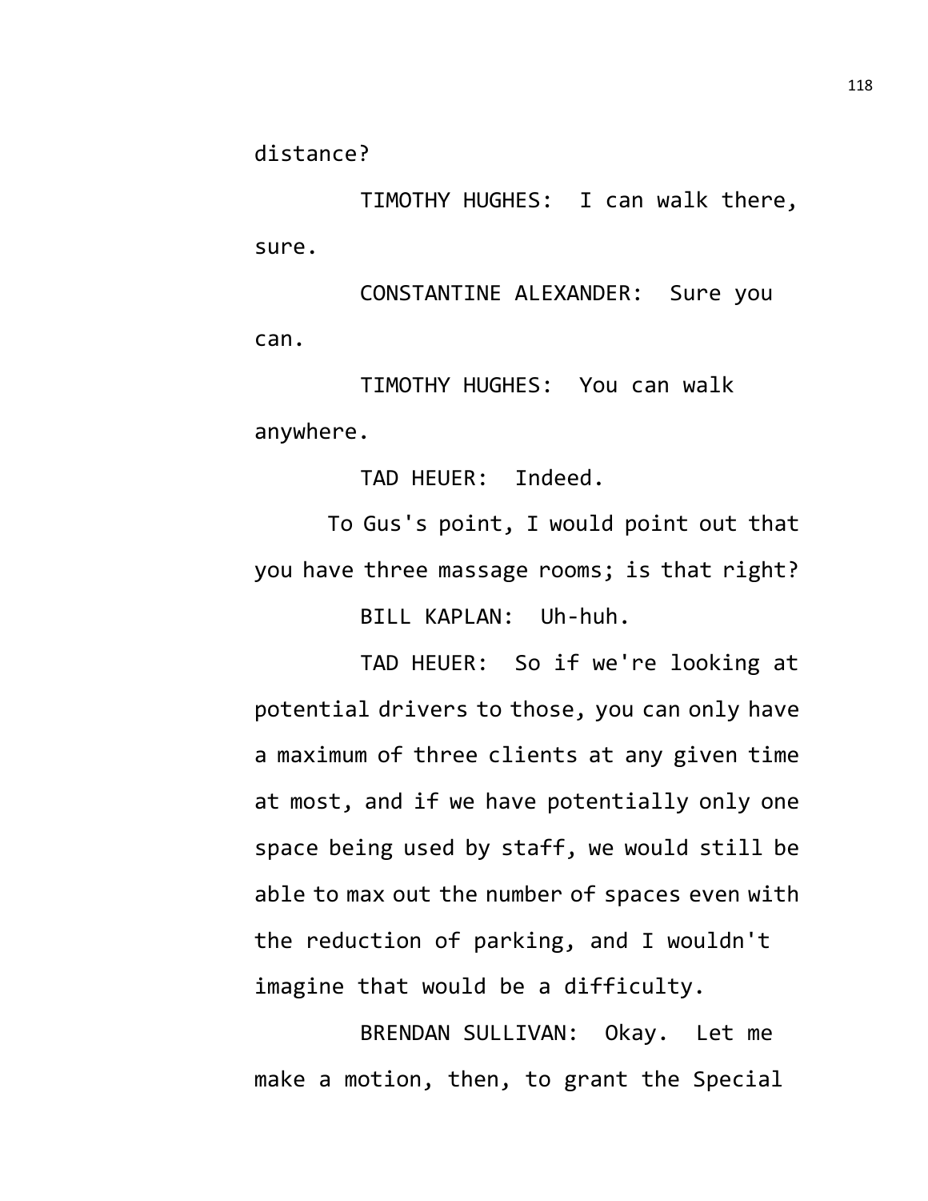distance?

TIMOTHY HUGHES: I can walk there, sure.

CONSTANTINE ALEXANDER: Sure you can.

TIMOTHY HUGHES: You can walk anywhere.

TAD HEUER: Indeed.

To Gus's point, I would point out that you have three massage rooms; is that right?

BILL KAPLAN: Uh-huh.

TAD HEUER: So if we're looking at potential drivers to those, you can only have a maximum of three clients at any given time at most, and if we have potentially only one space being used by staff, we would still be able to max out the number of spaces even with the reduction of parking, and I wouldn't imagine that would be a difficulty.

BRENDAN SULLIVAN: Okay. Let me make a motion, then, to grant the Special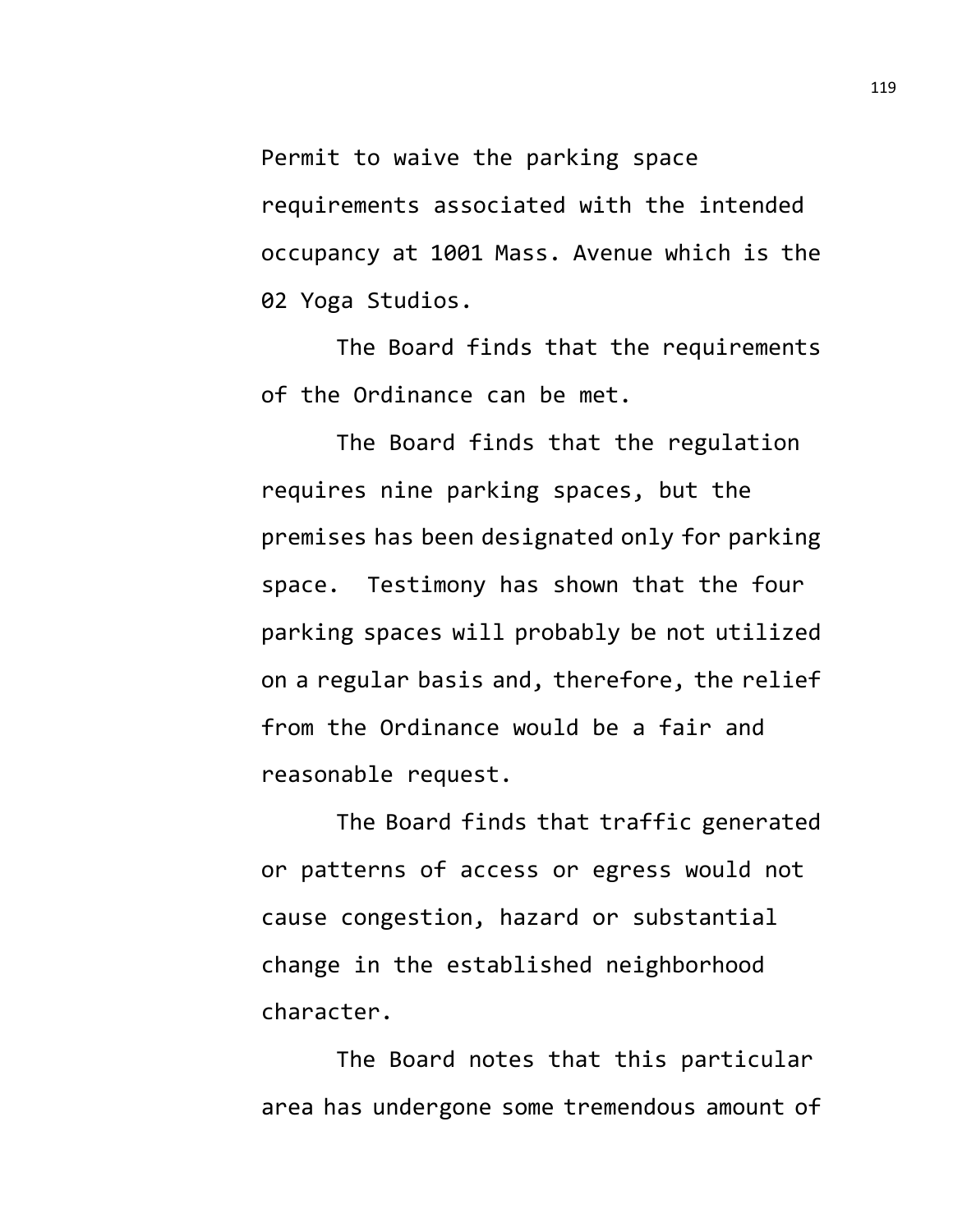Permit to waive the parking space requirements associated with the intended occupancy at 1001 Mass. Avenue which is the 02 Yoga Studios.

The Board finds that the requirements of the Ordinance can be met.

The Board finds that the regulation requires nine parking spaces, but the premises has been designated only for parking space. Testimony has shown that the four parking spaces will probably be not utilized on a regular basis and, therefore, the relief from the Ordinance would be a fair and reasonable request.

The Board finds that traffic generated or patterns of access or egress would not cause congestion, hazard or substantial change in the established neighborhood character.

The Board notes that this particular area has undergone some tremendous amount of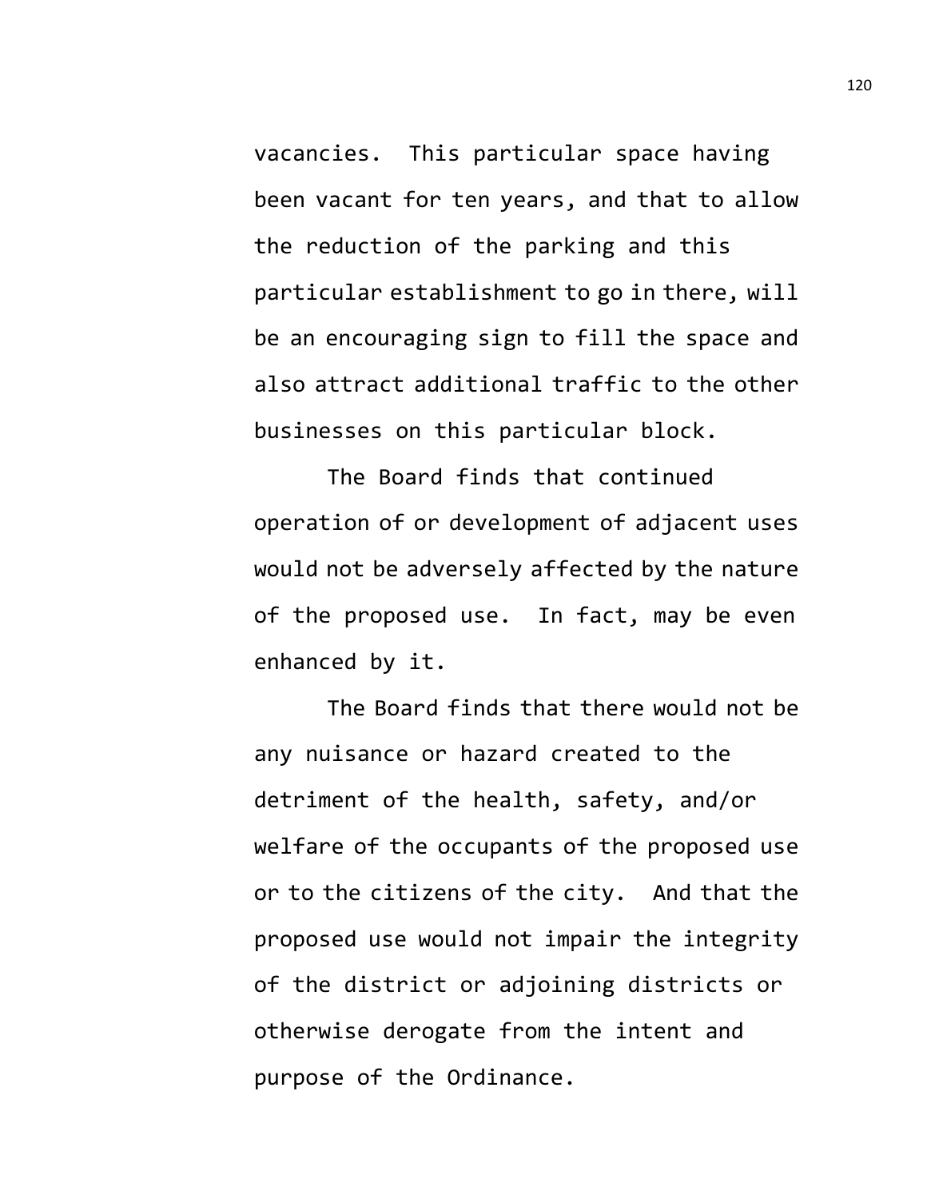vacancies. This particular space having been vacant for ten years, and that to allow the reduction of the parking and this particular establishment to go in there, will be an encouraging sign to fill the space and also attract additional traffic to the other businesses on this particular block.

The Board finds that continued operation of or development of adjacent uses would not be adversely affected by the nature of the proposed use. In fact, may be even enhanced by it.

The Board finds that there would not be any nuisance or hazard created to the detriment of the health, safety, and/or welfare of the occupants of the proposed use or to the citizens of the city. And that the proposed use would not impair the integrity of the district or adjoining districts or otherwise derogate from the intent and purpose of the Ordinance.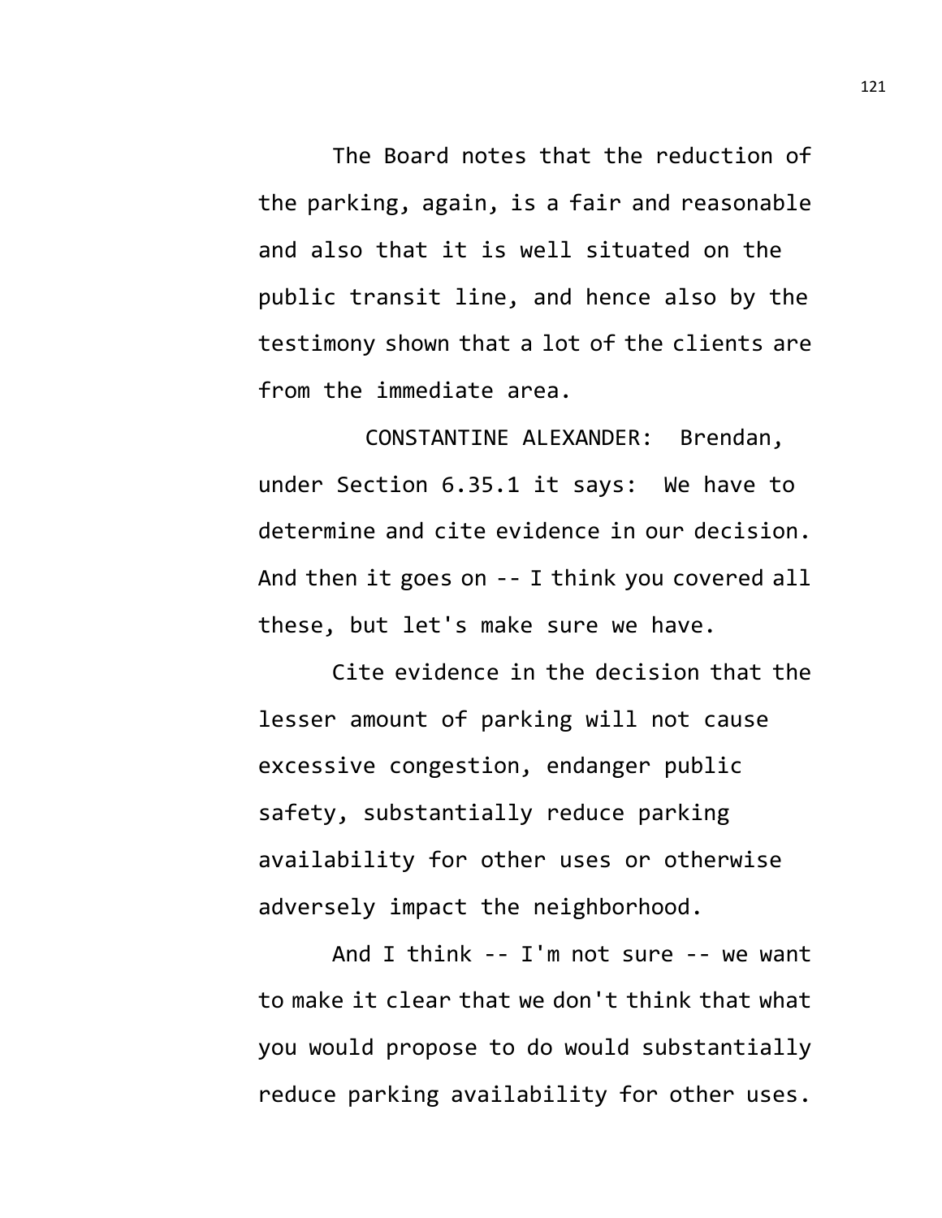The Board notes that the reduction of the parking, again, is a fair and reasonable and also that it is well situated on the public transit line, and hence also by the testimony shown that a lot of the clients are from the immediate area.

CONSTANTINE ALEXANDER: Brendan, under Section 6.35.1 it says: We have to determine and cite evidence in our decision. And then it goes on -- I think you covered all these, but let's make sure we have.

Cite evidence in the decision that the lesser amount of parking will not cause excessive congestion, endanger public safety, substantially reduce parking availability for other uses or otherwise adversely impact the neighborhood.

And I think -- I'm not sure -- we want to make it clear that we don't think that what you would propose to do would substantially reduce parking availability for other uses.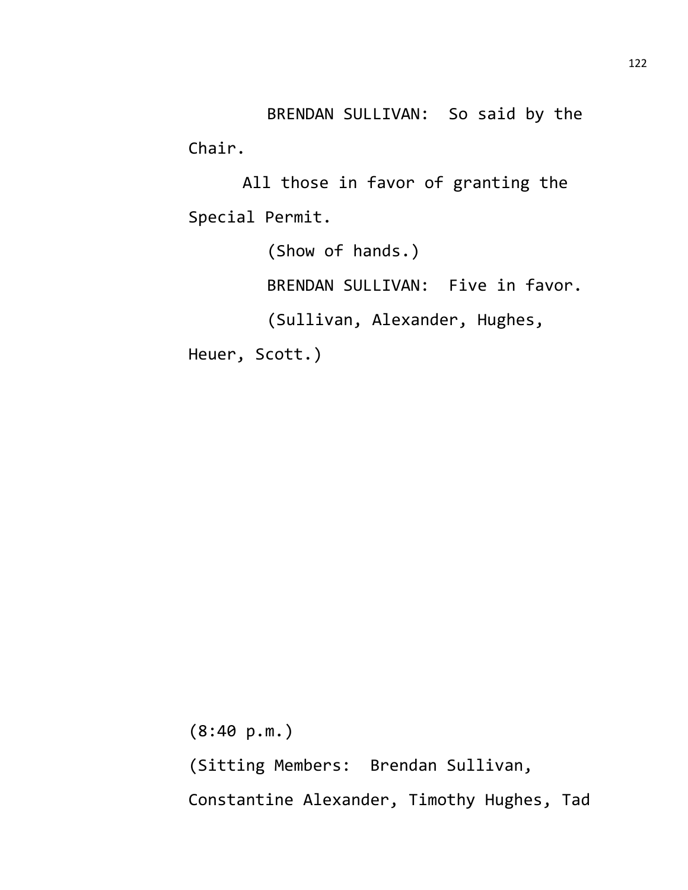BRENDAN SULLIVAN: So said by the Chair.

All those in favor of granting the Special Permit.

(Show of hands.)

BRENDAN SULLIVAN: Five in favor.

(Sullivan, Alexander, Hughes, Heuer, Scott.)

(8:40 p.m.)

(Sitting Members: Brendan Sullivan, Constantine Alexander, Timothy Hughes, Tad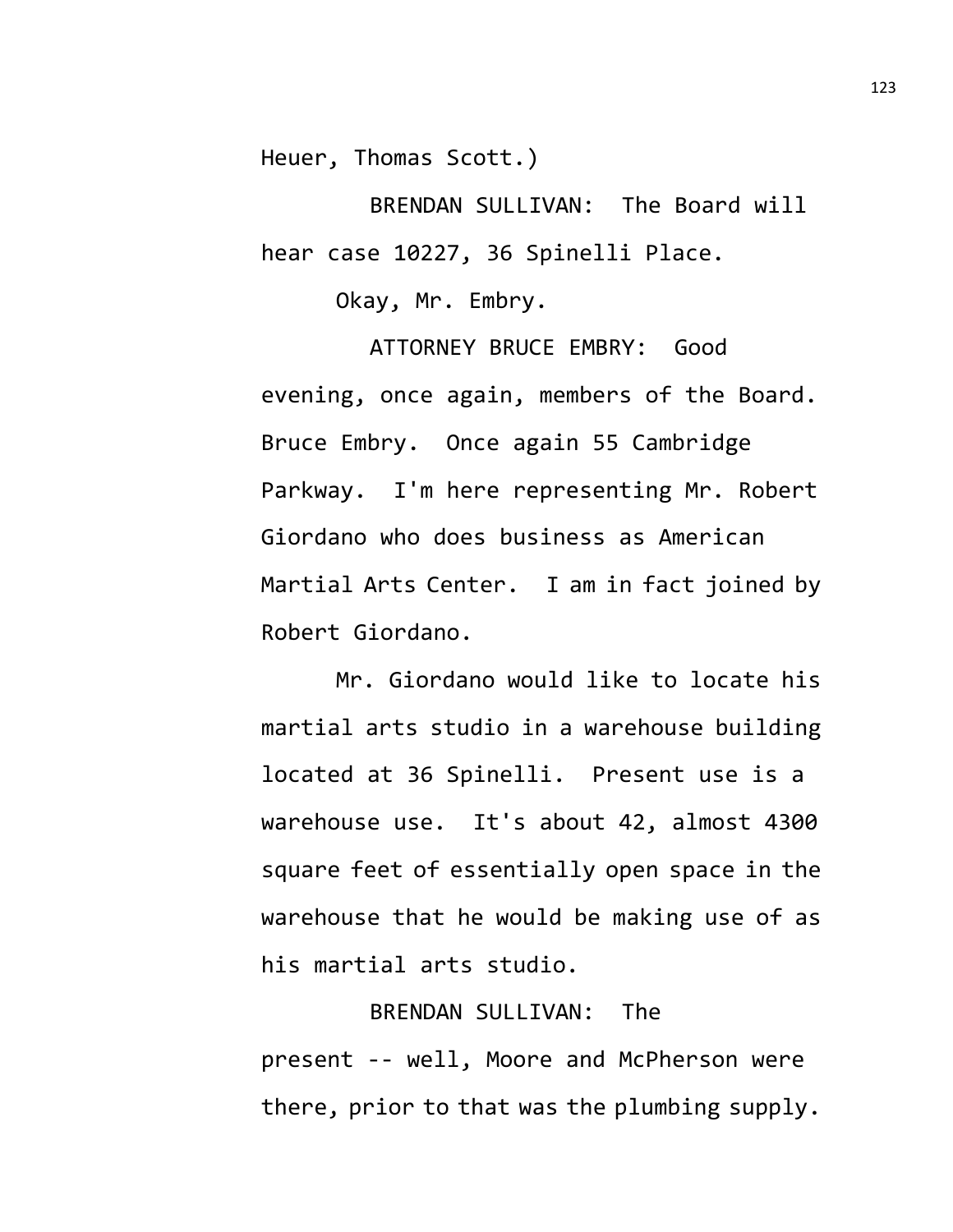Heuer, Thomas Scott.)

BRENDAN SULLIVAN: The Board will hear case 10227, 36 Spinelli Place.

Okay, Mr. Embry.

ATTORNEY BRUCE EMBRY: Good evening, once again, members of the Board. Bruce Embry. Once again 55 Cambridge Parkway. I'm here representing Mr. Robert Giordano who does business as American Martial Arts Center. I am in fact joined by Robert Giordano.

Mr. Giordano would like to locate his martial arts studio in a warehouse building located at 36 Spinelli. Present use is a warehouse use. It's about 42, almost 4300 square feet of essentially open space in the warehouse that he would be making use of as his martial arts studio.

BRENDAN SULLIVAN: The present -- well, Moore and McPherson were there, prior to that was the plumbing supply.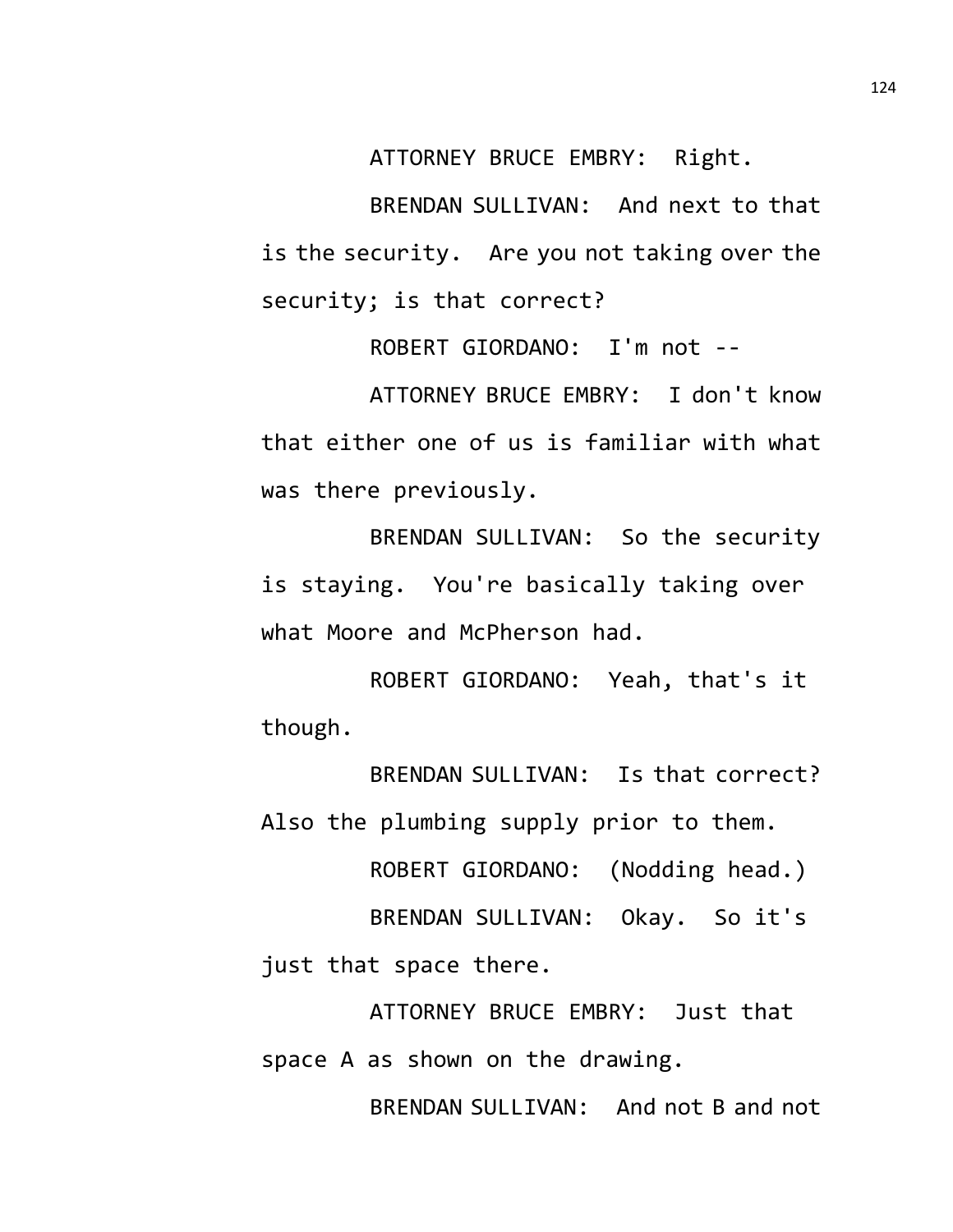ATTORNEY BRUCE EMBRY: Right.

BRENDAN SULLIVAN: And next to that is the security. Are you not taking over the security; is that correct?

ROBERT GIORDANO: I'm not --

ATTORNEY BRUCE EMBRY: I don't know that either one of us is familiar with what was there previously.

BRENDAN SULLIVAN: So the security is staying. You're basically taking over what Moore and McPherson had.

ROBERT GIORDANO: Yeah, that's it though.

BRENDAN SULLIVAN: Is that correct? Also the plumbing supply prior to them.

ROBERT GIORDANO: (Nodding head.)

BRENDAN SULLIVAN: Okay. So it's just that space there.

ATTORNEY BRUCE EMBRY: Just that space A as shown on the drawing.

BRENDAN SULLIVAN: And not B and not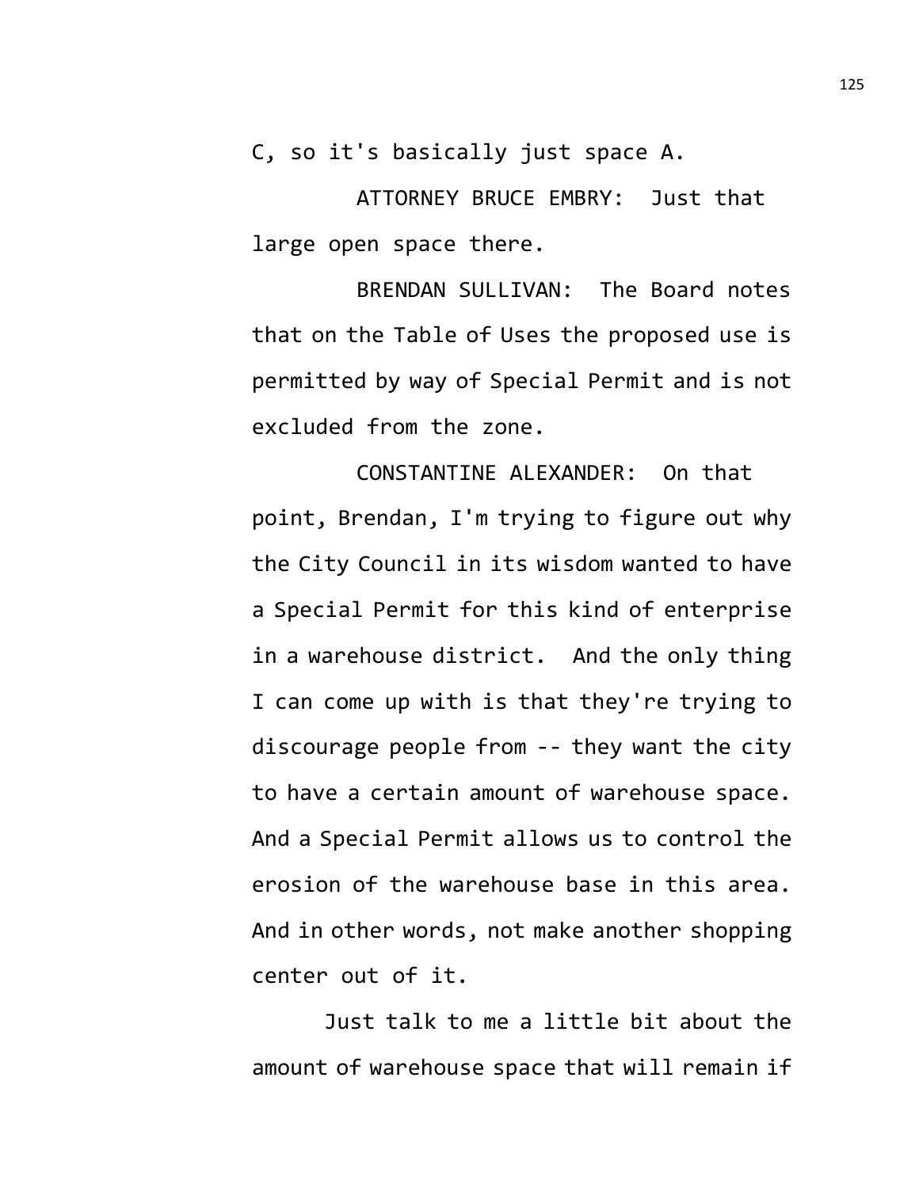C, so it's basically just space A.

ATTORNEY BRUCE EMBRY: Just that large open space there.

BRENDAN SULLIVAN: The Board notes that on the Table of Uses the proposed use is permitted by way of Special Permit and is not excluded from the zone.

CONSTANTINE ALEXANDER: On that point, Brendan, I'm trying to figure out why the City Council in its wisdom wanted to have a Special Permit for this kind of enterprise in a warehouse district. And the only thing I can come up with is that they're trying to discourage people from -- they want the city to have a certain amount of warehouse space. And a Special Permit allows us to control the erosion of the warehouse base in this area. And in other words, not make another shopping center out of it.

Just talk to me a little bit about the amount of warehouse space that will remain if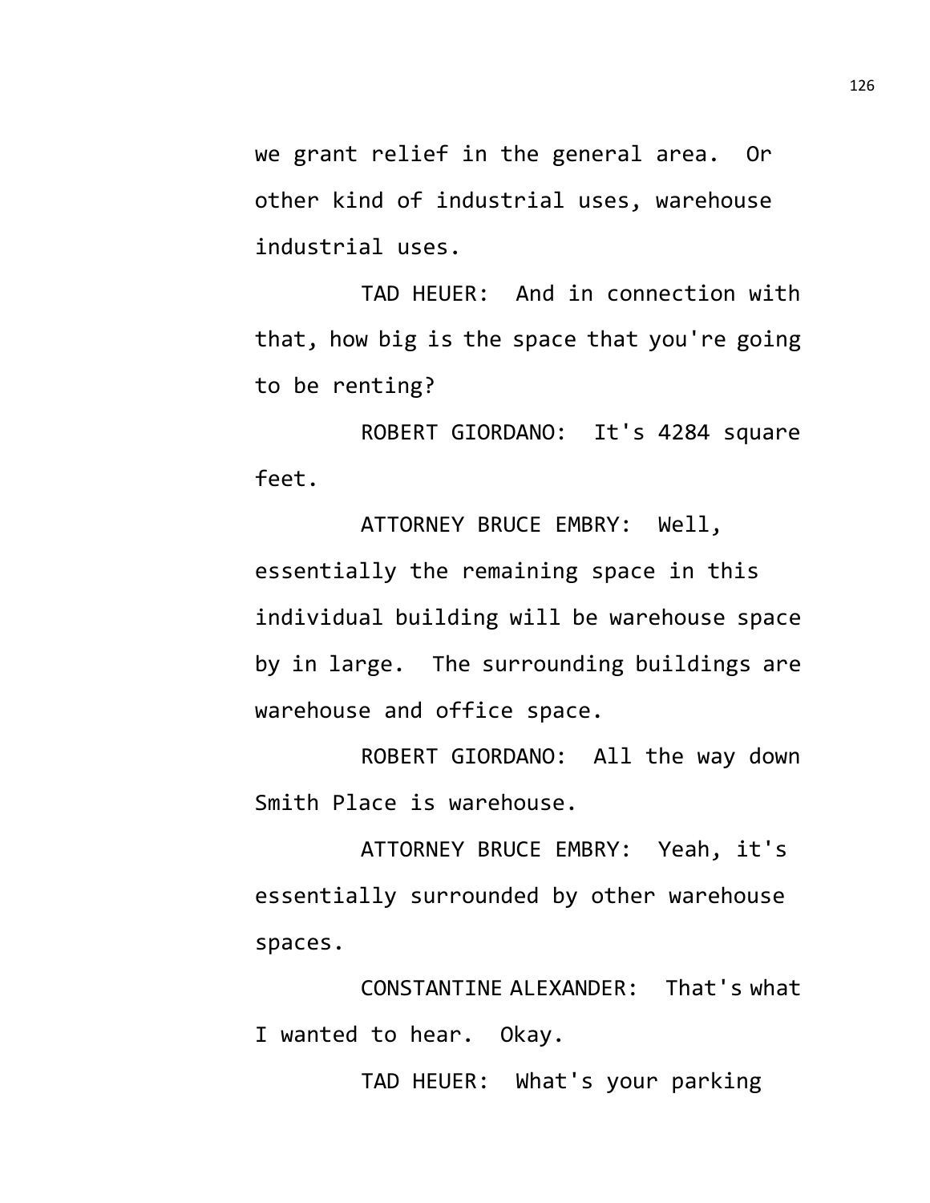we grant relief in the general area. Or other kind of industrial uses, warehouse industrial uses.

TAD HEUER: And in connection with that, how big is the space that you're going to be renting?

ROBERT GIORDANO: It's 4284 square feet.

ATTORNEY BRUCE EMBRY: Well, essentially the remaining space in this individual building will be warehouse space by in large. The surrounding buildings are warehouse and office space.

ROBERT GIORDANO: All the way down Smith Place is warehouse.

ATTORNEY BRUCE EMBRY: Yeah, it's essentially surrounded by other warehouse spaces.

CONSTANTINE ALEXANDER: That's what I wanted to hear. Okay.

TAD HEUER: What's your parking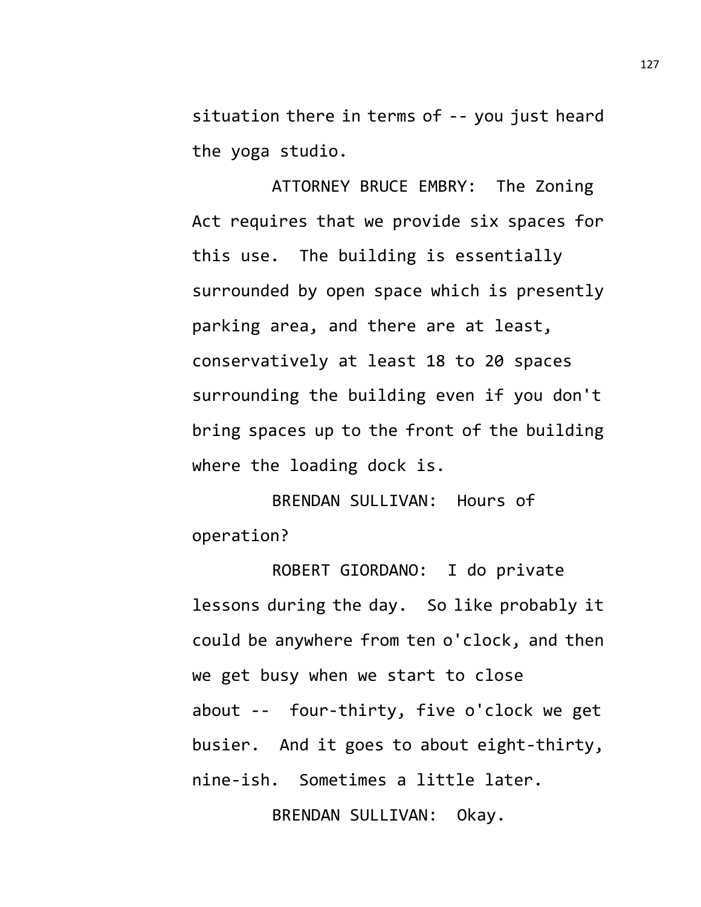situation there in terms of -- you just heard the yoga studio.

ATTORNEY BRUCE EMBRY: The Zoning Act requires that we provide six spaces for this use. The building is essentially surrounded by open space which is presently parking area, and there are at least, conservatively at least 18 to 20 spaces surrounding the building even if you don't bring spaces up to the front of the building where the loading dock is.

BRENDAN SULLIVAN: Hours of operation?

ROBERT GIORDANO: I do private lessons during the day. So like probably it could be anywhere from ten o'clock, and then we get busy when we start to close about -- four-thirty, five o'clock we get busier. And it goes to about eight-thirty, nine-ish. Sometimes a little later.

BRENDAN SULLIVAN: Okay.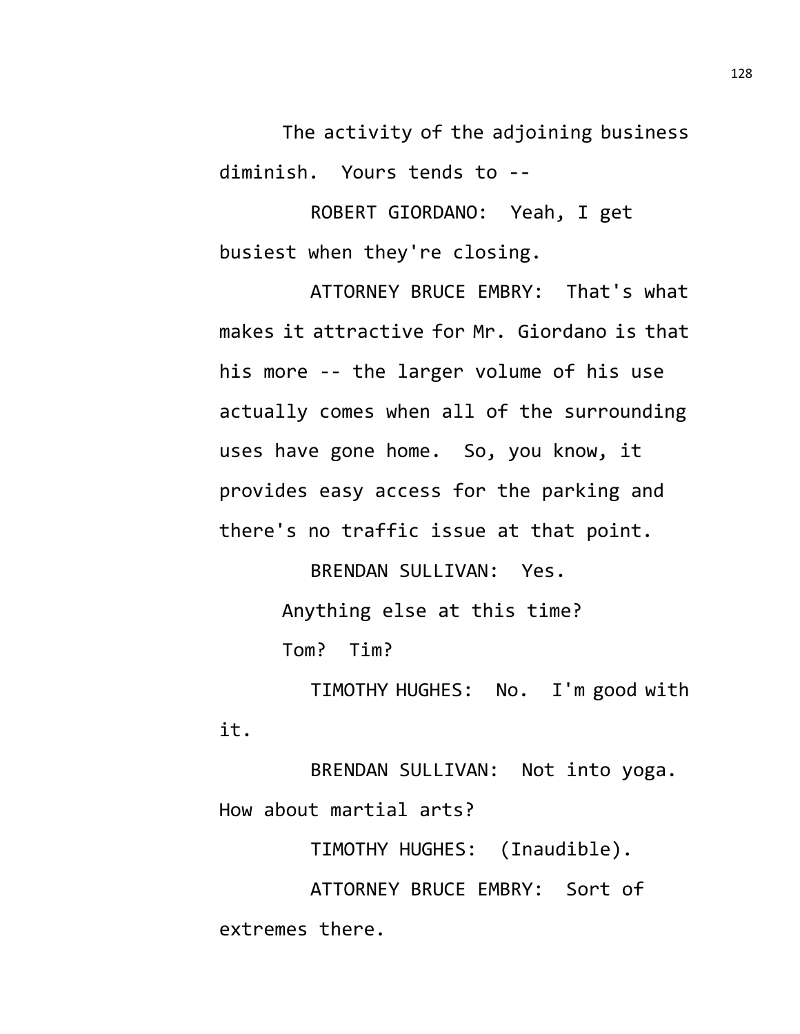The activity of the adjoining business diminish. Yours tends to --

ROBERT GIORDANO: Yeah, I get busiest when they're closing.

ATTORNEY BRUCE EMBRY: That's what makes it attractive for Mr. Giordano is that his more -- the larger volume of his use actually comes when all of the surrounding uses have gone home. So, you know, it provides easy access for the parking and there's no traffic issue at that point.

BRENDAN SULLIVAN: Yes.

Anything else at this time?

Tom? Tim?

TIMOTHY HUGHES: No. I'm good with it.

BRENDAN SULLIVAN: Not into yoga. How about martial arts?

TIMOTHY HUGHES: (Inaudible).

ATTORNEY BRUCE EMBRY: Sort of extremes there.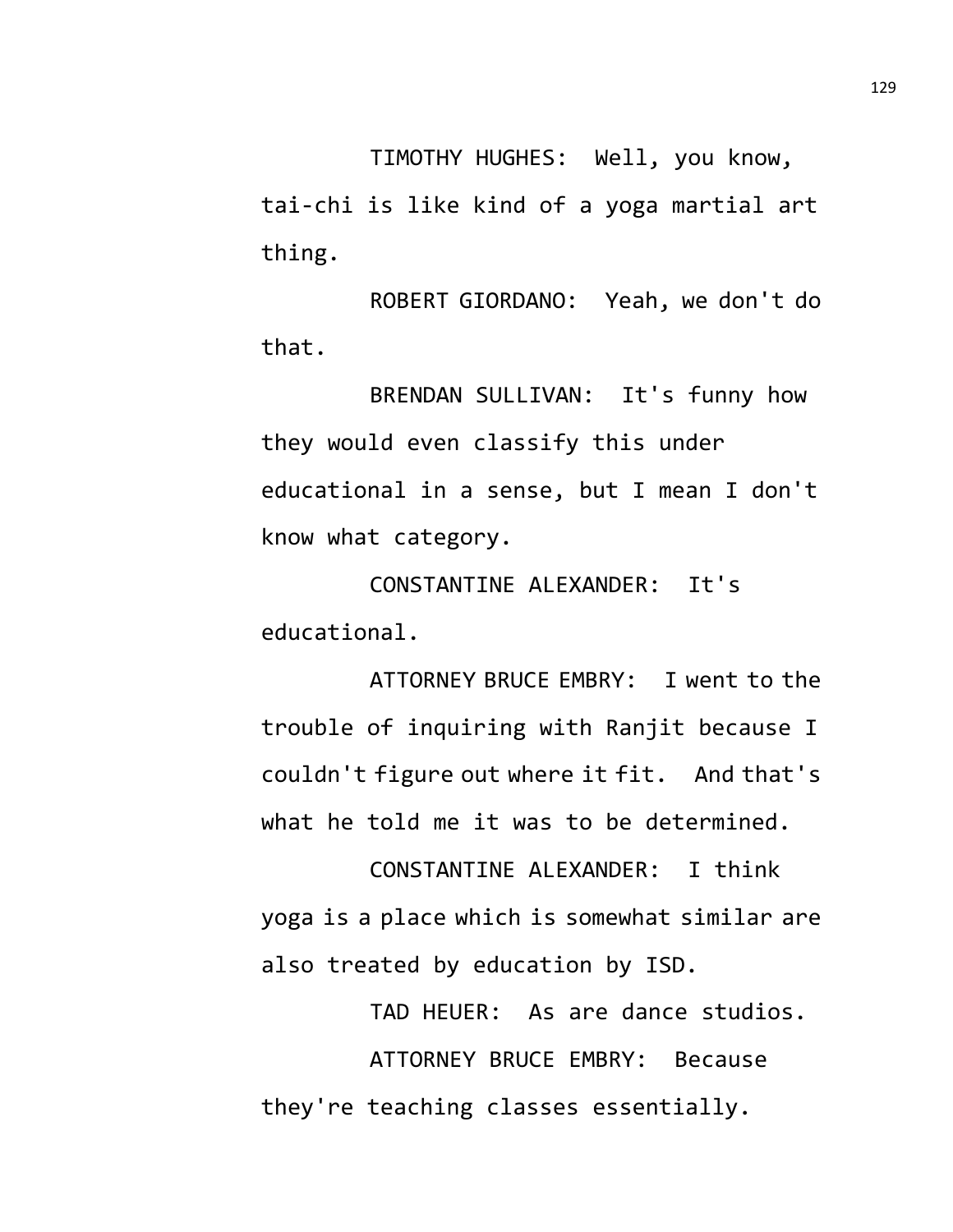TIMOTHY HUGHES: Well, you know, tai-chi is like kind of a yoga martial art thing.

ROBERT GIORDANO: Yeah, we don't do that.

BRENDAN SULLIVAN: It's funny how they would even classify this under educational in a sense, but I mean I don't know what category.

CONSTANTINE ALEXANDER: It's educational.

ATTORNEY BRUCE EMBRY: I went to the trouble of inquiring with Ranjit because I couldn't figure out where it fit. And that's what he told me it was to be determined.

CONSTANTINE ALEXANDER: I think yoga is a place which is somewhat similar are also treated by education by ISD.

TAD HEUER: As are dance studios.

ATTORNEY BRUCE EMBRY: Because they're teaching classes essentially.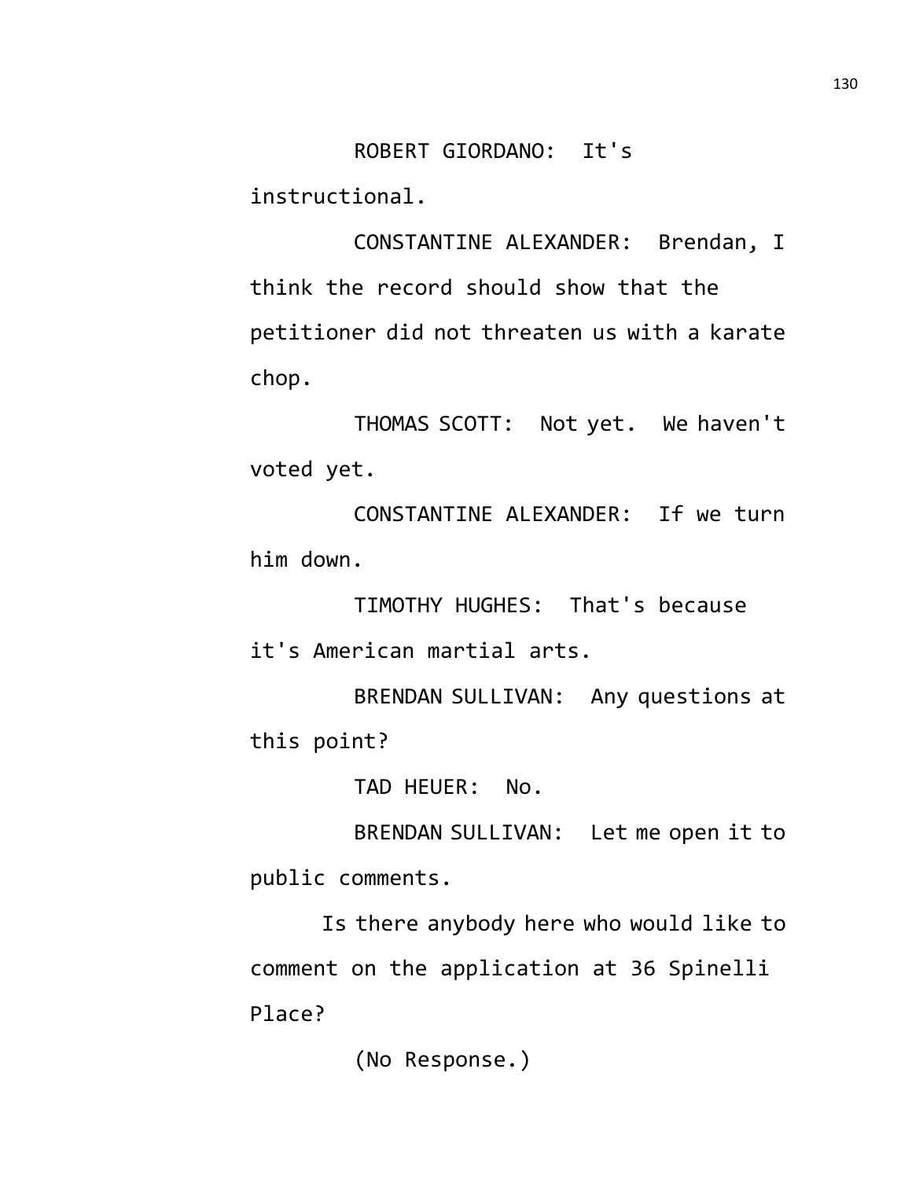ROBERT GIORDANO: It's instructional.

CONSTANTINE ALEXANDER: Brendan, I think the record should show that the petitioner did not threaten us with a karate chop.

THOMAS SCOTT: Not yet. We haven't voted yet.

CONSTANTINE ALEXANDER: If we turn him down.

TIMOTHY HUGHES: That's because it's American martial arts.

BRENDAN SULLIVAN: Any questions at this point?

TAD HEUER: No.

BRENDAN SULLIVAN: Let me open it to public comments.

Is there anybody here who would like to comment on the application at 36 Spinelli Place?

(No Response.)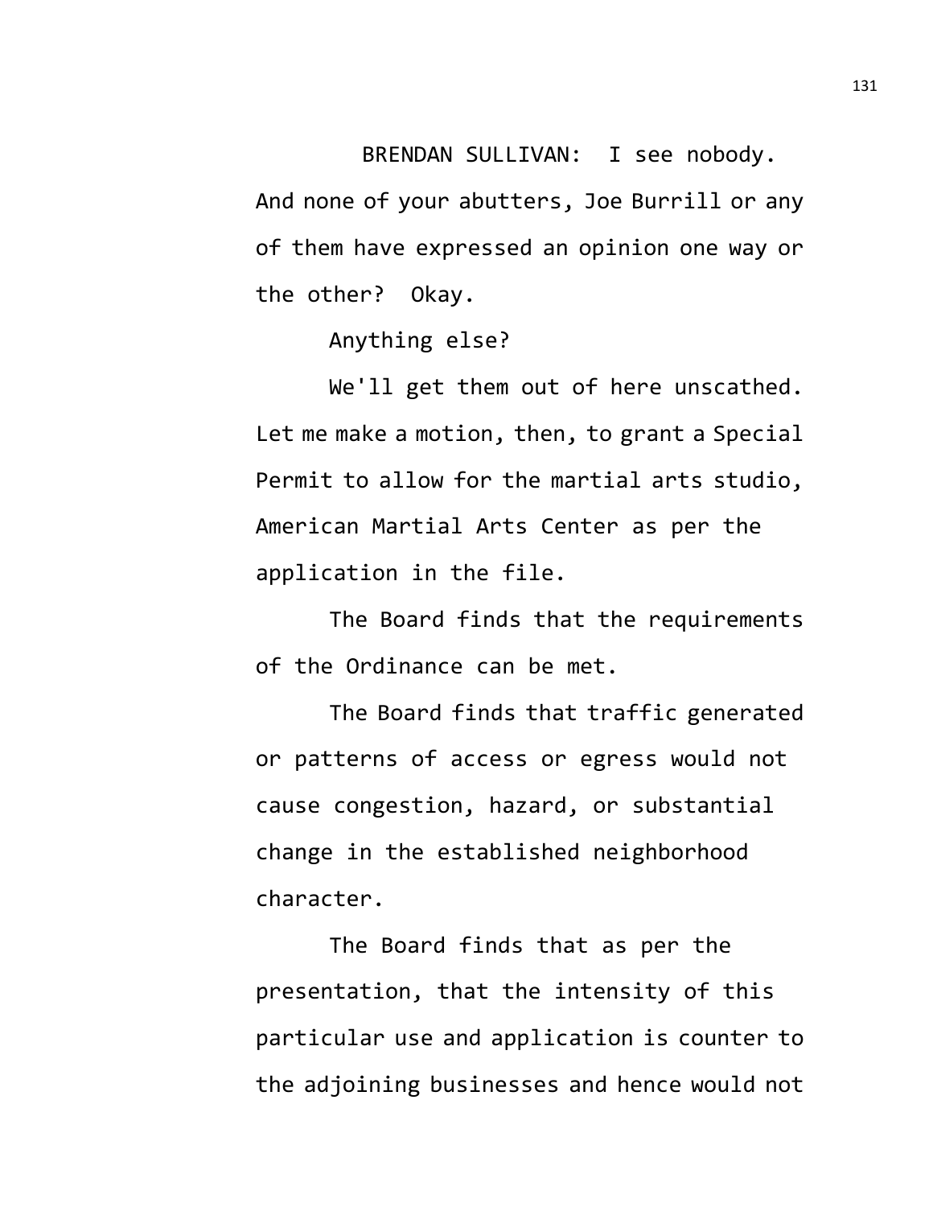BRENDAN SULLIVAN: I see nobody. And none of your abutters, Joe Burrill or any of them have expressed an opinion one way or the other? Okay.

Anything else?

We'll get them out of here unscathed. Let me make a motion, then, to grant a Special Permit to allow for the martial arts studio, American Martial Arts Center as per the application in the file.

The Board finds that the requirements of the Ordinance can be met.

The Board finds that traffic generated or patterns of access or egress would not cause congestion, hazard, or substantial change in the established neighborhood character.

The Board finds that as per the presentation, that the intensity of this particular use and application is counter to the adjoining businesses and hence would not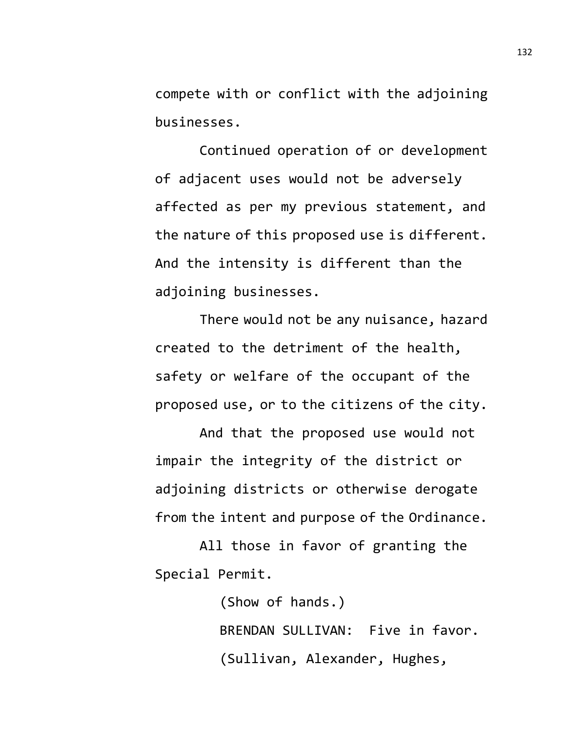compete with or conflict with the adjoining businesses.

Continued operation of or development of adjacent uses would not be adversely affected as per my previous statement, and the nature of this proposed use is different. And the intensity is different than the adjoining businesses.

There would not be any nuisance, hazard created to the detriment of the health, safety or welfare of the occupant of the proposed use, or to the citizens of the city.

And that the proposed use would not impair the integrity of the district or adjoining districts or otherwise derogate from the intent and purpose of the Ordinance.

All those in favor of granting the Special Permit.

(Show of hands.)

BRENDAN SULLIVAN: Five in favor.

(Sullivan, Alexander, Hughes,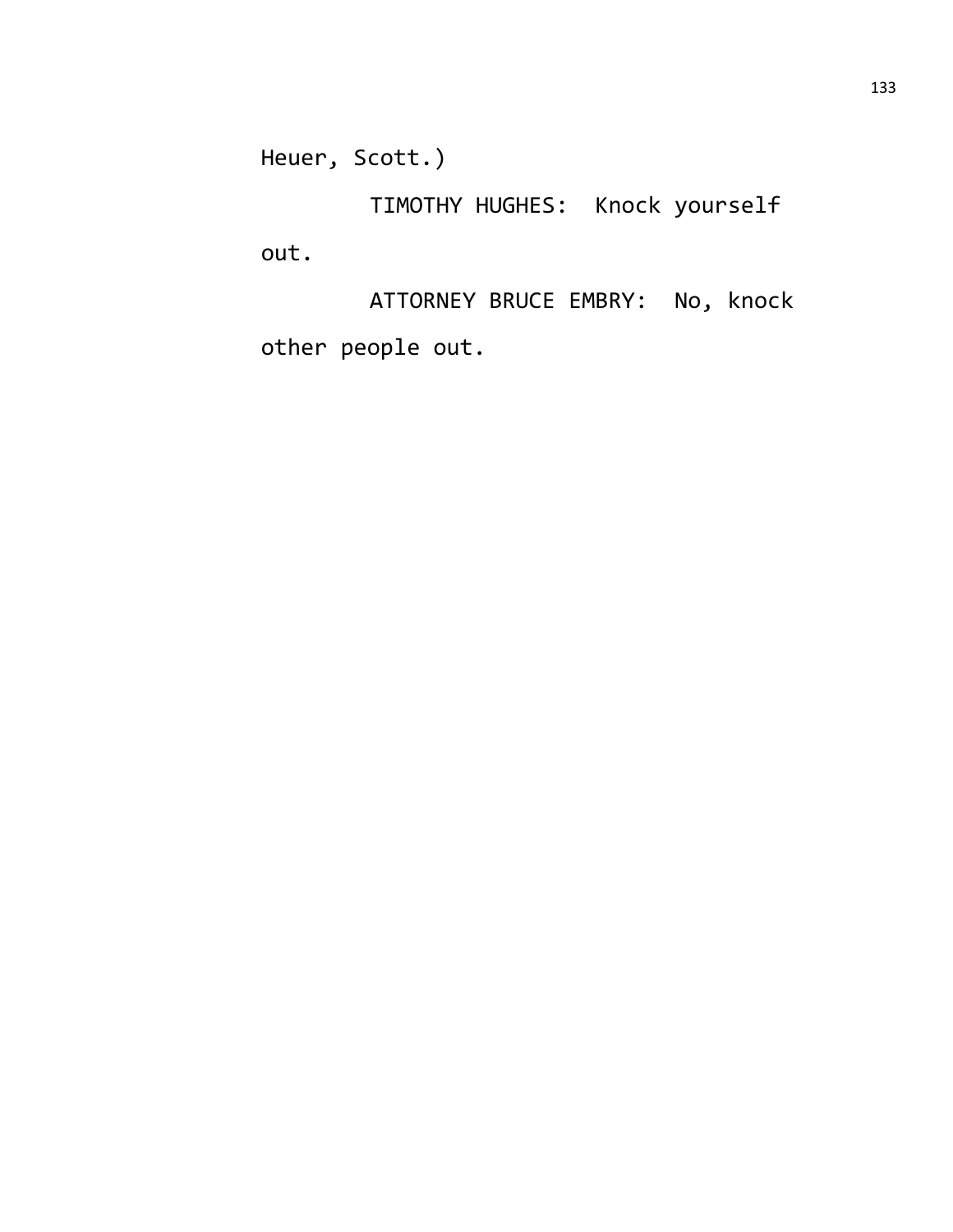Heuer, Scott.)

TIMOTHY HUGHES: Knock yourself out.

ATTORNEY BRUCE EMBRY: No, knock other people out.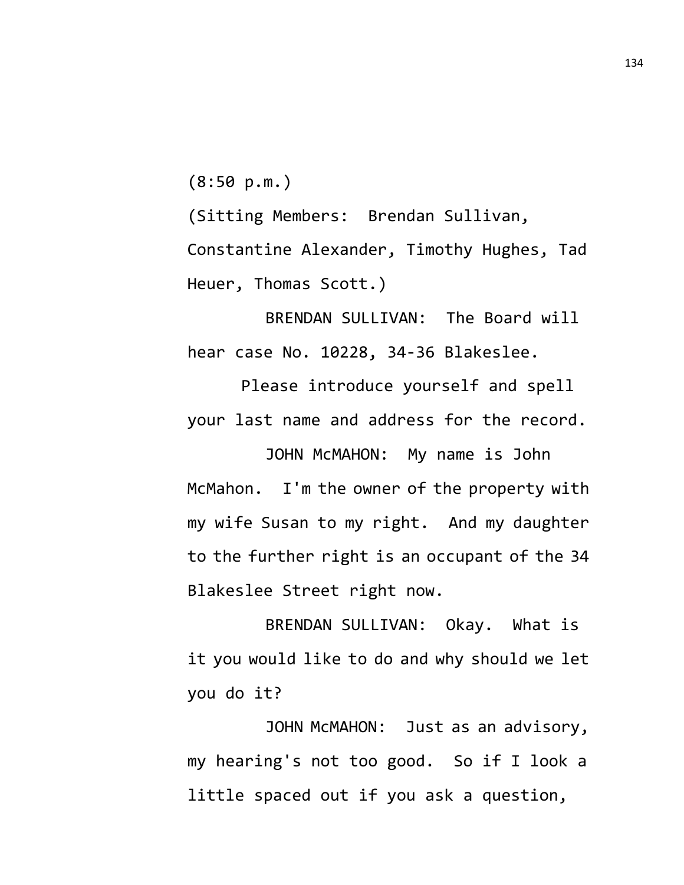(8:50 p.m.)

(Sitting Members: Brendan Sullivan, Constantine Alexander, Timothy Hughes, Tad Heuer, Thomas Scott.)

BRENDAN SULLIVAN: The Board will hear case No. 10228, 34-36 Blakeslee.

Please introduce yourself and spell your last name and address for the record.

JOHN McMAHON: My name is John McMahon. I'm the owner of the property with my wife Susan to my right. And my daughter to the further right is an occupant of the 34 Blakeslee Street right now.

BRENDAN SULLIVAN: Okay. What is it you would like to do and why should we let you do it?

JOHN McMAHON: Just as an advisory, my hearing's not too good. So if I look a little spaced out if you ask a question,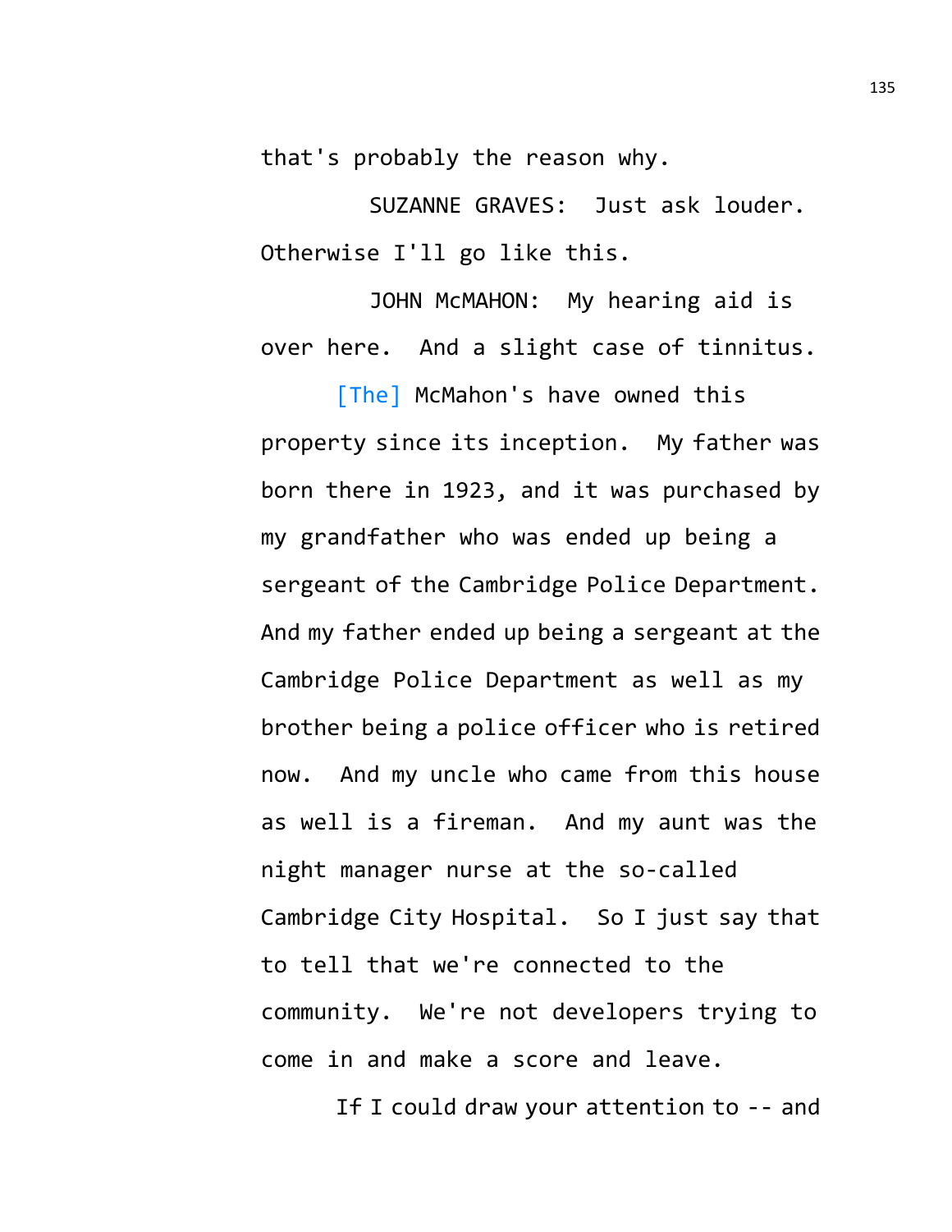that's probably the reason why.

SUZANNE GRAVES: Just ask louder. Otherwise I'll go like this.

JOHN McMAHON: My hearing aid is over here. And a slight case of tinnitus.

[The] McMahon's have owned this property since its inception. My father was born there in 1923, and it was purchased by my grandfather who was ended up being a sergeant of the Cambridge Police Department. And my father ended up being a sergeant at the Cambridge Police Department as well as my brother being a police officer who is retired now. And my uncle who came from this house as well is a fireman. And my aunt was the night manager nurse at the so-called Cambridge City Hospital. So I just say that to tell that we're connected to the community. We're not developers trying to come in and make a score and leave.

If I could draw your attention to -- and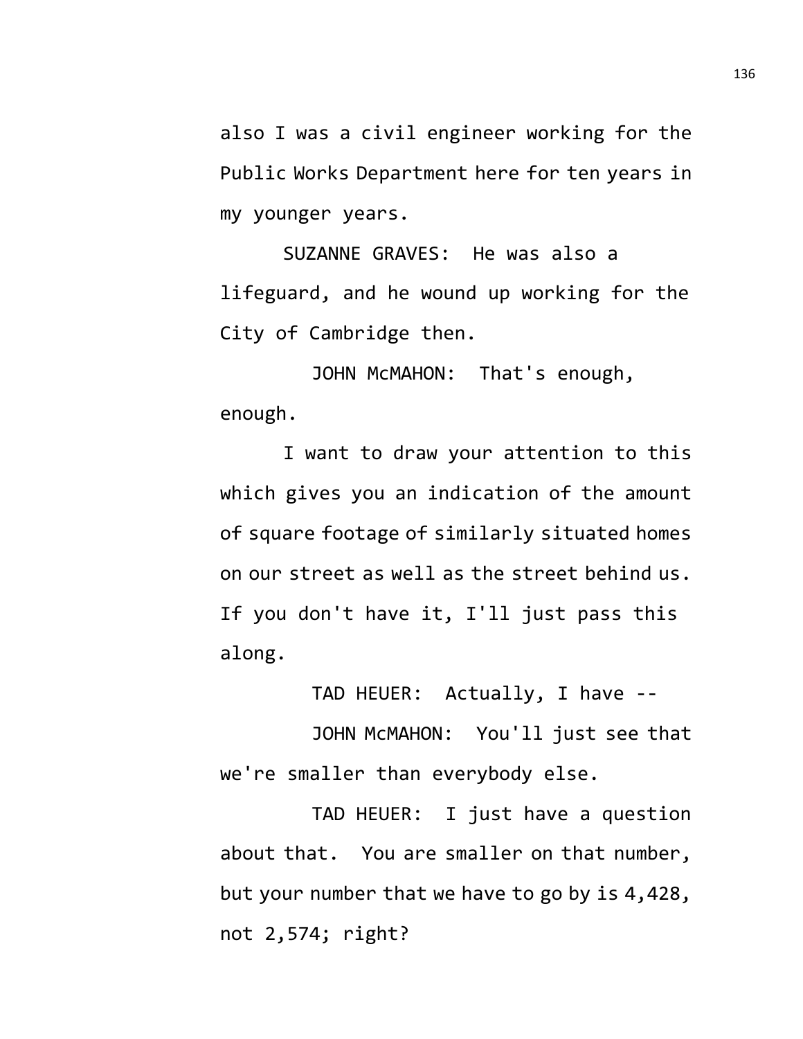also I was a civil engineer working for the Public Works Department here for ten years in my younger years.

SUZANNE GRAVES: He was also a lifeguard, and he wound up working for the City of Cambridge then.

JOHN McMAHON: That's enough, enough.

I want to draw your attention to this which gives you an indication of the amount of square footage of similarly situated homes on our street as well as the street behind us. If you don't have it, I'll just pass this along.

TAD HEUER: Actually, I have --

JOHN McMAHON: You'll just see that we're smaller than everybody else.

TAD HEUER: I just have a question about that. You are smaller on that number, but your number that we have to go by is 4,428, not 2,574; right?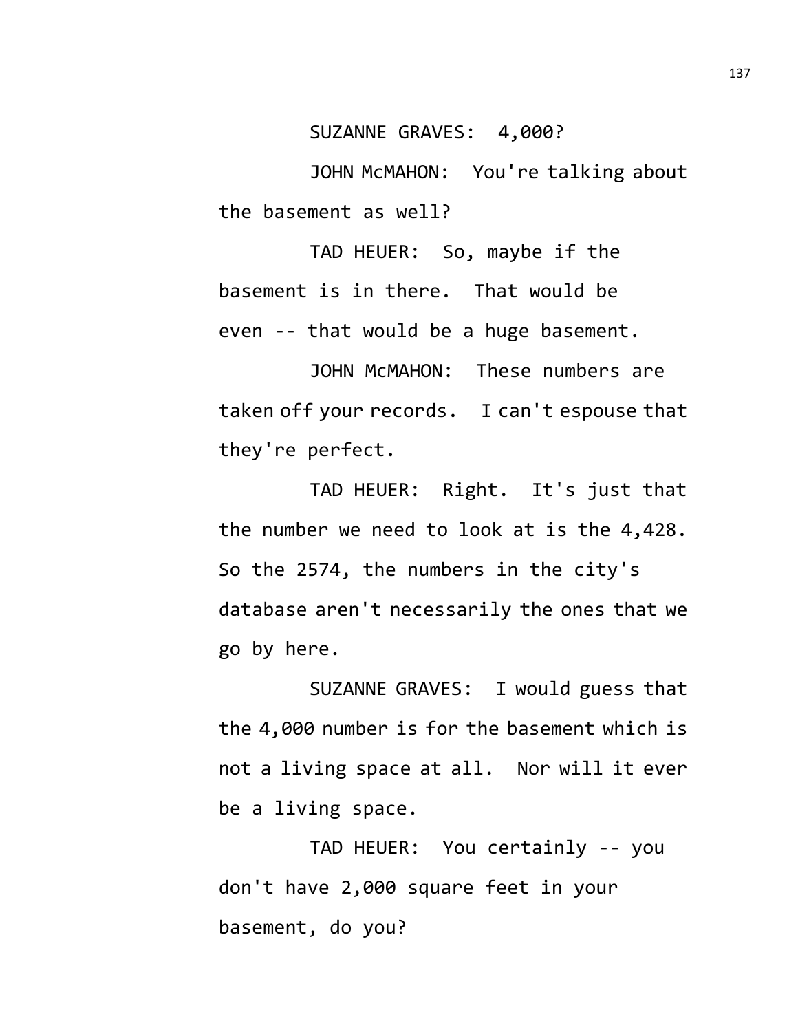SUZANNE GRAVES: 4,000?

JOHN McMAHON: You're talking about the basement as well?

TAD HEUER: So, maybe if the basement is in there. That would be even -- that would be a huge basement.

JOHN McMAHON: These numbers are taken off your records. I can't espouse that they're perfect.

TAD HEUER: Right. It's just that the number we need to look at is the 4,428. So the 2574, the numbers in the city's database aren't necessarily the ones that we go by here.

SUZANNE GRAVES: I would guess that the 4,000 number is for the basement which is not a living space at all. Nor will it ever be a living space.

TAD HEUER: You certainly -- you don't have 2,000 square feet in your basement, do you?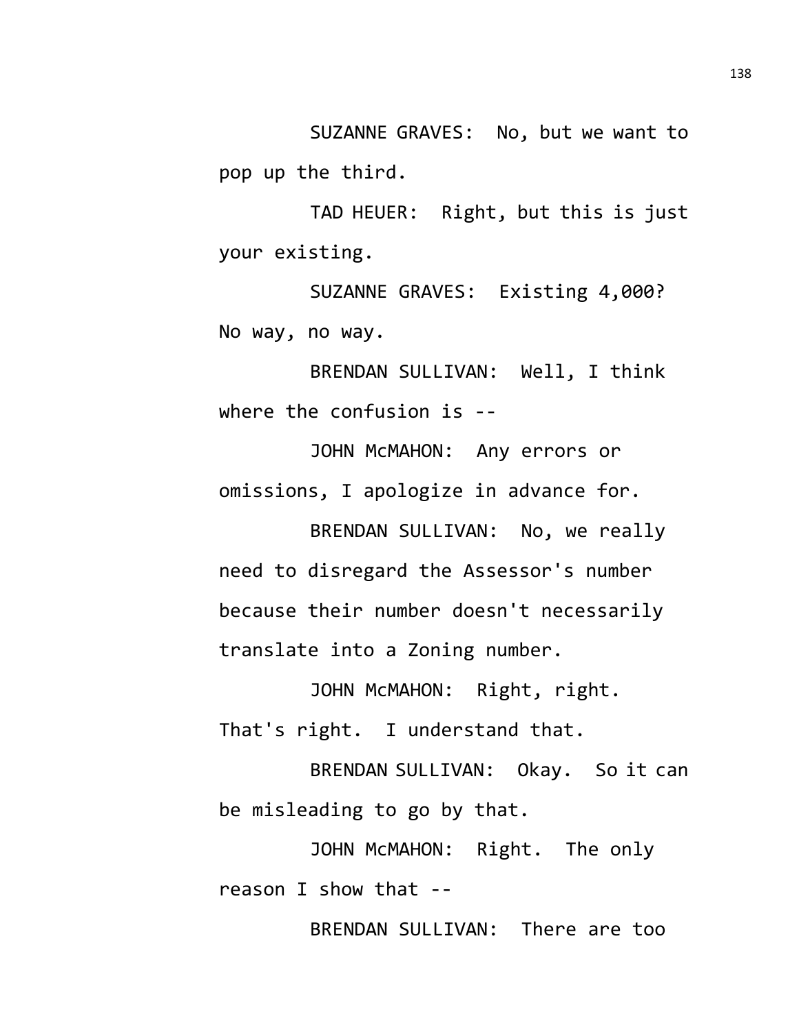SUZANNE GRAVES: No, but we want to pop up the third.

TAD HEUER: Right, but this is just your existing.

SUZANNE GRAVES: Existing 4,000? No way, no way.

BRENDAN SULLIVAN: Well, I think where the confusion is --

JOHN McMAHON: Any errors or omissions, I apologize in advance for.

BRENDAN SULLIVAN: No, we really need to disregard the Assessor's number because their number doesn't necessarily translate into a Zoning number.

JOHN McMAHON: Right, right. That's right. I understand that.

BRENDAN SULLIVAN: Okay. So it can be misleading to go by that.

JOHN McMAHON: Right. The only reason I show that --

BRENDAN SULLIVAN: There are too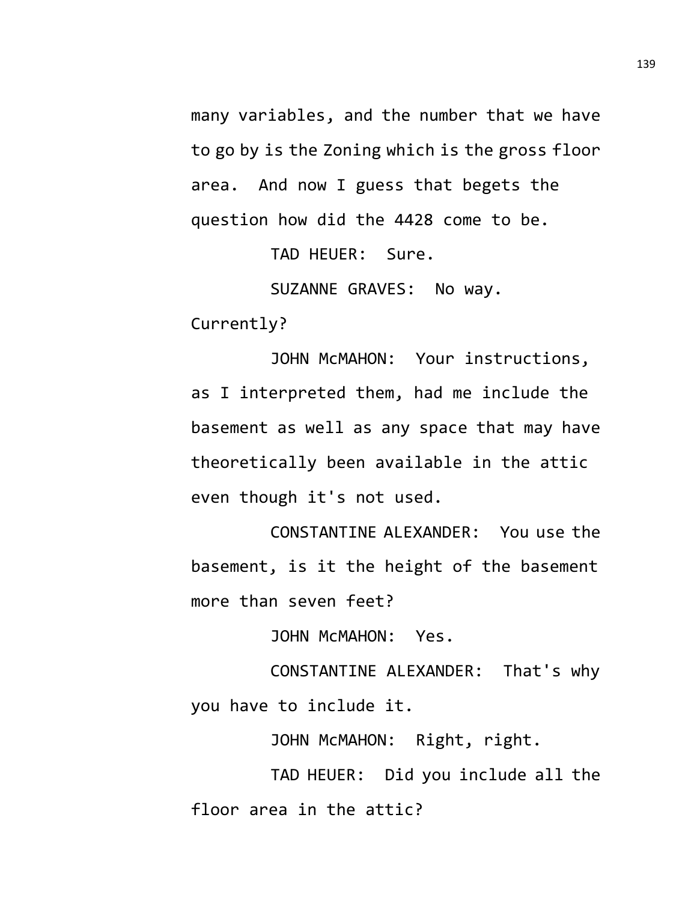many variables, and the number that we have to go by is the Zoning which is the gross floor area. And now I guess that begets the question how did the 4428 come to be.

TAD HEUER: Sure.

SUZANNE GRAVES: No way. Currently?

JOHN McMAHON: Your instructions, as I interpreted them, had me include the basement as well as any space that may have theoretically been available in the attic even though it's not used.

CONSTANTINE ALEXANDER: You use the basement, is it the height of the basement more than seven feet?

JOHN McMAHON: Yes.

CONSTANTINE ALEXANDER: That's why you have to include it.

JOHN McMAHON: Right, right.

TAD HEUER: Did you include all the floor area in the attic?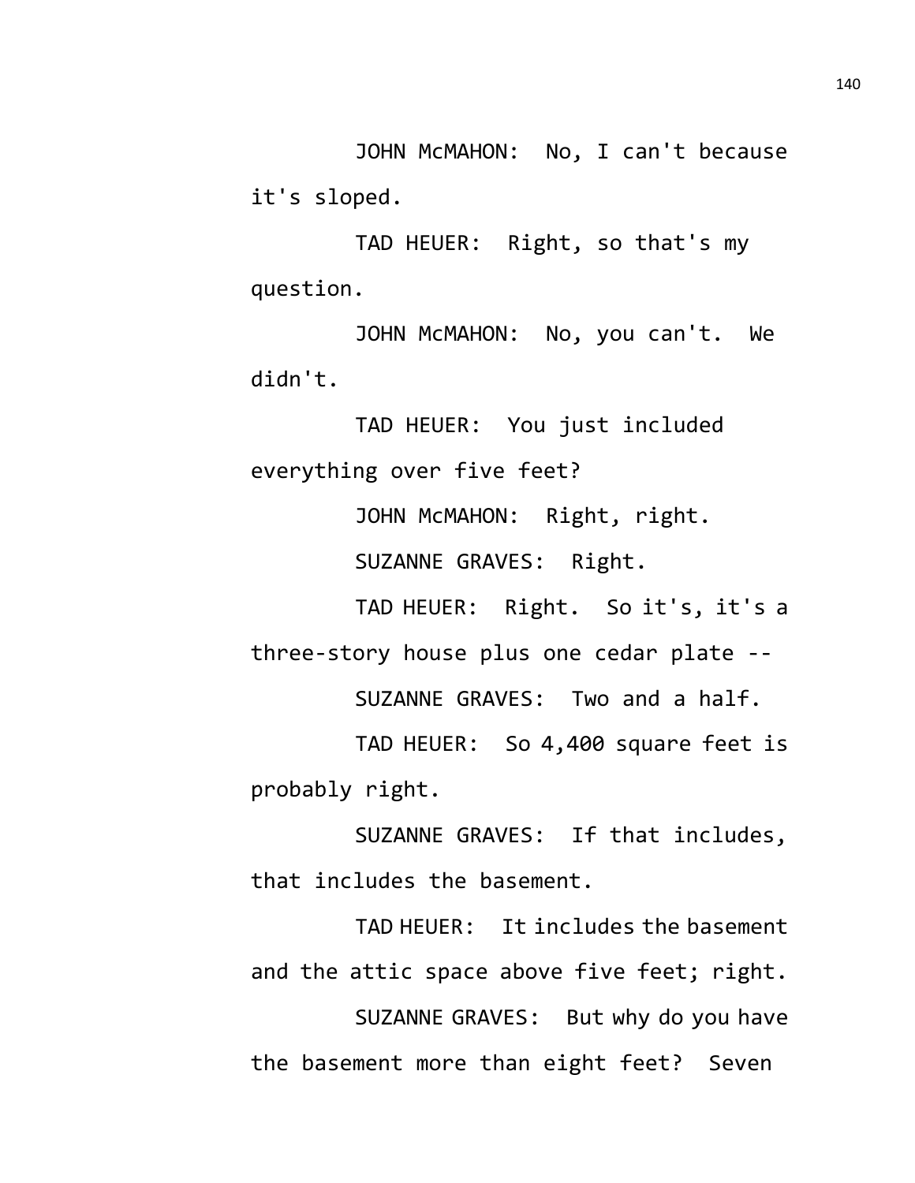JOHN McMAHON: No, I can't because it's sloped.

TAD HEUER: Right, so that's my question.

JOHN McMAHON: No, you can't. We didn't.

TAD HEUER: You just included everything over five feet?

JOHN McMAHON: Right, right.

SUZANNE GRAVES: Right.

TAD HEUER: Right. So it's, it's a three-story house plus one cedar plate --

SUZANNE GRAVES: Two and a half.

TAD HEUER: So 4,400 square feet is probably right.

SUZANNE GRAVES: If that includes, that includes the basement.

TAD HEUER: It includes the basement and the attic space above five feet; right.

SUZANNE GRAVES: But why do you have the basement more than eight feet? Seven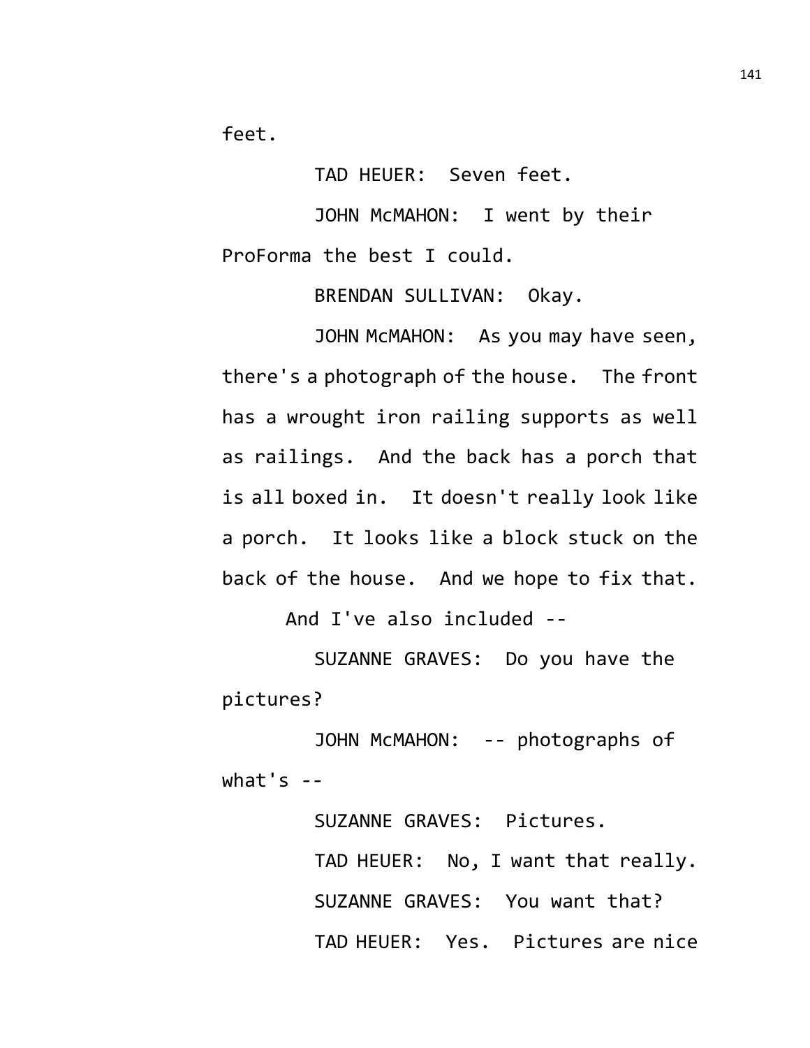feet.

TAD HEUER: Seven feet.

JOHN McMAHON: I went by their ProForma the best I could.

BRENDAN SULLIVAN: Okay.

JOHN McMAHON: As you may have seen, there's a photograph of the house. The front has a wrought iron railing supports as well as railings. And the back has a porch that is all boxed in. It doesn't really look like a porch. It looks like a block stuck on the back of the house. And we hope to fix that.

And I've also included --

SUZANNE GRAVES: Do you have the pictures?

JOHN McMAHON: -- photographs of what's --

SUZANNE GRAVES: Pictures.

TAD HEUER: No, I want that really.

SUZANNE GRAVES: You want that?

TAD HEUER: Yes. Pictures are nice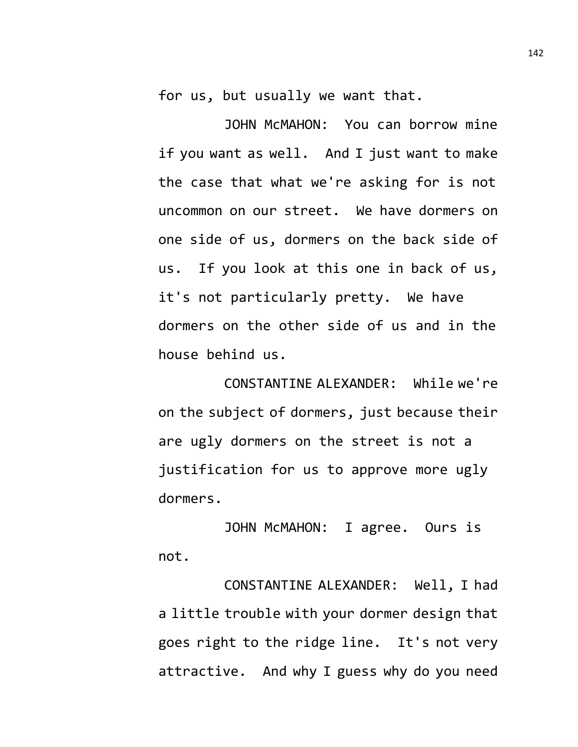for us, but usually we want that.

JOHN McMAHON: You can borrow mine if you want as well. And I just want to make the case that what we're asking for is not uncommon on our street. We have dormers on one side of us, dormers on the back side of us. If you look at this one in back of us, it's not particularly pretty. We have dormers on the other side of us and in the house behind us.

CONSTANTINE ALEXANDER: While we're on the subject of dormers, just because their are ugly dormers on the street is not a justification for us to approve more ugly dormers.

JOHN McMAHON: I agree. Ours is not.

CONSTANTINE ALEXANDER: Well, I had a little trouble with your dormer design that goes right to the ridge line. It's not very attractive. And why I guess why do you need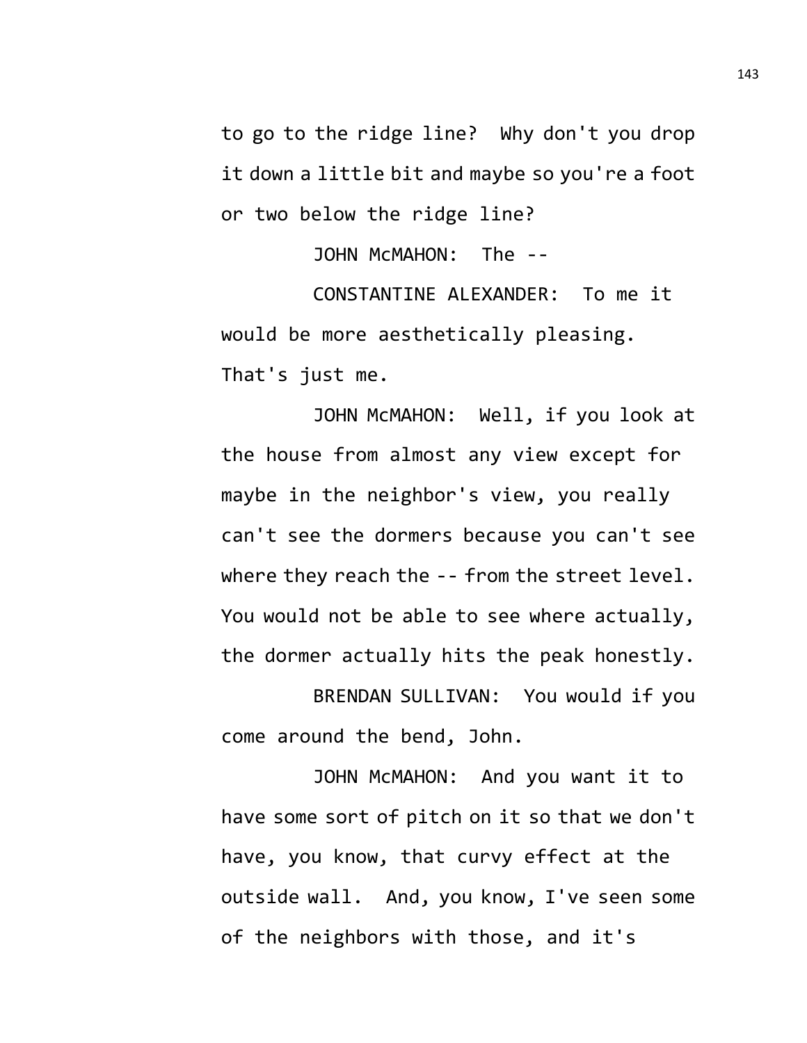to go to the ridge line? Why don't you drop it down a little bit and maybe so you're a foot or two below the ridge line?

JOHN McMAHON: The --

CONSTANTINE ALEXANDER: To me it would be more aesthetically pleasing. That's just me.

JOHN McMAHON: Well, if you look at the house from almost any view except for maybe in the neighbor's view, you really can't see the dormers because you can't see where they reach the -- from the street level. You would not be able to see where actually, the dormer actually hits the peak honestly.

BRENDAN SULLIVAN: You would if you come around the bend, John.

JOHN McMAHON: And you want it to have some sort of pitch on it so that we don't have, you know, that curvy effect at the outside wall. And, you know, I've seen some of the neighbors with those, and it's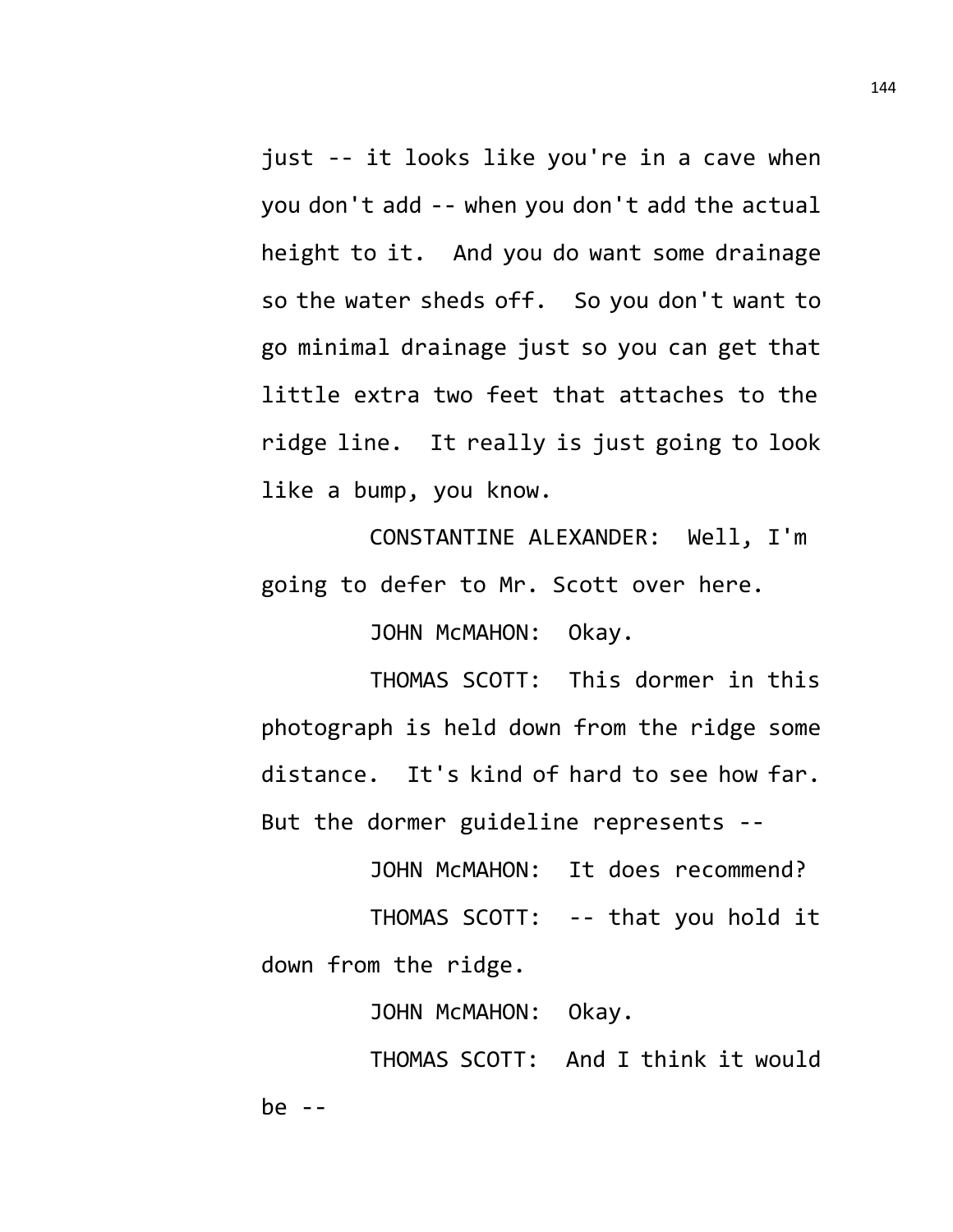just -- it looks like you're in a cave when you don't add -- when you don't add the actual height to it. And you do want some drainage so the water sheds off. So you don't want to go minimal drainage just so you can get that little extra two feet that attaches to the ridge line. It really is just going to look like a bump, you know.

CONSTANTINE ALEXANDER: Well, I'm going to defer to Mr. Scott over here.

JOHN McMAHON: Okay.

THOMAS SCOTT: This dormer in this photograph is held down from the ridge some distance. It's kind of hard to see how far. But the dormer guideline represents --

JOHN McMAHON: It does recommend?

THOMAS SCOTT: -- that you hold it down from the ridge.

JOHN McMAHON: Okay.

THOMAS SCOTT: And I think it would be --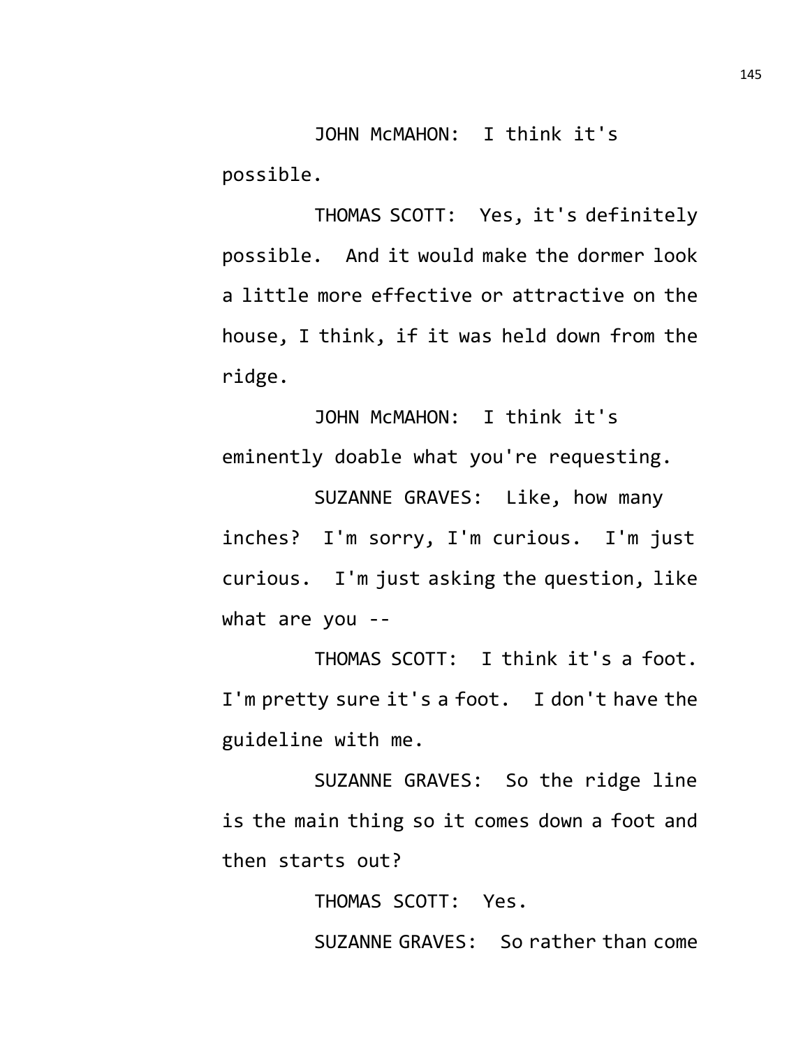JOHN McMAHON: I think it's possible.

THOMAS SCOTT: Yes, it's definitely possible. And it would make the dormer look a little more effective or attractive on the house, I think, if it was held down from the ridge.

JOHN McMAHON: I think it's eminently doable what you're requesting.

SUZANNE GRAVES: Like, how many inches? I'm sorry, I'm curious. I'm just curious. I'm just asking the question, like what are you --

THOMAS SCOTT: I think it's a foot. I'm pretty sure it's a foot. I don't have the guideline with me.

SUZANNE GRAVES: So the ridge line is the main thing so it comes down a foot and then starts out?

THOMAS SCOTT: Yes.

SUZANNE GRAVES: So rather than come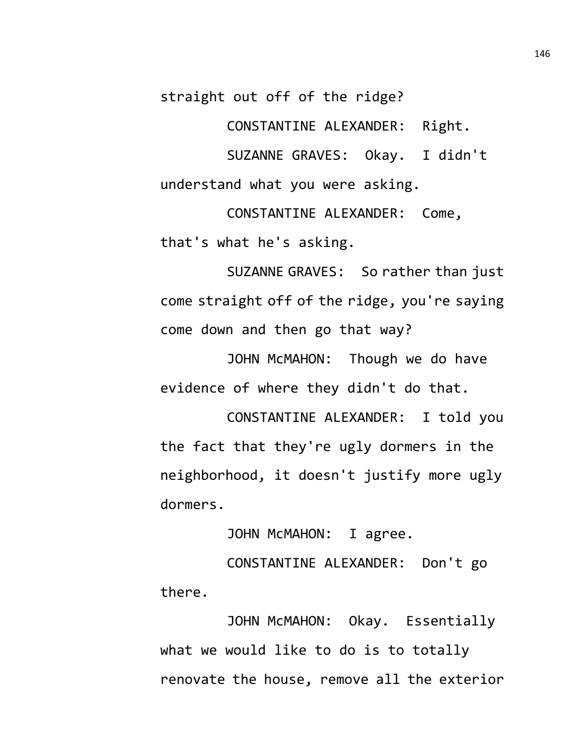straight out off of the ridge?

CONSTANTINE ALEXANDER: Right.

SUZANNE GRAVES: Okay. I didn't understand what you were asking.

CONSTANTINE ALEXANDER: Come, that's what he's asking.

SUZANNE GRAVES: So rather than just come straight off of the ridge, you're saying come down and then go that way?

JOHN McMAHON: Though we do have evidence of where they didn't do that.

CONSTANTINE ALEXANDER: I told you the fact that they're ugly dormers in the neighborhood, it doesn't justify more ugly dormers.

JOHN McMAHON: I agree.

CONSTANTINE ALEXANDER: Don't go there.

JOHN McMAHON: Okay. Essentially what we would like to do is to totally renovate the house, remove all the exterior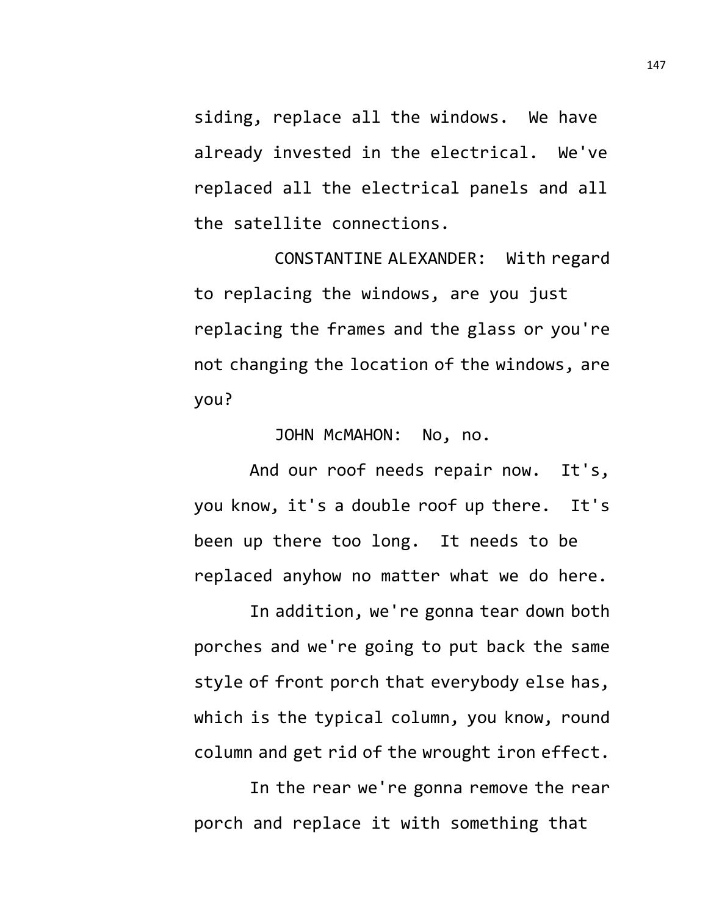siding, replace all the windows. We have already invested in the electrical. We've replaced all the electrical panels and all the satellite connections.

CONSTANTINE ALEXANDER: With regard to replacing the windows, are you just replacing the frames and the glass or you're not changing the location of the windows, are you?

JOHN McMAHON: No, no.

And our roof needs repair now. It's, you know, it's a double roof up there. It's been up there too long. It needs to be replaced anyhow no matter what we do here.

In addition, we're gonna tear down both porches and we're going to put back the same style of front porch that everybody else has, which is the typical column, you know, round column and get rid of the wrought iron effect.

In the rear we're gonna remove the rear porch and replace it with something that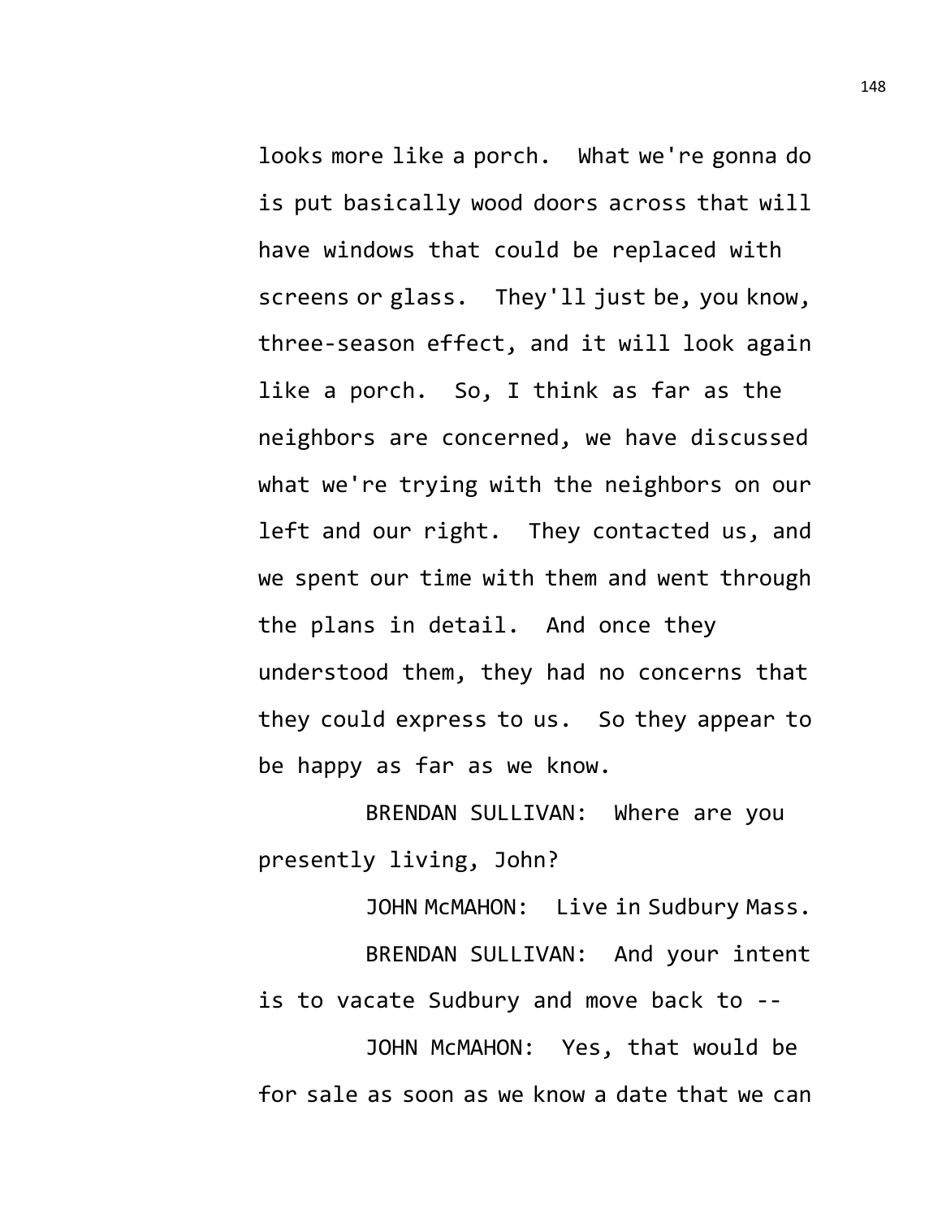looks more like a porch. What we're gonna do is put basically wood doors across that will have windows that could be replaced with screens or glass. They'll just be, you know, three-season effect, and it will look again like a porch. So, I think as far as the neighbors are concerned, we have discussed what we're trying with the neighbors on our left and our right. They contacted us, and we spent our time with them and went through the plans in detail. And once they understood them, they had no concerns that they could express to us. So they appear to be happy as far as we know.

BRENDAN SULLIVAN: Where are you presently living, John?

JOHN McMAHON: Live in Sudbury Mass.

BRENDAN SULLIVAN: And your intent is to vacate Sudbury and move back to --

JOHN McMAHON: Yes, that would be for sale as soon as we know a date that we can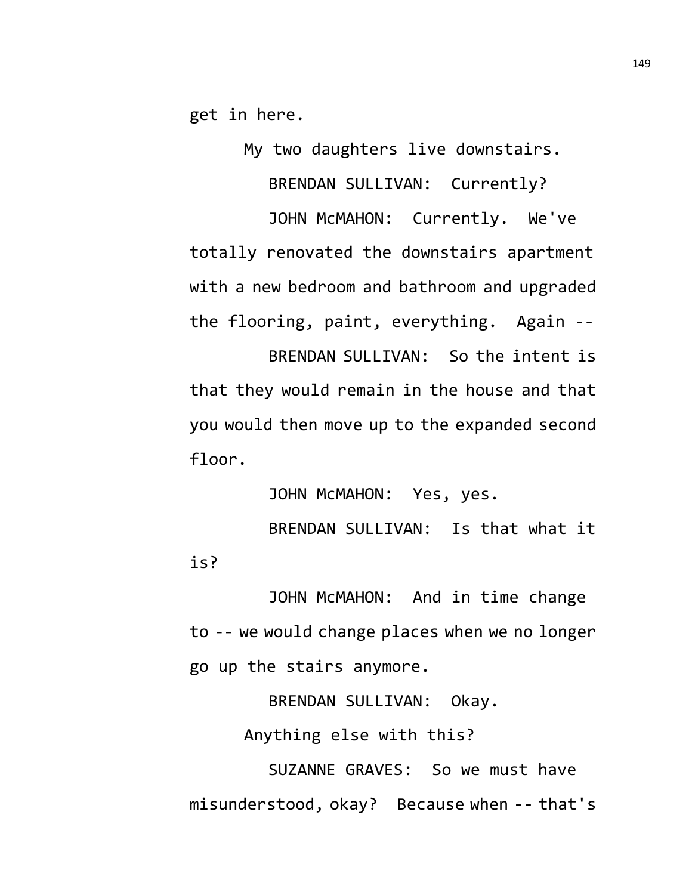get in here.

My two daughters live downstairs.

BRENDAN SULLIVAN: Currently?

JOHN McMAHON: Currently. We've totally renovated the downstairs apartment with a new bedroom and bathroom and upgraded the flooring, paint, everything. Again --

BRENDAN SULLIVAN: So the intent is that they would remain in the house and that you would then move up to the expanded second floor.

JOHN McMAHON: Yes, yes.

BRENDAN SULLIVAN: Is that what it is?

JOHN McMAHON: And in time change to -- we would change places when we no longer go up the stairs anymore.

BRENDAN SULLIVAN: Okay.

Anything else with this?

SUZANNE GRAVES: So we must have misunderstood, okay? Because when -- that's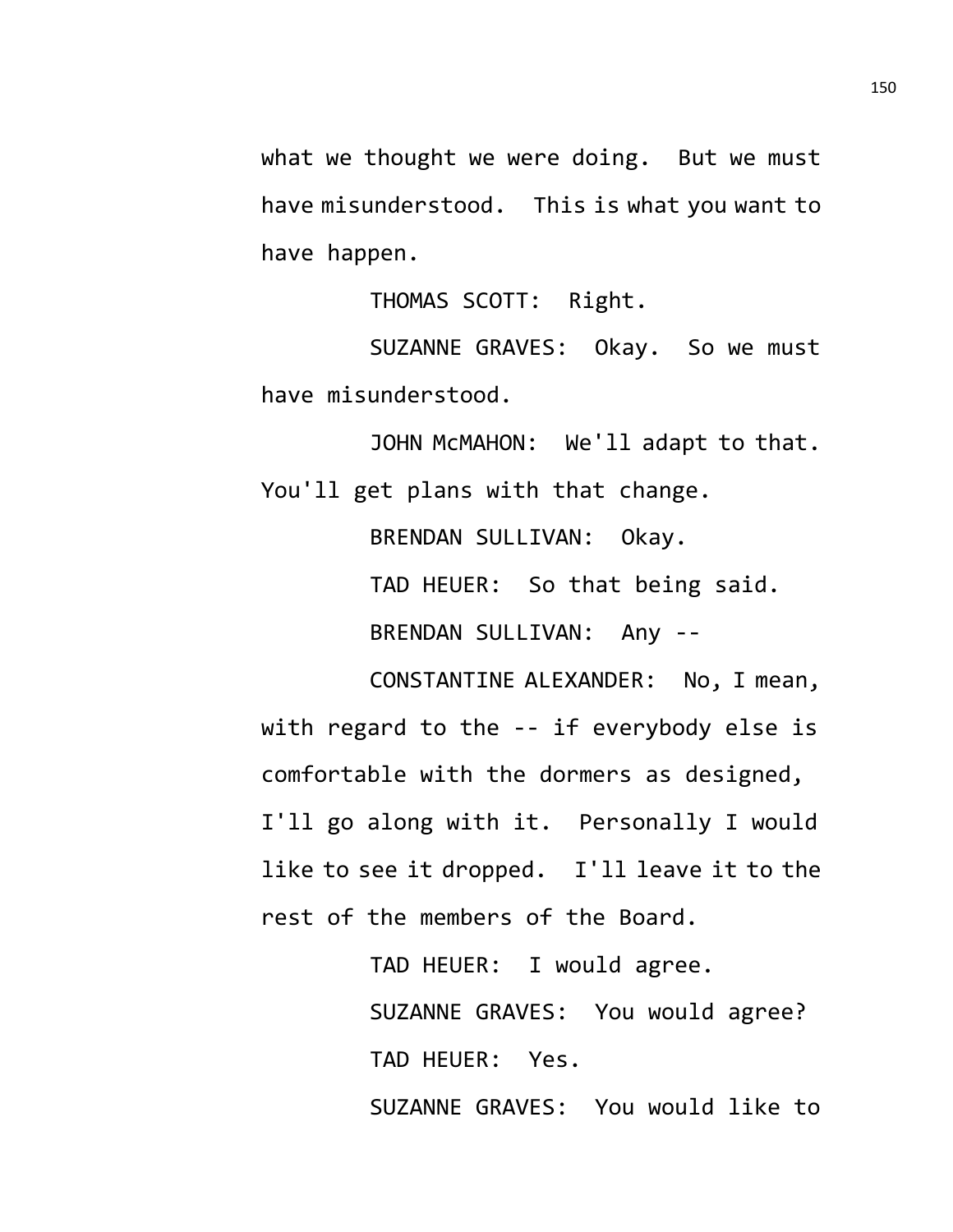what we thought we were doing. But we must have misunderstood. This is what you want to have happen.

THOMAS SCOTT: Right.

SUZANNE GRAVES: Okay. So we must have misunderstood.

JOHN McMAHON: We'll adapt to that. You'll get plans with that change.

BRENDAN SULLIVAN: Okay.

TAD HEUER: So that being said.

BRENDAN SULLIVAN: Any --

CONSTANTINE ALEXANDER: No, I mean, with regard to the -- if everybody else is comfortable with the dormers as designed, I'll go along with it. Personally I would like to see it dropped. I'll leave it to the rest of the members of the Board.

TAD HEUER: I would agree.

SUZANNE GRAVES: You would agree?

TAD HEUER: Yes.

SUZANNE GRAVES: You would like to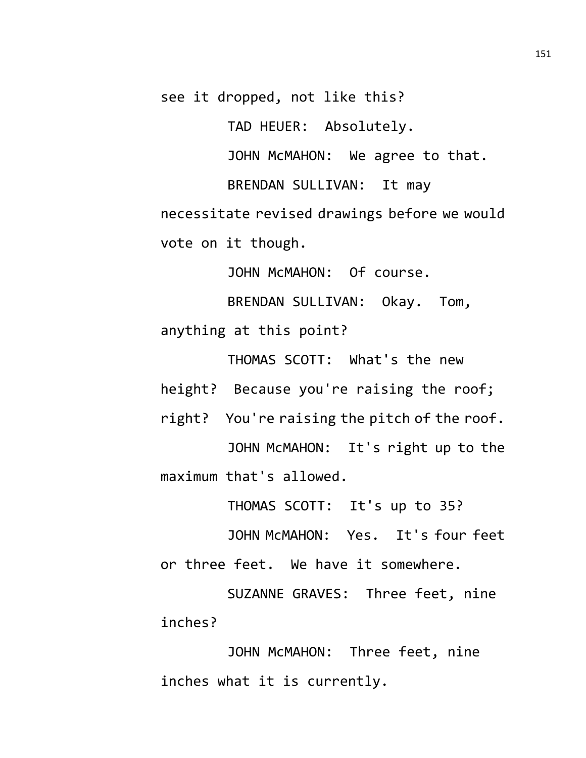see it dropped, not like this?

TAD HEUER: Absolutely.

JOHN McMAHON: We agree to that.

BRENDAN SULLIVAN: It may necessitate revised drawings before we would vote on it though.

JOHN McMAHON: Of course.

BRENDAN SULLIVAN: Okay. Tom, anything at this point?

THOMAS SCOTT: What's the new height? Because you're raising the roof; right? You're raising the pitch of the roof.

JOHN McMAHON: It's right up to the maximum that's allowed.

THOMAS SCOTT: It's up to 35?

JOHN McMAHON: Yes. It's four feet or three feet. We have it somewhere.

SUZANNE GRAVES: Three feet, nine inches?

JOHN McMAHON: Three feet, nine inches what it is currently.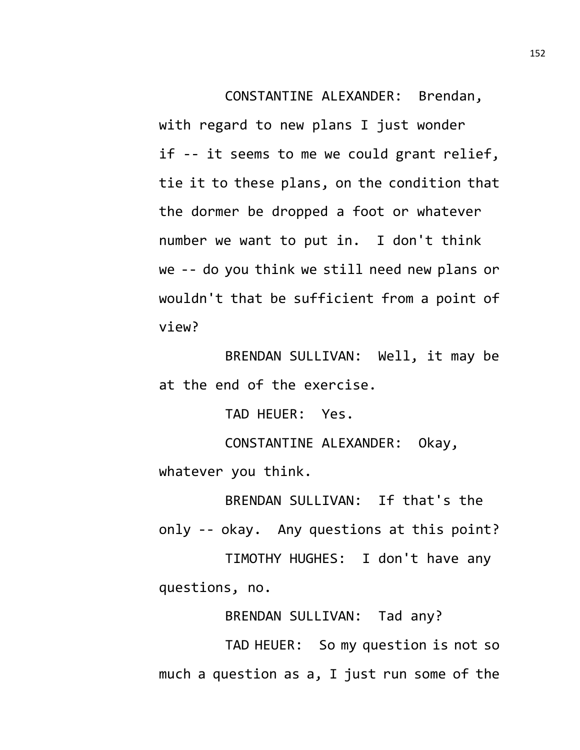CONSTANTINE ALEXANDER: Brendan, with regard to new plans I just wonder if -- it seems to me we could grant relief, tie it to these plans, on the condition that the dormer be dropped a foot or whatever number we want to put in. I don't think we -- do you think we still need new plans or wouldn't that be sufficient from a point of view?

BRENDAN SULLIVAN: Well, it may be at the end of the exercise.

TAD HEUER: Yes.

CONSTANTINE ALEXANDER: Okay, whatever you think.

BRENDAN SULLIVAN: If that's the only -- okay. Any questions at this point?

TIMOTHY HUGHES: I don't have any questions, no.

BRENDAN SULLIVAN: Tad any?

TAD HEUER: So my question is not so much a question as a, I just run some of the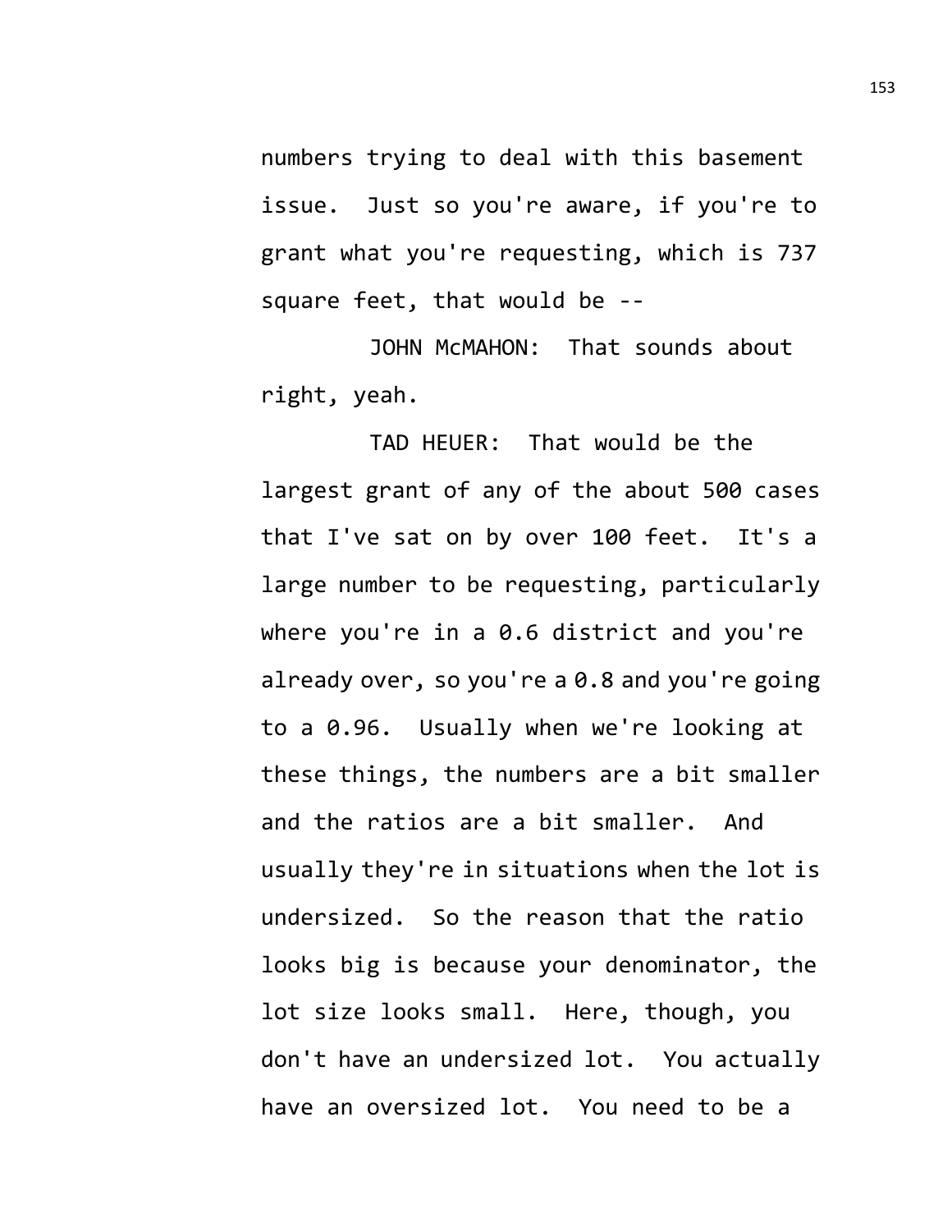numbers trying to deal with this basement issue. Just so you're aware, if you're to grant what you're requesting, which is 737 square feet, that would be --

JOHN McMAHON: That sounds about right, yeah.

TAD HEUER: That would be the largest grant of any of the about 500 cases that I've sat on by over 100 feet. It's a large number to be requesting, particularly where you're in a 0.6 district and you're already over, so you're a 0.8 and you're going to a 0.96. Usually when we're looking at these things, the numbers are a bit smaller and the ratios are a bit smaller. And usually they're in situations when the lot is undersized. So the reason that the ratio looks big is because your denominator, the lot size looks small. Here, though, you don't have an undersized lot. You actually have an oversized lot. You need to be a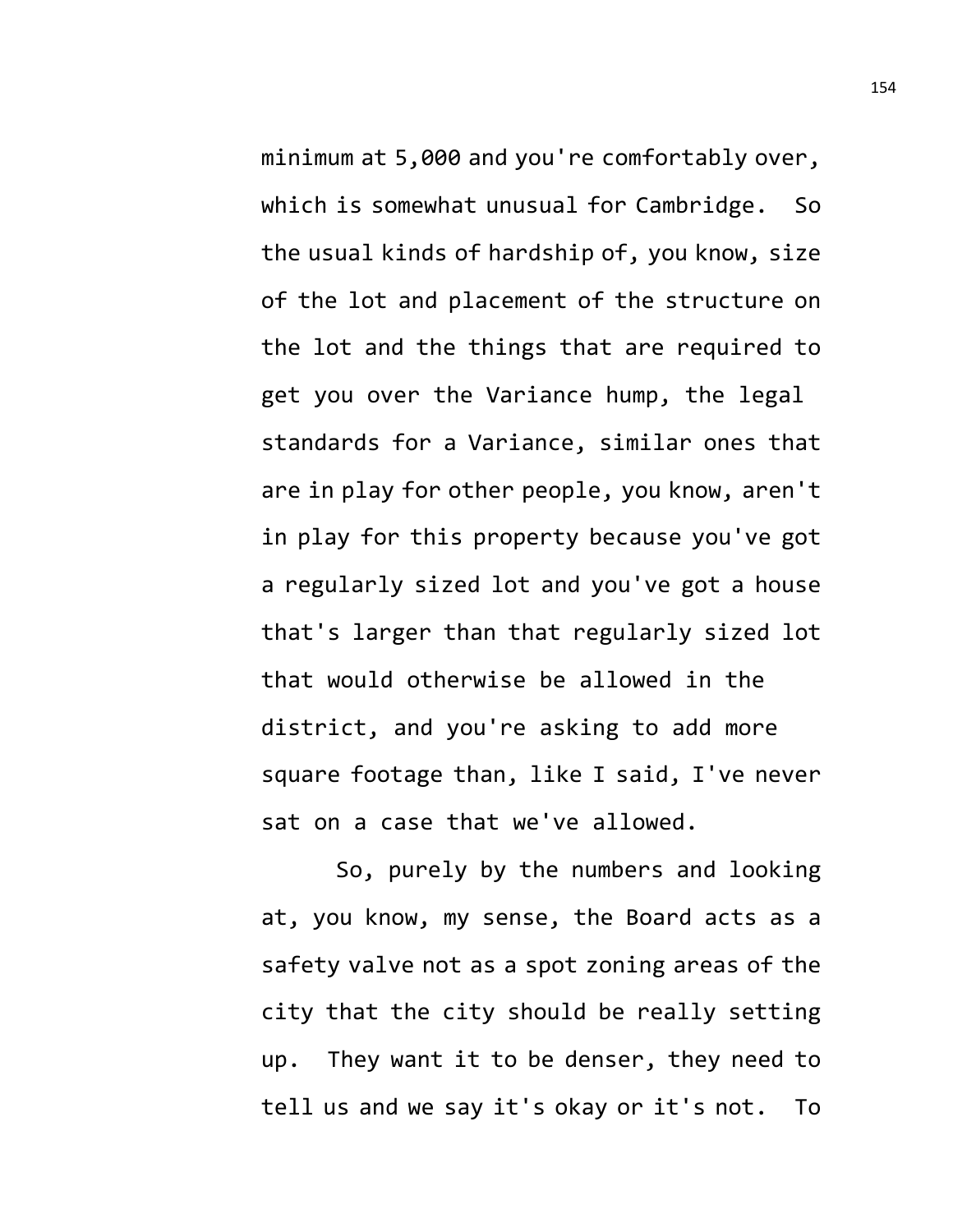minimum at 5,000 and you're comfortably over, which is somewhat unusual for Cambridge. So the usual kinds of hardship of, you know, size of the lot and placement of the structure on the lot and the things that are required to get you over the Variance hump, the legal standards for a Variance, similar ones that are in play for other people, you know, aren't in play for this property because you've got a regularly sized lot and you've got a house that's larger than that regularly sized lot that would otherwise be allowed in the district, and you're asking to add more square footage than, like I said, I've never sat on a case that we've allowed.

So, purely by the numbers and looking at, you know, my sense, the Board acts as a safety valve not as a spot zoning areas of the city that the city should be really setting up. They want it to be denser, they need to tell us and we say it's okay or it's not. To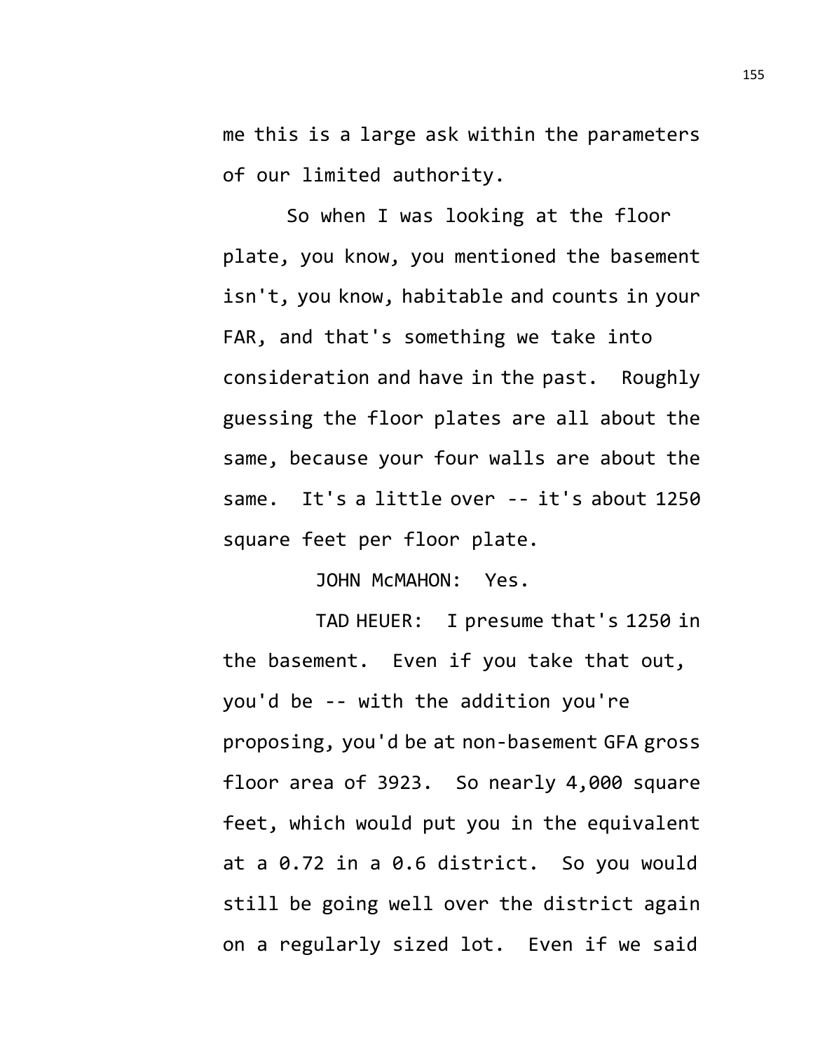me this is a large ask within the parameters of our limited authority.

So when I was looking at the floor plate, you know, you mentioned the basement isn't, you know, habitable and counts in your FAR, and that's something we take into consideration and have in the past. Roughly guessing the floor plates are all about the same, because your four walls are about the same. It's a little over -- it's about 1250 square feet per floor plate.

JOHN McMAHON: Yes.

TAD HEUER: I presume that's 1250 in the basement. Even if you take that out, you'd be -- with the addition you're proposing, you'd be at non-basement GFA gross floor area of 3923. So nearly 4,000 square feet, which would put you in the equivalent at a 0.72 in a 0.6 district. So you would still be going well over the district again on a regularly sized lot. Even if we said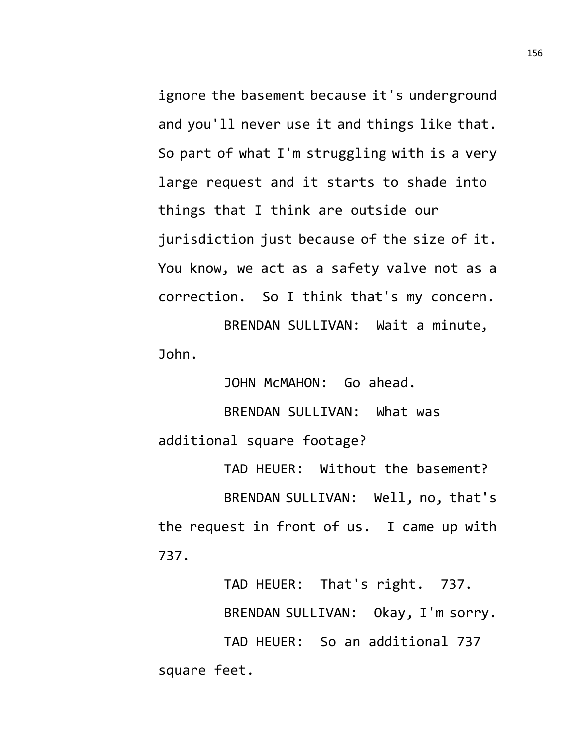ignore the basement because it's underground and you'll never use it and things like that. So part of what I'm struggling with is a very large request and it starts to shade into things that I think are outside our jurisdiction just because of the size of it. You know, we act as a safety valve not as a correction. So I think that's my concern.

BRENDAN SULLIVAN: Wait a minute, John.

JOHN McMAHON: Go ahead.

BRENDAN SULLIVAN: What was additional square footage?

TAD HEUER: Without the basement?

BRENDAN SULLIVAN: Well, no, that's the request in front of us. I came up with 737.

TAD HEUER: That's right. 737.

BRENDAN SULLIVAN: Okay, I'm sorry.

TAD HEUER: So an additional 737 square feet.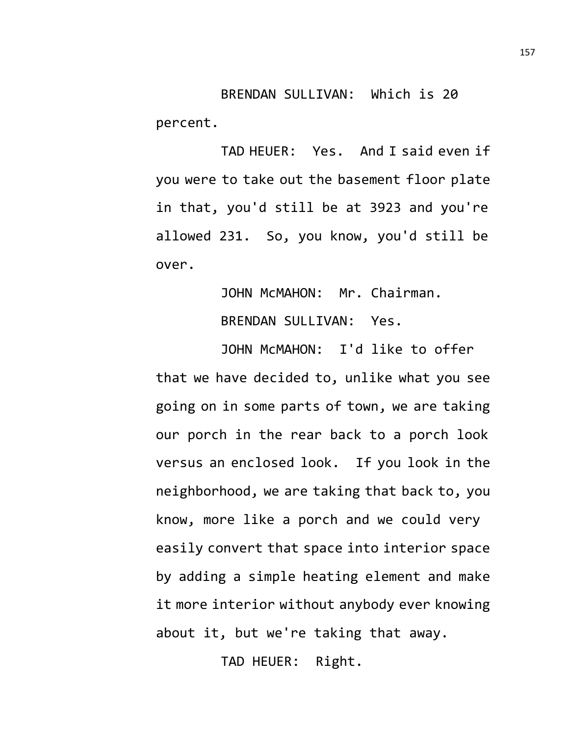BRENDAN SULLIVAN: Which is 20 percent.

TAD HEUER: Yes. And I said even if you were to take out the basement floor plate in that, you'd still be at 3923 and you're allowed 231. So, you know, you'd still be over.

JOHN McMAHON: Mr. Chairman.

BRENDAN SULLIVAN: Yes.

JOHN McMAHON: I'd like to offer that we have decided to, unlike what you see going on in some parts of town, we are taking our porch in the rear back to a porch look versus an enclosed look. If you look in the neighborhood, we are taking that back to, you know, more like a porch and we could very easily convert that space into interior space by adding a simple heating element and make it more interior without anybody ever knowing about it, but we're taking that away.

TAD HEUER: Right.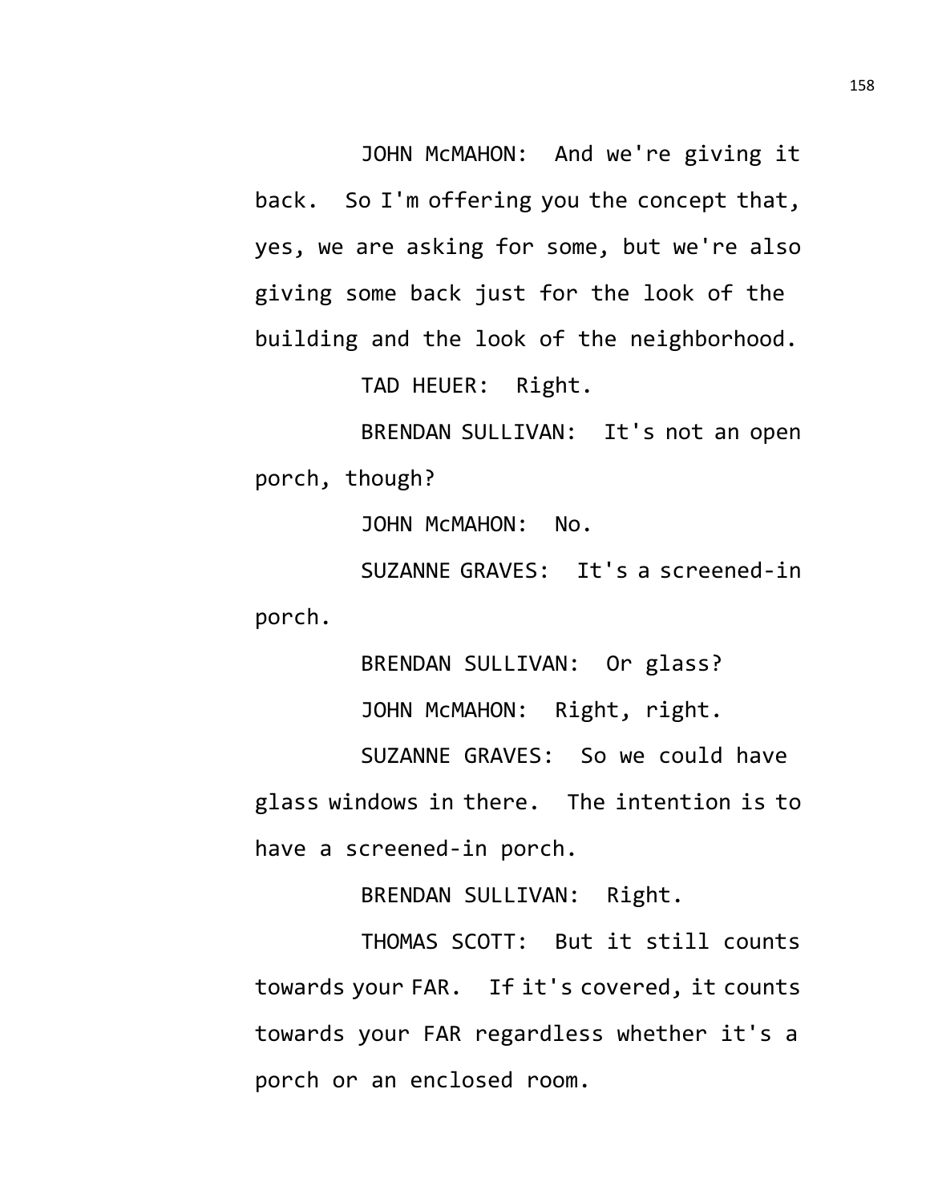JOHN McMAHON: And we're giving it back. So I'm offering you the concept that, yes, we are asking for some, but we're also giving some back just for the look of the building and the look of the neighborhood.

TAD HEUER: Right.

BRENDAN SULLIVAN: It's not an open porch, though?

JOHN McMAHON: No.

SUZANNE GRAVES: It's a screened-in porch.

BRENDAN SULLIVAN: Or glass?

JOHN McMAHON: Right, right.

SUZANNE GRAVES: So we could have glass windows in there. The intention is to have a screened-in porch.

BRENDAN SULLIVAN: Right.

THOMAS SCOTT: But it still counts towards your FAR. If it's covered, it counts towards your FAR regardless whether it's a porch or an enclosed room.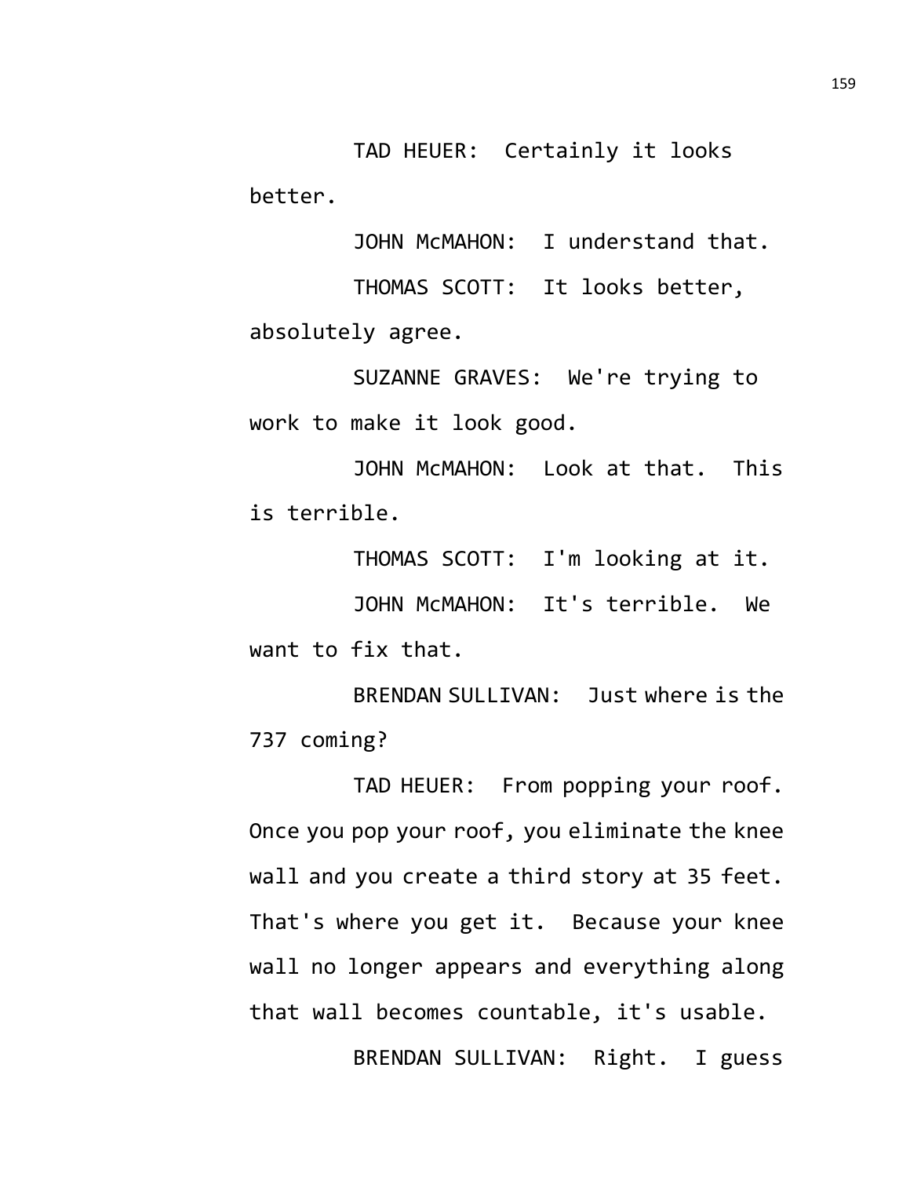TAD HEUER: Certainly it looks better.

JOHN McMAHON: I understand that.

THOMAS SCOTT: It looks better, absolutely agree.

SUZANNE GRAVES: We're trying to work to make it look good.

JOHN McMAHON: Look at that. This is terrible.

THOMAS SCOTT: I'm looking at it.

JOHN McMAHON: It's terrible. We want to fix that.

BRENDAN SULLIVAN: Just where is the 737 coming?

TAD HEUER: From popping your roof. Once you pop your roof, you eliminate the knee wall and you create a third story at 35 feet. That's where you get it. Because your knee wall no longer appears and everything along that wall becomes countable, it's usable.

BRENDAN SULLIVAN: Right. I guess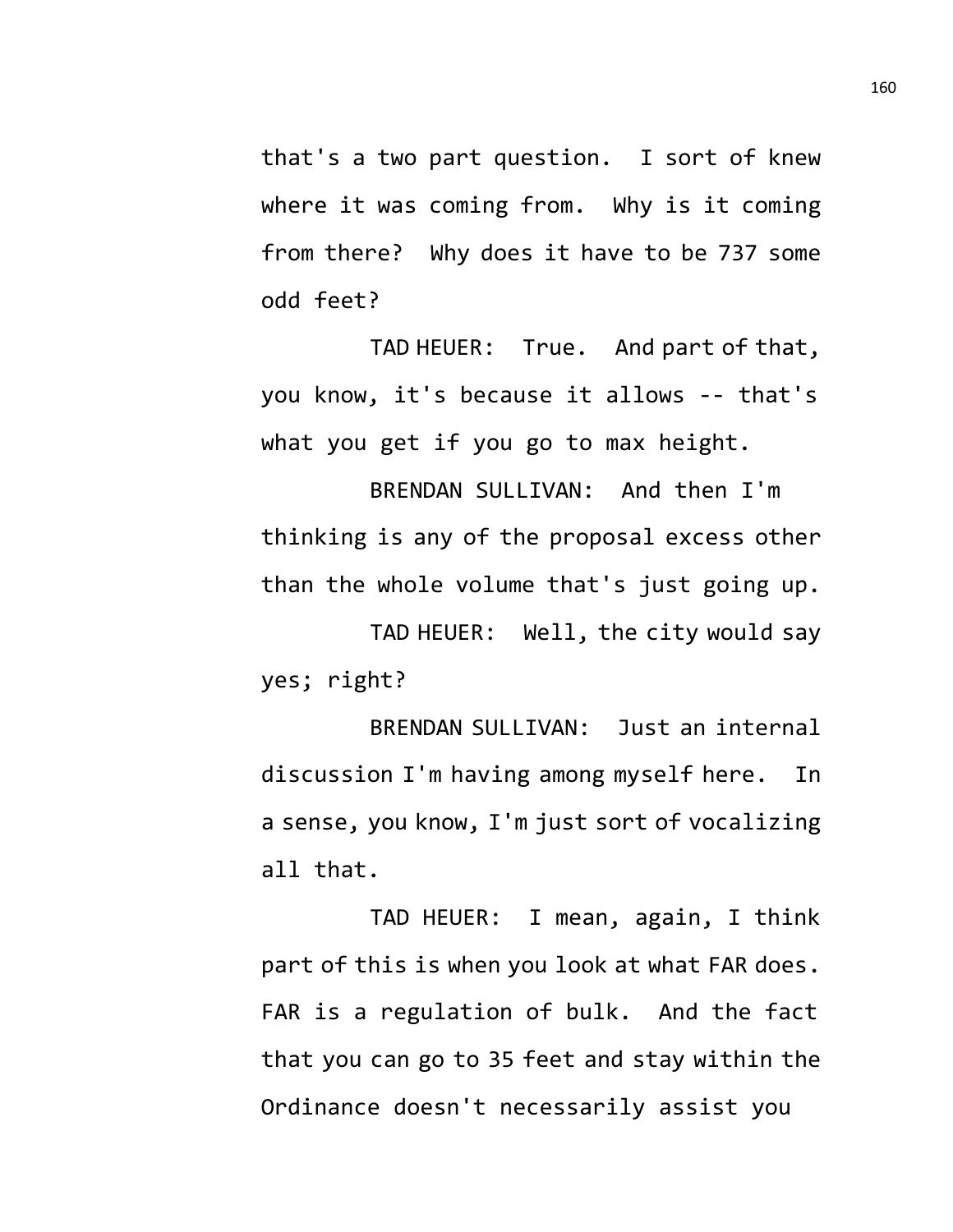that's a two part question. I sort of knew where it was coming from. Why is it coming from there? Why does it have to be 737 some odd feet?

TAD HEUER: True. And part of that, you know, it's because it allows -- that's what you get if you go to max height.

BRENDAN SULLIVAN: And then I'm thinking is any of the proposal excess other than the whole volume that's just going up.

TAD HEUER: Well, the city would say yes; right?

BRENDAN SULLIVAN: Just an internal discussion I'm having among myself here. In a sense, you know, I'm just sort of vocalizing all that.

TAD HEUER: I mean, again, I think part of this is when you look at what FAR does. FAR is a regulation of bulk. And the fact that you can go to 35 feet and stay within the Ordinance doesn't necessarily assist you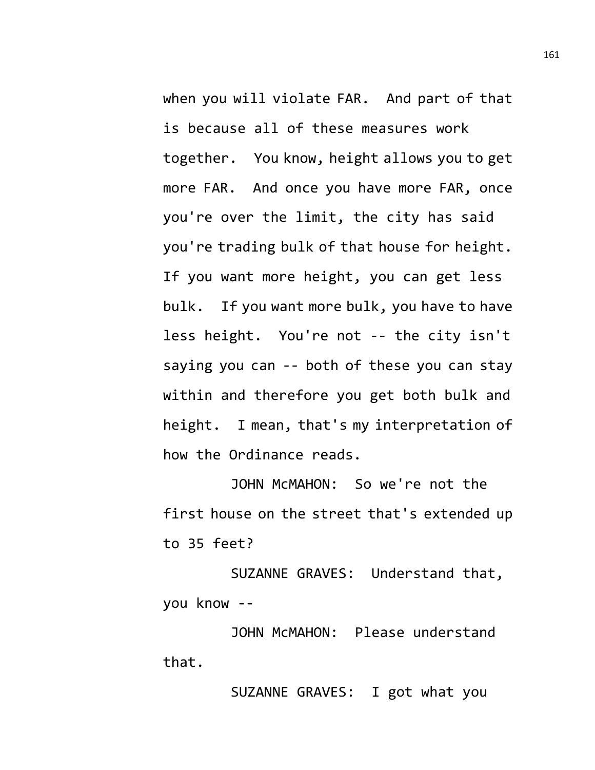when you will violate FAR. And part of that is because all of these measures work together. You know, height allows you to get more FAR. And once you have more FAR, once you're over the limit, the city has said you're trading bulk of that house for height. If you want more height, you can get less bulk. If you want more bulk, you have to have less height. You're not -- the city isn't saying you can -- both of these you can stay within and therefore you get both bulk and height. I mean, that's my interpretation of how the Ordinance reads.

JOHN McMAHON: So we're not the first house on the street that's extended up to 35 feet?

SUZANNE GRAVES: Understand that, you know --

JOHN McMAHON: Please understand that.

SUZANNE GRAVES: I got what you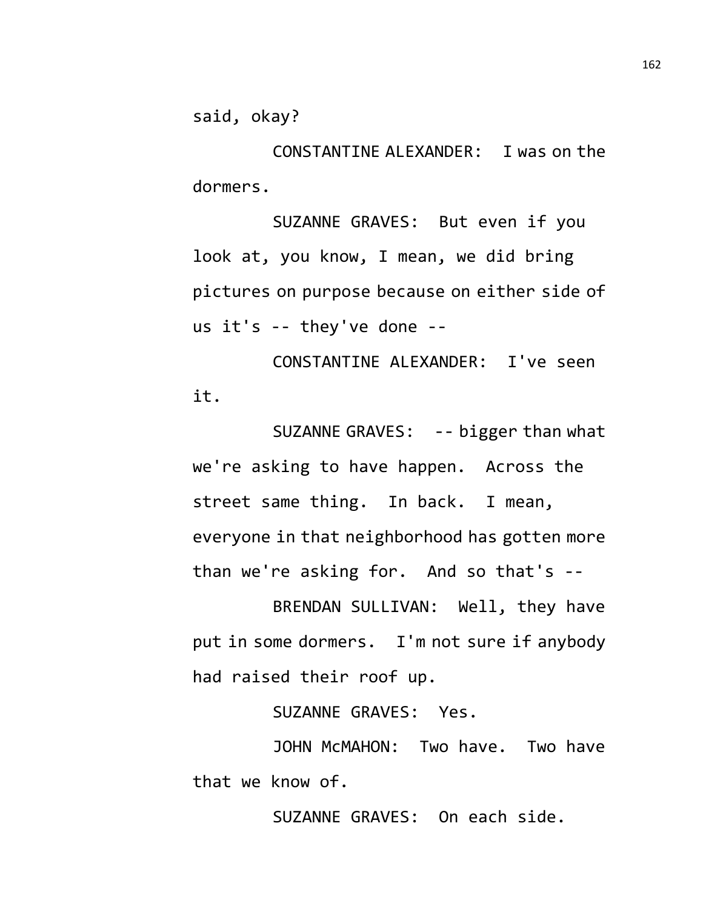said, okay?

CONSTANTINE ALEXANDER: I was on the dormers.

SUZANNE GRAVES: But even if you look at, you know, I mean, we did bring pictures on purpose because on either side of us it's -- they've done --

CONSTANTINE ALEXANDER: I've seen it.

SUZANNE GRAVES: -- bigger than what we're asking to have happen. Across the street same thing. In back. I mean, everyone in that neighborhood has gotten more than we're asking for. And so that's --

BRENDAN SULLIVAN: Well, they have put in some dormers. I'm not sure if anybody had raised their roof up.

SUZANNE GRAVES: Yes.

JOHN McMAHON: Two have. Two have that we know of.

SUZANNE GRAVES: On each side.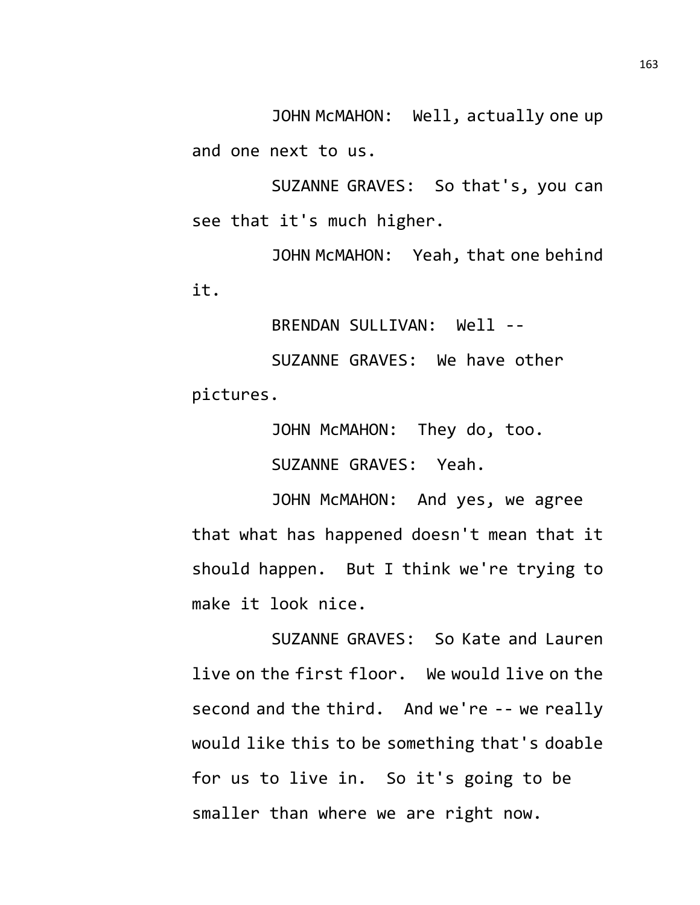JOHN McMAHON: Well, actually one up and one next to us.

SUZANNE GRAVES: So that's, you can see that it's much higher.

JOHN McMAHON: Yeah, that one behind it.

BRENDAN SULLIVAN: Well --

SUZANNE GRAVES: We have other pictures.

JOHN McMAHON: They do, too.

SUZANNE GRAVES: Yeah.

JOHN McMAHON: And yes, we agree that what has happened doesn't mean that it should happen. But I think we're trying to make it look nice.

SUZANNE GRAVES: So Kate and Lauren live on the first floor. We would live on the second and the third. And we're -- we really would like this to be something that's doable for us to live in. So it's going to be smaller than where we are right now.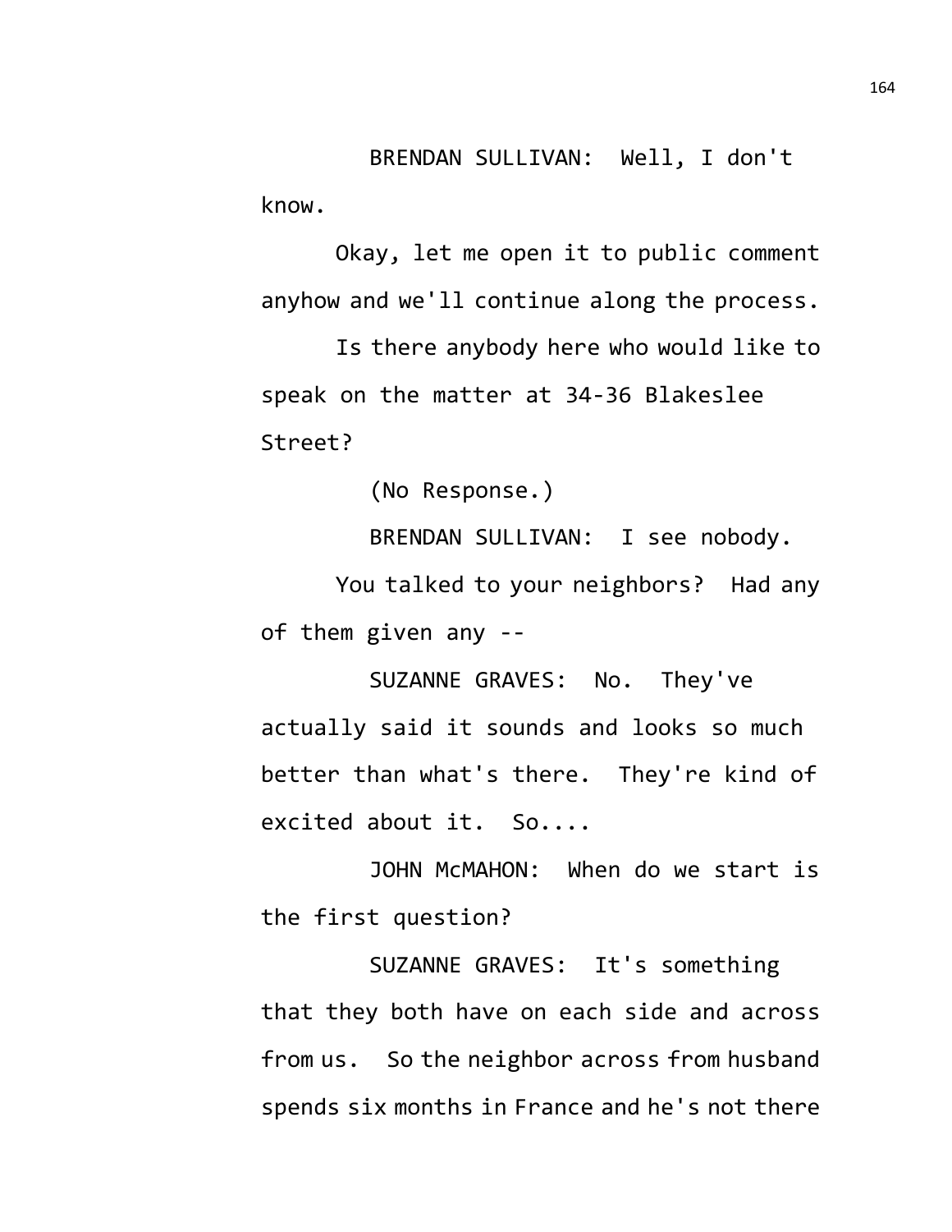BRENDAN SULLIVAN: Well, I don't know.

Okay, let me open it to public comment anyhow and we'll continue along the process.

Is there anybody here who would like to speak on the matter at 34-36 Blakeslee Street?

(No Response.)

BRENDAN SULLIVAN: I see nobody.

You talked to your neighbors? Had any of them given any --

SUZANNE GRAVES: No. They've actually said it sounds and looks so much better than what's there. They're kind of excited about it. So....

JOHN McMAHON: When do we start is the first question?

SUZANNE GRAVES: It's something that they both have on each side and across from us. So the neighbor across from husband spends six months in France and he's not there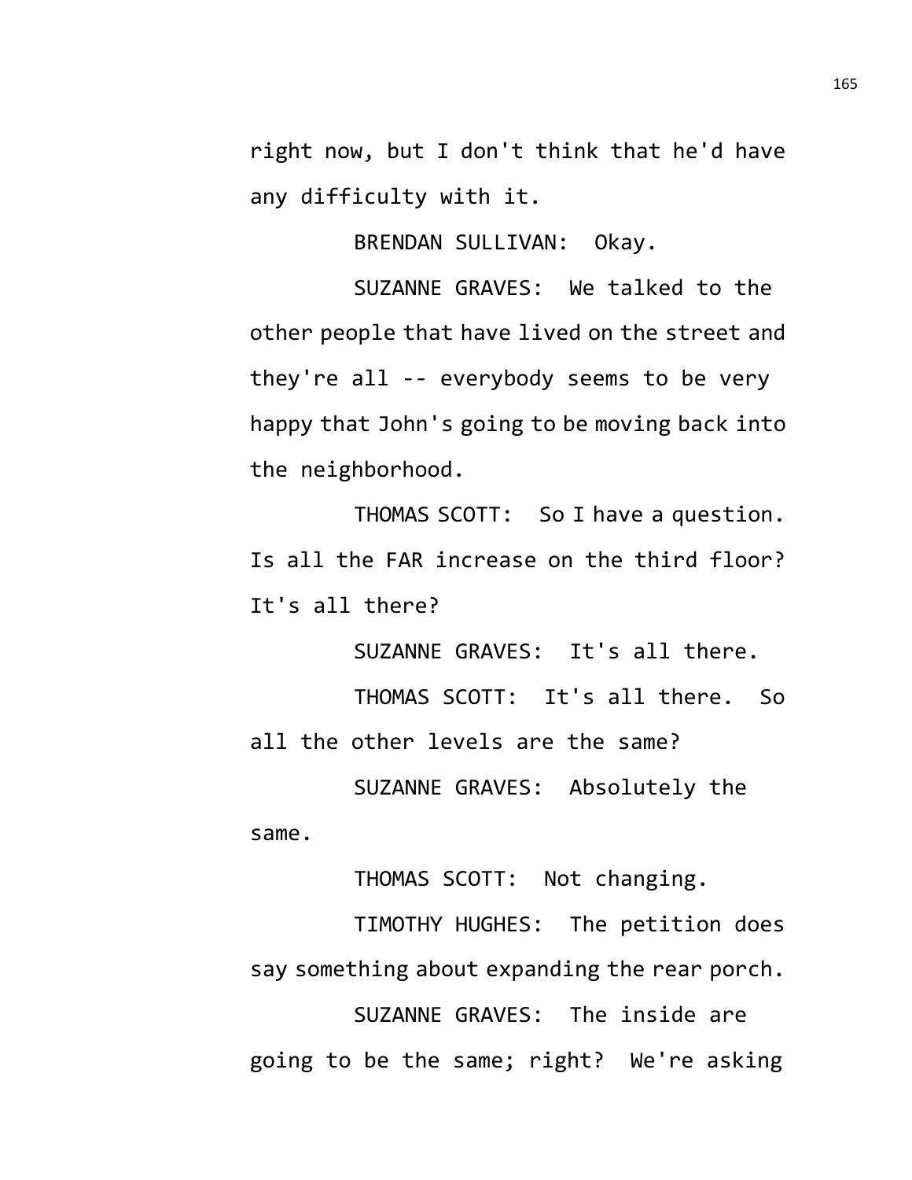right now, but I don't think that he'd have any difficulty with it.

BRENDAN SULLIVAN: Okay.

SUZANNE GRAVES: We talked to the other people that have lived on the street and they're all -- everybody seems to be very happy that John's going to be moving back into the neighborhood.

THOMAS SCOTT: So I have a question. Is all the FAR increase on the third floor? It's all there?

SUZANNE GRAVES: It's all there.

THOMAS SCOTT: It's all there. So all the other levels are the same?

SUZANNE GRAVES: Absolutely the same.

THOMAS SCOTT: Not changing.

TIMOTHY HUGHES: The petition does say something about expanding the rear porch.

SUZANNE GRAVES: The inside are going to be the same; right? We're asking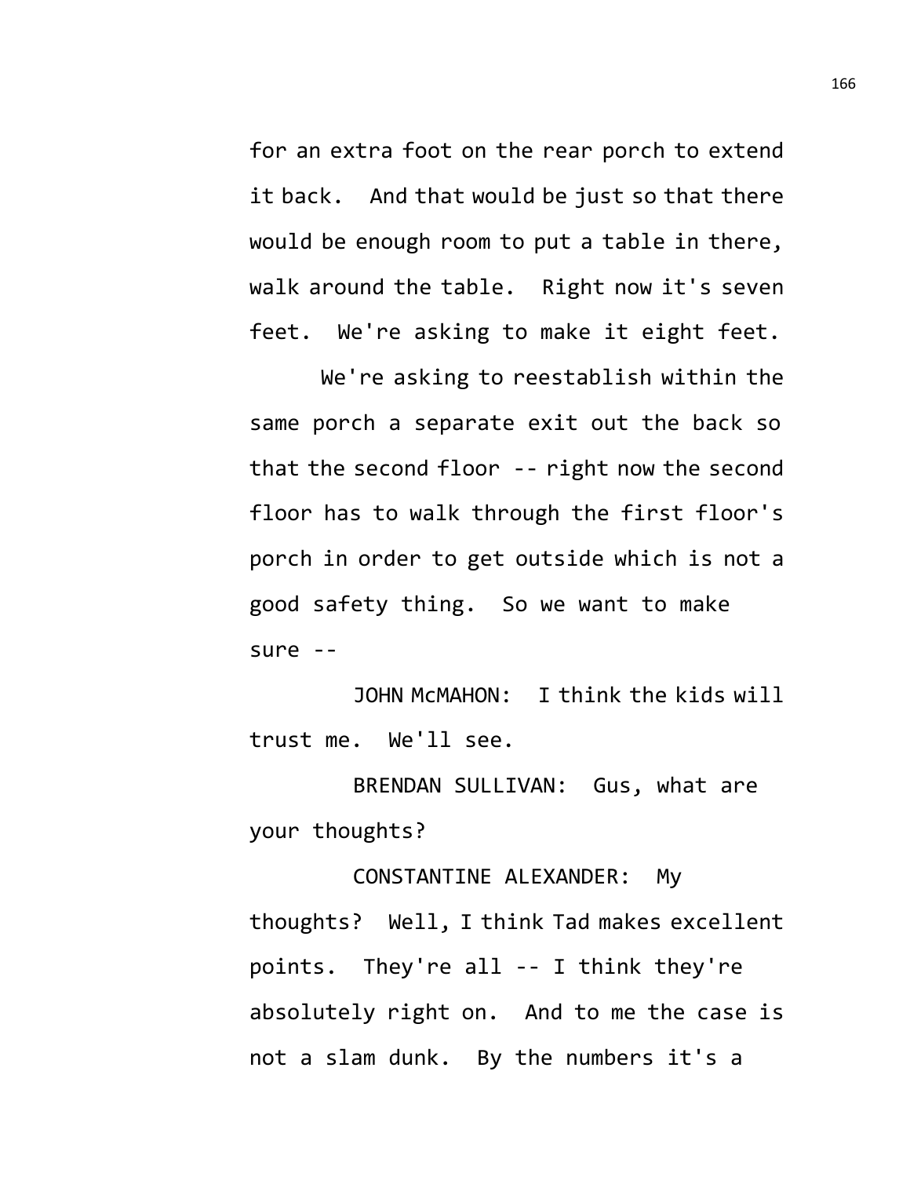for an extra foot on the rear porch to extend it back. And that would be just so that there would be enough room to put a table in there, walk around the table. Right now it's seven feet. We're asking to make it eight feet.

We're asking to reestablish within the same porch a separate exit out the back so that the second floor -- right now the second floor has to walk through the first floor's porch in order to get outside which is not a good safety thing. So we want to make sure --

JOHN McMAHON: I think the kids will trust me. We'll see.

BRENDAN SULLIVAN: Gus, what are your thoughts?

CONSTANTINE ALEXANDER: My thoughts? Well, I think Tad makes excellent points. They're all -- I think they're absolutely right on. And to me the case is not a slam dunk. By the numbers it's a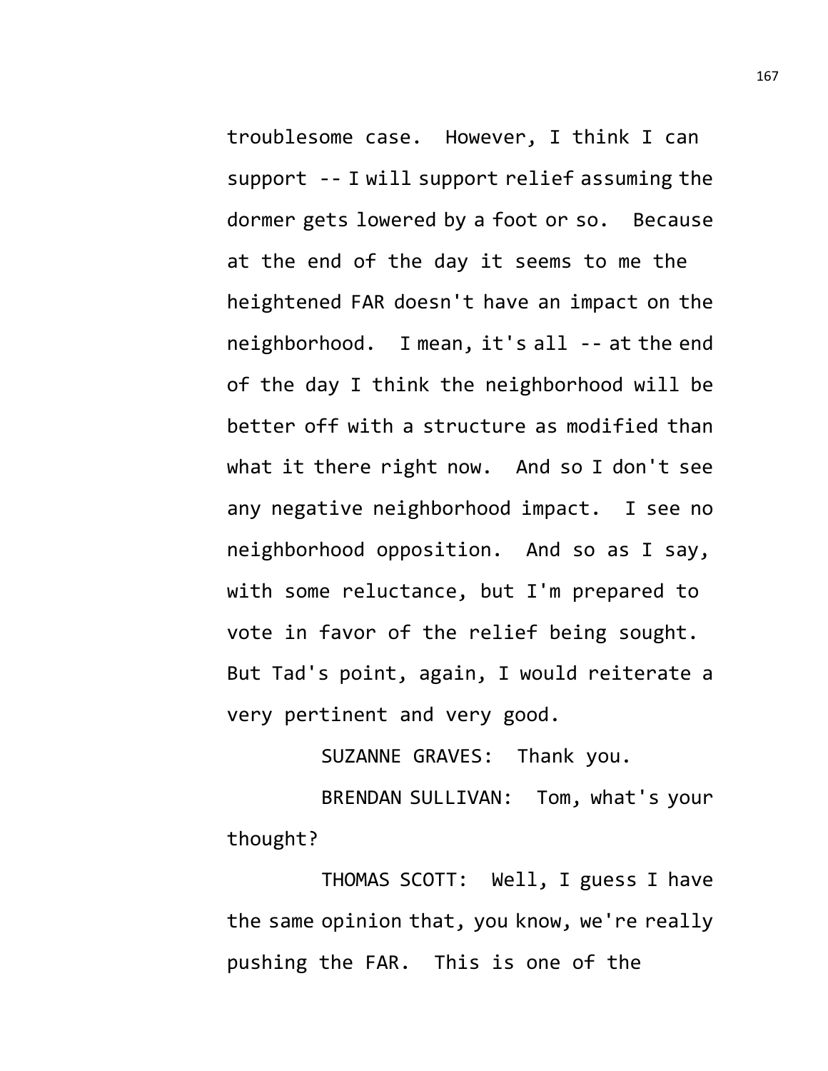troublesome case. However, I think I can support -- I will support relief assuming the dormer gets lowered by a foot or so. Because at the end of the day it seems to me the heightened FAR doesn't have an impact on the neighborhood. I mean, it's all -- at the end of the day I think the neighborhood will be better off with a structure as modified than what it there right now. And so I don't see any negative neighborhood impact. I see no neighborhood opposition. And so as I say, with some reluctance, but I'm prepared to vote in favor of the relief being sought. But Tad's point, again, I would reiterate a very pertinent and very good.

SUZANNE GRAVES: Thank you.

BRENDAN SULLIVAN: Tom, what's your thought?

THOMAS SCOTT: Well, I guess I have the same opinion that, you know, we're really pushing the FAR. This is one of the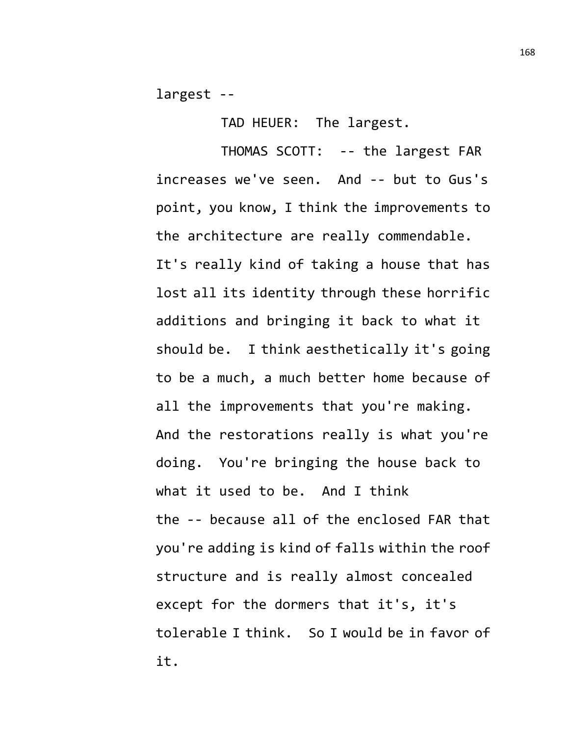largest --

TAD HEUER: The largest.

THOMAS SCOTT: -- the largest FAR increases we've seen. And -- but to Gus's point, you know, I think the improvements to the architecture are really commendable. It's really kind of taking a house that has lost all its identity through these horrific additions and bringing it back to what it should be. I think aesthetically it's going to be a much, a much better home because of all the improvements that you're making. And the restorations really is what you're doing. You're bringing the house back to what it used to be. And I think the -- because all of the enclosed FAR that you're adding is kind of falls within the roof structure and is really almost concealed except for the dormers that it's, it's tolerable I think. So I would be in favor of it.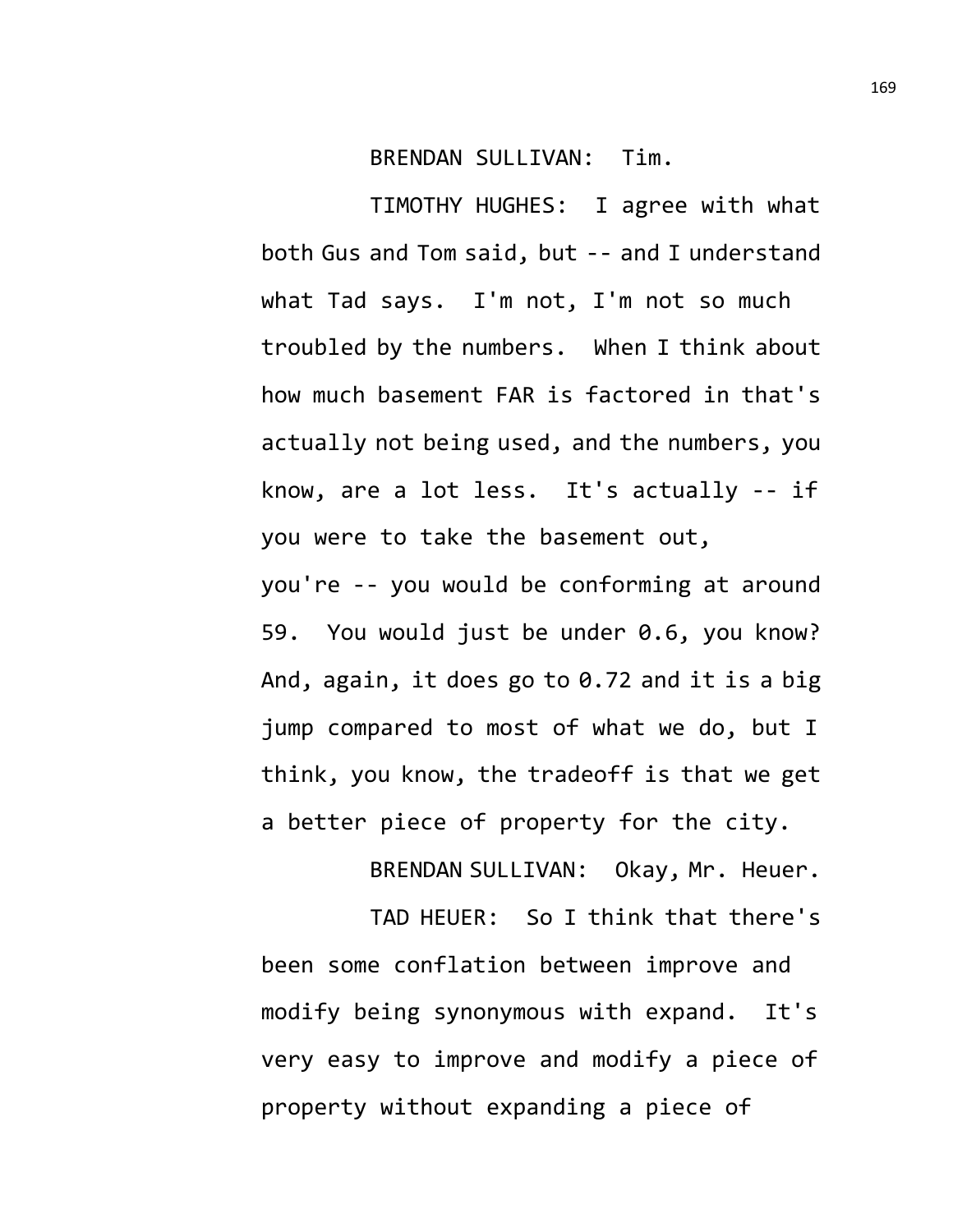BRENDAN SULLIVAN: Tim.

TIMOTHY HUGHES: I agree with what both Gus and Tom said, but -- and I understand what Tad says. I'm not, I'm not so much troubled by the numbers. When I think about how much basement FAR is factored in that's actually not being used, and the numbers, you know, are a lot less. It's actually -- if you were to take the basement out, you're -- you would be conforming at around 59. You would just be under 0.6, you know? And, again, it does go to 0.72 and it is a big jump compared to most of what we do, but I think, you know, the tradeoff is that we get a better piece of property for the city.

BRENDAN SULLIVAN: Okay, Mr. Heuer.

TAD HEUER: So I think that there's been some conflation between improve and modify being synonymous with expand. It's very easy to improve and modify a piece of property without expanding a piece of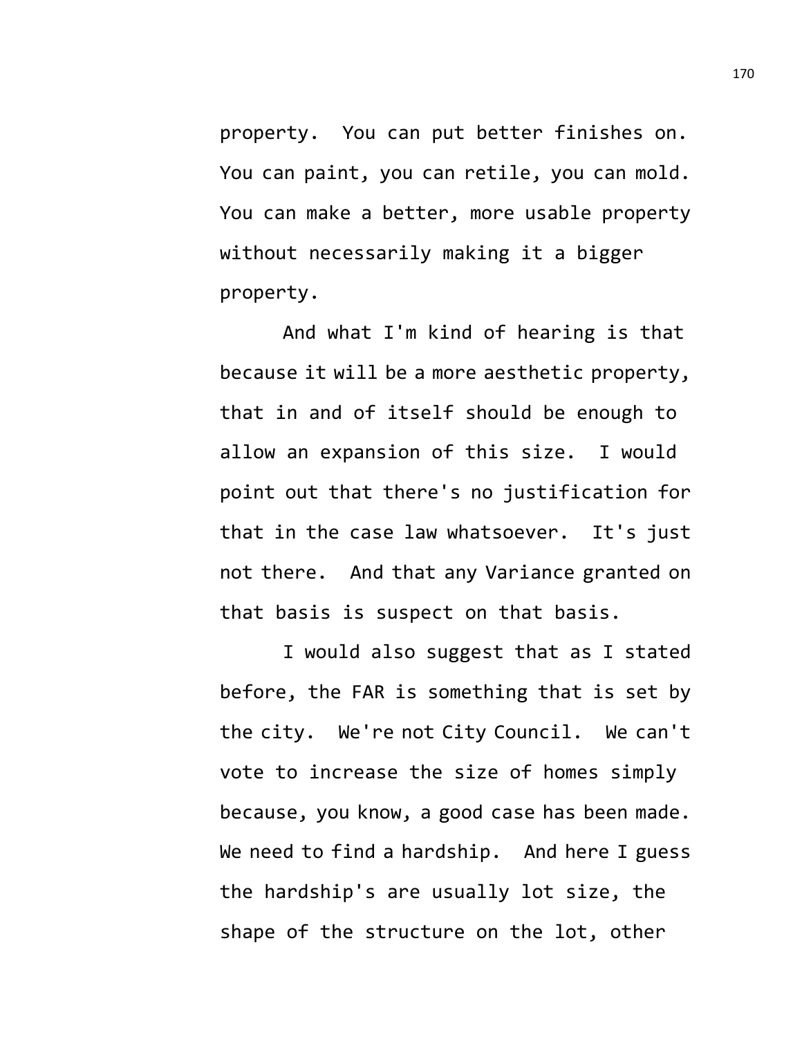property. You can put better finishes on. You can paint, you can retile, you can mold. You can make a better, more usable property without necessarily making it a bigger property.

And what I'm kind of hearing is that because it will be a more aesthetic property, that in and of itself should be enough to allow an expansion of this size. I would point out that there's no justification for that in the case law whatsoever. It's just not there. And that any Variance granted on that basis is suspect on that basis.

I would also suggest that as I stated before, the FAR is something that is set by the city. We're not City Council. We can't vote to increase the size of homes simply because, you know, a good case has been made. We need to find a hardship. And here I guess the hardship's are usually lot size, the shape of the structure on the lot, other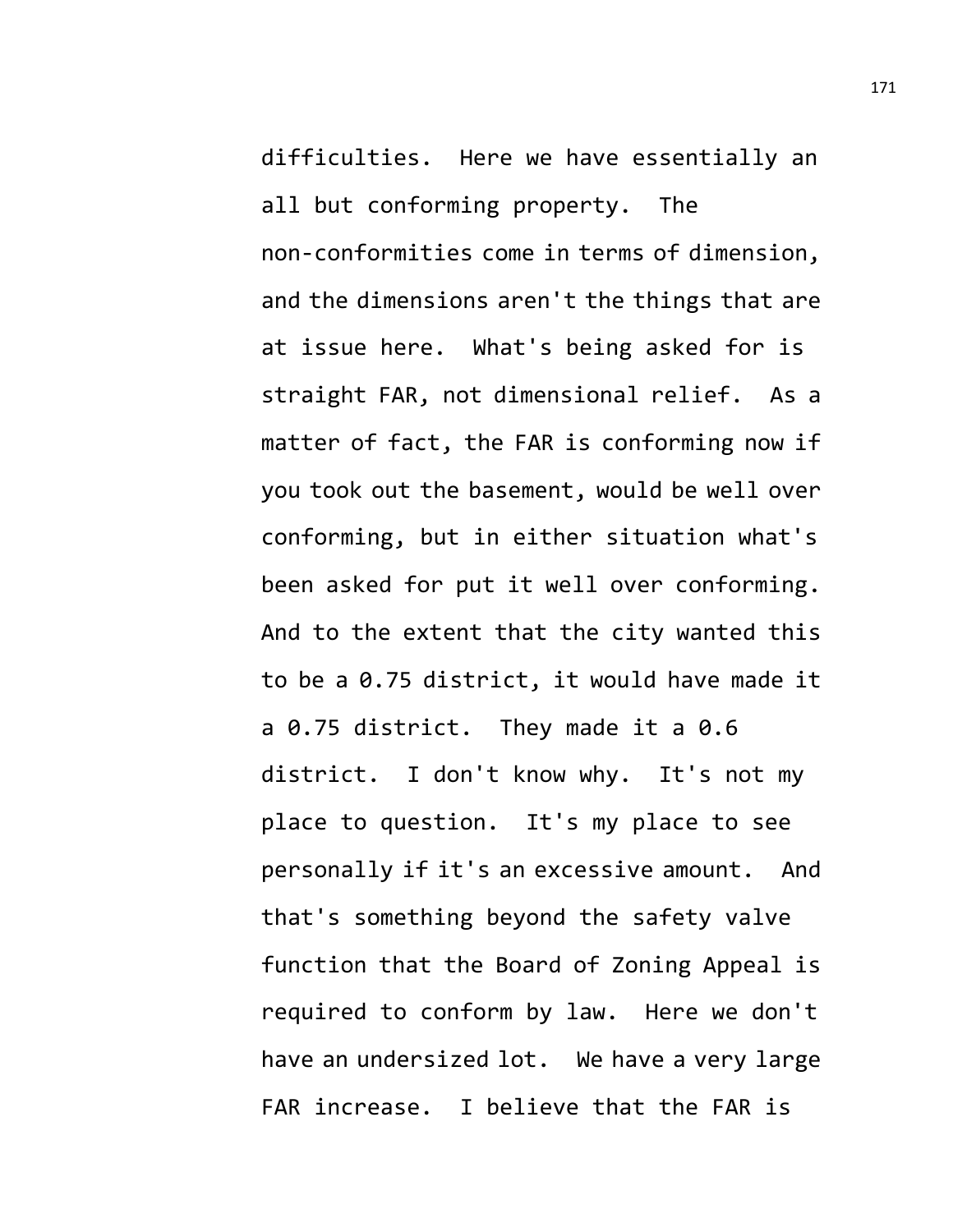difficulties. Here we have essentially an all but conforming property. The non-conformities come in terms of dimension, and the dimensions aren't the things that are at issue here. What's being asked for is straight FAR, not dimensional relief. As a matter of fact, the FAR is conforming now if you took out the basement, would be well over conforming, but in either situation what's been asked for put it well over conforming. And to the extent that the city wanted this to be a 0.75 district, it would have made it a 0.75 district. They made it a 0.6 district. I don't know why. It's not my place to question. It's my place to see personally if it's an excessive amount. And that's something beyond the safety valve function that the Board of Zoning Appeal is required to conform by law. Here we don't have an undersized lot. We have a very large FAR increase. I believe that the FAR is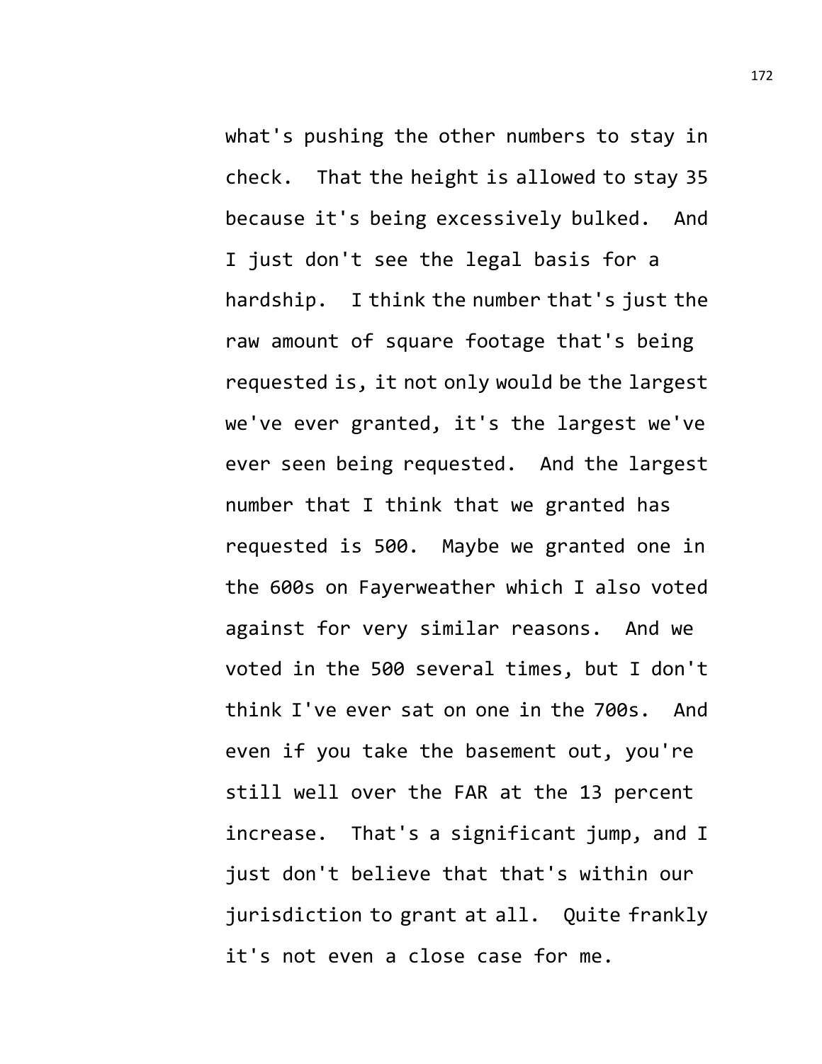what's pushing the other numbers to stay in check. That the height is allowed to stay 35 because it's being excessively bulked. And I just don't see the legal basis for a hardship. I think the number that's just the raw amount of square footage that's being requested is, it not only would be the largest we've ever granted, it's the largest we've ever seen being requested. And the largest number that I think that we granted has requested is 500. Maybe we granted one in the 600s on Fayerweather which I also voted against for very similar reasons. And we voted in the 500 several times, but I don't think I've ever sat on one in the 700s. And even if you take the basement out, you're still well over the FAR at the 13 percent increase. That's a significant jump, and I just don't believe that that's within our jurisdiction to grant at all. Quite frankly it's not even a close case for me.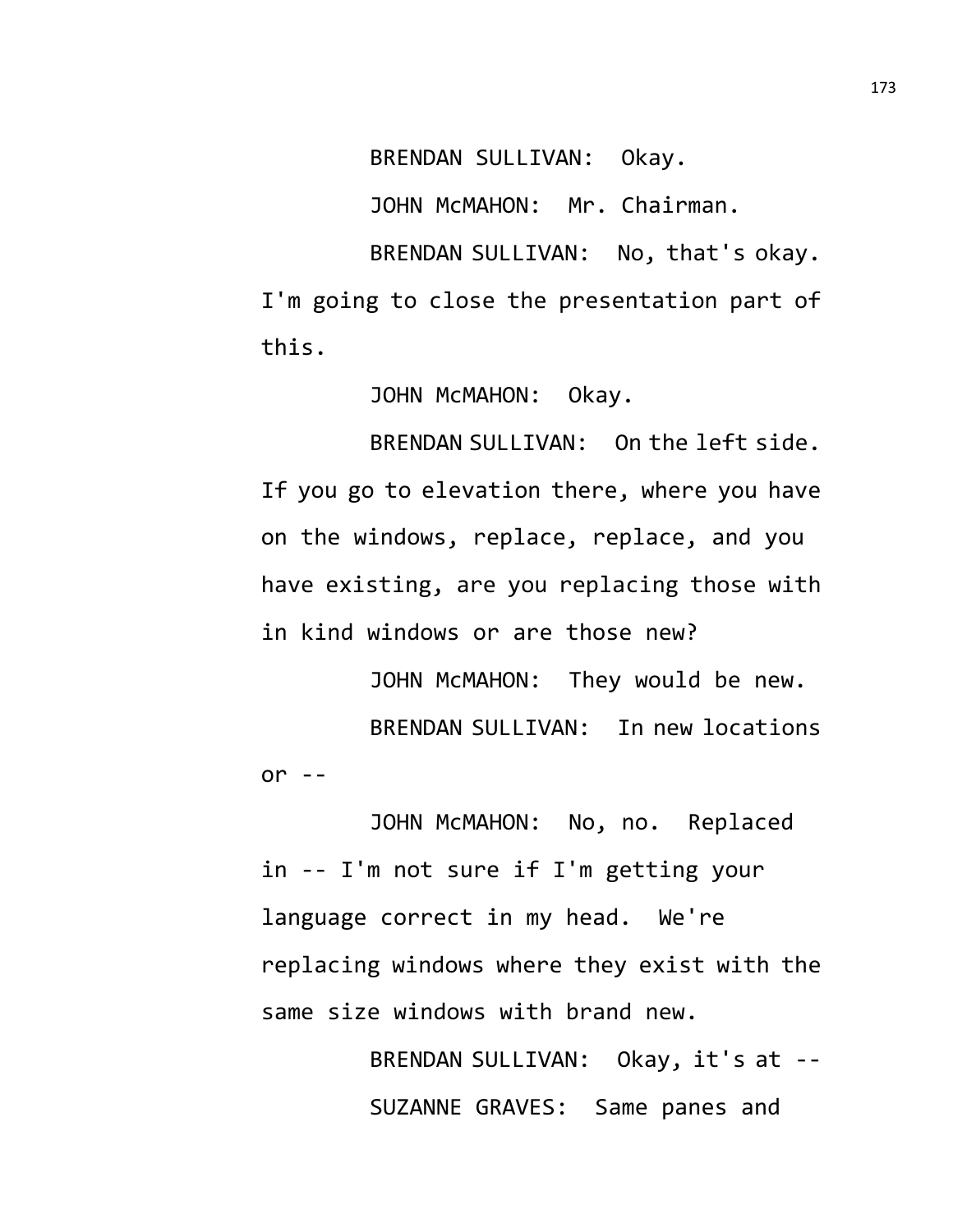BRENDAN SULLIVAN: Okay.

JOHN McMAHON: Mr. Chairman.

BRENDAN SULLIVAN: No, that's okay. I'm going to close the presentation part of this.

JOHN McMAHON: Okay.

BRENDAN SULLIVAN: On the left side. If you go to elevation there, where you have on the windows, replace, replace, and you have existing, are you replacing those with in kind windows or are those new?

JOHN McMAHON: They would be new.

BRENDAN SULLIVAN: In new locations or --

JOHN McMAHON: No, no. Replaced in -- I'm not sure if I'm getting your language correct in my head. We're replacing windows where they exist with the same size windows with brand new.

BRENDAN SULLIVAN: Okay, it's at --

SUZANNE GRAVES: Same panes and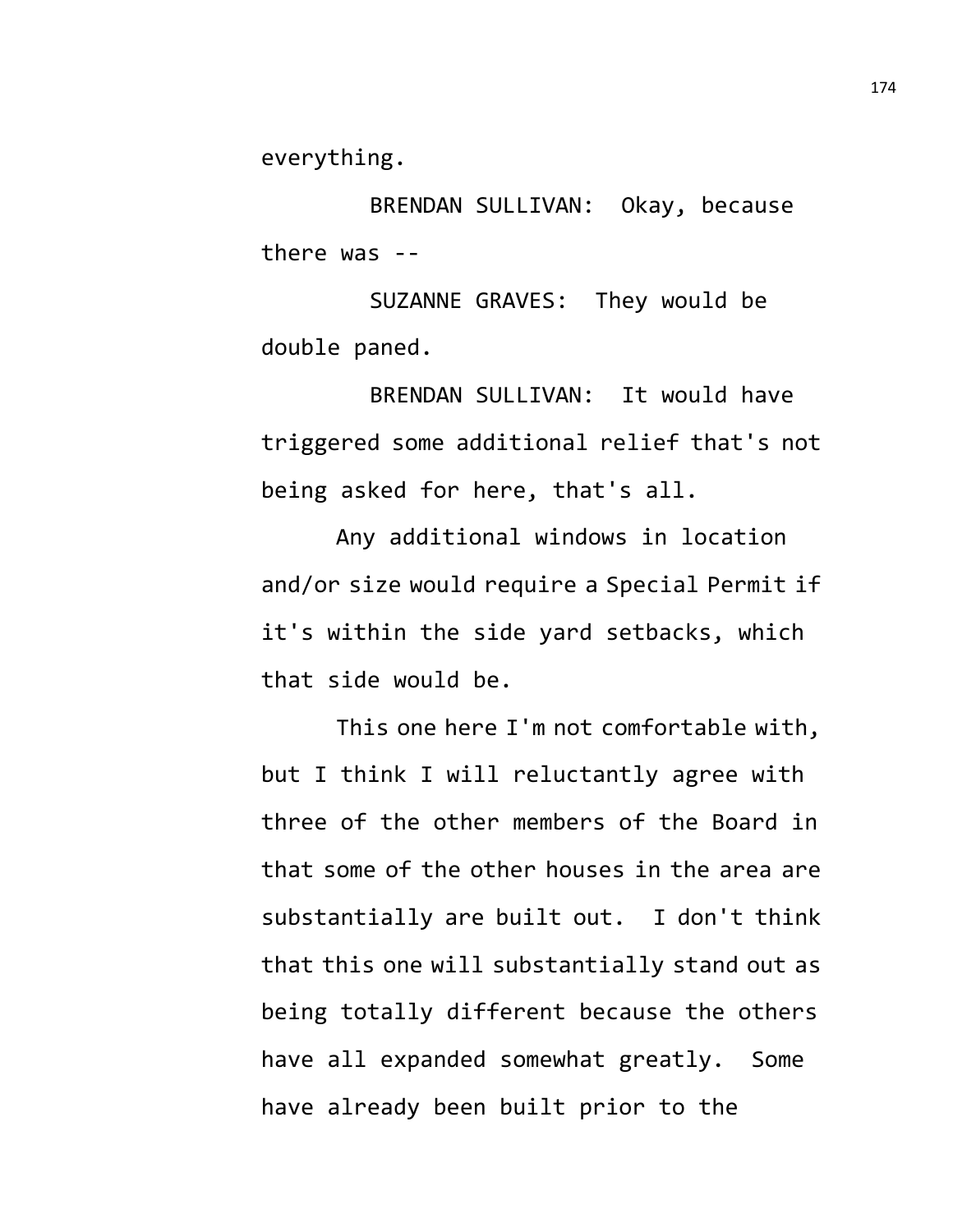everything.

BRENDAN SULLIVAN: Okay, because there was --

SUZANNE GRAVES: They would be double paned.

BRENDAN SULLIVAN: It would have triggered some additional relief that's not being asked for here, that's all.

Any additional windows in location and/or size would require a Special Permit if it's within the side yard setbacks, which that side would be.

This one here I'm not comfortable with, but I think I will reluctantly agree with three of the other members of the Board in that some of the other houses in the area are substantially are built out. I don't think that this one will substantially stand out as being totally different because the others have all expanded somewhat greatly. Some have already been built prior to the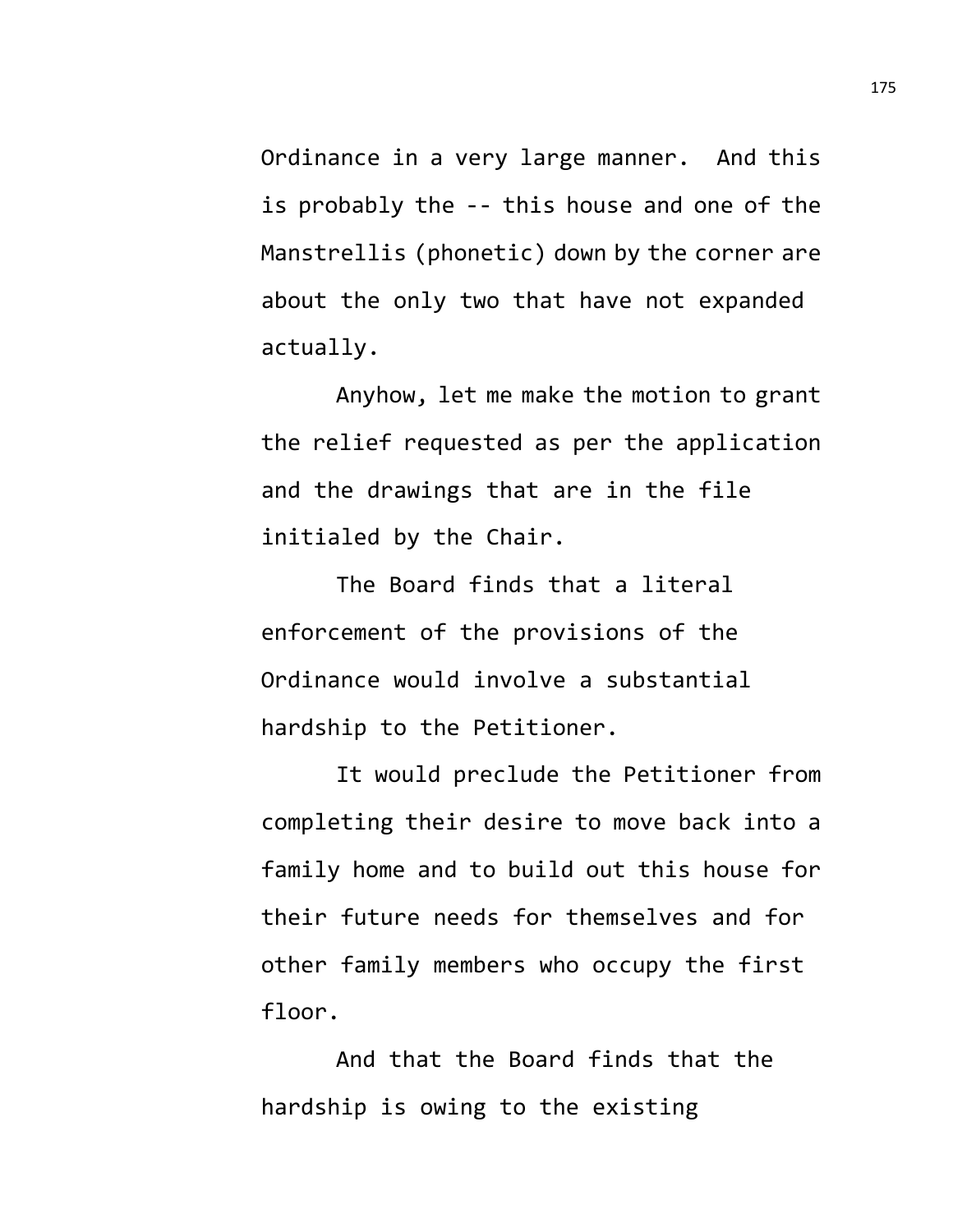Ordinance in a very large manner. And this is probably the -- this house and one of the Manstrellis (phonetic) down by the corner are about the only two that have not expanded actually.

Anyhow, let me make the motion to grant the relief requested as per the application and the drawings that are in the file initialed by the Chair.

The Board finds that a literal enforcement of the provisions of the Ordinance would involve a substantial hardship to the Petitioner.

It would preclude the Petitioner from completing their desire to move back into a family home and to build out this house for their future needs for themselves and for other family members who occupy the first floor.

And that the Board finds that the hardship is owing to the existing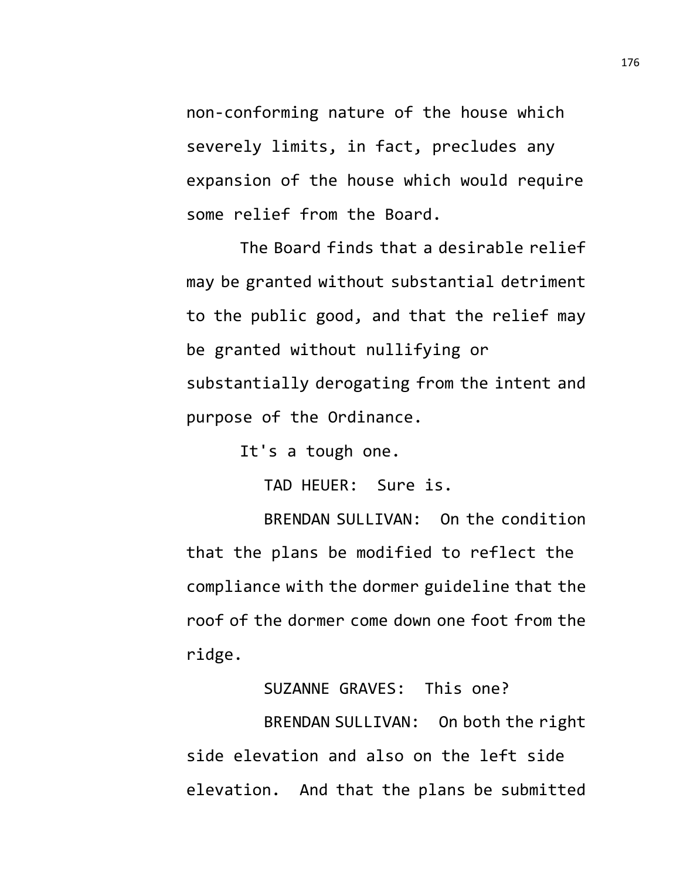non-conforming nature of the house which severely limits, in fact, precludes any expansion of the house which would require some relief from the Board.

The Board finds that a desirable relief may be granted without substantial detriment to the public good, and that the relief may be granted without nullifying or substantially derogating from the intent and purpose of the Ordinance.

It's a tough one.

TAD HEUER: Sure is.

BRENDAN SULLIVAN: On the condition that the plans be modified to reflect the compliance with the dormer guideline that the roof of the dormer come down one foot from the ridge.

SUZANNE GRAVES: This one?

BRENDAN SULLIVAN: On both the right side elevation and also on the left side elevation. And that the plans be submitted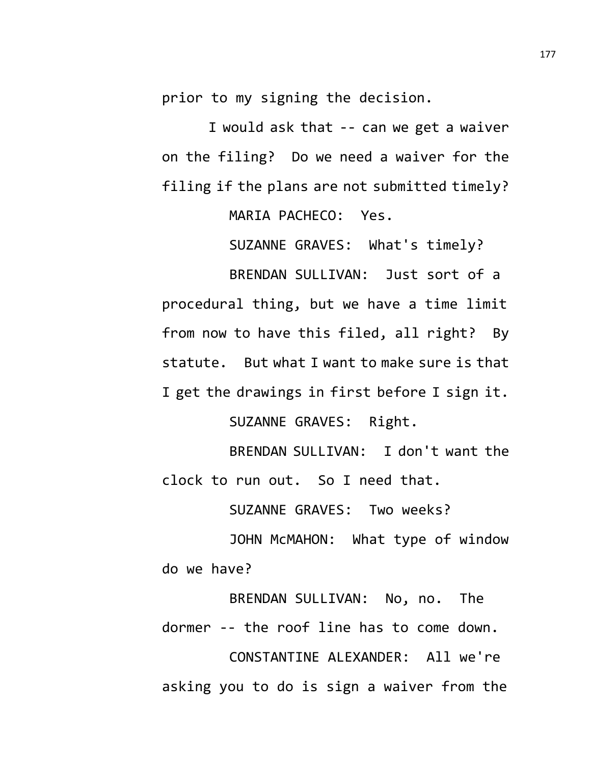prior to my signing the decision.

I would ask that -- can we get a waiver on the filing? Do we need a waiver for the filing if the plans are not submitted timely?

MARIA PACHECO: Yes.

SUZANNE GRAVES: What's timely?

BRENDAN SULLIVAN: Just sort of a procedural thing, but we have a time limit from now to have this filed, all right? By statute. But what I want to make sure is that I get the drawings in first before I sign it.

SUZANNE GRAVES: Right.

BRENDAN SULLIVAN: I don't want the clock to run out. So I need that.

SUZANNE GRAVES: Two weeks?

JOHN McMAHON: What type of window do we have?

BRENDAN SULLIVAN: No, no. The dormer -- the roof line has to come down.

CONSTANTINE ALEXANDER: All we're asking you to do is sign a waiver from the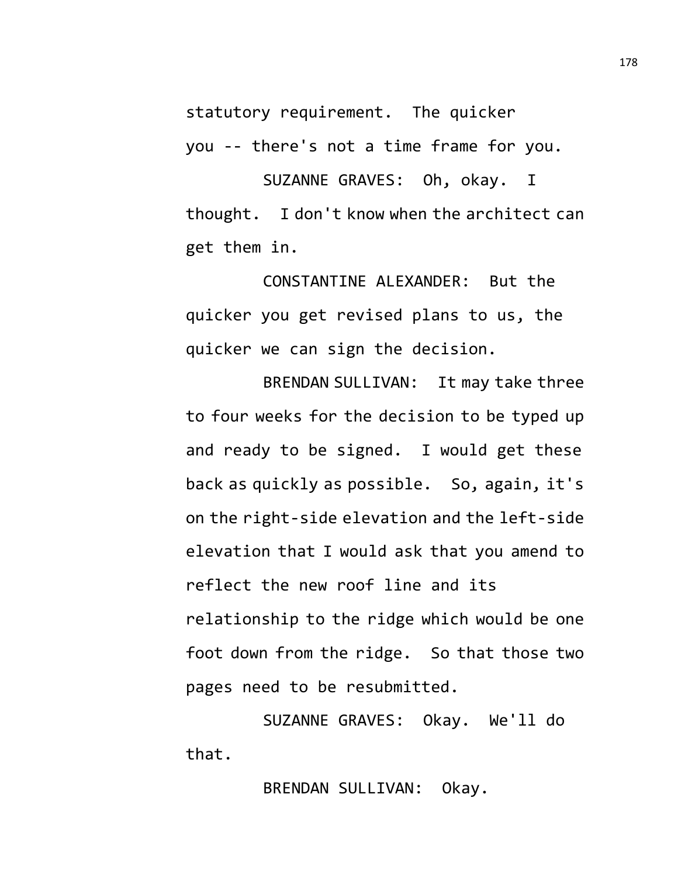statutory requirement. The quicker you -- there's not a time frame for you.

SUZANNE GRAVES: Oh, okay. I thought. I don't know when the architect can get them in.

CONSTANTINE ALEXANDER: But the quicker you get revised plans to us, the quicker we can sign the decision.

BRENDAN SULLIVAN: It may take three to four weeks for the decision to be typed up and ready to be signed. I would get these back as quickly as possible. So, again, it's on the right-side elevation and the left-side elevation that I would ask that you amend to reflect the new roof line and its relationship to the ridge which would be one foot down from the ridge. So that those two pages need to be resubmitted.

SUZANNE GRAVES: Okay. We'll do that.

BRENDAN SULLIVAN: Okay.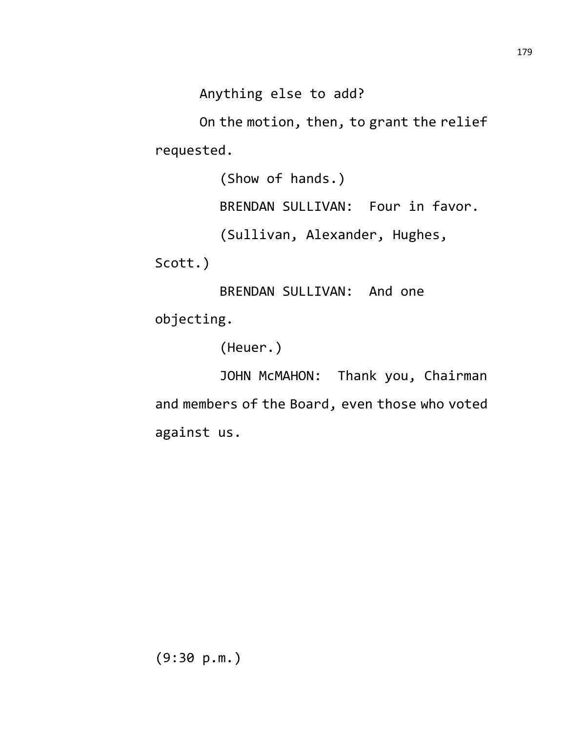Anything else to add?

On the motion, then, to grant the relief requested.

(Show of hands.)

BRENDAN SULLIVAN: Four in favor.

(Sullivan, Alexander, Hughes, Scott.)

BRENDAN SULLIVAN: And one objecting.

(Heuer.)

JOHN McMAHON: Thank you, Chairman and members of the Board, even those who voted against us.

(9:30 p.m.)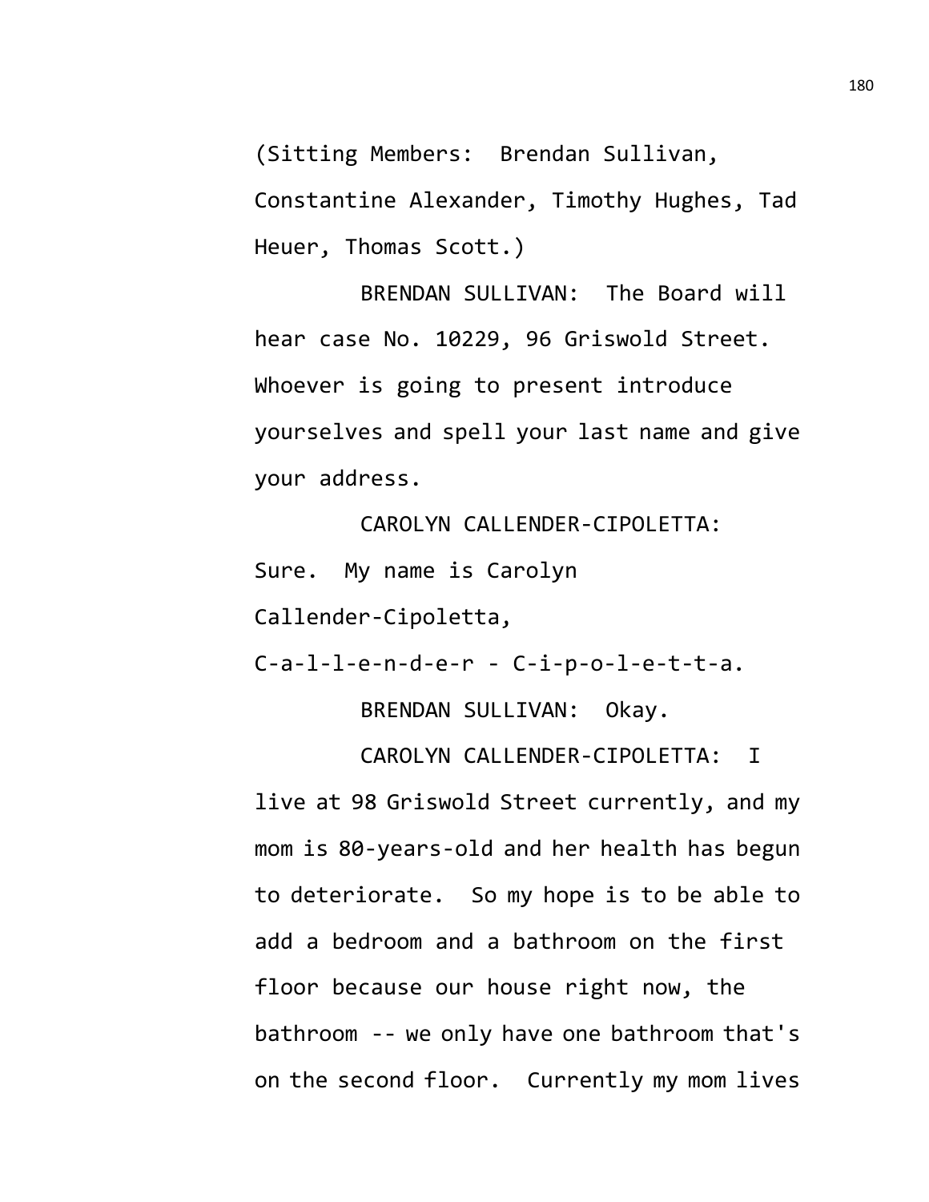(Sitting Members: Brendan Sullivan, Constantine Alexander, Timothy Hughes, Tad Heuer, Thomas Scott.)

BRENDAN SULLIVAN: The Board will hear case No. 10229, 96 Griswold Street. Whoever is going to present introduce yourselves and spell your last name and give your address.

CAROLYN CALLENDER-CIPOLETTA: Sure. My name is Carolyn Callender-Cipoletta, C-a-l-l-e-n-d-e-r - C-i-p-o-l-e-t-t-a.

BRENDAN SULLIVAN: Okay.

CAROLYN CALLENDER-CIPOLETTA: I live at 98 Griswold Street currently, and my mom is 80-years-old and her health has begun to deteriorate. So my hope is to be able to add a bedroom and a bathroom on the first floor because our house right now, the bathroom -- we only have one bathroom that's on the second floor. Currently my mom lives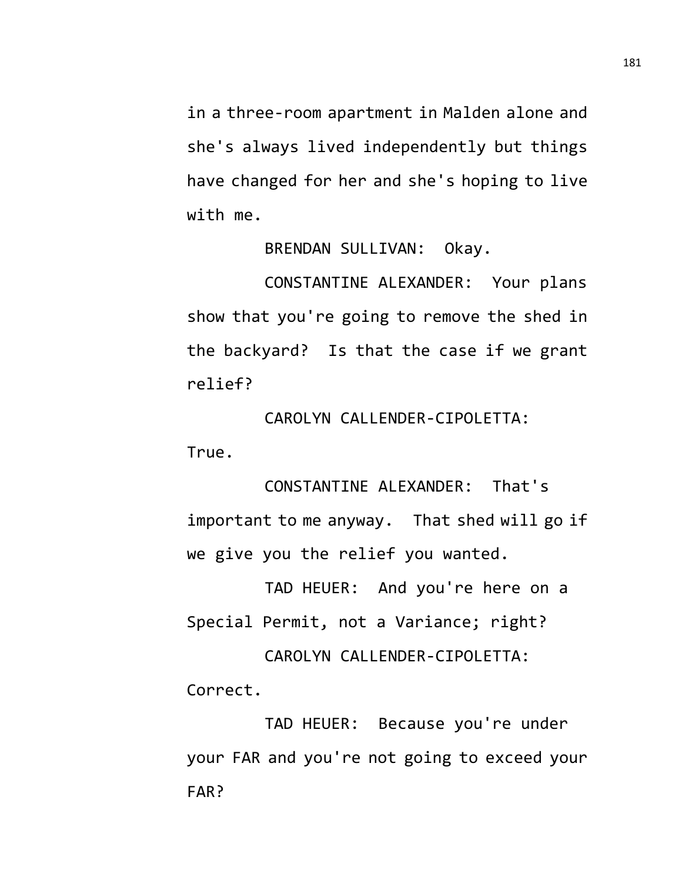in a three-room apartment in Malden alone and she's always lived independently but things have changed for her and she's hoping to live with me.

BRENDAN SULLIVAN: Okay.

CONSTANTINE ALEXANDER: Your plans show that you're going to remove the shed in the backyard? Is that the case if we grant relief?

CAROLYN CALLENDER-CIPOLETTA: True.

CONSTANTINE ALEXANDER: That's important to me anyway. That shed will go if we give you the relief you wanted.

TAD HEUER: And you're here on a Special Permit, not a Variance; right?

CAROLYN CALLENDER-CIPOLETTA: Correct.

TAD HEUER: Because you're under your FAR and you're not going to exceed your FAR?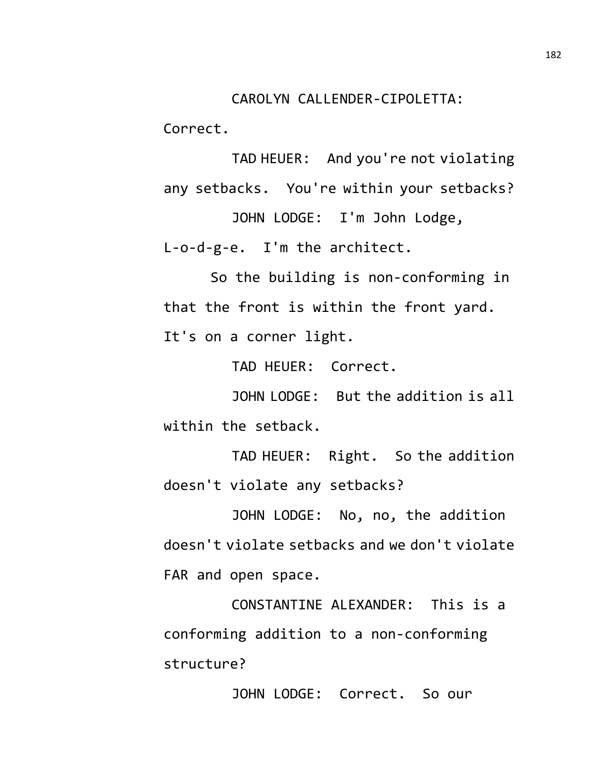CAROLYN CALLENDER-CIPOLETTA: Correct.

TAD HEUER: And you're not violating any setbacks. You're within your setbacks?

JOHN LODGE: I'm John Lodge, L-o-d-g-e. I'm the architect.

So the building is non-conforming in that the front is within the front yard. It's on a corner light.

TAD HEUER: Correct.

JOHN LODGE: But the addition is all within the setback.

TAD HEUER: Right. So the addition doesn't violate any setbacks?

JOHN LODGE: No, no, the addition doesn't violate setbacks and we don't violate FAR and open space.

CONSTANTINE ALEXANDER: This is a conforming addition to a non-conforming structure?

JOHN LODGE: Correct. So our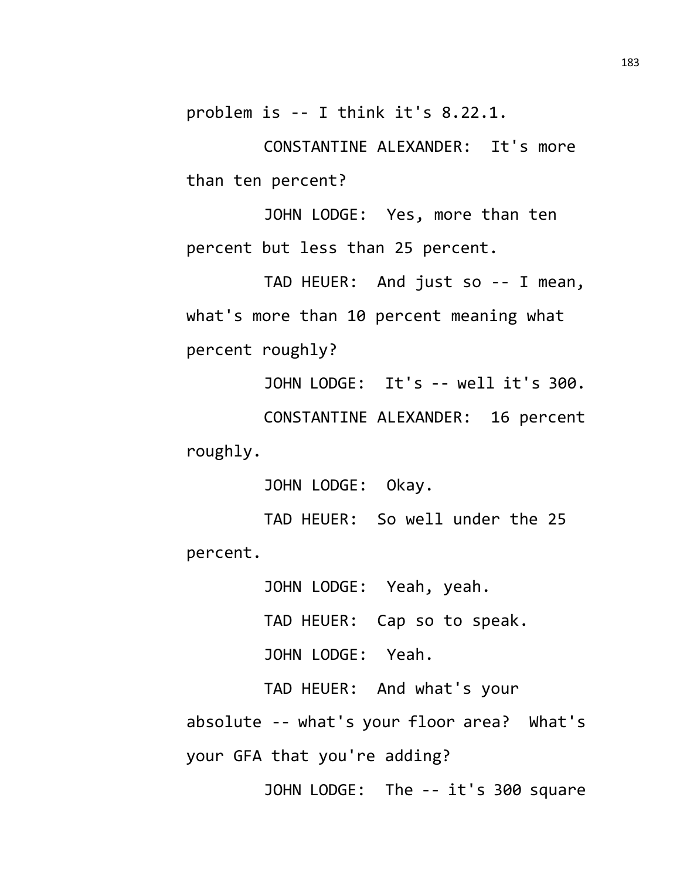problem is -- I think it's 8.22.1.

CONSTANTINE ALEXANDER: It's more than ten percent?

JOHN LODGE: Yes, more than ten percent but less than 25 percent.

TAD HEUER: And just so -- I mean, what's more than 10 percent meaning what percent roughly?

JOHN LODGE: It's -- well it's 300.

CONSTANTINE ALEXANDER: 16 percent roughly.

JOHN LODGE: Okay.

TAD HEUER: So well under the 25 percent.

JOHN LODGE: Yeah, yeah.

TAD HEUER: Cap so to speak.

JOHN LODGE: Yeah.

TAD HEUER: And what's your absolute -- what's your floor area? What's your GFA that you're adding?

JOHN LODGE: The -- it's 300 square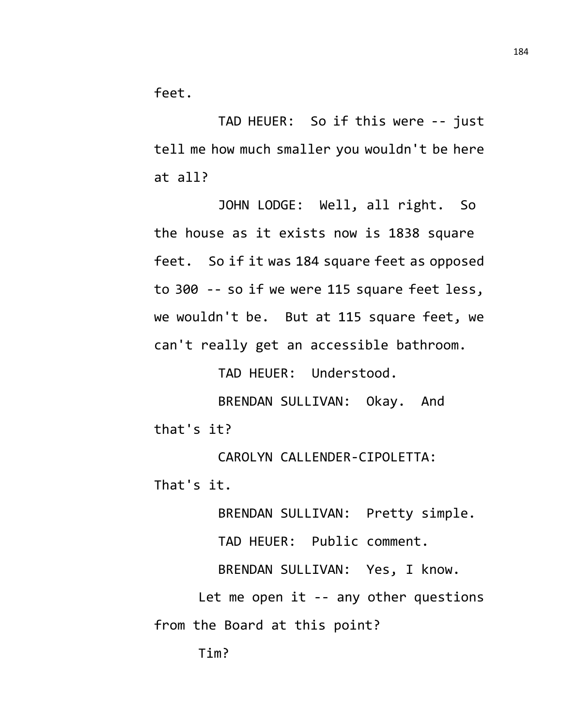feet.

TAD HEUER: So if this were -- just tell me how much smaller you wouldn't be here at all?

JOHN LODGE: Well, all right. So the house as it exists now is 1838 square feet. So if it was 184 square feet as opposed to 300 -- so if we were 115 square feet less, we wouldn't be. But at 115 square feet, we can't really get an accessible bathroom.

TAD HEUER: Understood.

BRENDAN SULLIVAN: Okay. And that's it?

CAROLYN CALLENDER-CIPOLETTA: That's it.

BRENDAN SULLIVAN: Pretty simple.

TAD HEUER: Public comment.

BRENDAN SULLIVAN: Yes, I know. Let me open it -- any other questions from the Board at this point?

Tim?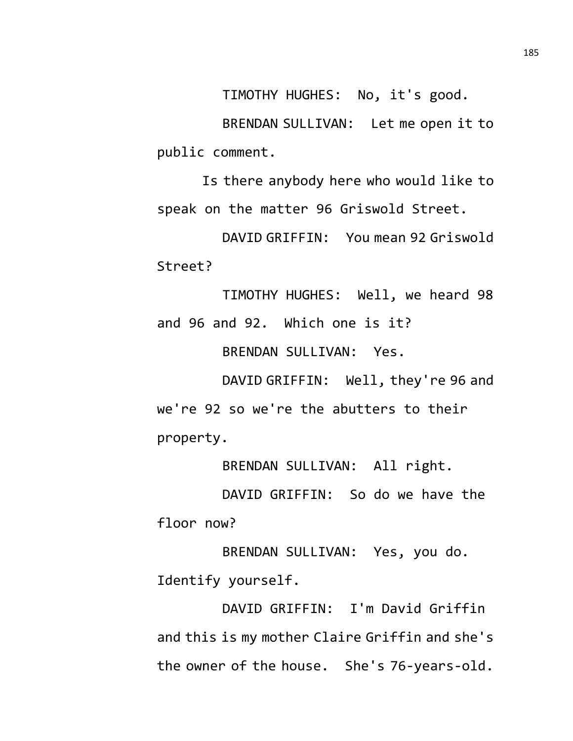TIMOTHY HUGHES: No, it's good.

BRENDAN SULLIVAN: Let me open it to public comment.

Is there anybody here who would like to speak on the matter 96 Griswold Street.

DAVID GRIFFIN: You mean 92 Griswold Street?

TIMOTHY HUGHES: Well, we heard 98 and 96 and 92. Which one is it?

BRENDAN SULLIVAN: Yes.

DAVID GRIFFIN: Well, they're 96 and we're 92 so we're the abutters to their property.

BRENDAN SULLIVAN: All right.

DAVID GRIFFIN: So do we have the floor now?

BRENDAN SULLIVAN: Yes, you do. Identify yourself.

DAVID GRIFFIN: I'm David Griffin and this is my mother Claire Griffin and she's the owner of the house. She's 76-years-old.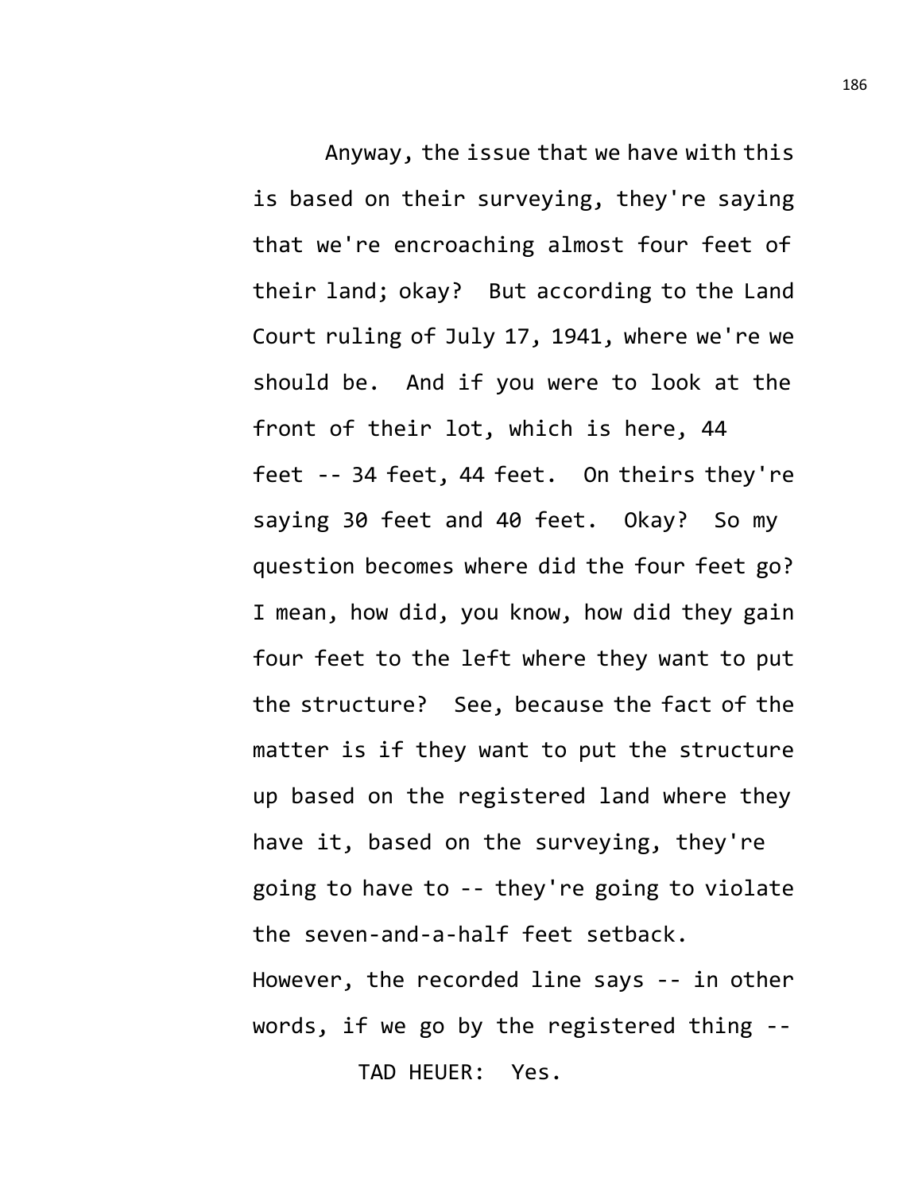Anyway, the issue that we have with this is based on their surveying, they're saying that we're encroaching almost four feet of their land; okay? But according to the Land Court ruling of July 17, 1941, where we're we should be. And if you were to look at the front of their lot, which is here, 44 feet -- 34 feet, 44 feet. On theirs they're saying 30 feet and 40 feet. Okay? So my question becomes where did the four feet go? I mean, how did, you know, how did they gain four feet to the left where they want to put the structure? See, because the fact of the matter is if they want to put the structure up based on the registered land where they have it, based on the surveying, they're going to have to -- they're going to violate the seven-and-a-half feet setback. However, the recorded line says -- in other words, if we go by the registered thing --

TAD HEUER: Yes.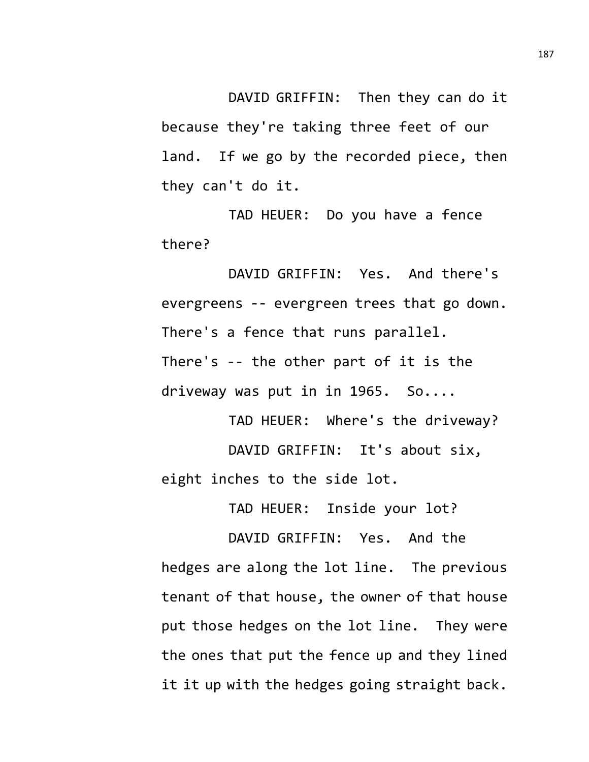DAVID GRIFFIN: Then they can do it because they're taking three feet of our land. If we go by the recorded piece, then they can't do it.

TAD HEUER: Do you have a fence there?

DAVID GRIFFIN: Yes. And there's evergreens -- evergreen trees that go down. There's a fence that runs parallel. There's -- the other part of it is the driveway was put in in 1965. So....

TAD HEUER: Where's the driveway?

DAVID GRIFFIN: It's about six, eight inches to the side lot.

TAD HEUER: Inside your lot?

DAVID GRIFFIN: Yes. And the hedges are along the lot line. The previous tenant of that house, the owner of that house put those hedges on the lot line. They were the ones that put the fence up and they lined it it up with the hedges going straight back.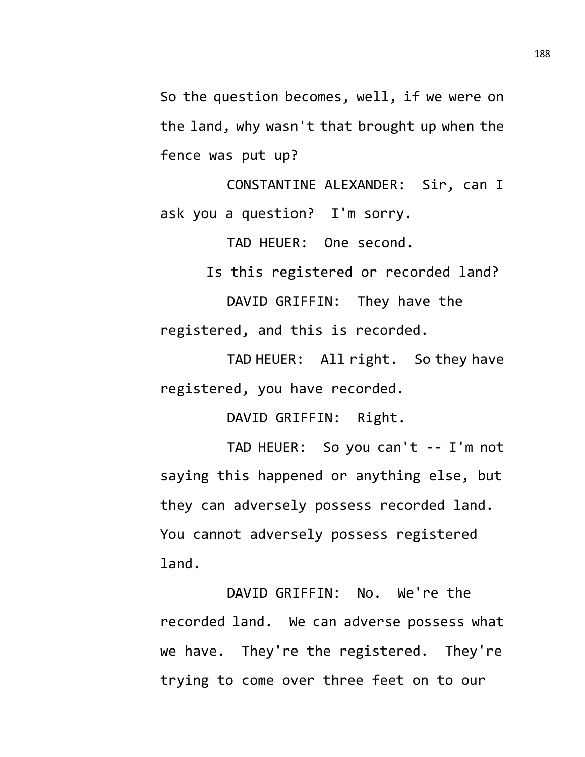So the question becomes, well, if we were on the land, why wasn't that brought up when the fence was put up?

CONSTANTINE ALEXANDER: Sir, can I ask you a question? I'm sorry.

TAD HEUER: One second.

Is this registered or recorded land?

DAVID GRIFFIN: They have the registered, and this is recorded.

TAD HEUER: All right. So they have registered, you have recorded.

DAVID GRIFFIN: Right.

TAD HEUER: So you can't -- I'm not saying this happened or anything else, but they can adversely possess recorded land. You cannot adversely possess registered land.

DAVID GRIFFIN: No. We're the recorded land. We can adverse possess what we have. They're the registered. They're trying to come over three feet on to our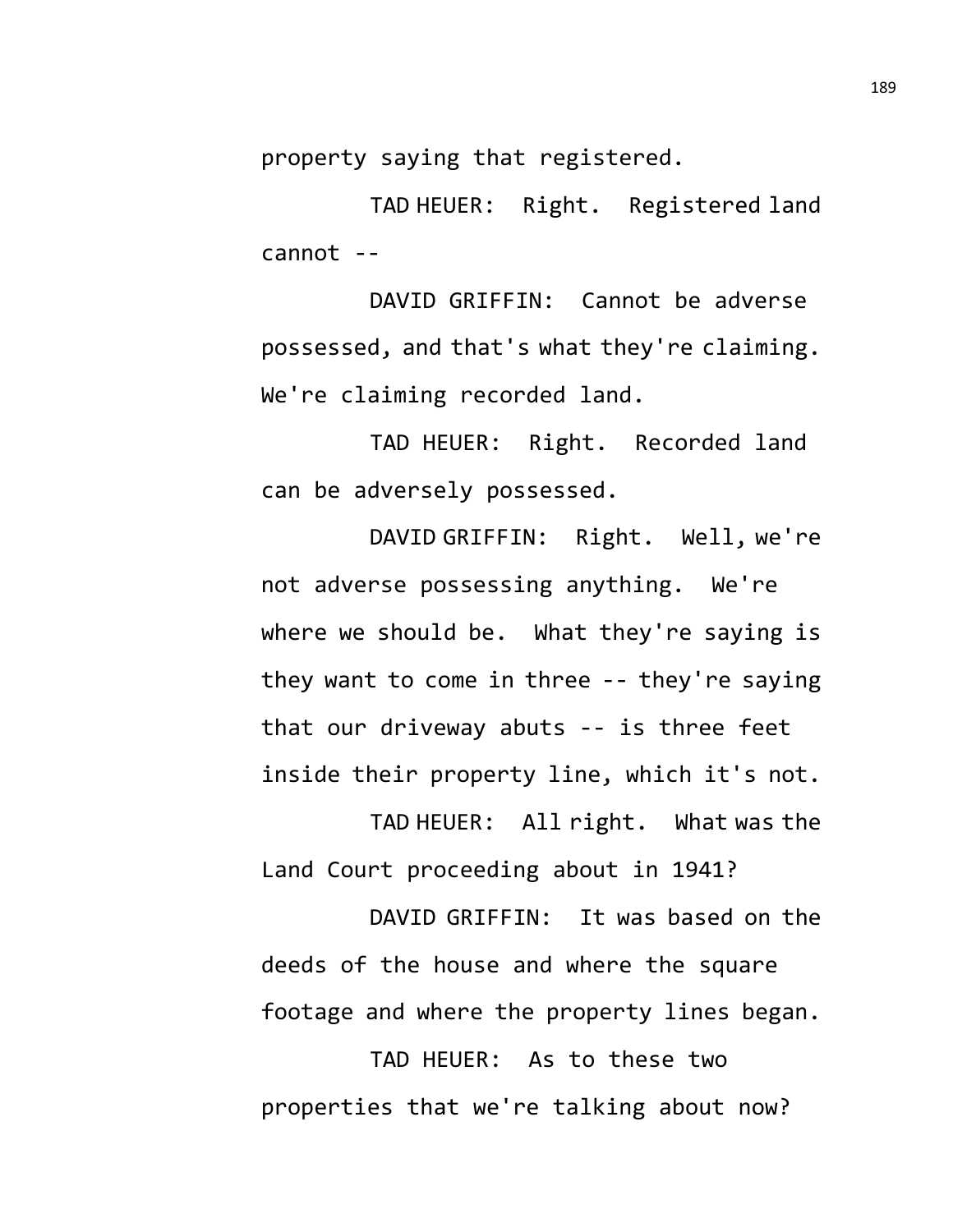property saying that registered.

TAD HEUER: Right. Registered land cannot --

DAVID GRIFFIN: Cannot be adverse possessed, and that's what they're claiming. We're claiming recorded land.

TAD HEUER: Right. Recorded land can be adversely possessed.

DAVID GRIFFIN: Right. Well, we're not adverse possessing anything. We're where we should be. What they're saying is they want to come in three -- they're saying that our driveway abuts -- is three feet inside their property line, which it's not.

TAD HEUER: All right. What was the Land Court proceeding about in 1941?

DAVID GRIFFIN: It was based on the deeds of the house and where the square footage and where the property lines began.

TAD HEUER: As to these two properties that we're talking about now?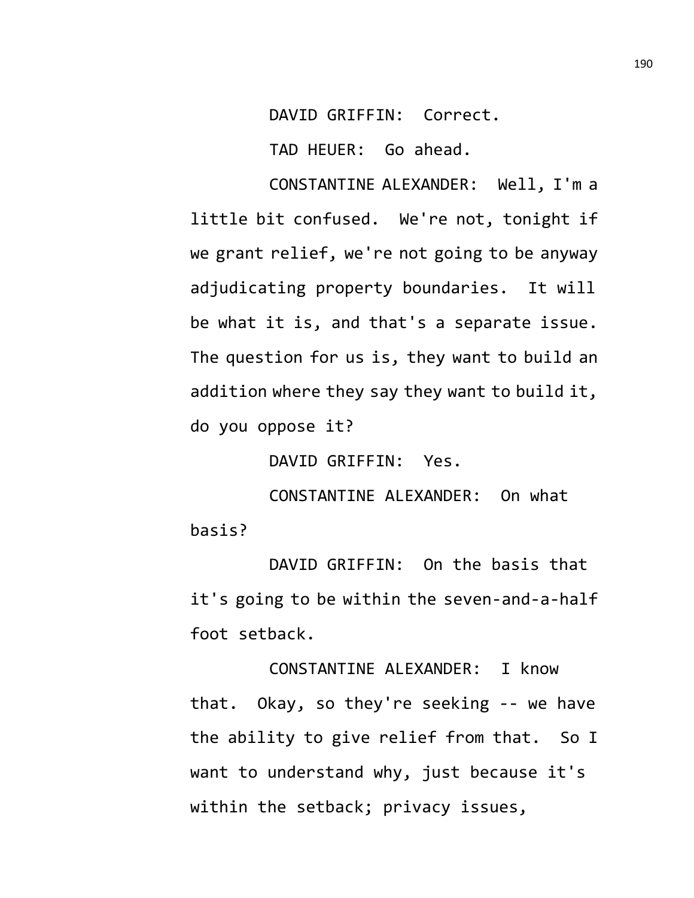DAVID GRIFFIN: Correct.

TAD HEUER: Go ahead.

CONSTANTINE ALEXANDER: Well, I'm a little bit confused. We're not, tonight if we grant relief, we're not going to be anyway adjudicating property boundaries. It will be what it is, and that's a separate issue. The question for us is, they want to build an addition where they say they want to build it, do you oppose it?

DAVID GRIFFIN: Yes.

CONSTANTINE ALEXANDER: On what basis?

DAVID GRIFFIN: On the basis that it's going to be within the seven-and-a-half foot setback.

CONSTANTINE ALEXANDER: I know that. Okay, so they're seeking -- we have the ability to give relief from that. So I want to understand why, just because it's within the setback; privacy issues,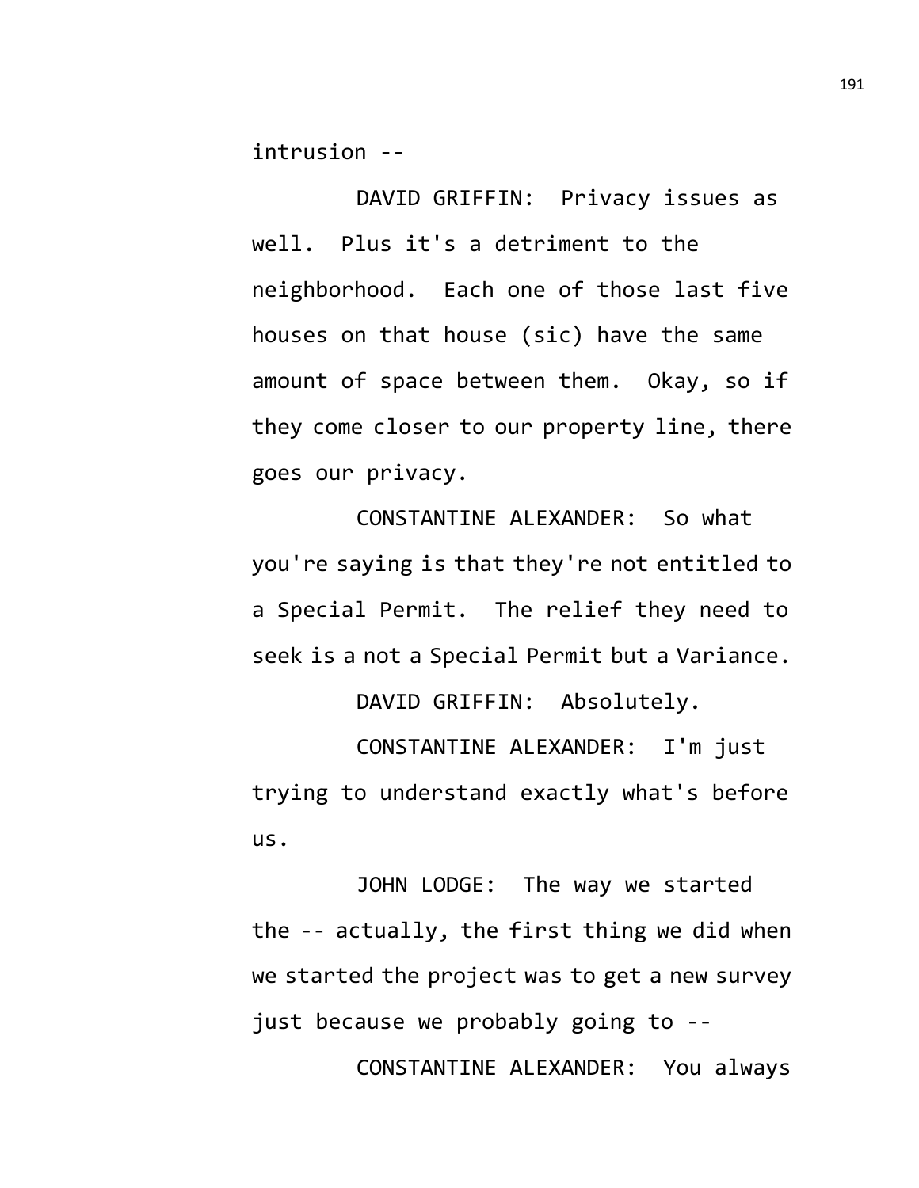intrusion --

DAVID GRIFFIN: Privacy issues as well. Plus it's a detriment to the neighborhood. Each one of those last five houses on that house (sic) have the same amount of space between them. Okay, so if they come closer to our property line, there goes our privacy.

CONSTANTINE ALEXANDER: So what you're saying is that they're not entitled to a Special Permit. The relief they need to seek is a not a Special Permit but a Variance.

DAVID GRIFFIN: Absolutely.

CONSTANTINE ALEXANDER: I'm just trying to understand exactly what's before us.

JOHN LODGE: The way we started the -- actually, the first thing we did when we started the project was to get a new survey just because we probably going to --

CONSTANTINE ALEXANDER: You always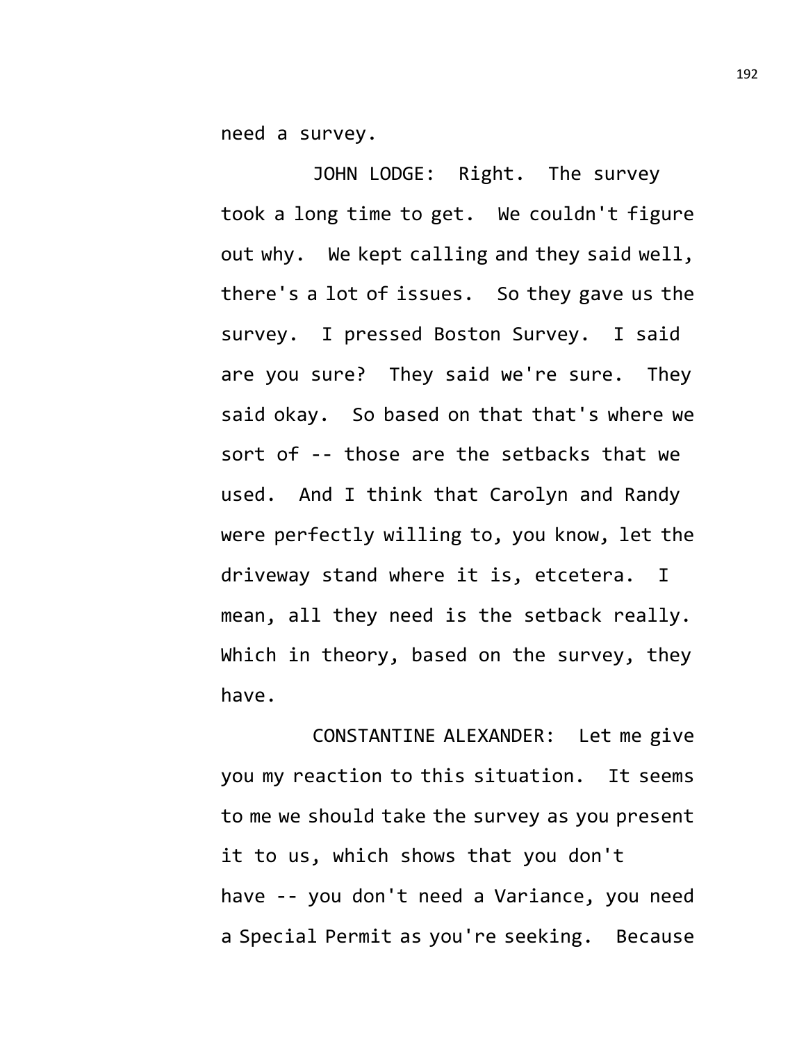need a survey.

JOHN LODGE: Right. The survey took a long time to get. We couldn't figure out why. We kept calling and they said well, there's a lot of issues. So they gave us the survey. I pressed Boston Survey. I said are you sure? They said we're sure. They said okay. So based on that that's where we sort of -- those are the setbacks that we used. And I think that Carolyn and Randy were perfectly willing to, you know, let the driveway stand where it is, etcetera. I mean, all they need is the setback really. Which in theory, based on the survey, they have.

CONSTANTINE ALEXANDER: Let me give you my reaction to this situation. It seems to me we should take the survey as you present it to us, which shows that you don't have -- you don't need a Variance, you need a Special Permit as you're seeking. Because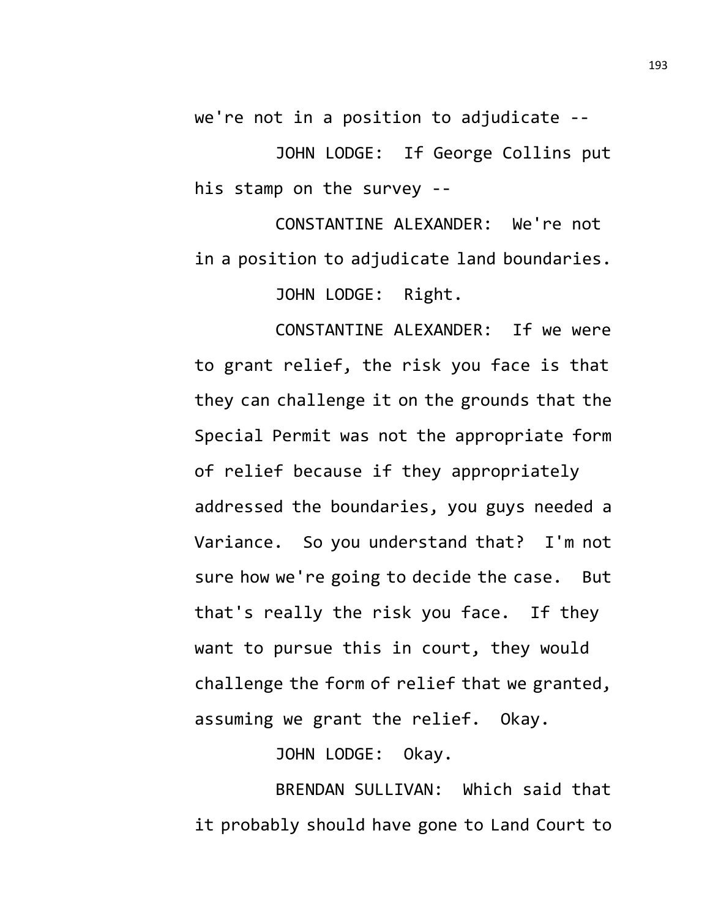we're not in a position to adjudicate --

JOHN LODGE: If George Collins put his stamp on the survey --

CONSTANTINE ALEXANDER: We're not in a position to adjudicate land boundaries.

JOHN LODGE: Right.

CONSTANTINE ALEXANDER: If we were to grant relief, the risk you face is that they can challenge it on the grounds that the Special Permit was not the appropriate form of relief because if they appropriately addressed the boundaries, you guys needed a Variance. So you understand that? I'm not sure how we're going to decide the case. But that's really the risk you face. If they want to pursue this in court, they would challenge the form of relief that we granted, assuming we grant the relief. Okay.

JOHN LODGE: Okay.

BRENDAN SULLIVAN: Which said that it probably should have gone to Land Court to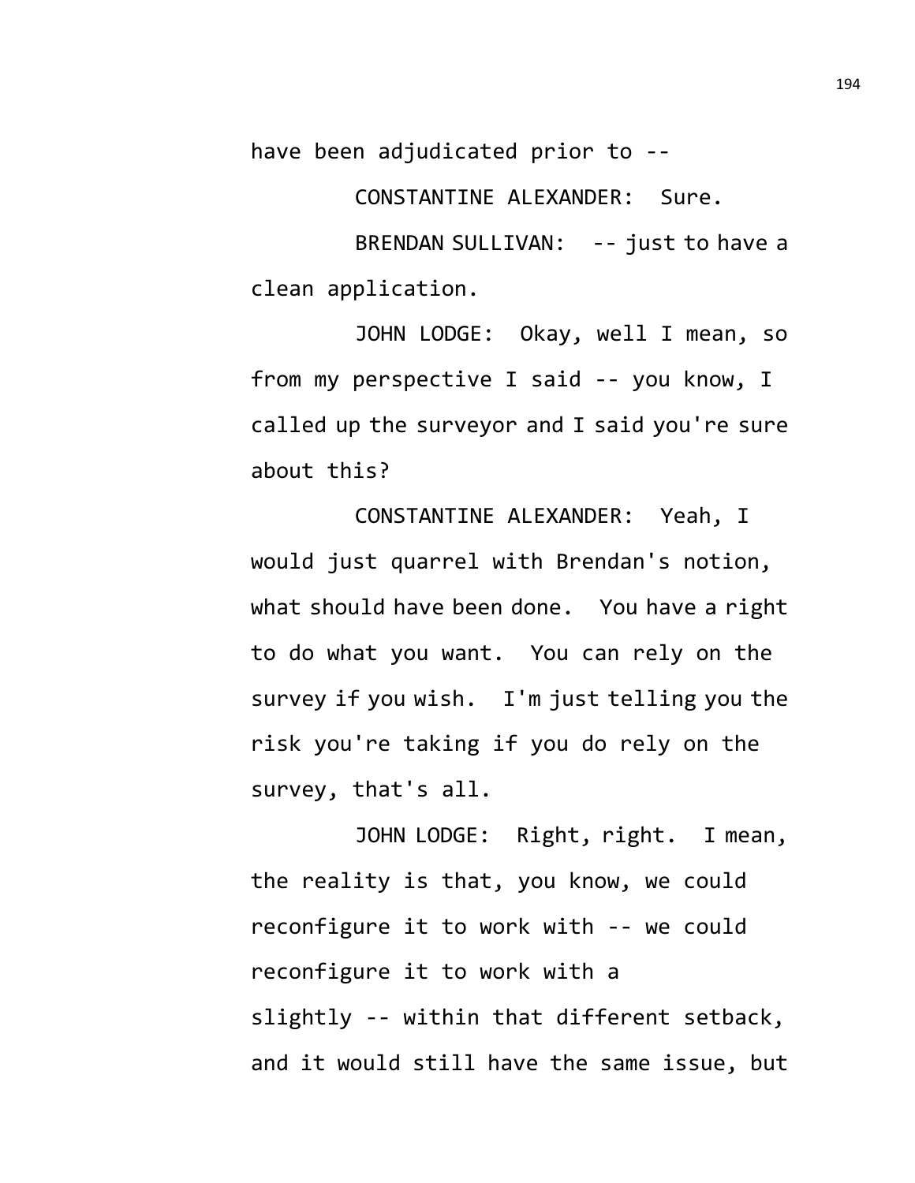have been adjudicated prior to --

CONSTANTINE ALEXANDER: Sure.

BRENDAN SULLIVAN: -- just to have a clean application.

JOHN LODGE: Okay, well I mean, so from my perspective I said -- you know, I called up the surveyor and I said you're sure about this?

CONSTANTINE ALEXANDER: Yeah, I would just quarrel with Brendan's notion, what should have been done. You have a right to do what you want. You can rely on the survey if you wish. I'm just telling you the risk you're taking if you do rely on the survey, that's all.

JOHN LODGE: Right, right. I mean, the reality is that, you know, we could reconfigure it to work with -- we could reconfigure it to work with a slightly -- within that different setback, and it would still have the same issue, but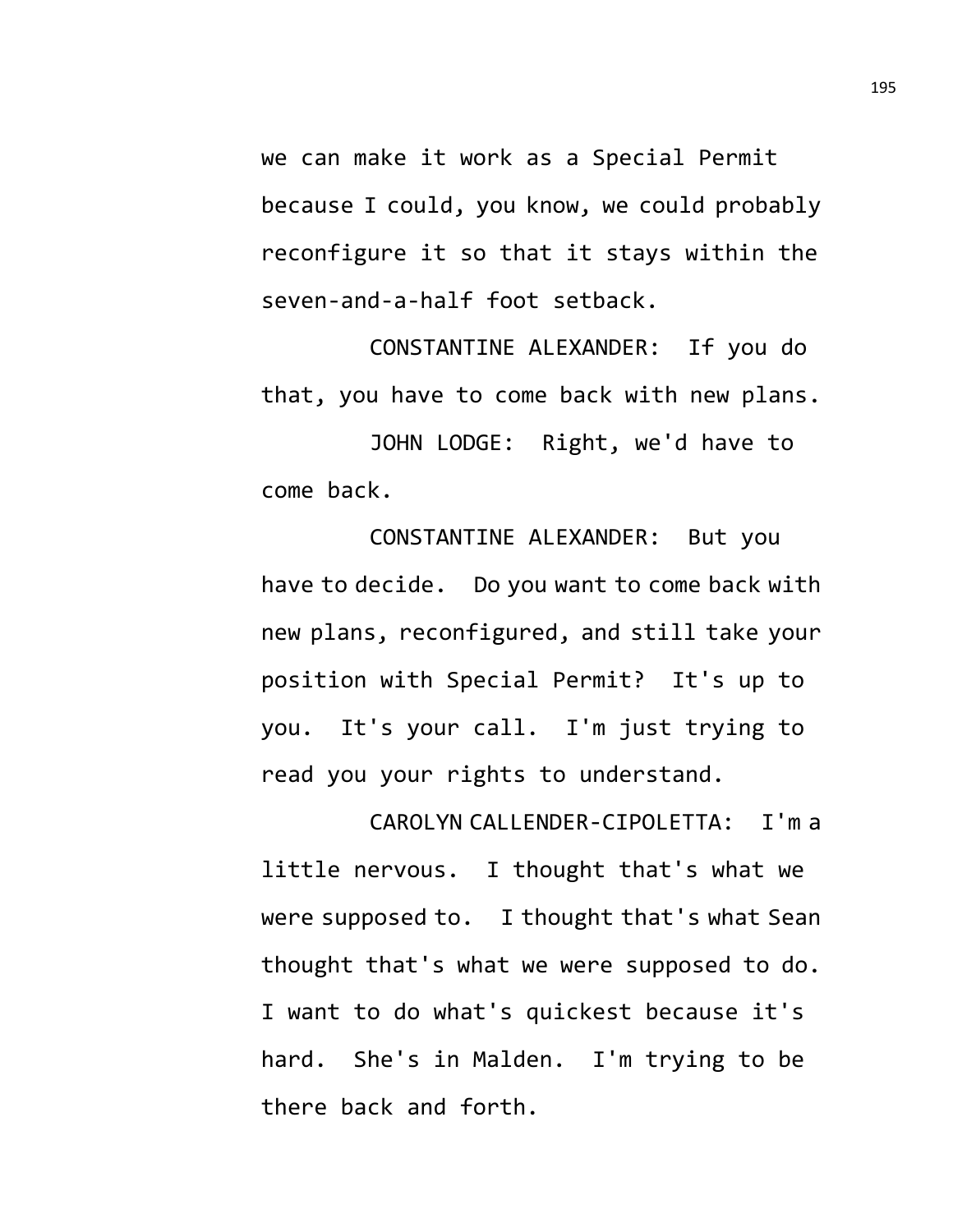we can make it work as a Special Permit because I could, you know, we could probably reconfigure it so that it stays within the seven-and-a-half foot setback.

CONSTANTINE ALEXANDER: If you do that, you have to come back with new plans.

JOHN LODGE: Right, we'd have to come back.

CONSTANTINE ALEXANDER: But you have to decide. Do you want to come back with new plans, reconfigured, and still take your position with Special Permit? It's up to you. It's your call. I'm just trying to read you your rights to understand.

CAROLYN CALLENDER-CIPOLETTA: I'm a little nervous. I thought that's what we were supposed to. I thought that's what Sean thought that's what we were supposed to do. I want to do what's quickest because it's hard. She's in Malden. I'm trying to be there back and forth.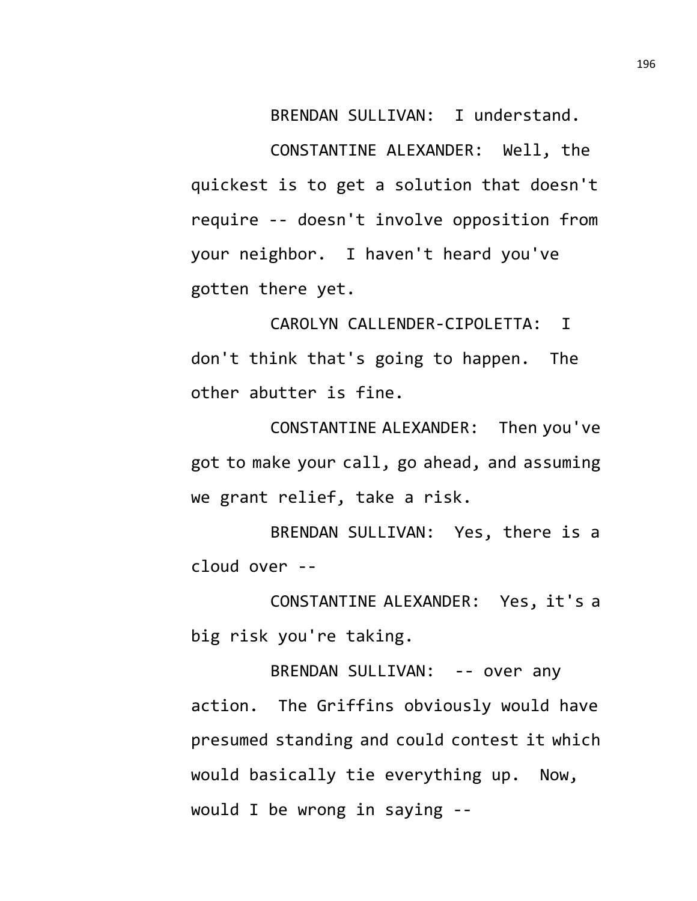BRENDAN SULLIVAN: I understand.

CONSTANTINE ALEXANDER: Well, the quickest is to get a solution that doesn't require -- doesn't involve opposition from your neighbor. I haven't heard you've gotten there yet.

CAROLYN CALLENDER-CIPOLETTA: I don't think that's going to happen. The other abutter is fine.

CONSTANTINE ALEXANDER: Then you've got to make your call, go ahead, and assuming we grant relief, take a risk.

BRENDAN SULLIVAN: Yes, there is a cloud over --

CONSTANTINE ALEXANDER: Yes, it's a big risk you're taking.

BRENDAN SULLIVAN: -- over any action. The Griffins obviously would have presumed standing and could contest it which would basically tie everything up. Now, would I be wrong in saying --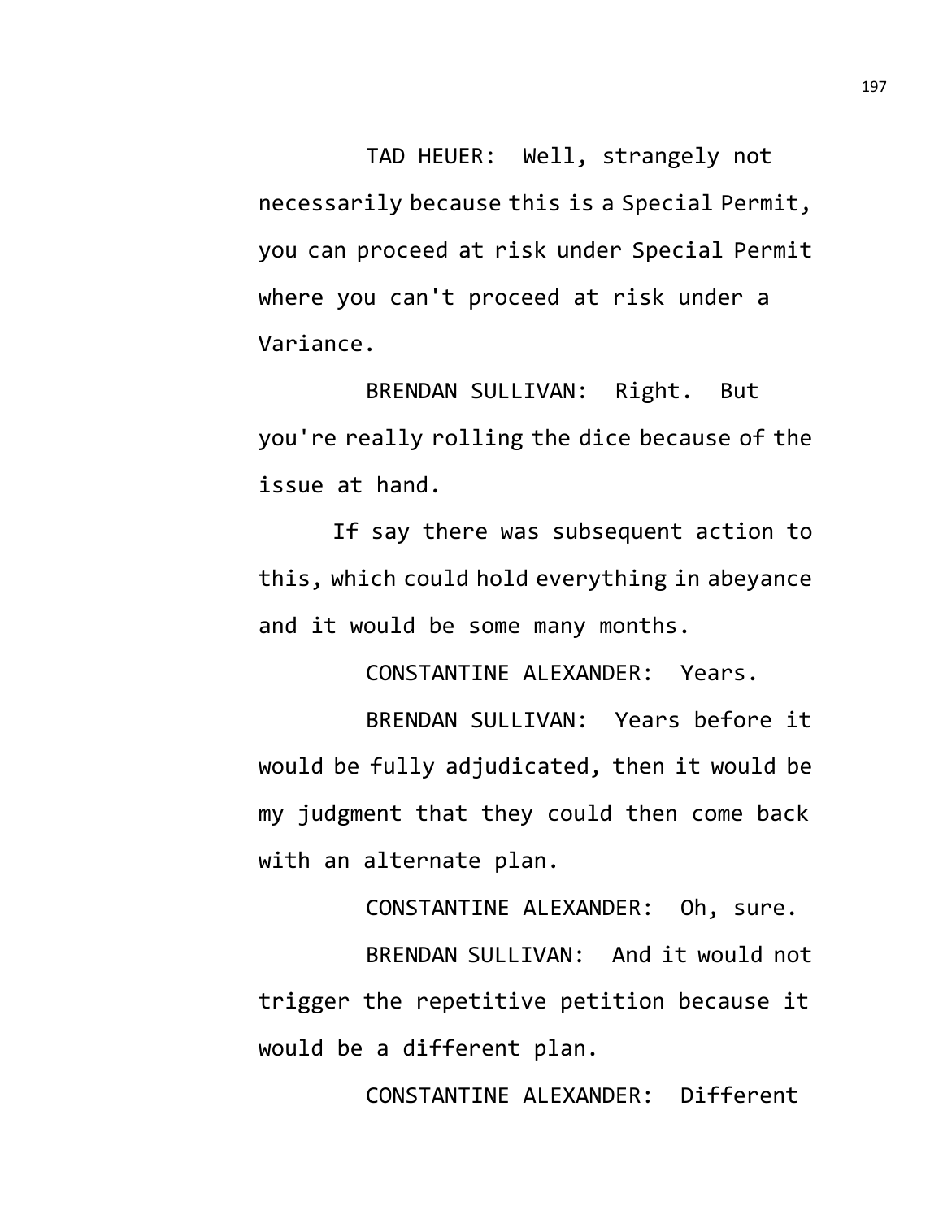TAD HEUER: Well, strangely not necessarily because this is a Special Permit, you can proceed at risk under Special Permit where you can't proceed at risk under a Variance.

BRENDAN SULLIVAN: Right. But you're really rolling the dice because of the issue at hand.

If say there was subsequent action to this, which could hold everything in abeyance and it would be some many months.

CONSTANTINE ALEXANDER: Years.

BRENDAN SULLIVAN: Years before it would be fully adjudicated, then it would be my judgment that they could then come back with an alternate plan.

CONSTANTINE ALEXANDER: Oh, sure.

BRENDAN SULLIVAN: And it would not trigger the repetitive petition because it would be a different plan.

CONSTANTINE ALEXANDER: Different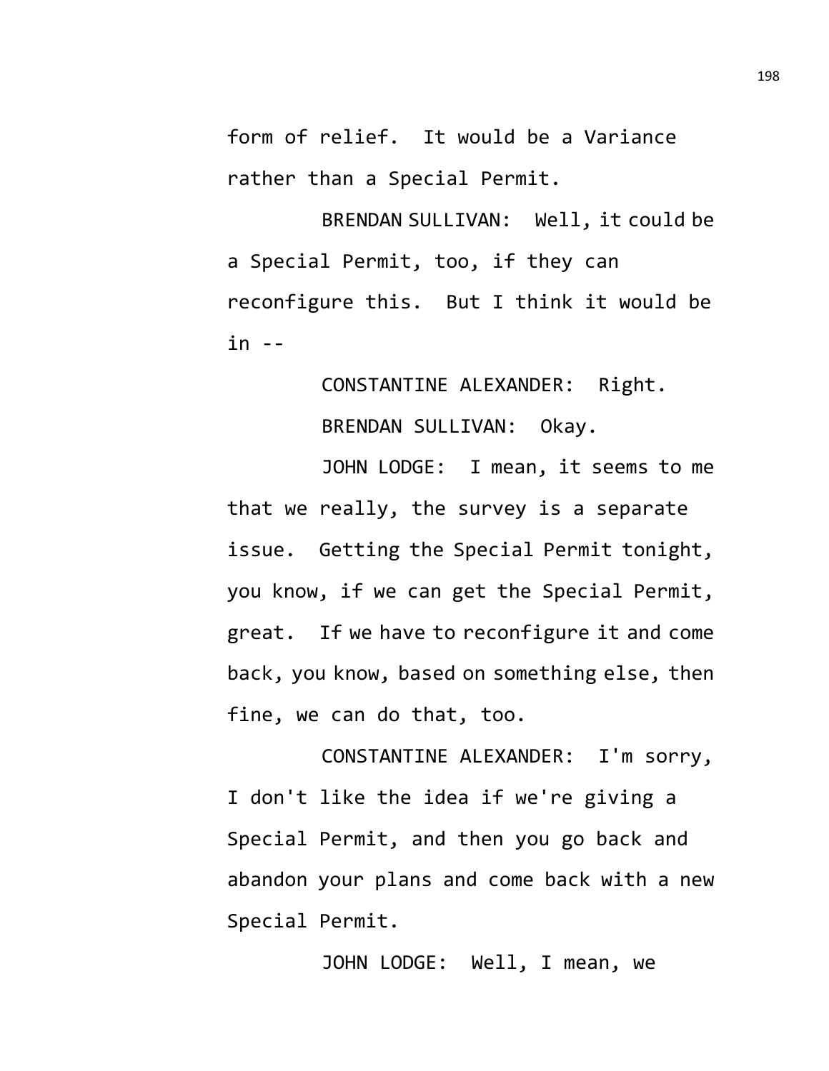form of relief. It would be a Variance rather than a Special Permit.

BRENDAN SULLIVAN: Well, it could be a Special Permit, too, if they can reconfigure this. But I think it would be in --

CONSTANTINE ALEXANDER: Right.

BRENDAN SULLIVAN: Okay.

JOHN LODGE: I mean, it seems to me that we really, the survey is a separate issue. Getting the Special Permit tonight, you know, if we can get the Special Permit, great. If we have to reconfigure it and come back, you know, based on something else, then fine, we can do that, too.

CONSTANTINE ALEXANDER: I'm sorry, I don't like the idea if we're giving a Special Permit, and then you go back and abandon your plans and come back with a new Special Permit.

JOHN LODGE: Well, I mean, we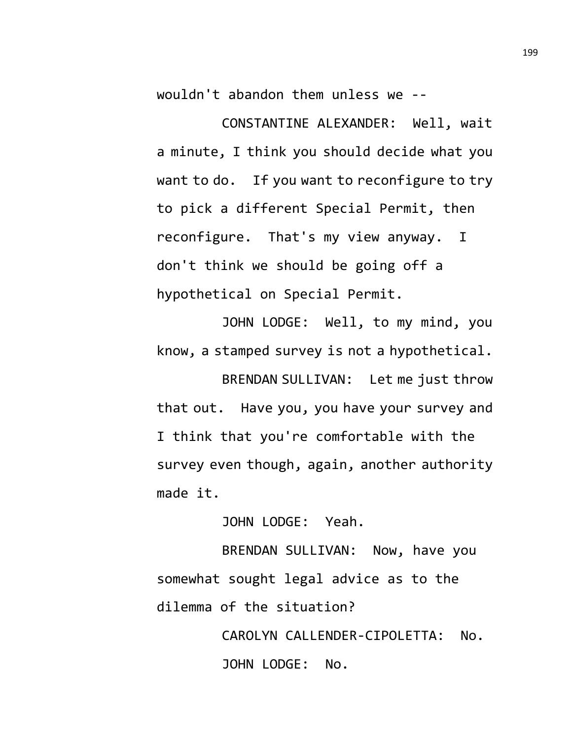wouldn't abandon them unless we --

CONSTANTINE ALEXANDER: Well, wait a minute, I think you should decide what you want to do. If you want to reconfigure to try to pick a different Special Permit, then reconfigure. That's my view anyway. I don't think we should be going off a hypothetical on Special Permit.

JOHN LODGE: Well, to my mind, you know, a stamped survey is not a hypothetical.

BRENDAN SULLIVAN: Let me just throw that out. Have you, you have your survey and I think that you're comfortable with the survey even though, again, another authority made it.

JOHN LODGE: Yeah.

BRENDAN SULLIVAN: Now, have you somewhat sought legal advice as to the dilemma of the situation?

CAROLYN CALLENDER-CIPOLETTA: No.

JOHN LODGE: No.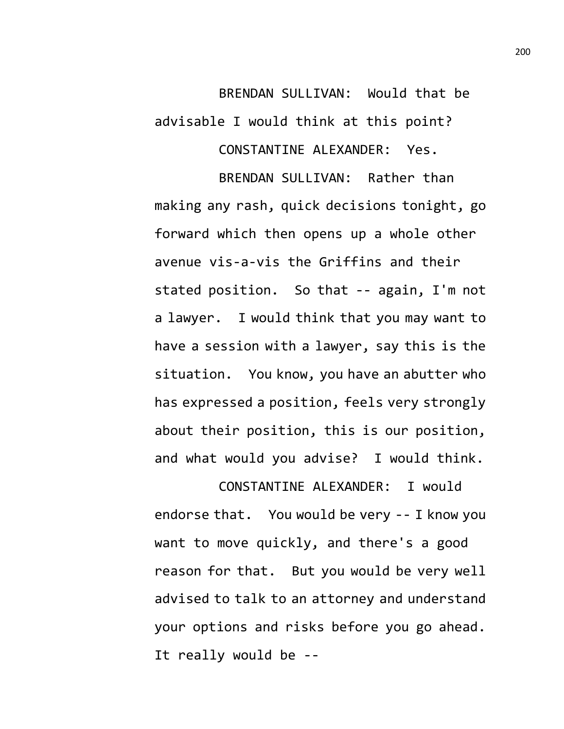BRENDAN SULLIVAN: Would that be advisable I would think at this point?

CONSTANTINE ALEXANDER: Yes.

BRENDAN SULLIVAN: Rather than making any rash, quick decisions tonight, go forward which then opens up a whole other avenue vis-a-vis the Griffins and their stated position. So that -- again, I'm not a lawyer. I would think that you may want to have a session with a lawyer, say this is the situation. You know, you have an abutter who has expressed a position, feels very strongly about their position, this is our position, and what would you advise? I would think.

CONSTANTINE ALEXANDER: I would endorse that. You would be very -- I know you want to move quickly, and there's a good reason for that. But you would be very well advised to talk to an attorney and understand your options and risks before you go ahead. It really would be --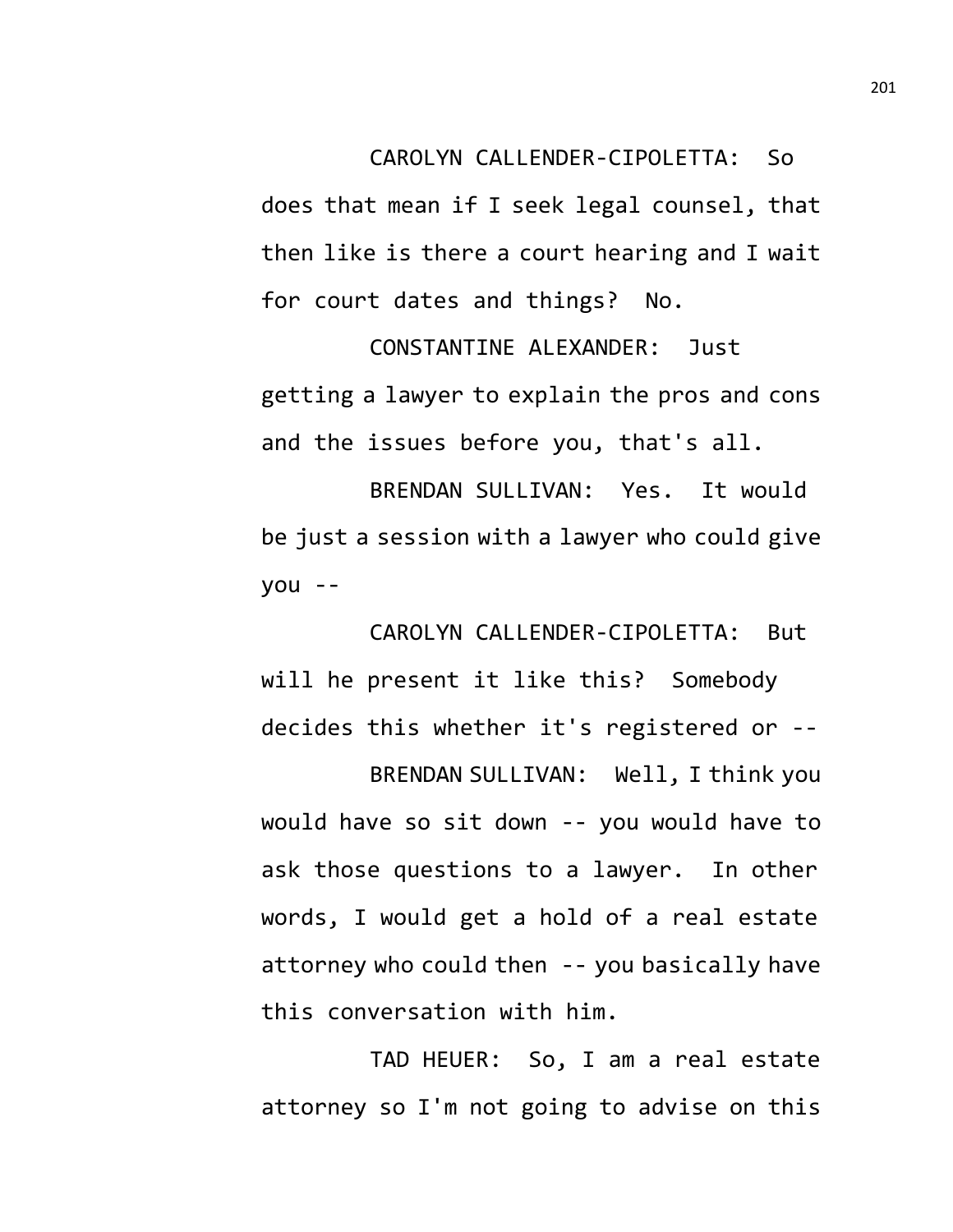CAROLYN CALLENDER-CIPOLETTA: So does that mean if I seek legal counsel, that then like is there a court hearing and I wait for court dates and things? No.

CONSTANTINE ALEXANDER: Just getting a lawyer to explain the pros and cons and the issues before you, that's all.

BRENDAN SULLIVAN: Yes. It would be just a session with a lawyer who could give you --

CAROLYN CALLENDER-CIPOLETTA: But will he present it like this? Somebody decides this whether it's registered or --

BRENDAN SULLIVAN: Well, I think you would have so sit down -- you would have to ask those questions to a lawyer. In other words, I would get a hold of a real estate attorney who could then -- you basically have this conversation with him.

TAD HEUER: So, I am a real estate attorney so I'm not going to advise on this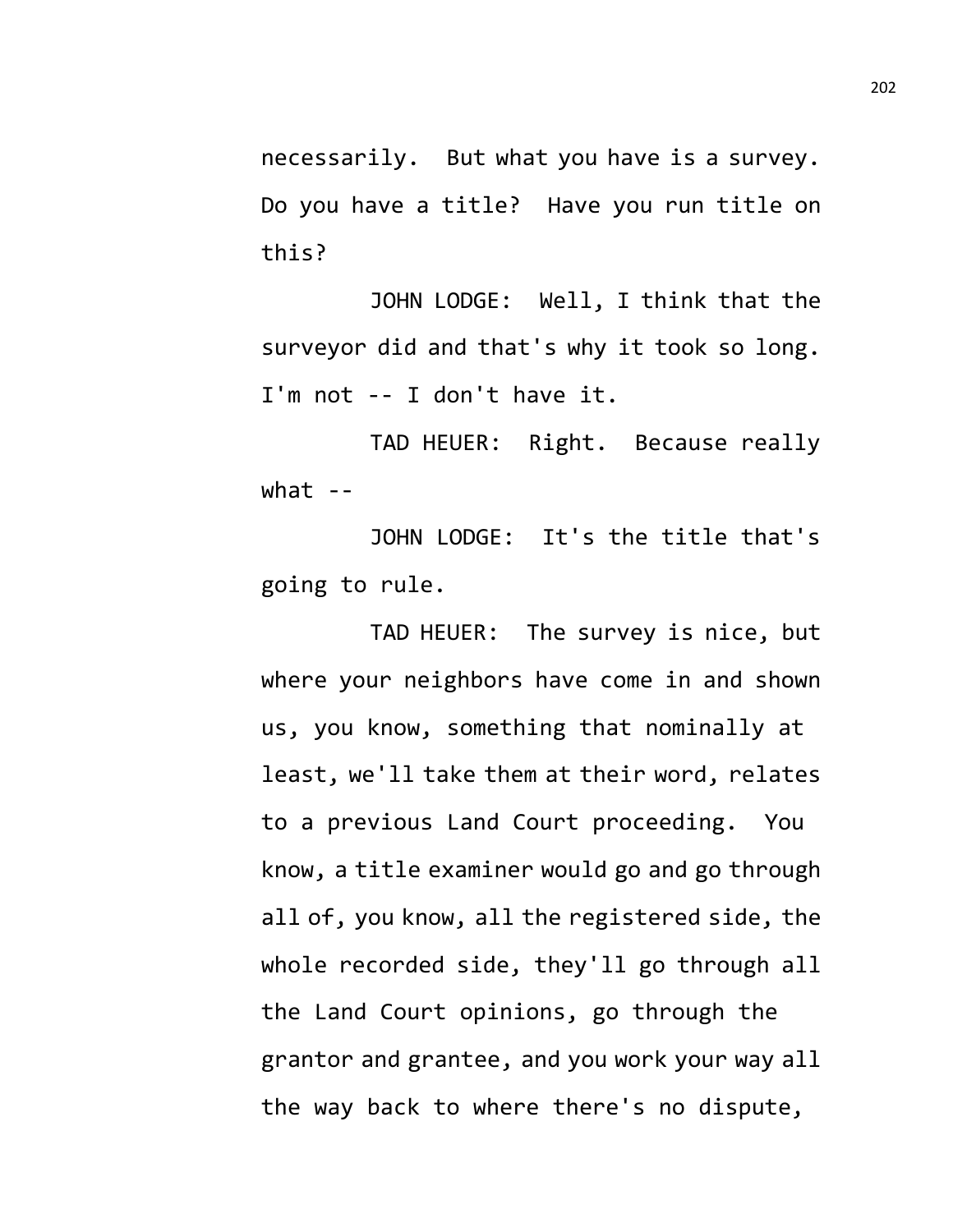necessarily. But what you have is a survey. Do you have a title? Have you run title on this?

JOHN LODGE: Well, I think that the surveyor did and that's why it took so long. I'm not -- I don't have it.

TAD HEUER: Right. Because really what --

JOHN LODGE: It's the title that's going to rule.

TAD HEUER: The survey is nice, but where your neighbors have come in and shown us, you know, something that nominally at least, we'll take them at their word, relates to a previous Land Court proceeding. You know, a title examiner would go and go through all of, you know, all the registered side, the whole recorded side, they'll go through all the Land Court opinions, go through the grantor and grantee, and you work your way all the way back to where there's no dispute,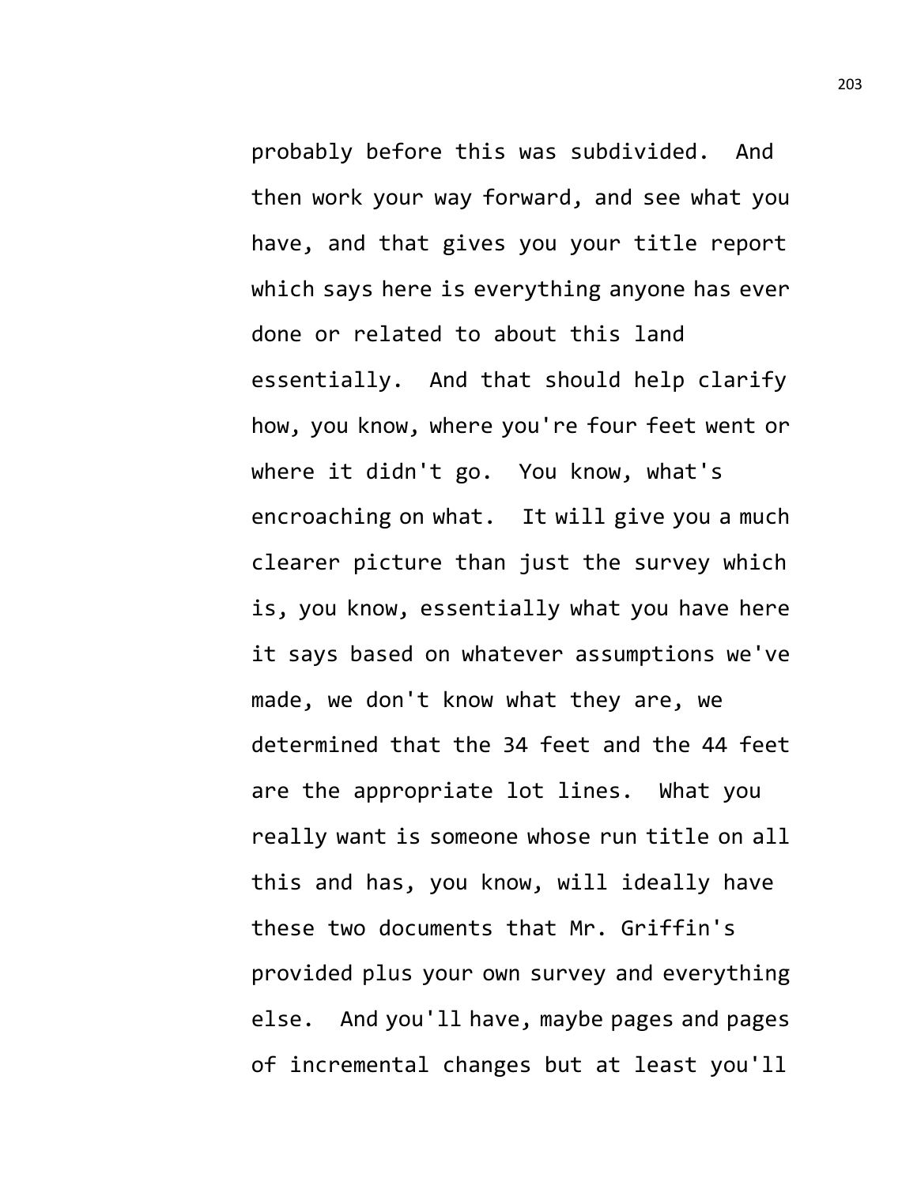probably before this was subdivided. And then work your way forward, and see what you have, and that gives you your title report which says here is everything anyone has ever done or related to about this land essentially. And that should help clarify how, you know, where you're four feet went or where it didn't go. You know, what's encroaching on what. It will give you a much clearer picture than just the survey which is, you know, essentially what you have here it says based on whatever assumptions we've made, we don't know what they are, we determined that the 34 feet and the 44 feet are the appropriate lot lines. What you really want is someone whose run title on all this and has, you know, will ideally have these two documents that Mr. Griffin's provided plus your own survey and everything else. And you'll have, maybe pages and pages of incremental changes but at least you'll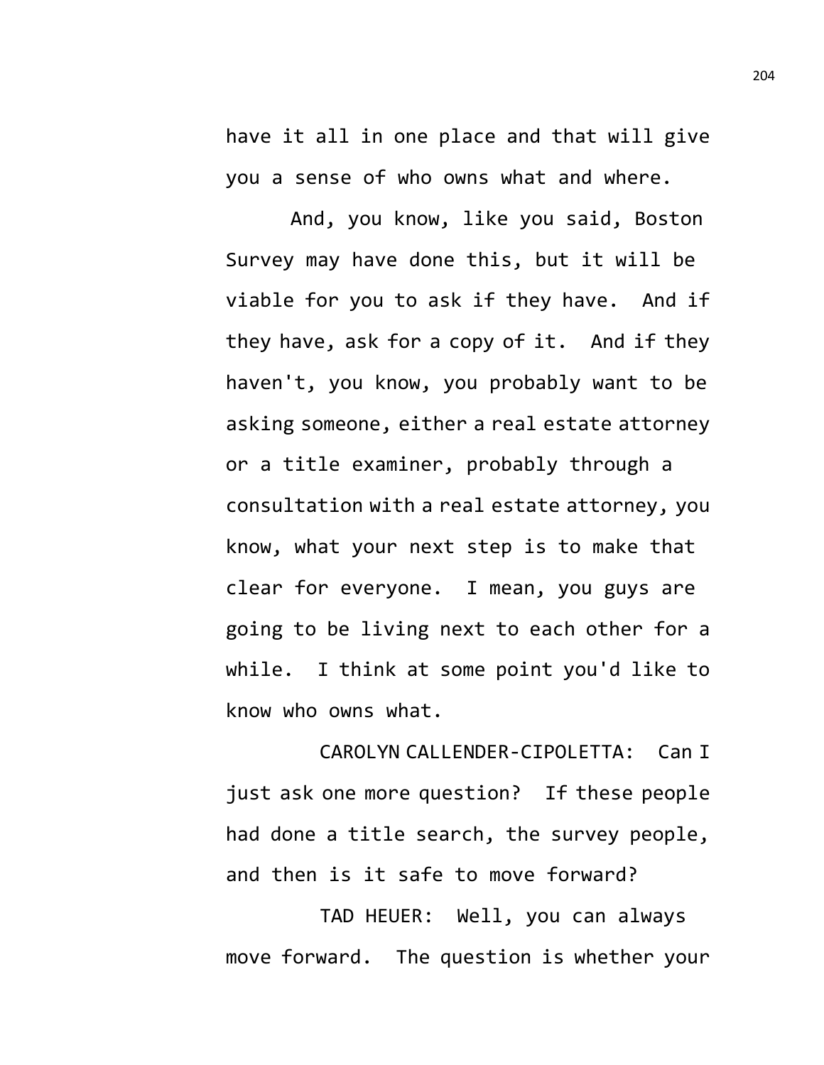have it all in one place and that will give you a sense of who owns what and where.

And, you know, like you said, Boston Survey may have done this, but it will be viable for you to ask if they have. And if they have, ask for a copy of it. And if they haven't, you know, you probably want to be asking someone, either a real estate attorney or a title examiner, probably through a consultation with a real estate attorney, you know, what your next step is to make that clear for everyone. I mean, you guys are going to be living next to each other for a while. I think at some point you'd like to know who owns what.

CAROLYN CALLENDER-CIPOLETTA: Can I just ask one more question? If these people had done a title search, the survey people, and then is it safe to move forward?

TAD HEUER: Well, you can always move forward. The question is whether your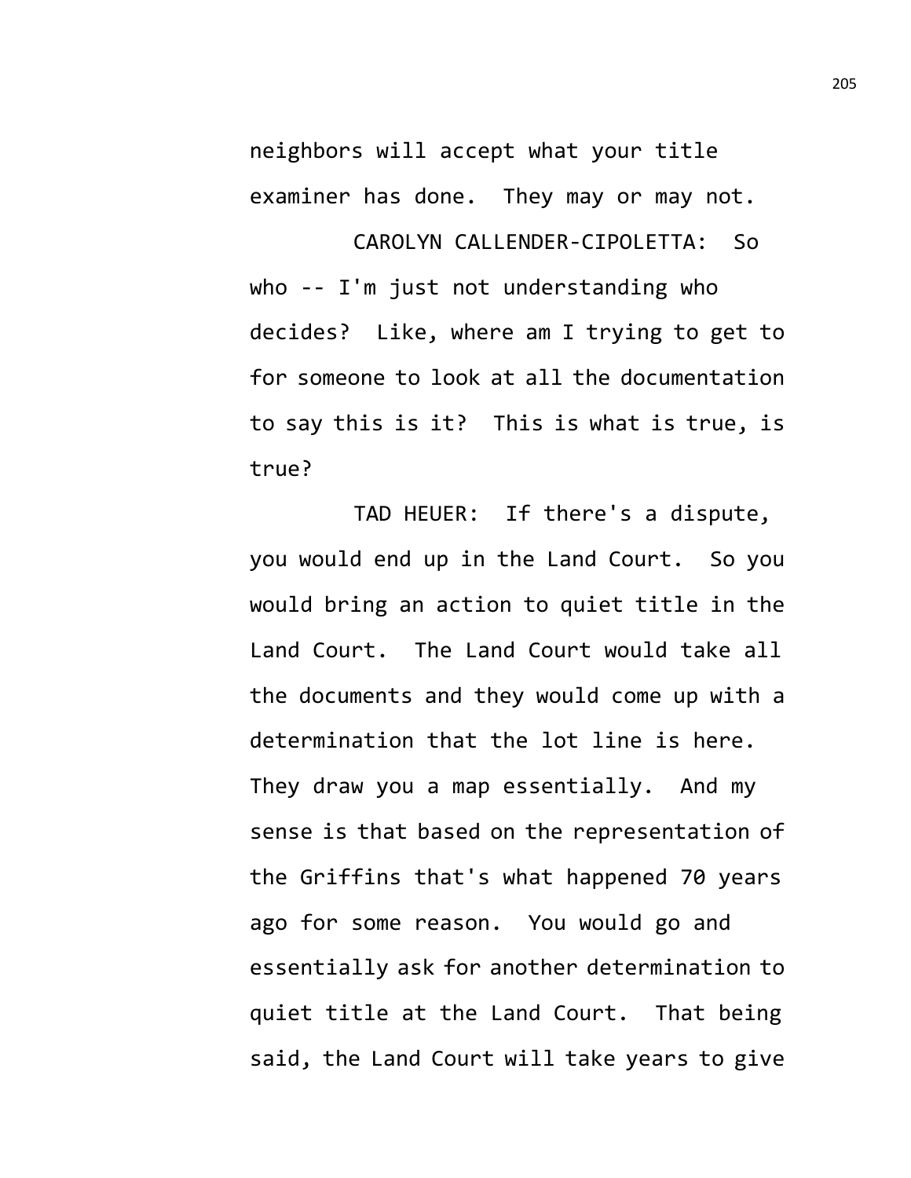neighbors will accept what your title examiner has done. They may or may not.

CAROLYN CALLENDER-CIPOLETTA: So who -- I'm just not understanding who decides? Like, where am I trying to get to for someone to look at all the documentation to say this is it? This is what is true, is true?

TAD HEUER: If there's a dispute, you would end up in the Land Court. So you would bring an action to quiet title in the Land Court. The Land Court would take all the documents and they would come up with a determination that the lot line is here. They draw you a map essentially. And my sense is that based on the representation of the Griffins that's what happened 70 years ago for some reason. You would go and essentially ask for another determination to quiet title at the Land Court. That being said, the Land Court will take years to give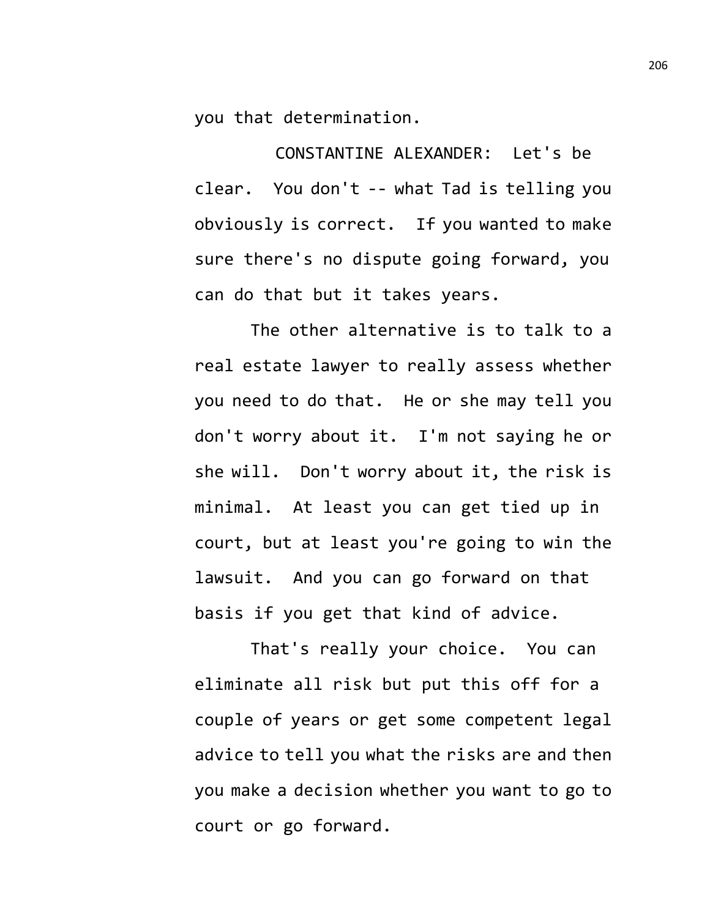you that determination.

CONSTANTINE ALEXANDER: Let's be clear. You don't -- what Tad is telling you obviously is correct. If you wanted to make sure there's no dispute going forward, you can do that but it takes years.

The other alternative is to talk to a real estate lawyer to really assess whether you need to do that. He or she may tell you don't worry about it. I'm not saying he or she will. Don't worry about it, the risk is minimal. At least you can get tied up in court, but at least you're going to win the lawsuit. And you can go forward on that basis if you get that kind of advice.

That's really your choice. You can eliminate all risk but put this off for a couple of years or get some competent legal advice to tell you what the risks are and then you make a decision whether you want to go to court or go forward.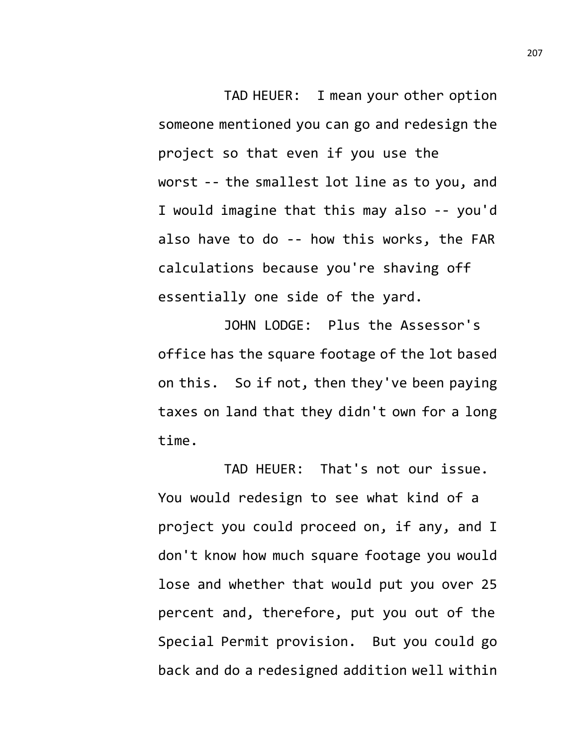TAD HEUER: I mean your other option someone mentioned you can go and redesign the project so that even if you use the worst -- the smallest lot line as to you, and I would imagine that this may also -- you'd also have to do -- how this works, the FAR calculations because you're shaving off essentially one side of the yard.

JOHN LODGE: Plus the Assessor's office has the square footage of the lot based on this. So if not, then they've been paying taxes on land that they didn't own for a long time.

TAD HEUER: That's not our issue. You would redesign to see what kind of a project you could proceed on, if any, and I don't know how much square footage you would lose and whether that would put you over 25 percent and, therefore, put you out of the Special Permit provision. But you could go back and do a redesigned addition well within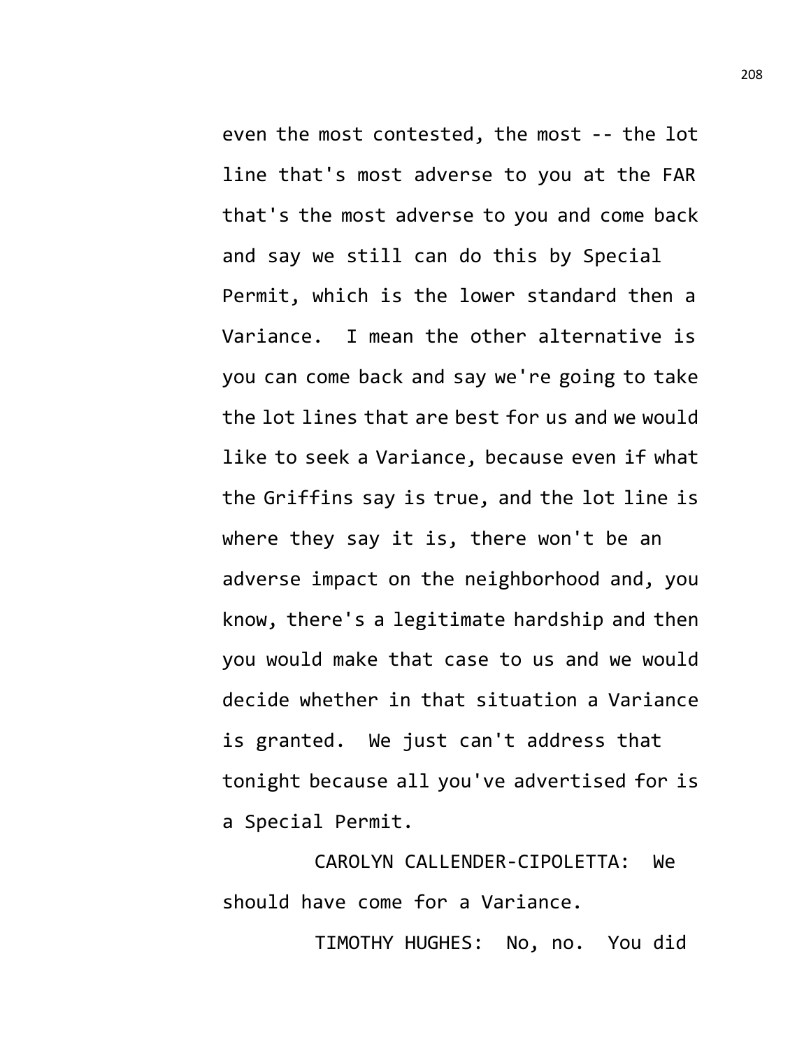even the most contested, the most -- the lot line that's most adverse to you at the FAR that's the most adverse to you and come back and say we still can do this by Special Permit, which is the lower standard then a Variance. I mean the other alternative is you can come back and say we're going to take the lot lines that are best for us and we would like to seek a Variance, because even if what the Griffins say is true, and the lot line is where they say it is, there won't be an adverse impact on the neighborhood and, you know, there's a legitimate hardship and then you would make that case to us and we would decide whether in that situation a Variance is granted. We just can't address that tonight because all you've advertised for is a Special Permit.

CAROLYN CALLENDER-CIPOLETTA: We should have come for a Variance.

TIMOTHY HUGHES: No, no. You did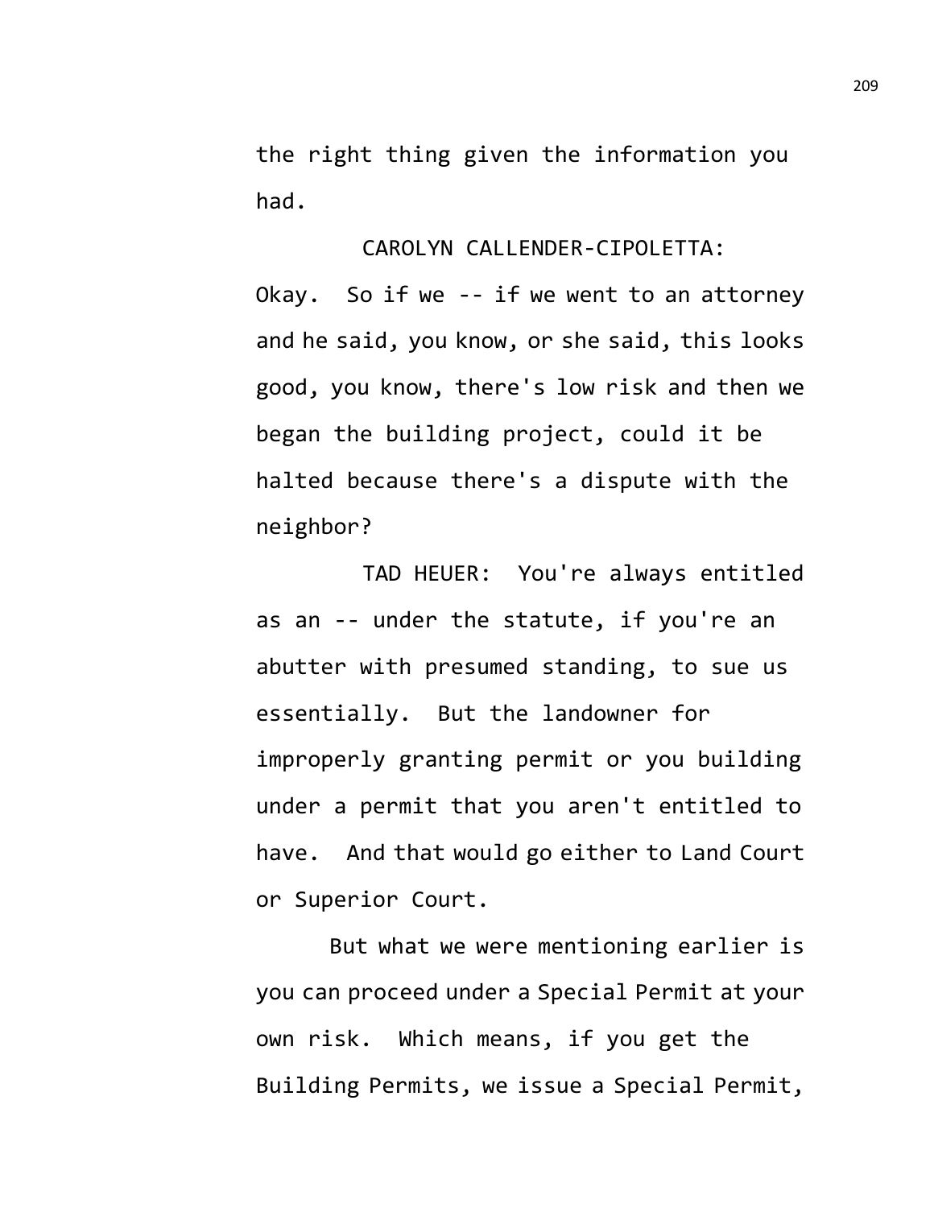the right thing given the information you had.

CAROLYN CALLENDER-CIPOLETTA: Okay. So if we -- if we went to an attorney and he said, you know, or she said, this looks good, you know, there's low risk and then we began the building project, could it be halted because there's a dispute with the neighbor?

TAD HEUER: You're always entitled as an -- under the statute, if you're an abutter with presumed standing, to sue us essentially. But the landowner for improperly granting permit or you building under a permit that you aren't entitled to have. And that would go either to Land Court or Superior Court.

But what we were mentioning earlier is you can proceed under a Special Permit at your own risk. Which means, if you get the Building Permits, we issue a Special Permit,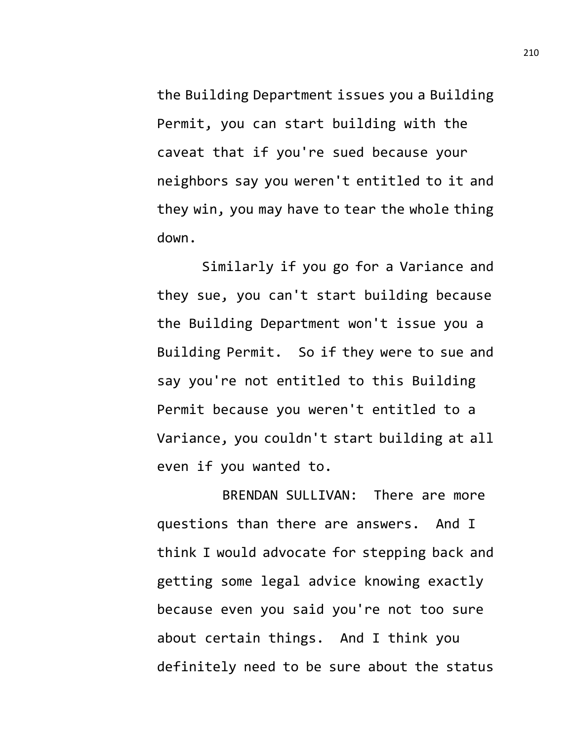the Building Department issues you a Building Permit, you can start building with the caveat that if you're sued because your neighbors say you weren't entitled to it and they win, you may have to tear the whole thing down.

Similarly if you go for a Variance and they sue, you can't start building because the Building Department won't issue you a Building Permit. So if they were to sue and say you're not entitled to this Building Permit because you weren't entitled to a Variance, you couldn't start building at all even if you wanted to.

BRENDAN SULLIVAN: There are more questions than there are answers. And I think I would advocate for stepping back and getting some legal advice knowing exactly because even you said you're not too sure about certain things. And I think you definitely need to be sure about the status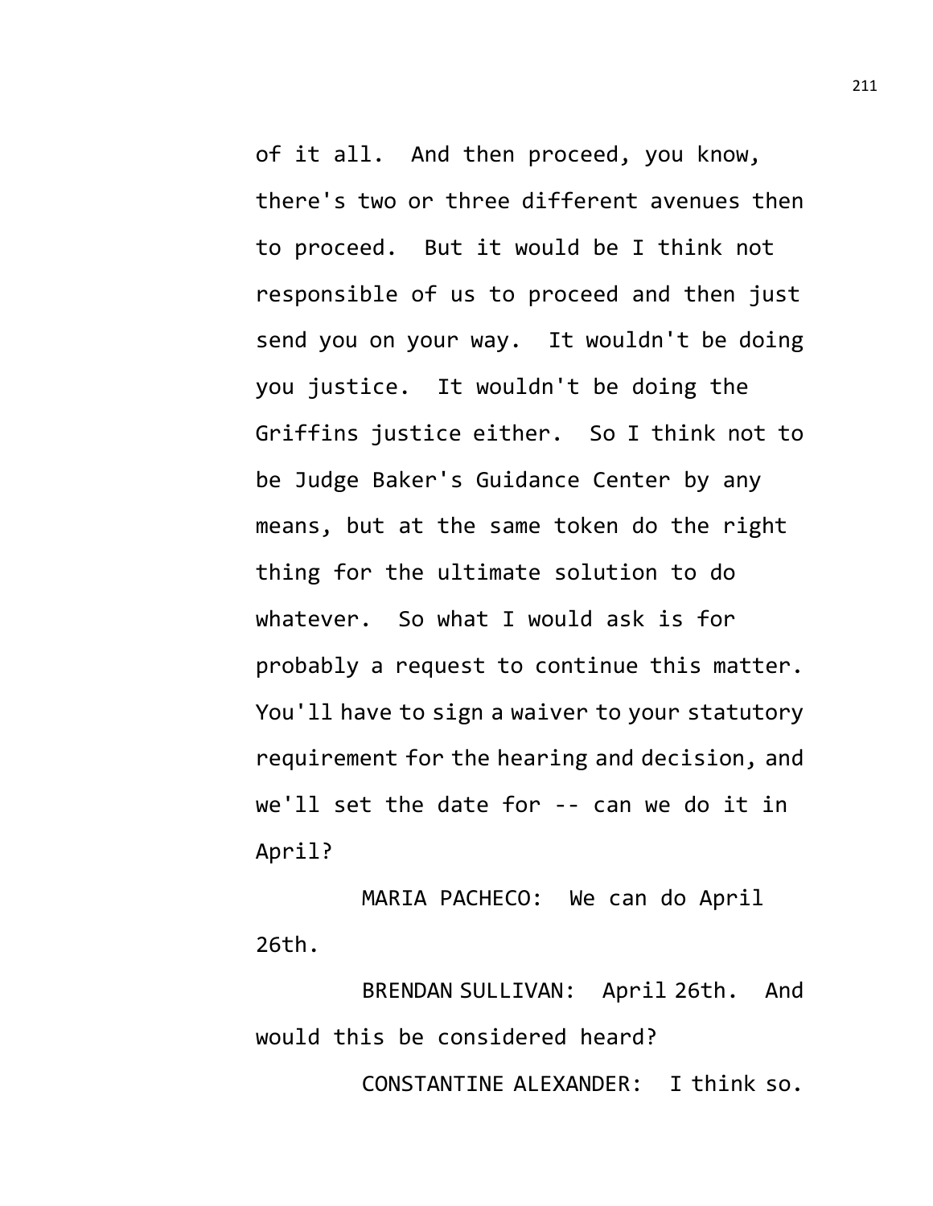of it all. And then proceed, you know, there's two or three different avenues then to proceed. But it would be I think not responsible of us to proceed and then just send you on your way. It wouldn't be doing you justice. It wouldn't be doing the Griffins justice either. So I think not to be Judge Baker's Guidance Center by any means, but at the same token do the right thing for the ultimate solution to do whatever. So what I would ask is for probably a request to continue this matter. You'll have to sign a waiver to your statutory requirement for the hearing and decision, and we'll set the date for -- can we do it in April?

MARIA PACHECO: We can do April 26th.

BRENDAN SULLIVAN: April 26th. And would this be considered heard?

CONSTANTINE ALEXANDER: I think so.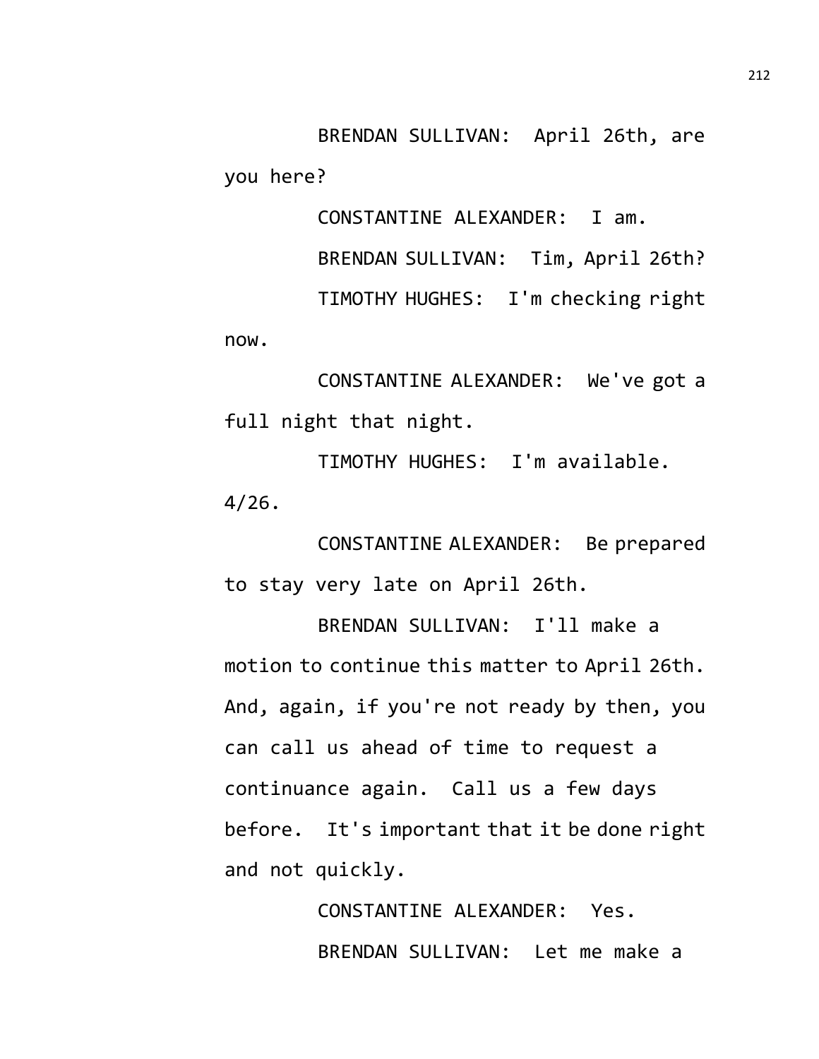BRENDAN SULLIVAN: April 26th, are you here?

CONSTANTINE ALEXANDER: I am.

BRENDAN SULLIVAN: Tim, April 26th?

TIMOTHY HUGHES: I'm checking right now.

CONSTANTINE ALEXANDER: We've got a full night that night.

TIMOTHY HUGHES: I'm available. 4/26.

CONSTANTINE ALEXANDER: Be prepared to stay very late on April 26th.

BRENDAN SULLIVAN: I'll make a motion to continue this matter to April 26th. And, again, if you're not ready by then, you can call us ahead of time to request a continuance again. Call us a few days before. It's important that it be done right and not quickly.

CONSTANTINE ALEXANDER: Yes.

BRENDAN SULLIVAN: Let me make a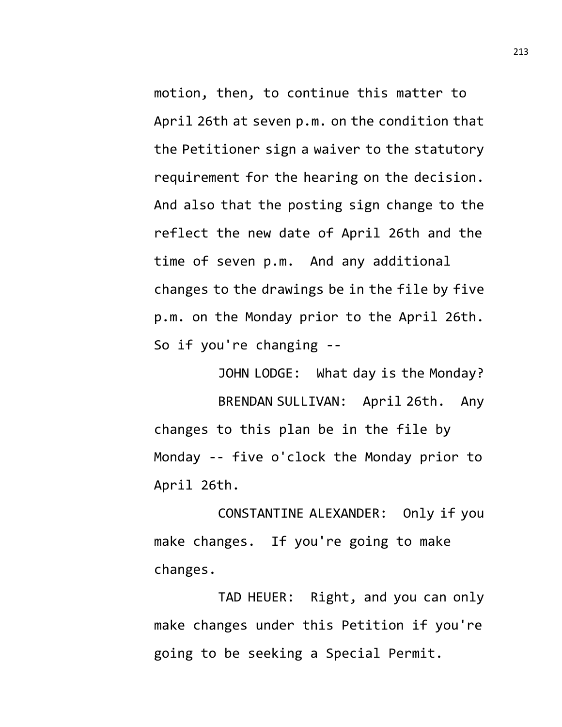motion, then, to continue this matter to April 26th at seven p.m. on the condition that the Petitioner sign a waiver to the statutory requirement for the hearing on the decision. And also that the posting sign change to the reflect the new date of April 26th and the time of seven p.m. And any additional changes to the drawings be in the file by five p.m. on the Monday prior to the April 26th. So if you're changing --

JOHN LODGE: What day is the Monday?

BRENDAN SULLIVAN: April 26th. Any changes to this plan be in the file by Monday -- five o'clock the Monday prior to April 26th.

CONSTANTINE ALEXANDER: Only if you make changes. If you're going to make changes.

TAD HEUER: Right, and you can only make changes under this Petition if you're going to be seeking a Special Permit.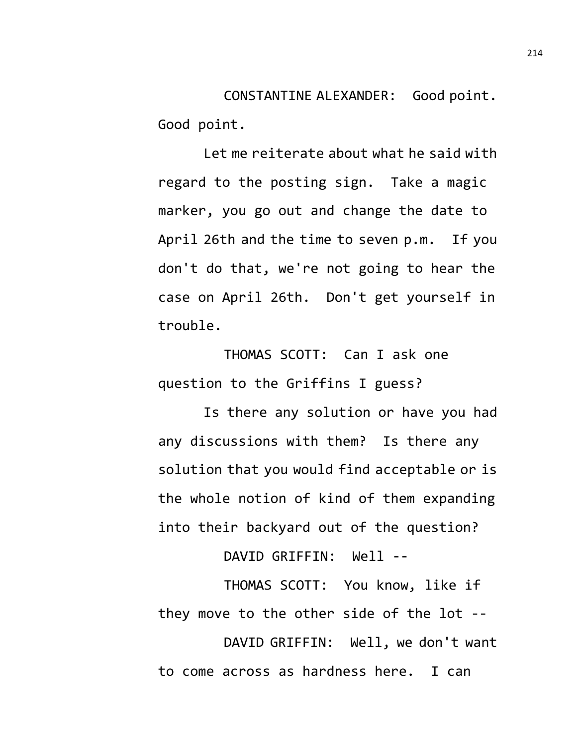CONSTANTINE ALEXANDER: Good point. Good point.

Let me reiterate about what he said with regard to the posting sign. Take a magic marker, you go out and change the date to April 26th and the time to seven p.m. If you don't do that, we're not going to hear the case on April 26th. Don't get yourself in trouble.

THOMAS SCOTT: Can I ask one question to the Griffins I guess?

Is there any solution or have you had any discussions with them? Is there any solution that you would find acceptable or is the whole notion of kind of them expanding into their backyard out of the question?

DAVID GRIFFIN: Well --

THOMAS SCOTT: You know, like if they move to the other side of the lot --

DAVID GRIFFIN: Well, we don't want to come across as hardness here. I can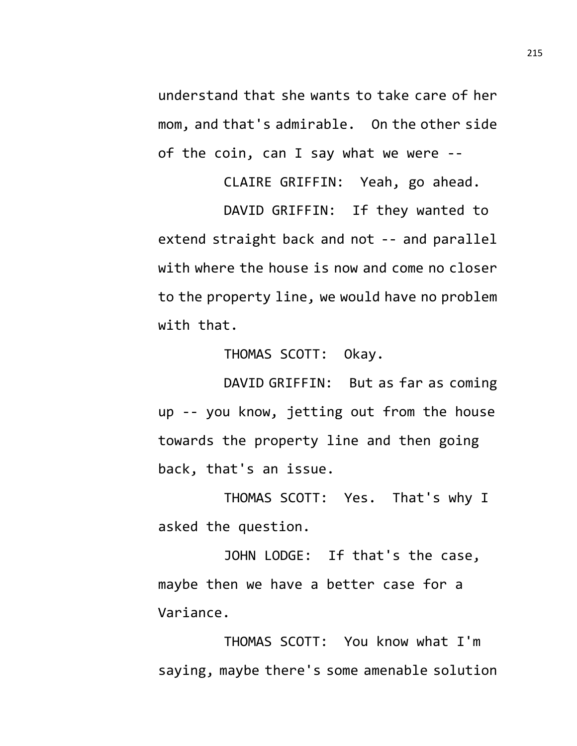understand that she wants to take care of her mom, and that's admirable. On the other side of the coin, can I say what we were --

CLAIRE GRIFFIN: Yeah, go ahead.

DAVID GRIFFIN: If they wanted to extend straight back and not -- and parallel with where the house is now and come no closer to the property line, we would have no problem with that.

THOMAS SCOTT: Okay.

DAVID GRIFFIN: But as far as coming up -- you know, jetting out from the house towards the property line and then going back, that's an issue.

THOMAS SCOTT: Yes. That's why I asked the question.

JOHN LODGE: If that's the case, maybe then we have a better case for a Variance.

THOMAS SCOTT: You know what I'm saying, maybe there's some amenable solution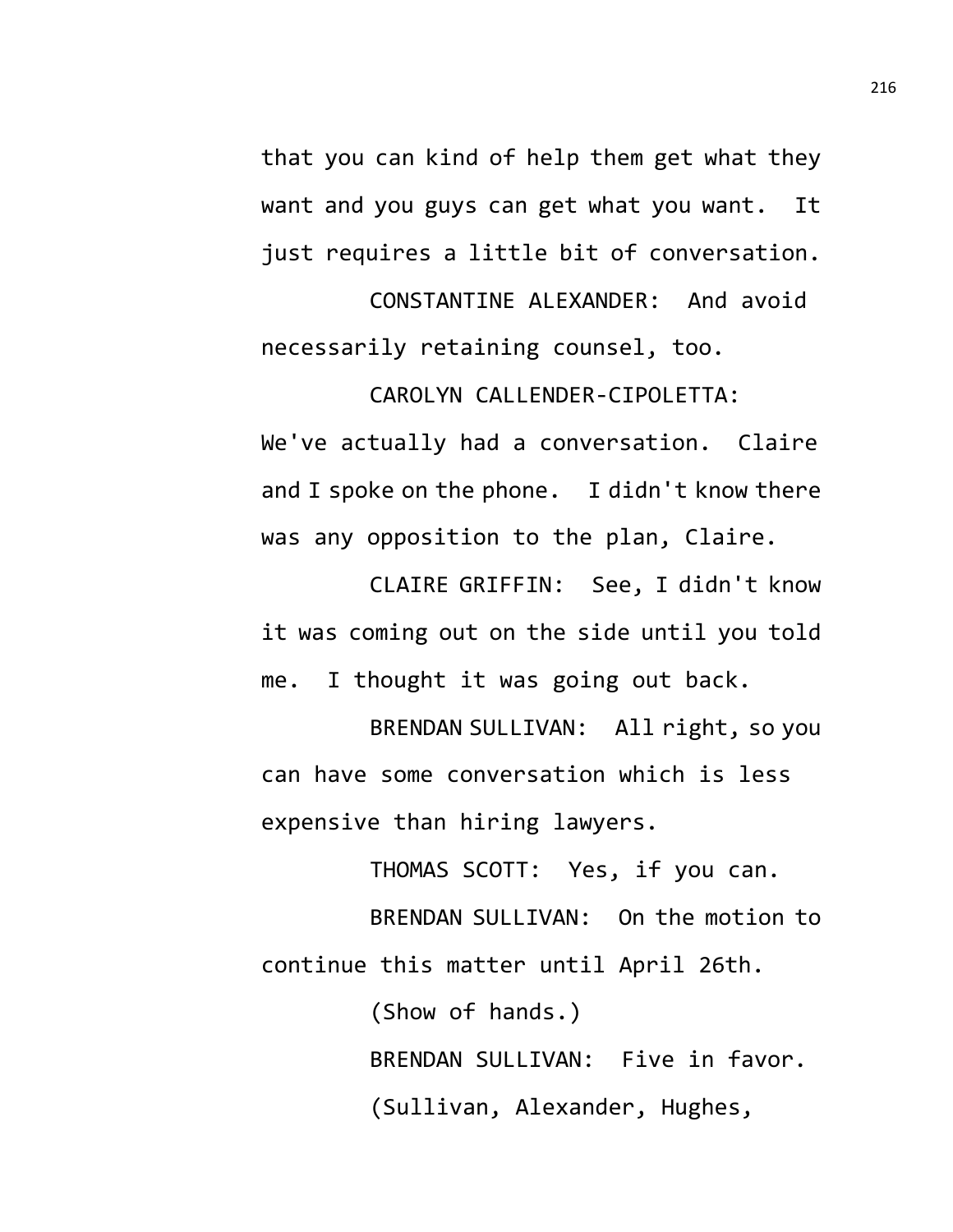that you can kind of help them get what they want and you guys can get what you want. It just requires a little bit of conversation.

CONSTANTINE ALEXANDER: And avoid necessarily retaining counsel, too.

CAROLYN CALLENDER-CIPOLETTA: We've actually had a conversation. Claire and I spoke on the phone. I didn't know there was any opposition to the plan, Claire.

CLAIRE GRIFFIN: See, I didn't know it was coming out on the side until you told me. I thought it was going out back.

BRENDAN SULLIVAN: All right, so you can have some conversation which is less expensive than hiring lawyers.

THOMAS SCOTT: Yes, if you can.

BRENDAN SULLIVAN: On the motion to continue this matter until April 26th.

(Show of hands.)

BRENDAN SULLIVAN: Five in favor.

(Sullivan, Alexander, Hughes,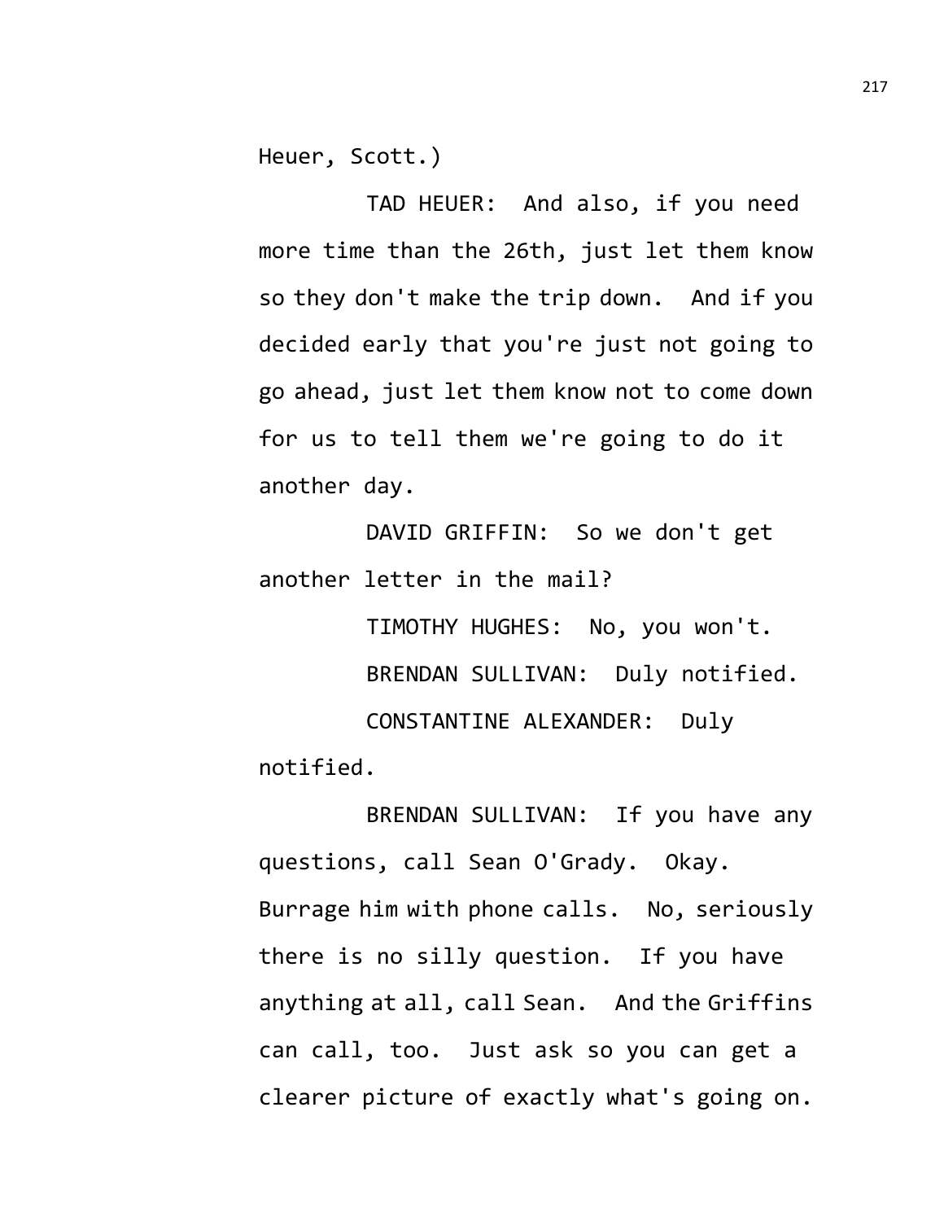Heuer, Scott.)

TAD HEUER: And also, if you need more time than the 26th, just let them know so they don't make the trip down. And if you decided early that you're just not going to go ahead, just let them know not to come down for us to tell them we're going to do it another day.

DAVID GRIFFIN: So we don't get another letter in the mail?

TIMOTHY HUGHES: No, you won't.

BRENDAN SULLIVAN: Duly notified.

CONSTANTINE ALEXANDER: Duly notified.

BRENDAN SULLIVAN: If you have any questions, call Sean O'Grady. Okay. Burrage him with phone calls. No, seriously there is no silly question. If you have anything at all, call Sean. And the Griffins can call, too. Just ask so you can get a clearer picture of exactly what's going on.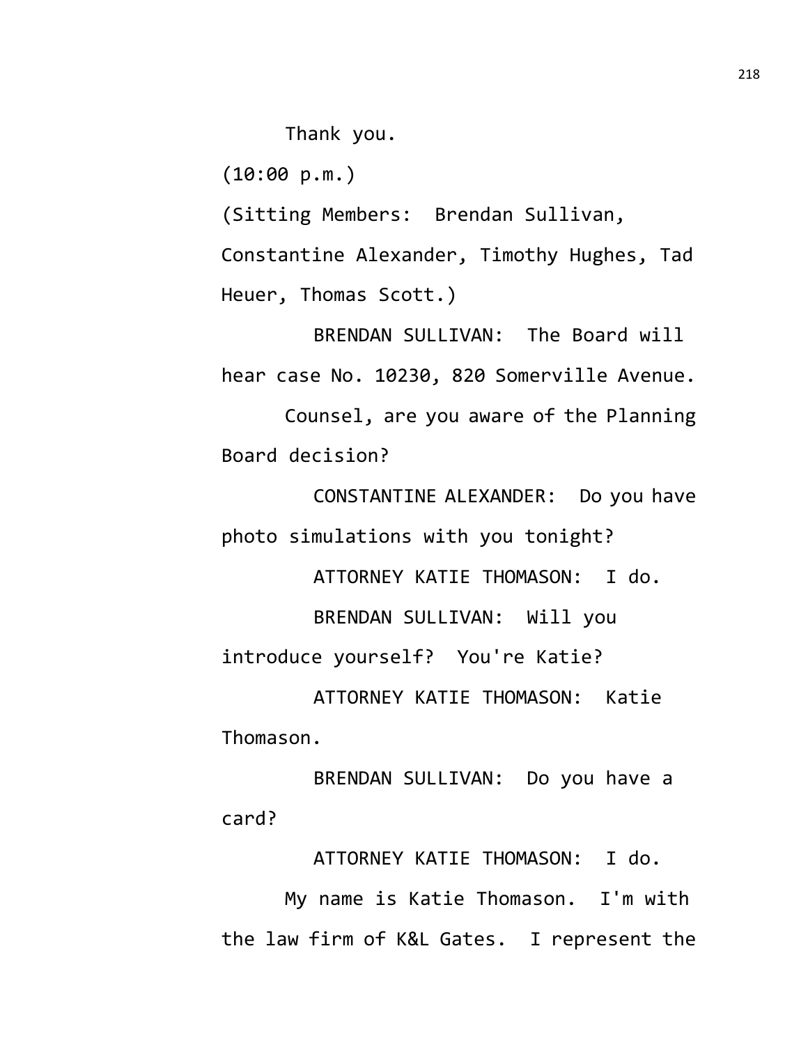Thank you.

(10:00 p.m.)

(Sitting Members: Brendan Sullivan, Constantine Alexander, Timothy Hughes, Tad Heuer, Thomas Scott.)

BRENDAN SULLIVAN: The Board will hear case No. 10230, 820 Somerville Avenue.

Counsel, are you aware of the Planning Board decision?

CONSTANTINE ALEXANDER: Do you have photo simulations with you tonight?

ATTORNEY KATIE THOMASON: I do.

BRENDAN SULLIVAN: Will you introduce yourself? You're Katie?

ATTORNEY KATIE THOMASON: Katie Thomason.

BRENDAN SULLIVAN: Do you have a card?

ATTORNEY KATIE THOMASON: I do.

My name is Katie Thomason. I'm with the law firm of K&L Gates. I represent the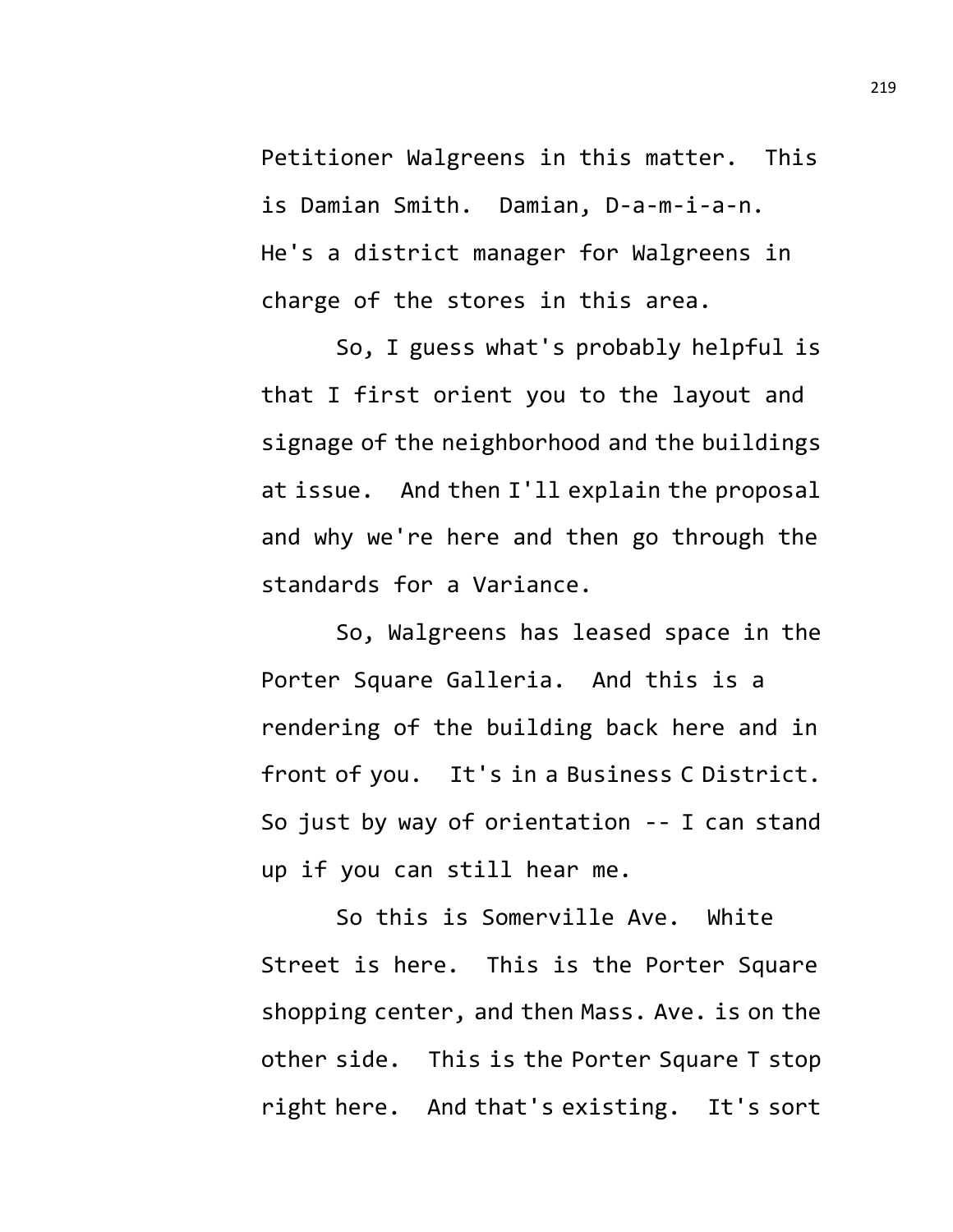Petitioner Walgreens in this matter. This is Damian Smith. Damian, D-a-m-i-a-n. He's a district manager for Walgreens in charge of the stores in this area.

So, I guess what's probably helpful is that I first orient you to the layout and signage of the neighborhood and the buildings at issue. And then I'll explain the proposal and why we're here and then go through the standards for a Variance.

So, Walgreens has leased space in the Porter Square Galleria. And this is a rendering of the building back here and in front of you. It's in a Business C District. So just by way of orientation -- I can stand up if you can still hear me.

So this is Somerville Ave. White Street is here. This is the Porter Square shopping center, and then Mass. Ave. is on the other side. This is the Porter Square T stop right here. And that's existing. It's sort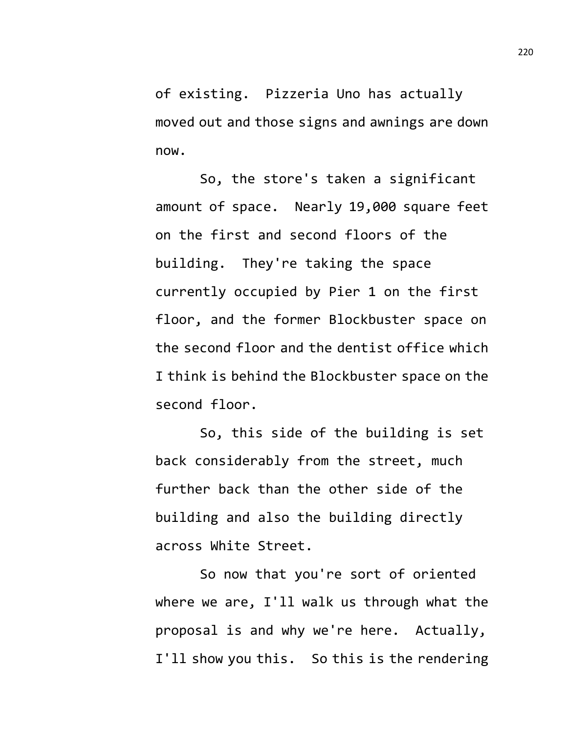of existing. Pizzeria Uno has actually moved out and those signs and awnings are down now.

So, the store's taken a significant amount of space. Nearly 19,000 square feet on the first and second floors of the building. They're taking the space currently occupied by Pier 1 on the first floor, and the former Blockbuster space on the second floor and the dentist office which I think is behind the Blockbuster space on the second floor.

So, this side of the building is set back considerably from the street, much further back than the other side of the building and also the building directly across White Street.

So now that you're sort of oriented where we are, I'll walk us through what the proposal is and why we're here. Actually, I'll show you this. So this is the rendering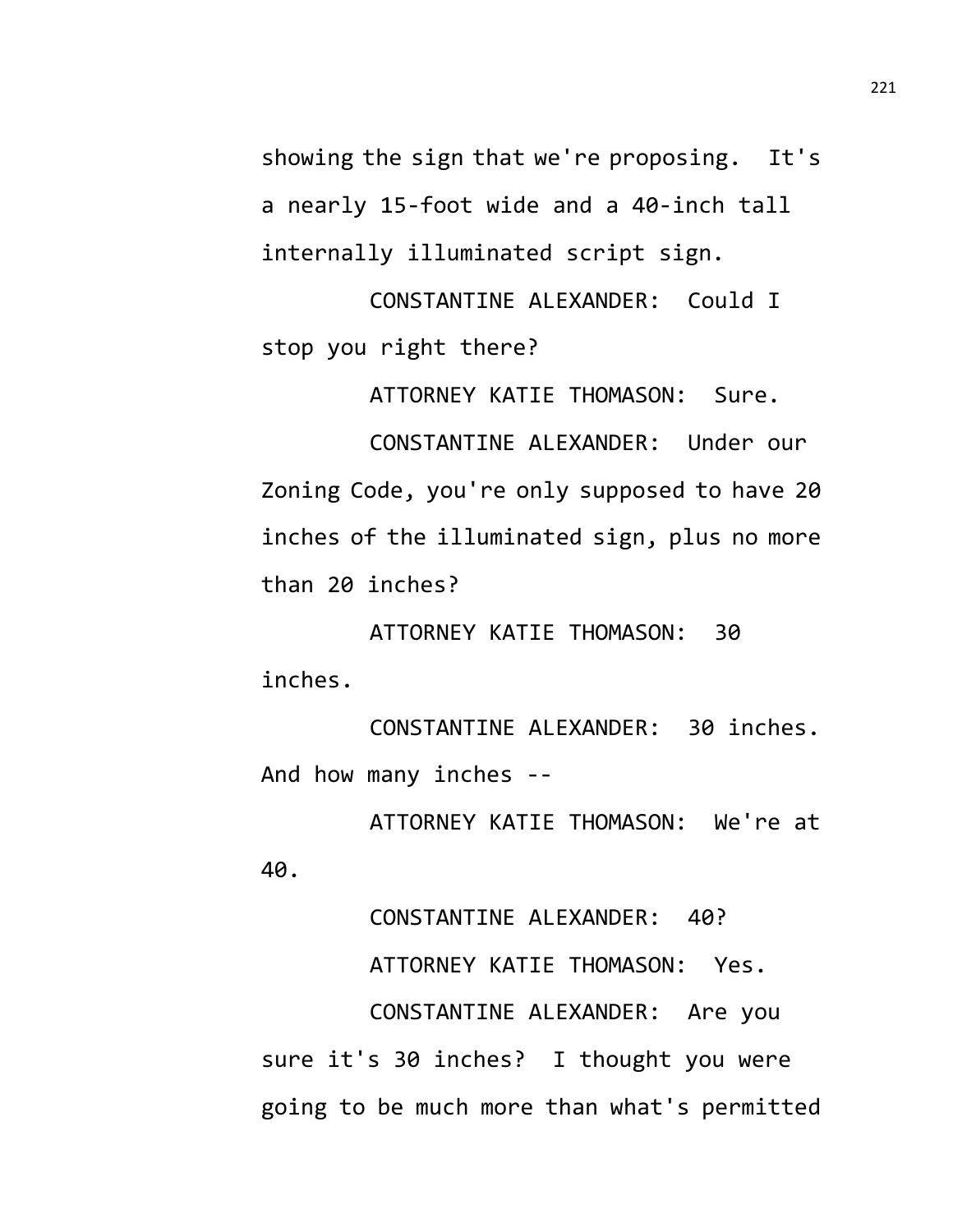showing the sign that we're proposing. It's a nearly 15-foot wide and a 40-inch tall internally illuminated script sign.

CONSTANTINE ALEXANDER: Could I stop you right there?

ATTORNEY KATIE THOMASON: Sure.

CONSTANTINE ALEXANDER: Under our Zoning Code, you're only supposed to have 20 inches of the illuminated sign, plus no more than 20 inches?

ATTORNEY KATIE THOMASON: 30 inches.

CONSTANTINE ALEXANDER: 30 inches. And how many inches --

ATTORNEY KATIE THOMASON: We're at 40.

CONSTANTINE ALEXANDER: 40?

ATTORNEY KATIE THOMASON: Yes.

CONSTANTINE ALEXANDER: Are you sure it's 30 inches? I thought you were going to be much more than what's permitted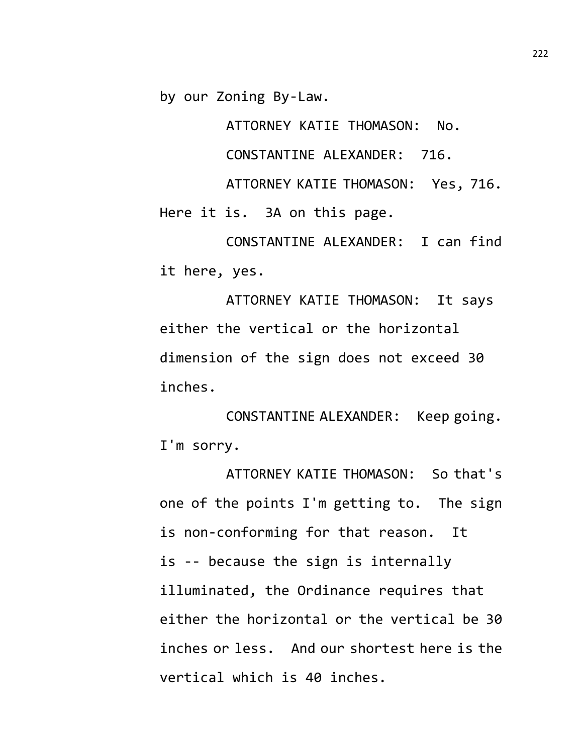by our Zoning By-Law.

ATTORNEY KATIE THOMASON: No.

CONSTANTINE ALEXANDER: 716.

ATTORNEY KATIE THOMASON: Yes, 716. Here it is. 3A on this page.

CONSTANTINE ALEXANDER: I can find it here, yes.

ATTORNEY KATIE THOMASON: It says either the vertical or the horizontal dimension of the sign does not exceed 30 inches.

CONSTANTINE ALEXANDER: Keep going. I'm sorry.

ATTORNEY KATIE THOMASON: So that's one of the points I'm getting to. The sign is non-conforming for that reason. It is -- because the sign is internally illuminated, the Ordinance requires that either the horizontal or the vertical be 30 inches or less. And our shortest here is the vertical which is 40 inches.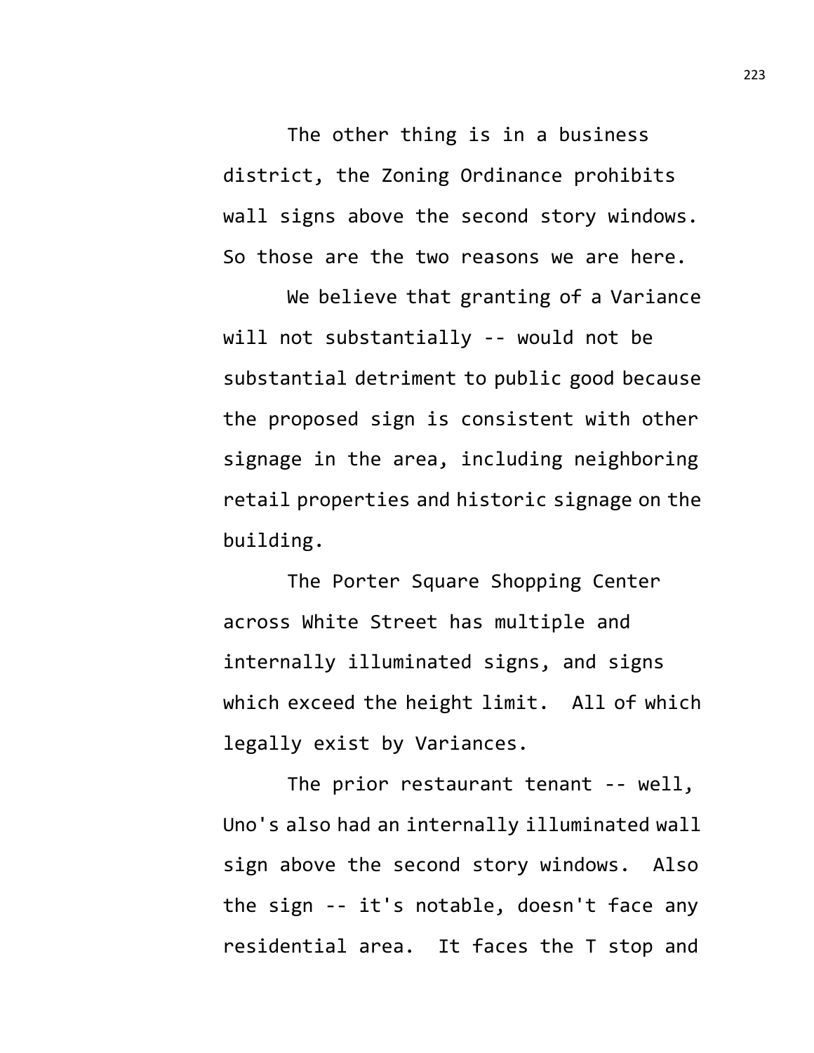The other thing is in a business district, the Zoning Ordinance prohibits wall signs above the second story windows. So those are the two reasons we are here.

We believe that granting of a Variance will not substantially -- would not be substantial detriment to public good because the proposed sign is consistent with other signage in the area, including neighboring retail properties and historic signage on the building.

The Porter Square Shopping Center across White Street has multiple and internally illuminated signs, and signs which exceed the height limit. All of which legally exist by Variances.

The prior restaurant tenant -- well, Uno's also had an internally illuminated wall sign above the second story windows. Also the sign -- it's notable, doesn't face any residential area. It faces the T stop and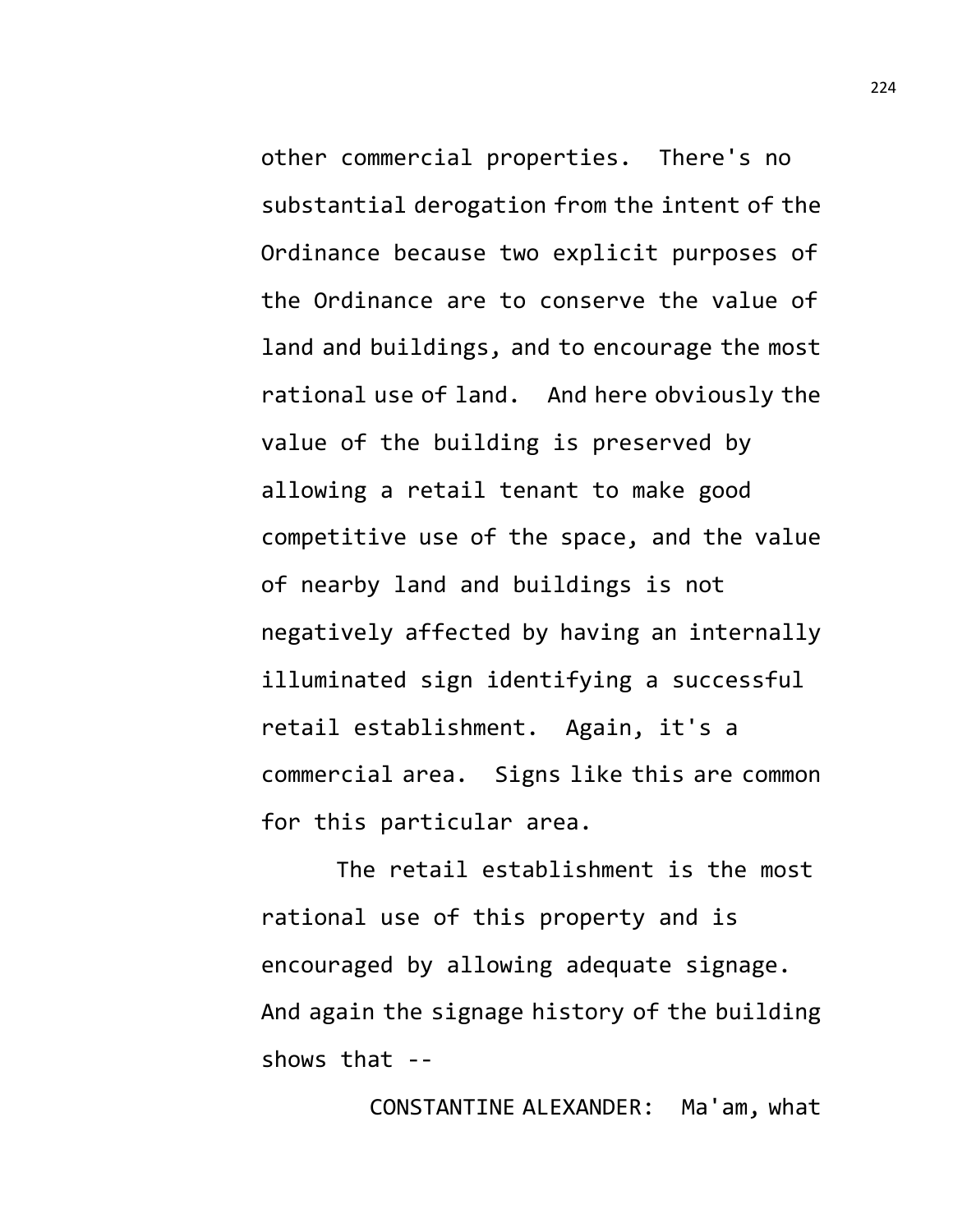other commercial properties. There's no substantial derogation from the intent of the Ordinance because two explicit purposes of the Ordinance are to conserve the value of land and buildings, and to encourage the most rational use of land. And here obviously the value of the building is preserved by allowing a retail tenant to make good competitive use of the space, and the value of nearby land and buildings is not negatively affected by having an internally illuminated sign identifying a successful retail establishment. Again, it's a commercial area. Signs like this are common for this particular area.

The retail establishment is the most rational use of this property and is encouraged by allowing adequate signage. And again the signage history of the building shows that --

CONSTANTINE ALEXANDER: Ma'am, what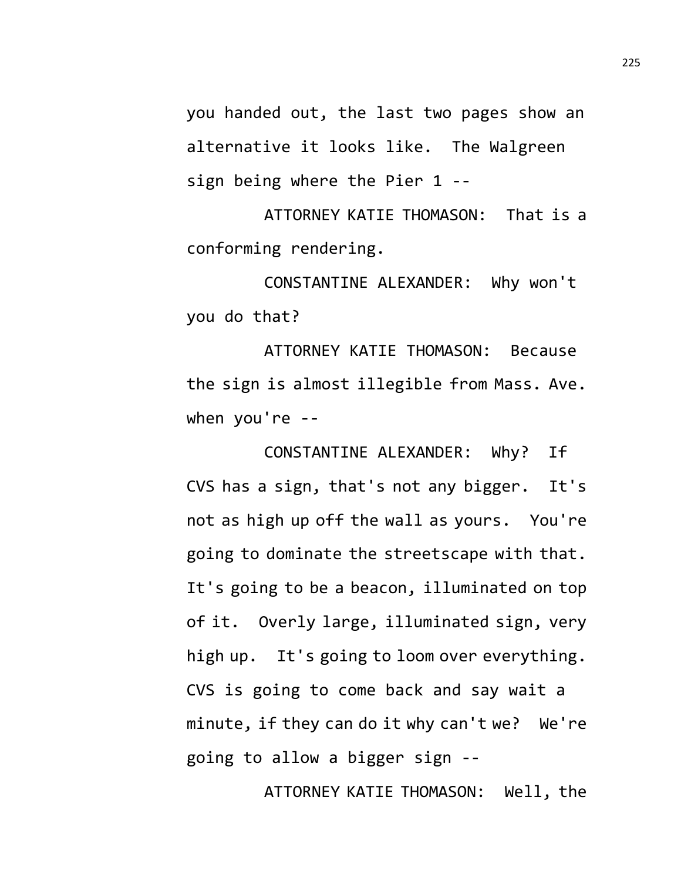you handed out, the last two pages show an alternative it looks like. The Walgreen sign being where the Pier 1 --

ATTORNEY KATIE THOMASON: That is a conforming rendering.

CONSTANTINE ALEXANDER: Why won't you do that?

ATTORNEY KATIE THOMASON: Because the sign is almost illegible from Mass. Ave. when you're --

CONSTANTINE ALEXANDER: Why? If CVS has a sign, that's not any bigger. It's not as high up off the wall as yours. You're going to dominate the streetscape with that. It's going to be a beacon, illuminated on top of it. Overly large, illuminated sign, very high up. It's going to loom over everything. CVS is going to come back and say wait a minute, if they can do it why can't we? We're going to allow a bigger sign --

ATTORNEY KATIE THOMASON: Well, the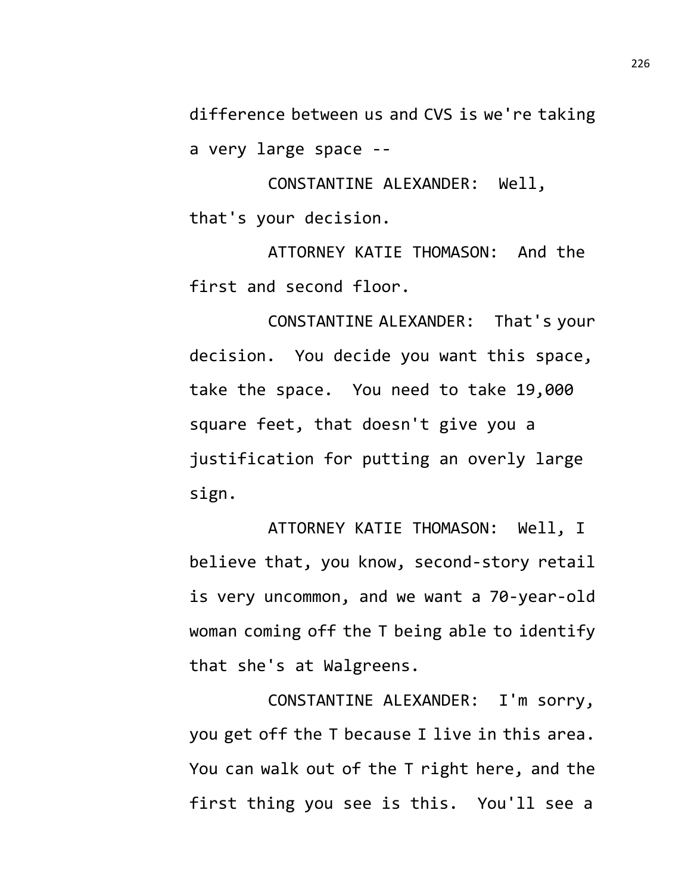difference between us and CVS is we're taking a very large space --

CONSTANTINE ALEXANDER: Well, that's your decision.

ATTORNEY KATIE THOMASON: And the first and second floor.

CONSTANTINE ALEXANDER: That's your decision. You decide you want this space, take the space. You need to take 19,000 square feet, that doesn't give you a justification for putting an overly large sign.

ATTORNEY KATIE THOMASON: Well, I believe that, you know, second-story retail is very uncommon, and we want a 70-year-old woman coming off the T being able to identify that she's at Walgreens.

CONSTANTINE ALEXANDER: I'm sorry, you get off the T because I live in this area. You can walk out of the T right here, and the first thing you see is this. You'll see a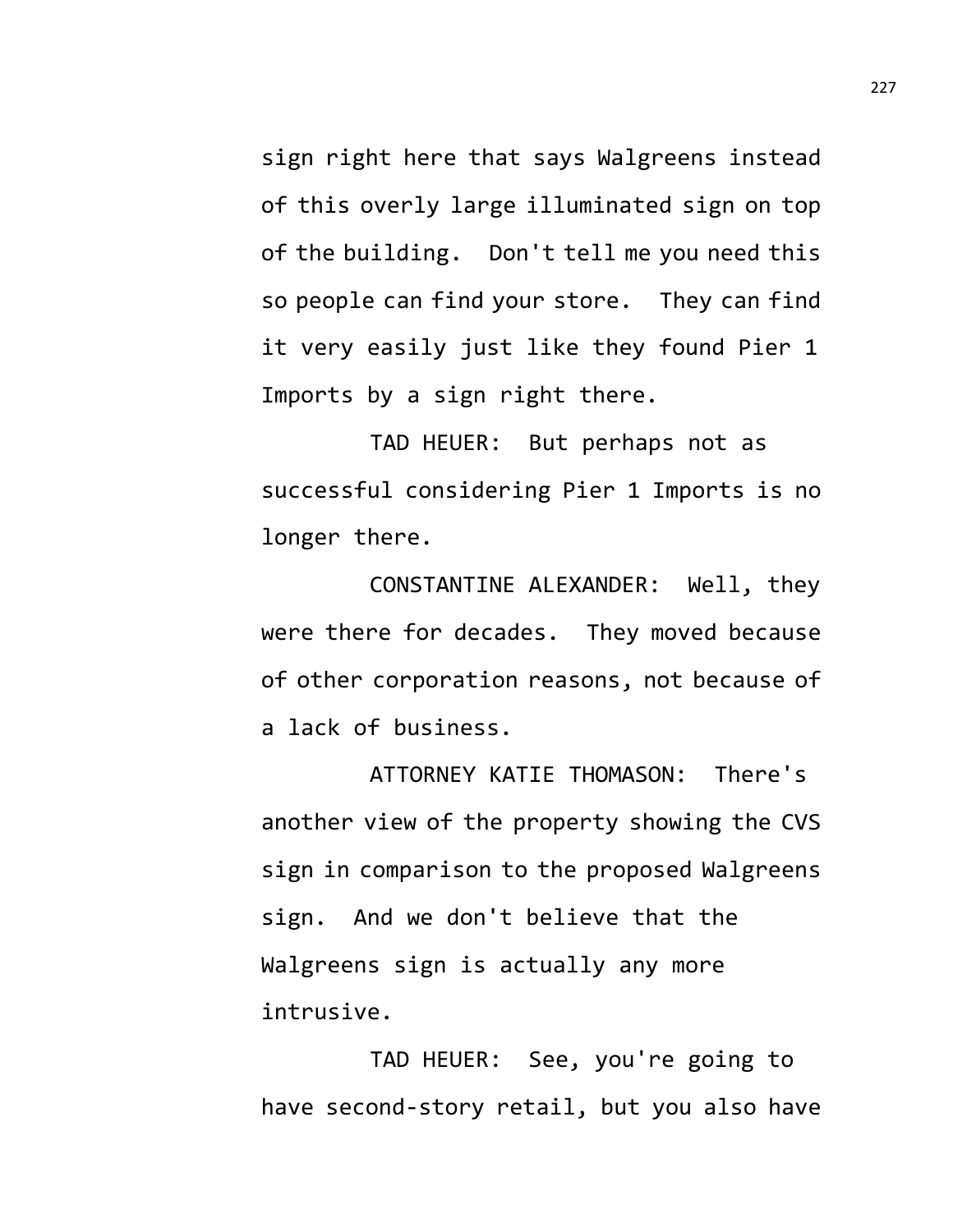sign right here that says Walgreens instead of this overly large illuminated sign on top of the building. Don't tell me you need this so people can find your store. They can find it very easily just like they found Pier 1 Imports by a sign right there.

TAD HEUER: But perhaps not as successful considering Pier 1 Imports is no longer there.

CONSTANTINE ALEXANDER: Well, they were there for decades. They moved because of other corporation reasons, not because of a lack of business.

ATTORNEY KATIE THOMASON: There's another view of the property showing the CVS sign in comparison to the proposed Walgreens sign. And we don't believe that the Walgreens sign is actually any more intrusive.

TAD HEUER: See, you're going to have second-story retail, but you also have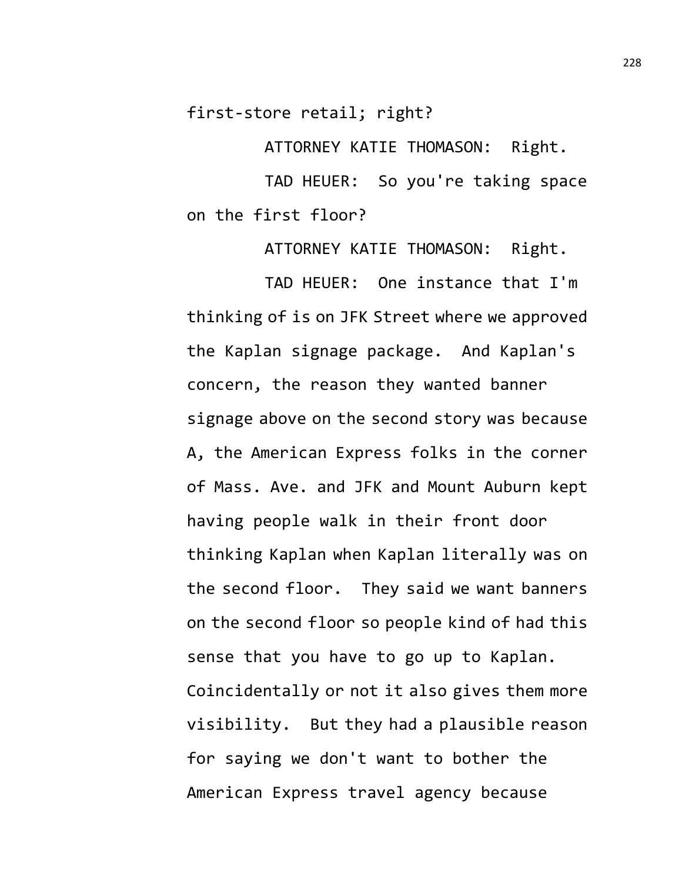first-store retail; right?

ATTORNEY KATIE THOMASON: Right.

TAD HEUER: So you're taking space on the first floor?

ATTORNEY KATIE THOMASON: Right.

TAD HEUER: One instance that I'm thinking of is on JFK Street where we approved the Kaplan signage package. And Kaplan's concern, the reason they wanted banner signage above on the second story was because A, the American Express folks in the corner of Mass. Ave. and JFK and Mount Auburn kept having people walk in their front door thinking Kaplan when Kaplan literally was on the second floor. They said we want banners on the second floor so people kind of had this sense that you have to go up to Kaplan. Coincidentally or not it also gives them more visibility. But they had a plausible reason for saying we don't want to bother the American Express travel agency because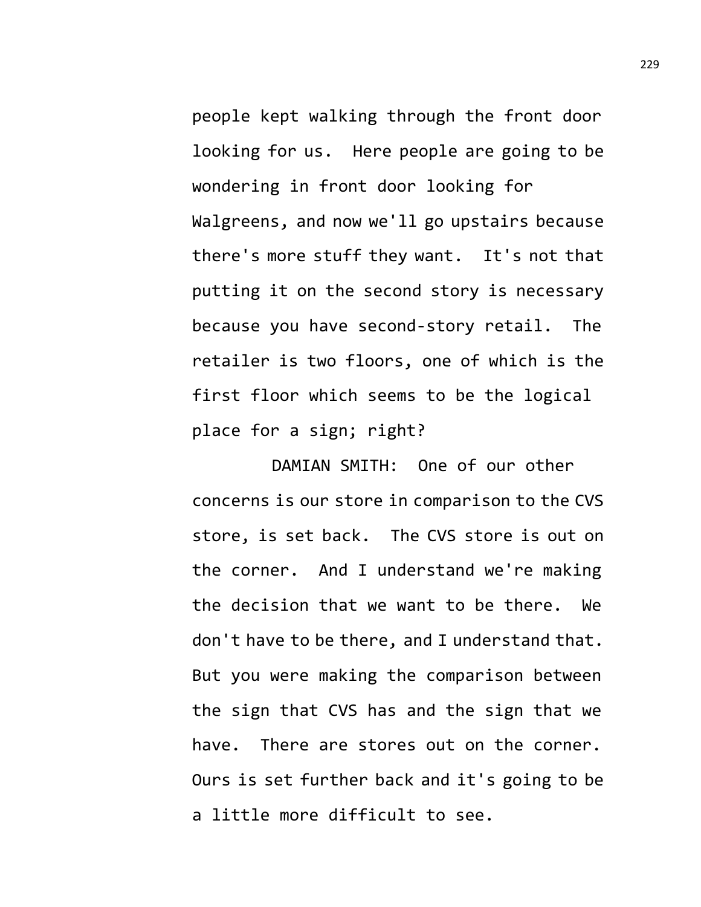people kept walking through the front door looking for us. Here people are going to be wondering in front door looking for Walgreens, and now we'll go upstairs because there's more stuff they want. It's not that putting it on the second story is necessary because you have second-story retail. The retailer is two floors, one of which is the first floor which seems to be the logical place for a sign; right?

DAMIAN SMITH: One of our other concerns is our store in comparison to the CVS store, is set back. The CVS store is out on the corner. And I understand we're making the decision that we want to be there. We don't have to be there, and I understand that. But you were making the comparison between the sign that CVS has and the sign that we have. There are stores out on the corner. Ours is set further back and it's going to be a little more difficult to see.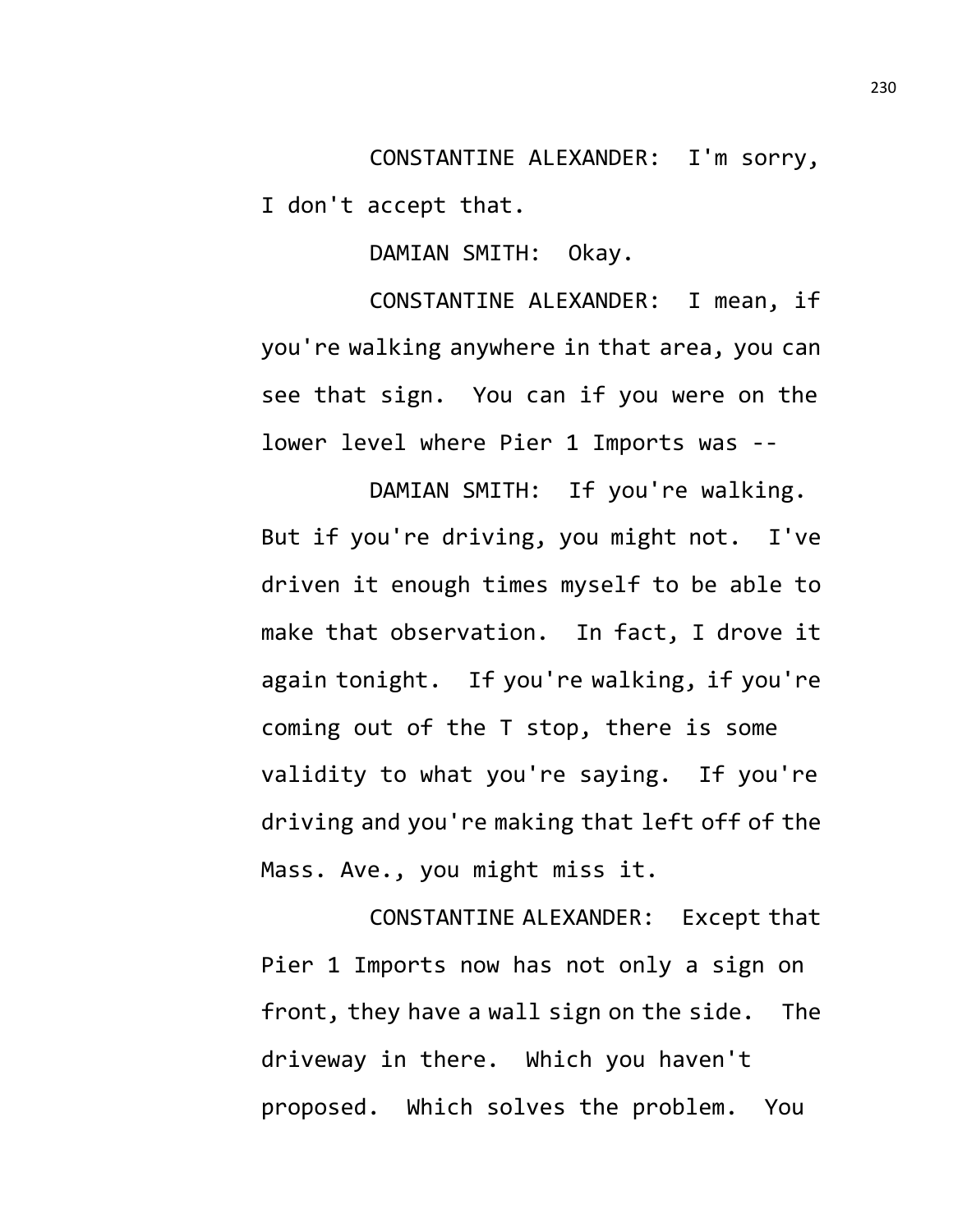CONSTANTINE ALEXANDER: I'm sorry, I don't accept that.

DAMIAN SMITH: Okay.

CONSTANTINE ALEXANDER: I mean, if you're walking anywhere in that area, you can see that sign. You can if you were on the lower level where Pier 1 Imports was --

DAMIAN SMITH: If you're walking. But if you're driving, you might not. I've driven it enough times myself to be able to make that observation. In fact, I drove it again tonight. If you're walking, if you're coming out of the T stop, there is some validity to what you're saying. If you're driving and you're making that left off of the Mass. Ave., you might miss it.

CONSTANTINE ALEXANDER: Except that Pier 1 Imports now has not only a sign on front, they have a wall sign on the side. The driveway in there. Which you haven't proposed. Which solves the problem. You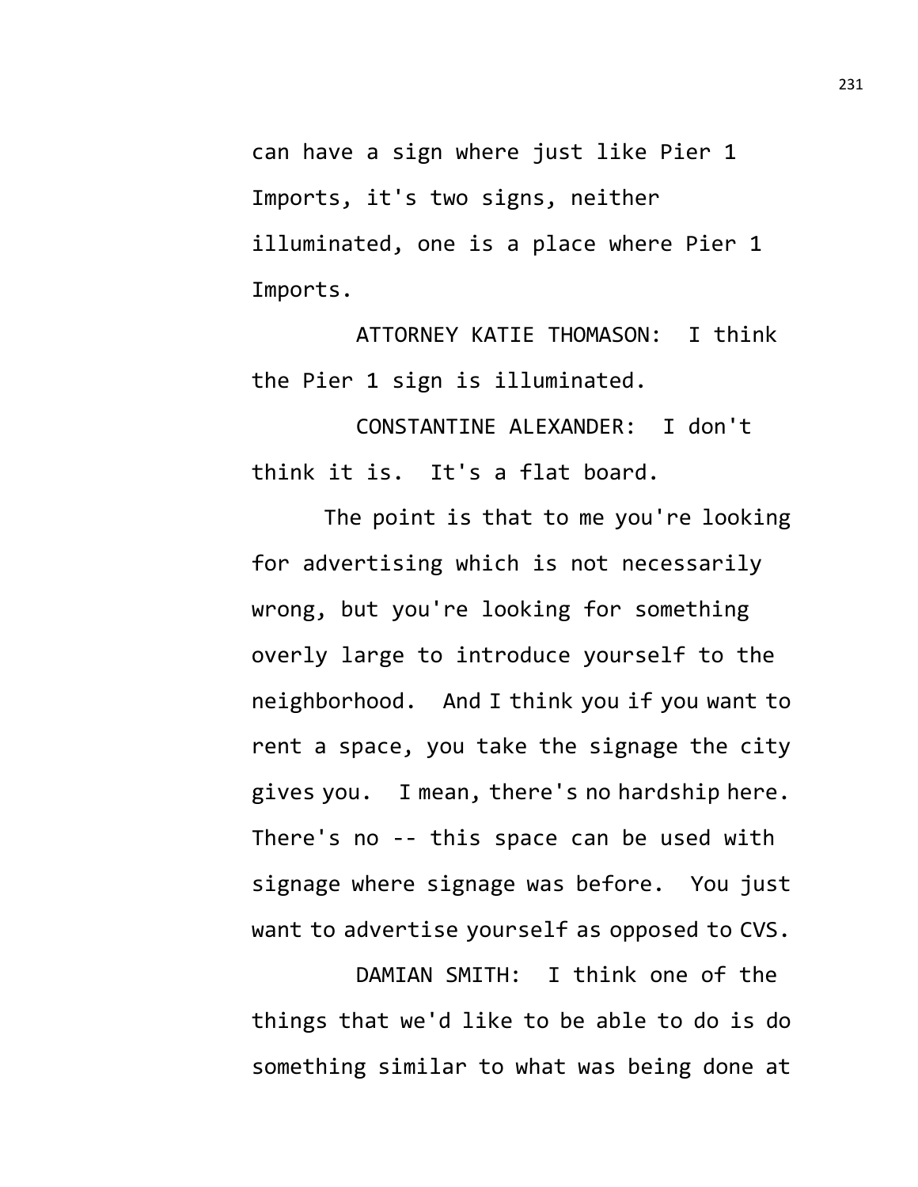can have a sign where just like Pier 1 Imports, it's two signs, neither illuminated, one is a place where Pier 1 Imports.

ATTORNEY KATIE THOMASON: I think the Pier 1 sign is illuminated.

CONSTANTINE ALEXANDER: I don't think it is. It's a flat board.

The point is that to me you're looking for advertising which is not necessarily wrong, but you're looking for something overly large to introduce yourself to the neighborhood. And I think you if you want to rent a space, you take the signage the city gives you. I mean, there's no hardship here. There's no -- this space can be used with signage where signage was before. You just want to advertise yourself as opposed to CVS.

DAMIAN SMITH: I think one of the things that we'd like to be able to do is do something similar to what was being done at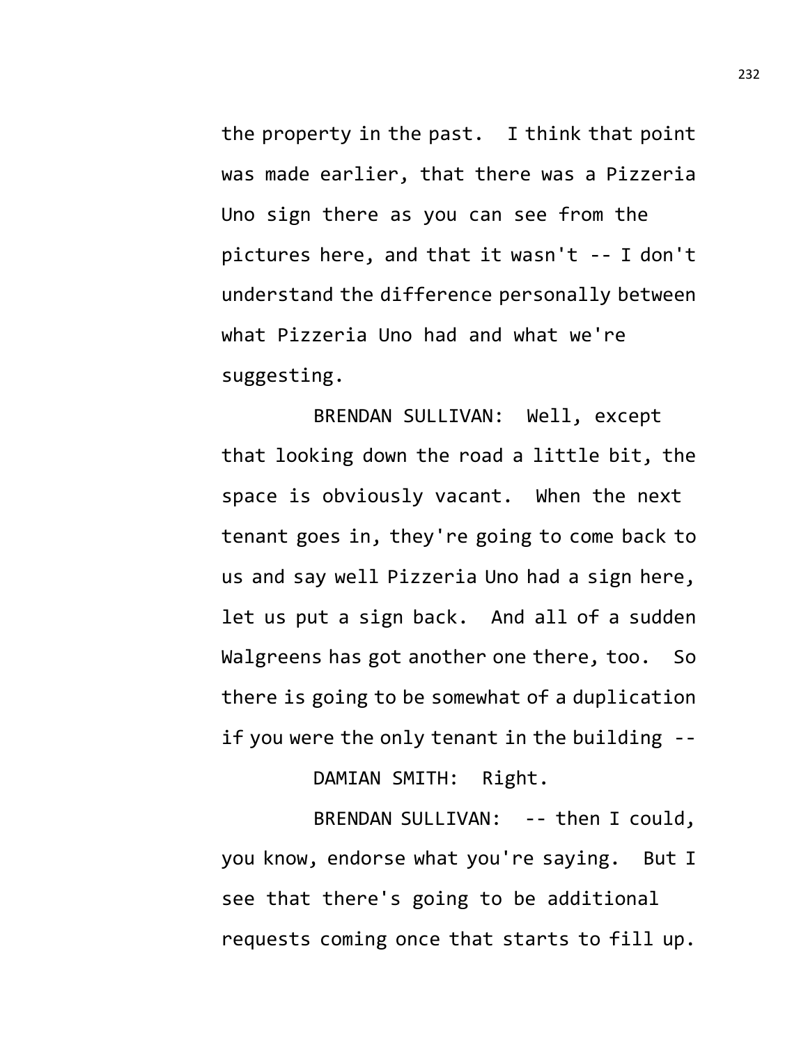the property in the past. I think that point was made earlier, that there was a Pizzeria Uno sign there as you can see from the pictures here, and that it wasn't -- I don't understand the difference personally between what Pizzeria Uno had and what we're suggesting.

BRENDAN SULLIVAN: Well, except that looking down the road a little bit, the space is obviously vacant. When the next tenant goes in, they're going to come back to us and say well Pizzeria Uno had a sign here, let us put a sign back. And all of a sudden Walgreens has got another one there, too. So there is going to be somewhat of a duplication if you were the only tenant in the building --

DAMIAN SMITH: Right.

BRENDAN SULLIVAN: -- then I could, you know, endorse what you're saying. But I see that there's going to be additional requests coming once that starts to fill up.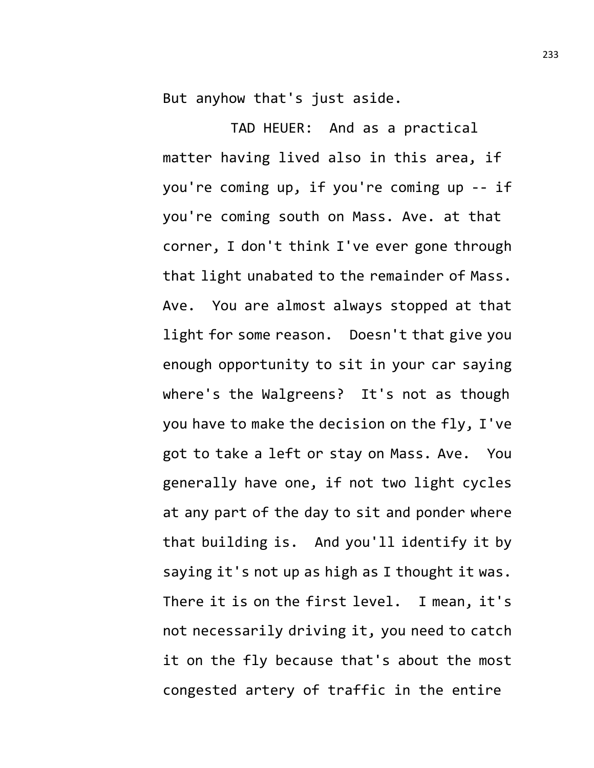But anyhow that's just aside.

TAD HEUER: And as a practical matter having lived also in this area, if you're coming up, if you're coming up -- if you're coming south on Mass. Ave. at that corner, I don't think I've ever gone through that light unabated to the remainder of Mass. Ave. You are almost always stopped at that light for some reason. Doesn't that give you enough opportunity to sit in your car saying where's the Walgreens? It's not as though you have to make the decision on the fly, I've got to take a left or stay on Mass. Ave. You generally have one, if not two light cycles at any part of the day to sit and ponder where that building is. And you'll identify it by saying it's not up as high as I thought it was. There it is on the first level. I mean, it's not necessarily driving it, you need to catch it on the fly because that's about the most congested artery of traffic in the entire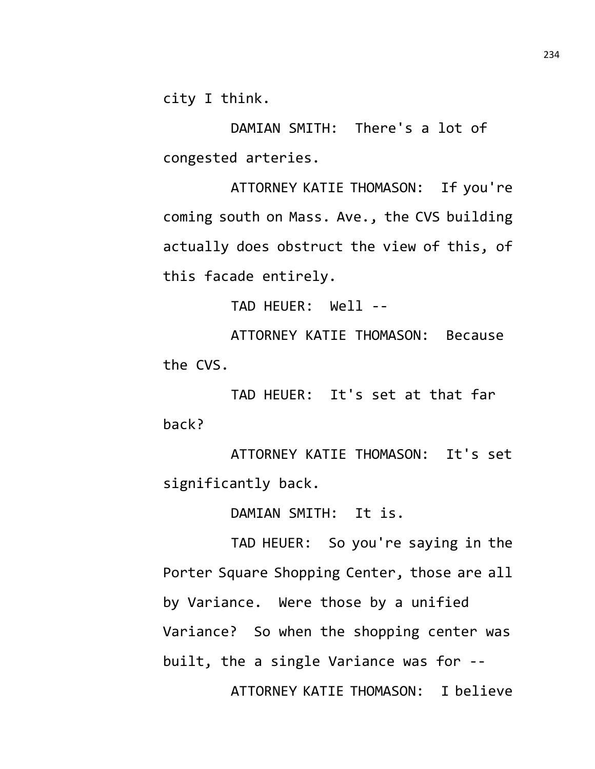city I think.

DAMIAN SMITH: There's a lot of congested arteries.

ATTORNEY KATIE THOMASON: If you're coming south on Mass. Ave., the CVS building actually does obstruct the view of this, of this facade entirely.

TAD HEUER: Well --

ATTORNEY KATIE THOMASON: Because the CVS.

TAD HEUER: It's set at that far back?

ATTORNEY KATIE THOMASON: It's set significantly back.

DAMIAN SMITH: It is.

TAD HEUER: So you're saying in the Porter Square Shopping Center, those are all by Variance. Were those by a unified Variance? So when the shopping center was built, the a single Variance was for --

ATTORNEY KATIE THOMASON: I believe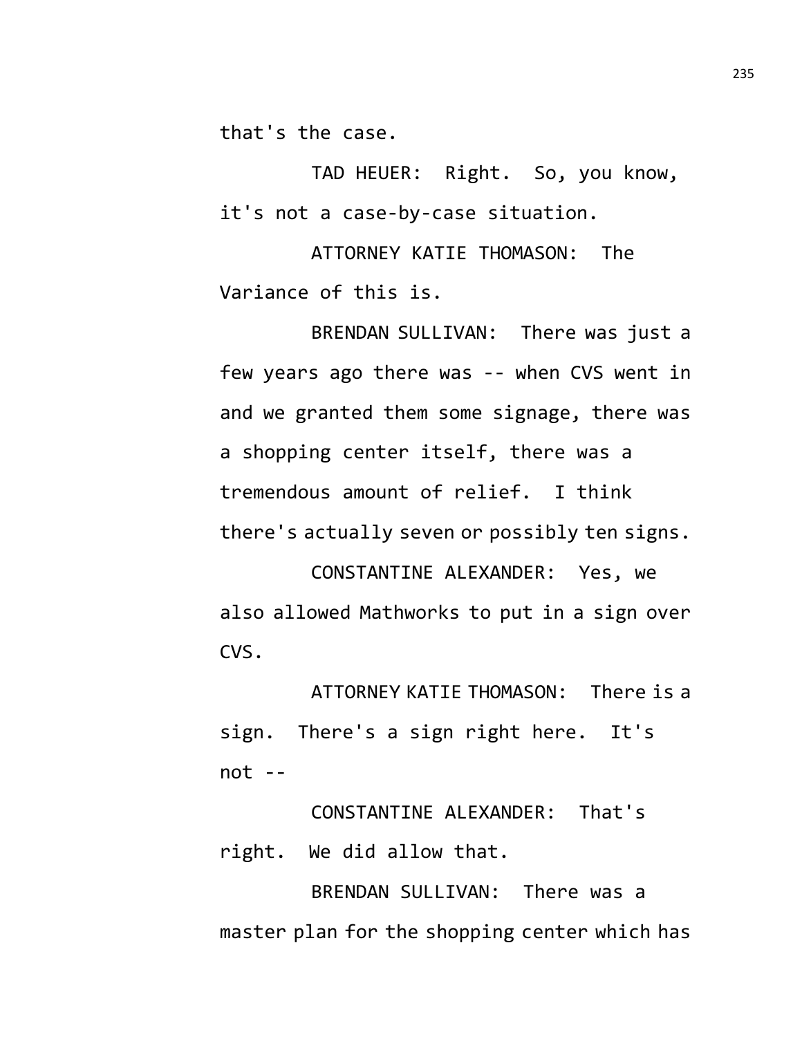that's the case.

TAD HEUER: Right. So, you know, it's not a case-by-case situation.

ATTORNEY KATIE THOMASON: The Variance of this is.

BRENDAN SULLIVAN: There was just a few years ago there was -- when CVS went in and we granted them some signage, there was a shopping center itself, there was a tremendous amount of relief. I think there's actually seven or possibly ten signs.

CONSTANTINE ALEXANDER: Yes, we also allowed Mathworks to put in a sign over CVS.

ATTORNEY KATIE THOMASON: There is a sign. There's a sign right here. It's not --

CONSTANTINE ALEXANDER: That's right. We did allow that.

BRENDAN SULLIVAN: There was a master plan for the shopping center which has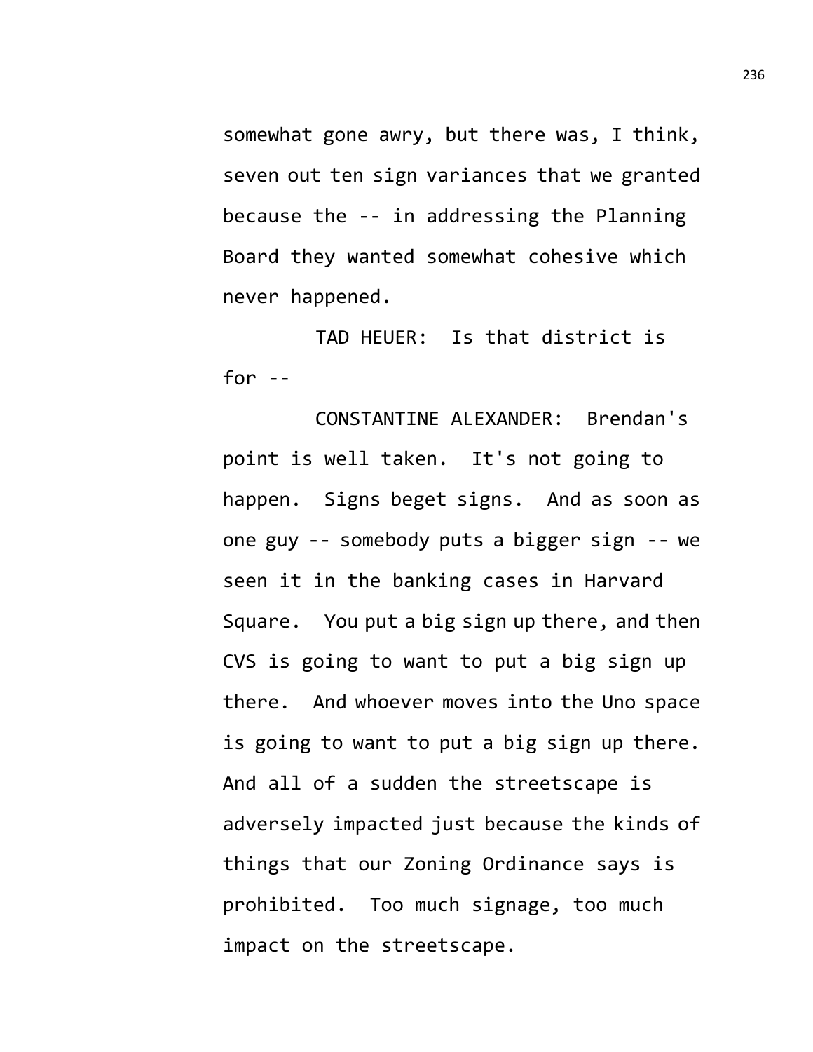somewhat gone awry, but there was, I think, seven out ten sign variances that we granted because the -- in addressing the Planning Board they wanted somewhat cohesive which never happened.

TAD HEUER: Is that district is for --

CONSTANTINE ALEXANDER: Brendan's point is well taken. It's not going to happen. Signs beget signs. And as soon as one guy -- somebody puts a bigger sign -- we seen it in the banking cases in Harvard Square. You put a big sign up there, and then CVS is going to want to put a big sign up there. And whoever moves into the Uno space is going to want to put a big sign up there. And all of a sudden the streetscape is adversely impacted just because the kinds of things that our Zoning Ordinance says is prohibited. Too much signage, too much impact on the streetscape.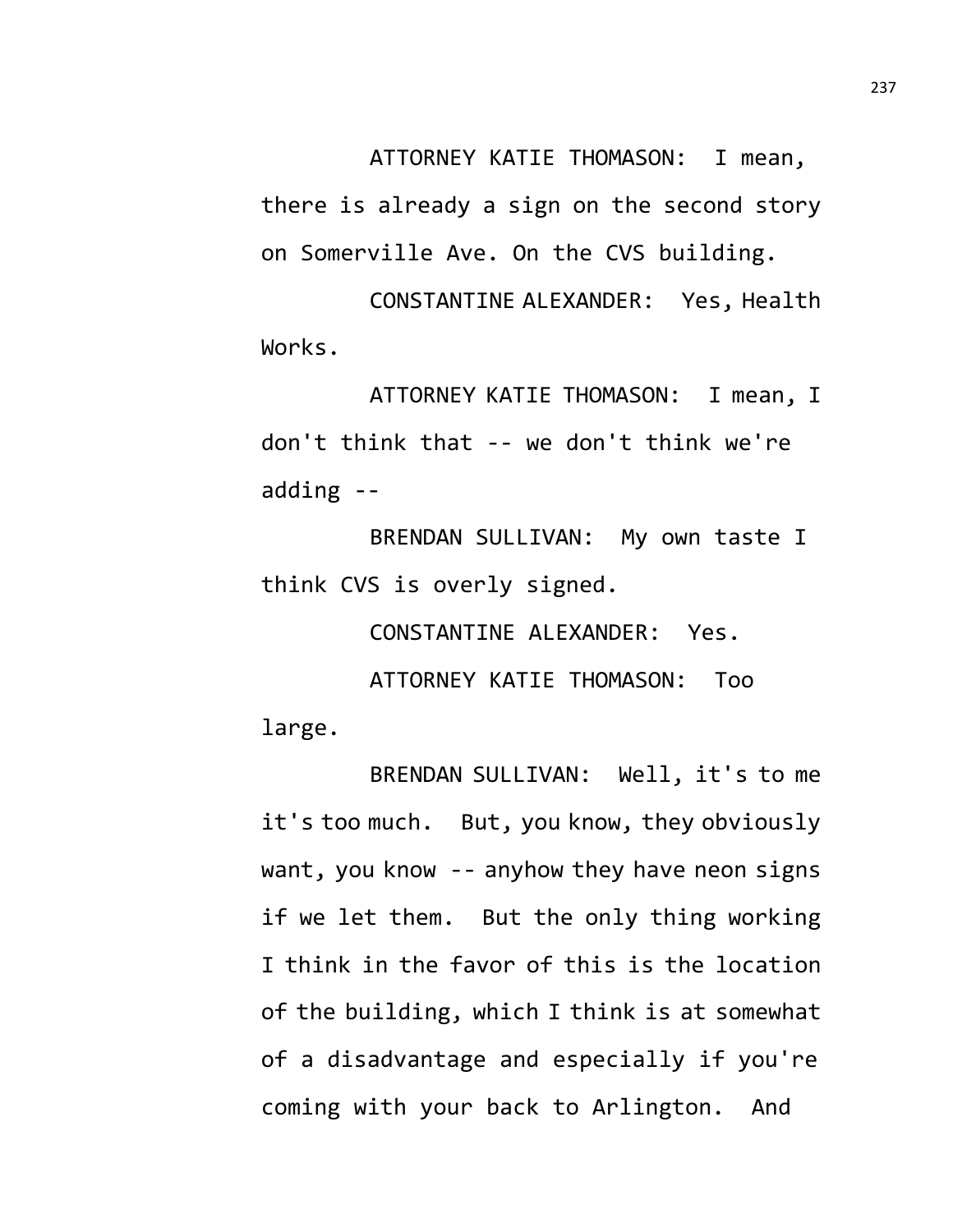ATTORNEY KATIE THOMASON: I mean, there is already a sign on the second story on Somerville Ave. On the CVS building.

CONSTANTINE ALEXANDER: Yes, Health Works.

ATTORNEY KATIE THOMASON: I mean, I don't think that -- we don't think we're adding --

BRENDAN SULLIVAN: My own taste I think CVS is overly signed.

CONSTANTINE ALEXANDER: Yes.

ATTORNEY KATIE THOMASON: Too large.

BRENDAN SULLIVAN: Well, it's to me it's too much. But, you know, they obviously want, you know -- anyhow they have neon signs if we let them. But the only thing working I think in the favor of this is the location of the building, which I think is at somewhat of a disadvantage and especially if you're coming with your back to Arlington. And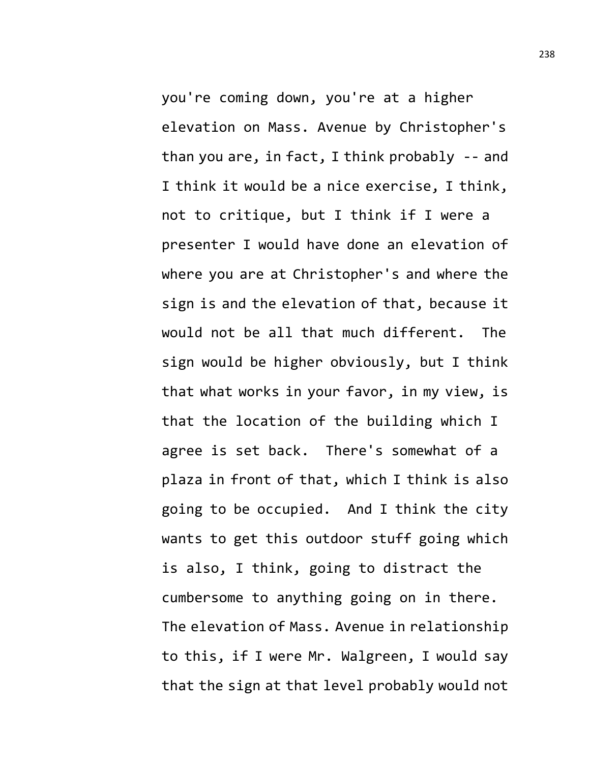you're coming down, you're at a higher elevation on Mass. Avenue by Christopher's than you are, in fact, I think probably -- and I think it would be a nice exercise, I think, not to critique, but I think if I were a presenter I would have done an elevation of where you are at Christopher's and where the sign is and the elevation of that, because it would not be all that much different. The sign would be higher obviously, but I think that what works in your favor, in my view, is that the location of the building which I agree is set back. There's somewhat of a plaza in front of that, which I think is also going to be occupied. And I think the city wants to get this outdoor stuff going which is also, I think, going to distract the cumbersome to anything going on in there. The elevation of Mass. Avenue in relationship to this, if I were Mr. Walgreen, I would say that the sign at that level probably would not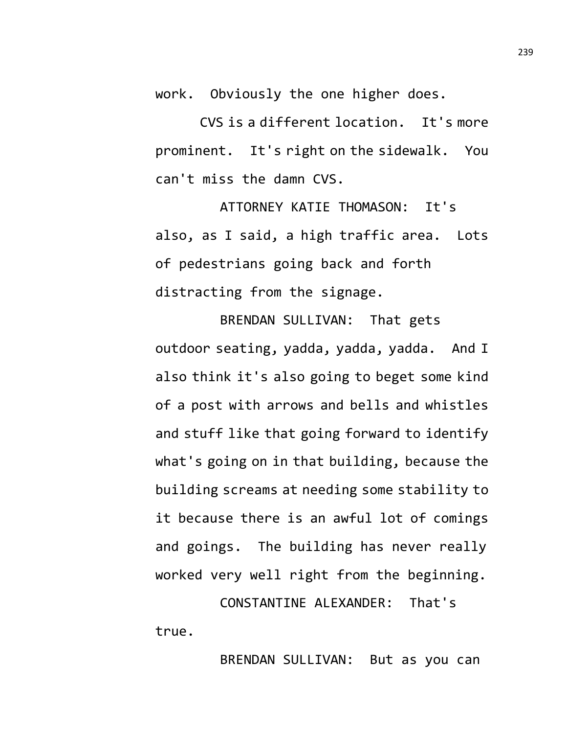work. Obviously the one higher does.

CVS is a different location. It's more prominent. It's right on the sidewalk. You can't miss the damn CVS.

ATTORNEY KATIE THOMASON: It's also, as I said, a high traffic area. Lots of pedestrians going back and forth distracting from the signage.

BRENDAN SULLIVAN: That gets outdoor seating, yadda, yadda, yadda. And I also think it's also going to beget some kind of a post with arrows and bells and whistles and stuff like that going forward to identify what's going on in that building, because the building screams at needing some stability to it because there is an awful lot of comings and goings. The building has never really worked very well right from the beginning.

CONSTANTINE ALEXANDER: That's true.

BRENDAN SULLIVAN: But as you can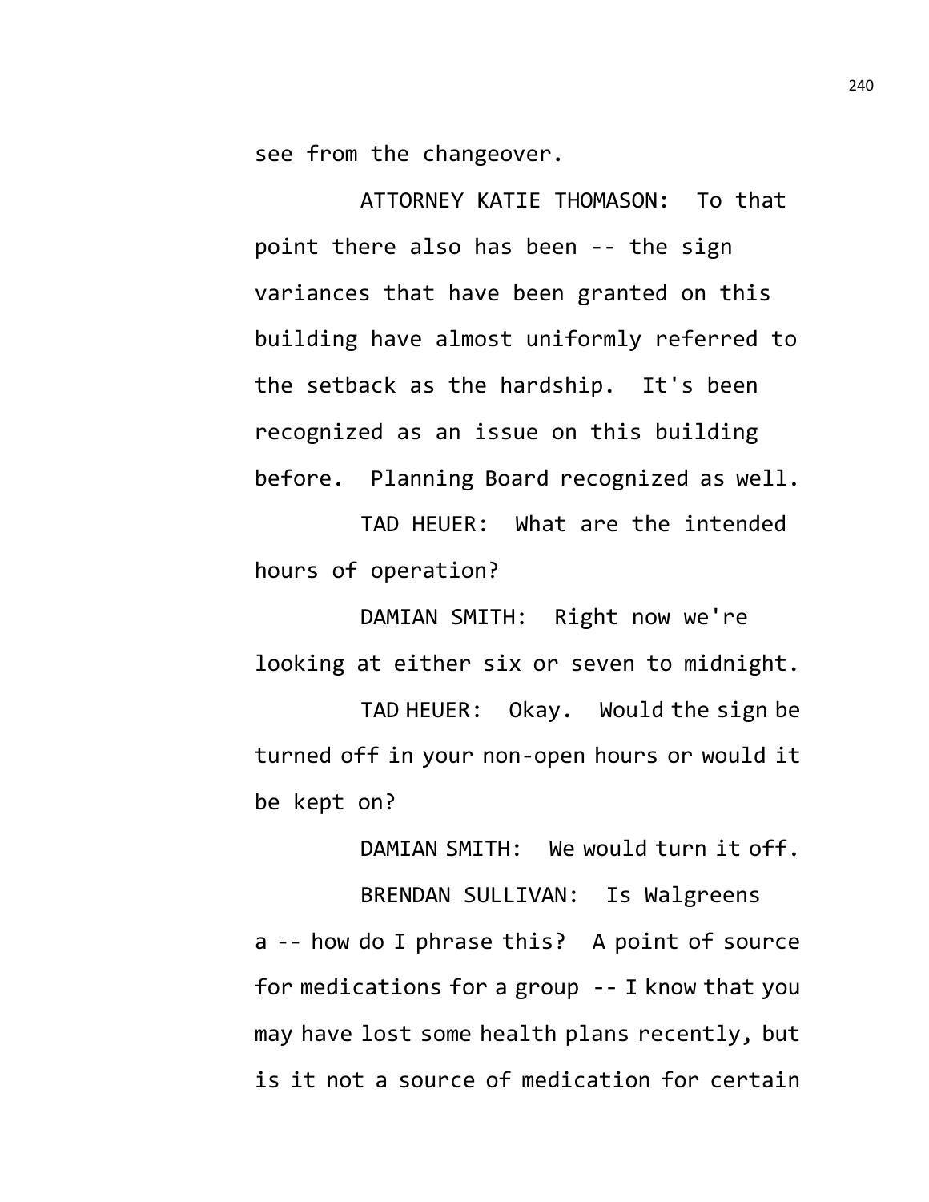see from the changeover.

ATTORNEY KATIE THOMASON: To that point there also has been -- the sign variances that have been granted on this building have almost uniformly referred to the setback as the hardship. It's been recognized as an issue on this building before. Planning Board recognized as well.

TAD HEUER: What are the intended hours of operation?

DAMIAN SMITH: Right now we're looking at either six or seven to midnight.

TAD HEUER: Okay. Would the sign be turned off in your non-open hours or would it be kept on?

DAMIAN SMITH: We would turn it off.

BRENDAN SULLIVAN: Is Walgreens a -- how do I phrase this? A point of source for medications for a group -- I know that you may have lost some health plans recently, but is it not a source of medication for certain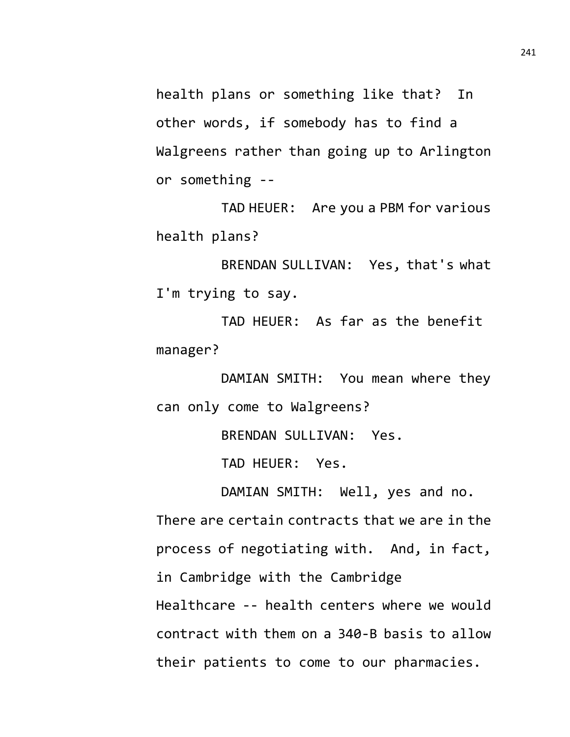health plans or something like that? In other words, if somebody has to find a Walgreens rather than going up to Arlington or something --

TAD HEUER: Are you a PBM for various health plans?

BRENDAN SULLIVAN: Yes, that's what I'm trying to say.

TAD HEUER: As far as the benefit manager?

DAMIAN SMITH: You mean where they can only come to Walgreens?

BRENDAN SULLIVAN: Yes.

TAD HEUER: Yes.

DAMIAN SMITH: Well, yes and no. There are certain contracts that we are in the process of negotiating with. And, in fact, in Cambridge with the Cambridge Healthcare -- health centers where we would contract with them on a 340-B basis to allow their patients to come to our pharmacies.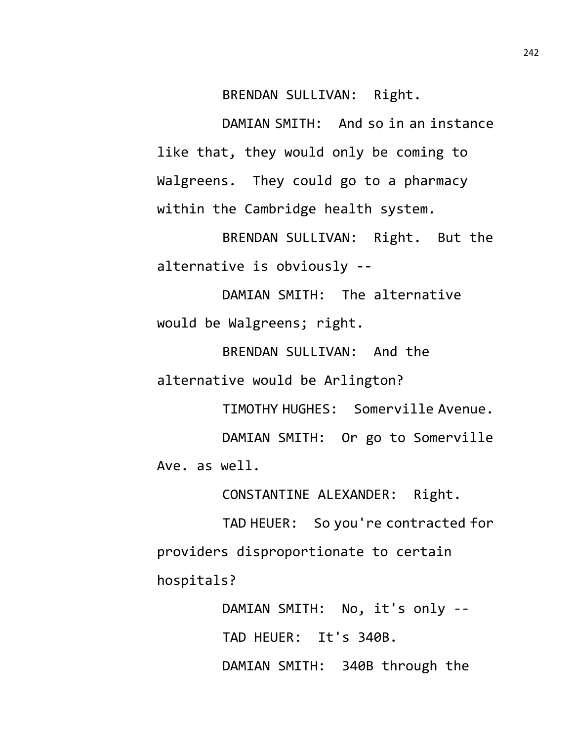BRENDAN SULLIVAN: Right.

DAMIAN SMITH: And so in an instance like that, they would only be coming to Walgreens. They could go to a pharmacy within the Cambridge health system.

BRENDAN SULLIVAN: Right. But the alternative is obviously --

DAMIAN SMITH: The alternative would be Walgreens; right.

BRENDAN SULLIVAN: And the alternative would be Arlington?

TIMOTHY HUGHES: Somerville Avenue.

DAMIAN SMITH: Or go to Somerville Ave. as well.

CONSTANTINE ALEXANDER: Right.

TAD HEUER: So you're contracted for providers disproportionate to certain hospitals?

DAMIAN SMITH: No, it's only --

TAD HEUER: It's 340B.

DAMIAN SMITH: 340B through the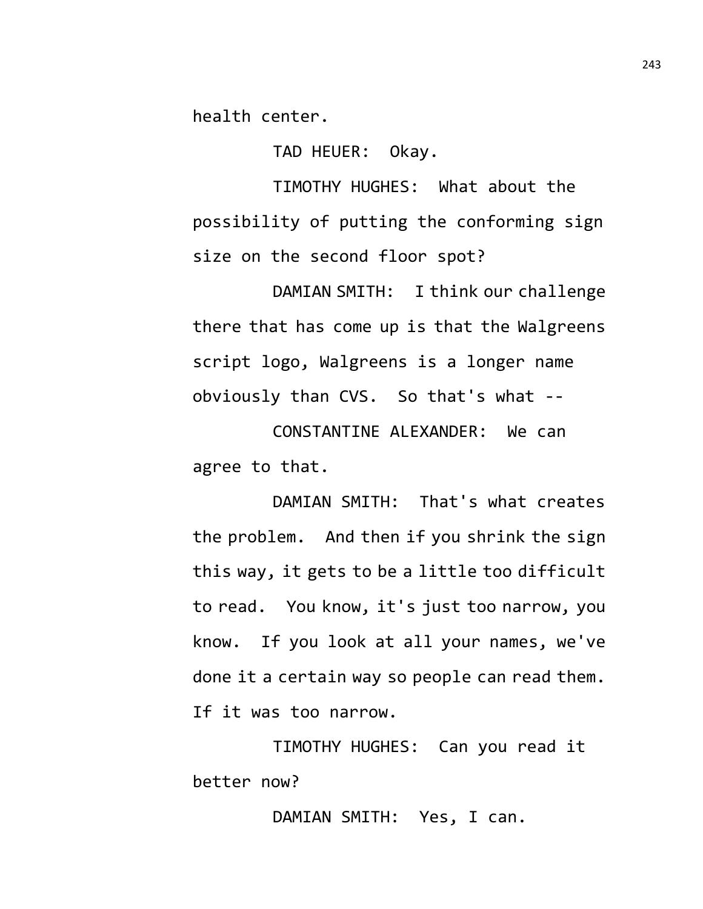health center.

TAD HEUER: Okay.

TIMOTHY HUGHES: What about the possibility of putting the conforming sign size on the second floor spot?

DAMIAN SMITH: I think our challenge there that has come up is that the Walgreens script logo, Walgreens is a longer name obviously than CVS. So that's what --

CONSTANTINE ALEXANDER: We can agree to that.

DAMIAN SMITH: That's what creates the problem. And then if you shrink the sign this way, it gets to be a little too difficult to read. You know, it's just too narrow, you know. If you look at all your names, we've done it a certain way so people can read them. If it was too narrow.

TIMOTHY HUGHES: Can you read it better now?

DAMIAN SMITH: Yes, I can.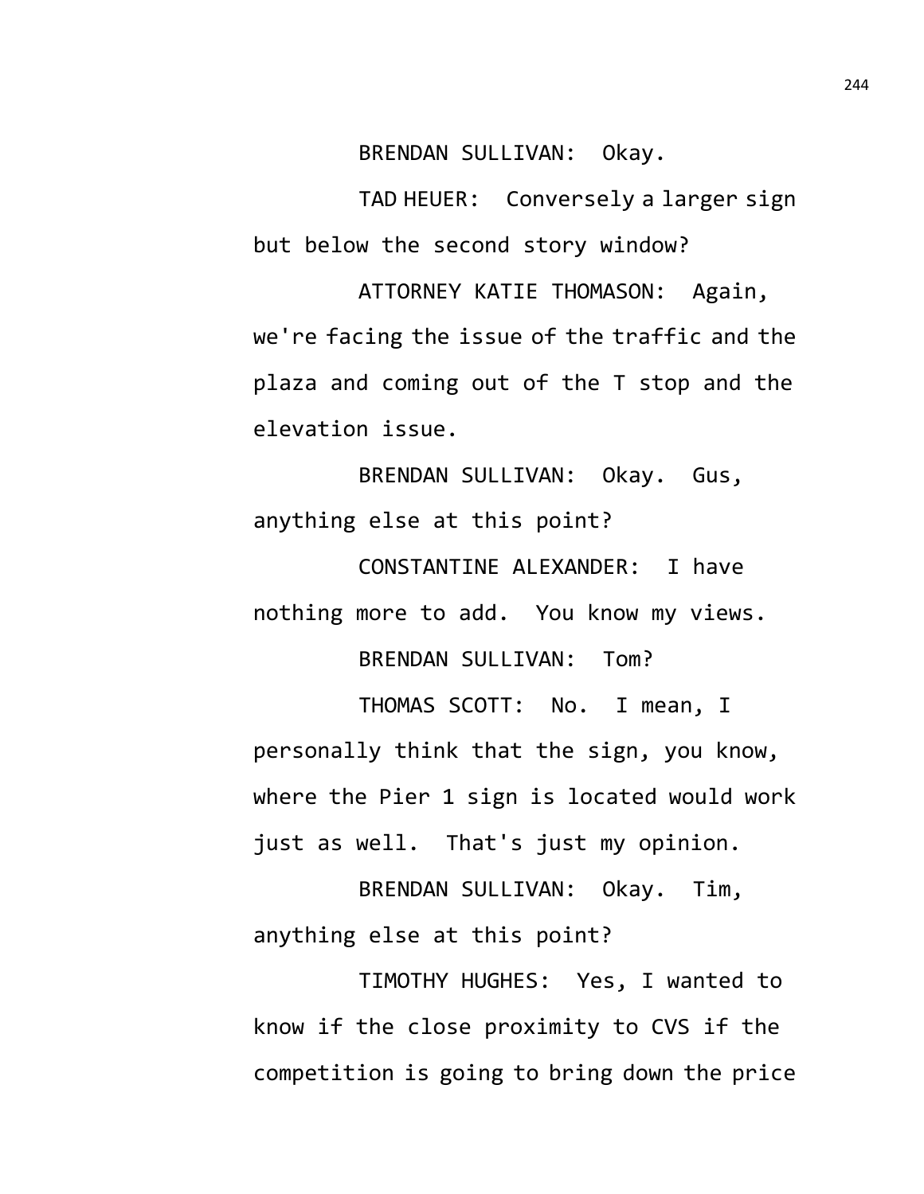BRENDAN SULLIVAN: Okay.

TAD HEUER: Conversely a larger sign but below the second story window?

ATTORNEY KATIE THOMASON: Again, we're facing the issue of the traffic and the plaza and coming out of the T stop and the elevation issue.

BRENDAN SULLIVAN: Okay. Gus, anything else at this point?

CONSTANTINE ALEXANDER: I have nothing more to add. You know my views.

BRENDAN SULLIVAN: Tom?

THOMAS SCOTT: No. I mean, I personally think that the sign, you know, where the Pier 1 sign is located would work just as well. That's just my opinion.

BRENDAN SULLIVAN: Okay. Tim, anything else at this point?

TIMOTHY HUGHES: Yes, I wanted to know if the close proximity to CVS if the competition is going to bring down the price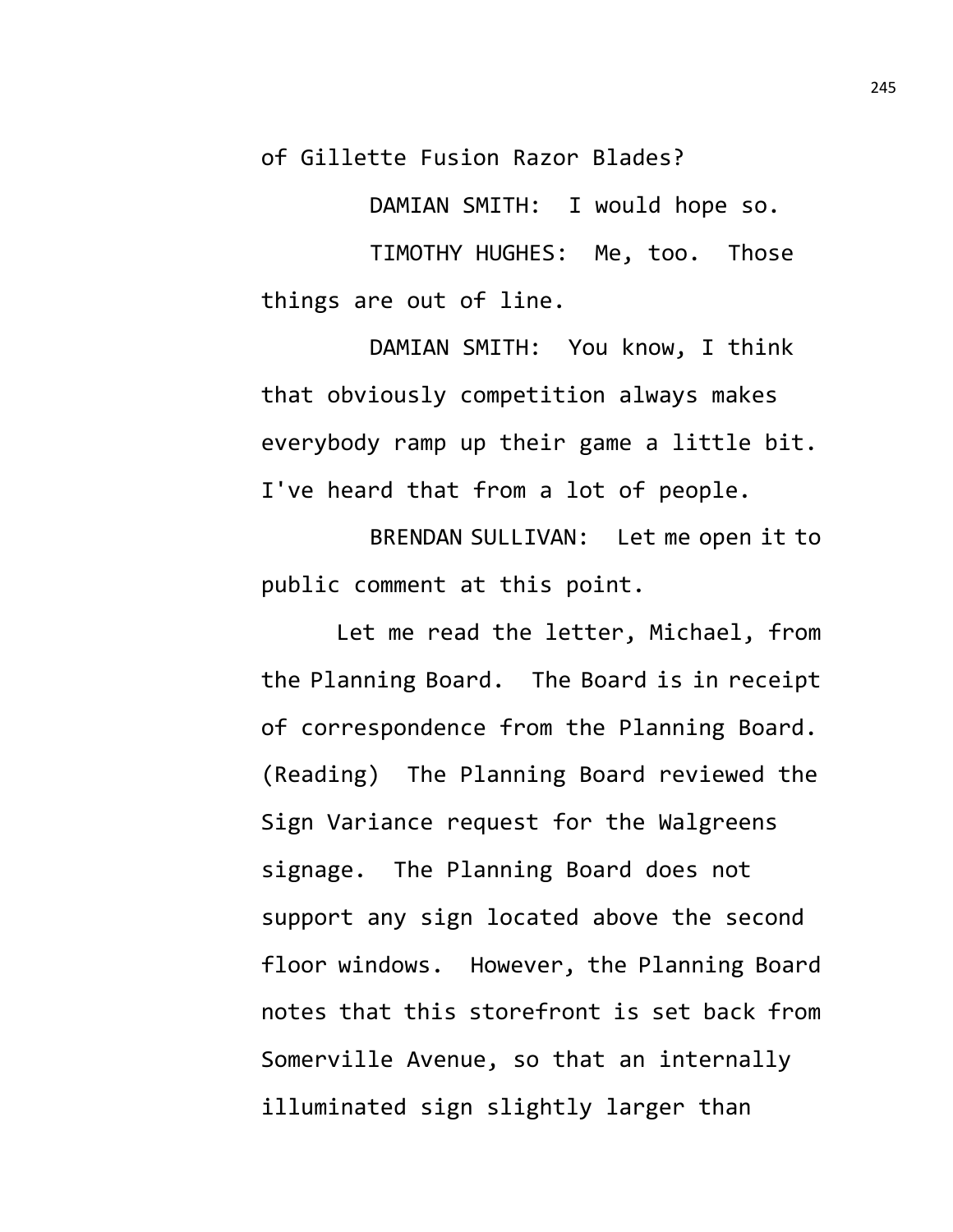of Gillette Fusion Razor Blades?

DAMIAN SMITH: I would hope so.

TIMOTHY HUGHES: Me, too. Those things are out of line.

DAMIAN SMITH: You know, I think that obviously competition always makes everybody ramp up their game a little bit. I've heard that from a lot of people.

BRENDAN SULLIVAN: Let me open it to public comment at this point.

Let me read the letter, Michael, from the Planning Board. The Board is in receipt of correspondence from the Planning Board. (Reading) The Planning Board reviewed the Sign Variance request for the Walgreens signage. The Planning Board does not support any sign located above the second floor windows. However, the Planning Board notes that this storefront is set back from Somerville Avenue, so that an internally illuminated sign slightly larger than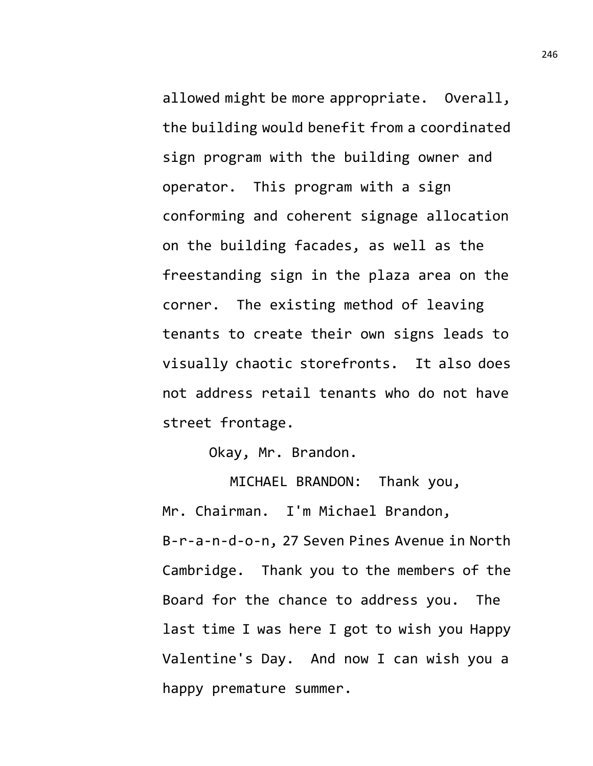allowed might be more appropriate. Overall, the building would benefit from a coordinated sign program with the building owner and operator. This program with a sign conforming and coherent signage allocation on the building facades, as well as the freestanding sign in the plaza area on the corner. The existing method of leaving tenants to create their own signs leads to visually chaotic storefronts. It also does not address retail tenants who do not have street frontage.

Okay, Mr. Brandon.

MICHAEL BRANDON: Thank you, Mr. Chairman. I'm Michael Brandon, B-r-a-n-d-o-n, 27 Seven Pines Avenue in North Cambridge. Thank you to the members of the Board for the chance to address you. The last time I was here I got to wish you Happy Valentine's Day. And now I can wish you a happy premature summer.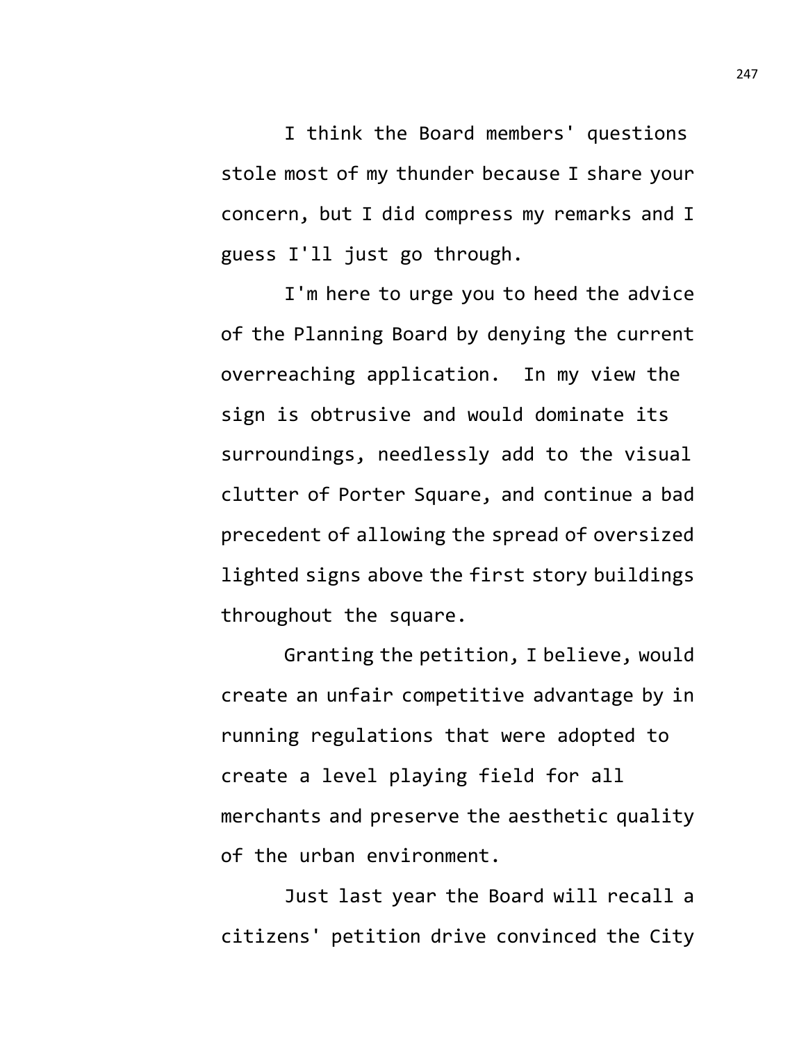I think the Board members' questions stole most of my thunder because I share your concern, but I did compress my remarks and I guess I'll just go through.

I'm here to urge you to heed the advice of the Planning Board by denying the current overreaching application. In my view the sign is obtrusive and would dominate its surroundings, needlessly add to the visual clutter of Porter Square, and continue a bad precedent of allowing the spread of oversized lighted signs above the first story buildings throughout the square.

Granting the petition, I believe, would create an unfair competitive advantage by in running regulations that were adopted to create a level playing field for all merchants and preserve the aesthetic quality of the urban environment.

Just last year the Board will recall a citizens' petition drive convinced the City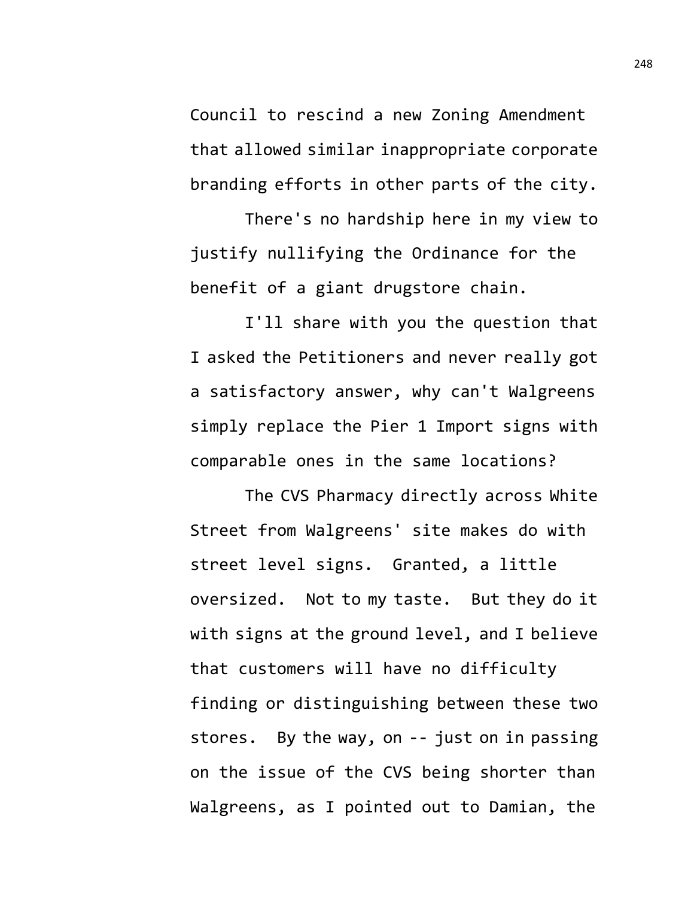Council to rescind a new Zoning Amendment that allowed similar inappropriate corporate branding efforts in other parts of the city.

There's no hardship here in my view to justify nullifying the Ordinance for the benefit of a giant drugstore chain.

I'll share with you the question that I asked the Petitioners and never really got a satisfactory answer, why can't Walgreens simply replace the Pier 1 Import signs with comparable ones in the same locations?

The CVS Pharmacy directly across White Street from Walgreens' site makes do with street level signs. Granted, a little oversized. Not to my taste. But they do it with signs at the ground level, and I believe that customers will have no difficulty finding or distinguishing between these two stores. By the way, on -- just on in passing on the issue of the CVS being shorter than Walgreens, as I pointed out to Damian, the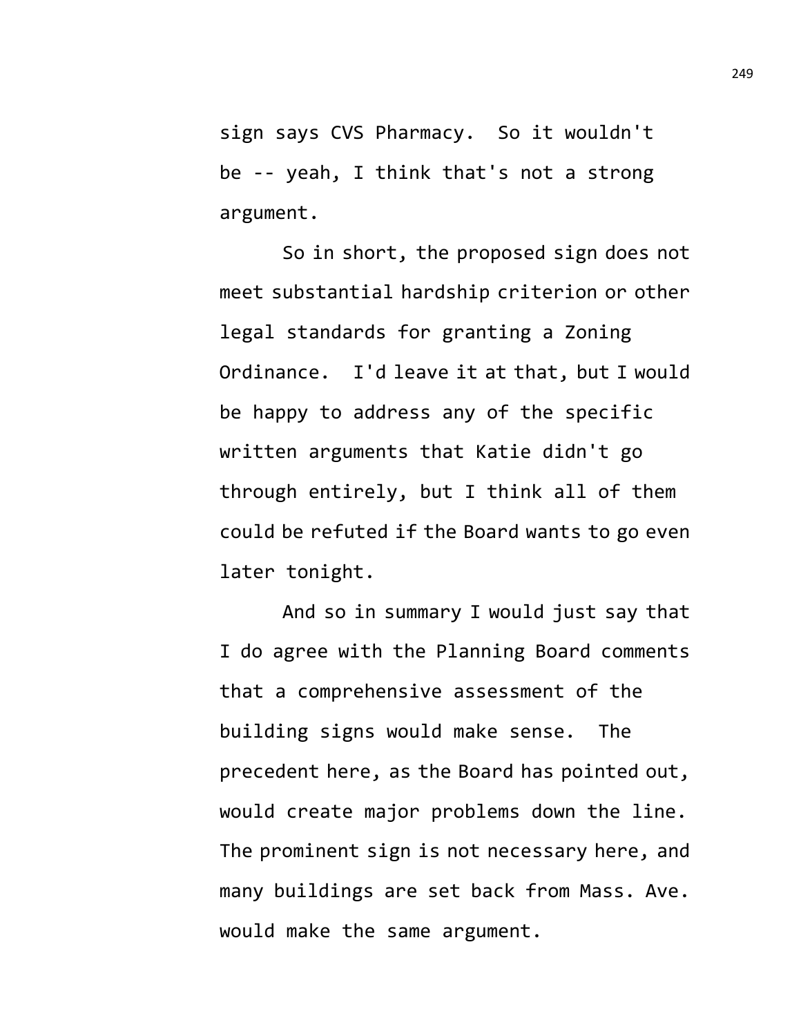sign says CVS Pharmacy. So it wouldn't be -- yeah, I think that's not a strong argument.

So in short, the proposed sign does not meet substantial hardship criterion or other legal standards for granting a Zoning Ordinance. I'd leave it at that, but I would be happy to address any of the specific written arguments that Katie didn't go through entirely, but I think all of them could be refuted if the Board wants to go even later tonight.

And so in summary I would just say that I do agree with the Planning Board comments that a comprehensive assessment of the building signs would make sense. The precedent here, as the Board has pointed out, would create major problems down the line. The prominent sign is not necessary here, and many buildings are set back from Mass. Ave. would make the same argument.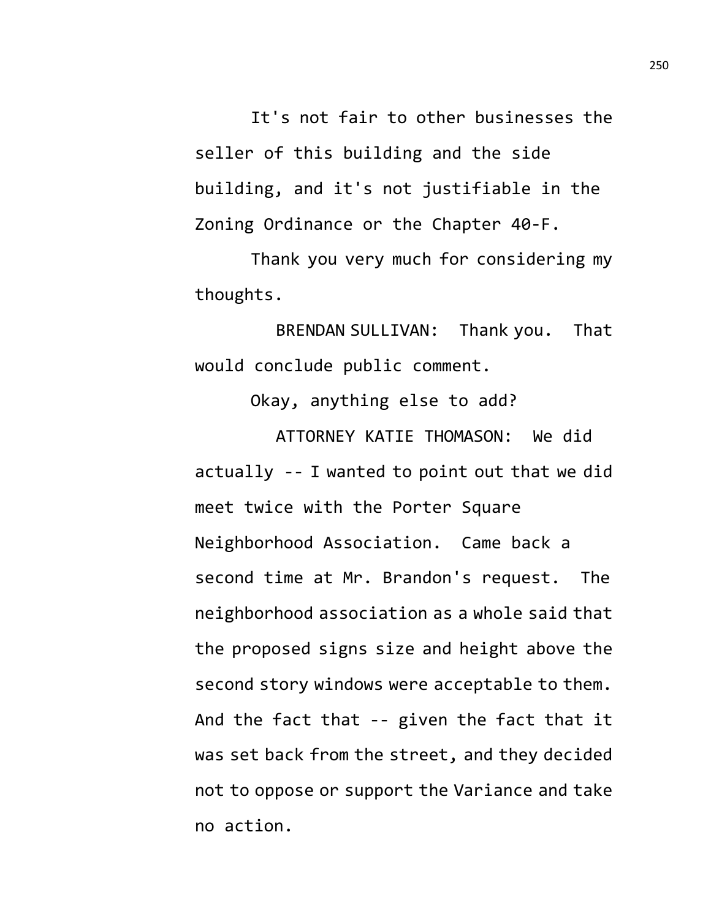It's not fair to other businesses the seller of this building and the side building, and it's not justifiable in the Zoning Ordinance or the Chapter 40-F.

Thank you very much for considering my thoughts.

BRENDAN SULLIVAN: Thank you. That would conclude public comment.

Okay, anything else to add?

ATTORNEY KATIE THOMASON: We did actually -- I wanted to point out that we did meet twice with the Porter Square Neighborhood Association. Came back a second time at Mr. Brandon's request. The neighborhood association as a whole said that the proposed signs size and height above the second story windows were acceptable to them. And the fact that -- given the fact that it was set back from the street, and they decided not to oppose or support the Variance and take no action.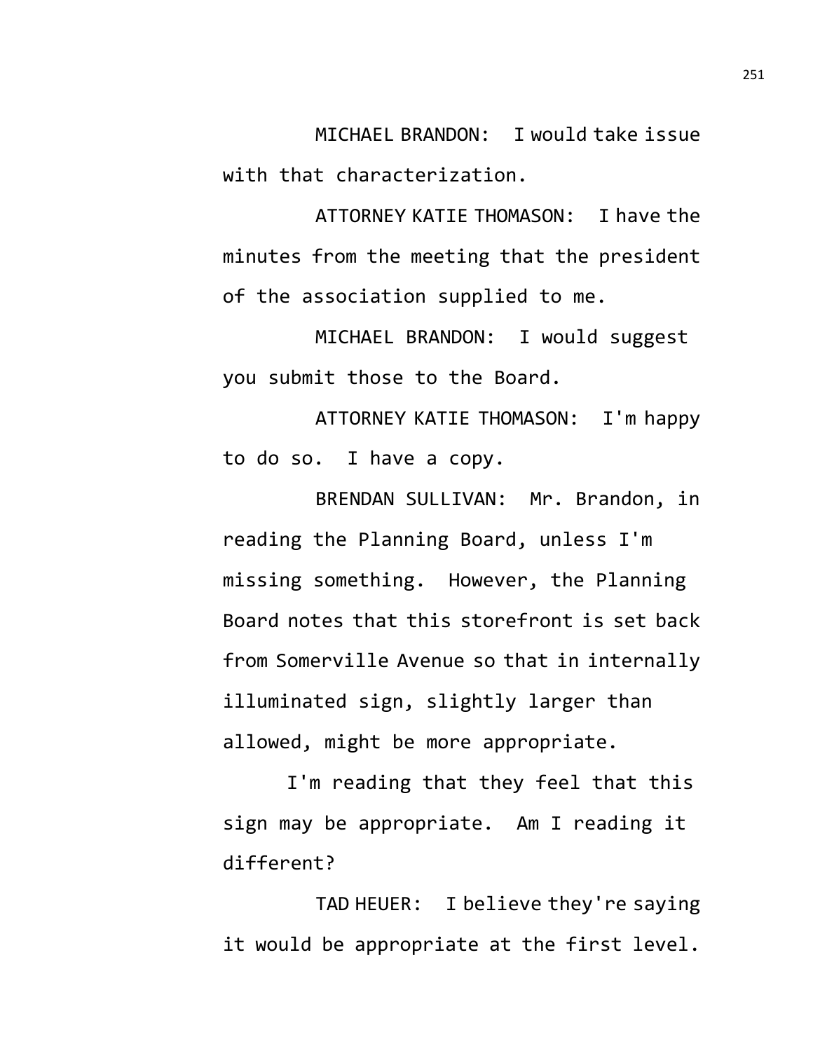MICHAEL BRANDON: I would take issue with that characterization.

ATTORNEY KATIE THOMASON: I have the minutes from the meeting that the president of the association supplied to me.

MICHAEL BRANDON: I would suggest you submit those to the Board.

ATTORNEY KATIE THOMASON: I'm happy to do so. I have a copy.

BRENDAN SULLIVAN: Mr. Brandon, in reading the Planning Board, unless I'm missing something. However, the Planning Board notes that this storefront is set back from Somerville Avenue so that in internally illuminated sign, slightly larger than allowed, might be more appropriate.

I'm reading that they feel that this sign may be appropriate. Am I reading it different?

TAD HEUER: I believe they're saying it would be appropriate at the first level.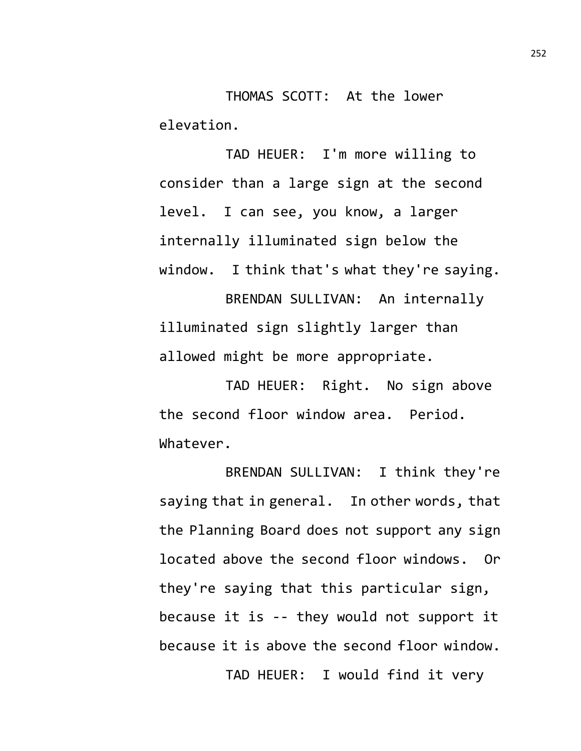THOMAS SCOTT: At the lower elevation.

TAD HEUER: I'm more willing to consider than a large sign at the second level. I can see, you know, a larger internally illuminated sign below the window. I think that's what they're saying.

BRENDAN SULLIVAN: An internally illuminated sign slightly larger than allowed might be more appropriate.

TAD HEUER: Right. No sign above the second floor window area. Period. Whatever.

BRENDAN SULLIVAN: I think they're saying that in general. In other words, that the Planning Board does not support any sign located above the second floor windows. Or they're saying that this particular sign, because it is -- they would not support it because it is above the second floor window.

TAD HEUER: I would find it very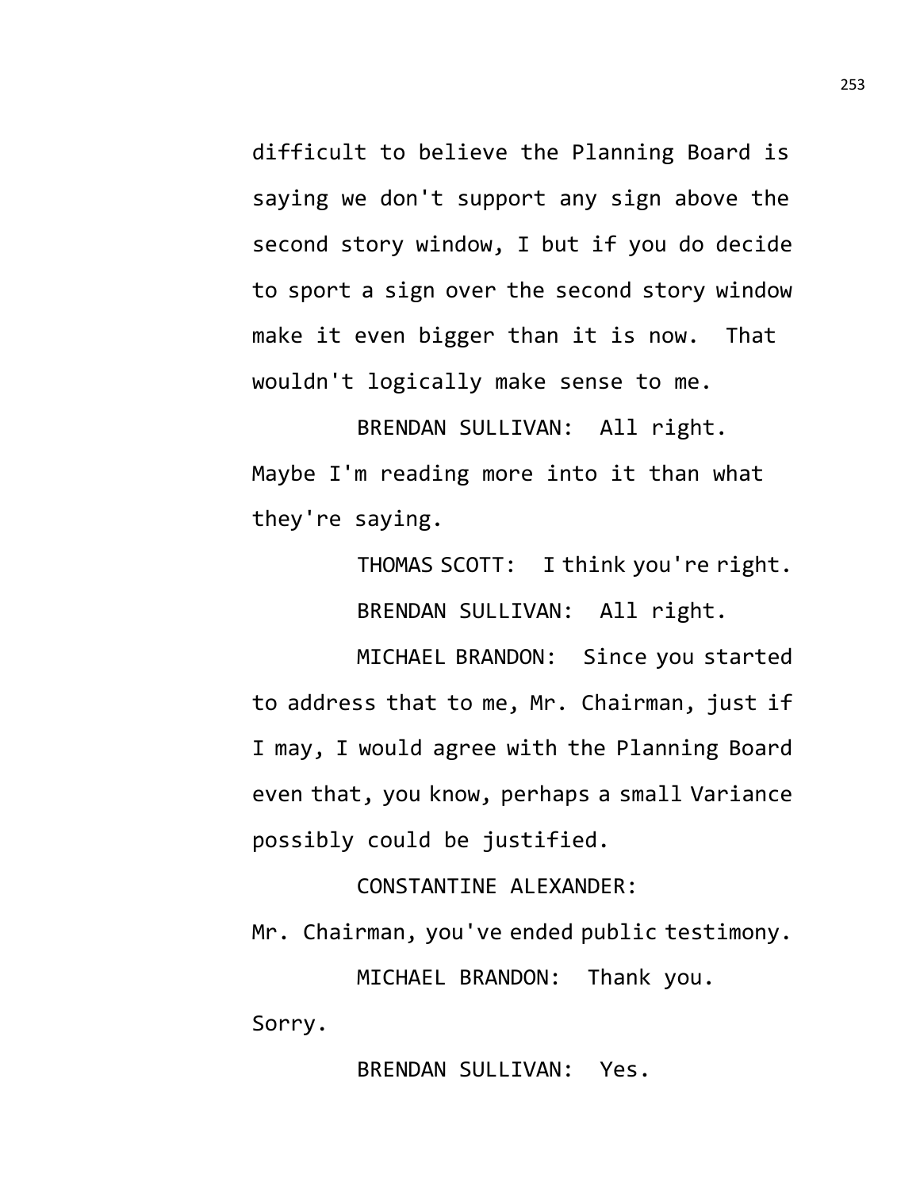difficult to believe the Planning Board is saying we don't support any sign above the second story window, I but if you do decide to sport a sign over the second story window make it even bigger than it is now. That wouldn't logically make sense to me.

BRENDAN SULLIVAN: All right. Maybe I'm reading more into it than what they're saying.

THOMAS SCOTT: I think you're right.

BRENDAN SULLIVAN: All right.

MICHAEL BRANDON: Since you started to address that to me, Mr. Chairman, just if I may, I would agree with the Planning Board even that, you know, perhaps a small Variance possibly could be justified.

CONSTANTINE ALEXANDER: Mr. Chairman, you've ended public testimony.

MICHAEL BRANDON: Thank you. Sorry.

BRENDAN SULLIVAN: Yes.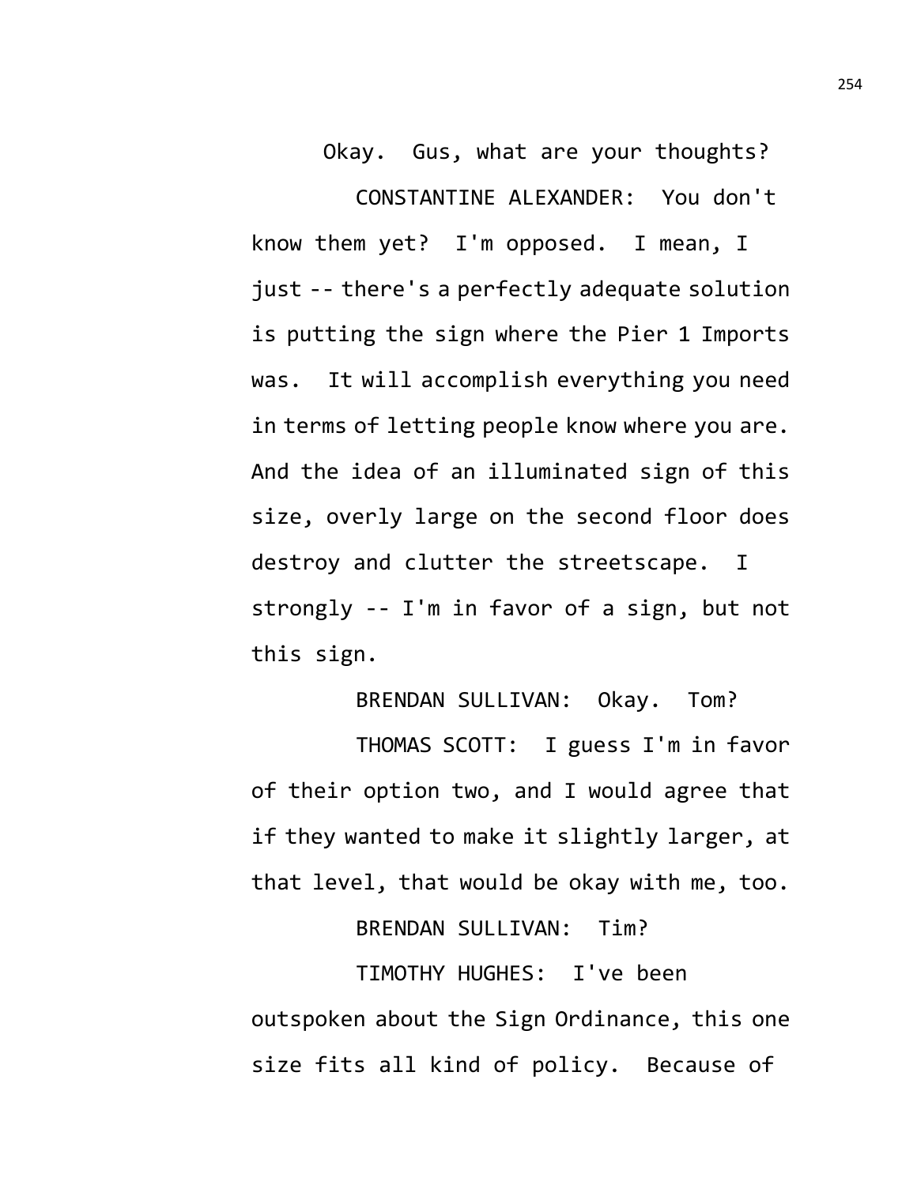Okay. Gus, what are your thoughts?

CONSTANTINE ALEXANDER: You don't know them yet? I'm opposed. I mean, I just -- there's a perfectly adequate solution is putting the sign where the Pier 1 Imports was. It will accomplish everything you need in terms of letting people know where you are. And the idea of an illuminated sign of this size, overly large on the second floor does destroy and clutter the streetscape. I strongly -- I'm in favor of a sign, but not this sign.

BRENDAN SULLIVAN: Okay. Tom?

THOMAS SCOTT: I guess I'm in favor of their option two, and I would agree that if they wanted to make it slightly larger, at that level, that would be okay with me, too.

BRENDAN SULLIVAN: Tim?

TIMOTHY HUGHES: I've been outspoken about the Sign Ordinance, this one size fits all kind of policy. Because of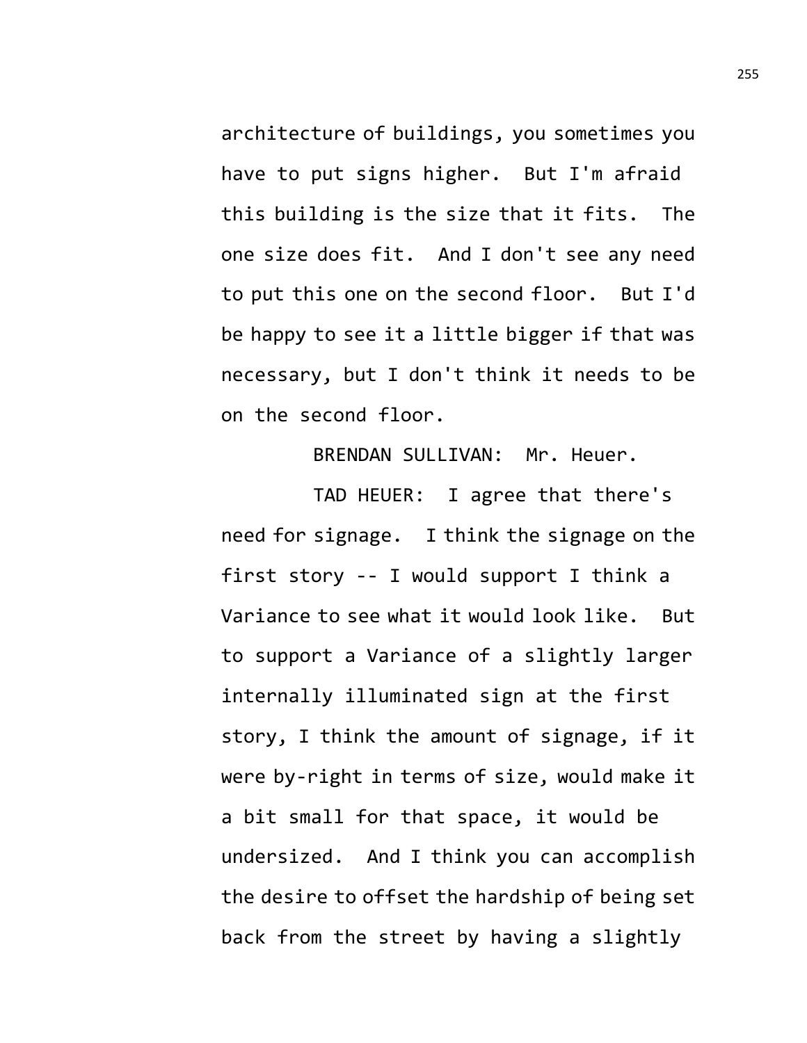architecture of buildings, you sometimes you have to put signs higher. But I'm afraid this building is the size that it fits. The one size does fit. And I don't see any need to put this one on the second floor. But I'd be happy to see it a little bigger if that was necessary, but I don't think it needs to be on the second floor.

BRENDAN SULLIVAN: Mr. Heuer.

TAD HEUER: I agree that there's need for signage. I think the signage on the first story -- I would support I think a Variance to see what it would look like. But to support a Variance of a slightly larger internally illuminated sign at the first story, I think the amount of signage, if it were by-right in terms of size, would make it a bit small for that space, it would be undersized. And I think you can accomplish the desire to offset the hardship of being set back from the street by having a slightly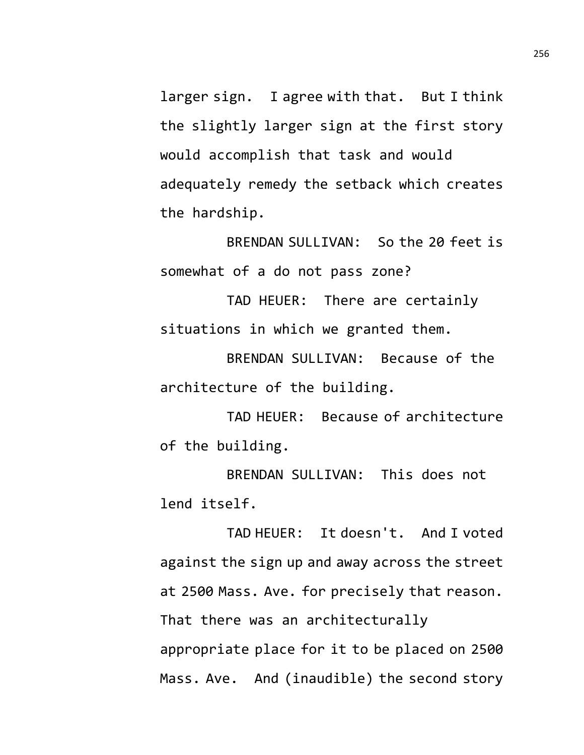larger sign. I agree with that. But I think the slightly larger sign at the first story would accomplish that task and would adequately remedy the setback which creates the hardship.

BRENDAN SULLIVAN: So the 20 feet is somewhat of a do not pass zone?

TAD HEUER: There are certainly situations in which we granted them.

BRENDAN SULLIVAN: Because of the architecture of the building.

TAD HEUER: Because of architecture of the building.

BRENDAN SULLIVAN: This does not lend itself.

TAD HEUER: It doesn't. And I voted against the sign up and away across the street at 2500 Mass. Ave. for precisely that reason. That there was an architecturally appropriate place for it to be placed on 2500 Mass. Ave. And (inaudible) the second story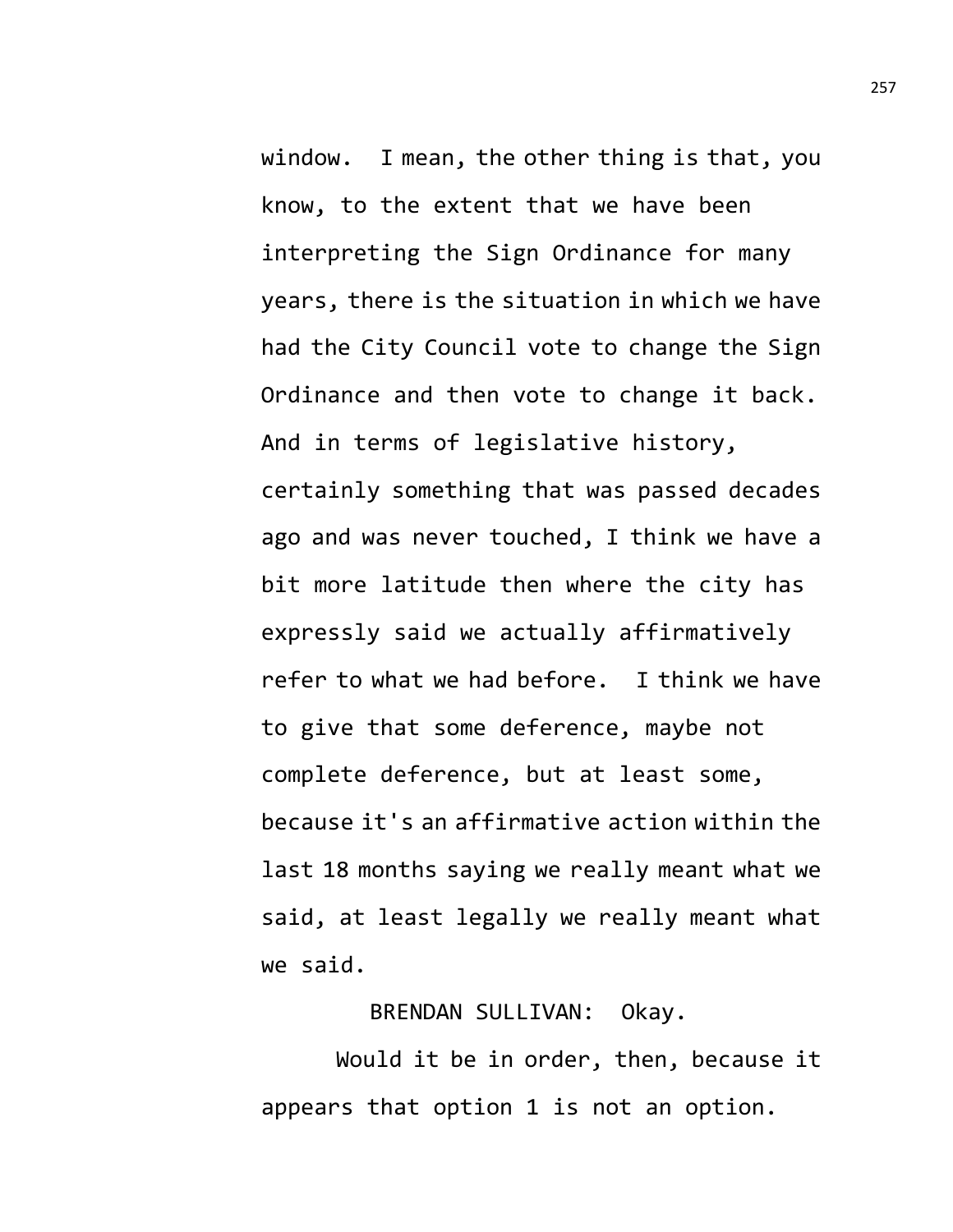window. I mean, the other thing is that, you know, to the extent that we have been interpreting the Sign Ordinance for many years, there is the situation in which we have had the City Council vote to change the Sign Ordinance and then vote to change it back. And in terms of legislative history, certainly something that was passed decades ago and was never touched, I think we have a bit more latitude then where the city has expressly said we actually affirmatively refer to what we had before. I think we have to give that some deference, maybe not complete deference, but at least some, because it's an affirmative action within the last 18 months saying we really meant what we said, at least legally we really meant what we said.

BRENDAN SULLIVAN: Okay.

Would it be in order, then, because it appears that option 1 is not an option.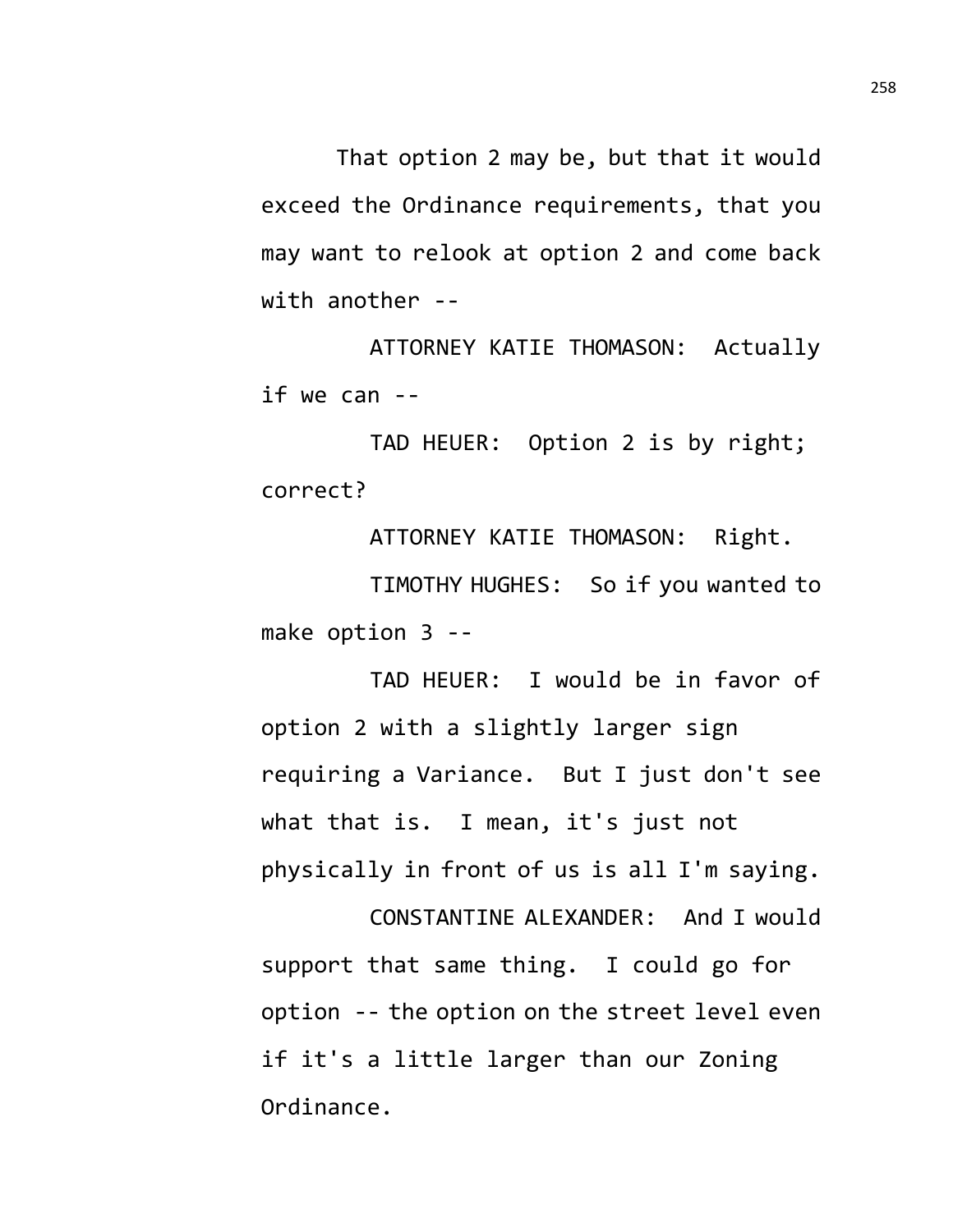That option 2 may be, but that it would exceed the Ordinance requirements, that you may want to relook at option 2 and come back with another --

ATTORNEY KATIE THOMASON: Actually if we can --

TAD HEUER: Option 2 is by right; correct?

ATTORNEY KATIE THOMASON: Right.

TIMOTHY HUGHES: So if you wanted to make option 3 --

TAD HEUER: I would be in favor of option 2 with a slightly larger sign requiring a Variance. But I just don't see what that is. I mean, it's just not physically in front of us is all I'm saying.

CONSTANTINE ALEXANDER: And I would support that same thing. I could go for option -- the option on the street level even if it's a little larger than our Zoning Ordinance.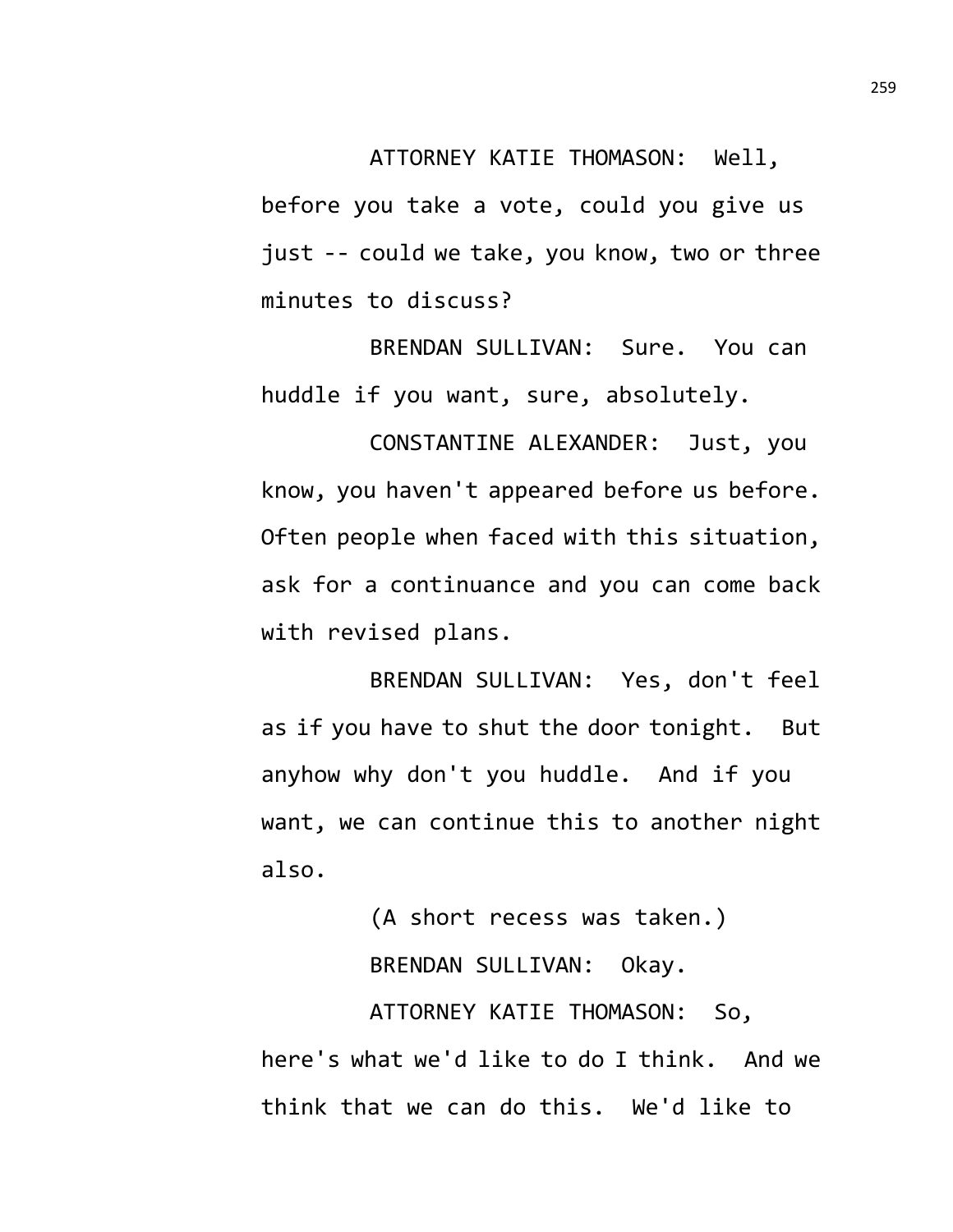ATTORNEY KATIE THOMASON: Well, before you take a vote, could you give us just -- could we take, you know, two or three minutes to discuss?

BRENDAN SULLIVAN: Sure. You can huddle if you want, sure, absolutely.

CONSTANTINE ALEXANDER: Just, you know, you haven't appeared before us before. Often people when faced with this situation, ask for a continuance and you can come back with revised plans.

BRENDAN SULLIVAN: Yes, don't feel as if you have to shut the door tonight. But anyhow why don't you huddle. And if you want, we can continue this to another night also.

(A short recess was taken.)

BRENDAN SULLIVAN: Okay.

ATTORNEY KATIE THOMASON: So, here's what we'd like to do I think. And we think that we can do this. We'd like to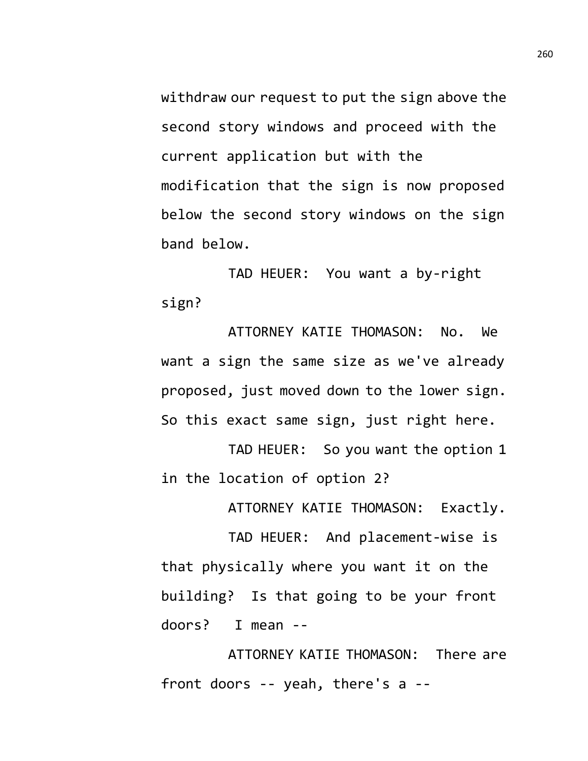withdraw our request to put the sign above the second story windows and proceed with the current application but with the modification that the sign is now proposed below the second story windows on the sign band below.

TAD HEUER: You want a by-right sign?

ATTORNEY KATIE THOMASON: No. We want a sign the same size as we've already proposed, just moved down to the lower sign. So this exact same sign, just right here.

TAD HEUER: So you want the option 1 in the location of option 2?

ATTORNEY KATIE THOMASON: Exactly.

TAD HEUER: And placement-wise is that physically where you want it on the building? Is that going to be your front doors? I mean --

ATTORNEY KATIE THOMASON: There are front doors -- yeah, there's a --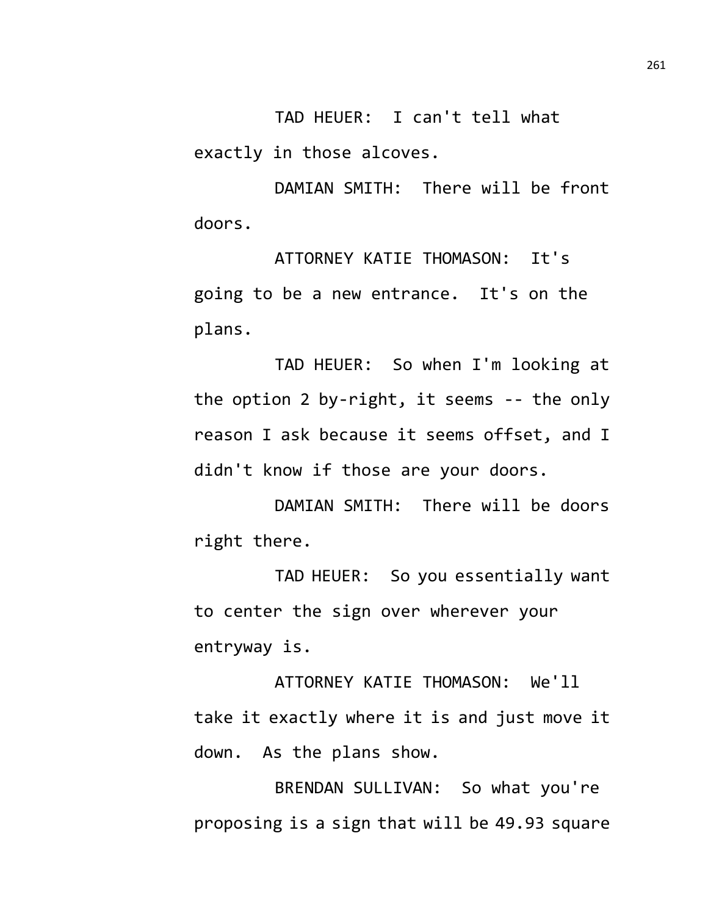TAD HEUER: I can't tell what exactly in those alcoves.

DAMIAN SMITH: There will be front doors.

ATTORNEY KATIE THOMASON: It's going to be a new entrance. It's on the plans.

TAD HEUER: So when I'm looking at the option 2 by-right, it seems -- the only reason I ask because it seems offset, and I didn't know if those are your doors.

DAMIAN SMITH: There will be doors right there.

TAD HEUER: So you essentially want to center the sign over wherever your entryway is.

ATTORNEY KATIE THOMASON: We'll take it exactly where it is and just move it down. As the plans show.

BRENDAN SULLIVAN: So what you're proposing is a sign that will be 49.93 square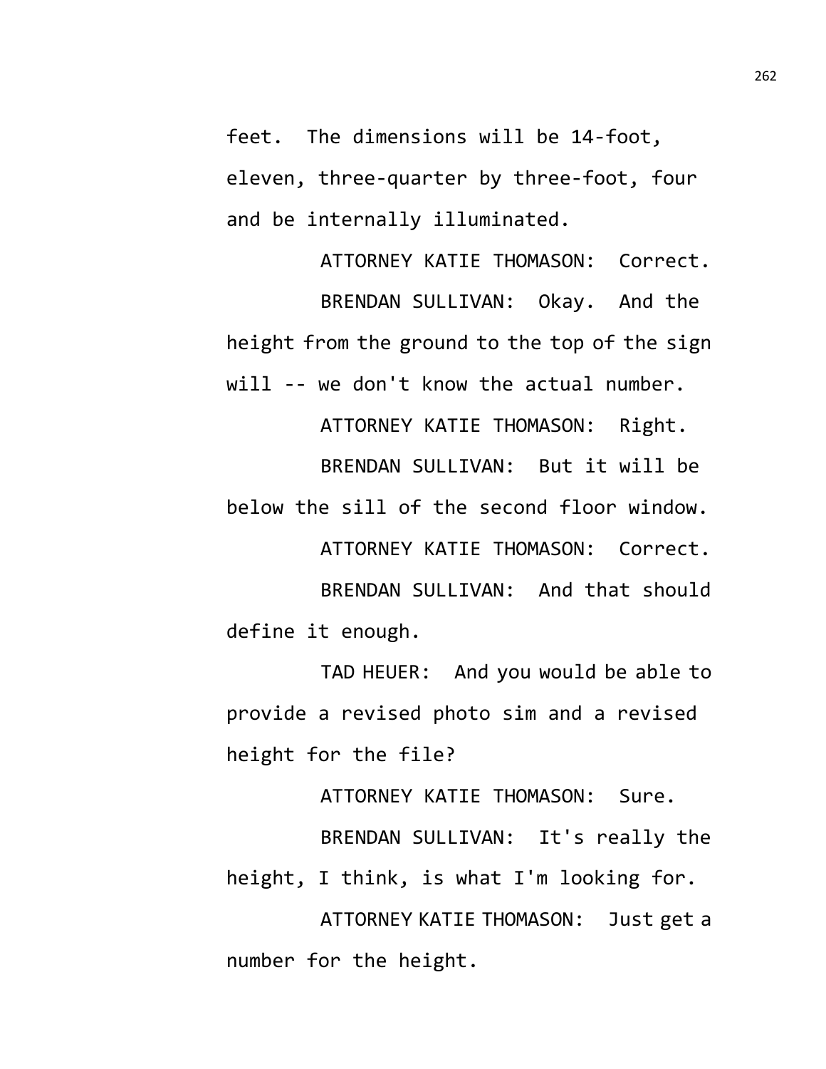feet. The dimensions will be 14-foot, eleven, three-quarter by three-foot, four and be internally illuminated.

ATTORNEY KATIE THOMASON: Correct.

BRENDAN SULLIVAN: Okay. And the height from the ground to the top of the sign will -- we don't know the actual number.

ATTORNEY KATIE THOMASON: Right.

BRENDAN SULLIVAN: But it will be below the sill of the second floor window.

ATTORNEY KATIE THOMASON: Correct.

BRENDAN SULLIVAN: And that should define it enough.

TAD HEUER: And you would be able to provide a revised photo sim and a revised height for the file?

ATTORNEY KATIE THOMASON: Sure.

BRENDAN SULLIVAN: It's really the height, I think, is what I'm looking for.

ATTORNEY KATIE THOMASON: Just get a number for the height.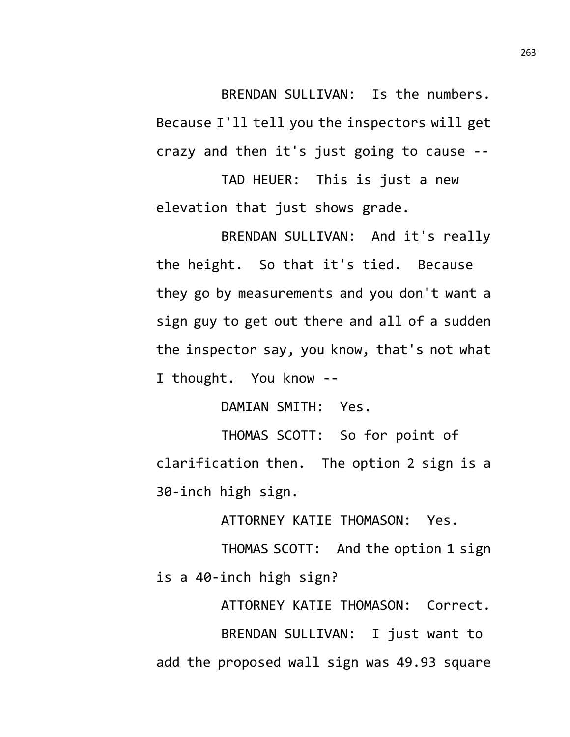BRENDAN SULLIVAN: Is the numbers. Because I'll tell you the inspectors will get crazy and then it's just going to cause --

TAD HEUER: This is just a new elevation that just shows grade.

BRENDAN SULLIVAN: And it's really the height. So that it's tied. Because they go by measurements and you don't want a sign guy to get out there and all of a sudden the inspector say, you know, that's not what I thought. You know --

DAMIAN SMITH: Yes.

THOMAS SCOTT: So for point of clarification then. The option 2 sign is a 30-inch high sign.

ATTORNEY KATIE THOMASON: Yes.

THOMAS SCOTT: And the option 1 sign is a 40-inch high sign?

ATTORNEY KATIE THOMASON: Correct.

BRENDAN SULLIVAN: I just want to add the proposed wall sign was 49.93 square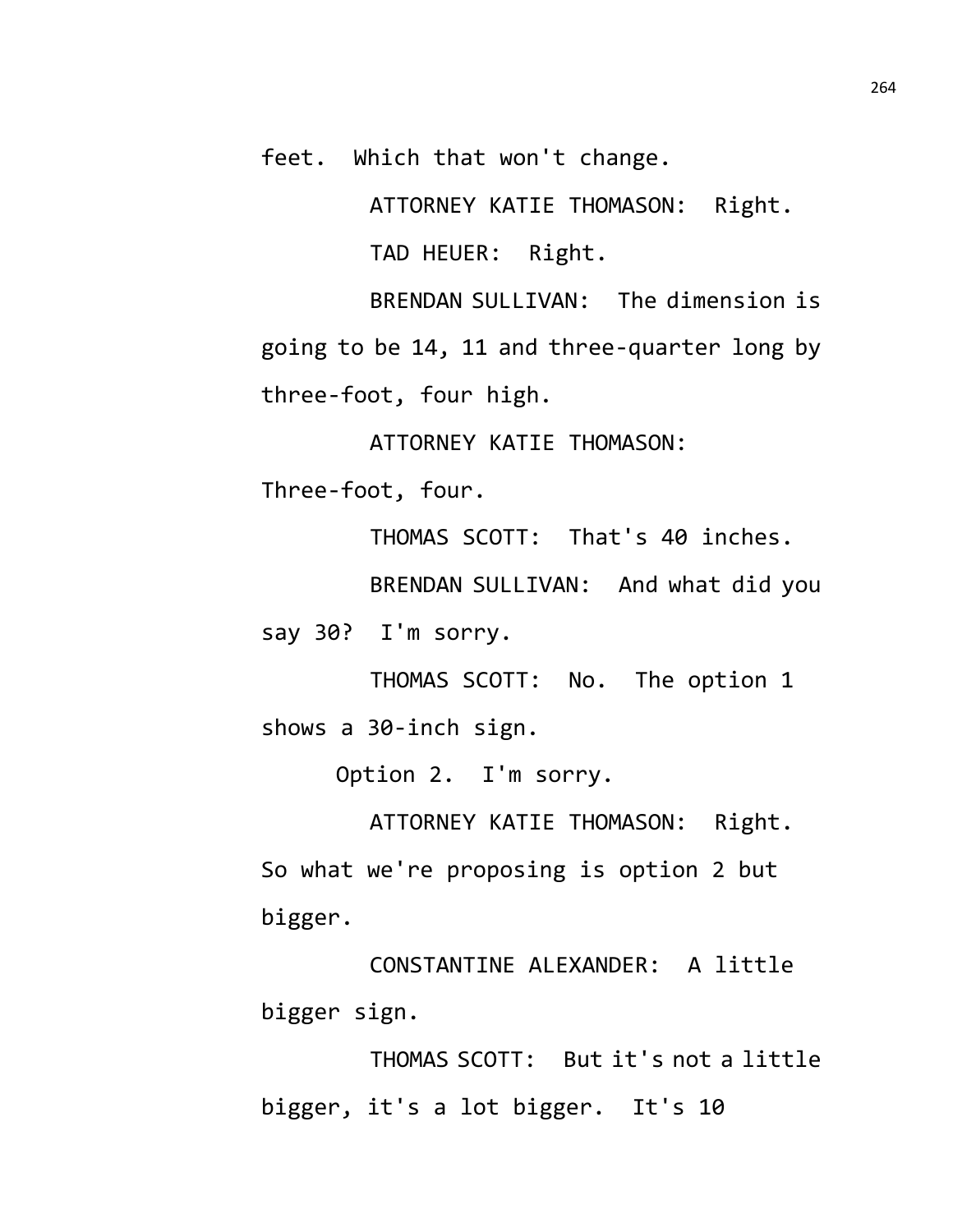feet. Which that won't change.

ATTORNEY KATIE THOMASON: Right.

TAD HEUER: Right.

BRENDAN SULLIVAN: The dimension is going to be 14, 11 and three-quarter long by three-foot, four high.

ATTORNEY KATIE THOMASON: Three-foot, four.

THOMAS SCOTT: That's 40 inches.

BRENDAN SULLIVAN: And what did you say 30? I'm sorry.

THOMAS SCOTT: No. The option 1 shows a 30-inch sign.

Option 2. I'm sorry.

ATTORNEY KATIE THOMASON: Right. So what we're proposing is option 2 but bigger.

CONSTANTINE ALEXANDER: A little bigger sign.

THOMAS SCOTT: But it's not a little bigger, it's a lot bigger. It's 10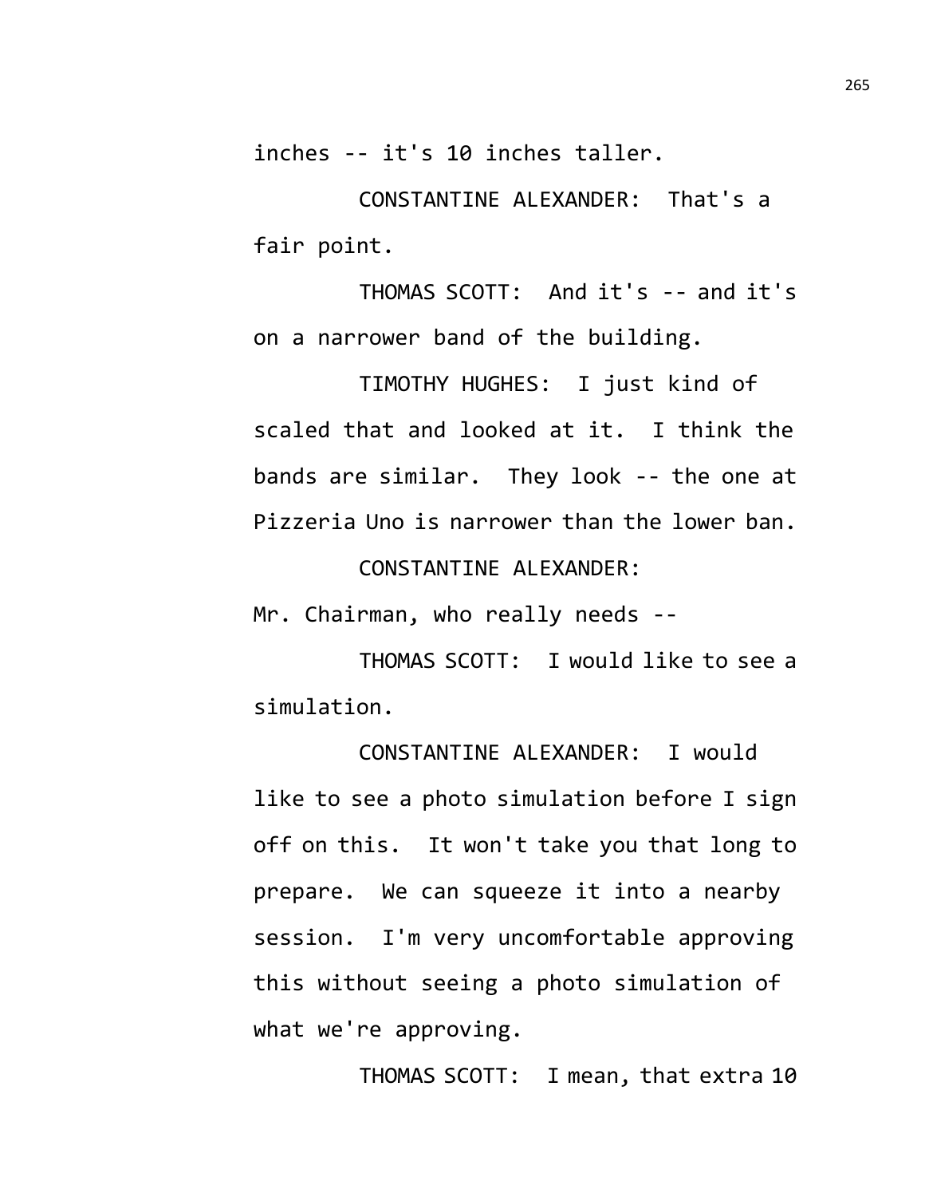inches -- it's 10 inches taller.

CONSTANTINE ALEXANDER: That's a fair point.

THOMAS SCOTT: And it's -- and it's on a narrower band of the building.

TIMOTHY HUGHES: I just kind of scaled that and looked at it. I think the bands are similar. They look -- the one at Pizzeria Uno is narrower than the lower ban.

CONSTANTINE ALEXANDER: Mr. Chairman, who really needs --

THOMAS SCOTT: I would like to see a simulation.

CONSTANTINE ALEXANDER: I would like to see a photo simulation before I sign off on this. It won't take you that long to prepare. We can squeeze it into a nearby session. I'm very uncomfortable approving this without seeing a photo simulation of what we're approving.

THOMAS SCOTT: I mean, that extra 10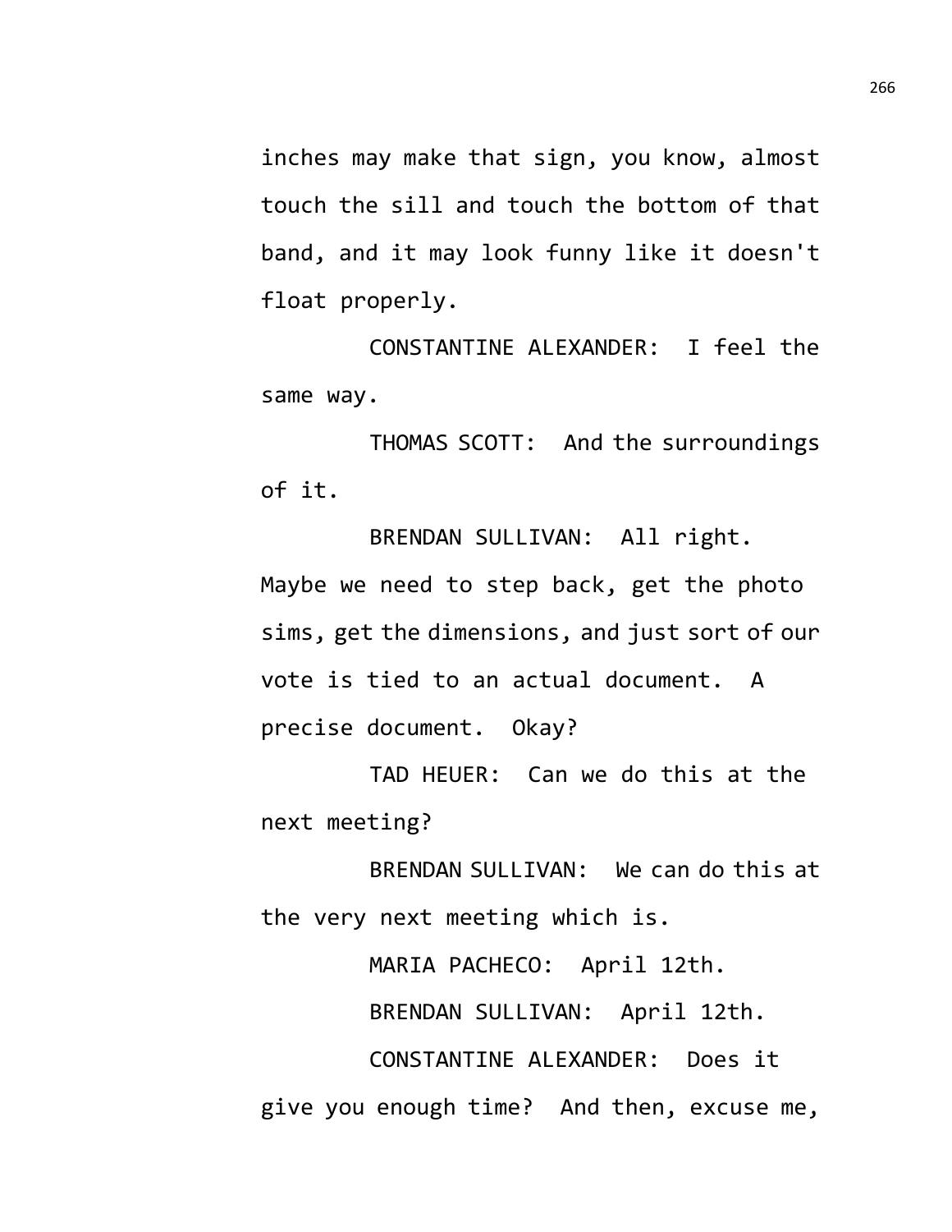inches may make that sign, you know, almost touch the sill and touch the bottom of that band, and it may look funny like it doesn't float properly.

CONSTANTINE ALEXANDER: I feel the same way.

THOMAS SCOTT: And the surroundings of it.

BRENDAN SULLIVAN: All right. Maybe we need to step back, get the photo sims, get the dimensions, and just sort of our vote is tied to an actual document. A precise document. Okay?

TAD HEUER: Can we do this at the next meeting?

BRENDAN SULLIVAN: We can do this at the very next meeting which is.

MARIA PACHECO: April 12th.

BRENDAN SULLIVAN: April 12th.

CONSTANTINE ALEXANDER: Does it give you enough time? And then, excuse me,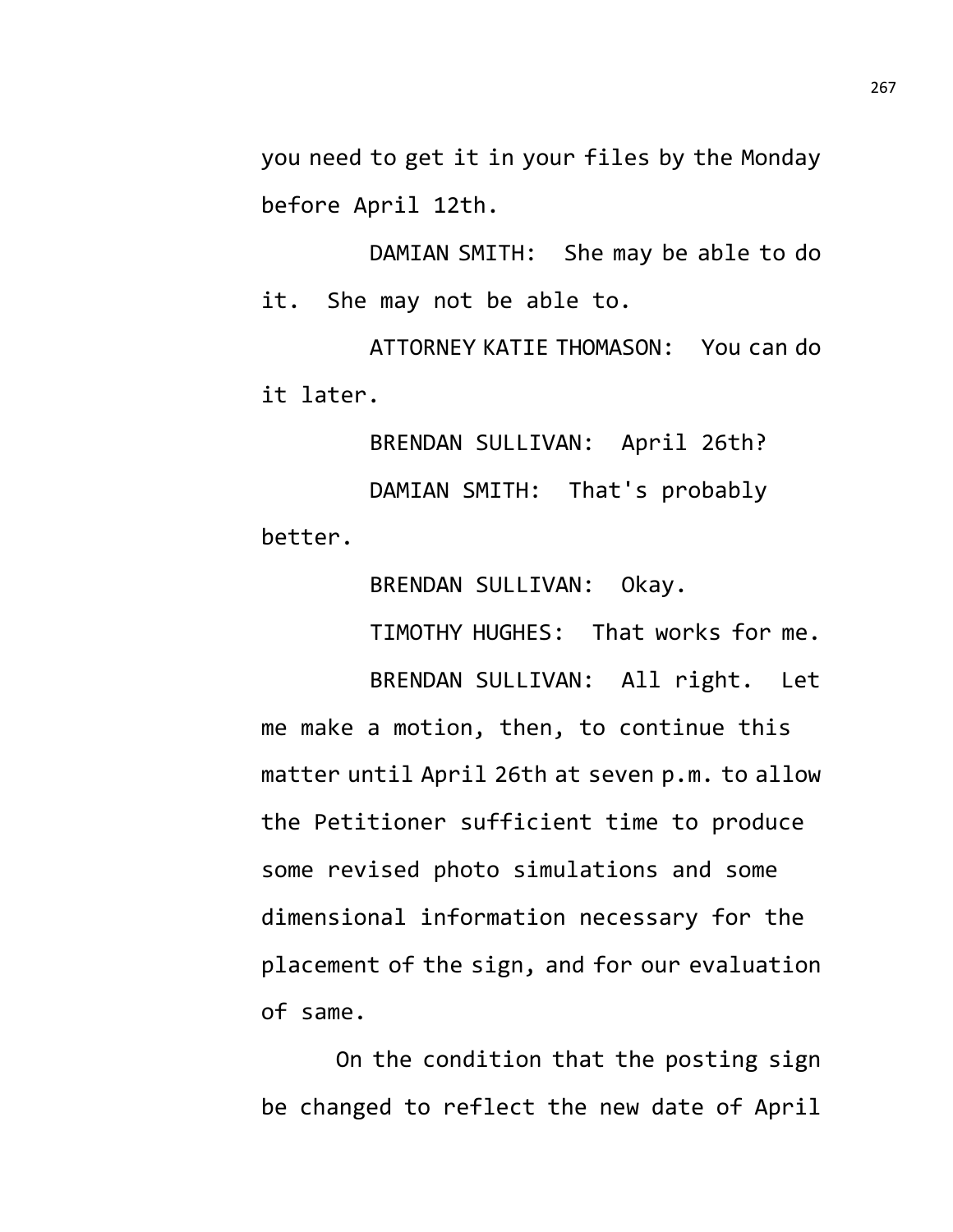you need to get it in your files by the Monday before April 12th.

DAMIAN SMITH: She may be able to do it. She may not be able to.

ATTORNEY KATIE THOMASON: You can do it later.

BRENDAN SULLIVAN: April 26th?

DAMIAN SMITH: That's probably better.

BRENDAN SULLIVAN: Okay.

TIMOTHY HUGHES: That works for me.

BRENDAN SULLIVAN: All right. Let me make a motion, then, to continue this matter until April 26th at seven p.m. to allow the Petitioner sufficient time to produce some revised photo simulations and some dimensional information necessary for the placement of the sign, and for our evaluation of same.

On the condition that the posting sign be changed to reflect the new date of April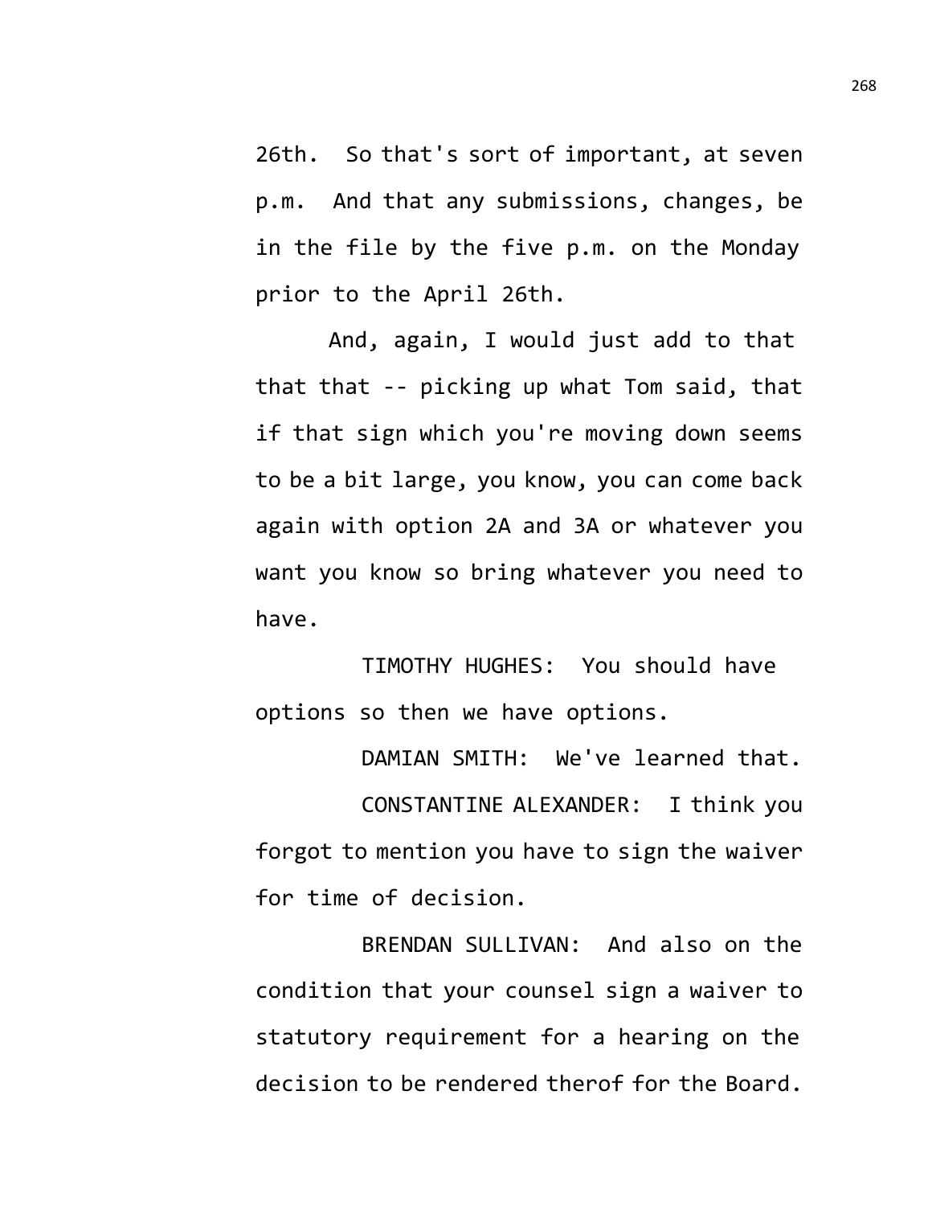26th. So that's sort of important, at seven p.m. And that any submissions, changes, be in the file by the five p.m. on the Monday prior to the April 26th.

And, again, I would just add to that that that -- picking up what Tom said, that if that sign which you're moving down seems to be a bit large, you know, you can come back again with option 2A and 3A or whatever you want you know so bring whatever you need to have.

TIMOTHY HUGHES: You should have options so then we have options.

DAMIAN SMITH: We've learned that.

CONSTANTINE ALEXANDER: I think you forgot to mention you have to sign the waiver for time of decision.

BRENDAN SULLIVAN: And also on the condition that your counsel sign a waiver to statutory requirement for a hearing on the decision to be rendered therof for the Board.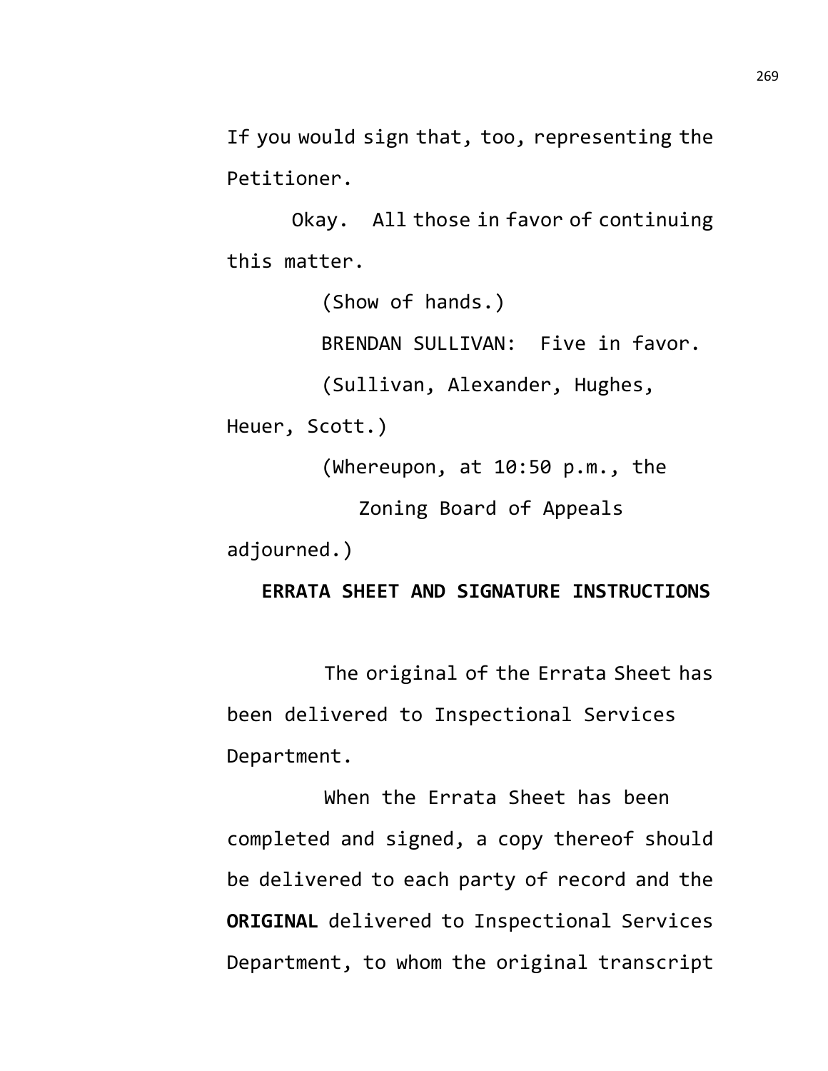If you would sign that, too, representing the Petitioner.

Okay. All those in favor of continuing this matter.

(Show of hands.)

BRENDAN SULLIVAN: Five in favor.

(Sullivan, Alexander, Hughes, Heuer, Scott.)

(Whereupon, at 10:50 p.m., the Zoning Board of Appeals adjourned.)

**ERRATA SHEET AND SIGNATURE INSTRUCTIONS**

The original of the Errata Sheet has been delivered to Inspectional Services Department.

When the Errata Sheet has been completed and signed, a copy thereof should be delivered to each party of record and the **ORIGINAL** delivered to Inspectional Services Department, to whom the original transcript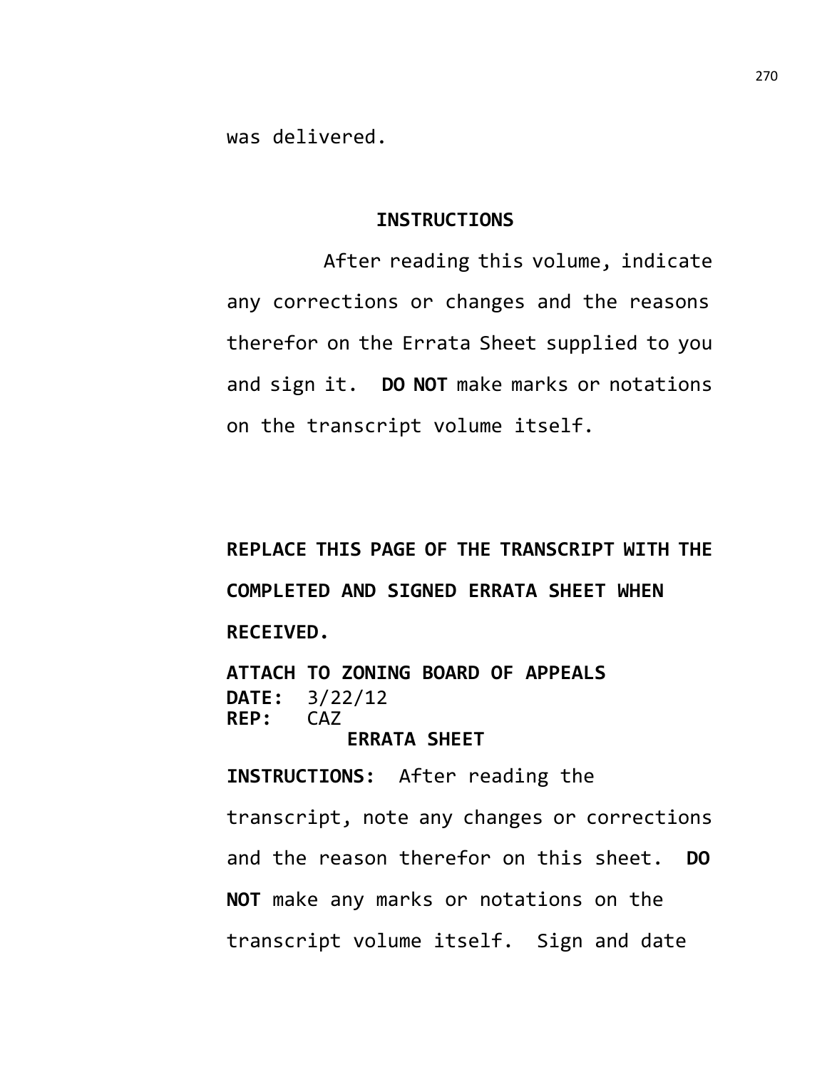was delivered.

## INSTRUCTIONS

After reading this volume, indicate any corrections or changes and the reasons therefor on the Errata Sheet supplied to you and sign it. **DO NOT** make marks or notations on the transcript volume itself.

**REPLACE THIS PAGE OF THE TRANSCRIPT WITH THE COMPLETED AND SIGNED ERRATA SHEET WHEN RECEIVED.**

**ATTACH TO ZONING BOARD OF APPEALS**
**DATE:** 3/22/12
**REP:** CAZ

## ERRATA SHEET

**INSTRUCTIONS:** After reading the transcript, note any changes or corrections and the reason therefor on this sheet. **DO NOT** make any marks or notations on the transcript volume itself. Sign and date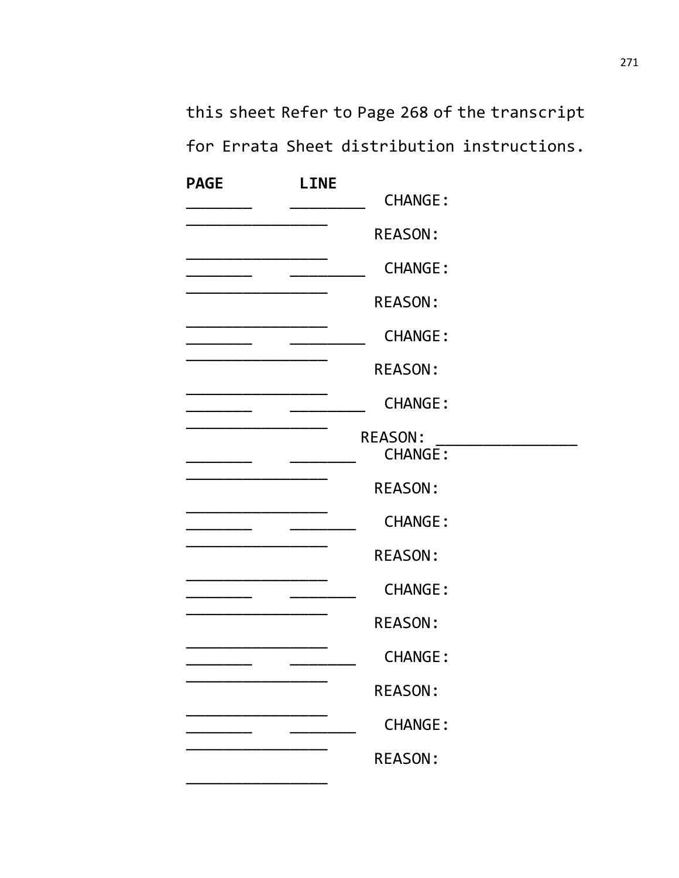this sheet Refer to Page 268 of the transcript

for Errata Sheet distribution instructions.

**PAGE** **LINE**

_______ ________ CHANGE:

_______________

REASON:

_______________

_______ ________ CHANGE:

_______________

REASON:

_______________

_______ ________ CHANGE:

_______________

REASON:

_______________

_______ ________ CHANGE:

_______________

REASON: _______________

_______ _______ CHANGE:

_______________

REASON:

_______________

_______ _______ CHANGE:

_______________

REASON:

_______________

_______ _______ CHANGE:

_______________

REASON:

_______________

_______ _______ CHANGE:

_______________

REASON:

_______________

_______ _______ CHANGE:

_______________

REASON:

_______________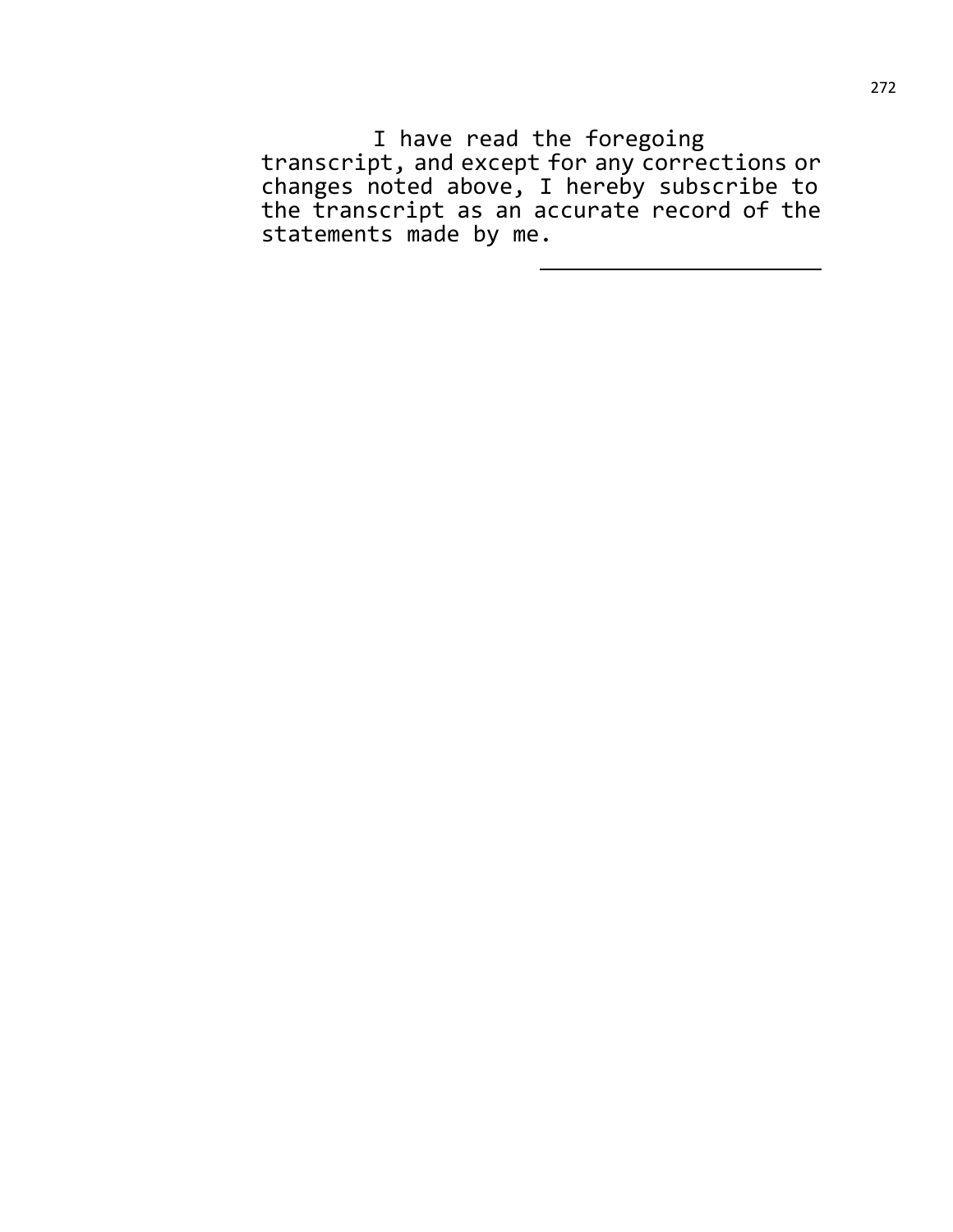I have read the foregoing transcript, and except for any corrections or changes noted above, I hereby subscribe to the transcript as an accurate record of the statements made by me.

\_\_\_\_\_\_\_\_\_\_\_\_\_\_\_\_\_\_\_\_\_\_\_\_\_\_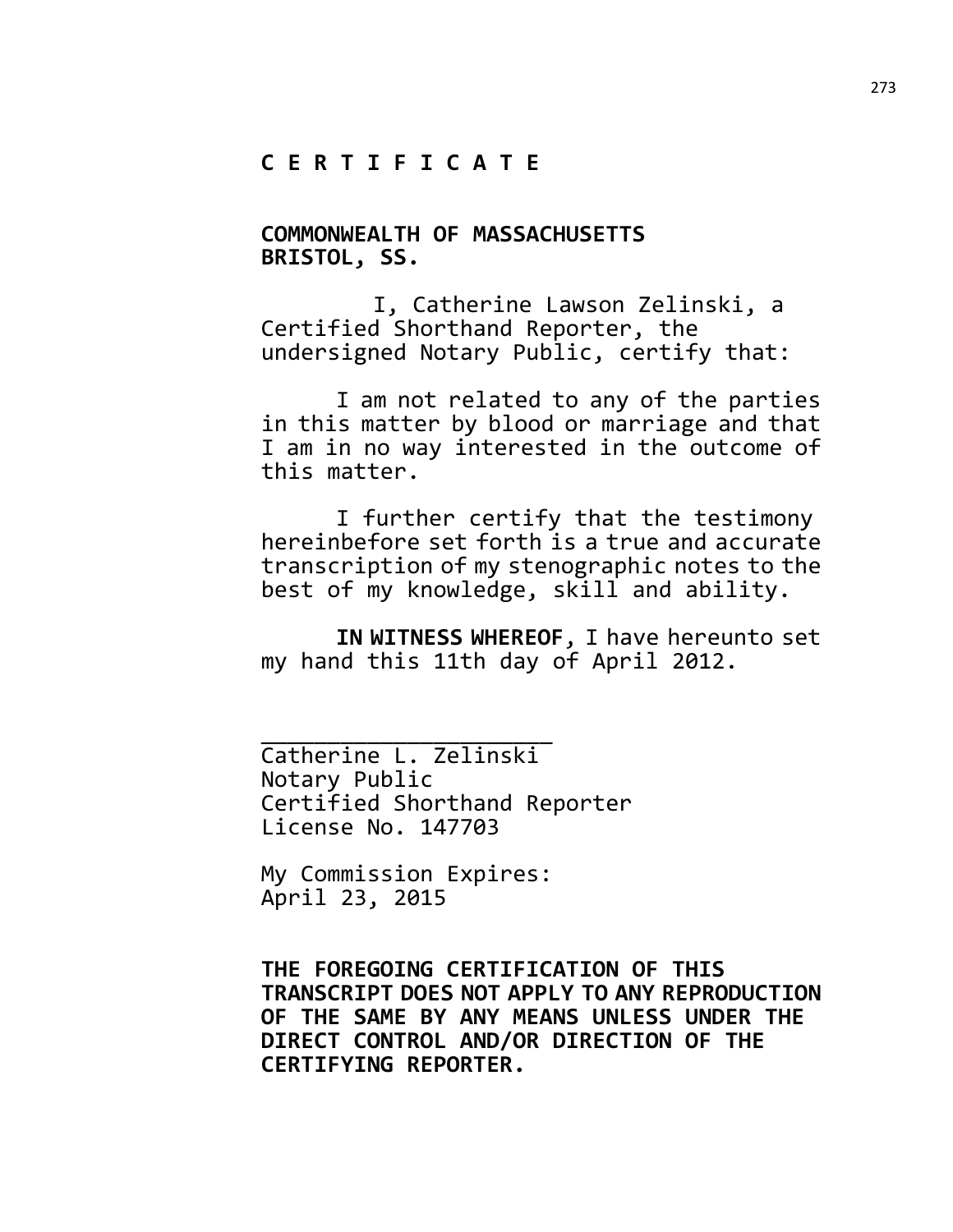**C E R T I F I C A T E**

**COMMONWEALTH OF MASSACHUSETTS**
**BRISTOL, SS.**

I, Catherine Lawson Zelinski, a Certified Shorthand Reporter, the undersigned Notary Public, certify that:

I am not related to any of the parties in this matter by blood or marriage and that I am in no way interested in the outcome of this matter.

I further certify that the testimony hereinbefore set forth is a true and accurate transcription of my stenographic notes to the best of my knowledge, skill and ability.

**IN WITNESS WHEREOF**, I have hereunto set my hand this 11th day of April 2012.

______________________
Catherine L. Zelinski
Notary Public
Certified Shorthand Reporter
License No. 147703

My Commission Expires:
April 23, 2015

**THE FOREGOING CERTIFICATION OF THIS TRANSCRIPT DOES NOT APPLY TO ANY REPRODUCTION OF THE SAME BY ANY MEANS UNLESS UNDER THE DIRECT CONTROL AND/OR DIRECTION OF THE CERTIFYING REPORTER.**